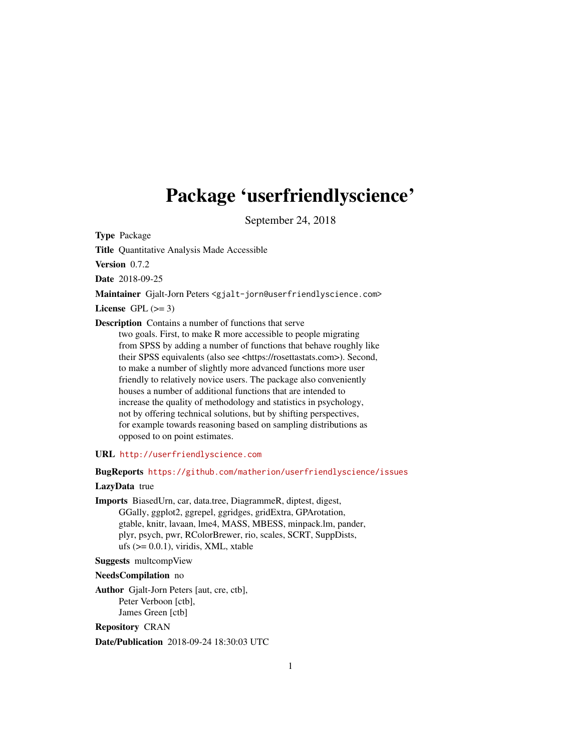# Package 'userfriendlyscience'

September 24, 2018

**Type** Package

**Title** Quantitative Analysis Made Accessible

**Version** 0.7.2

**Date** 2018-09-25

**Maintainer** Gjalt-Jorn Peters <gjalt-jorn@userfriendlyscience.com>

**License** GPL (>= 3)

**Description** Contains a number of functions that serve two goals. First, to make R more accessible to people migrating from SPSS by adding a number of functions that behave roughly like their SPSS equivalents (also see <https://rosettastats.com>). Second, to make a number of slightly more advanced functions more user friendly to relatively novice users. The package also conveniently houses a number of additional functions that are intended to increase the quality of methodology and statistics in psychology, not by offering technical solutions, but by shifting perspectives, for example towards reasoning based on sampling distributions as opposed to on point estimates.

**URL** http://userfriendlyscience.com

**BugReports** https://github.com/matherion/userfriendlyscience/issues

**LazyData** true

**Imports** BiasedUrn, car, data.tree, DiagrammeR, diptest, digest, GGally, ggplot2, ggrepel, ggridges, gridExtra, GPArotation, gtable, knitr, lavaan, lme4, MASS, MBESS, minpack.lm, pander, plyr, psych, pwr, RColorBrewer, rio, scales, SCRT, SuppDists, ufs (>= 0.0.1), viridis, XML, xtable

**Suggests** multcompView

**NeedsCompilation** no

**Author** Gjalt-Jorn Peters [aut, cre, ctb], Peter Verboon [ctb], James Green [ctb]

**Repository** CRAN

**Date/Publication** 2018-09-24 18:30:03 UTC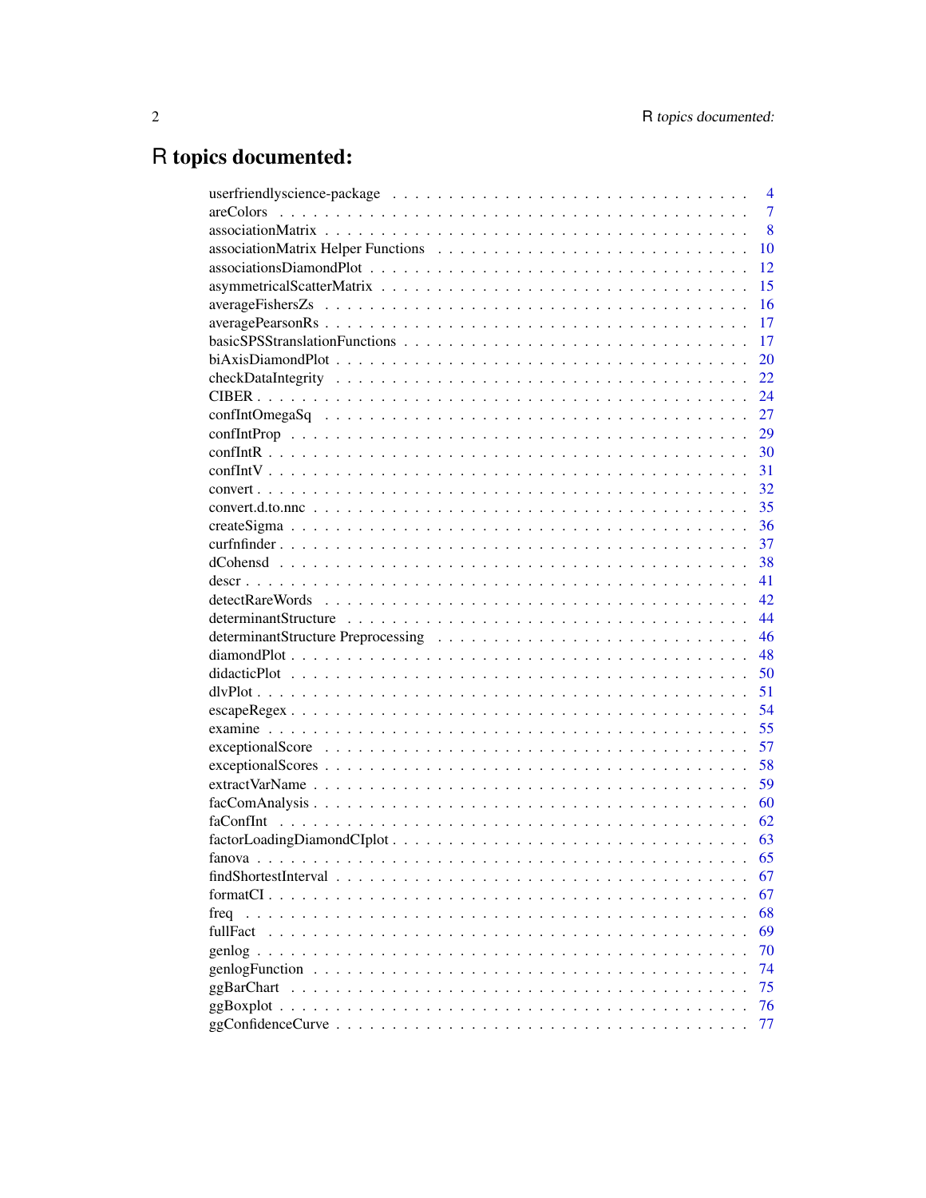# R topics documented:

userfriendlyscience-package . . . . . . . . . . . . . . . . . . . . . . . . . . . . . . . 4
areColors . . . . . . . . . . . . . . . . . . . . . . . . . . . . . . . . . . . . . . . . 7
associationMatrix . . . . . . . . . . . . . . . . . . . . . . . . . . . . . . . . . . . . 8
associationMatrix Helper Functions . . . . . . . . . . . . . . . . . . . . . . . . . . . 10
associationsDiamondPlot . . . . . . . . . . . . . . . . . . . . . . . . . . . . . . . . 12
asymmetricalScatterMatrix . . . . . . . . . . . . . . . . . . . . . . . . . . . . . . . 15
averageFishersZs . . . . . . . . . . . . . . . . . . . . . . . . . . . . . . . . . . . . 16
averagePearsonRs . . . . . . . . . . . . . . . . . . . . . . . . . . . . . . . . . . . . 17
basicSPSStranslationFunctions . . . . . . . . . . . . . . . . . . . . . . . . . . . . . 17
biAxisDiamondPlot . . . . . . . . . . . . . . . . . . . . . . . . . . . . . . . . . . . 20
checkDataIntegrity . . . . . . . . . . . . . . . . . . . . . . . . . . . . . . . . . . . 22
CIBER . . . . . . . . . . . . . . . . . . . . . . . . . . . . . . . . . . . . . . . . . . 24
confIntOmegaSq . . . . . . . . . . . . . . . . . . . . . . . . . . . . . . . . . . . . . 27
confIntProp . . . . . . . . . . . . . . . . . . . . . . . . . . . . . . . . . . . . . . . 29
confIntR . . . . . . . . . . . . . . . . . . . . . . . . . . . . . . . . . . . . . . . . . 30
confIntV . . . . . . . . . . . . . . . . . . . . . . . . . . . . . . . . . . . . . . . . . 31
convert . . . . . . . . . . . . . . . . . . . . . . . . . . . . . . . . . . . . . . . . . . 32
convert.d.to.nnc . . . . . . . . . . . . . . . . . . . . . . . . . . . . . . . . . . . . . 35
createSigma . . . . . . . . . . . . . . . . . . . . . . . . . . . . . . . . . . . . . . . 36
curfnfinder . . . . . . . . . . . . . . . . . . . . . . . . . . . . . . . . . . . . . . . 37
dCohensd . . . . . . . . . . . . . . . . . . . . . . . . . . . . . . . . . . . . . . . . . 38
descr . . . . . . . . . . . . . . . . . . . . . . . . . . . . . . . . . . . . . . . . . . . 41
detectRareWords . . . . . . . . . . . . . . . . . . . . . . . . . . . . . . . . . . . . . 42
determinantStructure . . . . . . . . . . . . . . . . . . . . . . . . . . . . . . . . . . 44
determinantStructure Preprocessing . . . . . . . . . . . . . . . . . . . . . . . . . . . 46
diamondPlot . . . . . . . . . . . . . . . . . . . . . . . . . . . . . . . . . . . . . . . 48
didacticPlot . . . . . . . . . . . . . . . . . . . . . . . . . . . . . . . . . . . . . . . 50
dlvPlot . . . . . . . . . . . . . . . . . . . . . . . . . . . . . . . . . . . . . . . . . . 51
escapeRegex . . . . . . . . . . . . . . . . . . . . . . . . . . . . . . . . . . . . . . . 54
examine . . . . . . . . . . . . . . . . . . . . . . . . . . . . . . . . . . . . . . . . . . 55
exceptionalScore . . . . . . . . . . . . . . . . . . . . . . . . . . . . . . . . . . . . . 57
exceptionalScores . . . . . . . . . . . . . . . . . . . . . . . . . . . . . . . . . . . . 58
extractVarName . . . . . . . . . . . . . . . . . . . . . . . . . . . . . . . . . . . . . . 59
facComAnalysis . . . . . . . . . . . . . . . . . . . . . . . . . . . . . . . . . . . . . . 60
faConfInt . . . . . . . . . . . . . . . . . . . . . . . . . . . . . . . . . . . . . . . . . 62
factorLoadingDiamondCIplot . . . . . . . . . . . . . . . . . . . . . . . . . . . . . . . 63
fanova . . . . . . . . . . . . . . . . . . . . . . . . . . . . . . . . . . . . . . . . . . . 65
findShortestInterval . . . . . . . . . . . . . . . . . . . . . . . . . . . . . . . . . . . 67
formatCI . . . . . . . . . . . . . . . . . . . . . . . . . . . . . . . . . . . . . . . . . . 67
freq . . . . . . . . . . . . . . . . . . . . . . . . . . . . . . . . . . . . . . . . . . . . 68
fullFact . . . . . . . . . . . . . . . . . . . . . . . . . . . . . . . . . . . . . . . . . . 69
genlog . . . . . . . . . . . . . . . . . . . . . . . . . . . . . . . . . . . . . . . . . . . 70
genlogFunction . . . . . . . . . . . . . . . . . . . . . . . . . . . . . . . . . . . . . . 74
ggBarChart . . . . . . . . . . . . . . . . . . . . . . . . . . . . . . . . . . . . . . . . 75
ggBoxplot . . . . . . . . . . . . . . . . . . . . . . . . . . . . . . . . . . . . . . . . . 76
ggConfidenceCurve . . . . . . . . . . . . . . . . . . . . . . . . . . . . . . . . . . . . 77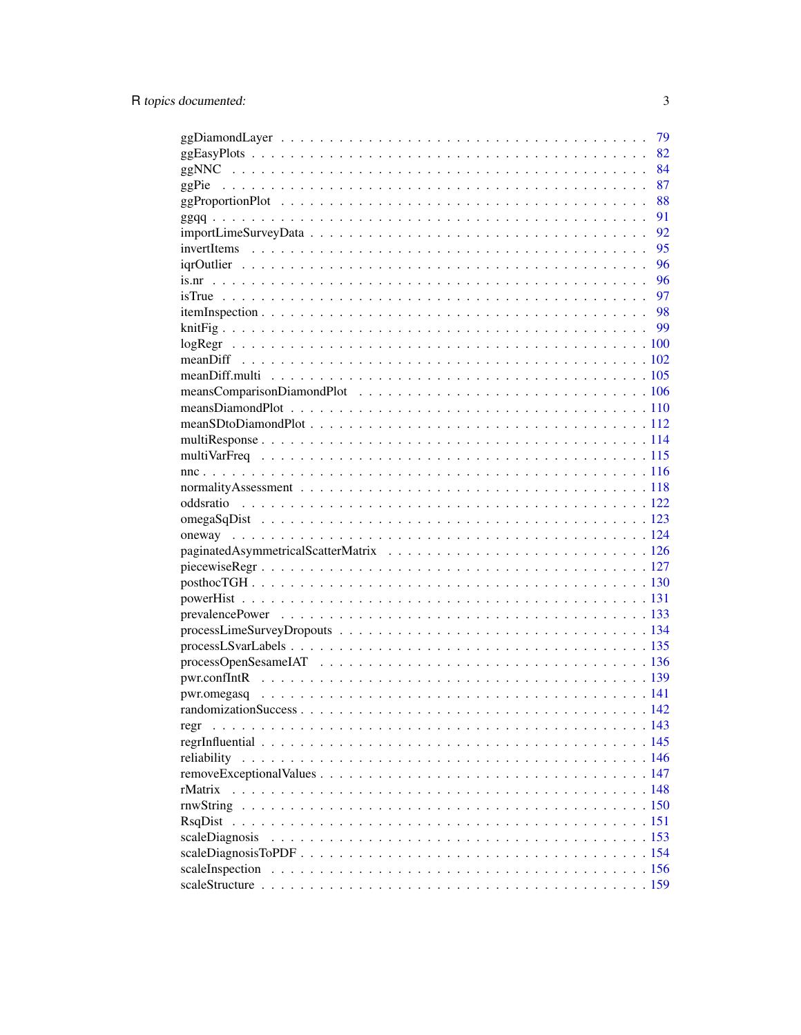| | |
|---|---|
| ggDiamondLayer | 79 |
| ggEasyPlots | 82 |
| ggNNC | 84 |
| ggPie | 87 |
| ggProportionPlot | 88 |
| ggqq | 91 |
| importLimeSurveyData | 92 |
| invertItems | 95 |
| iqrOutlier | 96 |
| is.nr | 96 |
| isTrue | 97 |
| itemInspection | 98 |
| knitFig | 99 |
| logRegr | 100 |
| meanDiff | 102 |
| meanDiff.multi | 105 |
| meansComparisonDiamondPlot | 106 |
| meansDiamondPlot | 110 |
| meanSDtoDiamondPlot | 112 |
| multiResponse | 114 |
| multiVarFreq | 115 |
| nnc | 116 |
| normalityAssessment | 118 |
| oddsratio | 122 |
| omegaSqDist | 123 |
| oneway | 124 |
| paginatedAsymmetricalScatterMatrix | 126 |
| piecewiseRegr | 127 |
| posthocTGH | 130 |
| powerHist | 131 |
| prevalencePower | 133 |
| processLimeSurveyDropouts | 134 |
| processLSvarLabels | 135 |
| processOpenSesameIAT | 136 |
| pwr.confIntR | 139 |
| pwr.omegasq | 141 |
| randomizationSuccess | 142 |
| regr | 143 |
| regrInfluential | 145 |
| reliability | 146 |
| removeExceptionalValues | 147 |
| rMatrix | 148 |
| rnwString | 150 |
| RsqDist | 151 |
| scaleDiagnosis | 153 |
| scaleDiagnosisToPDF | 154 |
| scaleInspection | 156 |
| scaleStructure | 159 |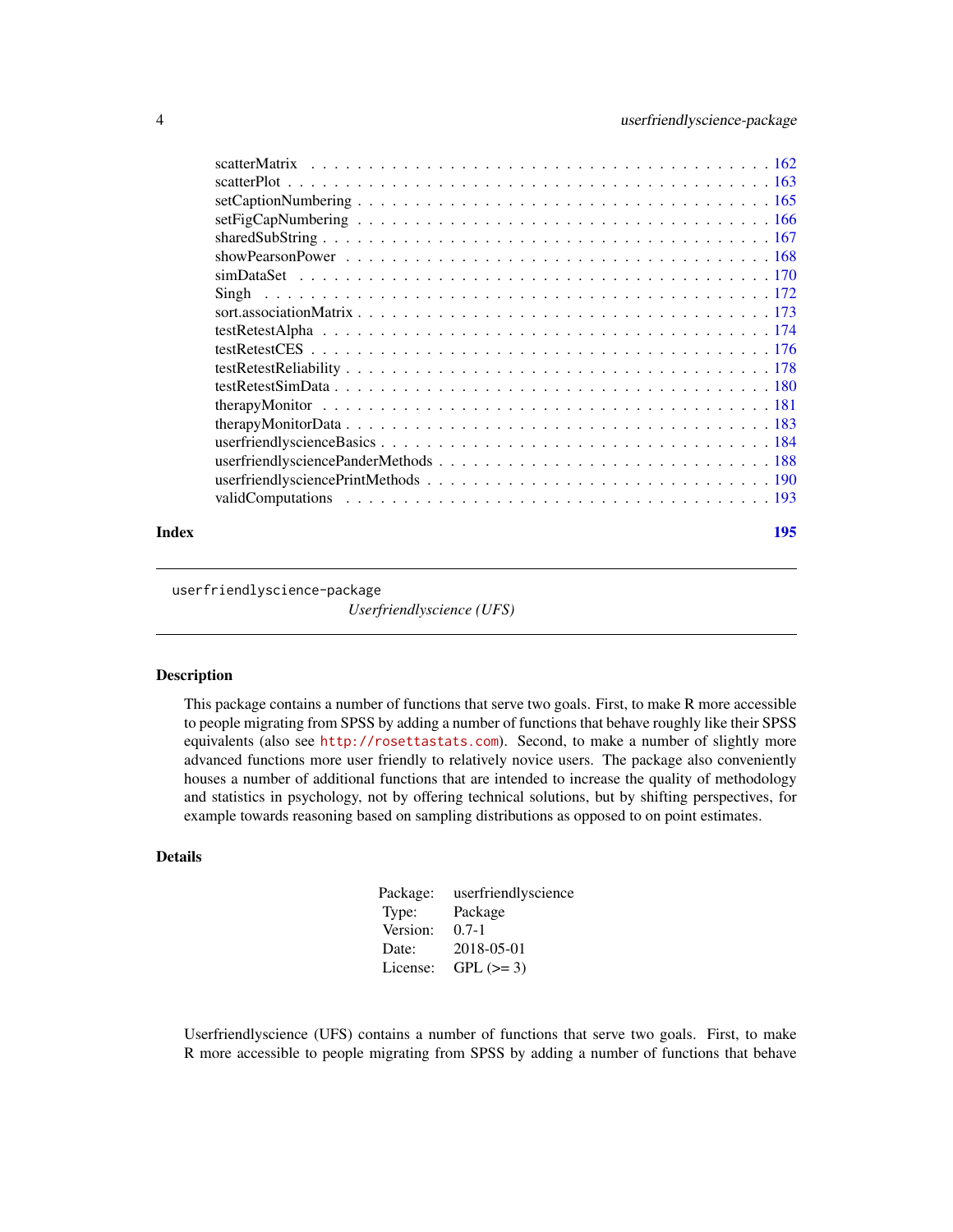scatterMatrix . . . . . . . . . . . . . . . . . . . . . . . . . . . . . . . . . . . . . . 162
scatterPlot . . . . . . . . . . . . . . . . . . . . . . . . . . . . . . . . . . . . . . . 163
setCaptionNumbering . . . . . . . . . . . . . . . . . . . . . . . . . . . . . . . . . . 165
setFigCapNumbering . . . . . . . . . . . . . . . . . . . . . . . . . . . . . . . . . . 166
sharedSubString . . . . . . . . . . . . . . . . . . . . . . . . . . . . . . . . . . . . 167
showPearsonPower . . . . . . . . . . . . . . . . . . . . . . . . . . . . . . . . . . . 168
simDataSet . . . . . . . . . . . . . . . . . . . . . . . . . . . . . . . . . . . . . . . 170
Singh . . . . . . . . . . . . . . . . . . . . . . . . . . . . . . . . . . . . . . . . . . 172
sort.associationMatrix . . . . . . . . . . . . . . . . . . . . . . . . . . . . . . . . . 173
testRetestAlpha . . . . . . . . . . . . . . . . . . . . . . . . . . . . . . . . . . . . 174
testRetestCES . . . . . . . . . . . . . . . . . . . . . . . . . . . . . . . . . . . . . 176
testRetestReliability . . . . . . . . . . . . . . . . . . . . . . . . . . . . . . . . . . 178
testRetestSimData . . . . . . . . . . . . . . . . . . . . . . . . . . . . . . . . . . . 180
therapyMonitor . . . . . . . . . . . . . . . . . . . . . . . . . . . . . . . . . . . . . 181
therapyMonitorData . . . . . . . . . . . . . . . . . . . . . . . . . . . . . . . . . . . 183
userfriendlyscienceBasics . . . . . . . . . . . . . . . . . . . . . . . . . . . . . . . . 184
userfriendlysciencePanderMethods . . . . . . . . . . . . . . . . . . . . . . . . . . . . 188
userfriendlysciencePrintMethods . . . . . . . . . . . . . . . . . . . . . . . . . . . . . 190
validComputations . . . . . . . . . . . . . . . . . . . . . . . . . . . . . . . . . . . . 193

**Index** **195**

---

`userfriendlyscience-package` *Userfriendlyscience (UFS)*

---

## Description

This package contains a number of functions that serve two goals. First, to make R more accessible to people migrating from SPSS by adding a number of functions that behave roughly like their SPSS equivalents (also see `http://rosettastats.com`). Second, to make a number of slightly more advanced functions more user friendly to relatively novice users. The package also conveniently houses a number of additional functions that are intended to increase the quality of methodology and statistics in psychology, not by offering technical solutions, but by shifting perspectives, for example towards reasoning based on sampling distributions as opposed to on point estimates.

## Details

| | |
|---|---|
| Package: | userfriendlyscience |
| Type: | Package |
| Version: | 0.7-1 |
| Date: | 2018-05-01 |
| License: | GPL (>= 3) |

Userfriendlyscience (UFS) contains a number of functions that serve two goals. First, to make R more accessible to people migrating from SPSS by adding a number of functions that behave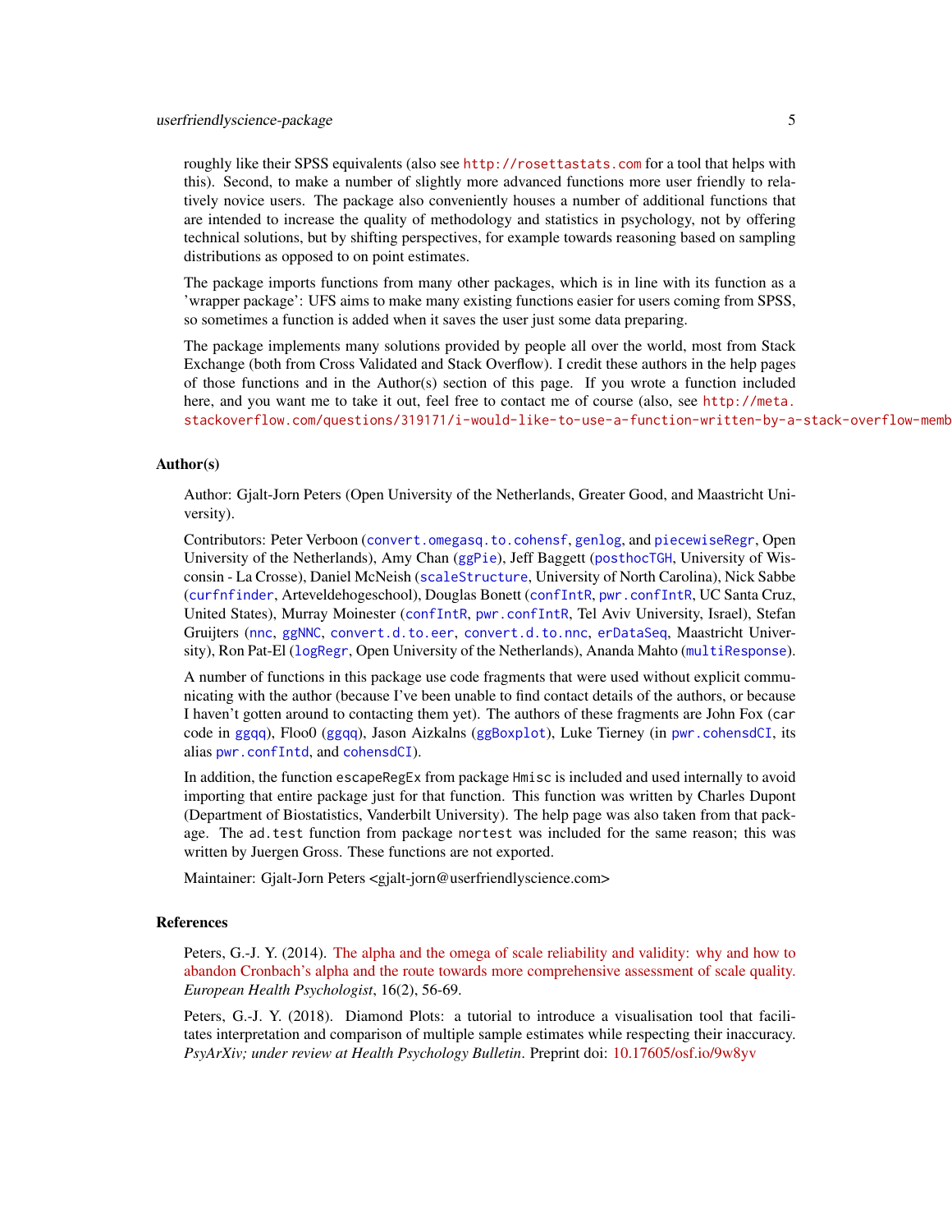roughly like their SPSS equivalents (also see http://rosettastats.com for a tool that helps with this). Second, to make a number of slightly more advanced functions more user friendly to relatively novice users. The package also conveniently houses a number of additional functions that are intended to increase the quality of methodology and statistics in psychology, not by offering technical solutions, but by shifting perspectives, for example towards reasoning based on sampling distributions as opposed to on point estimates.

The package imports functions from many other packages, which is in line with its function as a 'wrapper package': UFS aims to make many existing functions easier for users coming from SPSS, so sometimes a function is added when it saves the user just some data preparing.

The package implements many solutions provided by people all over the world, most from Stack Exchange (both from Cross Validated and Stack Overflow). I credit these authors in the help pages of those functions and in the Author(s) section of this page. If you wrote a function included here, and you want me to take it out, feel free to contact me of course (also, see http://meta.stackoverflow.com/questions/319171/i-would-like-to-use-a-function-written-by-a-stack-overflow-memb

## Author(s)

Author: Gjalt-Jorn Peters (Open University of the Netherlands, Greater Good, and Maastricht University).

Contributors: Peter Verboon (`convert.omegasq.to.cohensf`, `genlog`, and `piecewiseRegr`, Open University of the Netherlands), Amy Chan (`ggPie`), Jeff Baggett (`posthocTGH`, University of Wisconsin - La Crosse), Daniel McNeish (`scaleStructure`, University of North Carolina), Nick Sabbe (`curfnfinder`, Arteveldehogeschool), Douglas Bonett (`confIntR`, `pwr.confIntR`, UC Santa Cruz, United States), Murray Moinester (`confIntR`, `pwr.confIntR`, Tel Aviv University, Israel), Stefan Gruijters (`nnc`, `ggNNC`, `convert.d.to.eer`, `convert.d.to.nnc`, `erDataSeq`, Maastricht University), Ron Pat-El (`logRegr`, Open University of the Netherlands), Ananda Mahto (`multiResponse`).

A number of functions in this package use code fragments that were used without explicit communicating with the author (because I've been unable to find contact details of the authors, or because I haven't gotten around to contacting them yet). The authors of these fragments are John Fox (`car` code in `ggqq`), Floo0 (`ggqq`), Jason Aizkalns (`ggBoxplot`), Luke Tierney (in `pwr.cohensdCI`, its alias `pwr.confIntd`, and `cohensdCI`).

In addition, the function `escapeRegEx` from package `Hmisc` is included and used internally to avoid importing that entire package just for that function. This function was written by Charles Dupont (Department of Biostatistics, Vanderbilt University). The help page was also taken from that package. The `ad.test` function from package `nortest` was included for the same reason; this was written by Juergen Gross. These functions are not exported.

Maintainer: Gjalt-Jorn Peters <gjalt-jorn@userfriendlyscience.com>

## References

Peters, G.-J. Y. (2014). The alpha and the omega of scale reliability and validity: why and how to abandon Cronbach's alpha and the route towards more comprehensive assessment of scale quality. *European Health Psychologist*, 16(2), 56-69.

Peters, G.-J. Y. (2018). Diamond Plots: a tutorial to introduce a visualisation tool that facilitates interpretation and comparison of multiple sample estimates while respecting their inaccuracy. *PsyArXiv; under review at Health Psychology Bulletin*. Preprint doi: 10.17605/osf.io/9w8yv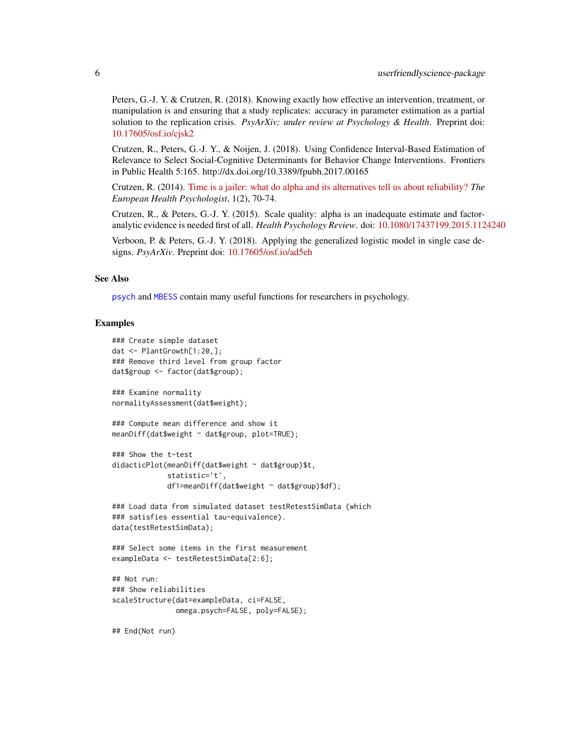Peters, G.-J. Y. & Crutzen, R. (2018). Knowing exactly how effective an intervention, treatment, or manipulation is and ensuring that a study replicates: accuracy in parameter estimation as a partial solution to the replication crisis. *PsyArXiv; under review at Psychology & Health*. Preprint doi: 10.17605/osf.io/cjsk2

Crutzen, R., Peters, G.-J. Y., & Noijen, J. (2018). Using Confidence Interval-Based Estimation of Relevance to Select Social-Cognitive Determinants for Behavior Change Interventions. Frontiers in Public Health 5:165. http://dx.doi.org/10.3389/fpubh.2017.00165

Crutzen, R. (2014). Time is a jailer: what do alpha and its alternatives tell us about reliability? *The European Health Psychologist*, 1(2), 70-74.

Crutzen, R., & Peters, G.-J. Y. (2015). Scale quality: alpha is an inadequate estimate and factor-analytic evidence is needed first of all. *Health Psychology Review*. doi: 10.1080/17437199.2015.1124240

Verboon, P. & Peters, G.-J. Y. (2018). Applying the generalized logistic model in single case designs. *PsyArXiv*. Preprint doi: 10.17605/osf.io/ad5eh

## See Also

`psych` and `MBESS` contain many useful functions for researchers in psychology.

## Examples

```
### Create simple dataset
dat <- PlantGrowth[1:20,];
### Remove third level from group factor
dat$group <- factor(dat$group);

### Examine normality
normalityAssessment(dat$weight);

### Compute mean difference and show it
meanDiff(dat$weight ~ dat$group, plot=TRUE);

### Show the t-test
didacticPlot(meanDiff(dat$weight ~ dat$group)$t,
             statistic='t',
             df1=meanDiff(dat$weight ~ dat$group)$df);

### Load data from simulated dataset testRetestSimData (which
### satisfies essential tau-equivalence).
data(testRetestSimData);

### Select some items in the first measurement
exampleData <- testRetestSimData[2:6];

## Not run:
### Show reliabilities
scaleStructure(dat=exampleData, ci=FALSE,
               omega.psych=FALSE, poly=FALSE);

## End(Not run)
```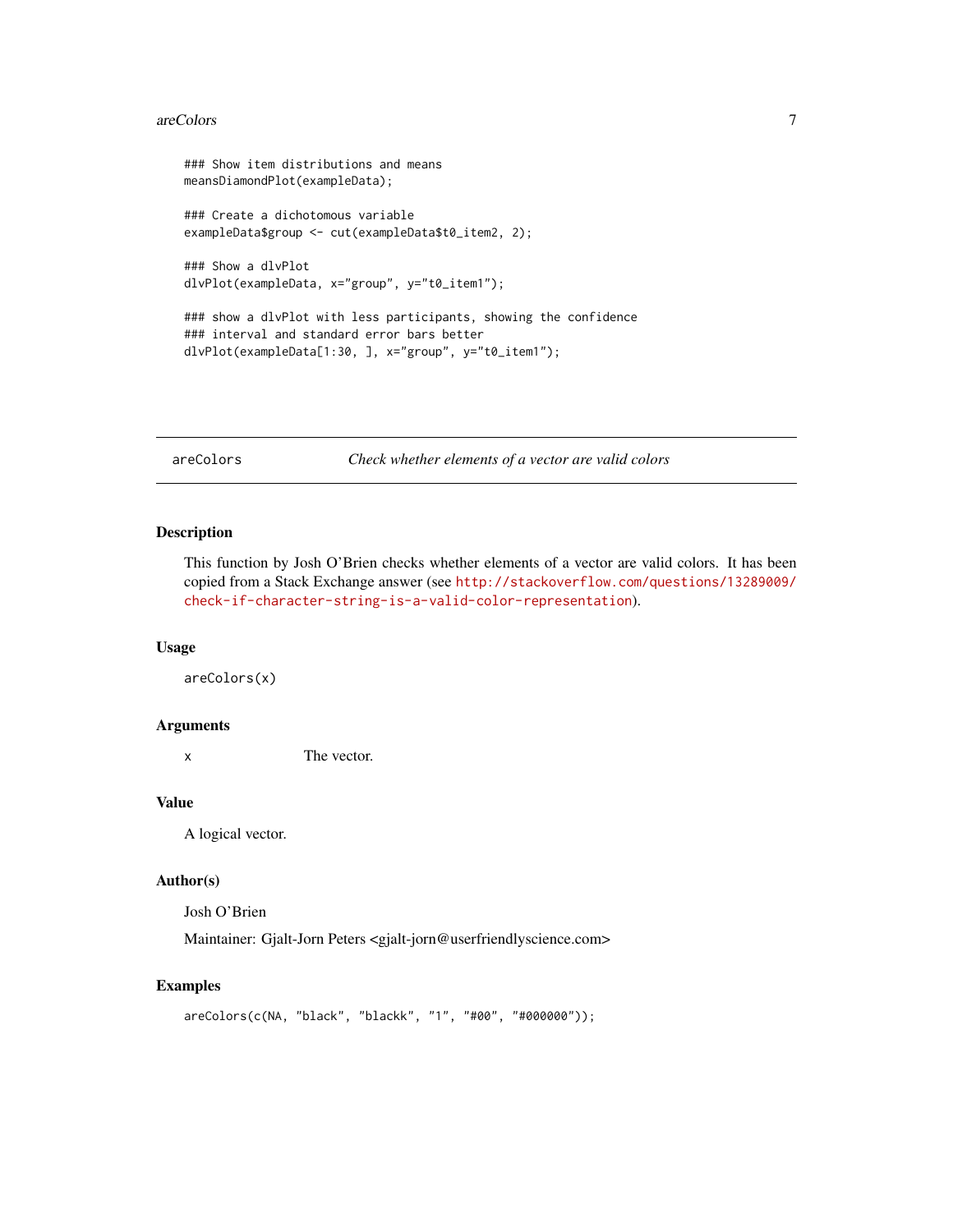```
### Show item distributions and means
meansDiamondPlot(exampleData);

### Create a dichotomous variable
exampleData$group <- cut(exampleData$t0_item2, 2);

### Show a dlvPlot
dlvPlot(exampleData, x="group", y="t0_item1");

### show a dlvPlot with less participants, showing the confidence
### interval and standard error bars better
dlvPlot(exampleData[1:30, ], x="group", y="t0_item1");
```

---

## areColors — *Check whether elements of a vector are valid colors*

---

### Description

This function by Josh O'Brien checks whether elements of a vector are valid colors. It has been copied from a Stack Exchange answer (see http://stackoverflow.com/questions/13289009/check-if-character-string-is-a-valid-color-representation).

### Usage

```
areColors(x)
```

### Arguments

| | |
|---|---|
| x | The vector. |

### Value

A logical vector.

### Author(s)

Josh O'Brien

Maintainer: Gjalt-Jorn Peters <gjalt-jorn@userfriendlyscience.com>

### Examples

```
areColors(c(NA, "black", "blackk", "1", "#00", "#000000"));
```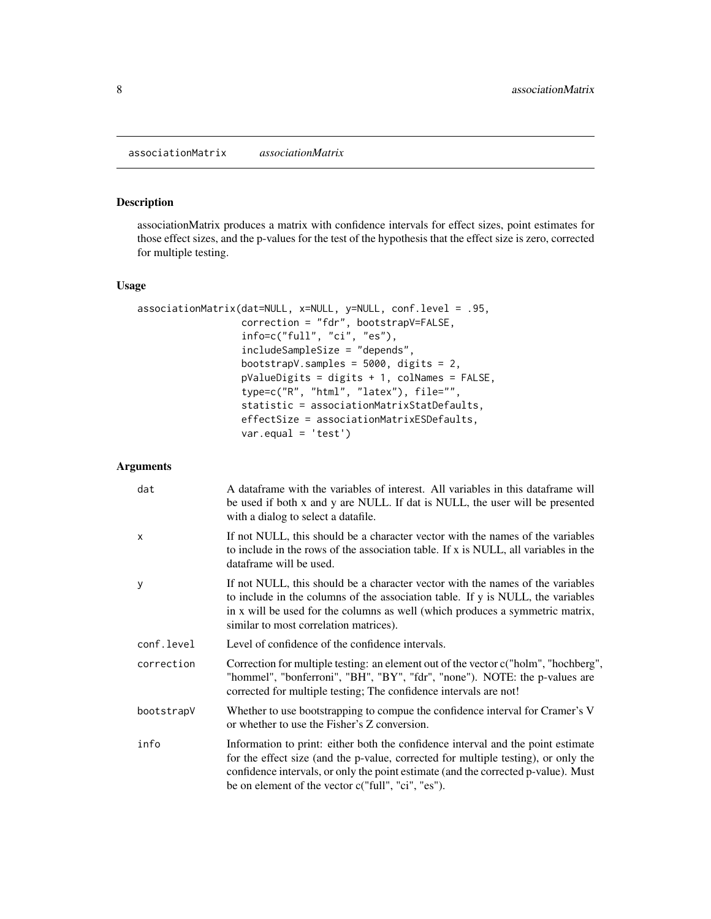associationMatrix *associationMatrix*

### Description

associationMatrix produces a matrix with confidence intervals for effect sizes, point estimates for those effect sizes, and the p-values for the test of the hypothesis that the effect size is zero, corrected for multiple testing.

### Usage

```
associationMatrix(dat=NULL, x=NULL, y=NULL, conf.level = .95,
                  correction = "fdr", bootstrapV=FALSE,
                  info=c("full", "ci", "es"),
                  includeSampleSize = "depends",
                  bootstrapV.samples = 5000, digits = 2,
                  pValueDigits = digits + 1, colNames = FALSE,
                  type=c("R", "html", "latex"), file="",
                  statistic = associationMatrixStatDefaults,
                  effectSize = associationMatrixESDefaults,
                  var.equal = 'test')
```

### Arguments

| | |
|---|---|
| `dat` | A dataframe with the variables of interest. All variables in this dataframe will be used if both x and y are NULL. If dat is NULL, the user will be presented with a dialog to select a datafile. |
| `x` | If not NULL, this should be a character vector with the names of the variables to include in the rows of the association table. If x is NULL, all variables in the dataframe will be used. |
| `y` | If not NULL, this should be a character vector with the names of the variables to include in the columns of the association table. If y is NULL, the variables in x will be used for the columns as well (which produces a symmetric matrix, similar to most correlation matrices). |
| `conf.level` | Level of confidence of the confidence intervals. |
| `correction` | Correction for multiple testing: an element out of the vector c("holm", "hochberg", "hommel", "bonferroni", "BH", "BY", "fdr", "none"). NOTE: the p-values are corrected for multiple testing; The confidence intervals are not! |
| `bootstrapV` | Whether to use bootstrapping to compue the confidence interval for Cramer's V or whether to use the Fisher's Z conversion. |
| `info` | Information to print: either both the confidence interval and the point estimate for the effect size (and the p-value, corrected for multiple testing), or only the confidence intervals, or only the point estimate (and the corrected p-value). Must be on element of the vector c("full", "ci", "es"). |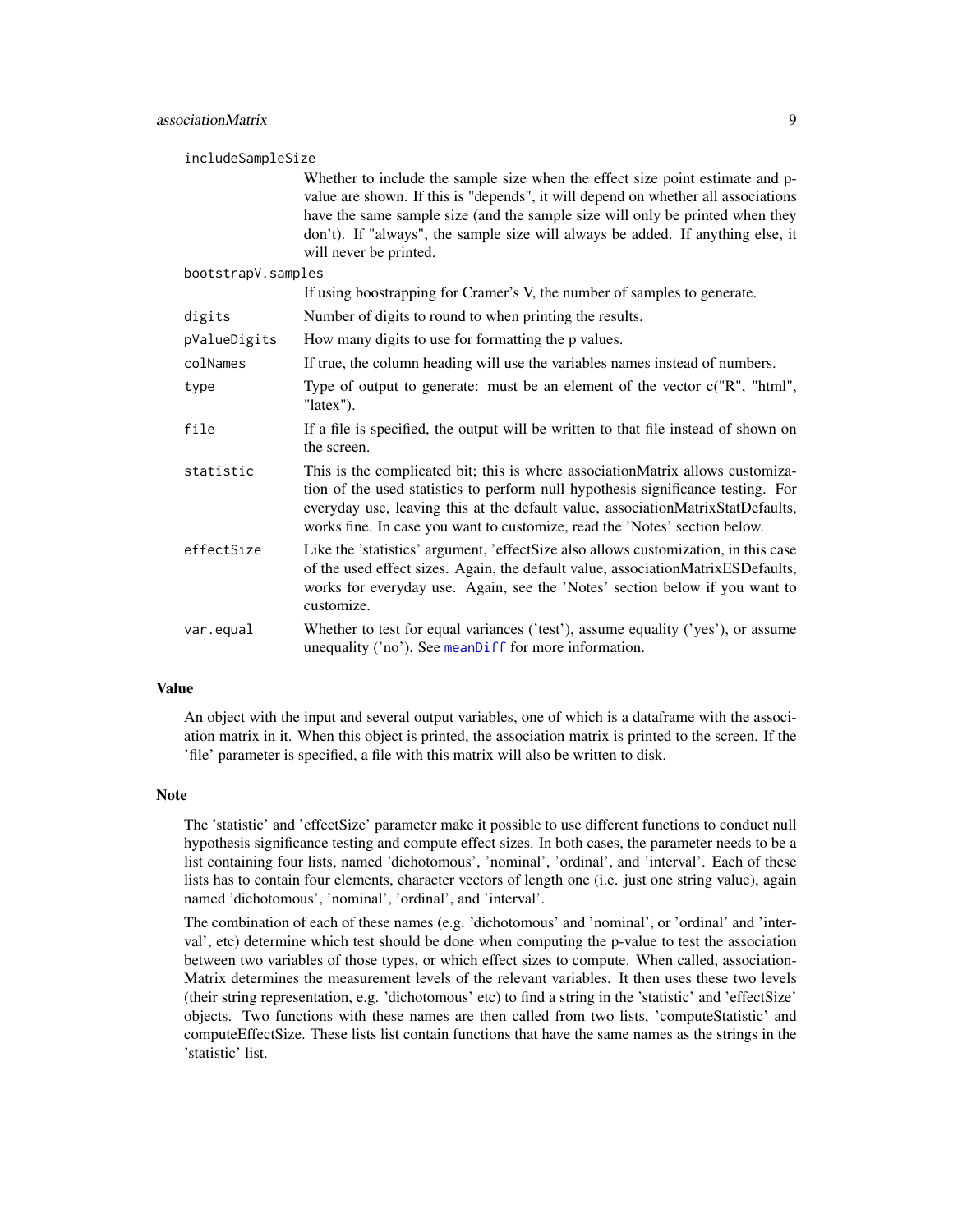| | |
|---|---|
| includeSampleSize | Whether to include the sample size when the effect size point estimate and p-value are shown. If this is "depends", it will depend on whether all associations have the same sample size (and the sample size will only be printed when they don't). If "always", the sample size will always be added. If anything else, it will never be printed. |
| bootstrapV.samples | If using boostrapping for Cramer's V, the number of samples to generate. |
| digits | Number of digits to round to when printing the results. |
| pValueDigits | How many digits to use for formatting the p values. |
| colNames | If true, the column heading will use the variables names instead of numbers. |
| type | Type of output to generate: must be an element of the vector c("R", "html", "latex"). |
| file | If a file is specified, the output will be written to that file instead of shown on the screen. |
| statistic | This is the complicated bit; this is where associationMatrix allows customization of the used statistics to perform null hypothesis significance testing. For everyday use, leaving this at the default value, associationMatrixStatDefaults, works fine. In case you want to customize, read the 'Notes' section below. |
| effectSize | Like the 'statistics' argument, 'effectSize also allows customization, in this case of the used effect sizes. Again, the default value, associationMatrixESDefaults, works for everyday use. Again, see the 'Notes' section below if you want to customize. |
| var.equal | Whether to test for equal variances ('test'), assume equality ('yes'), or assume unequality ('no'). See meanDiff for more information. |

## Value

An object with the input and several output variables, one of which is a dataframe with the association matrix in it. When this object is printed, the association matrix is printed to the screen. If the 'file' parameter is specified, a file with this matrix will also be written to disk.

## Note

The 'statistic' and 'effectSize' parameter make it possible to use different functions to conduct null hypothesis significance testing and compute effect sizes. In both cases, the parameter needs to be a list containing four lists, named 'dichotomous', 'nominal', 'ordinal', and 'interval'. Each of these lists has to contain four elements, character vectors of length one (i.e. just one string value), again named 'dichotomous', 'nominal', 'ordinal', and 'interval'.

The combination of each of these names (e.g. 'dichotomous' and 'nominal', or 'ordinal' and 'interval', etc) determine which test should be done when computing the p-value to test the association between two variables of those types, or which effect sizes to compute. When called, associationMatrix determines the measurement levels of the relevant variables. It then uses these two levels (their string representation, e.g. 'dichotomous' etc) to find a string in the 'statistic' and 'effectSize' objects. Two functions with these names are then called from two lists, 'computeStatistic' and computeEffectSize. These lists list contain functions that have the same names as the strings in the 'statistic' list.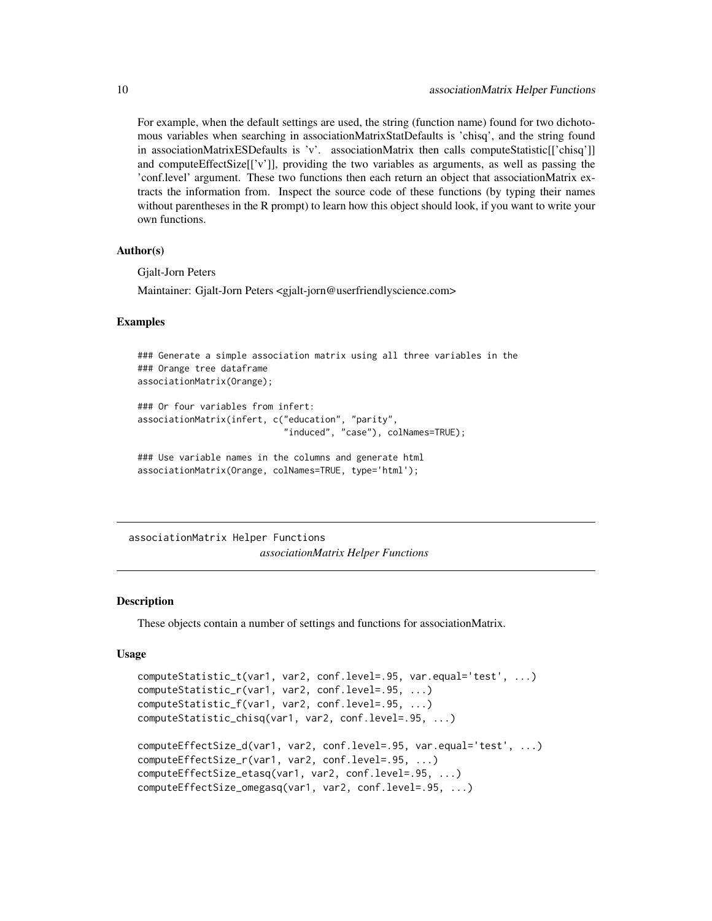For example, when the default settings are used, the string (function name) found for two dichotomous variables when searching in associationMatrixStatDefaults is 'chisq', and the string found in associationMatrixESDefaults is 'v'. associationMatrix then calls computeStatistic[['chisq']] and computeEffectSize[['v']], providing the two variables as arguments, as well as passing the 'conf.level' argument. These two functions then each return an object that associationMatrix extracts the information from. Inspect the source code of these functions (by typing their names without parentheses in the R prompt) to learn how this object should look, if you want to write your own functions.

### Author(s)

Gjalt-Jorn Peters

Maintainer: Gjalt-Jorn Peters <gjalt-jorn@userfriendlyscience.com>

### Examples

```
### Generate a simple association matrix using all three variables in the
### Orange tree dataframe
associationMatrix(Orange);

### Or four variables from infert:
associationMatrix(infert, c("education", "parity",
                            "induced", "case"), colNames=TRUE);

### Use variable names in the columns and generate html
associationMatrix(Orange, colNames=TRUE, type='html');
```

---

## associationMatrix Helper Functions

*associationMatrix Helper Functions*

---

### Description

These objects contain a number of settings and functions for associationMatrix.

### Usage

```
computeStatistic_t(var1, var2, conf.level=.95, var.equal='test', ...)
computeStatistic_r(var1, var2, conf.level=.95, ...)
computeStatistic_f(var1, var2, conf.level=.95, ...)
computeStatistic_chisq(var1, var2, conf.level=.95, ...)

computeEffectSize_d(var1, var2, conf.level=.95, var.equal='test', ...)
computeEffectSize_r(var1, var2, conf.level=.95, ...)
computeEffectSize_etasq(var1, var2, conf.level=.95, ...)
computeEffectSize_omegasq(var1, var2, conf.level=.95, ...)
```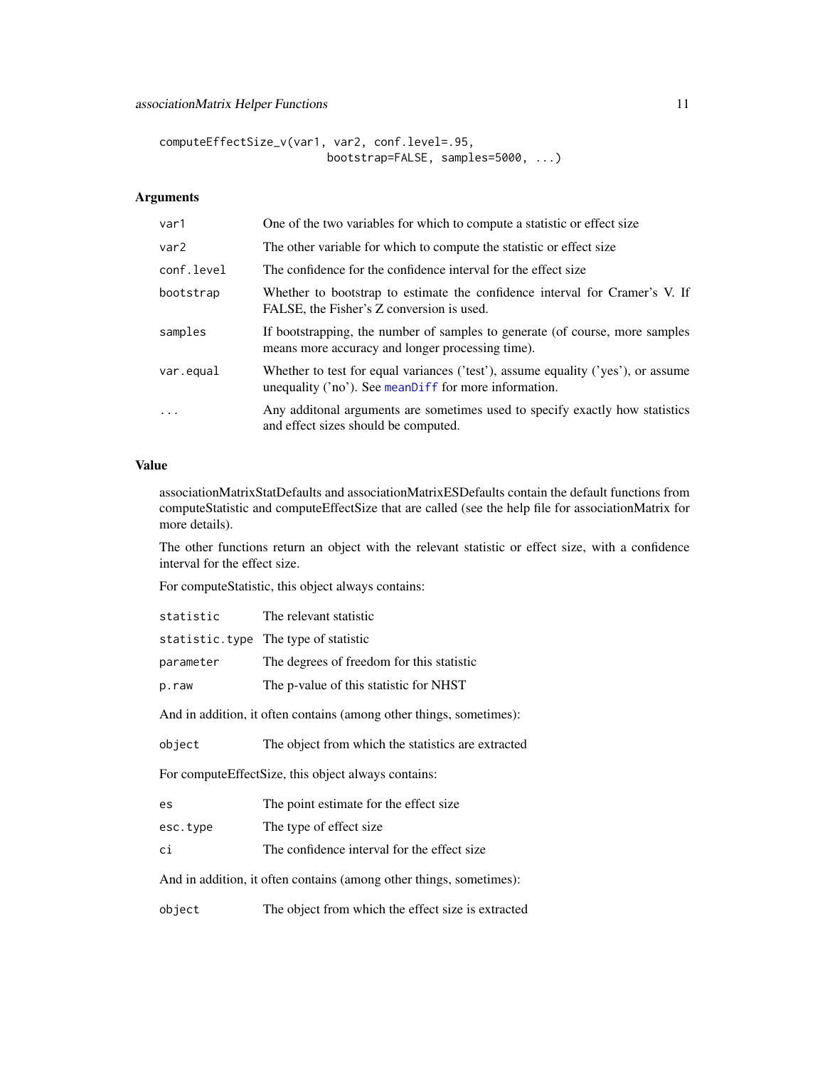```
computeEffectSize_v(var1, var2, conf.level=.95,
                         bootstrap=FALSE, samples=5000, ...)
```

## Arguments

| | |
|---|---|
| var1 | One of the two variables for which to compute a statistic or effect size |
| var2 | The other variable for which to compute the statistic or effect size |
| conf.level | The confidence for the confidence interval for the effect size |
| bootstrap | Whether to bootstrap to estimate the confidence interval for Cramer's V. If FALSE, the Fisher's Z conversion is used. |
| samples | If bootstrapping, the number of samples to generate (of course, more samples means more accuracy and longer processing time). |
| var.equal | Whether to test for equal variances ('test'), assume equality ('yes'), or assume unequality ('no'). See meanDiff for more information. |
| ... | Any additonal arguments are sometimes used to specify exactly how statistics and effect sizes should be computed. |

## Value

associationMatrixStatDefaults and associationMatrixESDefaults contain the default functions from computeStatistic and computeEffectSize that are called (see the help file for associationMatrix for more details).

The other functions return an object with the relevant statistic or effect size, with a confidence interval for the effect size.

For computeStatistic, this object always contains:

| | |
|---|---|
| statistic | The relevant statistic |
| statistic.type | The type of statistic |
| parameter | The degrees of freedom for this statistic |
| p.raw | The p-value of this statistic for NHST |

And in addition, it often contains (among other things, sometimes):

| | |
|---|---|
| object | The object from which the statistics are extracted |

For computeEffectSize, this object always contains:

| | |
|---|---|
| es | The point estimate for the effect size |
| esc.type | The type of effect size |
| ci | The confidence interval for the effect size |

And in addition, it often contains (among other things, sometimes):

| | |
|---|---|
| object | The object from which the effect size is extracted |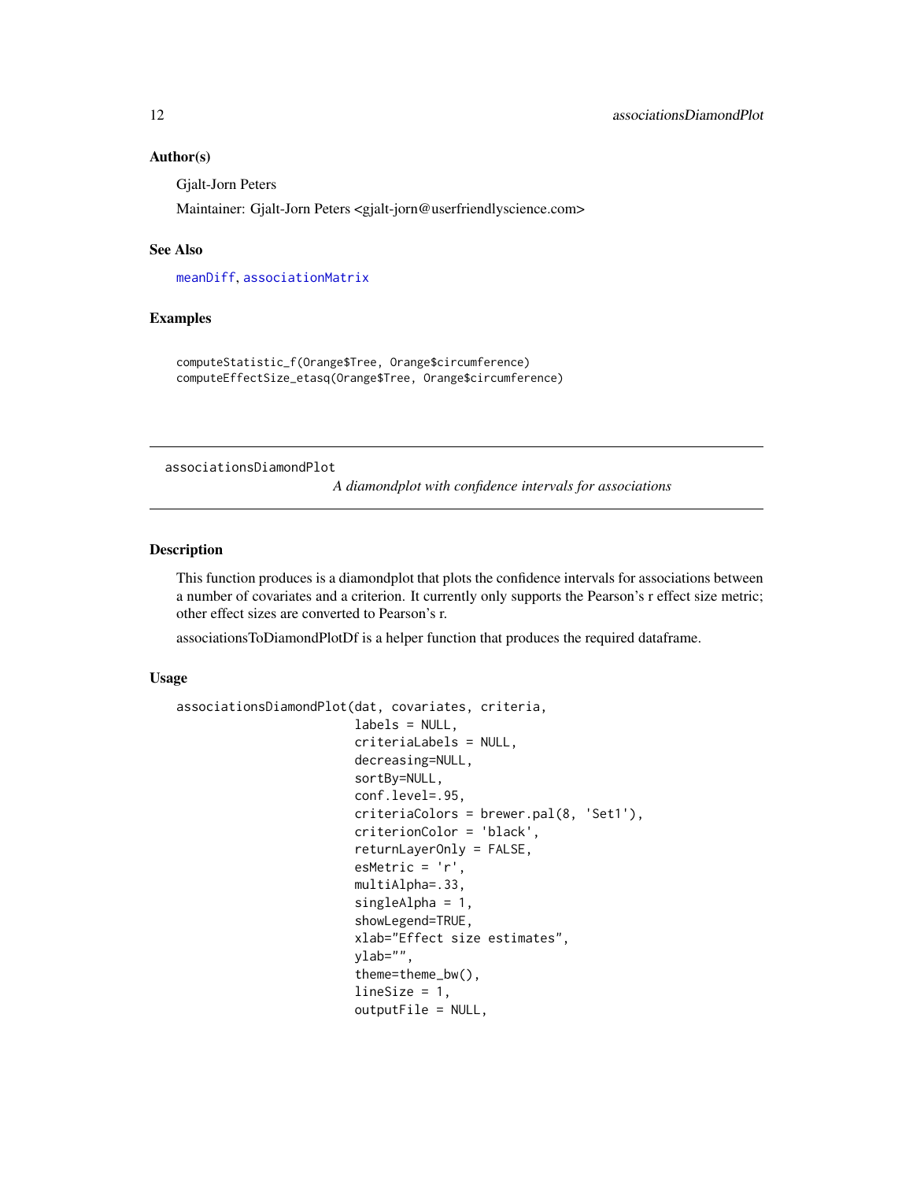### Author(s)

Gjalt-Jorn Peters

Maintainer: Gjalt-Jorn Peters <gjalt-jorn@userfriendlyscience.com>

### See Also

meanDiff, associationMatrix

### Examples

```
computeStatistic_f(Orange$Tree, Orange$circumference)
computeEffectSize_etasq(Orange$Tree, Orange$circumference)
```

---

## associationsDiamondPlot

*A diamondplot with confidence intervals for associations*

---

### Description

This function produces is a diamondplot that plots the confidence intervals for associations between a number of covariates and a criterion. It currently only supports the Pearson's r effect size metric; other effect sizes are converted to Pearson's r.

associationsToDiamondPlotDf is a helper function that produces the required dataframe.

### Usage

```
associationsDiamondPlot(dat, covariates, criteria,
                        labels = NULL,
                        criteriaLabels = NULL,
                        decreasing=NULL,
                        sortBy=NULL,
                        conf.level=.95,
                        criteriaColors = brewer.pal(8, 'Set1'),
                        criterionColor = 'black',
                        returnLayerOnly = FALSE,
                        esMetric = 'r',
                        multiAlpha=.33,
                        singleAlpha = 1,
                        showLegend=TRUE,
                        xlab="Effect size estimates",
                        ylab="",
                        theme=theme_bw(),
                        lineSize = 1,
                        outputFile = NULL,
```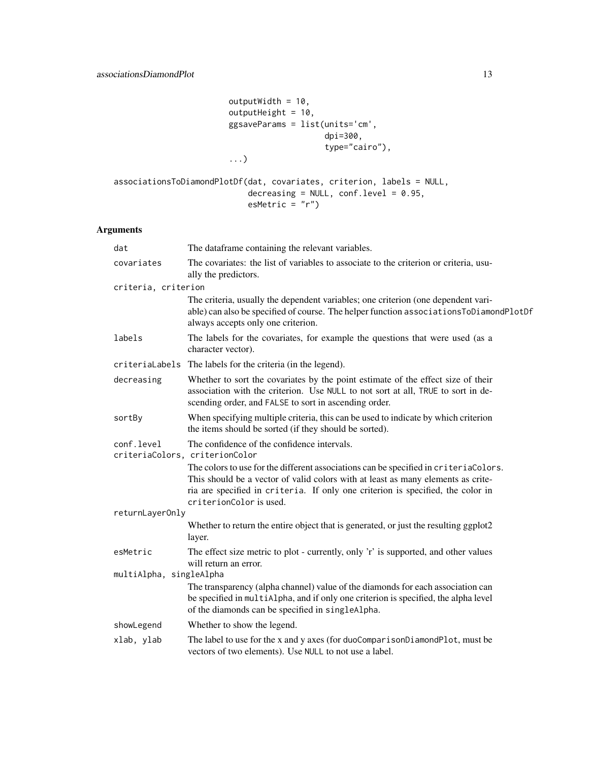```
                        outputWidth = 10,
                        outputHeight = 10,
                        ggsaveParams = list(units='cm',
                                            dpi=300,
                                            type="cairo"),
                        ...)

associationsToDiamondPlotDf(dat, covariates, criterion, labels = NULL,
                            decreasing = NULL, conf.level = 0.95,
                            esMetric = "r")
```

## Arguments

`dat`
: The dataframe containing the relevant variables.

`covariates`
: The covariates: the list of variables to associate to the criterion or criteria, usually the predictors.

`criteria, criterion`
: The criteria, usually the dependent variables; one criterion (one dependent variable) can also be specified of course. The helper function `associationsToDiamondPlotDf` always accepts only one criterion.

`labels`
: The labels for the covariates, for example the questions that were used (as a character vector).

`criteriaLabels`
: The labels for the criteria (in the legend).

`decreasing`
: Whether to sort the covariates by the point estimate of the effect size of their association with the criterion. Use `NULL` to not sort at all, `TRUE` to sort in descending order, and `FALSE` to sort in ascending order.

`sortBy`
: When specifying multiple criteria, this can be used to indicate by which criterion the items should be sorted (if they should be sorted).

`conf.level`
: The confidence of the confidence intervals.

`criteriaColors, criterionColor`
: The colors to use for the different associations can be specified in `criteriaColors`. This should be a vector of valid colors with at least as many elements as criteria are specified in `criteria`. If only one criterion is specified, the color in `criterionColor` is used.

`returnLayerOnly`
: Whether to return the entire object that is generated, or just the resulting ggplot2 layer.

`esMetric`
: The effect size metric to plot - currently, only 'r' is supported, and other values will return an error.

`multiAlpha, singleAlpha`
: The transparency (alpha channel) value of the diamonds for each association can be specified in `multiAlpha`, and if only one criterion is specified, the alpha level of the diamonds can be specified in `singleAlpha`.

`showLegend`
: Whether to show the legend.

`xlab, ylab`
: The label to use for the x and y axes (for `duoComparisonDiamondPlot`, must be vectors of two elements). Use `NULL` to not use a label.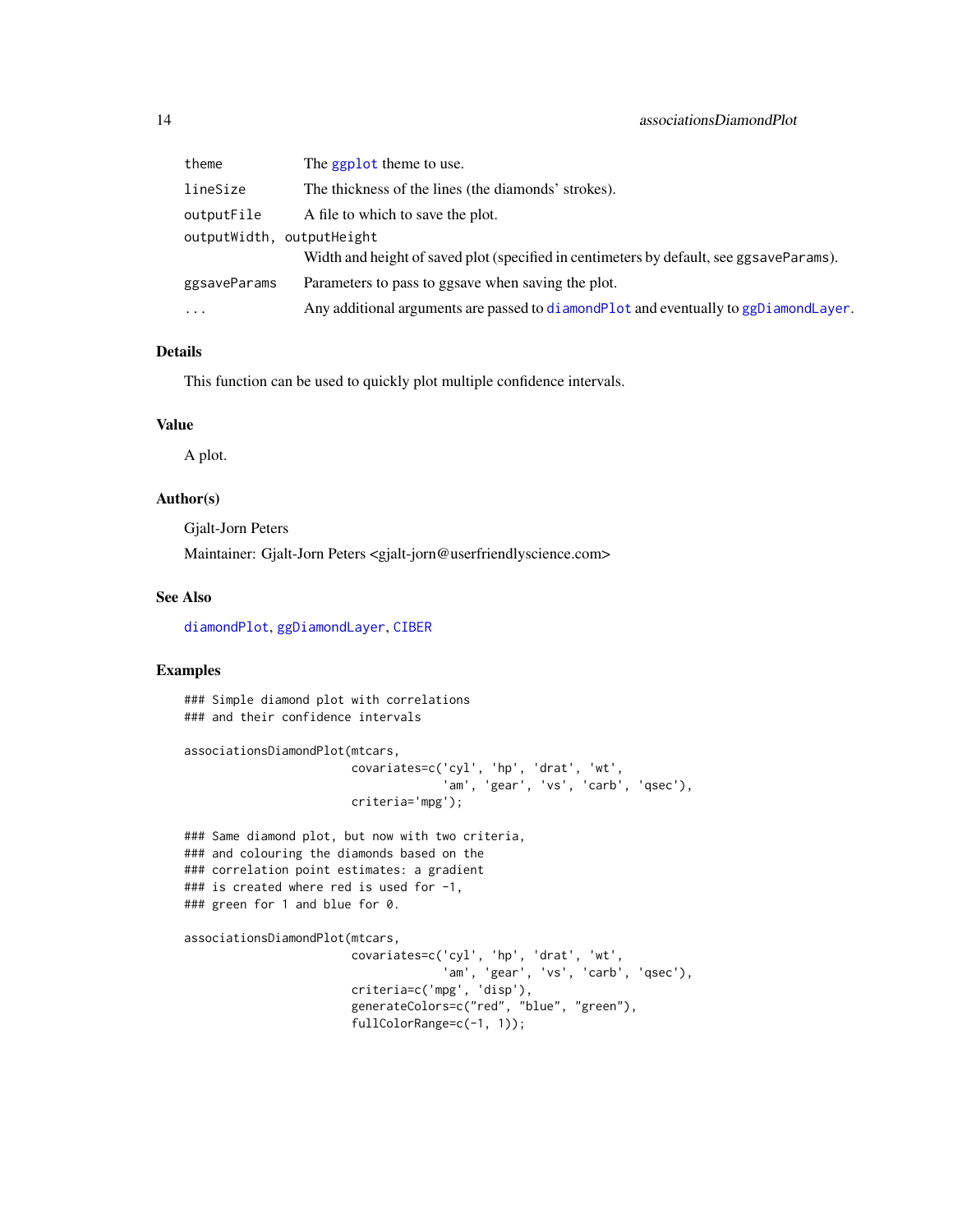| | |
|---|---|
| `theme` | The `ggplot` theme to use. |
| `lineSize` | The thickness of the lines (the diamonds' strokes). |
| `outputFile` | A file to which to save the plot. |
| `outputWidth, outputHeight` | Width and height of saved plot (specified in centimeters by default, see `ggsaveParams`). |
| `ggsaveParams` | Parameters to pass to ggsave when saving the plot. |
| `...` | Any additional arguments are passed to `diamondPlot` and eventually to `ggDiamondLayer`. |

## Details

This function can be used to quickly plot multiple confidence intervals.

## Value

A plot.

## Author(s)

Gjalt-Jorn Peters

Maintainer: Gjalt-Jorn Peters <gjalt-jorn@userfriendlyscience.com>

## See Also

`diamondPlot`, `ggDiamondLayer`, `CIBER`

## Examples

```
### Simple diamond plot with correlations
### and their confidence intervals

associationsDiamondPlot(mtcars,
                        covariates=c('cyl', 'hp', 'drat', 'wt',
                                     'am', 'gear', 'vs', 'carb', 'qsec'),
                        criteria='mpg');

### Same diamond plot, but now with two criteria,
### and colouring the diamonds based on the
### correlation point estimates: a gradient
### is created where red is used for -1,
### green for 1 and blue for 0.

associationsDiamondPlot(mtcars,
                        covariates=c('cyl', 'hp', 'drat', 'wt',
                                     'am', 'gear', 'vs', 'carb', 'qsec'),
                        criteria=c('mpg', 'disp'),
                        generateColors=c("red", "blue", "green"),
                        fullColorRange=c(-1, 1));
```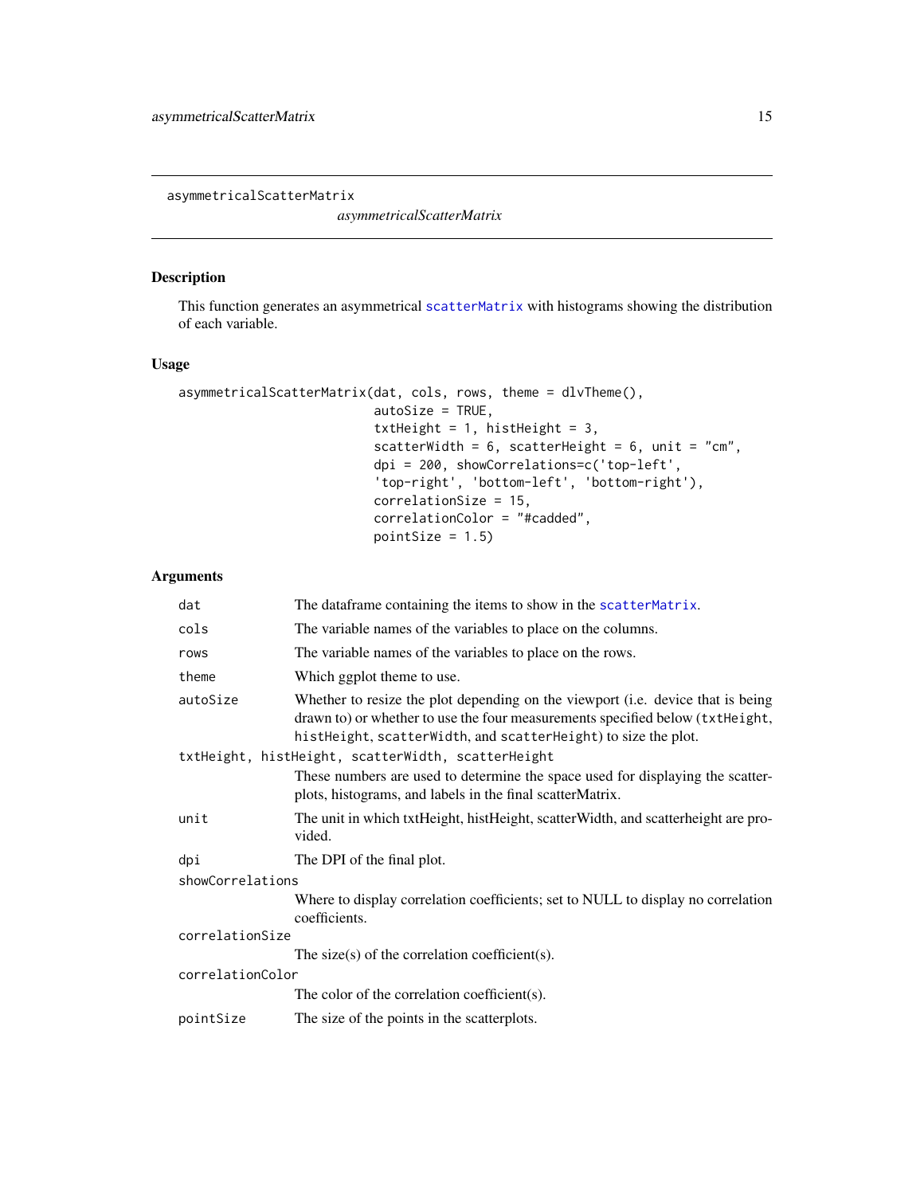asymmetricalScatterMatrix

*asymmetricalScatterMatrix*

## Description

This function generates an asymmetrical scatterMatrix with histograms showing the distribution of each variable.

## Usage

```
asymmetricalScatterMatrix(dat, cols, rows, theme = dlvTheme(),
                          autoSize = TRUE,
                          txtHeight = 1, histHeight = 3,
                          scatterWidth = 6, scatterHeight = 6, unit = "cm",
                          dpi = 200, showCorrelations=c('top-left',
                          'top-right', 'bottom-left', 'bottom-right'),
                          correlationSize = 15,
                          correlationColor = "#cadded",
                          pointSize = 1.5)
```

## Arguments

| Argument | Description |
|---|---|
| `dat` | The dataframe containing the items to show in the scatterMatrix. |
| `cols` | The variable names of the variables to place on the columns. |
| `rows` | The variable names of the variables to place on the rows. |
| `theme` | Which ggplot theme to use. |
| `autoSize` | Whether to resize the plot depending on the viewport (i.e. device that is being drawn to) or whether to use the four measurements specified below (`txtHeight`, `histHeight`, `scatterWidth`, and `scatterHeight`) to size the plot. |
| `txtHeight, histHeight, scatterWidth, scatterHeight` | These numbers are used to determine the space used for displaying the scatterplots, histograms, and labels in the final scatterMatrix. |
| `unit` | The unit in which txtHeight, histHeight, scatterWidth, and scatterheight are provided. |
| `dpi` | The DPI of the final plot. |
| `showCorrelations` | Where to display correlation coefficients; set to NULL to display no correlation coefficients. |
| `correlationSize` | The size(s) of the correlation coefficient(s). |
| `correlationColor` | The color of the correlation coefficient(s). |
| `pointSize` | The size of the points in the scatterplots. |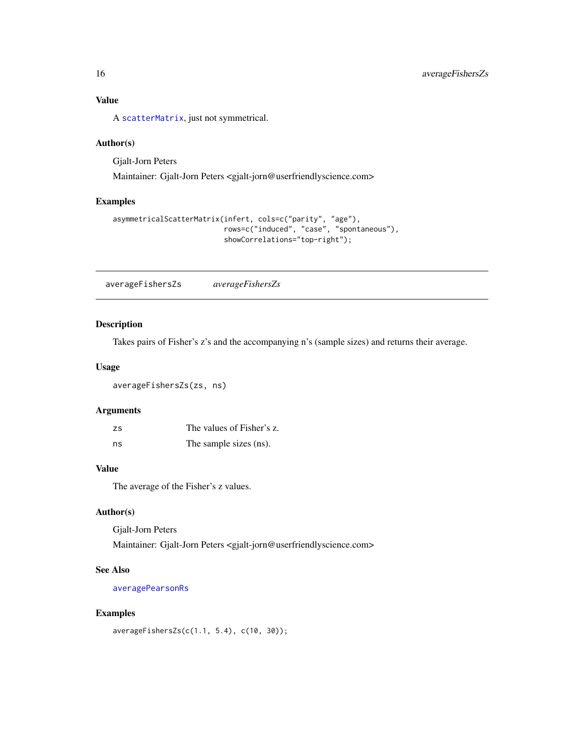## Value

A `scatterMatrix`, just not symmetrical.

## Author(s)

Gjalt-Jorn Peters

Maintainer: Gjalt-Jorn Peters <gjalt-jorn@userfriendlyscience.com>

## Examples

```
asymmetricalScatterMatrix(infert, cols=c("parity", "age"),
                          rows=c("induced", "case", "spontaneous"),
                          showCorrelations="top-right");
```

---

# averageFishersZs *averageFishersZs*

---

## Description

Takes pairs of Fisher's z's and the accompanying n's (sample sizes) and returns their average.

## Usage

```
averageFishersZs(zs, ns)
```

## Arguments

| | |
|---|---|
| `zs` | The values of Fisher's z. |
| `ns` | The sample sizes (ns). |

## Value

The average of the Fisher's z values.

## Author(s)

Gjalt-Jorn Peters

Maintainer: Gjalt-Jorn Peters <gjalt-jorn@userfriendlyscience.com>

## See Also

`averagePearsonRs`

## Examples

```
averageFishersZs(c(1.1, 5.4), c(10, 30));
```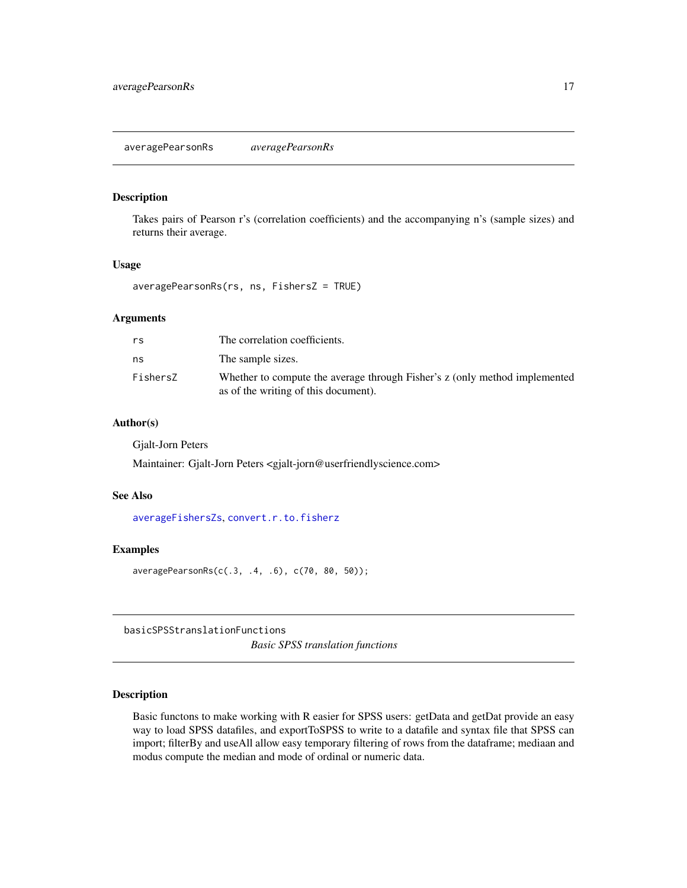## averagePearsonRs *averagePearsonRs*

### Description

Takes pairs of Pearson r's (correlation coefficients) and the accompanying n's (sample sizes) and returns their average.

### Usage

```
averagePearsonRs(rs, ns, FishersZ = TRUE)
```

### Arguments

| | |
|---|---|
| `rs` | The correlation coefficients. |
| `ns` | The sample sizes. |
| `FishersZ` | Whether to compute the average through Fisher's z (only method implemented as of the writing of this document). |

### Author(s)

Gjalt-Jorn Peters

Maintainer: Gjalt-Jorn Peters <gjalt-jorn@userfriendlyscience.com>

### See Also

`averageFishersZs`, `convert.r.to.fisherz`

### Examples

```
averagePearsonRs(c(.3, .4, .6), c(70, 80, 50));
```

## basicSPSStranslationFunctions *Basic SPSS translation functions*

### Description

Basic functons to make working with R easier for SPSS users: getData and getDat provide an easy way to load SPSS datafiles, and exportToSPSS to write to a datafile and syntax file that SPSS can import; filterBy and useAll allow easy temporary filtering of rows from the dataframe; mediaan and modus compute the median and mode of ordinal or numeric data.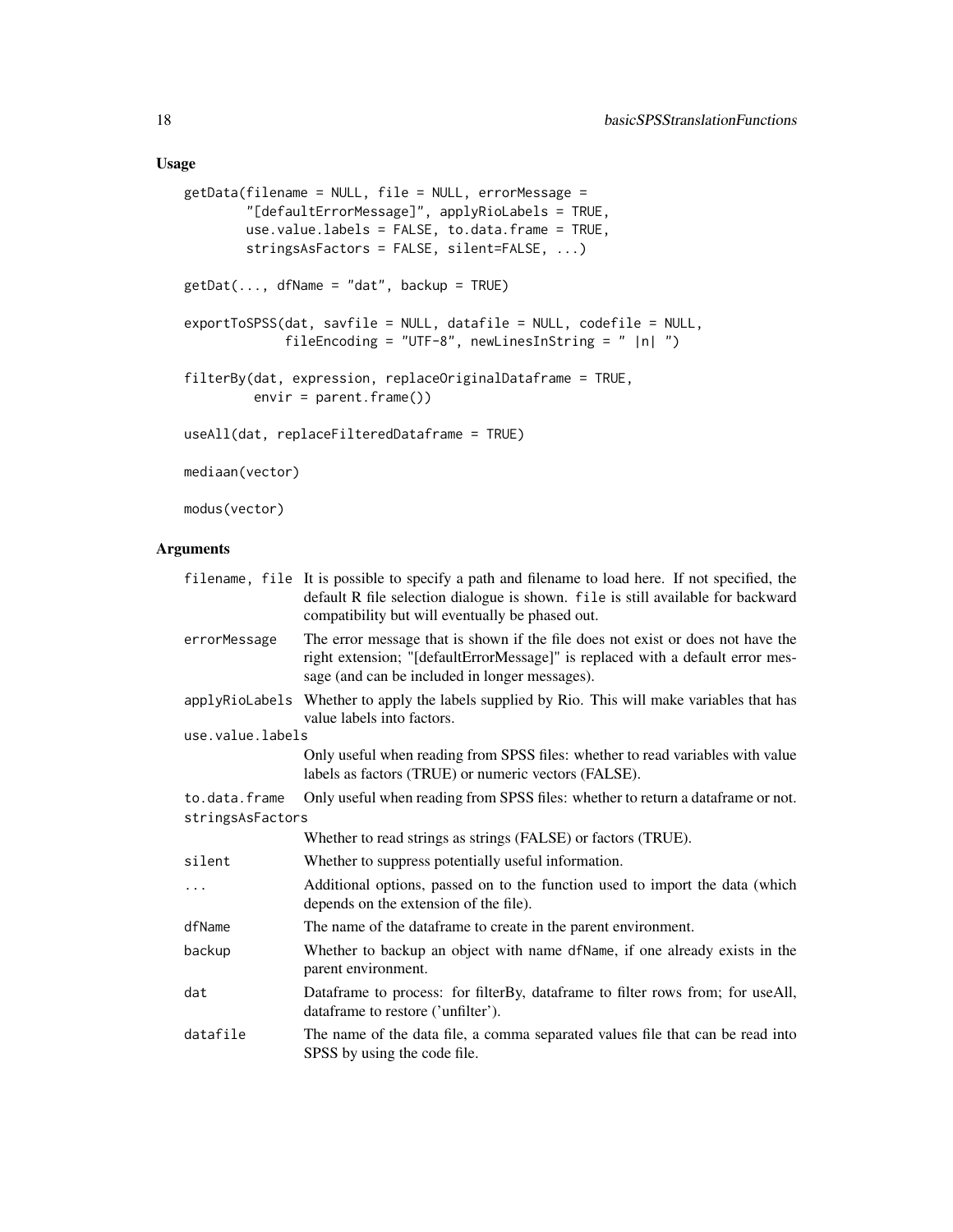## Usage

```
getData(filename = NULL, file = NULL, errorMessage =
        "[defaultErrorMessage]", applyRioLabels = TRUE,
        use.value.labels = FALSE, to.data.frame = TRUE,
        stringsAsFactors = FALSE, silent=FALSE, ...)

getDat(..., dfName = "dat", backup = TRUE)

exportToSPSS(dat, savfile = NULL, datafile = NULL, codefile = NULL,
             fileEncoding = "UTF-8", newLinesInString = " |n| ")

filterBy(dat, expression, replaceOriginalDataframe = TRUE,
         envir = parent.frame())

useAll(dat, replaceFilteredDataframe = TRUE)

mediaan(vector)

modus(vector)
```

## Arguments

| | |
|---|---|
| `filename, file` | It is possible to specify a path and filename to load here. If not specified, the default R file selection dialogue is shown. `file` is still available for backward compatibility but will eventually be phased out. |
| `errorMessage` | The error message that is shown if the file does not exist or does not have the right extension; "[defaultErrorMessage]" is replaced with a default error message (and can be included in longer messages). |
| `applyRioLabels` | Whether to apply the labels supplied by Rio. This will make variables that has value labels into factors. |
| `use.value.labels` | Only useful when reading from SPSS files: whether to read variables with value labels as factors (TRUE) or numeric vectors (FALSE). |
| `to.data.frame` | Only useful when reading from SPSS files: whether to return a dataframe or not. |
| `stringsAsFactors` | Whether to read strings as strings (FALSE) or factors (TRUE). |
| `silent` | Whether to suppress potentially useful information. |
| `...` | Additional options, passed on to the function used to import the data (which depends on the extension of the file). |
| `dfName` | The name of the dataframe to create in the parent environment. |
| `backup` | Whether to backup an object with name `dfName`, if one already exists in the parent environment. |
| `dat` | Dataframe to process: for filterBy, dataframe to filter rows from; for useAll, dataframe to restore ('unfilter'). |
| `datafile` | The name of the data file, a comma separated values file that can be read into SPSS by using the code file. |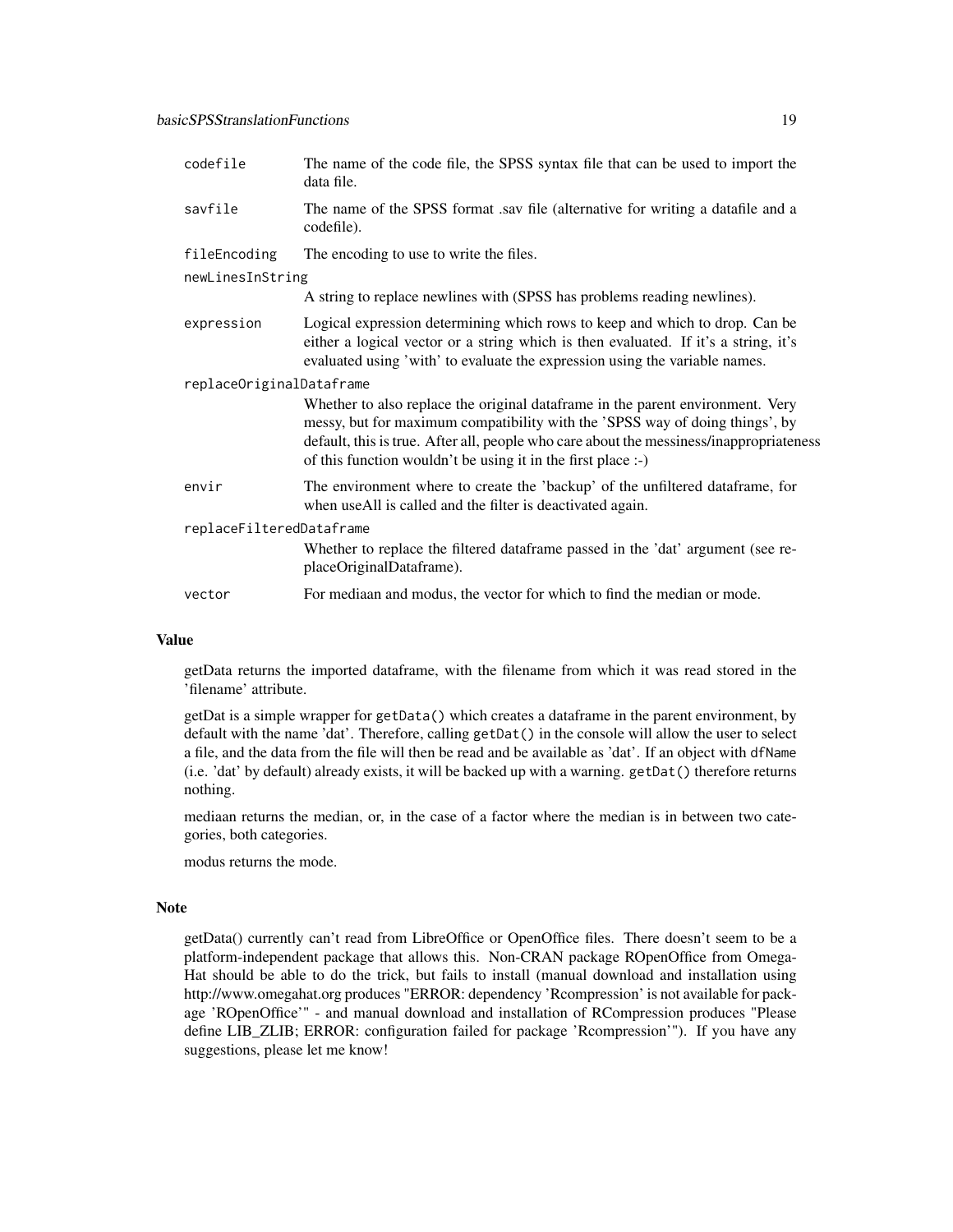| | |
|---|---|
| `codefile` | The name of the code file, the SPSS syntax file that can be used to import the data file. |
| `savfile` | The name of the SPSS format .sav file (alternative for writing a datafile and a codefile). |
| `fileEncoding` | The encoding to use to write the files. |
| `newLinesInString` | A string to replace newlines with (SPSS has problems reading newlines). |
| `expression` | Logical expression determining which rows to keep and which to drop. Can be either a logical vector or a string which is then evaluated. If it's a string, it's evaluated using 'with' to evaluate the expression using the variable names. |
| `replaceOriginalDataframe` | Whether to also replace the original dataframe in the parent environment. Very messy, but for maximum compatibility with the 'SPSS way of doing things', by default, this is true. After all, people who care about the messiness/inappropriateness of this function wouldn't be using it in the first place :-) |
| `envir` | The environment where to create the 'backup' of the unfiltered dataframe, for when useAll is called and the filter is deactivated again. |
| `replaceFilteredDataframe` | Whether to replace the filtered dataframe passed in the 'dat' argument (see replaceOriginalDataframe). |
| `vector` | For mediaan and modus, the vector for which to find the median or mode. |

## Value

getData returns the imported dataframe, with the filename from which it was read stored in the 'filename' attribute.

getDat is a simple wrapper for `getData()` which creates a dataframe in the parent environment, by default with the name 'dat'. Therefore, calling `getDat()` in the console will allow the user to select a file, and the data from the file will then be read and be available as 'dat'. If an object with `dfName` (i.e. 'dat' by default) already exists, it will be backed up with a warning. `getDat()` therefore returns nothing.

mediaan returns the median, or, in the case of a factor where the median is in between two categories, both categories.

modus returns the mode.

## Note

getData() currently can't read from LibreOffice or OpenOffice files. There doesn't seem to be a platform-independent package that allows this. Non-CRAN package ROpenOffice from Omega-Hat should be able to do the trick, but fails to install (manual download and installation using http://www.omegahat.org produces "ERROR: dependency 'Rcompression' is not available for package 'ROpenOffice'" - and manual download and installation of RCompression produces "Please define LIB_ZLIB; ERROR: configuration failed for package 'Rcompression'"). If you have any suggestions, please let me know!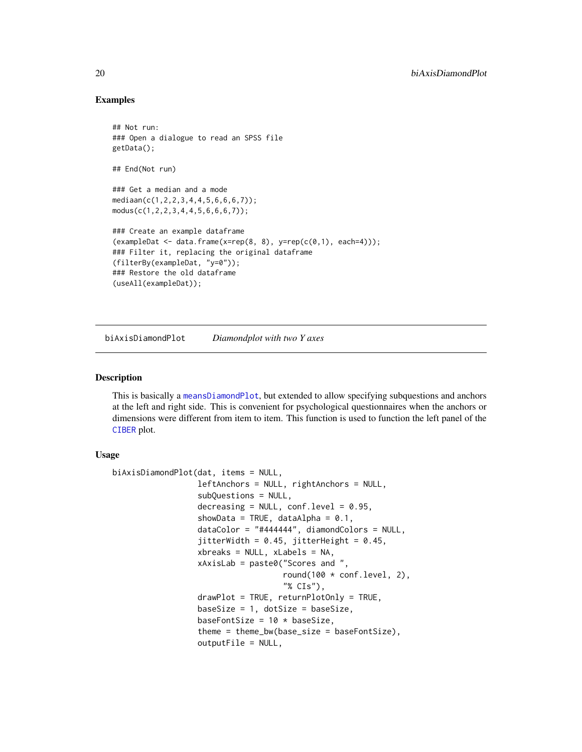## Examples

```
## Not run:
### Open a dialogue to read an SPSS file
getData();

## End(Not run)

### Get a median and a mode
mediaan(c(1,2,2,3,4,4,5,6,6,6,7));
modus(c(1,2,2,3,4,4,5,6,6,6,7));

### Create an example dataframe
(exampleDat <- data.frame(x=rep(8, 8), y=rep(c(0,1), each=4)));
### Filter it, replacing the original dataframe
(filterBy(exampleDat, "y=0"));
### Restore the old dataframe
(useAll(exampleDat));
```

---

# biAxisDiamondPlot *Diamondplot with two Y axes*

---

## Description

This is basically a meansDiamondPlot, but extended to allow specifying subquestions and anchors at the left and right side. This is convenient for psychological questionnaires when the anchors or dimensions were different from item to item. This function is used to function the left panel of the CIBER plot.

## Usage

```
biAxisDiamondPlot(dat, items = NULL,
                  leftAnchors = NULL, rightAnchors = NULL,
                  subQuestions = NULL,
                  decreasing = NULL, conf.level = 0.95,
                  showData = TRUE, dataAlpha = 0.1,
                  dataColor = "#444444", diamondColors = NULL,
                  jitterWidth = 0.45, jitterHeight = 0.45,
                  xbreaks = NULL, xLabels = NA,
                  xAxisLab = paste0("Scores and ",
                                    round(100 * conf.level, 2),
                                    "% CIs"),
                  drawPlot = TRUE, returnPlotOnly = TRUE,
                  baseSize = 1, dotSize = baseSize,
                  baseFontSize = 10 * baseSize,
                  theme = theme_bw(base_size = baseFontSize),
                  outputFile = NULL,
```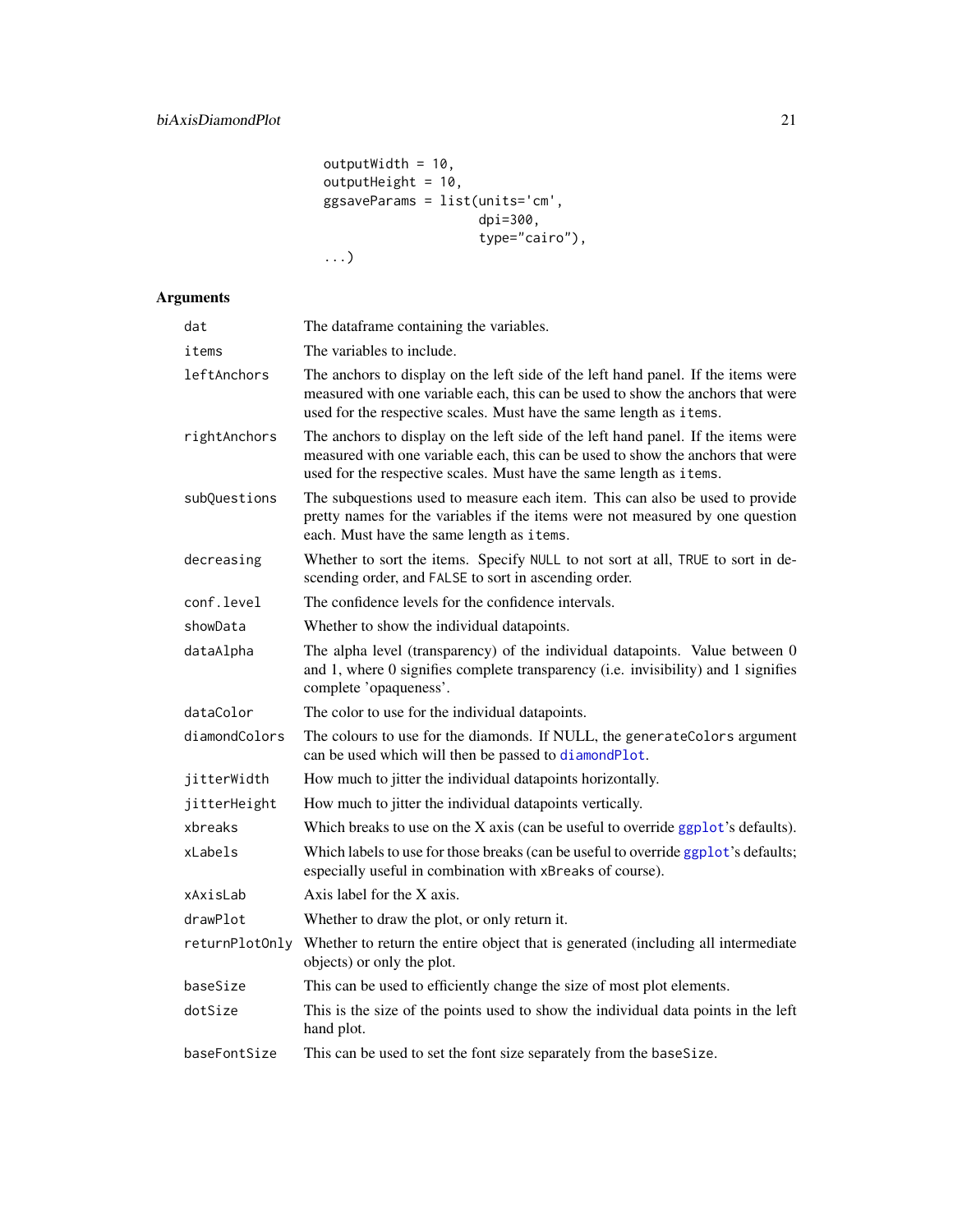```
                  outputWidth = 10,
                  outputHeight = 10,
                  ggsaveParams = list(units='cm',
                                      dpi=300,
                                      type="cairo"),
                  ...)
```

## Arguments

| | |
|---|---|
| `dat` | The dataframe containing the variables. |
| `items` | The variables to include. |
| `leftAnchors` | The anchors to display on the left side of the left hand panel. If the items were measured with one variable each, this can be used to show the anchors that were used for the respective scales. Must have the same length as `items`. |
| `rightAnchors` | The anchors to display on the left side of the left hand panel. If the items were measured with one variable each, this can be used to show the anchors that were used for the respective scales. Must have the same length as `items`. |
| `subQuestions` | The subquestions used to measure each item. This can also be used to provide pretty names for the variables if the items were not measured by one question each. Must have the same length as `items`. |
| `decreasing` | Whether to sort the items. Specify `NULL` to not sort at all, `TRUE` to sort in descending order, and `FALSE` to sort in ascending order. |
| `conf.level` | The confidence levels for the confidence intervals. |
| `showData` | Whether to show the individual datapoints. |
| `dataAlpha` | The alpha level (transparency) of the individual datapoints. Value between 0 and 1, where 0 signifies complete transparency (i.e. invisibility) and 1 signifies complete 'opaqueness'. |
| `dataColor` | The color to use for the individual datapoints. |
| `diamondColors` | The colours to use for the diamonds. If NULL, the `generateColors` argument can be used which will then be passed to `diamondPlot`. |
| `jitterWidth` | How much to jitter the individual datapoints horizontally. |
| `jitterHeight` | How much to jitter the individual datapoints vertically. |
| `xbreaks` | Which breaks to use on the X axis (can be useful to override `ggplot`'s defaults). |
| `xLabels` | Which labels to use for those breaks (can be useful to override `ggplot`'s defaults; especially useful in combination with `xBreaks` of course). |
| `xAxisLab` | Axis label for the X axis. |
| `drawPlot` | Whether to draw the plot, or only return it. |
| `returnPlotOnly` | Whether to return the entire object that is generated (including all intermediate objects) or only the plot. |
| `baseSize` | This can be used to efficiently change the size of most plot elements. |
| `dotSize` | This is the size of the points used to show the individual data points in the left hand plot. |
| `baseFontSize` | This can be used to set the font size separately from the `baseSize`. |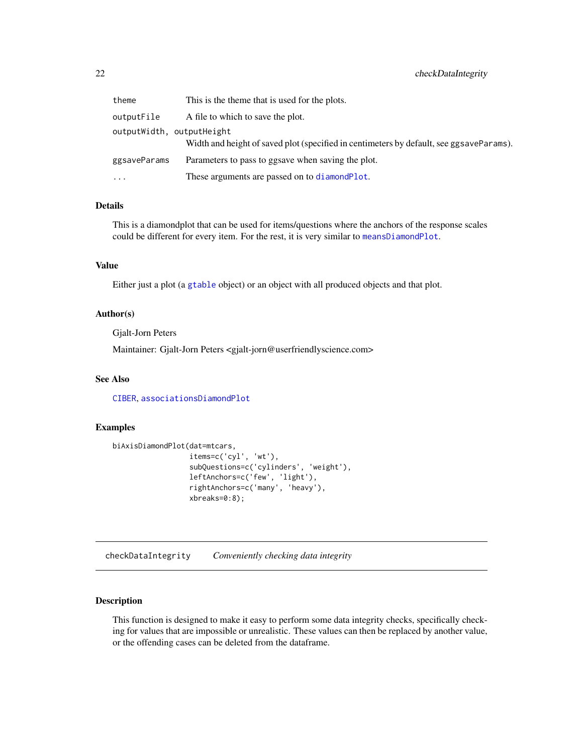| | |
|---|---|
| `theme` | This is the theme that is used for the plots. |
| `outputFile` | A file to which to save the plot. |
| `outputWidth, outputHeight` | Width and height of saved plot (specified in centimeters by default, see `ggsaveParams`). |
| `ggsaveParams` | Parameters to pass to ggsave when saving the plot. |
| `...` | These arguments are passed on to `diamondPlot`. |

### Details

This is a diamondplot that can be used for items/questions where the anchors of the response scales could be different for every item. For the rest, it is very similar to `meansDiamondPlot`.

### Value

Either just a plot (a `gtable` object) or an object with all produced objects and that plot.

### Author(s)

Gjalt-Jorn Peters

Maintainer: Gjalt-Jorn Peters <gjalt-jorn@userfriendlyscience.com>

### See Also

`CIBER`, `associationsDiamondPlot`

### Examples

```
biAxisDiamondPlot(dat=mtcars,
                  items=c('cyl', 'wt'),
                  subQuestions=c('cylinders', 'weight'),
                  leftAnchors=c('few', 'light'),
                  rightAnchors=c('many', 'heavy'),
                  xbreaks=0:8);
```

---

## checkDataIntegrity *Conveniently checking data integrity*

### Description

This function is designed to make it easy to perform some data integrity checks, specifically checking for values that are impossible or unrealistic. These values can then be replaced by another value, or the offending cases can be deleted from the dataframe.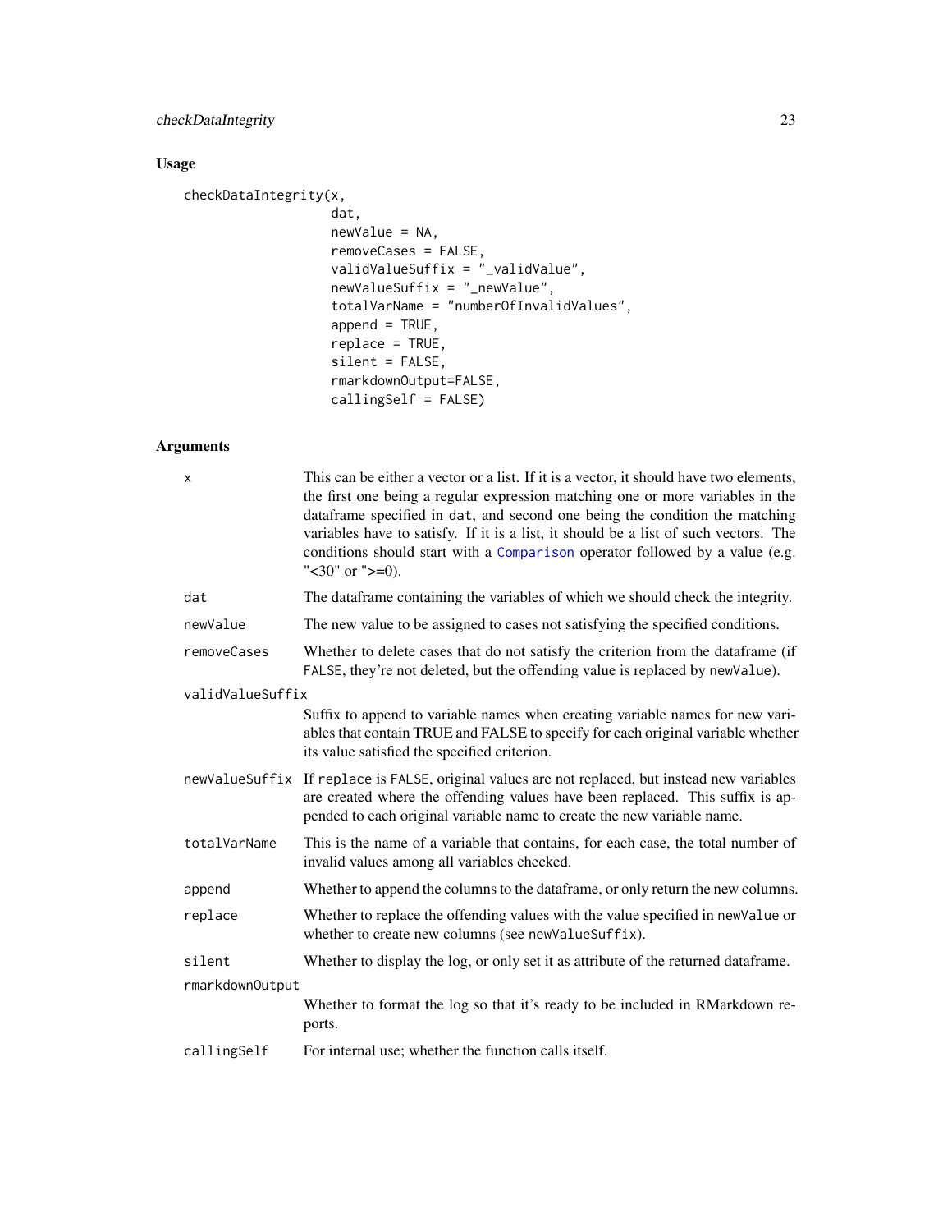## Usage

```
checkDataIntegrity(x,
                   dat,
                   newValue = NA,
                   removeCases = FALSE,
                   validValueSuffix = "_validValue",
                   newValueSuffix = "_newValue",
                   totalVarName = "numberOfInvalidValues",
                   append = TRUE,
                   replace = TRUE,
                   silent = FALSE,
                   rmarkdownOutput=FALSE,
                   callingSelf = FALSE)
```

## Arguments

`x` This can be either a vector or a list. If it is a vector, it should have two elements, the first one being a regular expression matching one or more variables in the dataframe specified in `dat`, and second one being the condition the matching variables have to satisfy. If it is a list, it should be a list of such vectors. The conditions should start with a `Comparison` operator followed by a value (e.g. "<30" or ">=0).

`dat` The dataframe containing the variables of which we should check the integrity.

`newValue` The new value to be assigned to cases not satisfying the specified conditions.

`removeCases` Whether to delete cases that do not satisfy the criterion from the dataframe (if `FALSE`, they're not deleted, but the offending value is replaced by `newValue`).

`validValueSuffix` Suffix to append to variable names when creating variable names for new variables that contain TRUE and FALSE to specify for each original variable whether its value satisfied the specified criterion.

`newValueSuffix` If `replace` is `FALSE`, original values are not replaced, but instead new variables are created where the offending values have been replaced. This suffix is appended to each original variable name to create the new variable name.

`totalVarName` This is the name of a variable that contains, for each case, the total number of invalid values among all variables checked.

`append` Whether to append the columns to the dataframe, or only return the new columns.

`replace` Whether to replace the offending values with the value specified in `newValue` or whether to create new columns (see `newValueSuffix`).

`silent` Whether to display the log, or only set it as attribute of the returned dataframe.

`rmarkdownOutput` Whether to format the log so that it's ready to be included in RMarkdown reports.

`callingSelf` For internal use; whether the function calls itself.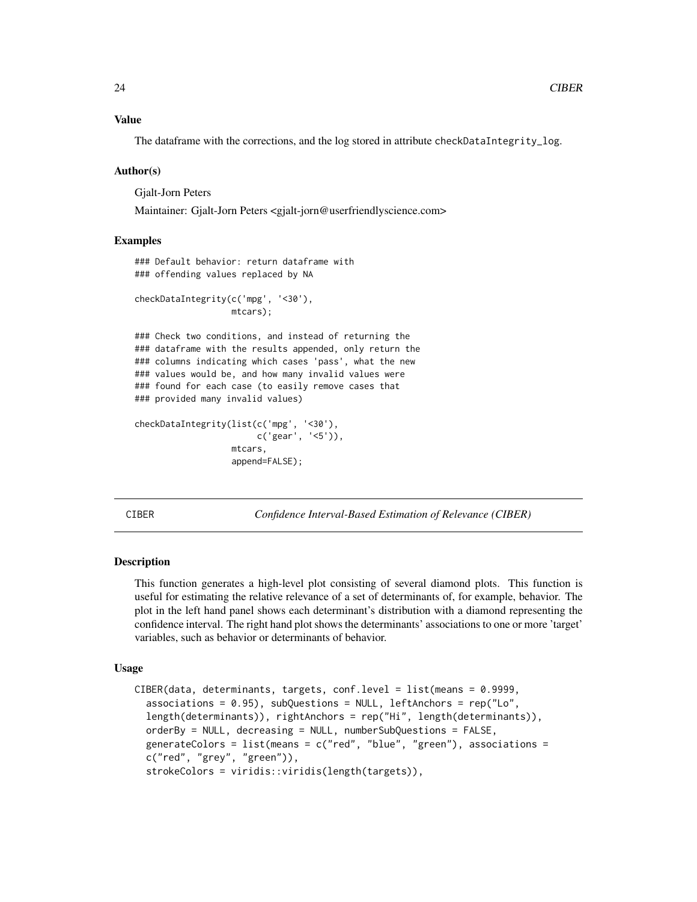### Value

The dataframe with the corrections, and the log stored in attribute checkDataIntegrity_log.

### Author(s)

Gjalt-Jorn Peters

Maintainer: Gjalt-Jorn Peters <gjalt-jorn@userfriendlyscience.com>

### Examples

```
### Default behavior: return dataframe with
### offending values replaced by NA

checkDataIntegrity(c('mpg', '<30'),
                   mtcars);

### Check two conditions, and instead of returning the
### dataframe with the results appended, only return the
### columns indicating which cases 'pass', what the new
### values would be, and how many invalid values were
### found for each case (to easily remove cases that
### provided many invalid values)

checkDataIntegrity(list(c('mpg', '<30'),
                        c('gear', '<5')),
                   mtcars,
                   append=FALSE);
```

---

## CIBER — *Confidence Interval-Based Estimation of Relevance (CIBER)*

### Description

This function generates a high-level plot consisting of several diamond plots. This function is useful for estimating the relative relevance of a set of determinants of, for example, behavior. The plot in the left hand panel shows each determinant's distribution with a diamond representing the confidence interval. The right hand plot shows the determinants' associations to one or more 'target' variables, such as behavior or determinants of behavior.

### Usage

```
CIBER(data, determinants, targets, conf.level = list(means = 0.9999,
  associations = 0.95), subQuestions = NULL, leftAnchors = rep("Lo",
  length(determinants)), rightAnchors = rep("Hi", length(determinants)),
  orderBy = NULL, decreasing = NULL, numberSubQuestions = FALSE,
  generateColors = list(means = c("red", "blue", "green"), associations =
  c("red", "grey", "green")),
  strokeColors = viridis::viridis(length(targets)),
```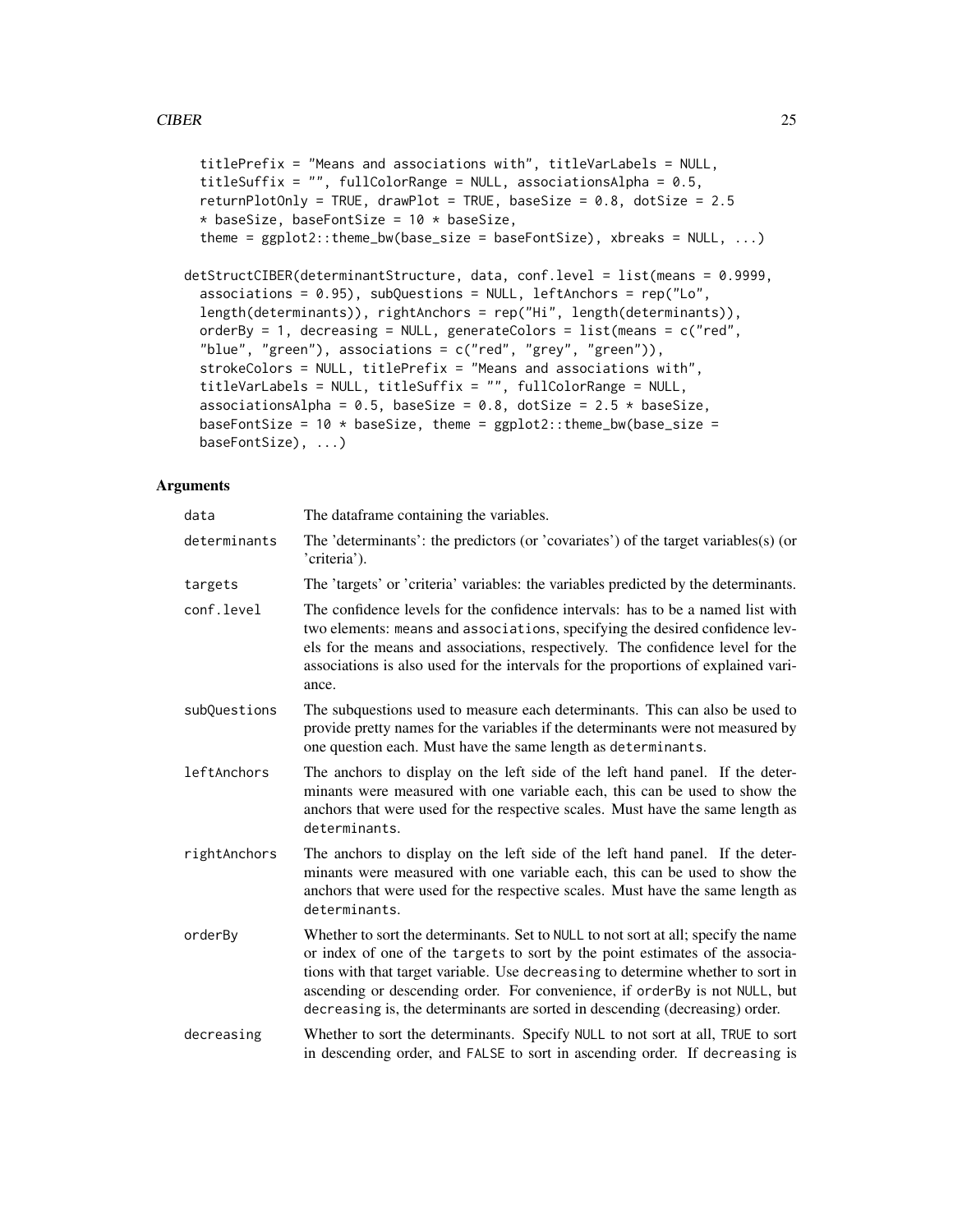```
  titlePrefix = "Means and associations with", titleVarLabels = NULL,
  titleSuffix = "", fullColorRange = NULL, associationsAlpha = 0.5,
  returnPlotOnly = TRUE, drawPlot = TRUE, baseSize = 0.8, dotSize = 2.5
  * baseSize, baseFontSize = 10 * baseSize,
  theme = ggplot2::theme_bw(base_size = baseFontSize), xbreaks = NULL, ...)

detStructCIBER(determinantStructure, data, conf.level = list(means = 0.9999,
  associations = 0.95), subQuestions = NULL, leftAnchors = rep("Lo",
  length(determinants)), rightAnchors = rep("Hi", length(determinants)),
  orderBy = 1, decreasing = NULL, generateColors = list(means = c("red",
  "blue", "green"), associations = c("red", "grey", "green")),
  strokeColors = NULL, titlePrefix = "Means and associations with",
  titleVarLabels = NULL, titleSuffix = "", fullColorRange = NULL,
  associationsAlpha = 0.5, baseSize = 0.8, dotSize = 2.5 * baseSize,
  baseFontSize = 10 * baseSize, theme = ggplot2::theme_bw(base_size =
  baseFontSize), ...)
```

### Arguments

| | |
|---|---|
| `data` | The dataframe containing the variables. |
| `determinants` | The 'determinants': the predictors (or 'covariates') of the target variables(s) (or 'criteria'). |
| `targets` | The 'targets' or 'criteria' variables: the variables predicted by the determinants. |
| `conf.level` | The confidence levels for the confidence intervals: has to be a named list with two elements: `means` and `associations`, specifying the desired confidence levels for the means and associations, respectively. The confidence level for the associations is also used for the intervals for the proportions of explained variance. |
| `subQuestions` | The subquestions used to measure each determinants. This can also be used to provide pretty names for the variables if the determinants were not measured by one question each. Must have the same length as `determinants`. |
| `leftAnchors` | The anchors to display on the left side of the left hand panel. If the determinants were measured with one variable each, this can be used to show the anchors that were used for the respective scales. Must have the same length as `determinants`. |
| `rightAnchors` | The anchors to display on the left side of the left hand panel. If the determinants were measured with one variable each, this can be used to show the anchors that were used for the respective scales. Must have the same length as `determinants`. |
| `orderBy` | Whether to sort the determinants. Set to `NULL` to not sort at all; specify the name or index of one of the `targets` to sort by the point estimates of the associations with that target variable. Use `decreasing` to determine whether to sort in ascending or descending order. For convenience, if `orderBy` is not `NULL`, but `decreasing` is, the determinants are sorted in descending (decreasing) order. |
| `decreasing` | Whether to sort the determinants. Specify `NULL` to not sort at all, `TRUE` to sort in descending order, and `FALSE` to sort in ascending order. If `decreasing` is |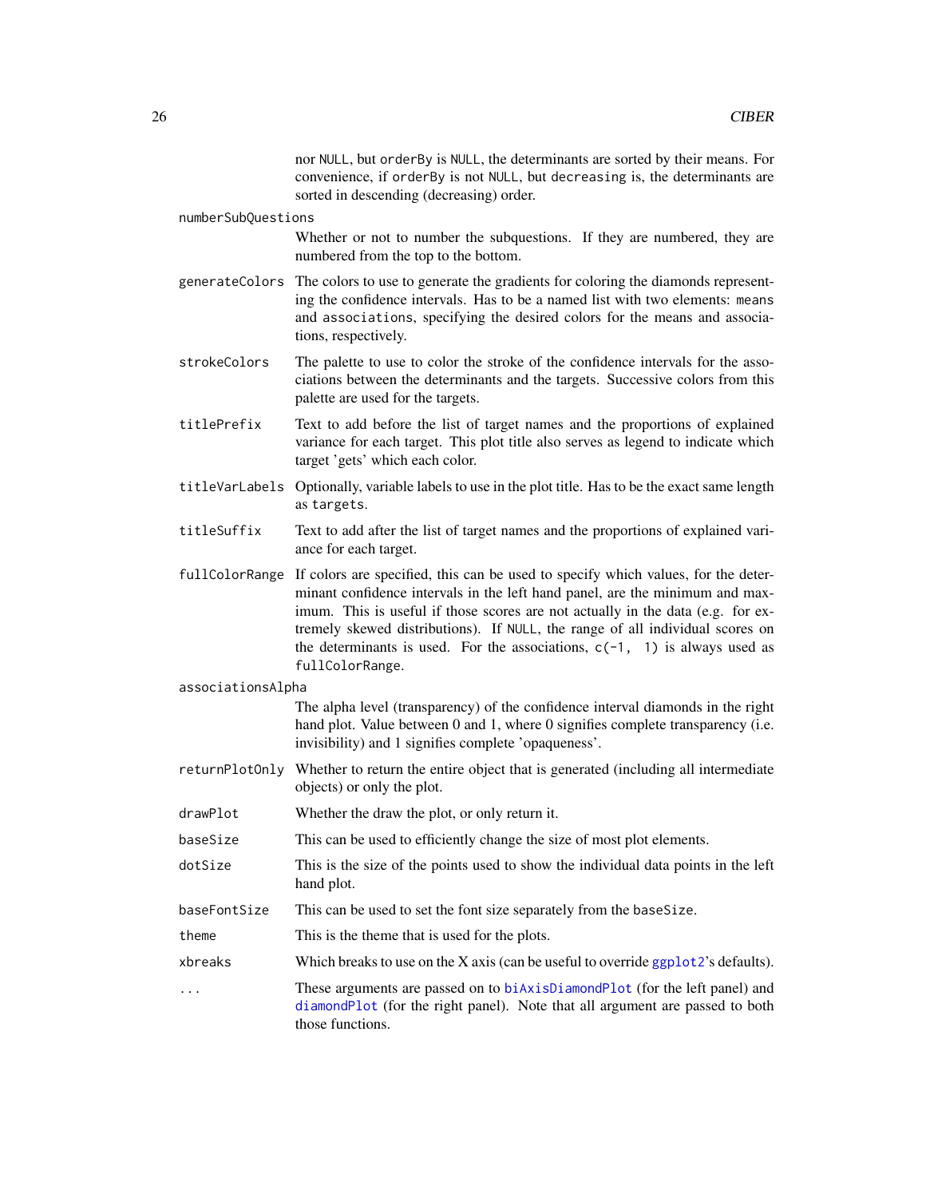nor `NULL`, but `orderBy` is `NULL`, the determinants are sorted by their means. For convenience, if `orderBy` is not `NULL`, but `decreasing` is, the determinants are sorted in descending (decreasing) order.

`numberSubQuestions`
: Whether or not to number the subquestions. If they are numbered, they are numbered from the top to the bottom.

`generateColors`
: The colors to use to generate the gradients for coloring the diamonds representing the confidence intervals. Has to be a named list with two elements: `means` and `associations`, specifying the desired colors for the means and associations, respectively.

`strokeColors`
: The palette to use to color the stroke of the confidence intervals for the associations between the determinants and the targets. Successive colors from this palette are used for the targets.

`titlePrefix`
: Text to add before the list of target names and the proportions of explained variance for each target. This plot title also serves as legend to indicate which target 'gets' which each color.

`titleVarLabels`
: Optionally, variable labels to use in the plot title. Has to be the exact same length as `targets`.

`titleSuffix`
: Text to add after the list of target names and the proportions of explained variance for each target.

`fullColorRange`
: If colors are specified, this can be used to specify which values, for the determinant confidence intervals in the left hand panel, are the minimum and maximum. This is useful if those scores are not actually in the data (e.g. for extremely skewed distributions). If `NULL`, the range of all individual scores on the determinants is used. For the associations, `c(-1, 1)` is always used as `fullColorRange`.

`associationsAlpha`
: The alpha level (transparency) of the confidence interval diamonds in the right hand plot. Value between 0 and 1, where 0 signifies complete transparency (i.e. invisibility) and 1 signifies complete 'opaqueness'.

`returnPlotOnly`
: Whether to return the entire object that is generated (including all intermediate objects) or only the plot.

`drawPlot`
: Whether the draw the plot, or only return it.

`baseSize`
: This can be used to efficiently change the size of most plot elements.

`dotSize`
: This is the size of the points used to show the individual data points in the left hand plot.

`baseFontSize`
: This can be used to set the font size separately from the `baseSize`.

`theme`
: This is the theme that is used for the plots.

`xbreaks`
: Which breaks to use on the X axis (can be useful to override `ggplot2`'s defaults).

`...`
: These arguments are passed on to `biAxisDiamondPlot` (for the left panel) and `diamondPlot` (for the right panel). Note that all argument are passed to both those functions.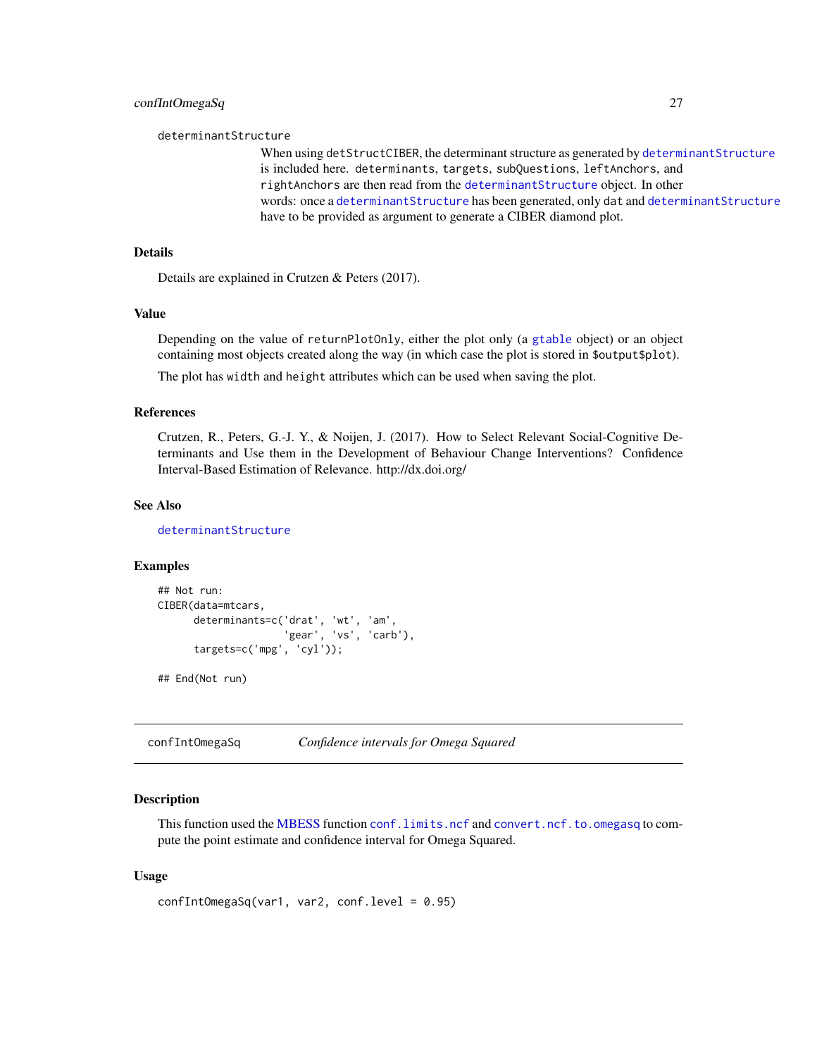determinantStructure
: When using `detStructCIBER`, the determinant structure as generated by `determinantStructure` is included here. `determinants`, `targets`, `subQuestions`, `leftAnchors`, and `rightAnchors` are then read from the `determinantStructure` object. In other words: once a `determinantStructure` has been generated, only `dat` and `determinantStructure` have to be provided as argument to generate a CIBER diamond plot.

### Details

Details are explained in Crutzen & Peters (2017).

### Value

Depending on the value of `returnPlotOnly`, either the plot only (a `gtable` object) or an object containing most objects created along the way (in which case the plot is stored in `$output$plot`).

The plot has `width` and `height` attributes which can be used when saving the plot.

### References

Crutzen, R., Peters, G.-J. Y., & Noijen, J. (2017). How to Select Relevant Social-Cognitive Determinants and Use them in the Development of Behaviour Change Interventions? Confidence Interval-Based Estimation of Relevance. http://dx.doi.org/

### See Also

`determinantStructure`

### Examples

```
## Not run:
CIBER(data=mtcars,
      determinants=c('drat', 'wt', 'am',
                     'gear', 'vs', 'carb'),
      targets=c('mpg', 'cyl'));

## End(Not run)
```

---

## confIntOmegaSq — *Confidence intervals for Omega Squared*

### Description

This function used the MBESS function `conf.limits.ncf` and `convert.ncf.to.omegasq` to compute the point estimate and confidence interval for Omega Squared.

### Usage

```
confIntOmegaSq(var1, var2, conf.level = 0.95)
```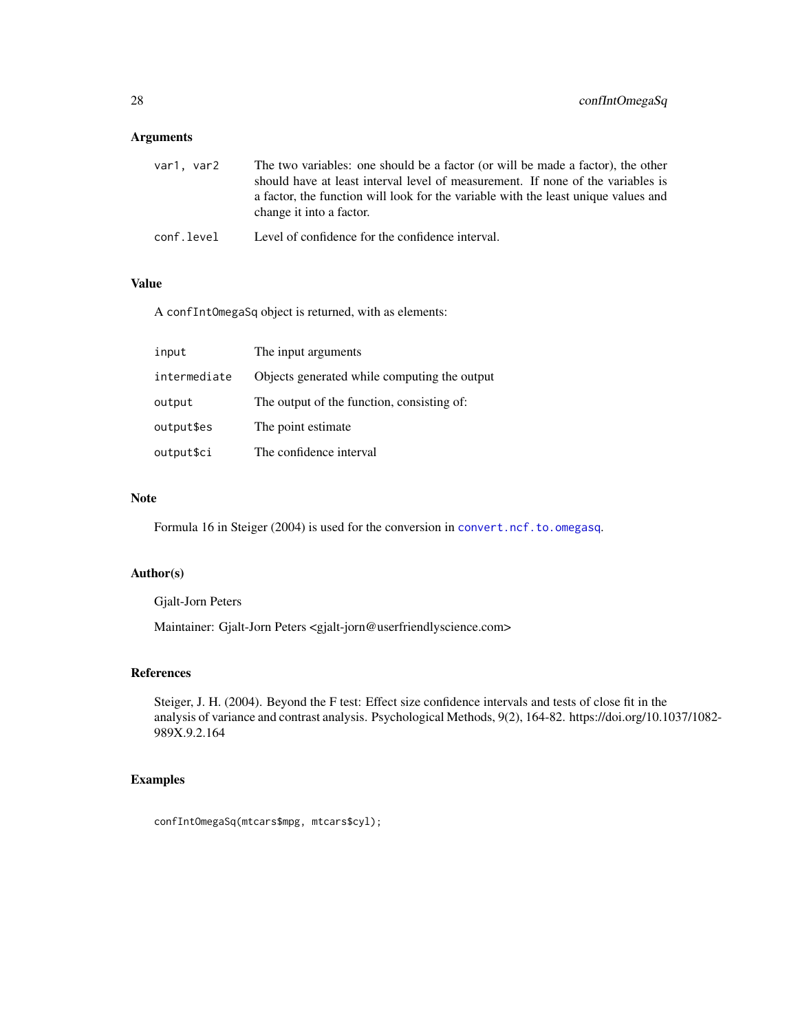## Arguments

| | |
|---|---|
| var1, var2 | The two variables: one should be a factor (or will be made a factor), the other should have at least interval level of measurement. If none of the variables is a factor, the function will look for the variable with the least unique values and change it into a factor. |
| conf.level | Level of confidence for the confidence interval. |

## Value

A confIntOmegaSq object is returned, with as elements:

| | |
|---|---|
| input | The input arguments |
| intermediate | Objects generated while computing the output |
| output | The output of the function, consisting of: |
| output$es | The point estimate |
| output$ci | The confidence interval |

## Note

Formula 16 in Steiger (2004) is used for the conversion in convert.ncf.to.omegasq.

## Author(s)

Gjalt-Jorn Peters

Maintainer: Gjalt-Jorn Peters <gjalt-jorn@userfriendlyscience.com>

## References

Steiger, J. H. (2004). Beyond the F test: Effect size confidence intervals and tests of close fit in the analysis of variance and contrast analysis. Psychological Methods, 9(2), 164-82. https://doi.org/10.1037/1082-989X.9.2.164

## Examples

```
confIntOmegaSq(mtcars$mpg, mtcars$cyl);
```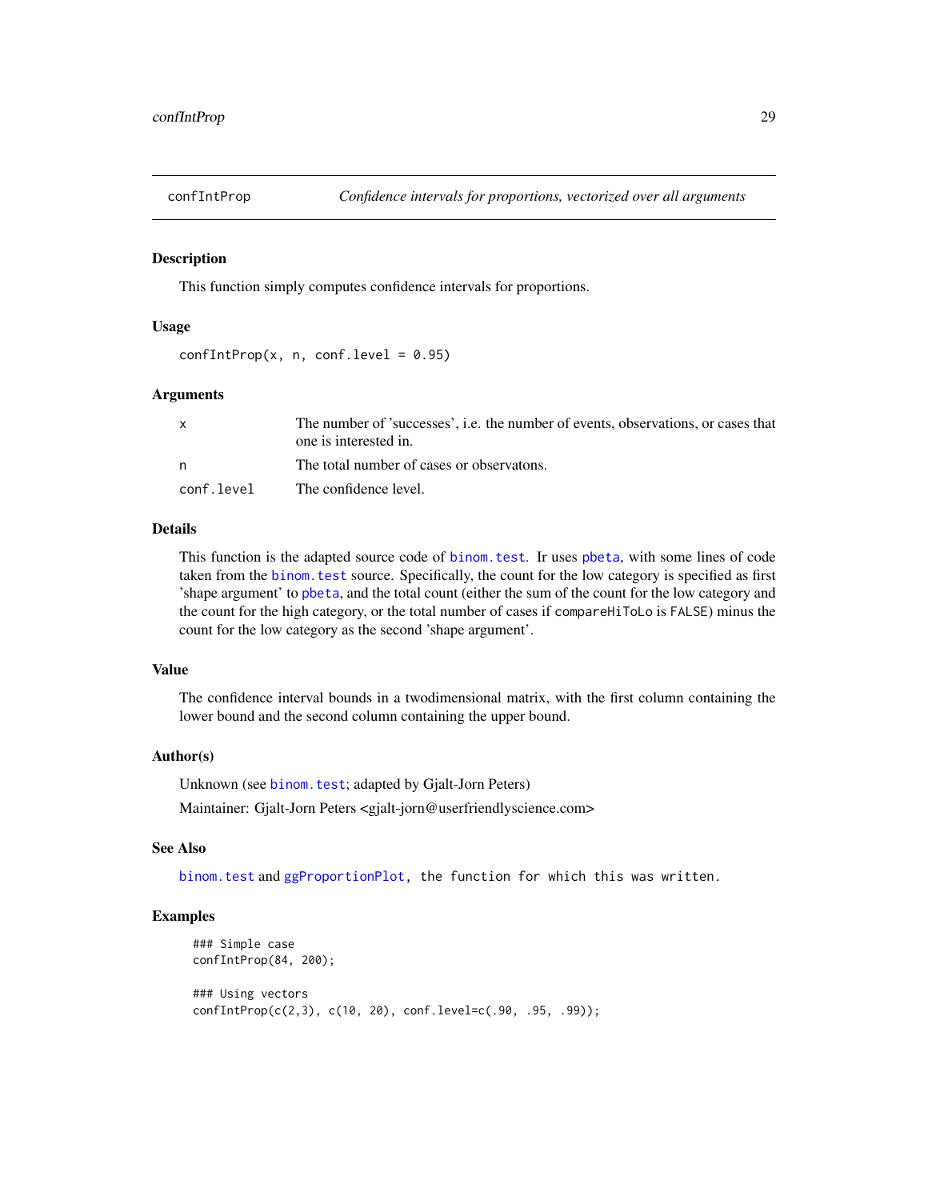## confIntProp — *Confidence intervals for proportions, vectorized over all arguments*

### Description

This function simply computes confidence intervals for proportions.

### Usage

```
confIntProp(x, n, conf.level = 0.95)
```

### Arguments

| | |
|---|---|
| x | The number of 'successes', i.e. the number of events, observations, or cases that one is interested in. |
| n | The total number of cases or observatons. |
| conf.level | The confidence level. |

### Details

This function is the adapted source code of `binom.test`. Ir uses `pbeta`, with some lines of code taken from the `binom.test` source. Specifically, the count for the low category is specified as first 'shape argument' to `pbeta`, and the total count (either the sum of the count for the low category and the count for the high category, or the total number of cases if `compareHiToLo` is `FALSE`) minus the count for the low category as the second 'shape argument'.

### Value

The confidence interval bounds in a twodimensional matrix, with the first column containing the lower bound and the second column containing the upper bound.

### Author(s)

Unknown (see `binom.test`; adapted by Gjalt-Jorn Peters)

Maintainer: Gjalt-Jorn Peters <gjalt-jorn@userfriendlyscience.com>

### See Also

`binom.test` and `ggProportionPlot`, the function for which this was written.

### Examples

```
### Simple case
confIntProp(84, 200);

### Using vectors
confIntProp(c(2,3), c(10, 20), conf.level=c(.90, .95, .99));
```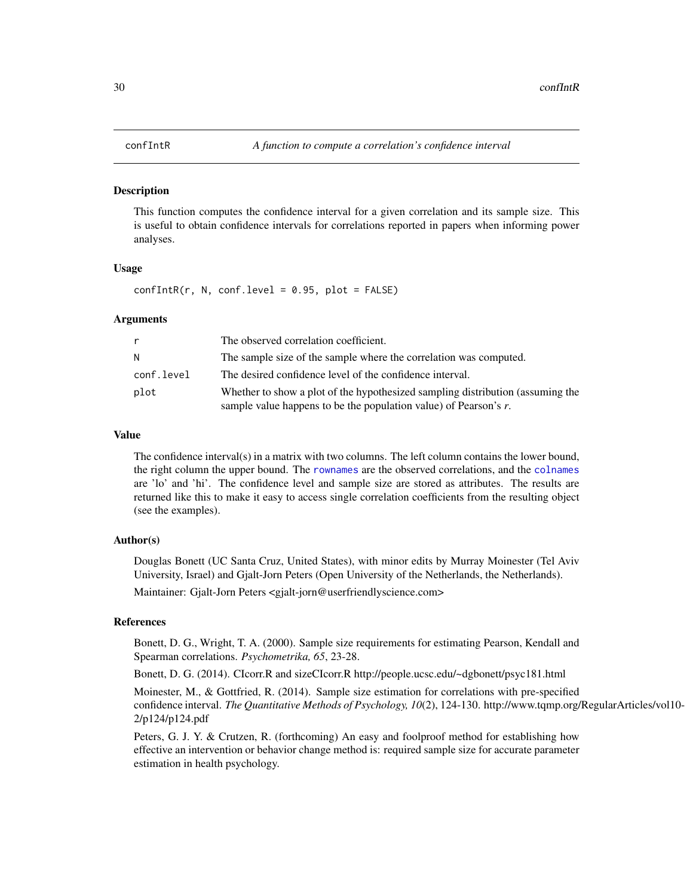## confIntR — *A function to compute a correlation's confidence interval*

### Description

This function computes the confidence interval for a given correlation and its sample size. This is useful to obtain confidence intervals for correlations reported in papers when informing power analyses.

### Usage

```
confIntR(r, N, conf.level = 0.95, plot = FALSE)
```

### Arguments

| | |
|---|---|
| r | The observed correlation coefficient. |
| N | The sample size of the sample where the correlation was computed. |
| conf.level | The desired confidence level of the confidence interval. |
| plot | Whether to show a plot of the hypothesized sampling distribution (assuming the sample value happens to be the population value) of Pearson's *r*. |

### Value

The confidence interval(s) in a matrix with two columns. The left column contains the lower bound, the right column the upper bound. The `rownames` are the observed correlations, and the `colnames` are 'lo' and 'hi'. The confidence level and sample size are stored as attributes. The results are returned like this to make it easy to access single correlation coefficients from the resulting object (see the examples).

### Author(s)

Douglas Bonett (UC Santa Cruz, United States), with minor edits by Murray Moinester (Tel Aviv University, Israel) and Gjalt-Jorn Peters (Open University of the Netherlands, the Netherlands).

Maintainer: Gjalt-Jorn Peters <gjalt-jorn@userfriendlyscience.com>

### References

Bonett, D. G., Wright, T. A. (2000). Sample size requirements for estimating Pearson, Kendall and Spearman correlations. *Psychometrika, 65*, 23-28.

Bonett, D. G. (2014). CIcorr.R and sizeCIcorr.R http://people.ucsc.edu/~dgbonett/psyc181.html

Moinester, M., & Gottfried, R. (2014). Sample size estimation for correlations with pre-specified confidence interval. *The Quantitative Methods of Psychology, 10*(2), 124-130. http://www.tqmp.org/RegularArticles/vol10-2/p124/p124.pdf

Peters, G. J. Y. & Crutzen, R. (forthcoming) An easy and foolproof method for establishing how effective an intervention or behavior change method is: required sample size for accurate parameter estimation in health psychology.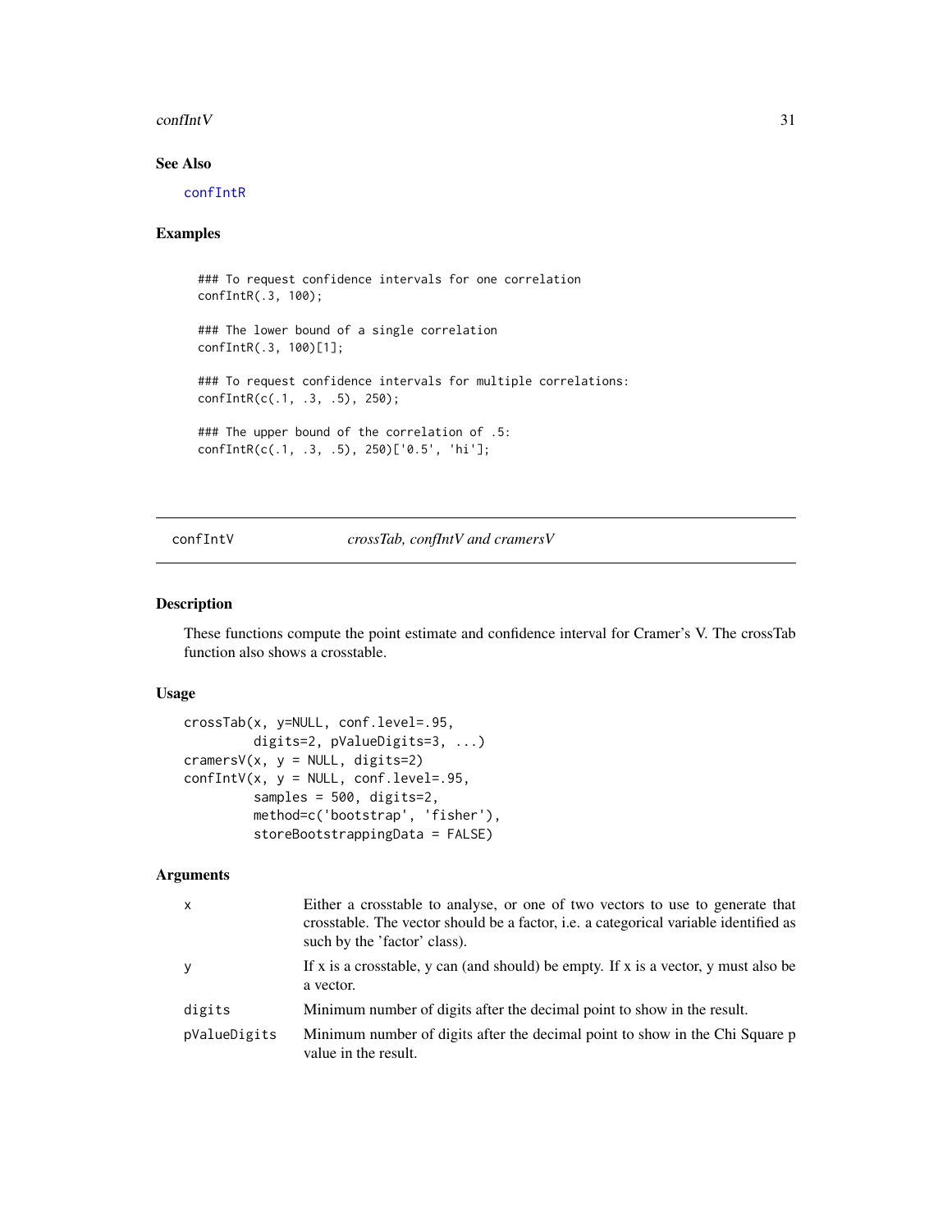## See Also

confIntR

## Examples

```
### To request confidence intervals for one correlation
confIntR(.3, 100);

### The lower bound of a single correlation
confIntR(.3, 100)[1];

### To request confidence intervals for multiple correlations:
confIntR(c(.1, .3, .5), 250);

### The upper bound of the correlation of .5:
confIntR(c(.1, .3, .5), 250)['0.5', 'hi'];
```

---

# confIntV *crossTab, confIntV and cramersV*

## Description

These functions compute the point estimate and confidence interval for Cramer's V. The crossTab function also shows a crosstable.

## Usage

```
crossTab(x, y=NULL, conf.level=.95,
         digits=2, pValueDigits=3, ...)
cramersV(x, y = NULL, digits=2)
confIntV(x, y = NULL, conf.level=.95,
         samples = 500, digits=2,
         method=c('bootstrap', 'fisher'),
         storeBootstrappingData = FALSE)
```

## Arguments

| | |
|---|---|
| x | Either a crosstable to analyse, or one of two vectors to use to generate that crosstable. The vector should be a factor, i.e. a categorical variable identified as such by the 'factor' class). |
| y | If x is a crosstable, y can (and should) be empty. If x is a vector, y must also be a vector. |
| digits | Minimum number of digits after the decimal point to show in the result. |
| pValueDigits | Minimum number of digits after the decimal point to show in the Chi Square p value in the result. |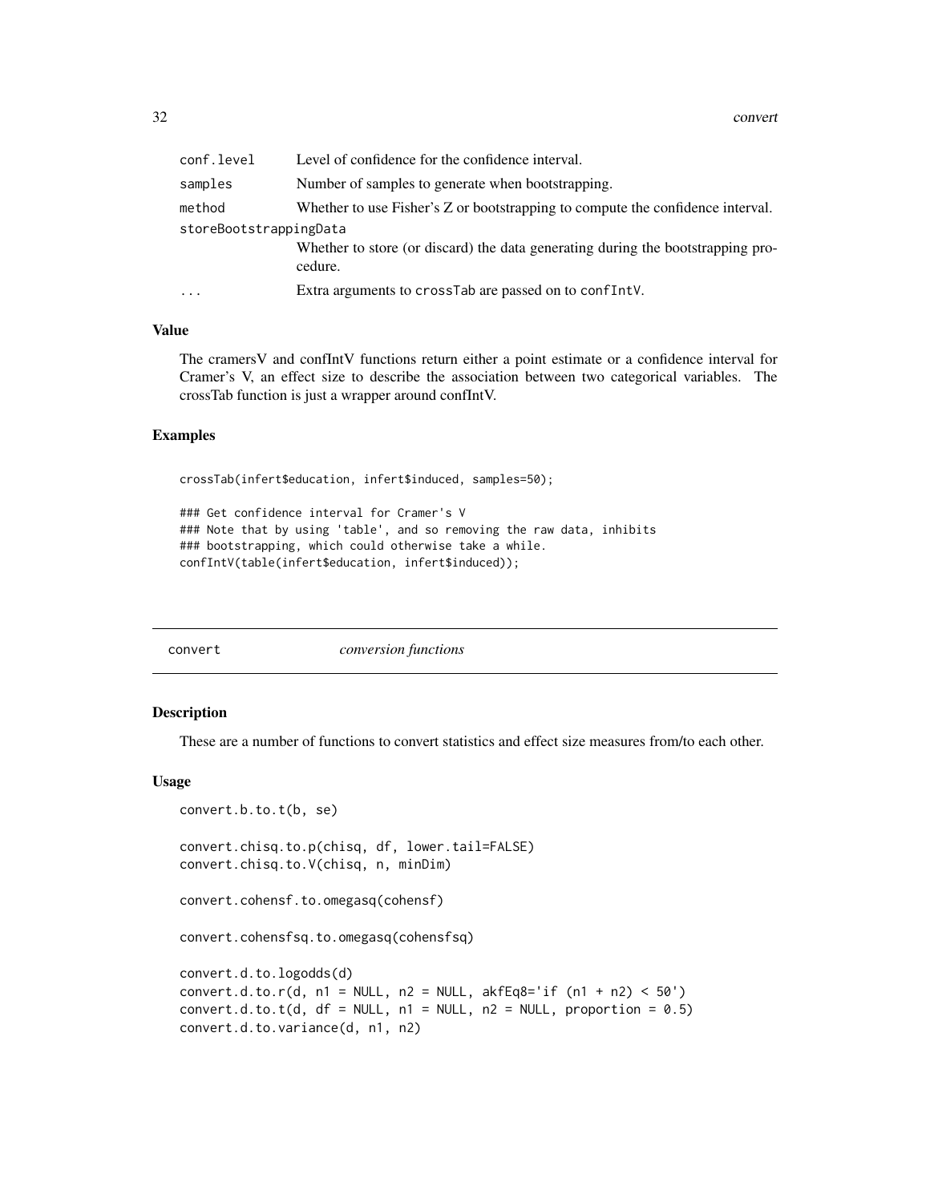| | |
|---|---|
| conf.level | Level of confidence for the confidence interval. |
| samples | Number of samples to generate when bootstrapping. |
| method | Whether to use Fisher's Z or bootstrapping to compute the confidence interval. |
| storeBootstrappingData | Whether to store (or discard) the data generating during the bootstrapping procedure. |
| ... | Extra arguments to crossTab are passed on to confIntV. |

### Value

The cramersV and confIntV functions return either a point estimate or a confidence interval for Cramer's V, an effect size to describe the association between two categorical variables. The crossTab function is just a wrapper around confIntV.

### Examples

```
crossTab(infert$education, infert$induced, samples=50);

### Get confidence interval for Cramer's V
### Note that by using 'table', and so removing the raw data, inhibits
### bootstrapping, which could otherwise take a while.
confIntV(table(infert$education, infert$induced));
```

## convert *conversion functions*

### Description

These are a number of functions to convert statistics and effect size measures from/to each other.

### Usage

```
convert.b.to.t(b, se)

convert.chisq.to.p(chisq, df, lower.tail=FALSE)
convert.chisq.to.V(chisq, n, minDim)

convert.cohensf.to.omegasq(cohensf)

convert.cohensfsq.to.omegasq(cohensfsq)

convert.d.to.logodds(d)
convert.d.to.r(d, n1 = NULL, n2 = NULL, akfEq8='if (n1 + n2) < 50')
convert.d.to.t(d, df = NULL, n1 = NULL, n2 = NULL, proportion = 0.5)
convert.d.to.variance(d, n1, n2)
```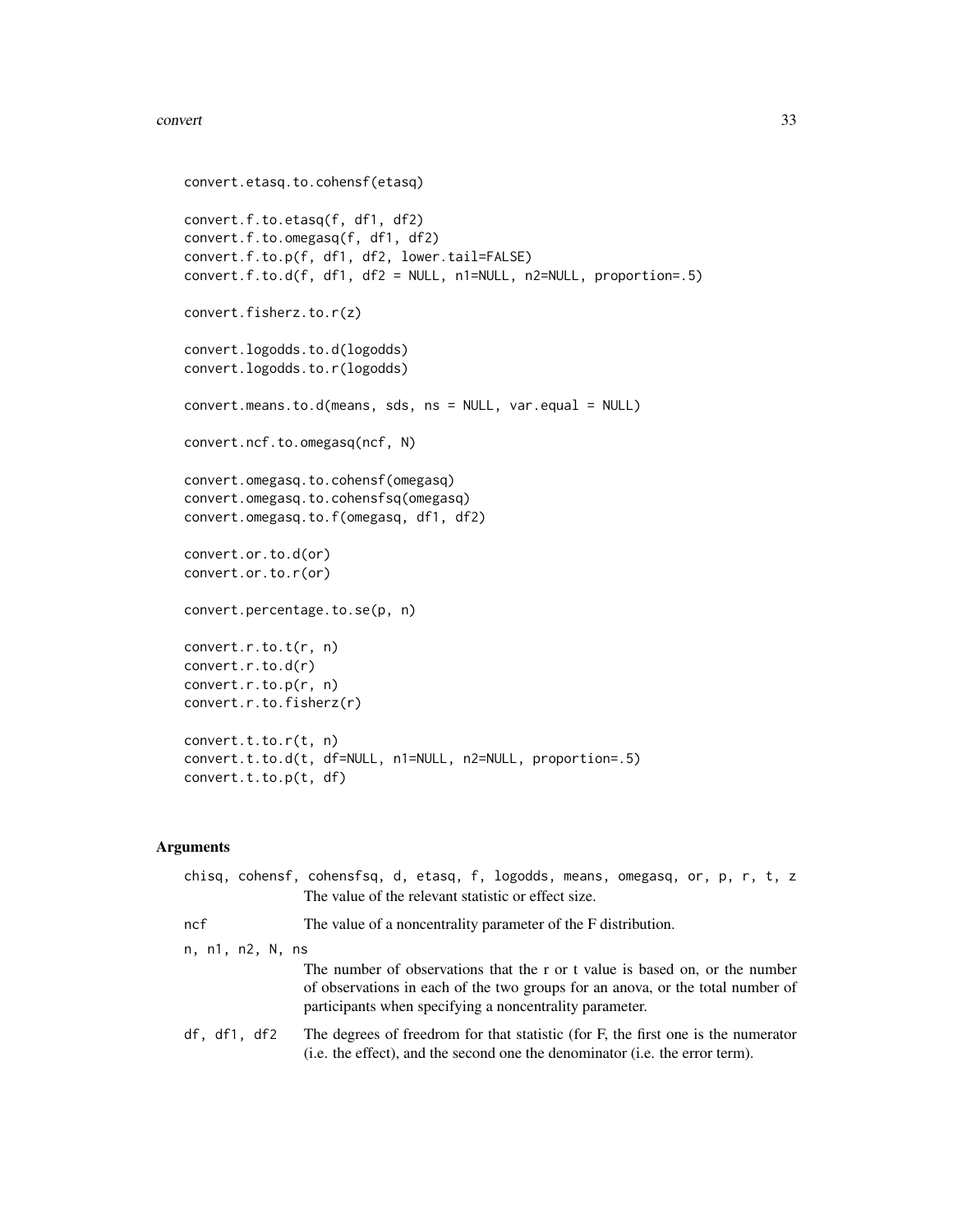```
convert.etasq.to.cohensf(etasq)

convert.f.to.etasq(f, df1, df2)
convert.f.to.omegasq(f, df1, df2)
convert.f.to.p(f, df1, df2, lower.tail=FALSE)
convert.f.to.d(f, df1, df2 = NULL, n1=NULL, n2=NULL, proportion=.5)

convert.fisherz.to.r(z)

convert.logodds.to.d(logodds)
convert.logodds.to.r(logodds)

convert.means.to.d(means, sds, ns = NULL, var.equal = NULL)

convert.ncf.to.omegasq(ncf, N)

convert.omegasq.to.cohensf(omegasq)
convert.omegasq.to.cohensfsq(omegasq)
convert.omegasq.to.f(omegasq, df1, df2)

convert.or.to.d(or)
convert.or.to.r(or)

convert.percentage.to.se(p, n)

convert.r.to.t(r, n)
convert.r.to.d(r)
convert.r.to.p(r, n)
convert.r.to.fisherz(r)

convert.t.to.r(t, n)
convert.t.to.d(t, df=NULL, n1=NULL, n2=NULL, proportion=.5)
convert.t.to.p(t, df)
```

## Arguments

`chisq, cohensf, cohensfsq, d, etasq, f, logodds, means, omegasq, or, p, r, t, z`
: The value of the relevant statistic or effect size.

`ncf`
: The value of a noncentrality parameter of the F distribution.

`n, n1, n2, N, ns`
: The number of observations that the r or t value is based on, or the number of observations in each of the two groups for an anova, or the total number of participants when specifying a noncentrality parameter.

`df, df1, df2`
: The degrees of freedrom for that statistic (for F, the first one is the numerator (i.e. the effect), and the second one the denominator (i.e. the error term).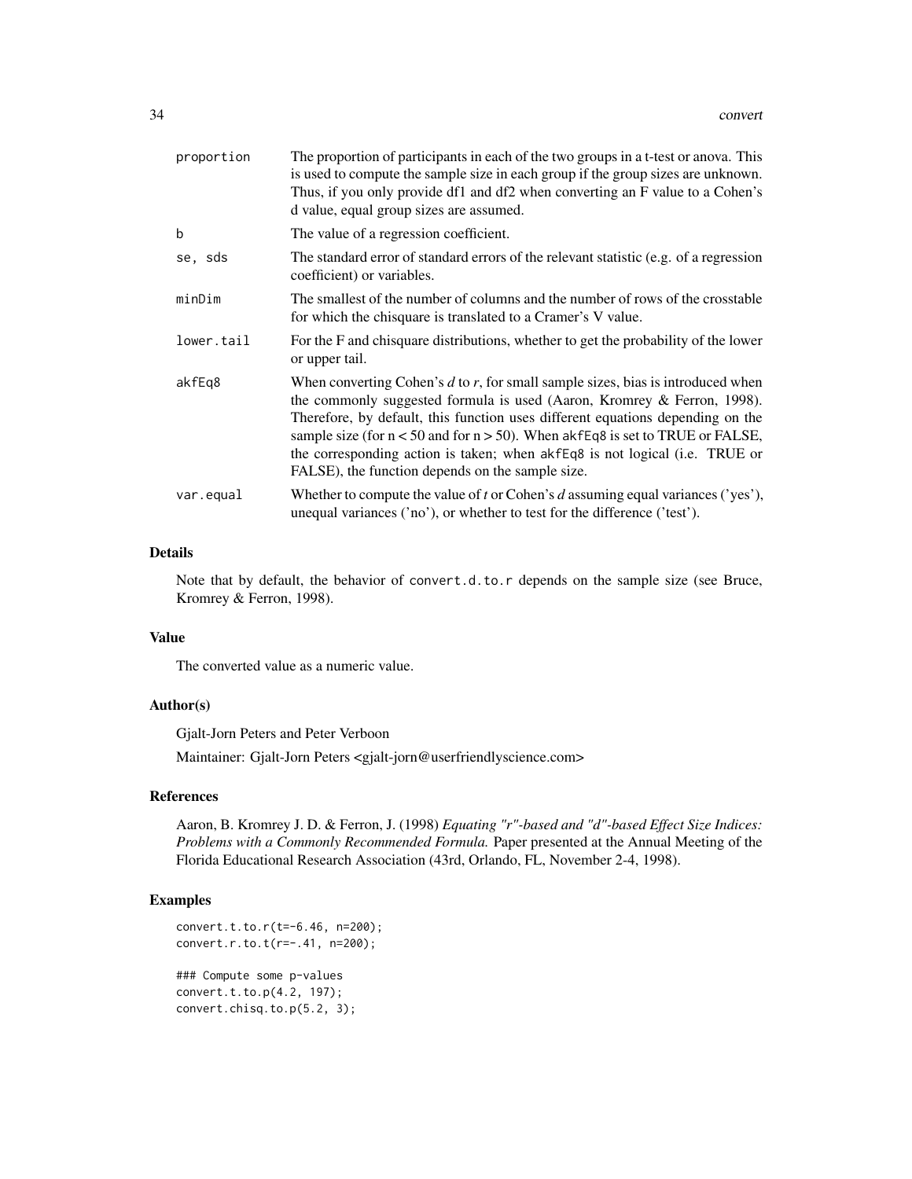| | |
|---|---|
| `proportion` | The proportion of participants in each of the two groups in a t-test or anova. This is used to compute the sample size in each group if the group sizes are unknown. Thus, if you only provide df1 and df2 when converting an F value to a Cohen's d value, equal group sizes are assumed. |
| `b` | The value of a regression coefficient. |
| `se, sds` | The standard error of standard errors of the relevant statistic (e.g. of a regression coefficient) or variables. |
| `minDim` | The smallest of the number of columns and the number of rows of the crosstable for which the chisquare is translated to a Cramer's V value. |
| `lower.tail` | For the F and chisquare distributions, whether to get the probability of the lower or upper tail. |
| `akfEq8` | When converting Cohen's *d* to *r*, for small sample sizes, bias is introduced when the commonly suggested formula is used (Aaron, Kromrey & Ferron, 1998). Therefore, by default, this function uses different equations depending on the sample size (for $n < 50$ and for $n > 50$). When `akfEq8` is set to TRUE or FALSE, the corresponding action is taken; when `akfEq8` is not logical (i.e. TRUE or FALSE), the function depends on the sample size. |
| `var.equal` | Whether to compute the value of *t* or Cohen's *d* assuming equal variances ('yes'), unequal variances ('no'), or whether to test for the difference ('test'). |

## Details

Note that by default, the behavior of `convert.d.to.r` depends on the sample size (see Bruce, Kromrey & Ferron, 1998).

## Value

The converted value as a numeric value.

## Author(s)

Gjalt-Jorn Peters and Peter Verboon

Maintainer: Gjalt-Jorn Peters <gjalt-jorn@userfriendlyscience.com>

## References

Aaron, B. Kromrey J. D. & Ferron, J. (1998) *Equating "r"-based and "d"-based Effect Size Indices: Problems with a Commonly Recommended Formula.* Paper presented at the Annual Meeting of the Florida Educational Research Association (43rd, Orlando, FL, November 2-4, 1998).

## Examples

```
convert.t.to.r(t=-6.46, n=200);
convert.r.to.t(r=-.41, n=200);

### Compute some p-values
convert.t.to.p(4.2, 197);
convert.chisq.to.p(5.2, 3);
```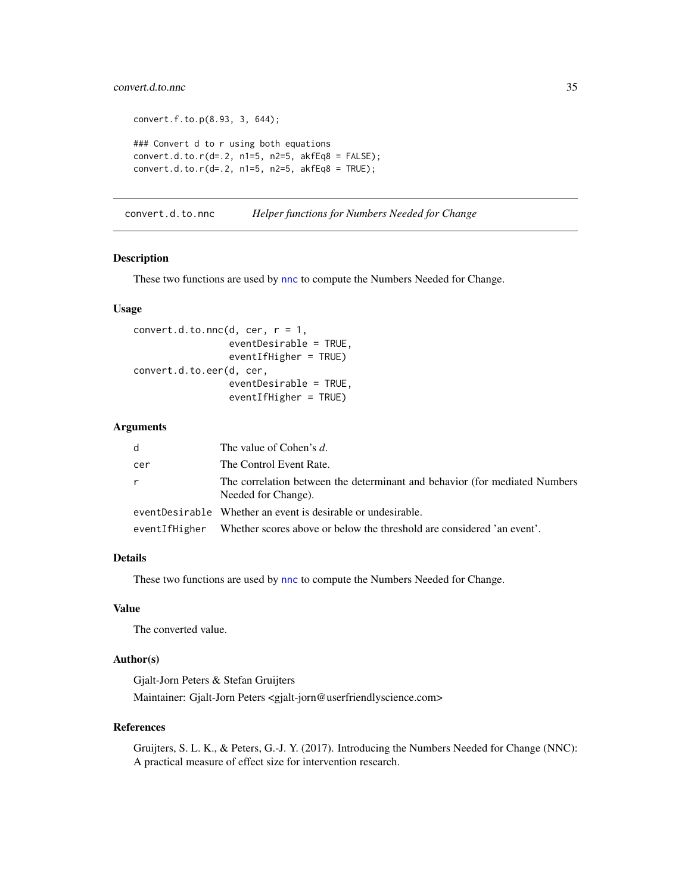```
convert.f.to.p(8.93, 3, 644);

### Convert d to r using both equations
convert.d.to.r(d=.2, n1=5, n2=5, akfEq8 = FALSE);
convert.d.to.r(d=.2, n1=5, n2=5, akfEq8 = TRUE);
```

## convert.d.to.nnc — *Helper functions for Numbers Needed for Change*

### Description

These two functions are used by nnc to compute the Numbers Needed for Change.

### Usage

```
convert.d.to.nnc(d, cer, r = 1,
                 eventDesirable = TRUE,
                 eventIfHigher = TRUE)
convert.d.to.eer(d, cer,
                 eventDesirable = TRUE,
                 eventIfHigher = TRUE)
```

### Arguments

| | |
|---|---|
| `d` | The value of Cohen's *d*. |
| `cer` | The Control Event Rate. |
| `r` | The correlation between the determinant and behavior (for mediated Numbers Needed for Change). |
| `eventDesirable` | Whether an event is desirable or undesirable. |
| `eventIfHigher` | Whether scores above or below the threshold are considered 'an event'. |

### Details

These two functions are used by nnc to compute the Numbers Needed for Change.

### Value

The converted value.

### Author(s)

Gjalt-Jorn Peters & Stefan Gruijters

Maintainer: Gjalt-Jorn Peters <gjalt-jorn@userfriendlyscience.com>

### References

Gruijters, S. L. K., & Peters, G.-J. Y. (2017). Introducing the Numbers Needed for Change (NNC): A practical measure of effect size for intervention research.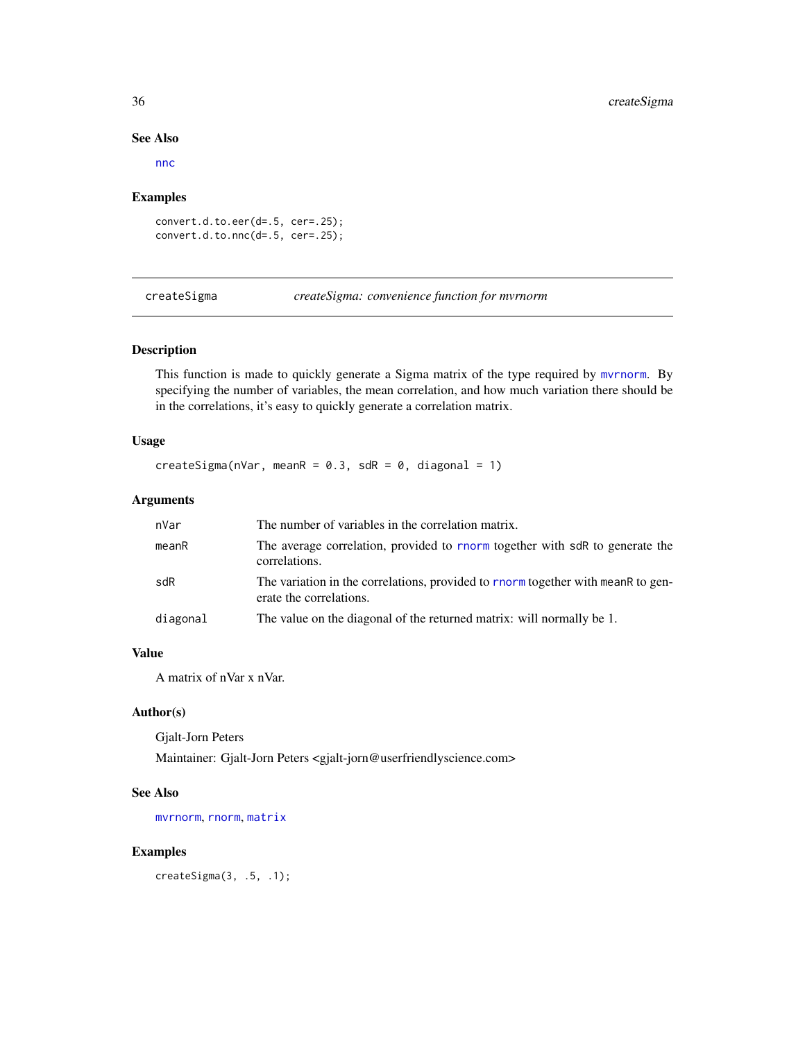### See Also

nnc

### Examples

```
convert.d.to.eer(d=.5, cer=.25);
convert.d.to.nnc(d=.5, cer=.25);
```

---

## createSigma — *createSigma: convenience function for mvrnorm*

### Description

This function is made to quickly generate a Sigma matrix of the type required by mvrnorm. By specifying the number of variables, the mean correlation, and how much variation there should be in the correlations, it's easy to quickly generate a correlation matrix.

### Usage

```
createSigma(nVar, meanR = 0.3, sdR = 0, diagonal = 1)
```

### Arguments

| | |
|---|---|
| nVar | The number of variables in the correlation matrix. |
| meanR | The average correlation, provided to rnorm together with sdR to generate the correlations. |
| sdR | The variation in the correlations, provided to rnorm together with meanR to generate the correlations. |
| diagonal | The value on the diagonal of the returned matrix: will normally be 1. |

### Value

A matrix of nVar x nVar.

### Author(s)

Gjalt-Jorn Peters

Maintainer: Gjalt-Jorn Peters <gjalt-jorn@userfriendlyscience.com>

### See Also

mvrnorm, rnorm, matrix

### Examples

```
createSigma(3, .5, .1);
```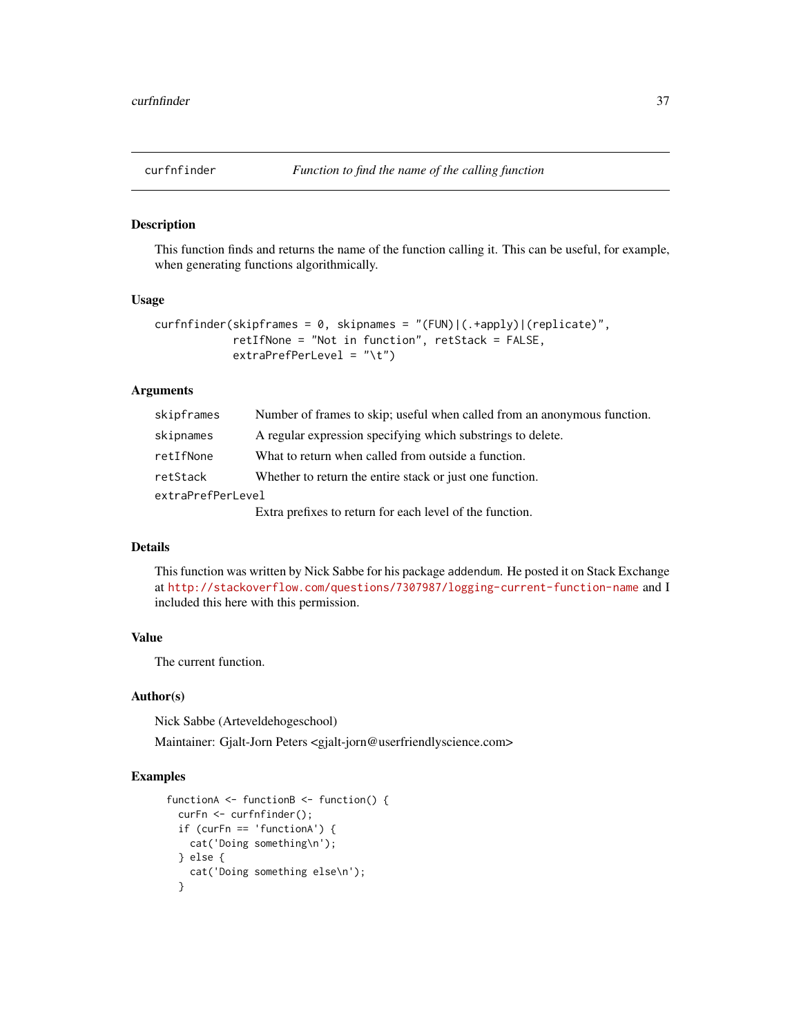## curfnfinder — *Function to find the name of the calling function*

### Description

This function finds and returns the name of the function calling it. This can be useful, for example, when generating functions algorithmically.

### Usage

```
curfnfinder(skipframes = 0, skipnames = "(FUN)|(.+apply)|(replicate)",
            retIfNone = "Not in function", retStack = FALSE,
            extraPrefPerLevel = "\t")
```

### Arguments

| | |
|---|---|
| `skipframes` | Number of frames to skip; useful when called from an anonymous function. |
| `skipnames` | A regular expression specifying which substrings to delete. |
| `retIfNone` | What to return when called from outside a function. |
| `retStack` | Whether to return the entire stack or just one function. |
| `extraPrefPerLevel` | Extra prefixes to return for each level of the function. |

### Details

This function was written by Nick Sabbe for his package `addendum`. He posted it on Stack Exchange at http://stackoverflow.com/questions/7307987/logging-current-function-name and I included this here with this permission.

### Value

The current function.

### Author(s)

Nick Sabbe (Arteveldehogeschool)

Maintainer: Gjalt-Jorn Peters <gjalt-jorn@userfriendlyscience.com>

### Examples

```
functionA <- functionB <- function() {
  curFn <- curfnfinder();
  if (curFn == 'functionA') {
    cat('Doing something\n');
  } else {
    cat('Doing something else\n');
  }
```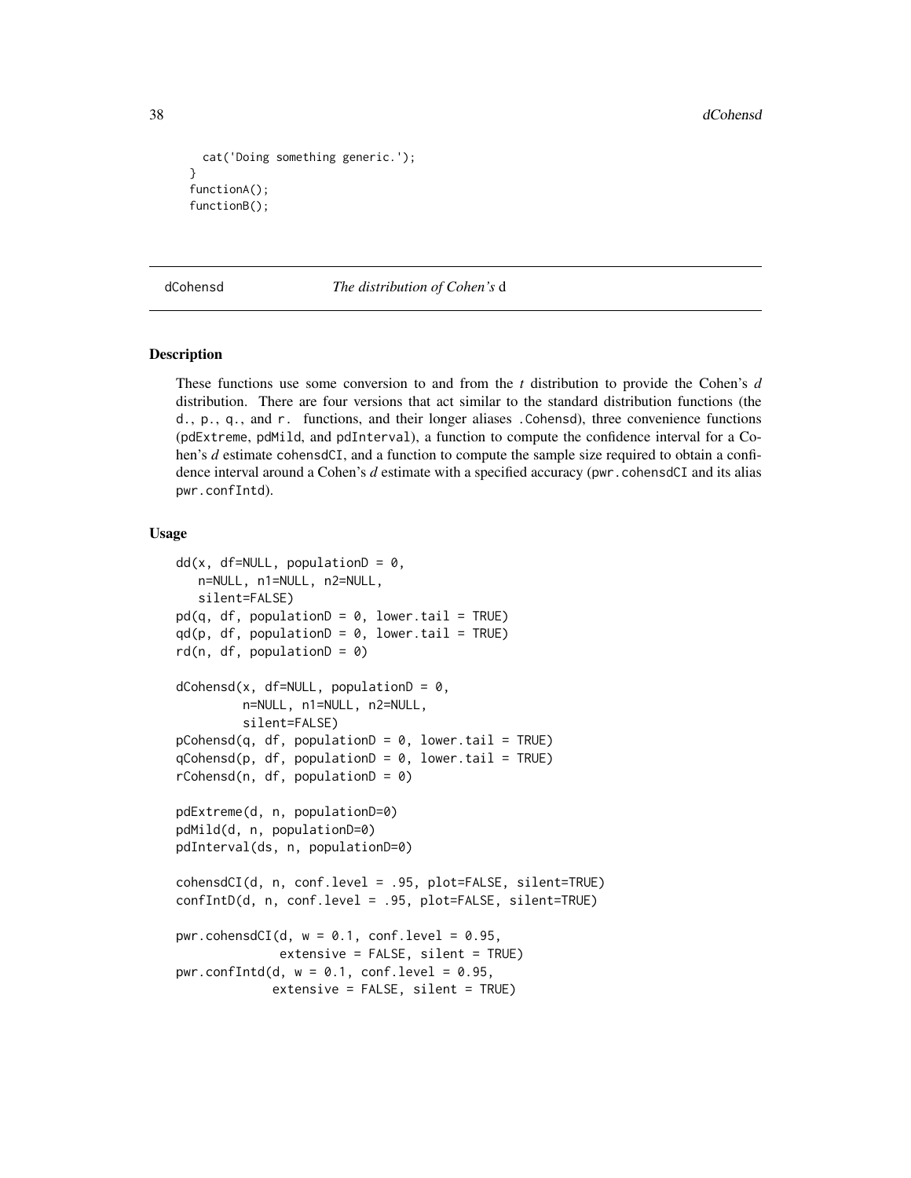```
  cat('Doing something generic.');
}
functionA();
functionB();
```

## dCohensd *The distribution of Cohen's* d

### Description

These functions use some conversion to and from the *t* distribution to provide the Cohen's *d* distribution. There are four versions that act similar to the standard distribution functions (the d., p., q., and r. functions, and their longer aliases .Cohensd), three convenience functions (pdExtreme, pdMild, and pdInterval), a function to compute the confidence interval for a Cohen's *d* estimate cohensdCI, and a function to compute the sample size required to obtain a confidence interval around a Cohen's *d* estimate with a specified accuracy (pwr.cohensdCI and its alias pwr.confIntd).

### Usage

```
dd(x, df=NULL, populationD = 0,
   n=NULL, n1=NULL, n2=NULL,
   silent=FALSE)
pd(q, df, populationD = 0, lower.tail = TRUE)
qd(p, df, populationD = 0, lower.tail = TRUE)
rd(n, df, populationD = 0)

dCohensd(x, df=NULL, populationD = 0,
         n=NULL, n1=NULL, n2=NULL,
         silent=FALSE)
pCohensd(q, df, populationD = 0, lower.tail = TRUE)
qCohensd(p, df, populationD = 0, lower.tail = TRUE)
rCohensd(n, df, populationD = 0)

pdExtreme(d, n, populationD=0)
pdMild(d, n, populationD=0)
pdInterval(ds, n, populationD=0)

cohensdCI(d, n, conf.level = .95, plot=FALSE, silent=TRUE)
confIntD(d, n, conf.level = .95, plot=FALSE, silent=TRUE)

pwr.cohensdCI(d, w = 0.1, conf.level = 0.95,
              extensive = FALSE, silent = TRUE)
pwr.confIntd(d, w = 0.1, conf.level = 0.95,
             extensive = FALSE, silent = TRUE)
```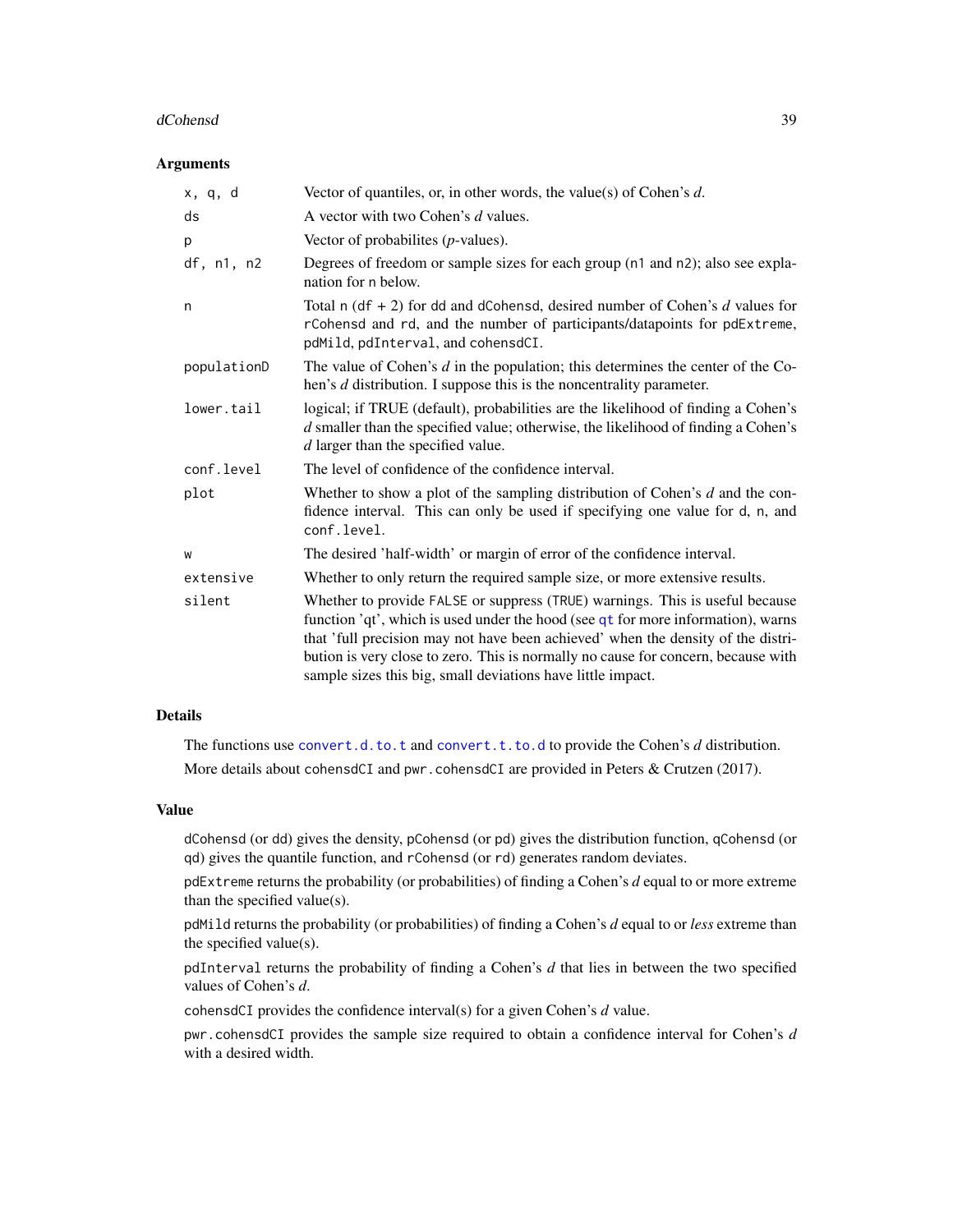### Arguments

| | |
|---|---|
| x, q, d | Vector of quantiles, or, in other words, the value(s) of Cohen's *d*. |
| ds | A vector with two Cohen's *d* values. |
| p | Vector of probabilites (*p*-values). |
| df, n1, n2 | Degrees of freedom or sample sizes for each group (n1 and n2); also see explanation for n below. |
| n | Total n (df + 2) for dd and dCohensd, desired number of Cohen's *d* values for rCohensd and rd, and the number of participants/datapoints for pdExtreme, pdMild, pdInterval, and cohensdCI. |
| populationD | The value of Cohen's *d* in the population; this determines the center of the Cohen's *d* distribution. I suppose this is the noncentrality parameter. |
| lower.tail | logical; if TRUE (default), probabilities are the likelihood of finding a Cohen's *d* smaller than the specified value; otherwise, the likelihood of finding a Cohen's *d* larger than the specified value. |
| conf.level | The level of confidence of the confidence interval. |
| plot | Whether to show a plot of the sampling distribution of Cohen's *d* and the confidence interval. This can only be used if specifying one value for d, n, and conf.level. |
| w | The desired 'half-width' or margin of error of the confidence interval. |
| extensive | Whether to only return the required sample size, or more extensive results. |
| silent | Whether to provide FALSE or suppress (TRUE) warnings. This is useful because function 'qt', which is used under the hood (see qt for more information), warns that 'full precision may not have been achieved' when the density of the distribution is very close to zero. This is normally no cause for concern, because with sample sizes this big, small deviations have little impact. |

### Details

The functions use convert.d.to.t and convert.t.to.d to provide the Cohen's *d* distribution.

More details about cohensdCI and pwr.cohensdCI are provided in Peters & Crutzen (2017).

### Value

dCohensd (or dd) gives the density, pCohensd (or pd) gives the distribution function, qCohensd (or qd) gives the quantile function, and rCohensd (or rd) generates random deviates.

pdExtreme returns the probability (or probabilities) of finding a Cohen's *d* equal to or more extreme than the specified value(s).

pdMild returns the probability (or probabilities) of finding a Cohen's *d* equal to or *less* extreme than the specified value(s).

pdInterval returns the probability of finding a Cohen's *d* that lies in between the two specified values of Cohen's *d*.

cohensdCI provides the confidence interval(s) for a given Cohen's *d* value.

pwr.cohensdCI provides the sample size required to obtain a confidence interval for Cohen's *d* with a desired width.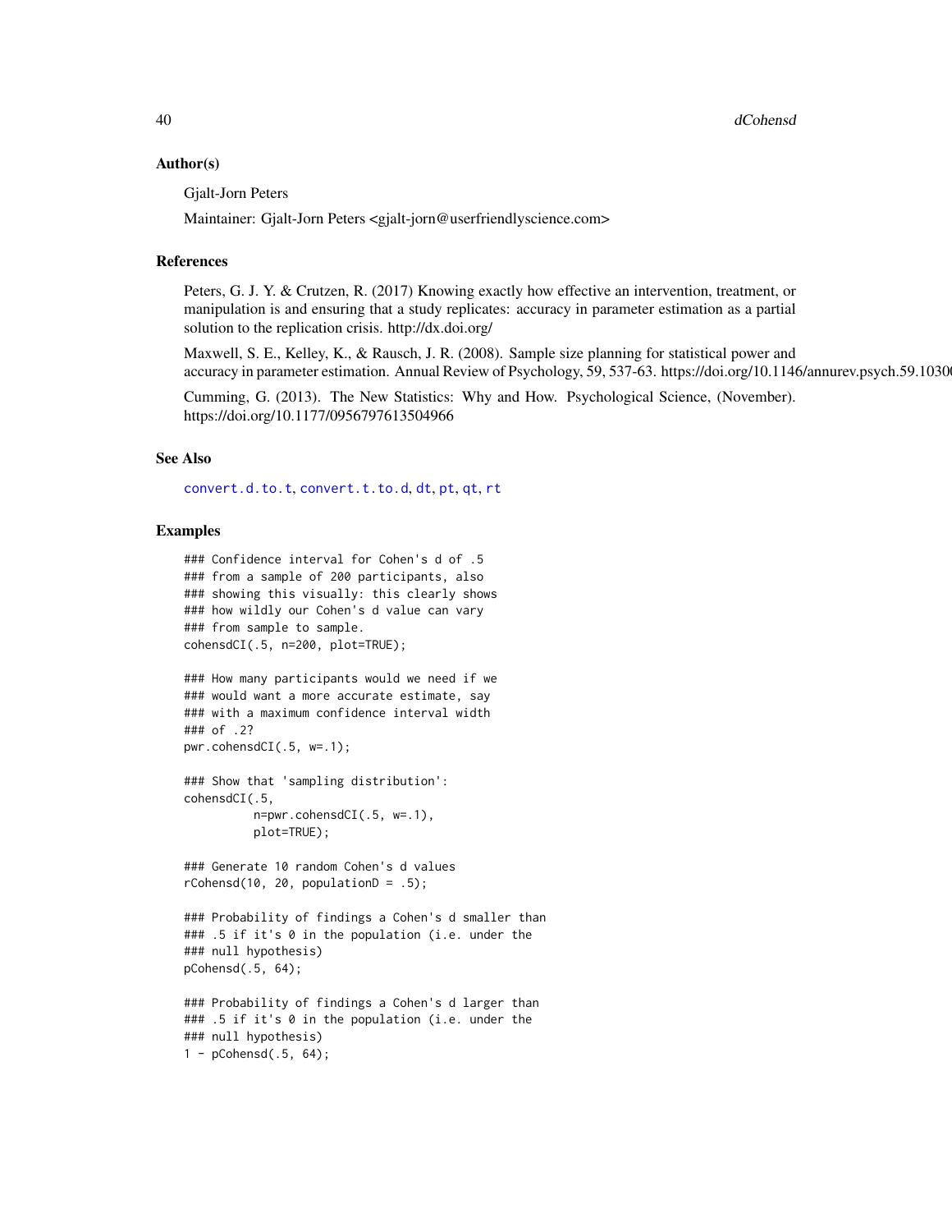## Author(s)

Gjalt-Jorn Peters

Maintainer: Gjalt-Jorn Peters <gjalt-jorn@userfriendlyscience.com>

## References

Peters, G. J. Y. & Crutzen, R. (2017) Knowing exactly how effective an intervention, treatment, or manipulation is and ensuring that a study replicates: accuracy in parameter estimation as a partial solution to the replication crisis. http://dx.doi.org/

Maxwell, S. E., Kelley, K., & Rausch, J. R. (2008). Sample size planning for statistical power and accuracy in parameter estimation. Annual Review of Psychology, 59, 537-63. https://doi.org/10.1146/annurev.psych.59.10300

Cumming, G. (2013). The New Statistics: Why and How. Psychological Science, (November). https://doi.org/10.1177/0956797613504966

## See Also

convert.d.to.t, convert.t.to.d, dt, pt, qt, rt

## Examples

```
### Confidence interval for Cohen's d of .5
### from a sample of 200 participants, also
### showing this visually: this clearly shows
### how wildly our Cohen's d value can vary
### from sample to sample.
cohensdCI(.5, n=200, plot=TRUE);

### How many participants would we need if we
### would want a more accurate estimate, say
### with a maximum confidence interval width
### of .2?
pwr.cohensdCI(.5, w=.1);

### Show that 'sampling distribution':
cohensdCI(.5,
          n=pwr.cohensdCI(.5, w=.1),
          plot=TRUE);

### Generate 10 random Cohen's d values
rCohensd(10, 20, populationD = .5);

### Probability of findings a Cohen's d smaller than
### .5 if it's 0 in the population (i.e. under the
### null hypothesis)
pCohensd(.5, 64);

### Probability of findings a Cohen's d larger than
### .5 if it's 0 in the population (i.e. under the
### null hypothesis)
1 - pCohensd(.5, 64);
```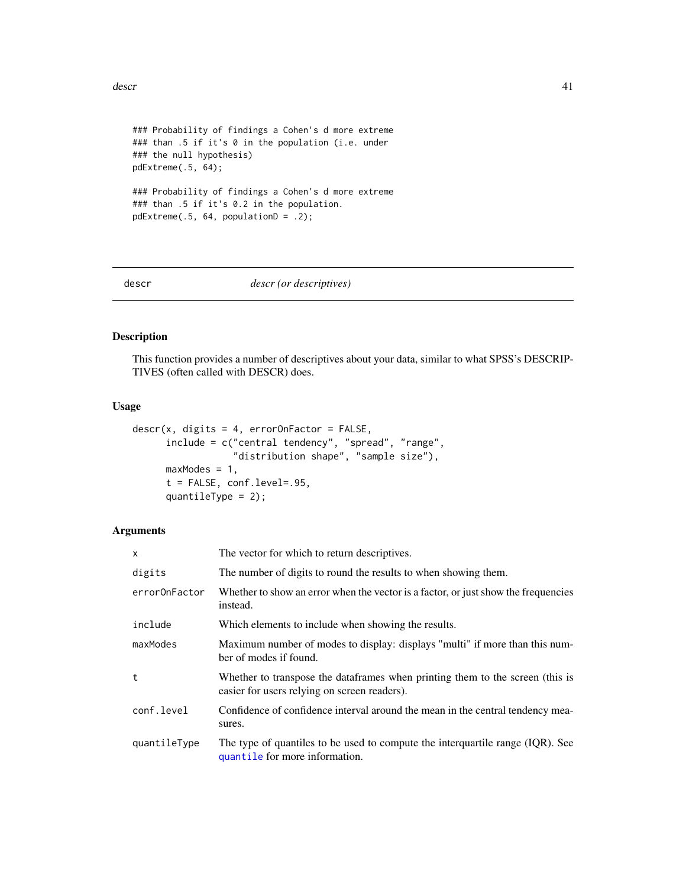```
### Probability of findings a Cohen's d more extreme
### than .5 if it's 0 in the population (i.e. under
### the null hypothesis)
pdExtreme(.5, 64);

### Probability of findings a Cohen's d more extreme
### than .5 if it's 0.2 in the population.
pdExtreme(.5, 64, populationD = .2);
```

---

## descr — *descr (or descriptives)*

---

### Description

This function provides a number of descriptives about your data, similar to what SPSS's DESCRIPTIVES (often called with DESCR) does.

### Usage

```
descr(x, digits = 4, errorOnFactor = FALSE,
      include = c("central tendency", "spread", "range",
                  "distribution shape", "sample size"),
      maxModes = 1,
      t = FALSE, conf.level=.95,
      quantileType = 2);
```

### Arguments

| | |
|---|---|
| `x` | The vector for which to return descriptives. |
| `digits` | The number of digits to round the results to when showing them. |
| `errorOnFactor` | Whether to show an error when the vector is a factor, or just show the frequencies instead. |
| `include` | Which elements to include when showing the results. |
| `maxModes` | Maximum number of modes to display: displays "multi" if more than this number of modes if found. |
| `t` | Whether to transpose the dataframes when printing them to the screen (this is easier for users relying on screen readers). |
| `conf.level` | Confidence of confidence interval around the mean in the central tendency measures. |
| `quantileType` | The type of quantiles to be used to compute the interquartile range (IQR). See `quantile` for more information. |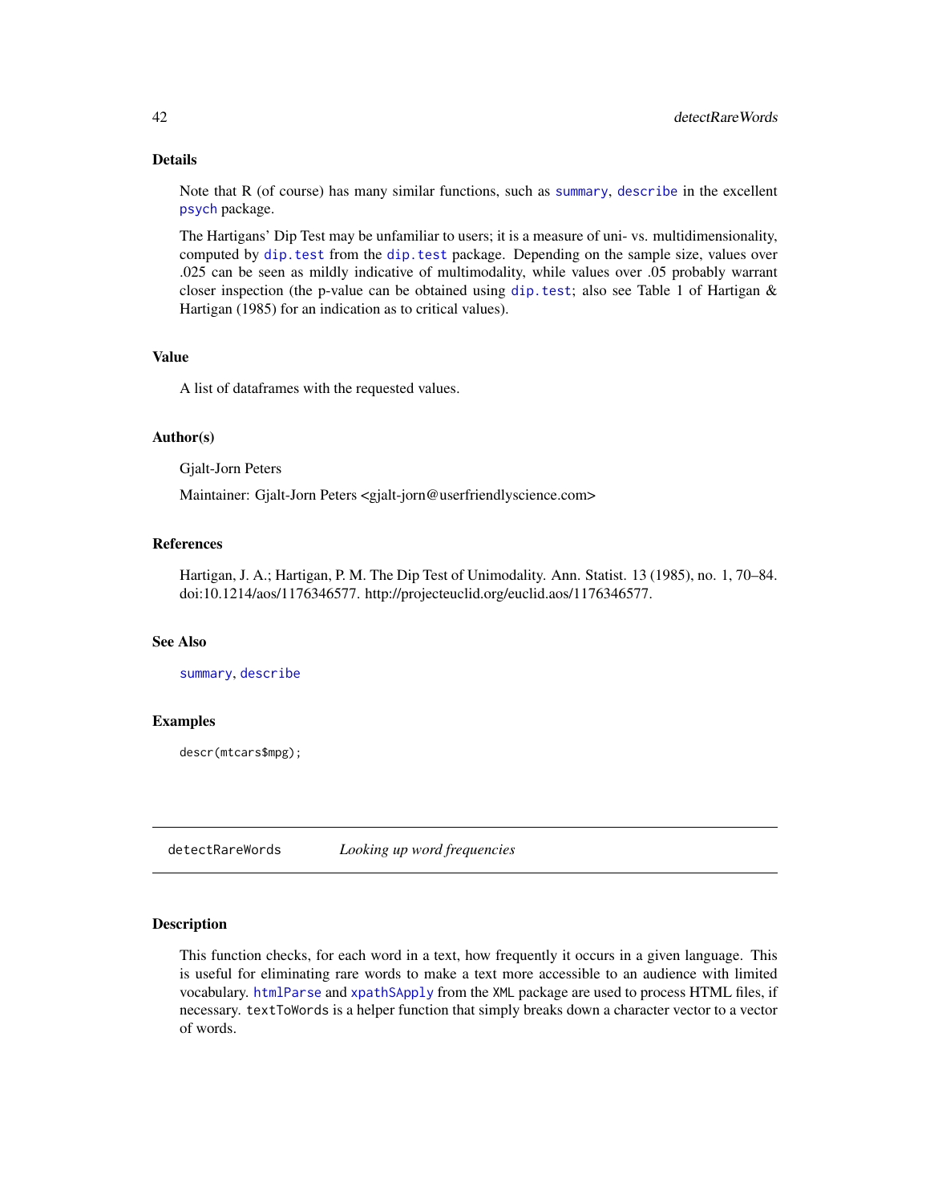### Details

Note that R (of course) has many similar functions, such as `summary`, `describe` in the excellent `psych` package.

The Hartigans' Dip Test may be unfamiliar to users; it is a measure of uni- vs. multidimensionality, computed by `dip.test` from the `dip.test` package. Depending on the sample size, values over .025 can be seen as mildly indicative of multimodality, while values over .05 probably warrant closer inspection (the p-value can be obtained using `dip.test`; also see Table 1 of Hartigan & Hartigan (1985) for an indication as to critical values).

### Value

A list of dataframes with the requested values.

### Author(s)

Gjalt-Jorn Peters

Maintainer: Gjalt-Jorn Peters <gjalt-jorn@userfriendlyscience.com>

### References

Hartigan, J. A.; Hartigan, P. M. The Dip Test of Unimodality. Ann. Statist. 13 (1985), no. 1, 70–84. doi:10.1214/aos/1176346577. http://projecteuclid.org/euclid.aos/1176346577.

### See Also

`summary`, `describe`

### Examples

```
descr(mtcars$mpg);
```

---

## detectRareWords    *Looking up word frequencies*

---

### Description

This function checks, for each word in a text, how frequently it occurs in a given language. This is useful for eliminating rare words to make a text more accessible to an audience with limited vocabulary. `htmlParse` and `xpathSApply` from the `XML` package are used to process HTML files, if necessary. `textToWords` is a helper function that simply breaks down a character vector to a vector of words.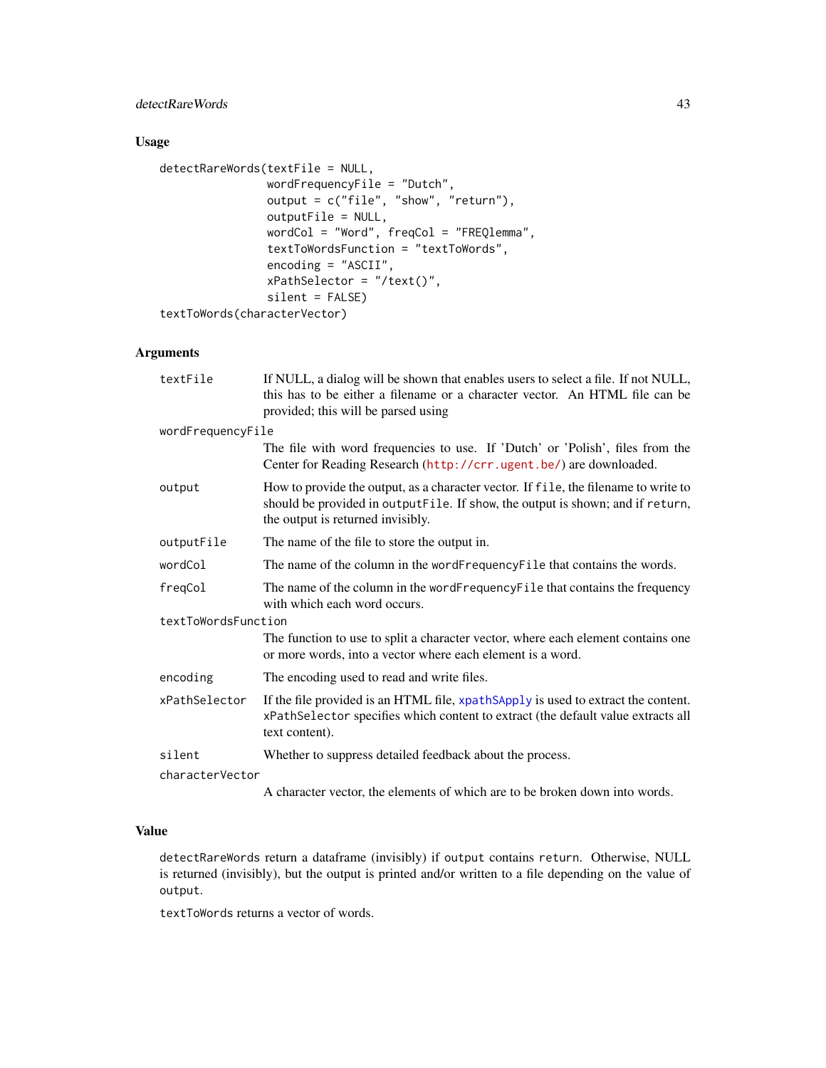## Usage

```
detectRareWords(textFile = NULL,
                wordFrequencyFile = "Dutch",
                output = c("file", "show", "return"),
                outputFile = NULL,
                wordCol = "Word", freqCol = "FREQlemma",
                textToWordsFunction = "textToWords",
                encoding = "ASCII",
                xPathSelector = "/text()",
                silent = FALSE)
textToWords(characterVector)
```

## Arguments

| | |
|---|---|
| `textFile` | If NULL, a dialog will be shown that enables users to select a file. If not NULL, this has to be either a filename or a character vector. An HTML file can be provided; this will be parsed using |
| `wordFrequencyFile` | The file with word frequencies to use. If 'Dutch' or 'Polish', files from the Center for Reading Research (http://crr.ugent.be/) are downloaded. |
| `output` | How to provide the output, as a character vector. If `file`, the filename to write to should be provided in `outputFile`. If `show`, the output is shown; and if `return`, the output is returned invisibly. |
| `outputFile` | The name of the file to store the output in. |
| `wordCol` | The name of the column in the `wordFrequencyFile` that contains the words. |
| `freqCol` | The name of the column in the `wordFrequencyFile` that contains the frequency with which each word occurs. |
| `textToWordsFunction` | The function to use to split a character vector, where each element contains one or more words, into a vector where each element is a word. |
| `encoding` | The encoding used to read and write files. |
| `xPathSelector` | If the file provided is an HTML file, `xpathSApply` is used to extract the content. `xPathSelector` specifies which content to extract (the default value extracts all text content). |
| `silent` | Whether to suppress detailed feedback about the process. |
| `characterVector` | A character vector, the elements of which are to be broken down into words. |

## Value

`detectRareWords` return a dataframe (invisibly) if `output` contains `return`. Otherwise, NULL is returned (invisibly), but the output is printed and/or written to a file depending on the value of `output`.

`textToWords` returns a vector of words.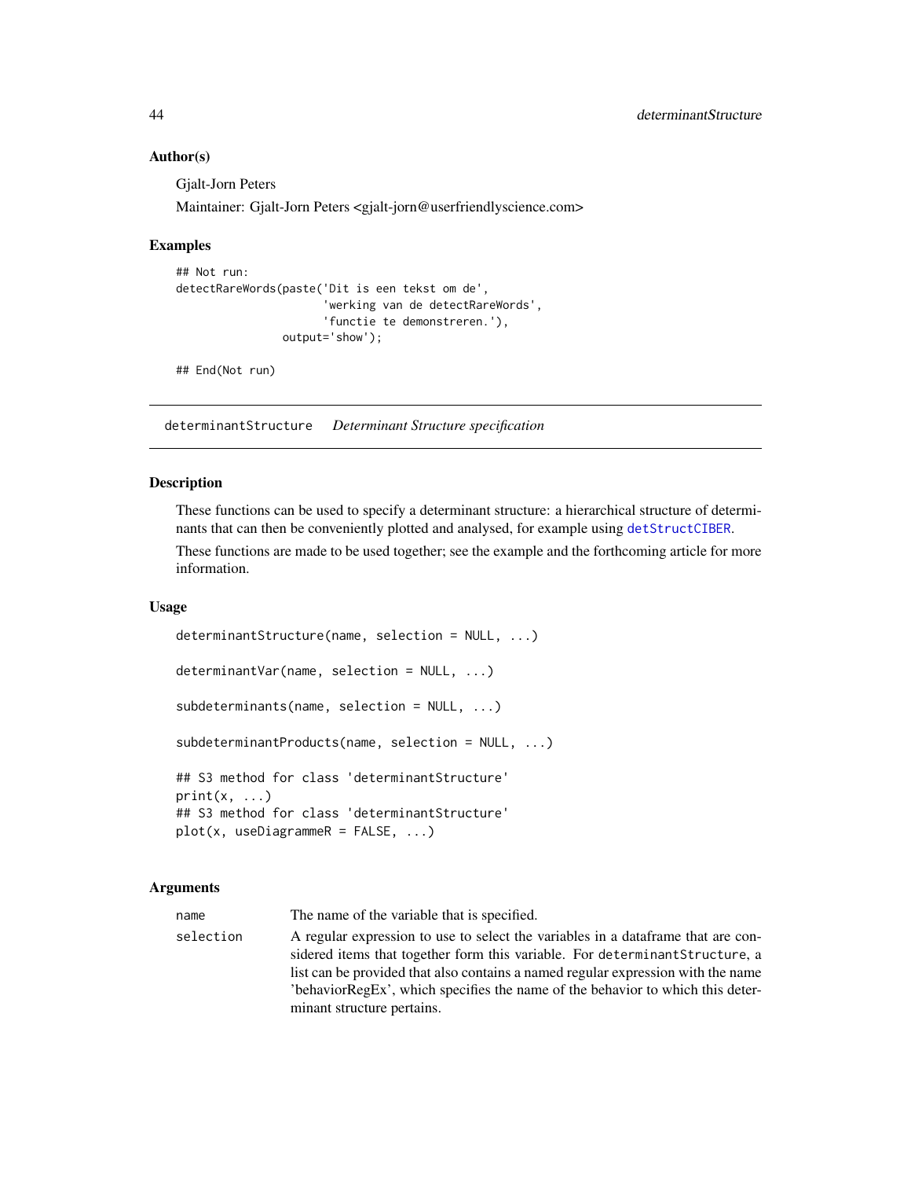### Author(s)

Gjalt-Jorn Peters

Maintainer: Gjalt-Jorn Peters <gjalt-jorn@userfriendlyscience.com>

### Examples

```
## Not run:
detectRareWords(paste('Dit is een tekst om de',
                      'werking van de detectRareWords',
                      'functie te demonstreren.'),
                output='show');

## End(Not run)
```

---

## determinantStructure *Determinant Structure specification*

---

### Description

These functions can be used to specify a determinant structure: a hierarchical structure of determinants that can then be conveniently plotted and analysed, for example using detStructCIBER.

These functions are made to be used together; see the example and the forthcoming article for more information.

### Usage

```
determinantStructure(name, selection = NULL, ...)

determinantVar(name, selection = NULL, ...)

subdeterminants(name, selection = NULL, ...)

subdeterminantProducts(name, selection = NULL, ...)

## S3 method for class 'determinantStructure'
print(x, ...)
## S3 method for class 'determinantStructure'
plot(x, useDiagrammeR = FALSE, ...)
```

### Arguments

| | |
|---|---|
| name | The name of the variable that is specified. |
| selection | A regular expression to use to select the variables in a dataframe that are considered items that together form this variable. For determinantStructure, a list can be provided that also contains a named regular expression with the name 'behaviorRegEx', which specifies the name of the behavior to which this determinant structure pertains. |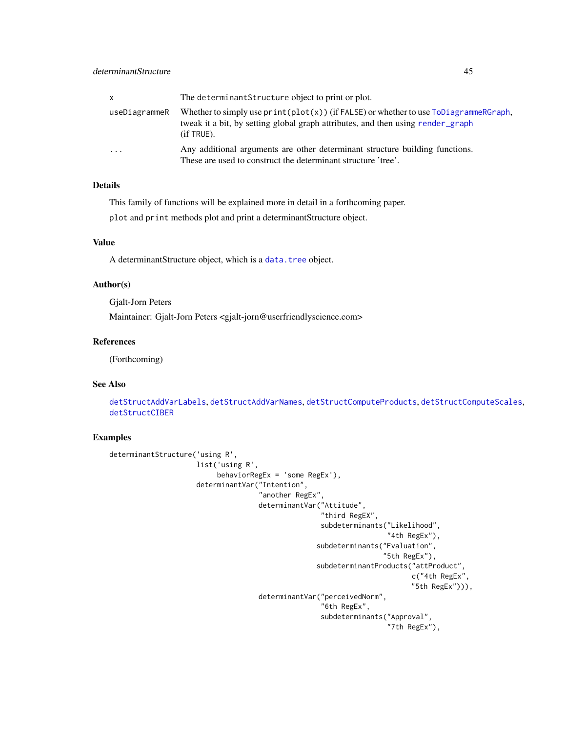| | |
|---|---|
| `x` | The `determinantStructure` object to print or plot. |
| `useDiagrammeR` | Whether to simply use `print(plot(x))` (if `FALSE`) or whether to use `ToDiagrammeRGraph`, tweak it a bit, by setting global graph attributes, and then using `render_graph` (if `TRUE`). |
| `...` | Any additional arguments are other determinant structure building functions. These are used to construct the determinant structure 'tree'. |

### Details

This family of functions will be explained more in detail in a forthcoming paper.

`plot` and `print` methods plot and print a determinantStructure object.

### Value

A determinantStructure object, which is a `data.tree` object.

### Author(s)

Gjalt-Jorn Peters

Maintainer: Gjalt-Jorn Peters <gjalt-jorn@userfriendlyscience.com>

### References

(Forthcoming)

### See Also

`detStructAddVarLabels`, `detStructAddVarNames`, `detStructComputeProducts`, `detStructComputeScales`, `detStructCIBER`

### Examples

```
determinantStructure('using R',
                     list('using R',
                          behaviorRegEx = 'some RegEx'),
                     determinantVar("Intention",
                                    "another RegEx",
                                    determinantVar("Attitude",
                                                   "third RegEX",
                                                   subdeterminants("Likelihood",
                                                                   "4th RegEx"),
                                                  subdeterminants("Evaluation",
                                                                  "5th RegEx"),
                                                  subdeterminantProducts("attProduct",
                                                                         c("4th RegEx",
                                                                         "5th RegEx"))),
                                    determinantVar("perceivedNorm",
                                                   "6th RegEx",
                                                   subdeterminants("Approval",
                                                                   "7th RegEx"),
```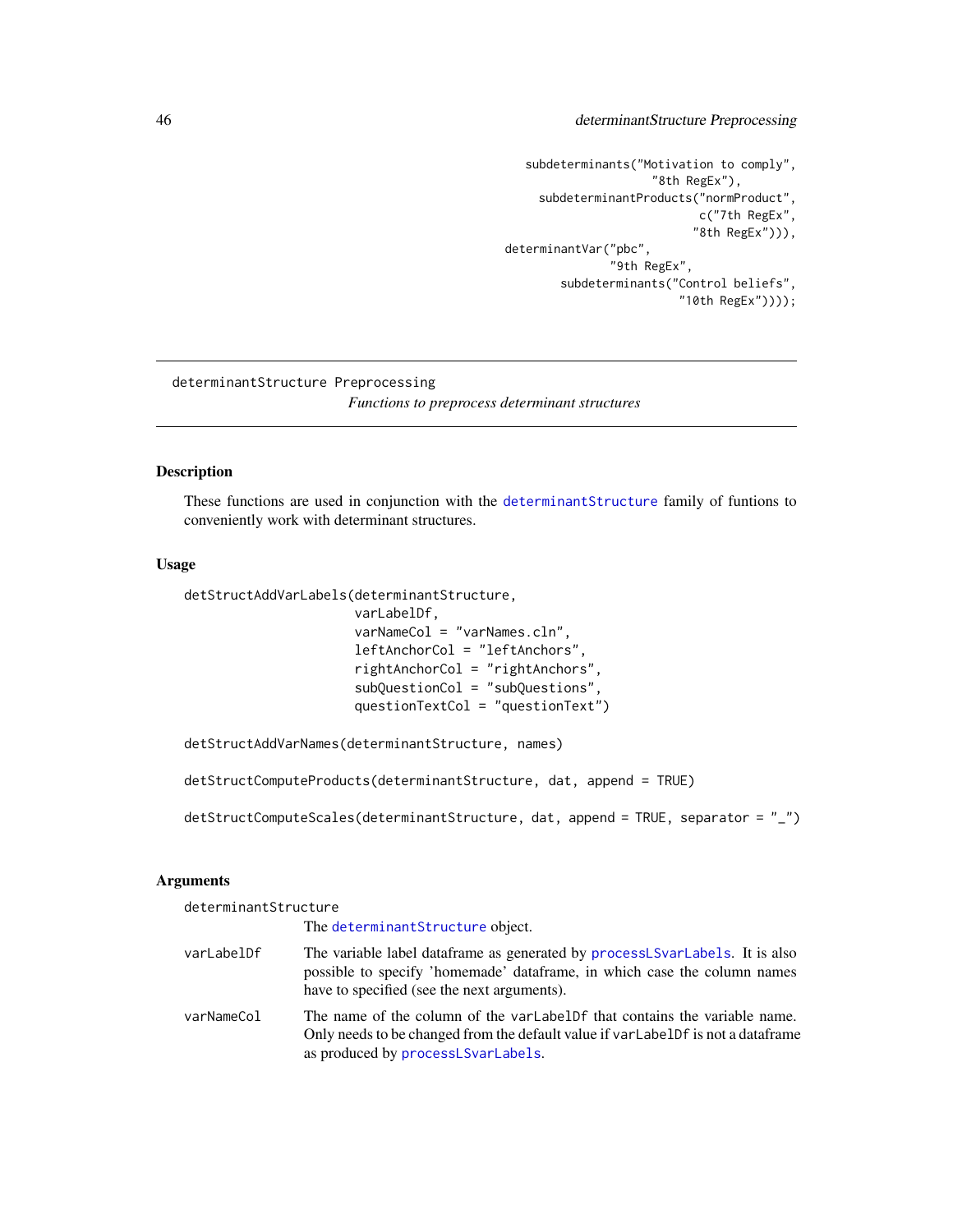```
        subdeterminants("Motivation to comply",
                        "8th RegEx"),
          subdeterminantProducts("normProduct",
                                 c("7th RegEx",
                                   "8th RegEx"))),
  determinantVar("pbc",
                 "9th RegEx",
                 subdeterminants("Control beliefs",
                                 "10th RegEx"))));
```

---

determinantStructure Preprocessing

*Functions to preprocess determinant structures*

---

## Description

These functions are used in conjunction with the `determinantStructure` family of funtions to conveniently work with determinant structures.

## Usage

```
detStructAddVarLabels(determinantStructure,
                      varLabelDf,
                      varNameCol = "varNames.cln",
                      leftAnchorCol = "leftAnchors",
                      rightAnchorCol = "rightAnchors",
                      subQuestionCol = "subQuestions",
                      questionTextCol = "questionText")

detStructAddVarNames(determinantStructure, names)

detStructComputeProducts(determinantStructure, dat, append = TRUE)

detStructComputeScales(determinantStructure, dat, append = TRUE, separator = "_")
```

## Arguments

`determinantStructure`
: The `determinantStructure` object.

`varLabelDf`
: The variable label dataframe as generated by `processLSvarLabels`. It is also possible to specify 'homemade' dataframe, in which case the column names have to specified (see the next arguments).

`varNameCol`
: The name of the column of the `varLabelDf` that contains the variable name. Only needs to be changed from the default value if `varLabelDf` is not a dataframe as produced by `processLSvarLabels`.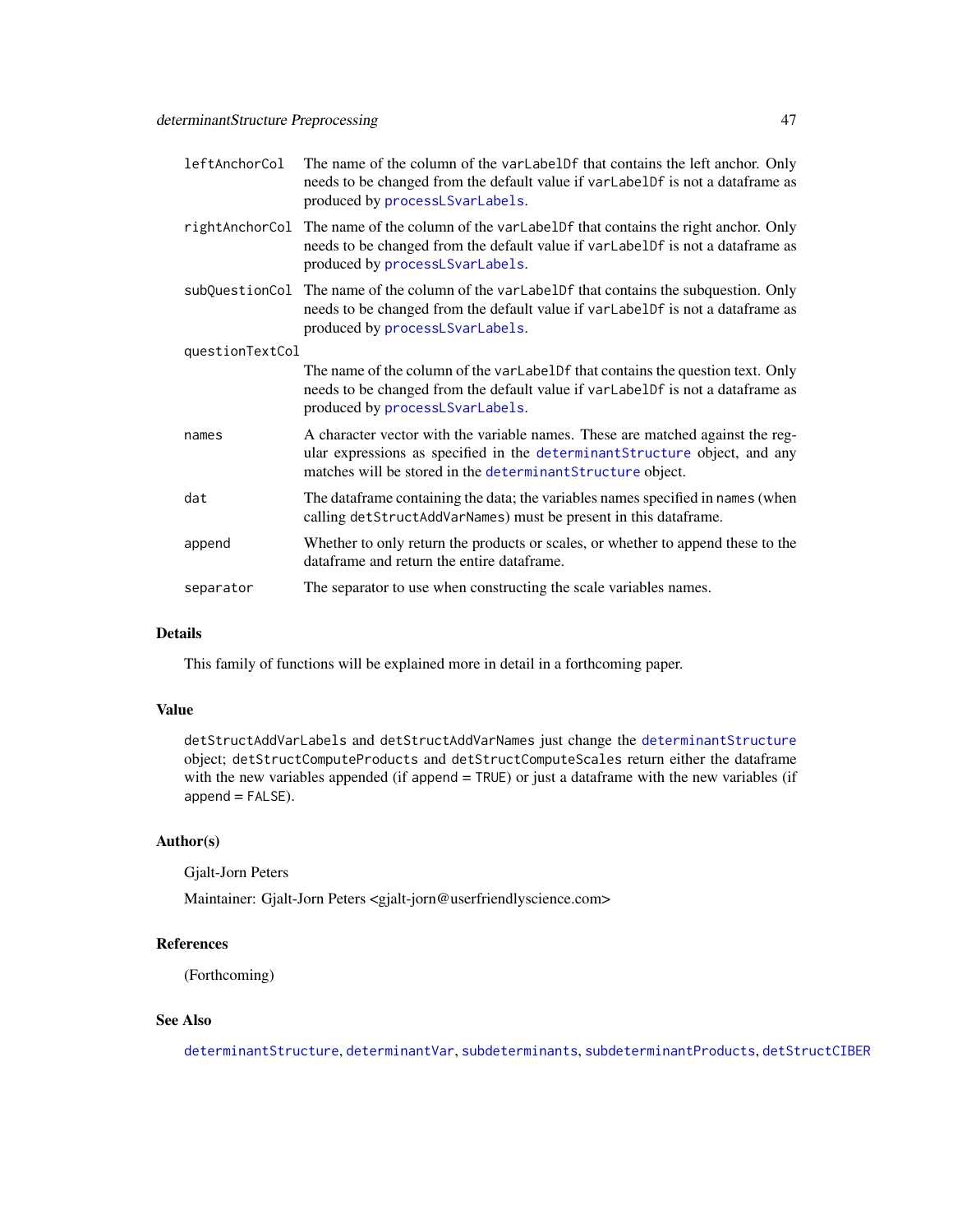leftAnchorCol
: The name of the column of the varLabelDf that contains the left anchor. Only needs to be changed from the default value if varLabelDf is not a dataframe as produced by processLSvarLabels.

rightAnchorCol
: The name of the column of the varLabelDf that contains the right anchor. Only needs to be changed from the default value if varLabelDf is not a dataframe as produced by processLSvarLabels.

subQuestionCol
: The name of the column of the varLabelDf that contains the subquestion. Only needs to be changed from the default value if varLabelDf is not a dataframe as produced by processLSvarLabels.

questionTextCol
: The name of the column of the varLabelDf that contains the question text. Only needs to be changed from the default value if varLabelDf is not a dataframe as produced by processLSvarLabels.

names
: A character vector with the variable names. These are matched against the regular expressions as specified in the determinantStructure object, and any matches will be stored in the determinantStructure object.

dat
: The dataframe containing the data; the variables names specified in names (when calling detStructAddVarNames) must be present in this dataframe.

append
: Whether to only return the products or scales, or whether to append these to the dataframe and return the entire dataframe.

separator
: The separator to use when constructing the scale variables names.

## Details

This family of functions will be explained more in detail in a forthcoming paper.

## Value

detStructAddVarLabels and detStructAddVarNames just change the determinantStructure object; detStructComputeProducts and detStructComputeScales return either the dataframe with the new variables appended (if append = TRUE) or just a dataframe with the new variables (if append = FALSE).

## Author(s)

Gjalt-Jorn Peters

Maintainer: Gjalt-Jorn Peters <gjalt-jorn@userfriendlyscience.com>

## References

(Forthcoming)

## See Also

determinantStructure, determinantVar, subdeterminants, subdeterminantProducts, detStructCIBER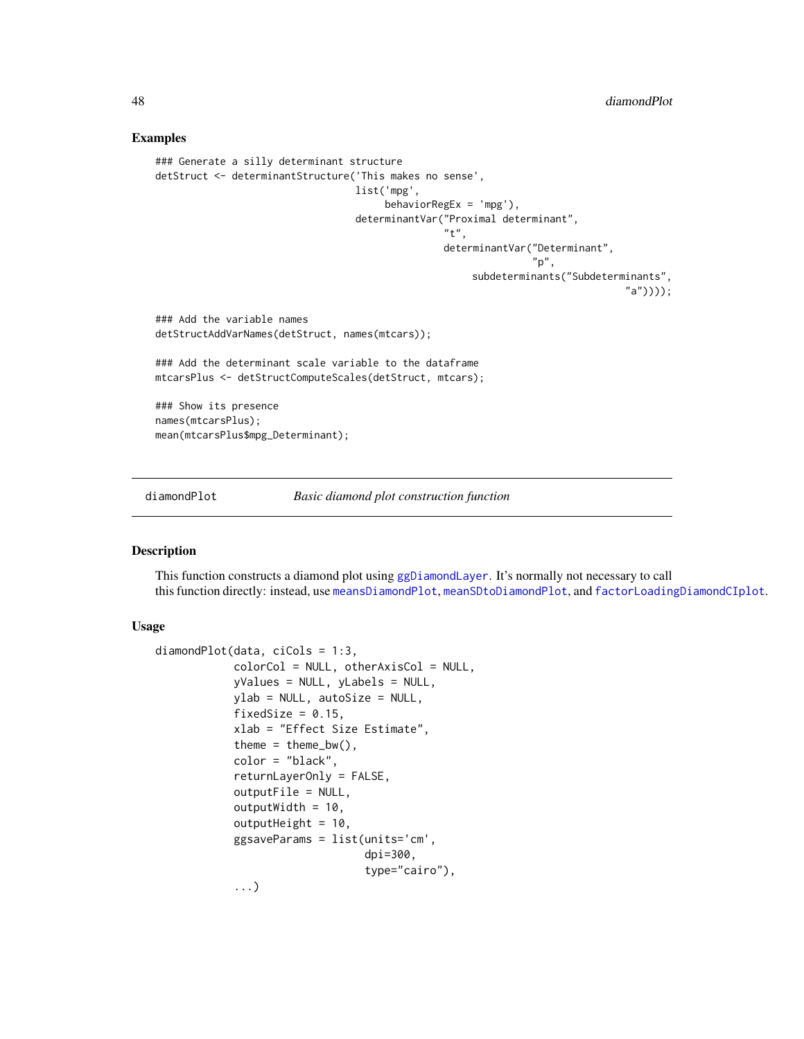## Examples

```
### Generate a silly determinant structure
detStruct <- determinantStructure('This makes no sense',
                                  list('mpg',
                                       behaviorRegEx = 'mpg'),
                                  determinantVar("Proximal determinant",
                                                 "t",
                                                 determinantVar("Determinant",
                                                                "p",
                                                      subdeterminants("Subdeterminants",
                                                                      "a"))));

### Add the variable names
detStructAddVarNames(detStruct, names(mtcars));

### Add the determinant scale variable to the dataframe
mtcarsPlus <- detStructComputeScales(detStruct, mtcars);

### Show its presence
names(mtcarsPlus);
mean(mtcarsPlus$mpg_Determinant);
```

---

# diamondPlot    *Basic diamond plot construction function*

---

## Description

This function constructs a diamond plot using ggDiamondLayer. It's normally not necessary to call this function directly: instead, use meansDiamondPlot, meanSDtoDiamondPlot, and factorLoadingDiamondCIplot.

## Usage

```
diamondPlot(data, ciCols = 1:3,
            colorCol = NULL, otherAxisCol = NULL,
            yValues = NULL, yLabels = NULL,
            ylab = NULL, autoSize = NULL,
            fixedSize = 0.15,
            xlab = "Effect Size Estimate",
            theme = theme_bw(),
            color = "black",
            returnLayerOnly = FALSE,
            outputFile = NULL,
            outputWidth = 10,
            outputHeight = 10,
            ggsaveParams = list(units='cm',
                                dpi=300,
                                type="cairo"),
            ...)
```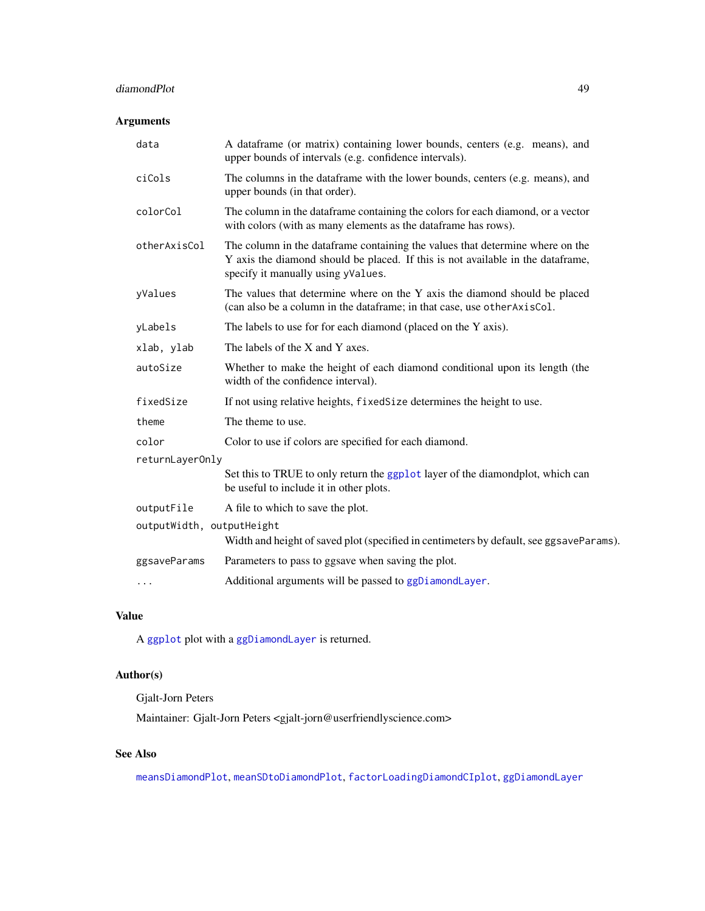## Arguments

| | |
|---|---|
| `data` | A dataframe (or matrix) containing lower bounds, centers (e.g. means), and upper bounds of intervals (e.g. confidence intervals). |
| `ciCols` | The columns in the dataframe with the lower bounds, centers (e.g. means), and upper bounds (in that order). |
| `colorCol` | The column in the dataframe containing the colors for each diamond, or a vector with colors (with as many elements as the dataframe has rows). |
| `otherAxisCol` | The column in the dataframe containing the values that determine where on the Y axis the diamond should be placed. If this is not available in the dataframe, specify it manually using `yValues`. |
| `yValues` | The values that determine where on the Y axis the diamond should be placed (can also be a column in the dataframe; in that case, use `otherAxisCol`. |
| `yLabels` | The labels to use for for each diamond (placed on the Y axis). |
| `xlab, ylab` | The labels of the X and Y axes. |
| `autoSize` | Whether to make the height of each diamond conditional upon its length (the width of the confidence interval). |
| `fixedSize` | If not using relative heights, `fixedSize` determines the height to use. |
| `theme` | The theme to use. |
| `color` | Color to use if colors are specified for each diamond. |
| `returnLayerOnly` | Set this to TRUE to only return the `ggplot` layer of the diamondplot, which can be useful to include it in other plots. |
| `outputFile` | A file to which to save the plot. |
| `outputWidth, outputHeight` | Width and height of saved plot (specified in centimeters by default, see `ggsaveParams`). |
| `ggsaveParams` | Parameters to pass to ggsave when saving the plot. |
| `...` | Additional arguments will be passed to `ggDiamondLayer`. |

## Value

A `ggplot` plot with a `ggDiamondLayer` is returned.

## Author(s)

Gjalt-Jorn Peters

Maintainer: Gjalt-Jorn Peters <gjalt-jorn@userfriendlyscience.com>

## See Also

`meansDiamondPlot`, `meanSDtoDiamondPlot`, `factorLoadingDiamondCIplot`, `ggDiamondLayer`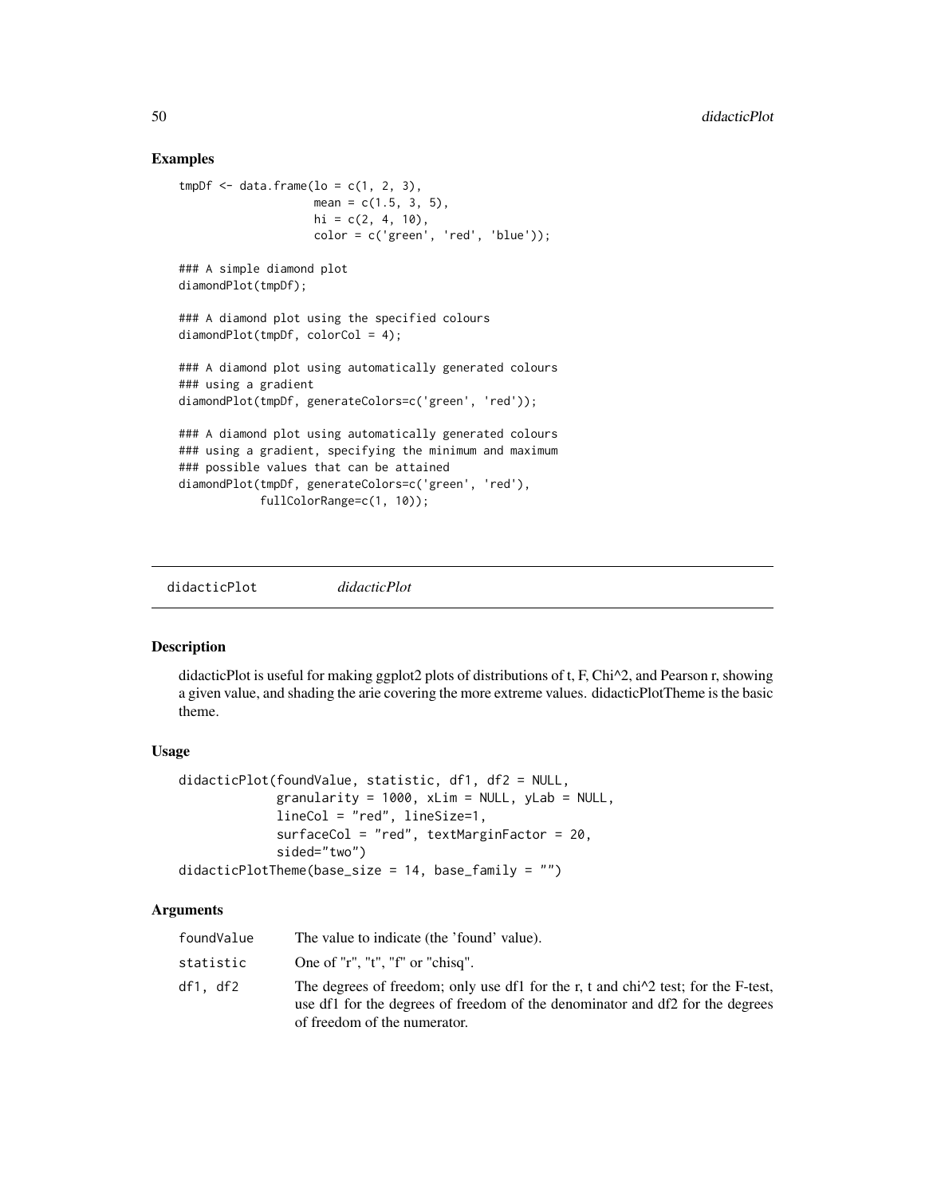## Examples

```
tmpDf <- data.frame(lo = c(1, 2, 3),
                    mean = c(1.5, 3, 5),
                    hi = c(2, 4, 10),
                    color = c('green', 'red', 'blue'));

### A simple diamond plot
diamondPlot(tmpDf);

### A diamond plot using the specified colours
diamondPlot(tmpDf, colorCol = 4);

### A diamond plot using automatically generated colours
### using a gradient
diamondPlot(tmpDf, generateColors=c('green', 'red'));

### A diamond plot using automatically generated colours
### using a gradient, specifying the minimum and maximum
### possible values that can be attained
diamondPlot(tmpDf, generateColors=c('green', 'red'),
            fullColorRange=c(1, 10));
```

---

# didacticPlot *didacticPlot*

---

## Description

didacticPlot is useful for making ggplot2 plots of distributions of t, F, Chi^2, and Pearson r, showing a given value, and shading the arie covering the more extreme values. didacticPlotTheme is the basic theme.

## Usage

```
didacticPlot(foundValue, statistic, df1, df2 = NULL,
             granularity = 1000, xLim = NULL, yLab = NULL,
             lineCol = "red", lineSize=1,
             surfaceCol = "red", textMarginFactor = 20,
             sided="two")
didacticPlotTheme(base_size = 14, base_family = "")
```

## Arguments

| | |
|---|---|
| foundValue | The value to indicate (the 'found' value). |
| statistic | One of "r", "t", "f" or "chisq". |
| df1, df2 | The degrees of freedom; only use df1 for the r, t and chi^2 test; for the F-test, use df1 for the degrees of freedom of the denominator and df2 for the degrees of freedom of the numerator. |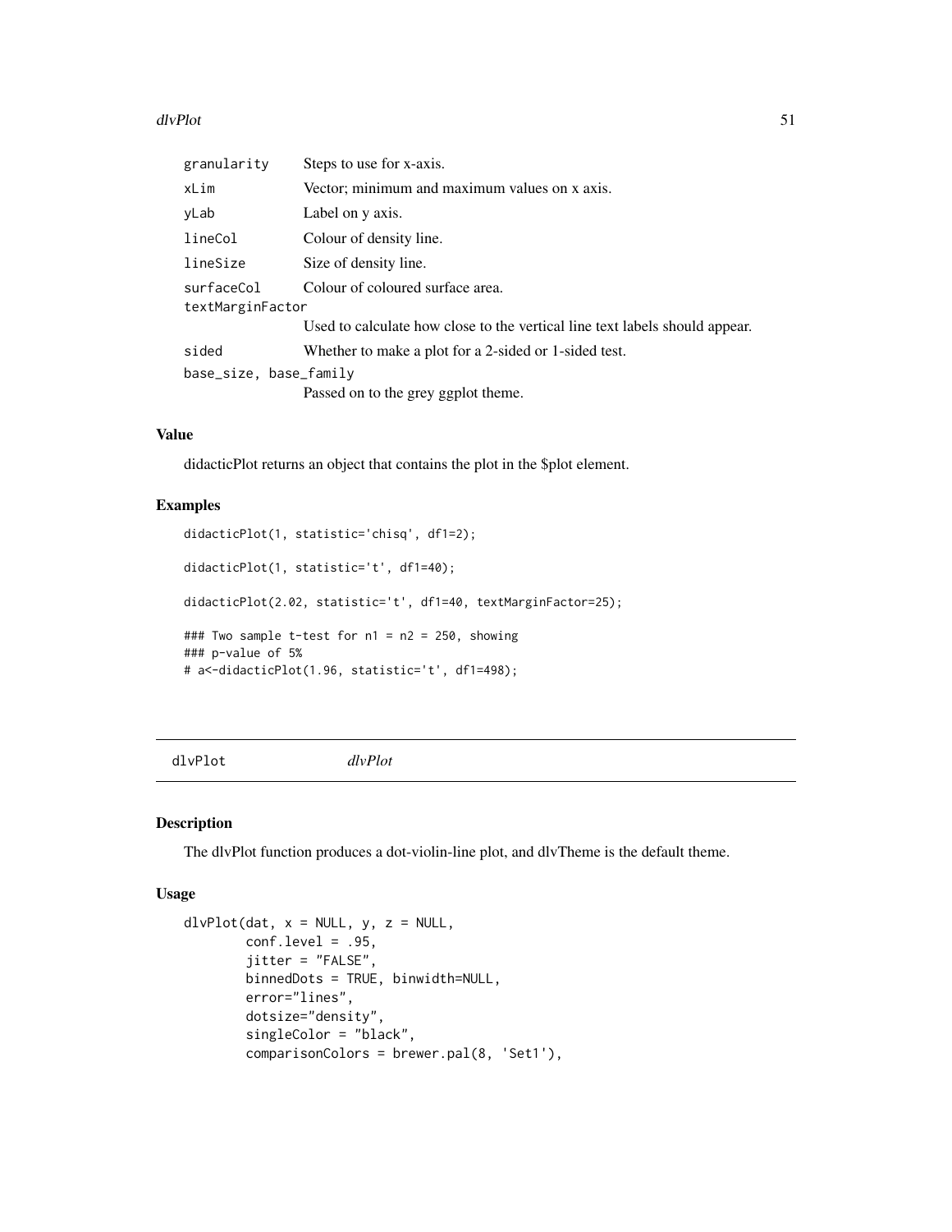| | |
|---|---|
| granularity | Steps to use for x-axis. |
| xLim | Vector; minimum and maximum values on x axis. |
| yLab | Label on y axis. |
| lineCol | Colour of density line. |
| lineSize | Size of density line. |
| surfaceCol | Colour of coloured surface area. |
| textMarginFactor | Used to calculate how close to the vertical line text labels should appear. |
| sided | Whether to make a plot for a 2-sided or 1-sided test. |
| base_size, base_family | Passed on to the grey ggplot theme. |

## Value

didacticPlot returns an object that contains the plot in the $plot element.

## Examples

```
didacticPlot(1, statistic='chisq', df1=2);

didacticPlot(1, statistic='t', df1=40);

didacticPlot(2.02, statistic='t', df1=40, textMarginFactor=25);

### Two sample t-test for n1 = n2 = 250, showing
### p-value of 5%
# a<-didacticPlot(1.96, statistic='t', df1=498);
```

---

# dlvPlot *dlvPlot*

---

## Description

The dlvPlot function produces a dot-violin-line plot, and dlvTheme is the default theme.

## Usage

```
dlvPlot(dat, x = NULL, y, z = NULL,
        conf.level = .95,
        jitter = "FALSE",
        binnedDots = TRUE, binwidth=NULL,
        error="lines",
        dotsize="density",
        singleColor = "black",
        comparisonColors = brewer.pal(8, 'Set1'),
```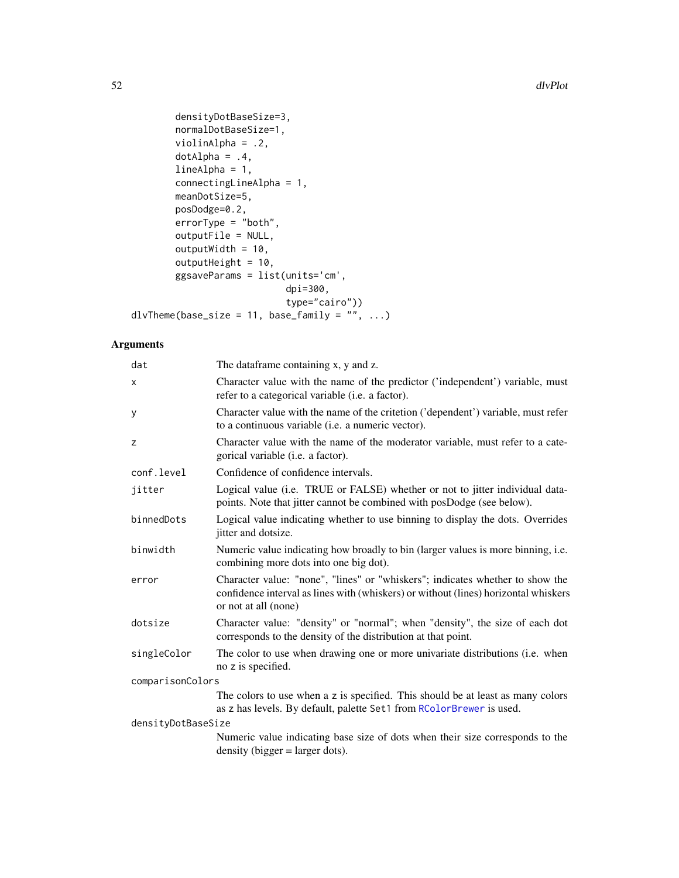```
        densityDotBaseSize=3,
        normalDotBaseSize=1,
        violinAlpha = .2,
        dotAlpha = .4,
        lineAlpha = 1,
        connectingLineAlpha = 1,
        meanDotSize=5,
        posDodge=0.2,
        errorType = "both",
        outputFile = NULL,
        outputWidth = 10,
        outputHeight = 10,
        ggsaveParams = list(units='cm',
                            dpi=300,
                            type="cairo"))
dlvTheme(base_size = 11, base_family = "", ...)
```

## Arguments

| Argument | Description |
| --- | --- |
| dat | The dataframe containing x, y and z. |
| x | Character value with the name of the predictor ('independent') variable, must refer to a categorical variable (i.e. a factor). |
| y | Character value with the name of the critetion ('dependent') variable, must refer to a continuous variable (i.e. a numeric vector). |
| z | Character value with the name of the moderator variable, must refer to a categorical variable (i.e. a factor). |
| conf.level | Confidence of confidence intervals. |
| jitter | Logical value (i.e. TRUE or FALSE) whether or not to jitter individual datapoints. Note that jitter cannot be combined with posDodge (see below). |
| binnedDots | Logical value indicating whether to use binning to display the dots. Overrides jitter and dotsize. |
| binwidth | Numeric value indicating how broadly to bin (larger values is more binning, i.e. combining more dots into one big dot). |
| error | Character value: "none", "lines" or "whiskers"; indicates whether to show the confidence interval as lines with (whiskers) or without (lines) horizontal whiskers or not at all (none) |
| dotsize | Character value: "density" or "normal"; when "density", the size of each dot corresponds to the density of the distribution at that point. |
| singleColor | The color to use when drawing one or more univariate distributions (i.e. when no z is specified. |
| comparisonColors | The colors to use when a z is specified. This should be at least as many colors as z has levels. By default, palette Set1 from RColorBrewer is used. |
| densityDotBaseSize | Numeric value indicating base size of dots when their size corresponds to the density (bigger = larger dots). |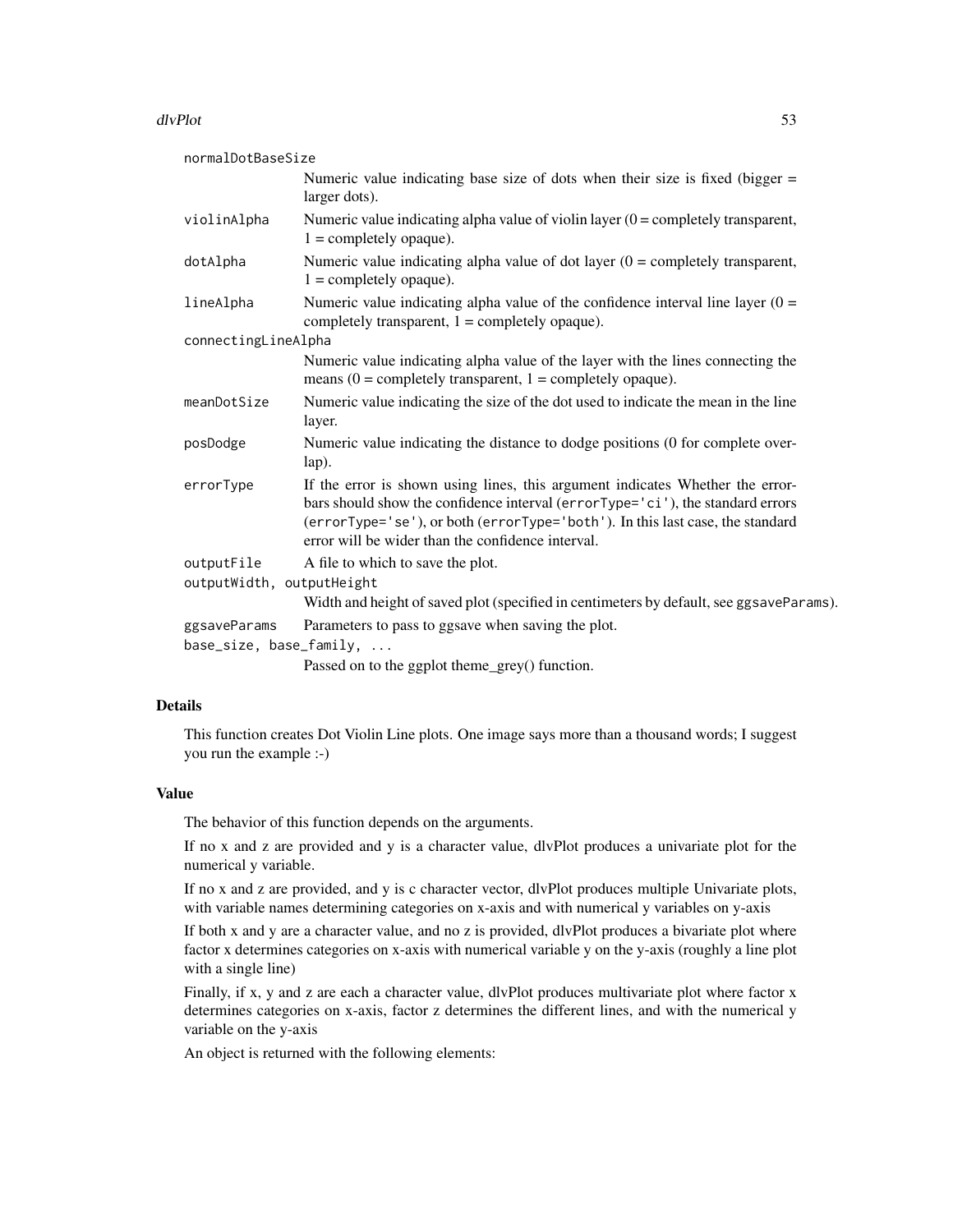`normalDotBaseSize`
: Numeric value indicating base size of dots when their size is fixed (bigger = larger dots).

`violinAlpha`
: Numeric value indicating alpha value of violin layer (0 = completely transparent, 1 = completely opaque).

`dotAlpha`
: Numeric value indicating alpha value of dot layer (0 = completely transparent, 1 = completely opaque).

`lineAlpha`
: Numeric value indicating alpha value of the confidence interval line layer (0 = completely transparent, 1 = completely opaque).

`connectingLineAlpha`
: Numeric value indicating alpha value of the layer with the lines connecting the means (0 = completely transparent, 1 = completely opaque).

`meanDotSize`
: Numeric value indicating the size of the dot used to indicate the mean in the line layer.

`posDodge`
: Numeric value indicating the distance to dodge positions (0 for complete overlap).

`errorType`
: If the error is shown using lines, this argument indicates Whether the errorbars should show the confidence interval (`errorType='ci'`), the standard errors (`errorType='se'`), or both (`errorType='both'`). In this last case, the standard error will be wider than the confidence interval.

`outputFile`
: A file to which to save the plot.

`outputWidth, outputHeight`
: Width and height of saved plot (specified in centimeters by default, see `ggsaveParams`).

`ggsaveParams`
: Parameters to pass to ggsave when saving the plot.

`base_size, base_family, ...`
: Passed on to the ggplot theme_grey() function.

### Details

This function creates Dot Violin Line plots. One image says more than a thousand words; I suggest you run the example :-)

### Value

The behavior of this function depends on the arguments.

If no x and z are provided and y is a character value, dlvPlot produces a univariate plot for the numerical y variable.

If no x and z are provided, and y is c character vector, dlvPlot produces multiple Univariate plots, with variable names determining categories on x-axis and with numerical y variables on y-axis

If both x and y are a character value, and no z is provided, dlvPlot produces a bivariate plot where factor x determines categories on x-axis with numerical variable y on the y-axis (roughly a line plot with a single line)

Finally, if x, y and z are each a character value, dlvPlot produces multivariate plot where factor x determines categories on x-axis, factor z determines the different lines, and with the numerical y variable on the y-axis

An object is returned with the following elements: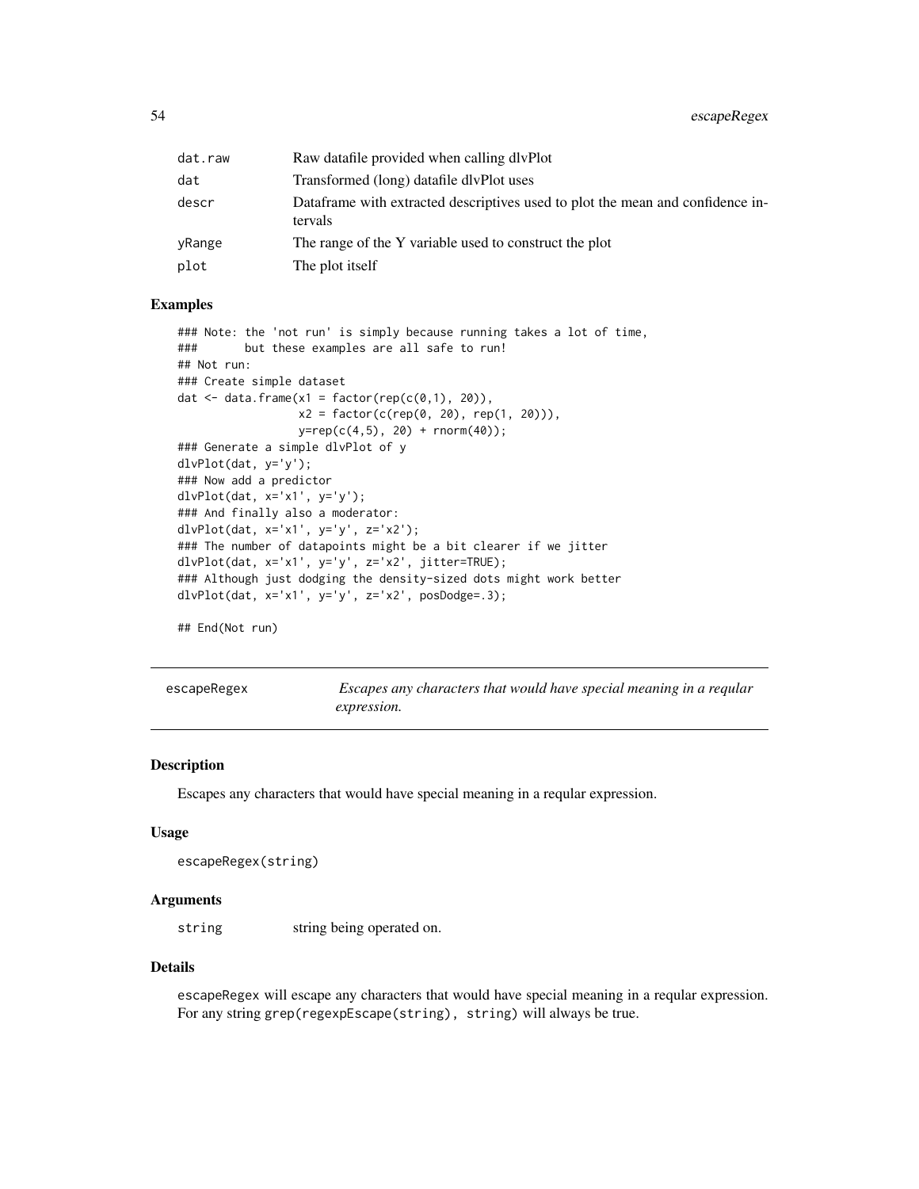| | |
|---|---|
| dat.raw | Raw datafile provided when calling dlvPlot |
| dat | Transformed (long) datafile dlvPlot uses |
| descr | Dataframe with extracted descriptives used to plot the mean and confidence intervals |
| yRange | The range of the Y variable used to construct the plot |
| plot | The plot itself |

### Examples

```
### Note: the 'not run' is simply because running takes a lot of time,
###       but these examples are all safe to run!
## Not run:
### Create simple dataset
dat <- data.frame(x1 = factor(rep(c(0,1), 20)),
                  x2 = factor(c(rep(0, 20), rep(1, 20))),
                  y=rep(c(4,5), 20) + rnorm(40));
### Generate a simple dlvPlot of y
dlvPlot(dat, y='y');
### Now add a predictor
dlvPlot(dat, x='x1', y='y');
### And finally also a moderator:
dlvPlot(dat, x='x1', y='y', z='x2');
### The number of datapoints might be a bit clearer if we jitter
dlvPlot(dat, x='x1', y='y', z='x2', jitter=TRUE);
### Although just dodging the density-sized dots might work better
dlvPlot(dat, x='x1', y='y', z='x2', posDodge=.3);

## End(Not run)
```

---

## escapeRegex — *Escapes any characters that would have special meaning in a reqular expression.*

### Description

Escapes any characters that would have special meaning in a reqular expression.

### Usage

```
escapeRegex(string)
```

### Arguments

| | |
|---|---|
| string | string being operated on. |

### Details

escapeRegex will escape any characters that would have special meaning in a reqular expression. For any string grep(regexpEscape(string), string) will always be true.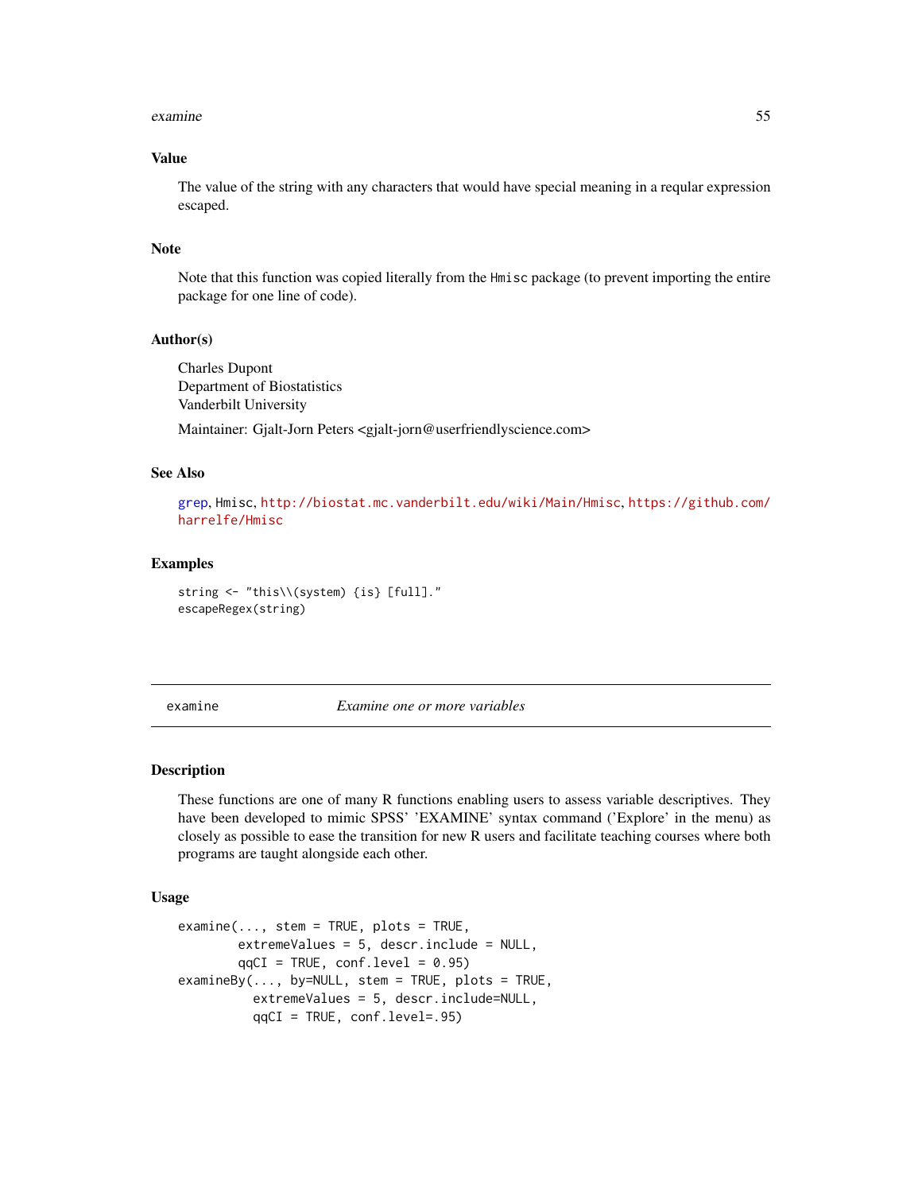### Value

The value of the string with any characters that would have special meaning in a reqular expression escaped.

### Note

Note that this function was copied literally from the `Hmisc` package (to prevent importing the entire package for one line of code).

### Author(s)

Charles Dupont
Department of Biostatistics
Vanderbilt University

Maintainer: Gjalt-Jorn Peters <gjalt-jorn@userfriendlyscience.com>

### See Also

`grep`, `Hmisc`, http://biostat.mc.vanderbilt.edu/wiki/Main/Hmisc, https://github.com/harrelfe/Hmisc

### Examples

```
string <- "this\\(system) {is} [full]."
escapeRegex(string)
```

---

## examine — *Examine one or more variables*

---

### Description

These functions are one of many R functions enabling users to assess variable descriptives. They have been developed to mimic SPSS' 'EXAMINE' syntax command ('Explore' in the menu) as closely as possible to ease the transition for new R users and facilitate teaching courses where both programs are taught alongside each other.

### Usage

```
examine(..., stem = TRUE, plots = TRUE,
        extremeValues = 5, descr.include = NULL,
        qqCI = TRUE, conf.level = 0.95)
examineBy(..., by=NULL, stem = TRUE, plots = TRUE,
          extremeValues = 5, descr.include=NULL,
          qqCI = TRUE, conf.level=.95)
```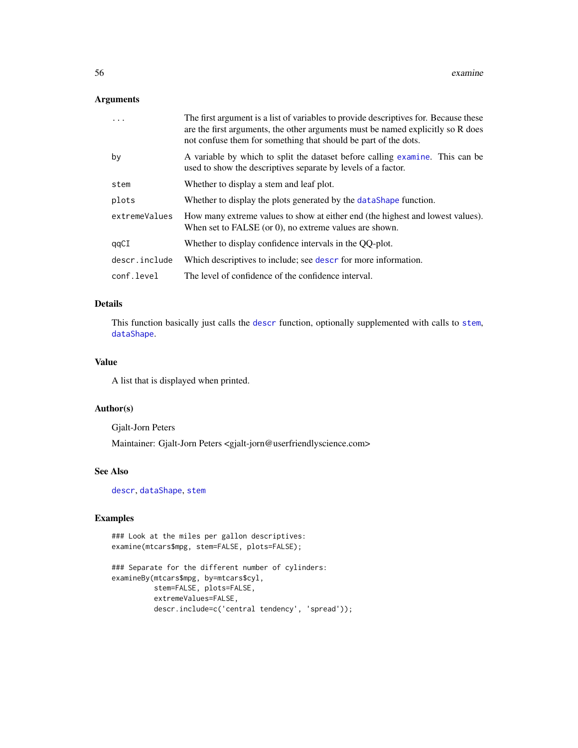## Arguments

| | |
|---|---|
| `...` | The first argument is a list of variables to provide descriptives for. Because these are the first arguments, the other arguments must be named explicitly so R does not confuse them for something that should be part of the dots. |
| `by` | A variable by which to split the dataset before calling `examine`. This can be used to show the descriptives separate by levels of a factor. |
| `stem` | Whether to display a stem and leaf plot. |
| `plots` | Whether to display the plots generated by the `dataShape` function. |
| `extremeValues` | How many extreme values to show at either end (the highest and lowest values). When set to FALSE (or 0), no extreme values are shown. |
| `qqCI` | Whether to display confidence intervals in the QQ-plot. |
| `descr.include` | Which descriptives to include; see `descr` for more information. |
| `conf.level` | The level of confidence of the confidence interval. |

## Details

This function basically just calls the `descr` function, optionally supplemented with calls to `stem`, `dataShape`.

## Value

A list that is displayed when printed.

## Author(s)

Gjalt-Jorn Peters

Maintainer: Gjalt-Jorn Peters <gjalt-jorn@userfriendlyscience.com>

## See Also

`descr`, `dataShape`, `stem`

## Examples

```
### Look at the miles per gallon descriptives:
examine(mtcars$mpg, stem=FALSE, plots=FALSE);

### Separate for the different number of cylinders:
examineBy(mtcars$mpg, by=mtcars$cyl,
          stem=FALSE, plots=FALSE,
          extremeValues=FALSE,
          descr.include=c('central tendency', 'spread'));
```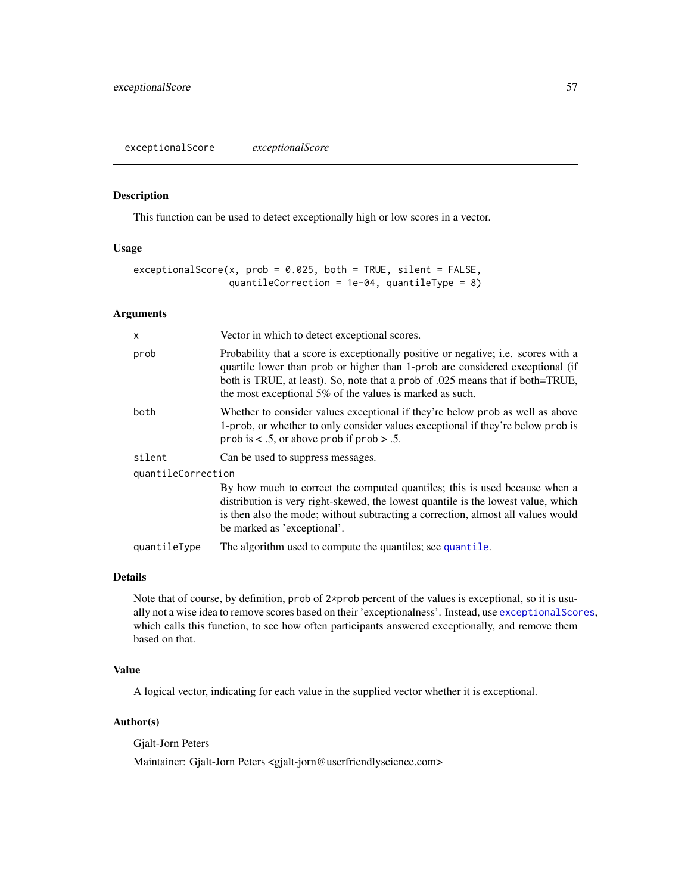# exceptionalScore

*exceptionalScore*

## Description

This function can be used to detect exceptionally high or low scores in a vector.

## Usage

```
exceptionalScore(x, prob = 0.025, both = TRUE, silent = FALSE,
                 quantileCorrection = 1e-04, quantileType = 8)
```

## Arguments

| Argument | Description |
|---|---|
| `x` | Vector in which to detect exceptional scores. |
| `prob` | Probability that a score is exceptionally positive or negative; i.e. scores with a quartile lower than `prob` or higher than 1-`prob` are considered exceptional (if both is TRUE, at least). So, note that a `prob` of .025 means that if both=TRUE, the most exceptional 5% of the values is marked as such. |
| `both` | Whether to consider values exceptional if they're below `prob` as well as above 1-`prob`, or whether to only consider values exceptional if they're below `prob` is `prob` is < .5, or above `prob` if `prob` > .5. |
| `silent` | Can be used to suppress messages. |
| `quantileCorrection` | By how much to correct the computed quantiles; this is used because when a distribution is very right-skewed, the lowest quantile is the lowest value, which is then also the mode; without subtracting a correction, almost all values would be marked as 'exceptional'. |
| `quantileType` | The algorithm used to compute the quantiles; see `quantile`. |

## Details

Note that of course, by definition, `prob` of `2*prob` percent of the values is exceptional, so it is usually not a wise idea to remove scores based on their 'exceptionalness'. Instead, use `exceptionalScores`, which calls this function, to see how often participants answered exceptionally, and remove them based on that.

## Value

A logical vector, indicating for each value in the supplied vector whether it is exceptional.

## Author(s)

Gjalt-Jorn Peters

Maintainer: Gjalt-Jorn Peters <gjalt-jorn@userfriendlyscience.com>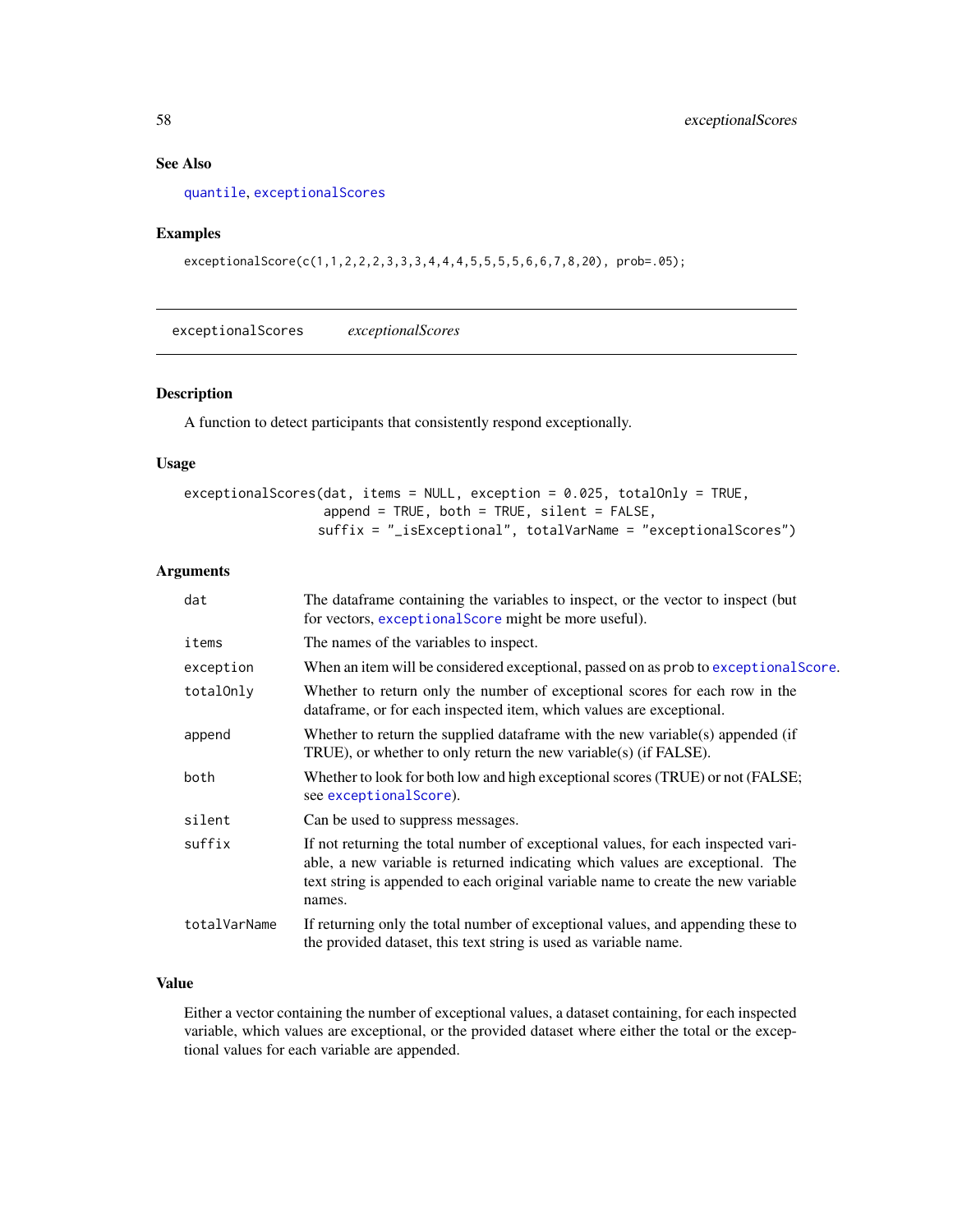### See Also

quantile, exceptionalScores

### Examples

```
exceptionalScore(c(1,1,2,2,2,3,3,3,4,4,4,5,5,5,5,6,6,7,8,20), prob=.05);
```

---

## exceptionalScores        *exceptionalScores*

### Description

A function to detect participants that consistently respond exceptionally.

### Usage

```
exceptionalScores(dat, items = NULL, exception = 0.025, totalOnly = TRUE,
                  append = TRUE, both = TRUE, silent = FALSE,
                  suffix = "_isExceptional", totalVarName = "exceptionalScores")
```

### Arguments

| | |
|---|---|
| `dat` | The dataframe containing the variables to inspect, or the vector to inspect (but for vectors, exceptionalScore might be more useful). |
| `items` | The names of the variables to inspect. |
| `exception` | When an item will be considered exceptional, passed on as prob to exceptionalScore. |
| `totalOnly` | Whether to return only the number of exceptional scores for each row in the dataframe, or for each inspected item, which values are exceptional. |
| `append` | Whether to return the supplied dataframe with the new variable(s) appended (if TRUE), or whether to only return the new variable(s) (if FALSE). |
| `both` | Whether to look for both low and high exceptional scores (TRUE) or not (FALSE; see exceptionalScore). |
| `silent` | Can be used to suppress messages. |
| `suffix` | If not returning the total number of exceptional values, for each inspected variable, a new variable is returned indicating which values are exceptional. The text string is appended to each original variable name to create the new variable names. |
| `totalVarName` | If returning only the total number of exceptional values, and appending these to the provided dataset, this text string is used as variable name. |

### Value

Either a vector containing the number of exceptional values, a dataset containing, for each inspected variable, which values are exceptional, or the provided dataset where either the total or the exceptional values for each variable are appended.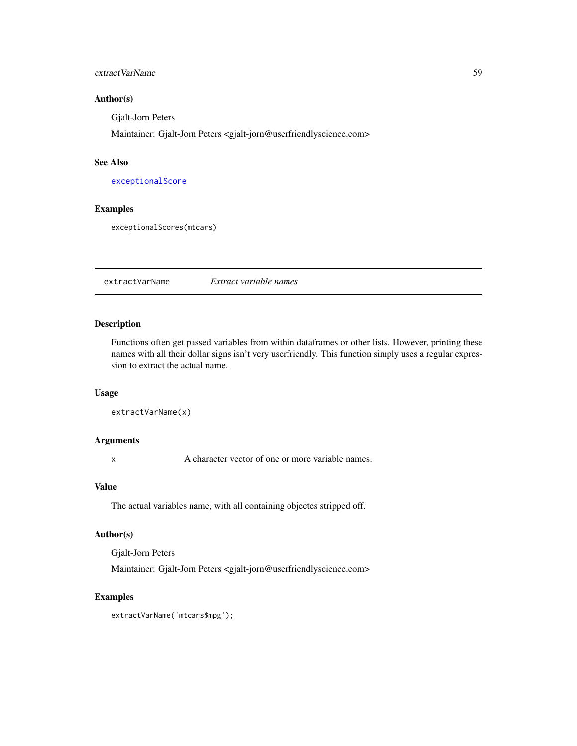### Author(s)

Gjalt-Jorn Peters

Maintainer: Gjalt-Jorn Peters <gjalt-jorn@userfriendlyscience.com>

### See Also

`exceptionalScore`

### Examples

```
exceptionalScores(mtcars)
```

---

## extractVarName &nbsp;&nbsp;&nbsp; *Extract variable names*

---

### Description

Functions often get passed variables from within dataframes or other lists. However, printing these names with all their dollar signs isn't very userfriendly. This function simply uses a regular expression to extract the actual name.

### Usage

```
extractVarName(x)
```

### Arguments

| | |
|---|---|
| x | A character vector of one or more variable names. |

### Value

The actual variables name, with all containing objectes stripped off.

### Author(s)

Gjalt-Jorn Peters

Maintainer: Gjalt-Jorn Peters <gjalt-jorn@userfriendlyscience.com>

### Examples

```
extractVarName('mtcars$mpg');
```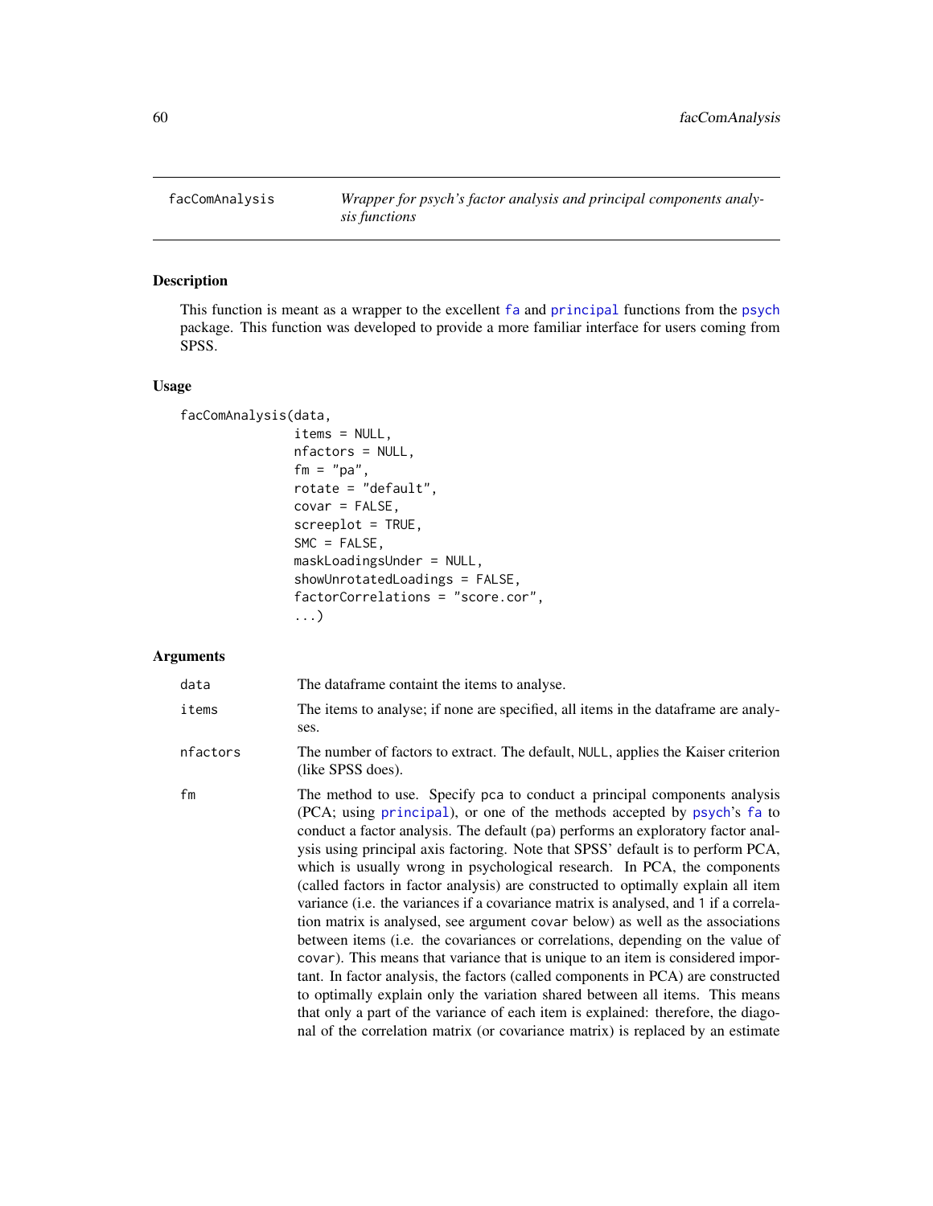facComAnalysis — *Wrapper for psych's factor analysis and principal components analysis functions*

## Description

This function is meant as a wrapper to the excellent `fa` and `principal` functions from the `psych` package. This function was developed to provide a more familiar interface for users coming from SPSS.

## Usage

```
facComAnalysis(data,
               items = NULL,
               nfactors = NULL,
               fm = "pa",
               rotate = "default",
               covar = FALSE,
               screeplot = TRUE,
               SMC = FALSE,
               maskLoadingsUnder = NULL,
               showUnrotatedLoadings = FALSE,
               factorCorrelations = "score.cor",
               ...)
```

## Arguments

`data` The dataframe containt the items to analyse.

`items` The items to analyse; if none are specified, all items in the dataframe are analyses.

`nfactors` The number of factors to extract. The default, `NULL`, applies the Kaiser criterion (like SPSS does).

`fm` The method to use. Specify `pca` to conduct a principal components analysis (PCA; using `principal`), or one of the methods accepted by `psych`'s `fa` to conduct a factor analysis. The default (`pa`) performs an exploratory factor analysis using principal axis factoring. Note that SPSS' default is to perform PCA, which is usually wrong in psychological research. In PCA, the components (called factors in factor analysis) are constructed to optimally explain all item variance (i.e. the variances if a covariance matrix is analysed, and 1 if a correlation matrix is analysed, see argument `covar` below) as well as the associations between items (i.e. the covariances or correlations, depending on the value of `covar`). This means that variance that is unique to an item is considered important. In factor analysis, the factors (called components in PCA) are constructed to optimally explain only the variation shared between all items. This means that only a part of the variance of each item is explained: therefore, the diagonal of the correlation matrix (or covariance matrix) is replaced by an estimate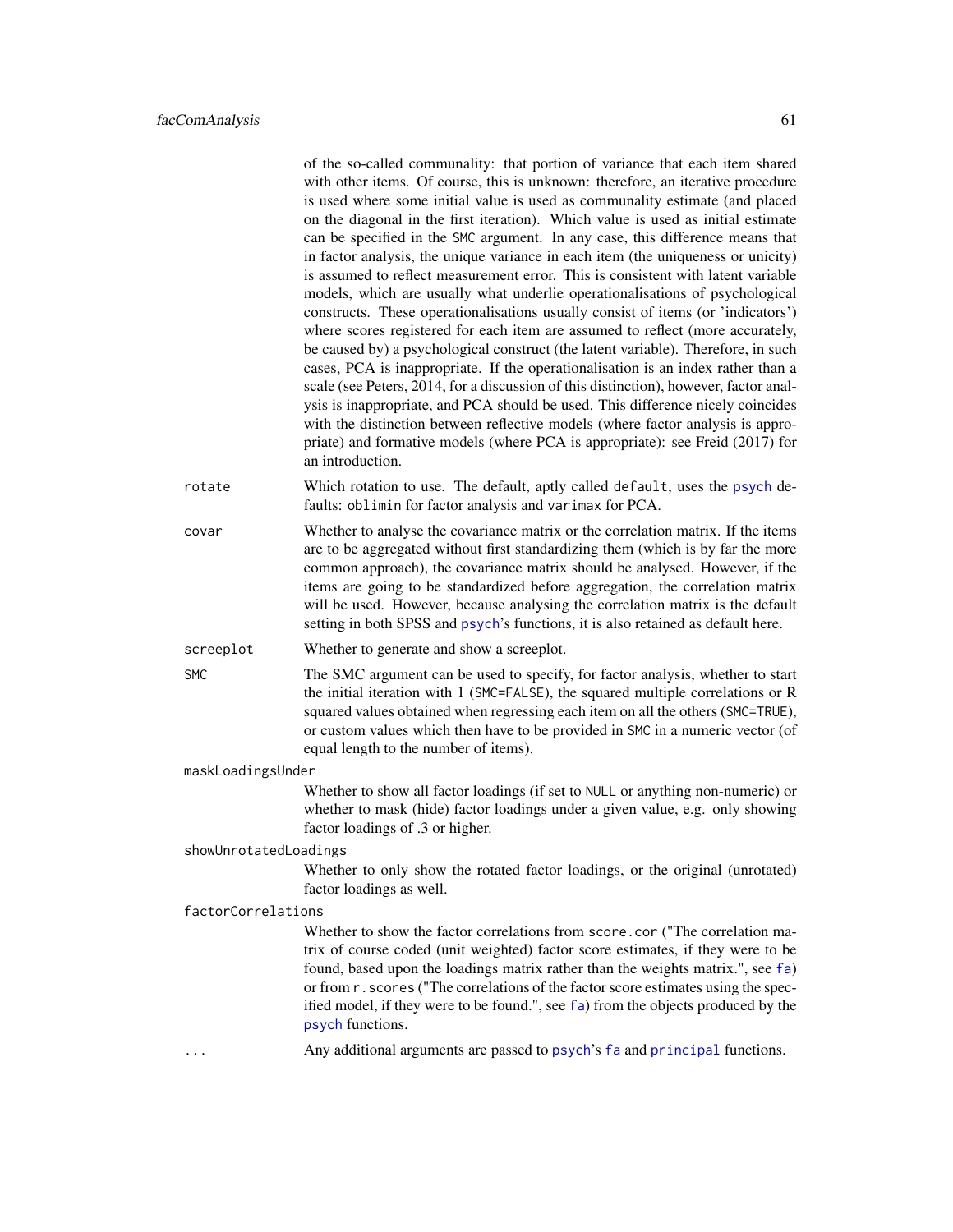of the so-called communality: that portion of variance that each item shared with other items. Of course, this is unknown: therefore, an iterative procedure is used where some initial value is used as communality estimate (and placed on the diagonal in the first iteration). Which value is used as initial estimate can be specified in the `SMC` argument. In any case, this difference means that in factor analysis, the unique variance in each item (the uniqueness or unicity) is assumed to reflect measurement error. This is consistent with latent variable models, which are usually what underlie operationalisations of psychological constructs. These operationalisations usually consist of items (or 'indicators') where scores registered for each item are assumed to reflect (more accurately, be caused by) a psychological construct (the latent variable). Therefore, in such cases, PCA is inappropriate. If the operationalisation is an index rather than a scale (see Peters, 2014, for a discussion of this distinction), however, factor analysis is inappropriate, and PCA should be used. This difference nicely coincides with the distinction between reflective models (where factor analysis is appropriate) and formative models (where PCA is appropriate): see Freid (2017) for an introduction.

`rotate`
: Which rotation to use. The default, aptly called `default`, uses the `psych` defaults: `oblimin` for factor analysis and `varimax` for PCA.

`covar`
: Whether to analyse the covariance matrix or the correlation matrix. If the items are to be aggregated without first standardizing them (which is by far the more common approach), the covariance matrix should be analysed. However, if the items are going to be standardized before aggregation, the correlation matrix will be used. However, because analysing the correlation matrix is the default setting in both SPSS and `psych`'s functions, it is also retained as default here.

`screeplot`
: Whether to generate and show a screeplot.

`SMC`
: The SMC argument can be used to specify, for factor analysis, whether to start the initial iteration with 1 (`SMC=FALSE`), the squared multiple correlations or R squared values obtained when regressing each item on all the others (`SMC=TRUE`), or custom values which then have to be provided in `SMC` in a numeric vector (of equal length to the number of items).

`maskLoadingsUnder`
: Whether to show all factor loadings (if set to `NULL` or anything non-numeric) or whether to mask (hide) factor loadings under a given value, e.g. only showing factor loadings of .3 or higher.

`showUnrotatedLoadings`
: Whether to only show the rotated factor loadings, or the original (unrotated) factor loadings as well.

`factorCorrelations`
: Whether to show the factor correlations from `score.cor` ("The correlation matrix of course coded (unit weighted) factor score estimates, if they were to be found, based upon the loadings matrix rather than the weights matrix.", see `fa`) or from `r.scores` ("The correlations of the factor score estimates using the specified model, if they were to be found.", see `fa`) from the objects produced by the `psych` functions.

`...`
: Any additional arguments are passed to `psych`'s `fa` and `principal` functions.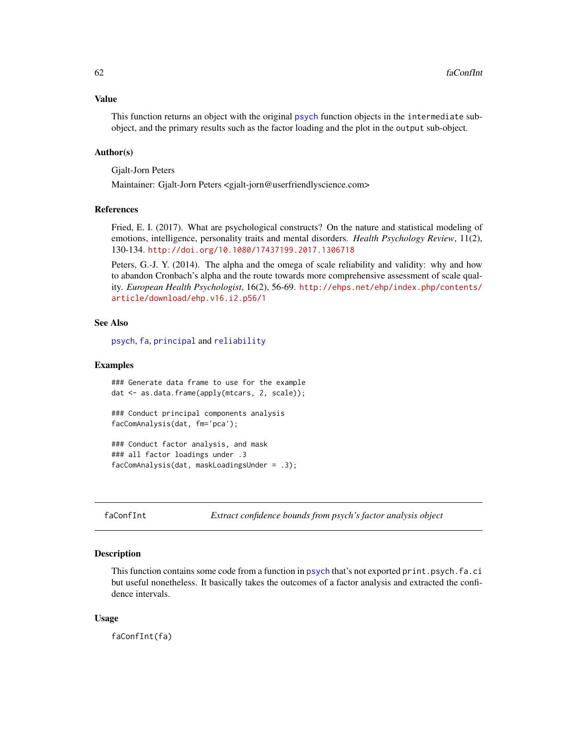### Value

This function returns an object with the original psych function objects in the intermediate sub-object, and the primary results such as the factor loading and the plot in the output sub-object.

### Author(s)

Gjalt-Jorn Peters

Maintainer: Gjalt-Jorn Peters <gjalt-jorn@userfriendlyscience.com>

### References

Fried, E. I. (2017). What are psychological constructs? On the nature and statistical modeling of emotions, intelligence, personality traits and mental disorders. *Health Psychology Review*, 11(2), 130-134. http://doi.org/10.1080/17437199.2017.1306718

Peters, G.-J. Y. (2014). The alpha and the omega of scale reliability and validity: why and how to abandon Cronbach's alpha and the route towards more comprehensive assessment of scale quality. *European Health Psychologist*, 16(2), 56-69. http://ehps.net/ehp/index.php/contents/article/download/ehp.v16.i2.p56/1

### See Also

psych, fa, principal and reliability

### Examples

```
### Generate data frame to use for the example
dat <- as.data.frame(apply(mtcars, 2, scale));

### Conduct principal components analysis
facComAnalysis(dat, fm='pca');

### Conduct factor analysis, and mask
### all factor loadings under .3
facComAnalysis(dat, maskLoadingsUnder = .3);
```

---

## faConfInt — *Extract confidence bounds from psych's factor analysis object*

### Description

This function contains some code from a function in psych that's not exported print.psych.fa.ci but useful nonetheless. It basically takes the outcomes of a factor analysis and extracted the confidence intervals.

### Usage

```
faConfInt(fa)
```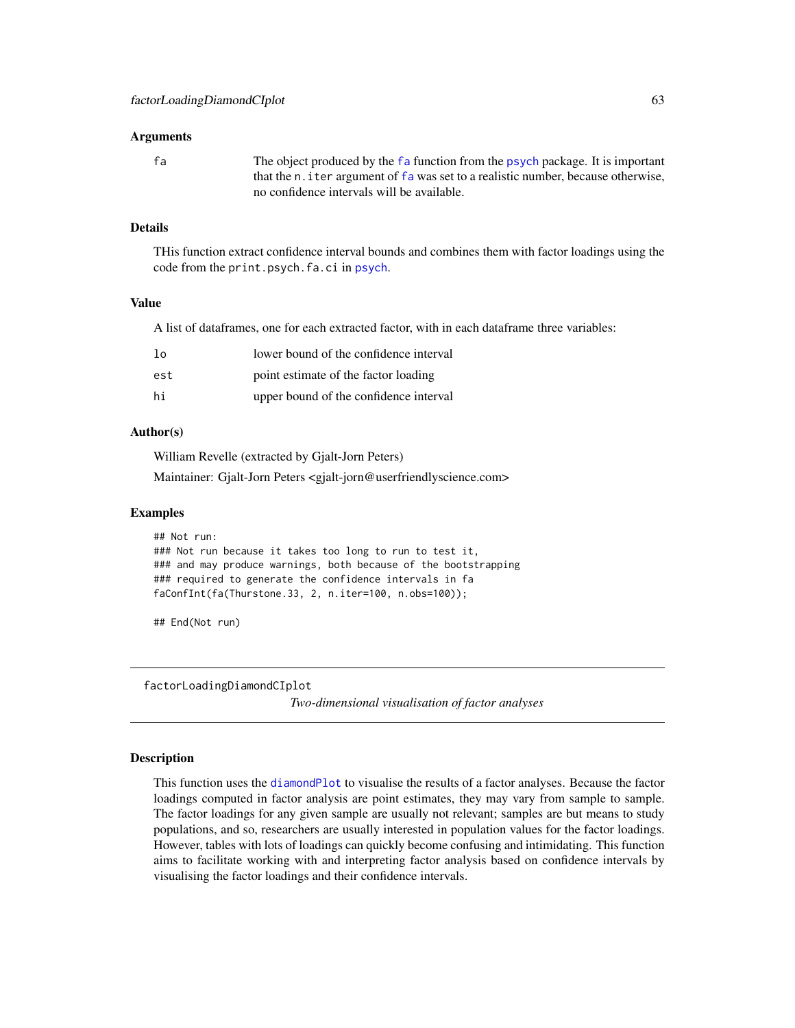### Arguments

| | |
|---|---|
| `fa` | The object produced by the `fa` function from the `psych` package. It is important that the `n.iter` argument of `fa` was set to a realistic number, because otherwise, no confidence intervals will be available. |

### Details

THis function extract confidence interval bounds and combines them with factor loadings using the code from the `print.psych.fa.ci` in `psych`.

### Value

A list of dataframes, one for each extracted factor, with in each dataframe three variables:

| | |
|---|---|
| `lo` | lower bound of the confidence interval |
| `est` | point estimate of the factor loading |
| `hi` | upper bound of the confidence interval |

### Author(s)

William Revelle (extracted by Gjalt-Jorn Peters)

Maintainer: Gjalt-Jorn Peters <gjalt-jorn@userfriendlyscience.com>

### Examples

```
## Not run:
### Not run because it takes too long to run to test it,
### and may produce warnings, both because of the bootstrapping
### required to generate the confidence intervals in fa
faConfInt(fa(Thurstone.33, 2, n.iter=100, n.obs=100));

## End(Not run)
```

---

## factorLoadingDiamondCIplot

*Two-dimensional visualisation of factor analyses*

---

### Description

This function uses the `diamondPlot` to visualise the results of a factor analyses. Because the factor loadings computed in factor analysis are point estimates, they may vary from sample to sample. The factor loadings for any given sample are usually not relevant; samples are but means to study populations, and so, researchers are usually interested in population values for the factor loadings. However, tables with lots of loadings can quickly become confusing and intimidating. This function aims to facilitate working with and interpreting factor analysis based on confidence intervals by visualising the factor loadings and their confidence intervals.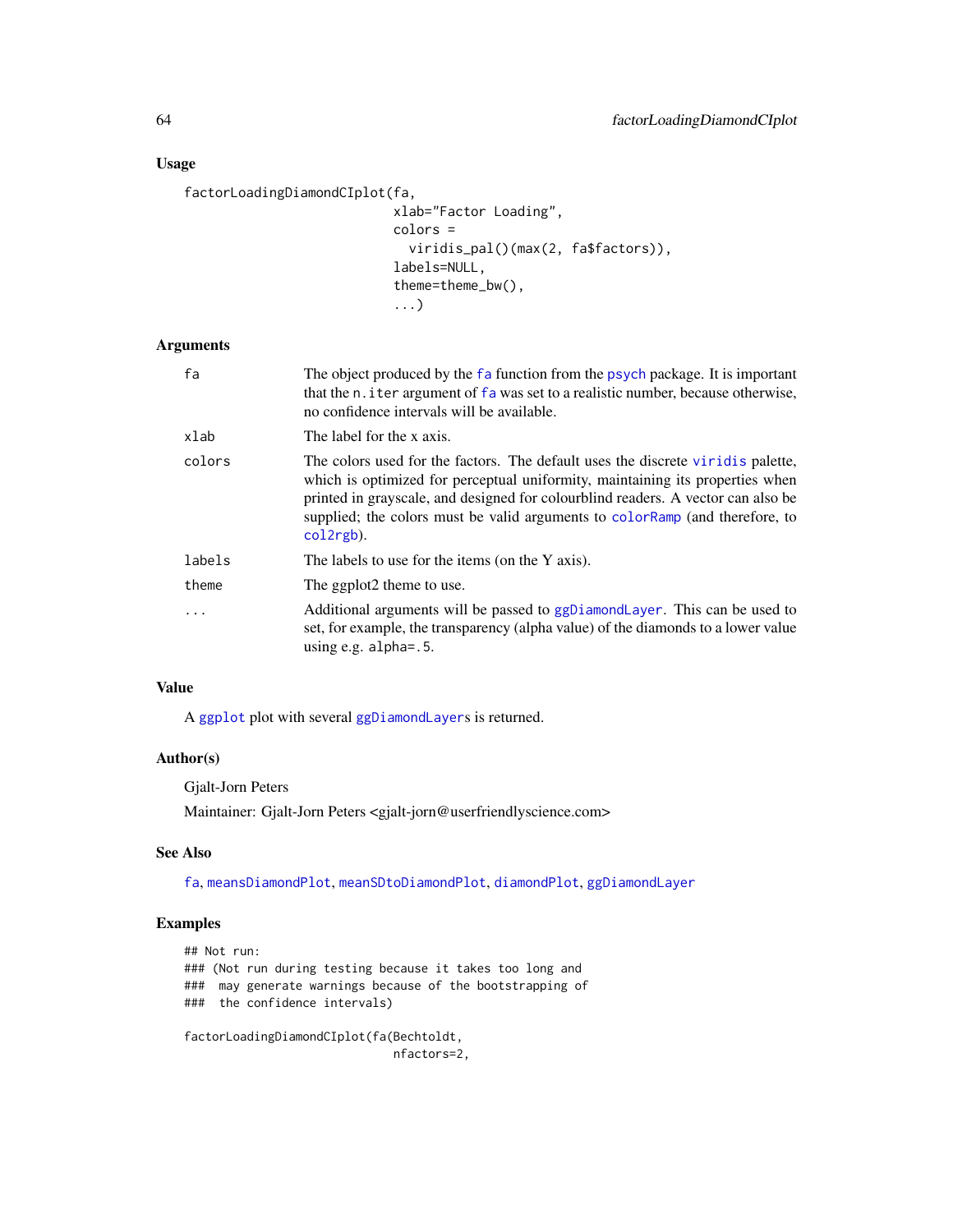## Usage

```
factorLoadingDiamondCIplot(fa,
                           xlab="Factor Loading",
                           colors =
                             viridis_pal()(max(2, fa$factors)),
                           labels=NULL,
                           theme=theme_bw(),
                           ...)
```

## Arguments

| | |
|---|---|
| fa | The object produced by the fa function from the psych package. It is important that the n.iter argument of fa was set to a realistic number, because otherwise, no confidence intervals will be available. |
| xlab | The label for the x axis. |
| colors | The colors used for the factors. The default uses the discrete viridis palette, which is optimized for perceptual uniformity, maintaining its properties when printed in grayscale, and designed for colourblind readers. A vector can also be supplied; the colors must be valid arguments to colorRamp (and therefore, to col2rgb). |
| labels | The labels to use for the items (on the Y axis). |
| theme | The ggplot2 theme to use. |
| ... | Additional arguments will be passed to ggDiamondLayer. This can be used to set, for example, the transparency (alpha value) of the diamonds to a lower value using e.g. alpha=.5. |

## Value

A ggplot plot with several ggDiamondLayers is returned.

## Author(s)

Gjalt-Jorn Peters

Maintainer: Gjalt-Jorn Peters <gjalt-jorn@userfriendlyscience.com>

## See Also

fa, meansDiamondPlot, meanSDtoDiamondPlot, diamondPlot, ggDiamondLayer

## Examples

```
## Not run:
### (Not run during testing because it takes too long and
###  may generate warnings because of the bootstrapping of
###  the confidence intervals)

factorLoadingDiamondCIplot(fa(Bechtoldt,
                              nfactors=2,
```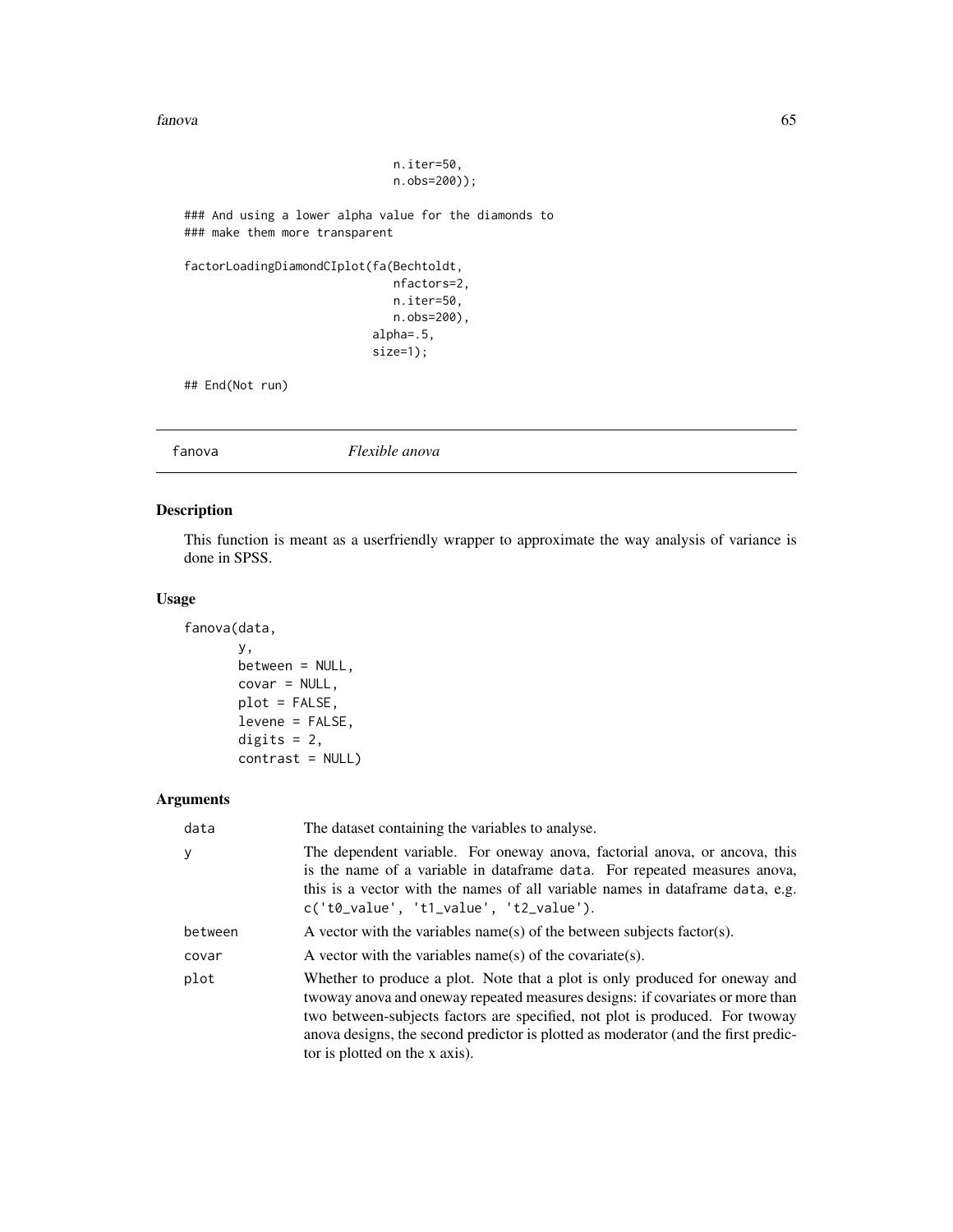```
                              n.iter=50,
                              n.obs=200));

### And using a lower alpha value for the diamonds to
### make them more transparent

factorLoadingDiamondCIplot(fa(Bechtoldt,
                              nfactors=2,
                              n.iter=50,
                              n.obs=200),
                           alpha=.5,
                           size=1);

## End(Not run)
```

---

fanova *Flexible anova*

---

## Description

This function is meant as a userfriendly wrapper to approximate the way analysis of variance is done in SPSS.

## Usage

```
fanova(data,
       y,
       between = NULL,
       covar = NULL,
       plot = FALSE,
       levene = FALSE,
       digits = 2,
       contrast = NULL)
```

## Arguments

| | |
|---|---|
| `data` | The dataset containing the variables to analyse. |
| `y` | The dependent variable. For oneway anova, factorial anova, or ancova, this is the name of a variable in dataframe `data`. For repeated measures anova, this is a vector with the names of all variable names in dataframe `data`, e.g. `c('t0_value', 't1_value', 't2_value')`. |
| `between` | A vector with the variables name(s) of the between subjects factor(s). |
| `covar` | A vector with the variables name(s) of the covariate(s). |
| `plot` | Whether to produce a plot. Note that a plot is only produced for oneway and twoway anova and oneway repeated measures designs: if covariates or more than two between-subjects factors are specified, not plot is produced. For twoway anova designs, the second predictor is plotted as moderator (and the first predictor is plotted on the x axis). |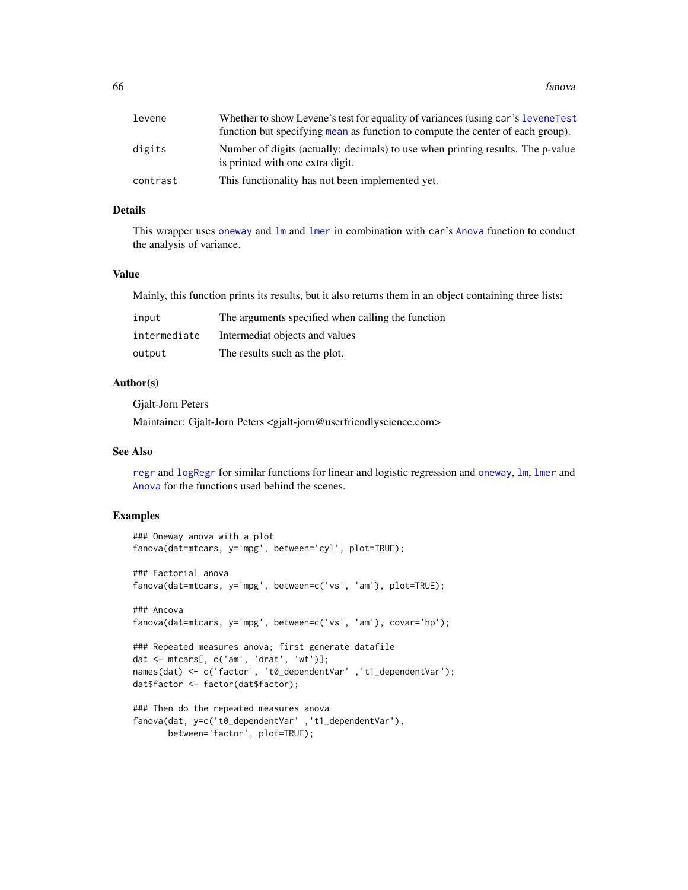| | |
|---|---|
| levene | Whether to show Levene's test for equality of variances (using car's leveneTest function but specifying mean as function to compute the center of each group). |
| digits | Number of digits (actually: decimals) to use when printing results. The p-value is printed with one extra digit. |
| contrast | This functionality has not been implemented yet. |

## Details

This wrapper uses oneway and lm and lmer in combination with car's Anova function to conduct the analysis of variance.

## Value

Mainly, this function prints its results, but it also returns them in an object containing three lists:

| | |
|---|---|
| input | The arguments specified when calling the function |
| intermediate | Intermediat objects and values |
| output | The results such as the plot. |

## Author(s)

Gjalt-Jorn Peters

Maintainer: Gjalt-Jorn Peters <gjalt-jorn@userfriendlyscience.com>

## See Also

regr and logRegr for similar functions for linear and logistic regression and oneway, lm, lmer and Anova for the functions used behind the scenes.

## Examples

```
### Oneway anova with a plot
fanova(dat=mtcars, y='mpg', between='cyl', plot=TRUE);

### Factorial anova
fanova(dat=mtcars, y='mpg', between=c('vs', 'am'), plot=TRUE);

### Ancova
fanova(dat=mtcars, y='mpg', between=c('vs', 'am'), covar='hp');

### Repeated measures anova; first generate datafile
dat <- mtcars[, c('am', 'drat', 'wt')];
names(dat) <- c('factor', 't0_dependentVar' ,'t1_dependentVar');
dat$factor <- factor(dat$factor);

### Then do the repeated measures anova
fanova(dat, y=c('t0_dependentVar' ,'t1_dependentVar'),
       between='factor', plot=TRUE);
```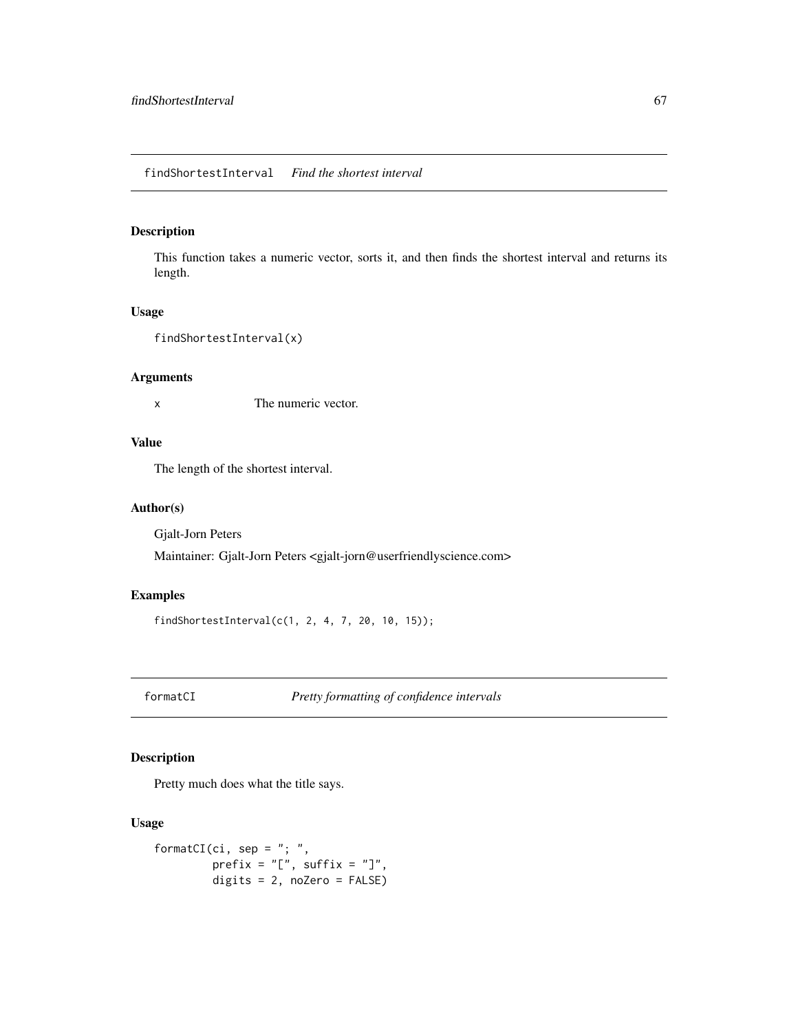## findShortestInterval *Find the shortest interval*

### Description

This function takes a numeric vector, sorts it, and then finds the shortest interval and returns its length.

### Usage

```
findShortestInterval(x)
```

### Arguments

| | |
|---|---|
| x | The numeric vector. |

### Value

The length of the shortest interval.

### Author(s)

Gjalt-Jorn Peters

Maintainer: Gjalt-Jorn Peters <gjalt-jorn@userfriendlyscience.com>

### Examples

```
findShortestInterval(c(1, 2, 4, 7, 20, 10, 15));
```

## formatCI *Pretty formatting of confidence intervals*

### Description

Pretty much does what the title says.

### Usage

```
formatCI(ci, sep = "; ",
         prefix = "[", suffix = "]",
         digits = 2, noZero = FALSE)
```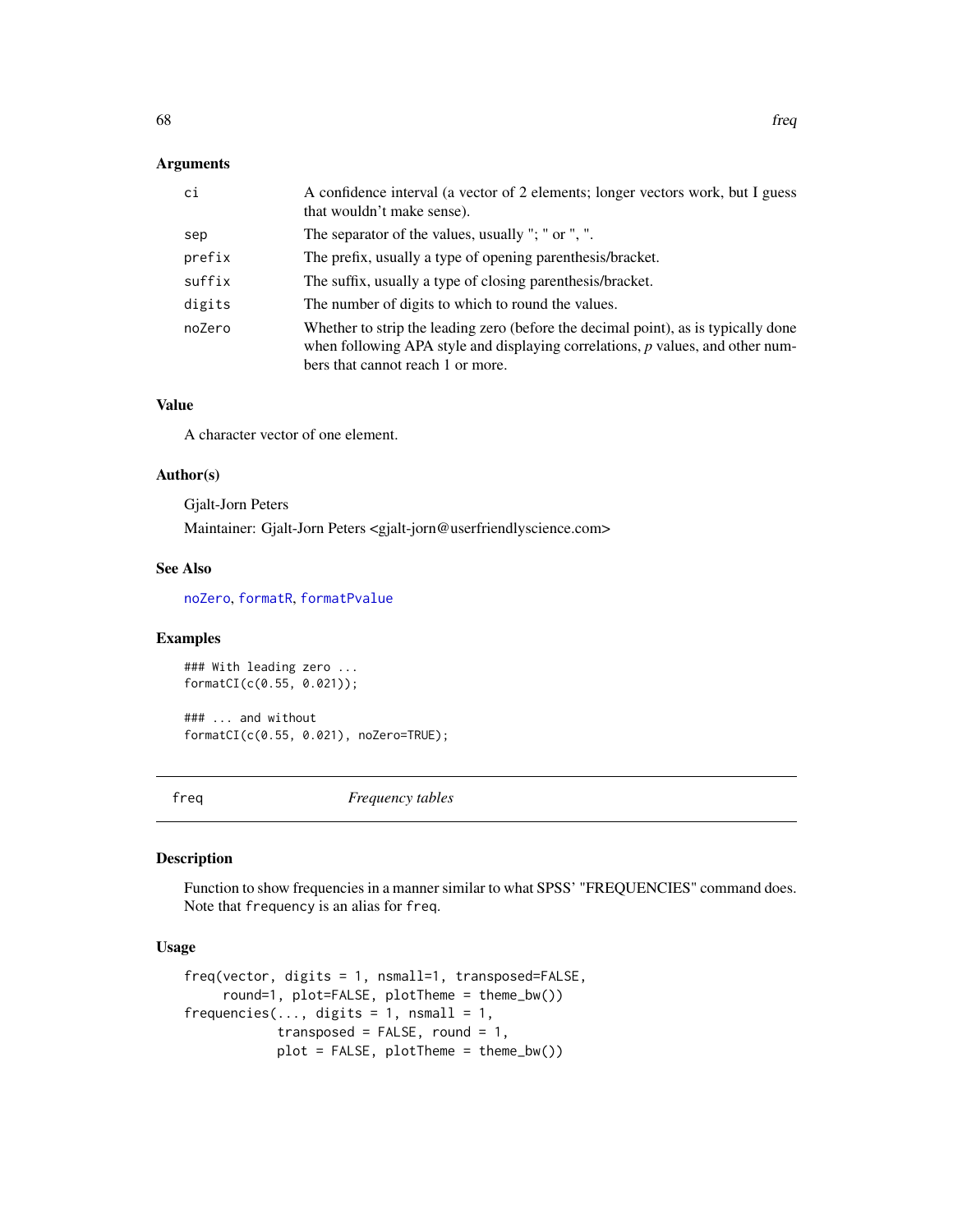### Arguments

| | |
|---|---|
| ci | A confidence interval (a vector of 2 elements; longer vectors work, but I guess that wouldn't make sense). |
| sep | The separator of the values, usually "; " or ", ". |
| prefix | The prefix, usually a type of opening parenthesis/bracket. |
| suffix | The suffix, usually a type of closing parenthesis/bracket. |
| digits | The number of digits to which to round the values. |
| noZero | Whether to strip the leading zero (before the decimal point), as is typically done when following APA style and displaying correlations, *p* values, and other numbers that cannot reach 1 or more. |

### Value

A character vector of one element.

### Author(s)

Gjalt-Jorn Peters

Maintainer: Gjalt-Jorn Peters <gjalt-jorn@userfriendlyscience.com>

### See Also

noZero, formatR, formatPvalue

### Examples

```
### With leading zero ...
formatCI(c(0.55, 0.021));

### ... and without
formatCI(c(0.55, 0.021), noZero=TRUE);
```

---

## freq — *Frequency tables*

### Description

Function to show frequencies in a manner similar to what SPSS' "FREQUENCIES" command does. Note that `frequency` is an alias for `freq`.

### Usage

```
freq(vector, digits = 1, nsmall=1, transposed=FALSE,
     round=1, plot=FALSE, plotTheme = theme_bw())
frequencies(..., digits = 1, nsmall = 1,
            transposed = FALSE, round = 1,
            plot = FALSE, plotTheme = theme_bw())
```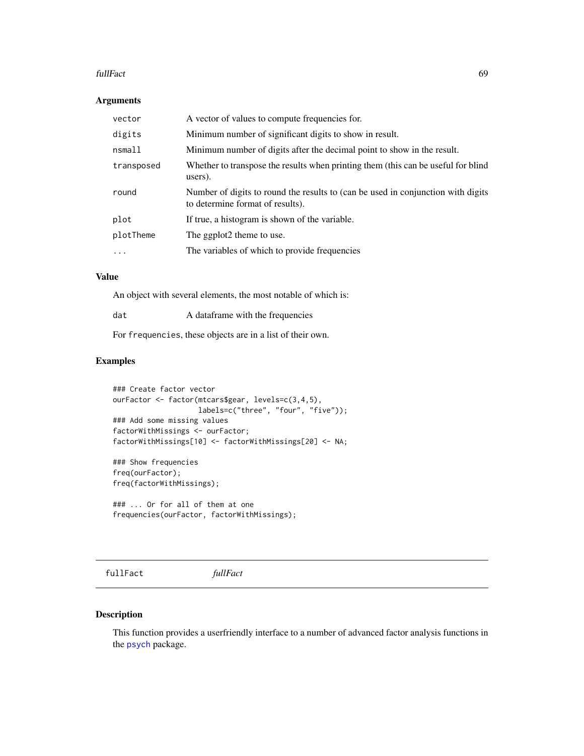### Arguments

| | |
|---|---|
| vector | A vector of values to compute frequencies for. |
| digits | Minimum number of significant digits to show in result. |
| nsmall | Minimum number of digits after the decimal point to show in the result. |
| transposed | Whether to transpose the results when printing them (this can be useful for blind users). |
| round | Number of digits to round the results to (can be used in conjunction with digits to determine format of results). |
| plot | If true, a histogram is shown of the variable. |
| plotTheme | The ggplot2 theme to use. |
| ... | The variables of which to provide frequencies |

### Value

An object with several elements, the most notable of which is:

| | |
|---|---|
| dat | A dataframe with the frequencies |

For `frequencies`, these objects are in a list of their own.

### Examples

```
### Create factor vector
ourFactor <- factor(mtcars$gear, levels=c(3,4,5),
                    labels=c("three", "four", "five"));
### Add some missing values
factorWithMissings <- ourFactor;
factorWithMissings[10] <- factorWithMissings[20] <- NA;

### Show frequencies
freq(ourFactor);
freq(factorWithMissings);

### ... Or for all of them at one
frequencies(ourFactor, factorWithMissings);
```

---

## fullFact *fullFact*

### Description

This function provides a userfriendly interface to a number of advanced factor analysis functions in the psych package.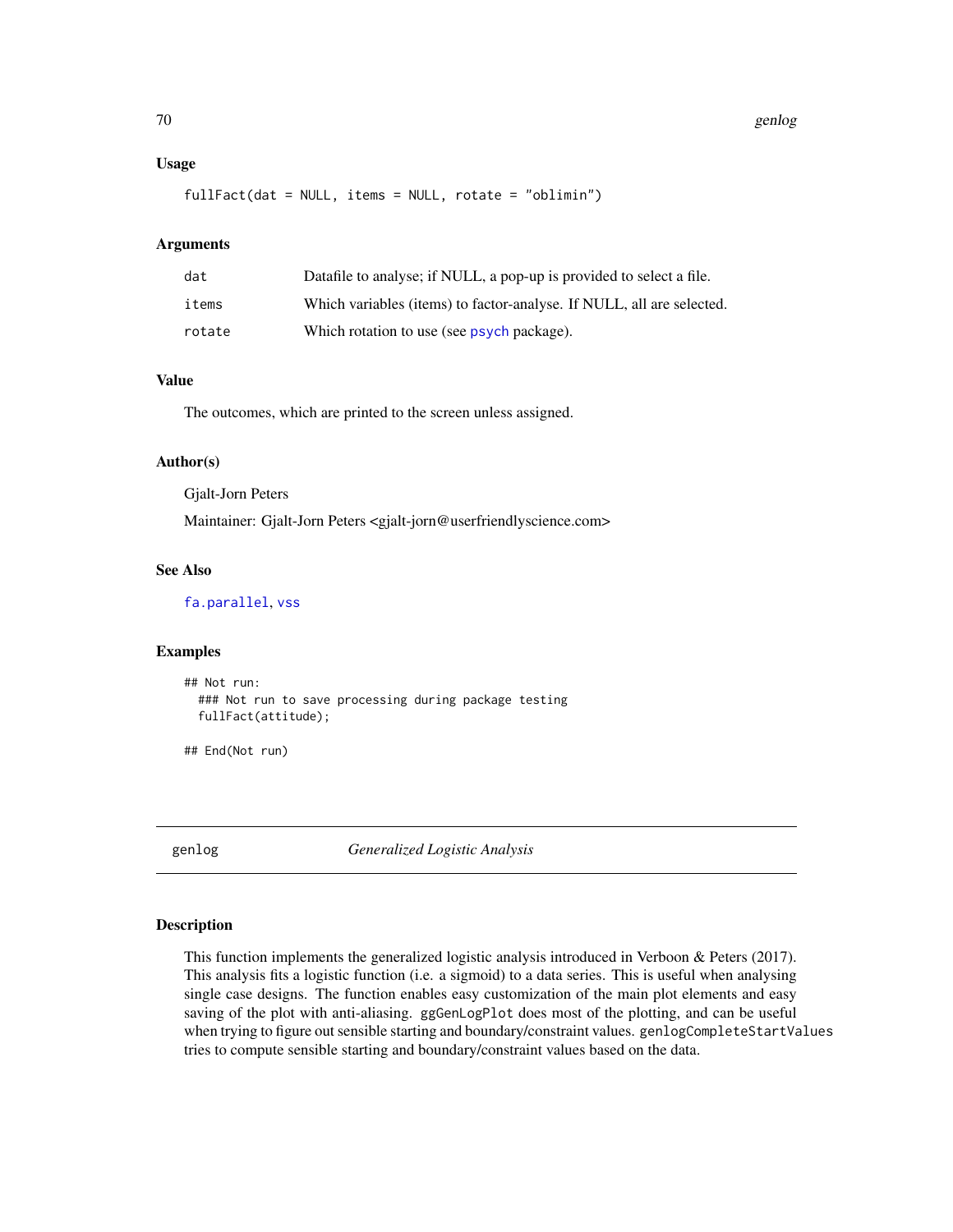### Usage

```
fullFact(dat = NULL, items = NULL, rotate = "oblimin")
```

### Arguments

| | |
|---|---|
| dat | Datafile to analyse; if NULL, a pop-up is provided to select a file. |
| items | Which variables (items) to factor-analyse. If NULL, all are selected. |
| rotate | Which rotation to use (see psych package). |

### Value

The outcomes, which are printed to the screen unless assigned.

### Author(s)

Gjalt-Jorn Peters

Maintainer: Gjalt-Jorn Peters <gjalt-jorn@userfriendlyscience.com>

### See Also

fa.parallel, vss

### Examples

```
## Not run:
  ### Not run to save processing during package testing
  fullFact(attitude);

## End(Not run)
```

---

## genlog *Generalized Logistic Analysis*

---

### Description

This function implements the generalized logistic analysis introduced in Verboon & Peters (2017). This analysis fits a logistic function (i.e. a sigmoid) to a data series. This is useful when analysing single case designs. The function enables easy customization of the main plot elements and easy saving of the plot with anti-aliasing. `ggGenLogPlot` does most of the plotting, and can be useful when trying to figure out sensible starting and boundary/constraint values. `genlogCompleteStartValues` tries to compute sensible starting and boundary/constraint values based on the data.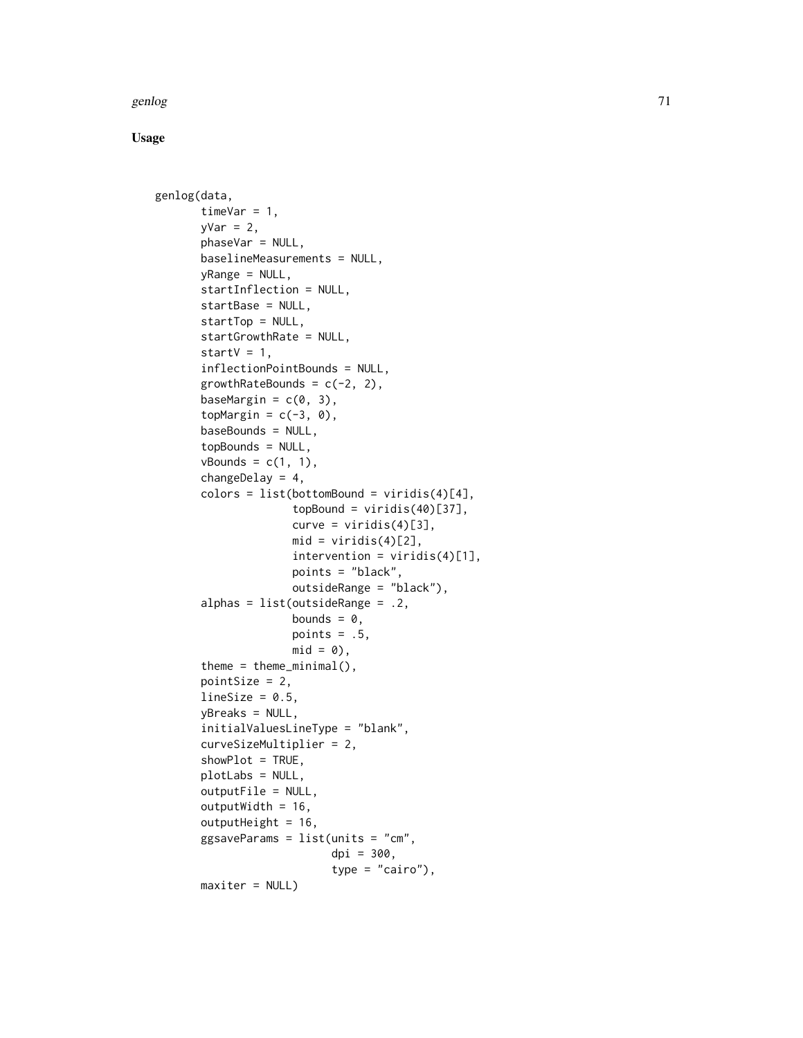## Usage

```
genlog(data,
       timeVar = 1,
       yVar = 2,
       phaseVar = NULL,
       baselineMeasurements = NULL,
       yRange = NULL,
       startInflection = NULL,
       startBase = NULL,
       startTop = NULL,
       startGrowthRate = NULL,
       startV = 1,
       inflectionPointBounds = NULL,
       growthRateBounds = c(-2, 2),
       baseMargin = c(0, 3),
       topMargin = c(-3, 0),
       baseBounds = NULL,
       topBounds = NULL,
       vBounds = c(1, 1),
       changeDelay = 4,
       colors = list(bottomBound = viridis(4)[4],
                     topBound = viridis(40)[37],
                     curve = viridis(4)[3],
                     mid = viridis(4)[2],
                     intervention = viridis(4)[1],
                     points = "black",
                     outsideRange = "black"),
       alphas = list(outsideRange = .2,
                     bounds = 0,
                     points = .5,
                     mid = 0),
       theme = theme_minimal(),
       pointSize = 2,
       lineSize = 0.5,
       yBreaks = NULL,
       initialValuesLineType = "blank",
       curveSizeMultiplier = 2,
       showPlot = TRUE,
       plotLabs = NULL,
       outputFile = NULL,
       outputWidth = 16,
       outputHeight = 16,
       ggsaveParams = list(units = "cm",
                           dpi = 300,
                           type = "cairo"),
       maxiter = NULL)
```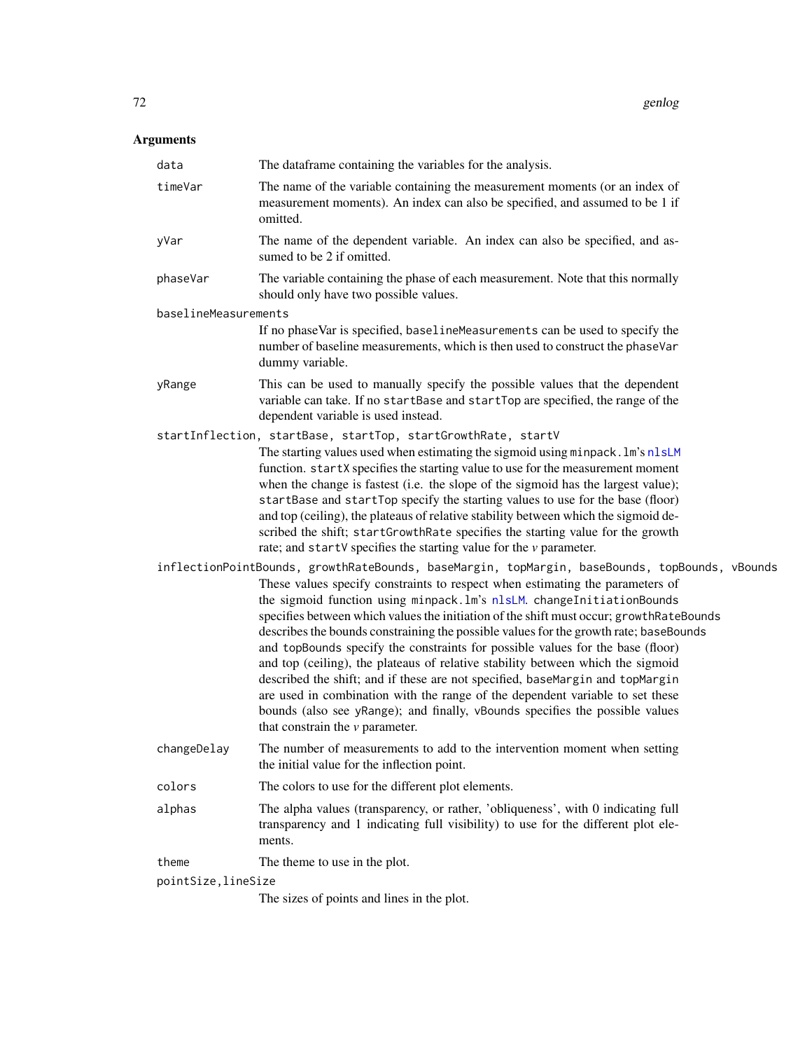## Arguments

**data** The dataframe containing the variables for the analysis.

**timeVar** The name of the variable containing the measurement moments (or an index of measurement moments). An index can also be specified, and assumed to be 1 if omitted.

**yVar** The name of the dependent variable. An index can also be specified, and assumed to be 2 if omitted.

**phaseVar** The variable containing the phase of each measurement. Note that this normally should only have two possible values.

**baselineMeasurements** If no phaseVar is specified, `baselineMeasurements` can be used to specify the number of baseline measurements, which is then used to construct the `phaseVar` dummy variable.

**yRange** This can be used to manually specify the possible values that the dependent variable can take. If no `startBase` and `startTop` are specified, the range of the dependent variable is used instead.

**startInflection, startBase, startTop, startGrowthRate, startV** The starting values used when estimating the sigmoid using `minpack.lm`'s `nlsLM` function. `startX` specifies the starting value to use for the measurement moment when the change is fastest (i.e. the slope of the sigmoid has the largest value); `startBase` and `startTop` specify the starting values to use for the base (floor) and top (ceiling), the plateaus of relative stability between which the sigmoid described the shift; `startGrowthRate` specifies the starting value for the growth rate; and `startV` specifies the starting value for the *v* parameter.

**inflectionPointBounds, growthRateBounds, baseMargin, topMargin, baseBounds, topBounds, vBounds** These values specify constraints to respect when estimating the parameters of the sigmoid function using `minpack.lm`'s `nlsLM`. `changeInitiationBounds` specifies between which values the initiation of the shift must occur; `growthRateBounds` describes the bounds constraining the possible values for the growth rate; `baseBounds` and `topBounds` specify the constraints for possible values for the base (floor) and top (ceiling), the plateaus of relative stability between which the sigmoid described the shift; and if these are not specified, `baseMargin` and `topMargin` are used in combination with the range of the dependent variable to set these bounds (also see `yRange`); and finally, `vBounds` specifies the possible values that constrain the *v* parameter.

**changeDelay** The number of measurements to add to the intervention moment when setting the initial value for the inflection point.

**colors** The colors to use for the different plot elements.

**alphas** The alpha values (transparency, or rather, 'obliqueness', with 0 indicating full transparency and 1 indicating full visibility) to use for the different plot elements.

**theme** The theme to use in the plot.

**pointSize,lineSize** The sizes of points and lines in the plot.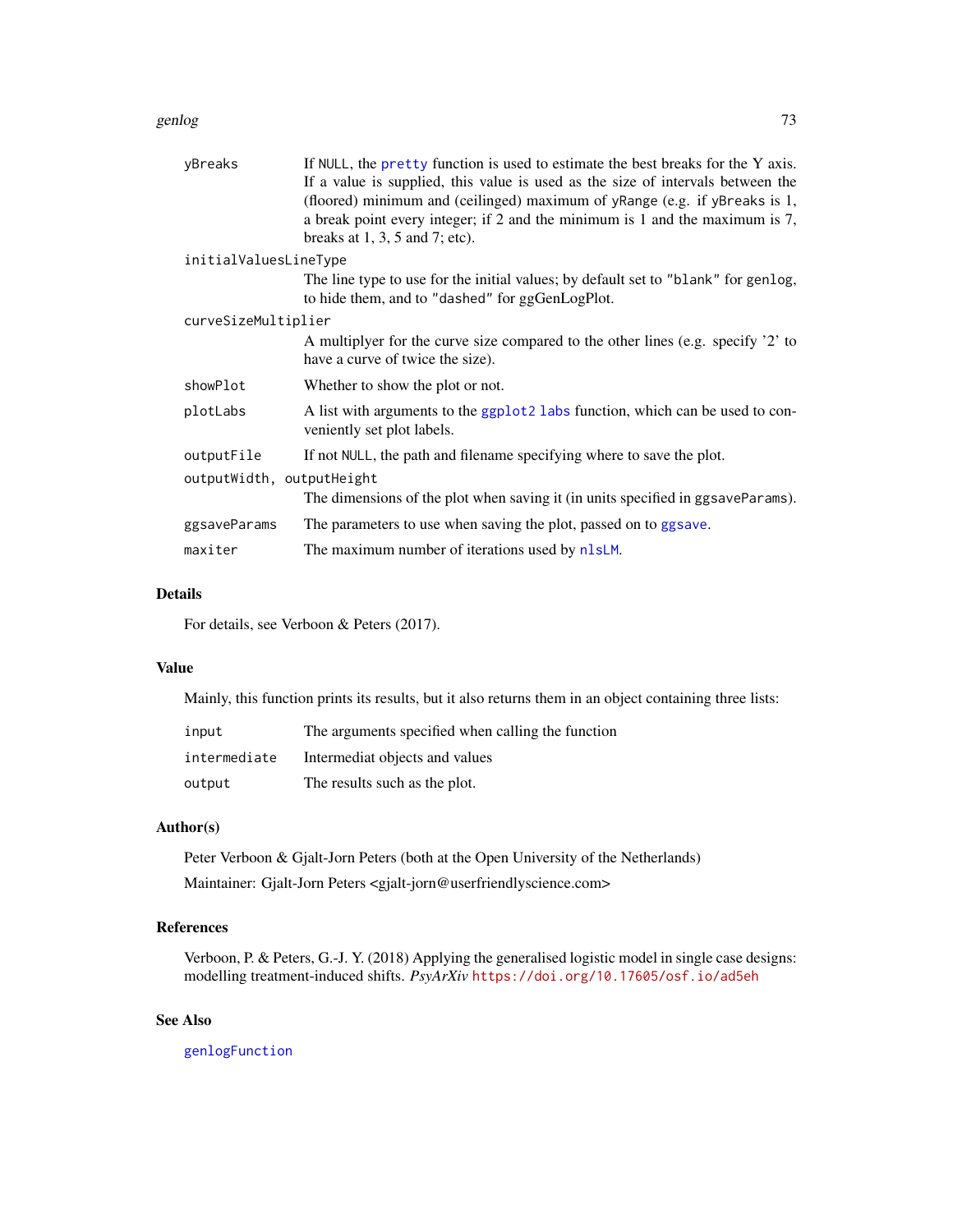| | |
|---|---|
| `yBreaks` | If `NULL`, the `pretty` function is used to estimate the best breaks for the Y axis. If a value is supplied, this value is used as the size of intervals between the (floored) minimum and (ceilinged) maximum of `yRange` (e.g. if `yBreaks` is 1, a break point every integer; if 2 and the minimum is 1 and the maximum is 7, breaks at 1, 3, 5 and 7; etc). |
| `initialValuesLineType` | The line type to use for the initial values; by default set to `"blank"` for `genlog`, to hide them, and to `"dashed"` for ggGenLogPlot. |
| `curveSizeMultiplier` | A multiplyer for the curve size compared to the other lines (e.g. specify '2' to have a curve of twice the size). |
| `showPlot` | Whether to show the plot or not. |
| `plotLabs` | A list with arguments to the `ggplot2` `labs` function, which can be used to conveniently set plot labels. |
| `outputFile` | If not `NULL`, the path and filename specifying where to save the plot. |
| `outputWidth, outputHeight` | The dimensions of the plot when saving it (in units specified in `ggsaveParams`). |
| `ggsaveParams` | The parameters to use when saving the plot, passed on to `ggsave`. |
| `maxiter` | The maximum number of iterations used by `nlsLM`. |

## Details

For details, see Verboon & Peters (2017).

## Value

Mainly, this function prints its results, but it also returns them in an object containing three lists:

| | |
|---|---|
| `input` | The arguments specified when calling the function |
| `intermediate` | Intermediat objects and values |
| `output` | The results such as the plot. |

## Author(s)

Peter Verboon & Gjalt-Jorn Peters (both at the Open University of the Netherlands)

Maintainer: Gjalt-Jorn Peters <gjalt-jorn@userfriendlyscience.com>

## References

Verboon, P. & Peters, G.-J. Y. (2018) Applying the generalised logistic model in single case designs: modelling treatment-induced shifts. *PsyArXiv* https://doi.org/10.17605/osf.io/ad5eh

## See Also

`genlogFunction`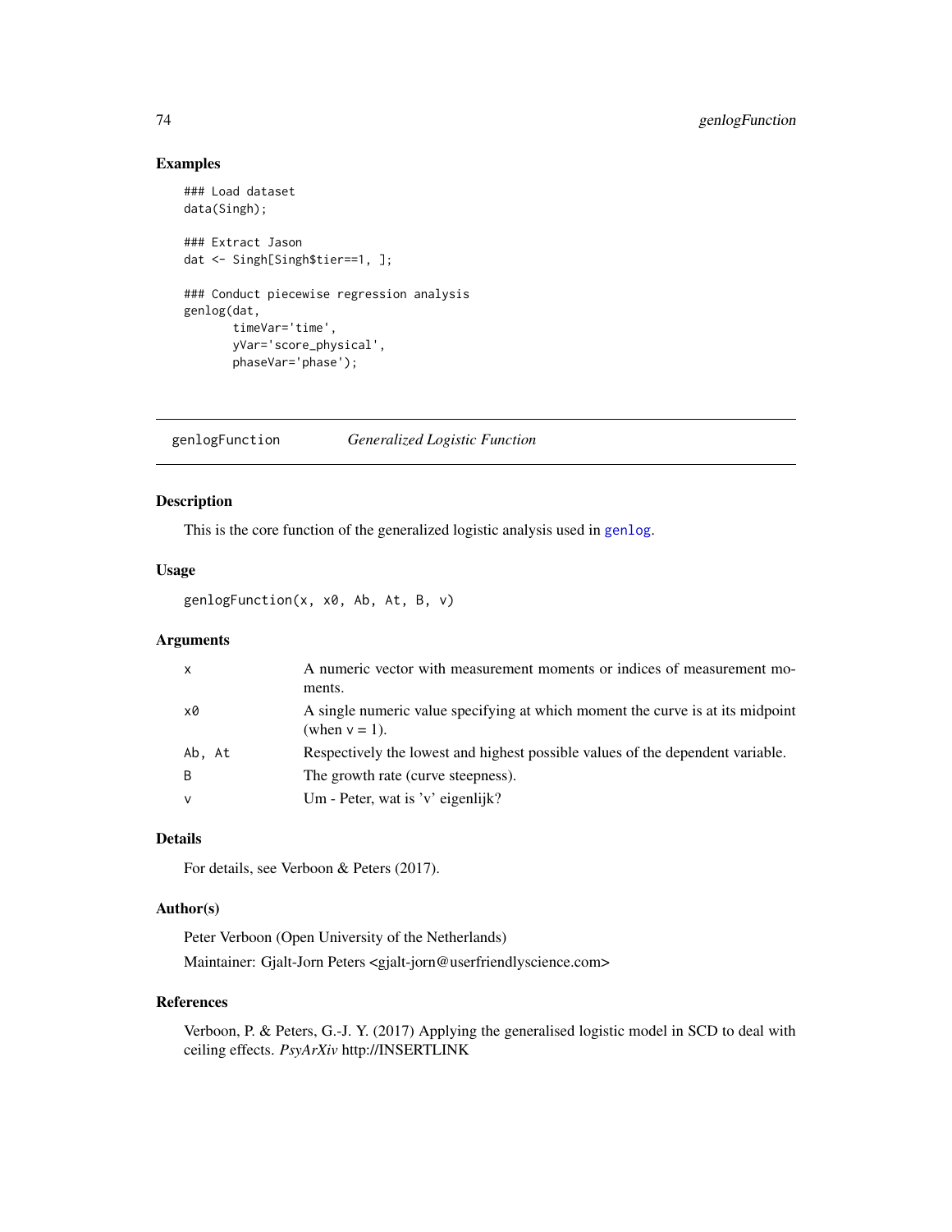## Examples

```
### Load dataset
data(Singh);

### Extract Jason
dat <- Singh[Singh$tier==1, ];

### Conduct piecewise regression analysis
genlog(dat,
       timeVar='time',
       yVar='score_physical',
       phaseVar='phase');
```

---

# genlogFunction *Generalized Logistic Function*

---

## Description

This is the core function of the generalized logistic analysis used in genlog.

## Usage

```
genlogFunction(x, x0, Ab, At, B, v)
```

## Arguments

| | |
|---|---|
| x | A numeric vector with measurement moments or indices of measurement moments. |
| x0 | A single numeric value specifying at which moment the curve is at its midpoint (when v = 1). |
| Ab, At | Respectively the lowest and highest possible values of the dependent variable. |
| B | The growth rate (curve steepness). |
| v | Um - Peter, wat is 'v' eigenlijk? |

## Details

For details, see Verboon & Peters (2017).

## Author(s)

Peter Verboon (Open University of the Netherlands)

Maintainer: Gjalt-Jorn Peters <gjalt-jorn@userfriendlyscience.com>

## References

Verboon, P. & Peters, G.-J. Y. (2017) Applying the generalised logistic model in SCD to deal with ceiling effects. *PsyArXiv* http://INSERTLINK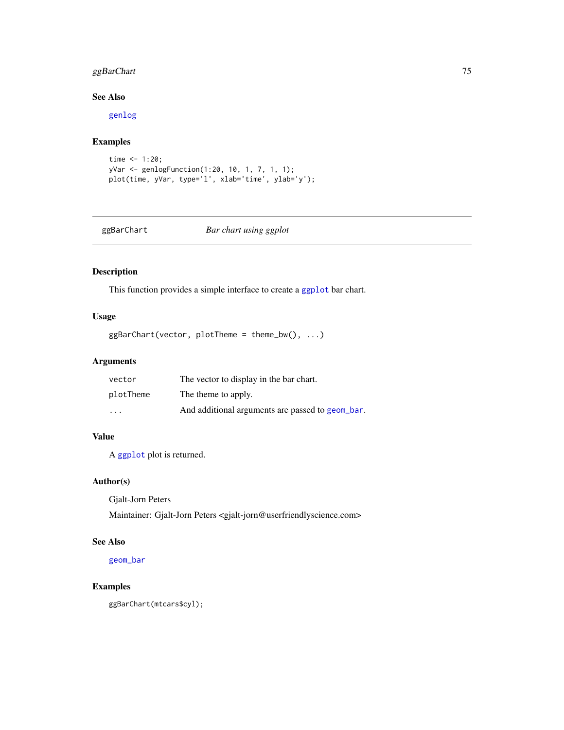### See Also

genlog

### Examples

```
time <- 1:20;
yVar <- genlogFunction(1:20, 10, 1, 7, 1, 1);
plot(time, yVar, type='l', xlab='time', ylab='y');
```

---

## ggBarChart *Bar chart using ggplot*

---

### Description

This function provides a simple interface to create a ggplot bar chart.

### Usage

```
ggBarChart(vector, plotTheme = theme_bw(), ...)
```

### Arguments

| | |
|---|---|
| vector | The vector to display in the bar chart. |
| plotTheme | The theme to apply. |
| ... | And additional arguments are passed to geom_bar. |

### Value

A ggplot plot is returned.

### Author(s)

Gjalt-Jorn Peters

Maintainer: Gjalt-Jorn Peters <gjalt-jorn@userfriendlyscience.com>

### See Also

geom_bar

### Examples

```
ggBarChart(mtcars$cyl);
```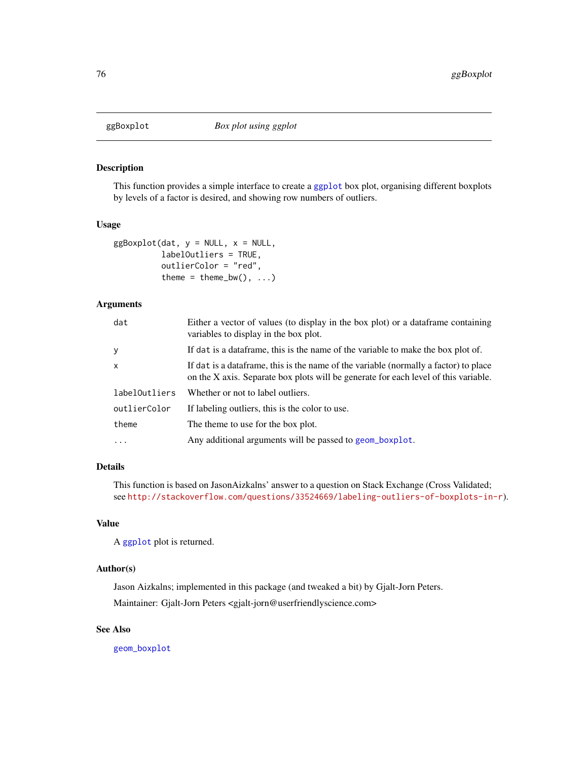# ggBoxplot *Box plot using ggplot*

## Description

This function provides a simple interface to create a ggplot box plot, organising different boxplots by levels of a factor is desired, and showing row numbers of outliers.

## Usage

```
ggBoxplot(dat, y = NULL, x = NULL,
          labelOutliers = TRUE,
          outlierColor = "red",
          theme = theme_bw(), ...)
```

## Arguments

| | |
|---|---|
| dat | Either a vector of values (to display in the box plot) or a dataframe containing variables to display in the box plot. |
| y | If dat is a dataframe, this is the name of the variable to make the box plot of. |
| x | If dat is a dataframe, this is the name of the variable (normally a factor) to place on the X axis. Separate box plots will be generate for each level of this variable. |
| labelOutliers | Whether or not to label outliers. |
| outlierColor | If labeling outliers, this is the color to use. |
| theme | The theme to use for the box plot. |
| ... | Any additional arguments will be passed to geom_boxplot. |

## Details

This function is based on JasonAizkalns' answer to a question on Stack Exchange (Cross Validated; see http://stackoverflow.com/questions/33524669/labeling-outliers-of-boxplots-in-r).

## Value

A ggplot plot is returned.

## Author(s)

Jason Aizkalns; implemented in this package (and tweaked a bit) by Gjalt-Jorn Peters.

Maintainer: Gjalt-Jorn Peters <gjalt-jorn@userfriendlyscience.com>

## See Also

geom_boxplot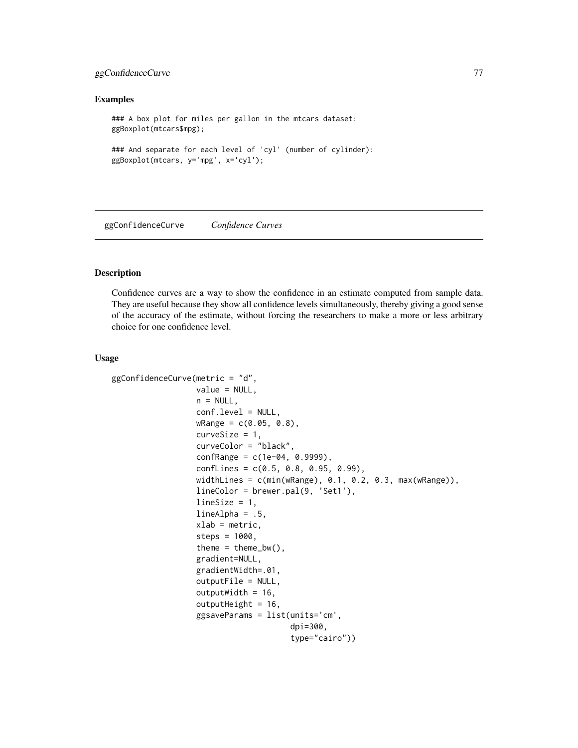### Examples

```
### A box plot for miles per gallon in the mtcars dataset:
ggBoxplot(mtcars$mpg);

### And separate for each level of 'cyl' (number of cylinder):
ggBoxplot(mtcars, y='mpg', x='cyl');
```

---

## ggConfidenceCurve    *Confidence Curves*

---

### Description

Confidence curves are a way to show the confidence in an estimate computed from sample data. They are useful because they show all confidence levels simultaneously, thereby giving a good sense of the accuracy of the estimate, without forcing the researchers to make a more or less arbitrary choice for one confidence level.

### Usage

```
ggConfidenceCurve(metric = "d",
                  value = NULL,
                  n = NULL,
                  conf.level = NULL,
                  wRange = c(0.05, 0.8),
                  curveSize = 1,
                  curveColor = "black",
                  confRange = c(1e-04, 0.9999),
                  confLines = c(0.5, 0.8, 0.95, 0.99),
                  widthLines = c(min(wRange), 0.1, 0.2, 0.3, max(wRange)),
                  lineColor = brewer.pal(9, 'Set1'),
                  lineSize = 1,
                  lineAlpha = .5,
                  xlab = metric,
                  steps = 1000,
                  theme = theme_bw(),
                  gradient=NULL,
                  gradientWidth=.01,
                  outputFile = NULL,
                  outputWidth = 16,
                  outputHeight = 16,
                  ggsaveParams = list(units='cm',
                                      dpi=300,
                                      type="cairo"))
```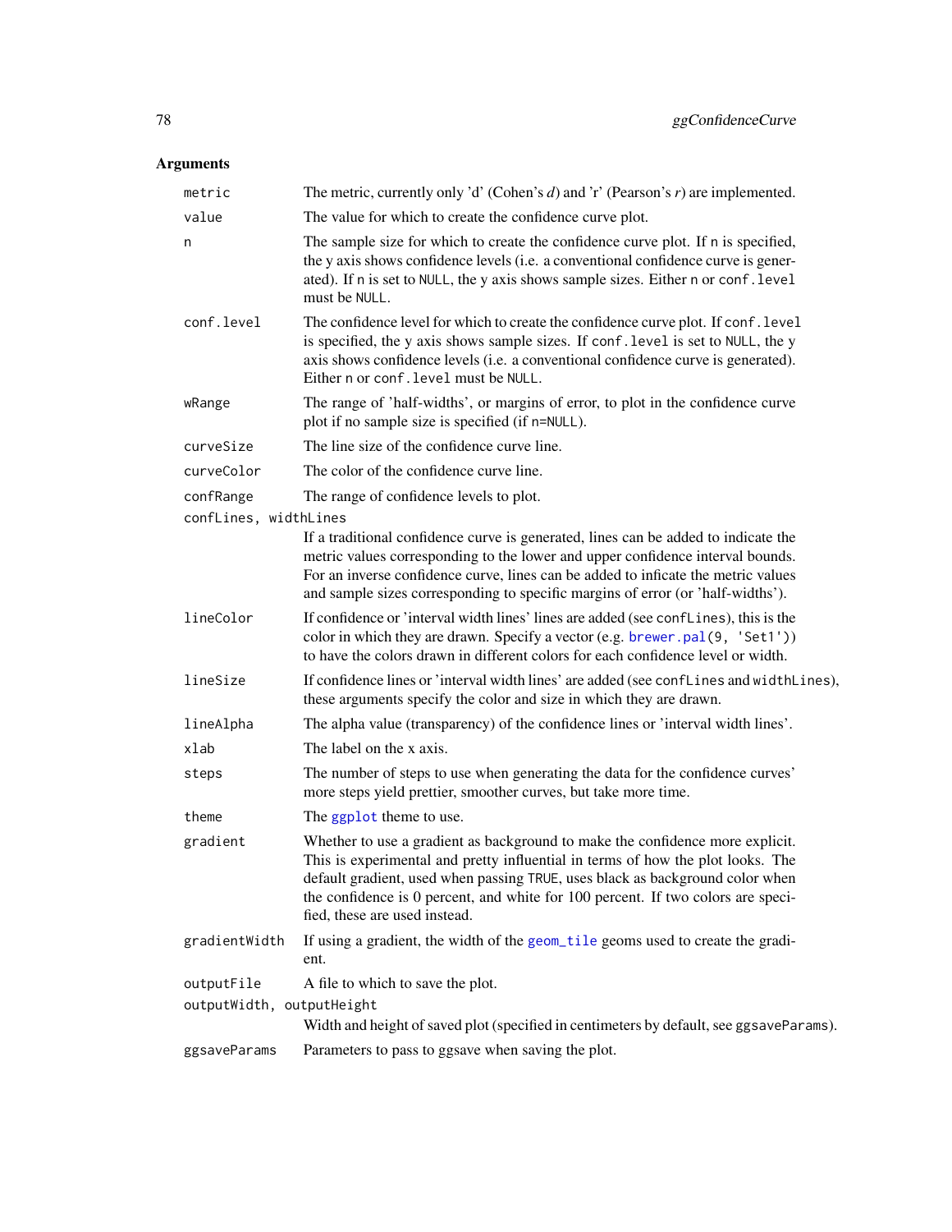## Arguments

| | |
|---|---|
| `metric` | The metric, currently only 'd' (Cohen's *d*) and 'r' (Pearson's *r*) are implemented. |
| `value` | The value for which to create the confidence curve plot. |
| `n` | The sample size for which to create the confidence curve plot. If `n` is specified, the y axis shows confidence levels (i.e. a conventional confidence curve is generated). If `n` is set to `NULL`, the y axis shows sample sizes. Either `n` or `conf.level` must be `NULL`. |
| `conf.level` | The confidence level for which to create the confidence curve plot. If `conf.level` is specified, the y axis shows sample sizes. If `conf.level` is set to `NULL`, the y axis shows confidence levels (i.e. a conventional confidence curve is generated). Either `n` or `conf.level` must be `NULL`. |
| `wRange` | The range of 'half-widths', or margins of error, to plot in the confidence curve plot if no sample size is specified (if `n=NULL`). |
| `curveSize` | The line size of the confidence curve line. |
| `curveColor` | The color of the confidence curve line. |
| `confRange` | The range of confidence levels to plot. |
| `confLines, widthLines` | If a traditional confidence curve is generated, lines can be added to indicate the metric values corresponding to the lower and upper confidence interval bounds. For an inverse confidence curve, lines can be added to inficate the metric values and sample sizes corresponding to specific margins of error (or 'half-widths'). |
| `lineColor` | If confidence or 'interval width lines' lines are added (see `confLines`), this is the color in which they are drawn. Specify a vector (e.g. `brewer.pal(9, 'Set1')`) to have the colors drawn in different colors for each confidence level or width. |
| `lineSize` | If confidence lines or 'interval width lines' are added (see `confLines` and `widthLines`), these arguments specify the color and size in which they are drawn. |
| `lineAlpha` | The alpha value (transparency) of the confidence lines or 'interval width lines'. |
| `xlab` | The label on the x axis. |
| `steps` | The number of steps to use when generating the data for the confidence curves' more steps yield prettier, smoother curves, but take more time. |
| `theme` | The `ggplot` theme to use. |
| `gradient` | Whether to use a gradient as background to make the confidence more explicit. This is experimental and pretty influential in terms of how the plot looks. The default gradient, used when passing `TRUE`, uses black as background color when the confidence is 0 percent, and white for 100 percent. If two colors are specified, these are used instead. |
| `gradientWidth` | If using a gradient, the width of the `geom_tile` geoms used to create the gradient. |
| `outputFile` | A file to which to save the plot. |
| `outputWidth, outputHeight` | Width and height of saved plot (specified in centimeters by default, see `ggsaveParams`). |
| `ggsaveParams` | Parameters to pass to ggsave when saving the plot. |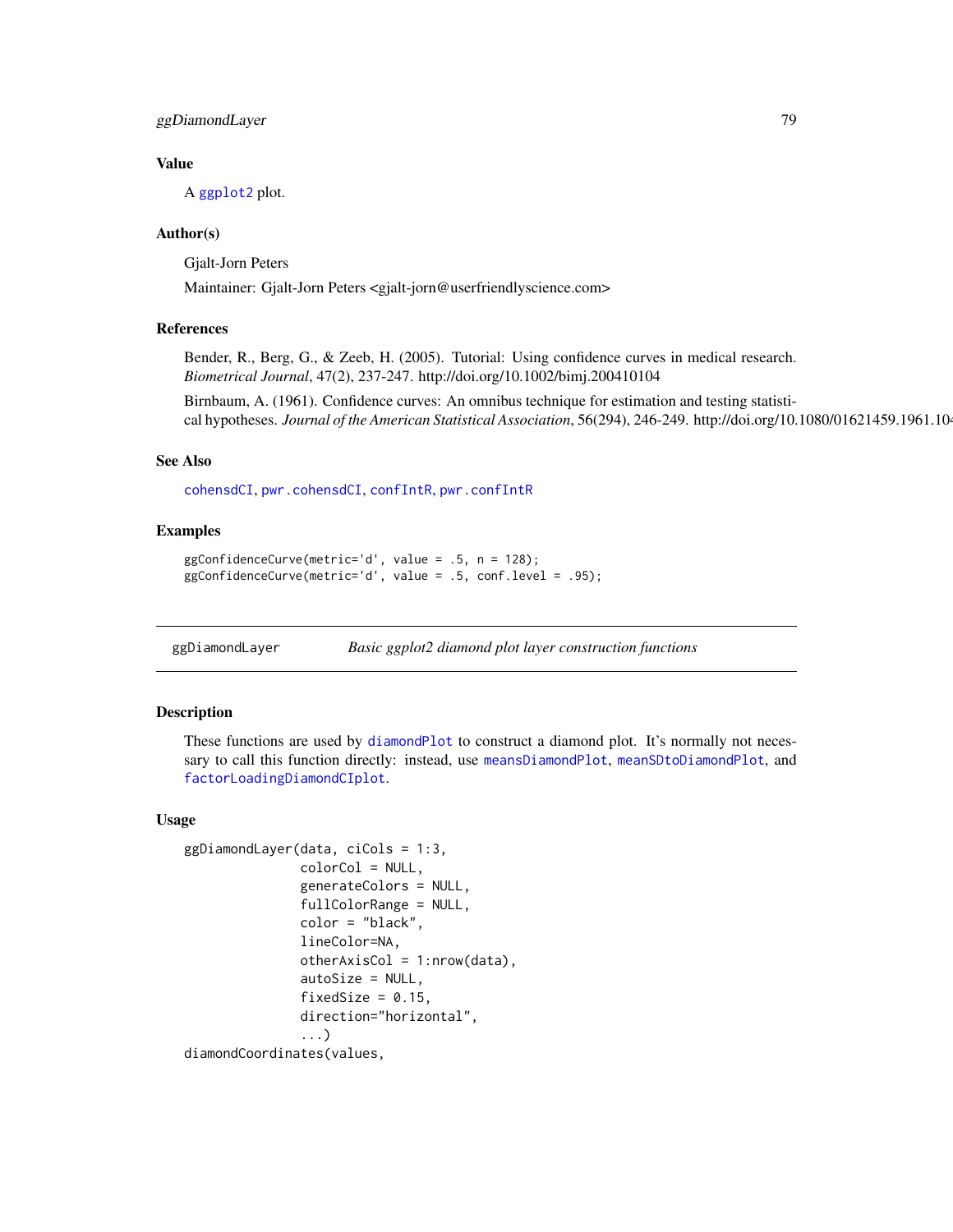## Value

A ggplot2 plot.

## Author(s)

Gjalt-Jorn Peters

Maintainer: Gjalt-Jorn Peters <gjalt-jorn@userfriendlyscience.com>

## References

Bender, R., Berg, G., & Zeeb, H. (2005). Tutorial: Using confidence curves in medical research. *Biometrical Journal*, 47(2), 237-247. http://doi.org/10.1002/bimj.200410104

Birnbaum, A. (1961). Confidence curves: An omnibus technique for estimation and testing statistical hypotheses. *Journal of the American Statistical Association*, 56(294), 246-249. http://doi.org/10.1080/01621459.1961.104

## See Also

cohensdCI, pwr.cohensdCI, confIntR, pwr.confIntR

## Examples

```
ggConfidenceCurve(metric='d', value = .5, n = 128);
ggConfidenceCurve(metric='d', value = .5, conf.level = .95);
```

---

# ggDiamondLayer — *Basic ggplot2 diamond plot layer construction functions*

## Description

These functions are used by diamondPlot to construct a diamond plot. It's normally not necessary to call this function directly: instead, use meansDiamondPlot, meanSDtoDiamondPlot, and factorLoadingDiamondCIplot.

## Usage

```
ggDiamondLayer(data, ciCols = 1:3,
               colorCol = NULL,
               generateColors = NULL,
               fullColorRange = NULL,
               color = "black",
               lineColor=NA,
               otherAxisCol = 1:nrow(data),
               autoSize = NULL,
               fixedSize = 0.15,
               direction="horizontal",
               ...)
diamondCoordinates(values,
```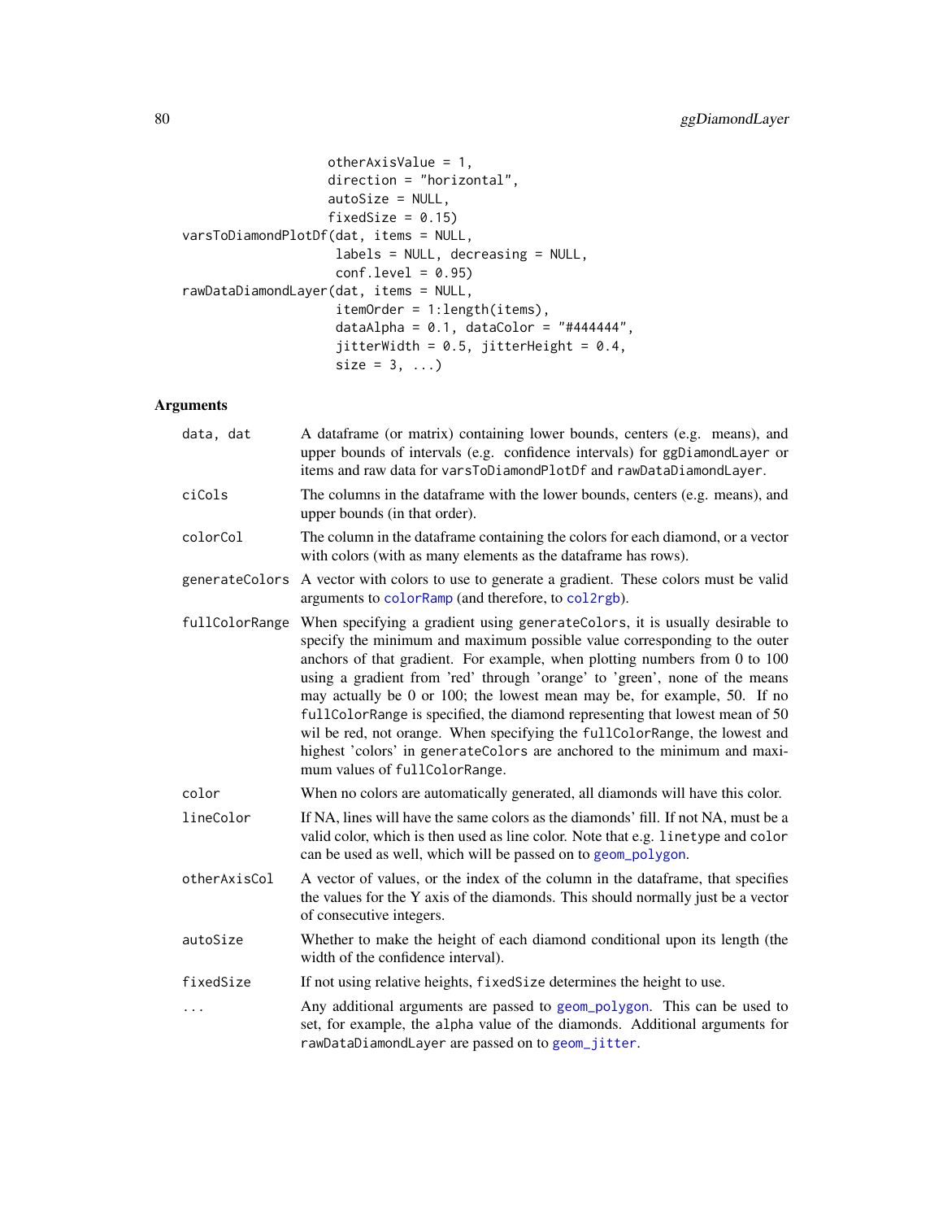```
                  otherAxisValue = 1,
                  direction = "horizontal",
                  autoSize = NULL,
                  fixedSize = 0.15)
varsToDiamondPlotDf(dat, items = NULL,
                   labels = NULL, decreasing = NULL,
                   conf.level = 0.95)
rawDataDiamondLayer(dat, items = NULL,
                   itemOrder = 1:length(items),
                   dataAlpha = 0.1, dataColor = "#444444",
                   jitterWidth = 0.5, jitterHeight = 0.4,
                   size = 3, ...)
```

## Arguments

| | |
|---|---|
| `data, dat` | A dataframe (or matrix) containing lower bounds, centers (e.g. means), and upper bounds of intervals (e.g. confidence intervals) for `ggDiamondLayer` or items and raw data for `varsToDiamondPlotDf` and `rawDataDiamondLayer`. |
| `ciCols` | The columns in the dataframe with the lower bounds, centers (e.g. means), and upper bounds (in that order). |
| `colorCol` | The column in the dataframe containing the colors for each diamond, or a vector with colors (with as many elements as the dataframe has rows). |
| `generateColors` | A vector with colors to use to generate a gradient. These colors must be valid arguments to `colorRamp` (and therefore, to `col2rgb`). |
| `fullColorRange` | When specifying a gradient using `generateColors`, it is usually desirable to specify the minimum and maximum possible value corresponding to the outer anchors of that gradient. For example, when plotting numbers from 0 to 100 using a gradient from 'red' through 'orange' to 'green', none of the means may actually be 0 or 100; the lowest mean may be, for example, 50. If no `fullColorRange` is specified, the diamond representing that lowest mean of 50 wil be red, not orange. When specifying the `fullColorRange`, the lowest and highest 'colors' in `generateColors` are anchored to the minimum and maximum values of `fullColorRange`. |
| `color` | When no colors are automatically generated, all diamonds will have this color. |
| `lineColor` | If NA, lines will have the same colors as the diamonds' fill. If not NA, must be a valid color, which is then used as line color. Note that e.g. `linetype` and `color` can be used as well, which will be passed on to `geom_polygon`. |
| `otherAxisCol` | A vector of values, or the index of the column in the dataframe, that specifies the values for the Y axis of the diamonds. This should normally just be a vector of consecutive integers. |
| `autoSize` | Whether to make the height of each diamond conditional upon its length (the width of the confidence interval). |
| `fixedSize` | If not using relative heights, `fixedSize` determines the height to use. |
| `...` | Any additional arguments are passed to `geom_polygon`. This can be used to set, for example, the `alpha` value of the diamonds. Additional arguments for `rawDataDiamondLayer` are passed on to `geom_jitter`. |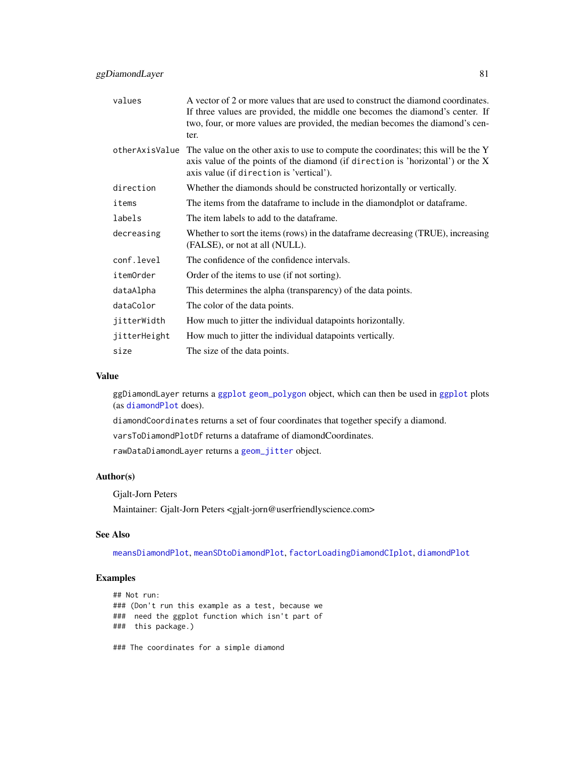| | |
|---|---|
| `values` | A vector of 2 or more values that are used to construct the diamond coordinates. If three values are provided, the middle one becomes the diamond's center. If two, four, or more values are provided, the median becomes the diamond's center. |
| `otherAxisValue` | The value on the other axis to use to compute the coordinates; this will be the Y axis value of the points of the diamond (if `direction` is 'horizontal') or the X axis value (if `direction` is 'vertical'). |
| `direction` | Whether the diamonds should be constructed horizontally or vertically. |
| `items` | The items from the dataframe to include in the diamondplot or dataframe. |
| `labels` | The item labels to add to the dataframe. |
| `decreasing` | Whether to sort the items (rows) in the dataframe decreasing (TRUE), increasing (FALSE), or not at all (NULL). |
| `conf.level` | The confidence of the confidence intervals. |
| `itemOrder` | Order of the items to use (if not sorting). |
| `dataAlpha` | This determines the alpha (transparency) of the data points. |
| `dataColor` | The color of the data points. |
| `jitterWidth` | How much to jitter the individual datapoints horizontally. |
| `jitterHeight` | How much to jitter the individual datapoints vertically. |
| `size` | The size of the data points. |

## Value

`ggDiamondLayer` returns a `ggplot` `geom_polygon` object, which can then be used in `ggplot` plots (as `diamondPlot` does).

`diamondCoordinates` returns a set of four coordinates that together specify a diamond.

`varsToDiamondPlotDf` returns a dataframe of diamondCoordinates.

`rawDataDiamondLayer` returns a `geom_jitter` object.

## Author(s)

Gjalt-Jorn Peters

Maintainer: Gjalt-Jorn Peters <gjalt-jorn@userfriendlyscience.com>

## See Also

`meansDiamondPlot`, `meanSDtoDiamondPlot`, `factorLoadingDiamondCIplot`, `diamondPlot`

## Examples

```
## Not run:
### (Don't run this example as a test, because we
###  need the ggplot function which isn't part of
###  this package.)

### The coordinates for a simple diamond
```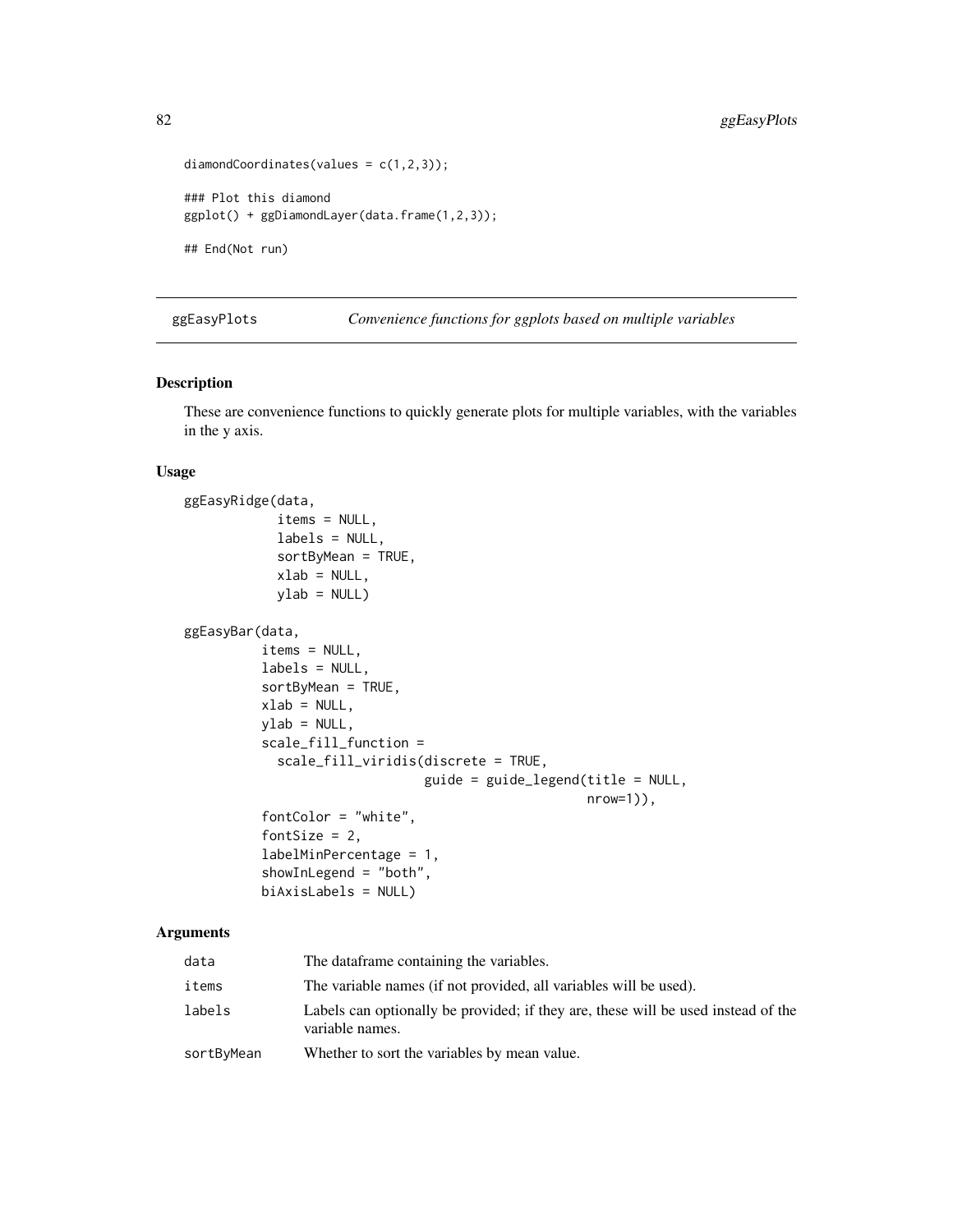```
diamondCoordinates(values = c(1,2,3));

### Plot this diamond
ggplot() + ggDiamondLayer(data.frame(1,2,3));

## End(Not run)
```

---

## ggEasyPlots — *Convenience functions for ggplots based on multiple variables*

---

### Description

These are convenience functions to quickly generate plots for multiple variables, with the variables in the y axis.

### Usage

```
ggEasyRidge(data,
            items = NULL,
            labels = NULL,
            sortByMean = TRUE,
            xlab = NULL,
            ylab = NULL)

ggEasyBar(data,
          items = NULL,
          labels = NULL,
          sortByMean = TRUE,
          xlab = NULL,
          ylab = NULL,
          scale_fill_function =
            scale_fill_viridis(discrete = TRUE,
                               guide = guide_legend(title = NULL,
                                                    nrow=1)),
          fontColor = "white",
          fontSize = 2,
          labelMinPercentage = 1,
          showInLegend = "both",
          biAxisLabels = NULL)
```

### Arguments

| | |
|---|---|
| `data` | The dataframe containing the variables. |
| `items` | The variable names (if not provided, all variables will be used). |
| `labels` | Labels can optionally be provided; if they are, these will be used instead of the variable names. |
| `sortByMean` | Whether to sort the variables by mean value. |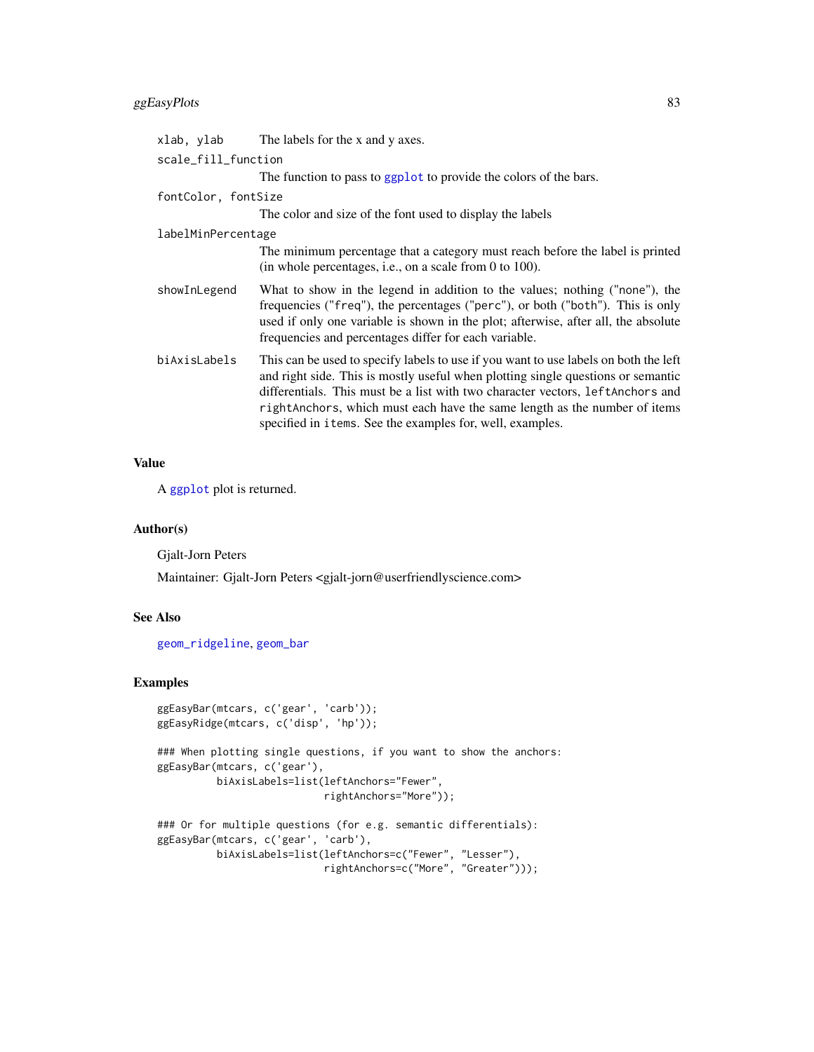`xlab, ylab`
: The labels for the x and y axes.

`scale_fill_function`
: The function to pass to `ggplot` to provide the colors of the bars.

`fontColor, fontSize`
: The color and size of the font used to display the labels

`labelMinPercentage`
: The minimum percentage that a category must reach before the label is printed (in whole percentages, i.e., on a scale from 0 to 100).

`showInLegend`
: What to show in the legend in addition to the values; nothing (`"none"`), the frequencies (`"freq"`), the percentages (`"perc"`), or both (`"both"`). This is only used if only one variable is shown in the plot; afterwise, after all, the absolute frequencies and percentages differ for each variable.

`biAxisLabels`
: This can be used to specify labels to use if you want to use labels on both the left and right side. This is mostly useful when plotting single questions or semantic differentials. This must be a list with two character vectors, `leftAnchors` and `rightAnchors`, which must each have the same length as the number of items specified in `items`. See the examples for, well, examples.

## Value

A `ggplot` plot is returned.

## Author(s)

Gjalt-Jorn Peters

Maintainer: Gjalt-Jorn Peters <gjalt-jorn@userfriendlyscience.com>

## See Also

`geom_ridgeline`, `geom_bar`

## Examples

```
ggEasyBar(mtcars, c('gear', 'carb'));
ggEasyRidge(mtcars, c('disp', 'hp'));

### When plotting single questions, if you want to show the anchors:
ggEasyBar(mtcars, c('gear'),
          biAxisLabels=list(leftAnchors="Fewer",
                            rightAnchors="More"));

### Or for multiple questions (for e.g. semantic differentials):
ggEasyBar(mtcars, c('gear', 'carb'),
          biAxisLabels=list(leftAnchors=c("Fewer", "Lesser"),
                            rightAnchors=c("More", "Greater")));
```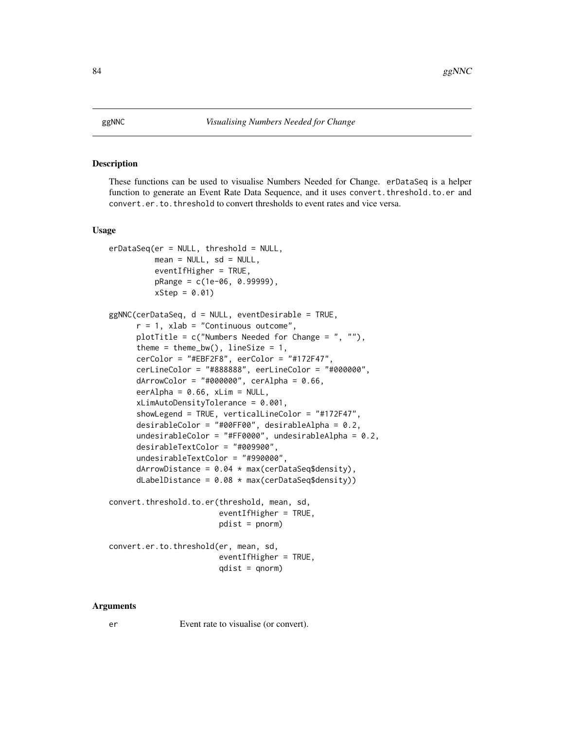ggNNC *Visualising Numbers Needed for Change*

## Description

These functions can be used to visualise Numbers Needed for Change. `erDataSeq` is a helper function to generate an Event Rate Data Sequence, and it uses `convert.threshold.to.er` and `convert.er.to.threshold` to convert thresholds to event rates and vice versa.

## Usage

```
erDataSeq(er = NULL, threshold = NULL,
          mean = NULL, sd = NULL,
          eventIfHigher = TRUE,
          pRange = c(1e-06, 0.99999),
          xStep = 0.01)

ggNNC(cerDataSeq, d = NULL, eventDesirable = TRUE,
      r = 1, xlab = "Continuous outcome",
      plotTitle = c("Numbers Needed for Change = ", ""),
      theme = theme_bw(), lineSize = 1,
      cerColor = "#EBF2F8", eerColor = "#172F47",
      cerLineColor = "#888888", eerLineColor = "#000000",
      dArrowColor = "#000000", cerAlpha = 0.66,
      eerAlpha = 0.66, xLim = NULL,
      xLimAutoDensityTolerance = 0.001,
      showLegend = TRUE, verticalLineColor = "#172F47",
      desirableColor = "#00FF00", desirableAlpha = 0.2,
      undesirableColor = "#FF0000", undesirableAlpha = 0.2,
      desirableTextColor = "#009900",
      undesirableTextColor = "#990000",
      dArrowDistance = 0.04 * max(cerDataSeq$density),
      dLabelDistance = 0.08 * max(cerDataSeq$density))

convert.threshold.to.er(threshold, mean, sd,
                        eventIfHigher = TRUE,
                        pdist = pnorm)

convert.er.to.threshold(er, mean, sd,
                        eventIfHigher = TRUE,
                        qdist = qnorm)
```

## Arguments

`er` Event rate to visualise (or convert).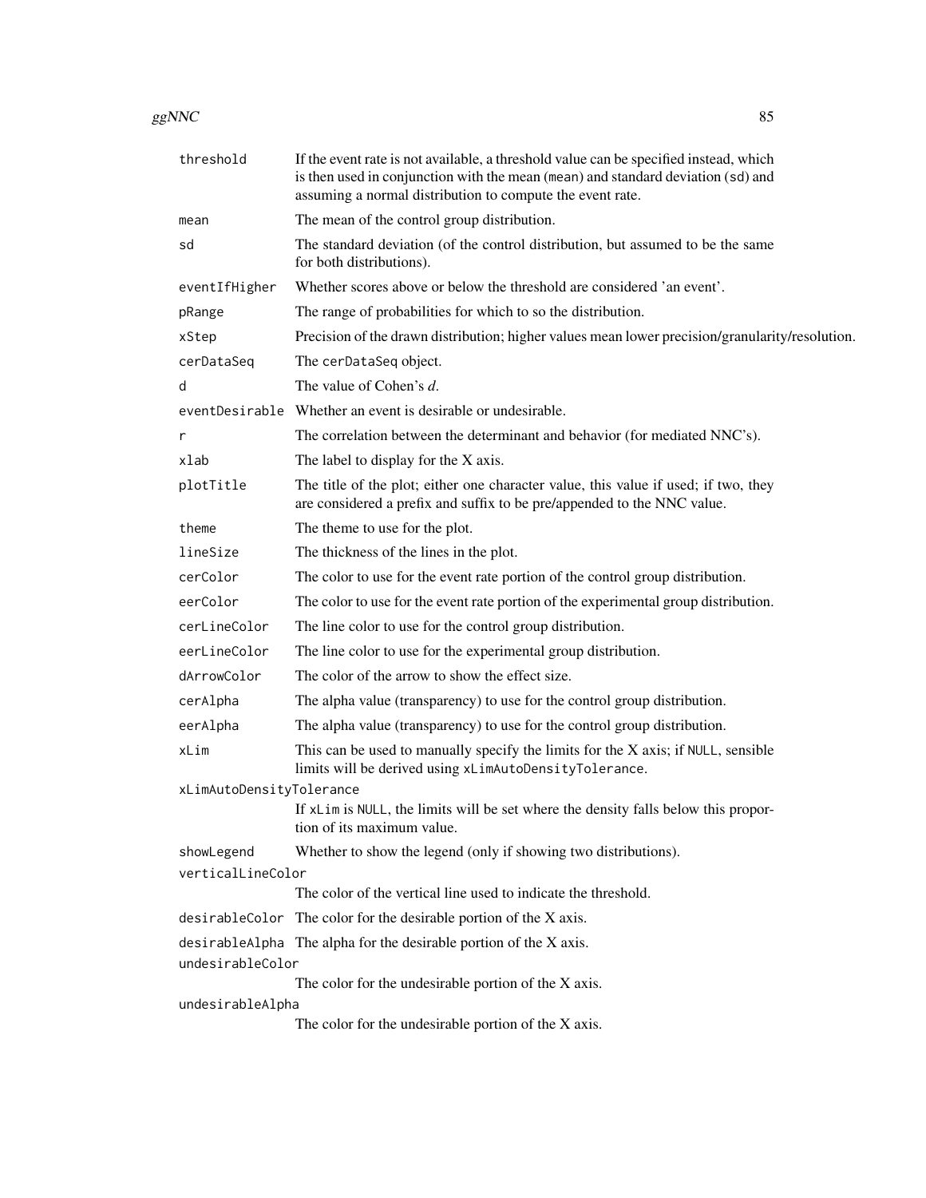| | |
|---|---|
| `threshold` | If the event rate is not available, a threshold value can be specified instead, which is then used in conjunction with the mean (`mean`) and standard deviation (`sd`) and assuming a normal distribution to compute the event rate. |
| `mean` | The mean of the control group distribution. |
| `sd` | The standard deviation (of the control distribution, but assumed to be the same for both distributions). |
| `eventIfHigher` | Whether scores above or below the threshold are considered 'an event'. |
| `pRange` | The range of probabilities for which to so the distribution. |
| `xStep` | Precision of the drawn distribution; higher values mean lower precision/granularity/resolution. |
| `cerDataSeq` | The `cerDataSeq` object. |
| `d` | The value of Cohen's *d*. |
| `eventDesirable` | Whether an event is desirable or undesirable. |
| `r` | The correlation between the determinant and behavior (for mediated NNC's). |
| `xlab` | The label to display for the X axis. |
| `plotTitle` | The title of the plot; either one character value, this value if used; if two, they are considered a prefix and suffix to be pre/appended to the NNC value. |
| `theme` | The theme to use for the plot. |
| `lineSize` | The thickness of the lines in the plot. |
| `cerColor` | The color to use for the event rate portion of the control group distribution. |
| `eerColor` | The color to use for the event rate portion of the experimental group distribution. |
| `cerLineColor` | The line color to use for the control group distribution. |
| `eerLineColor` | The line color to use for the experimental group distribution. |
| `dArrowColor` | The color of the arrow to show the effect size. |
| `cerAlpha` | The alpha value (transparency) to use for the control group distribution. |
| `eerAlpha` | The alpha value (transparency) to use for the control group distribution. |
| `xLim` | This can be used to manually specify the limits for the X axis; if `NULL`, sensible limits will be derived using `xLimAutoDensityTolerance`. |
| `xLimAutoDensityTolerance` | If `xLim` is `NULL`, the limits will be set where the density falls below this proportion of its maximum value. |
| `showLegend` | Whether to show the legend (only if showing two distributions). |
| `verticalLineColor` | The color of the vertical line used to indicate the threshold. |
| `desirableColor` | The color for the desirable portion of the X axis. |
| `desirableAlpha` | The alpha for the desirable portion of the X axis. |
| `undesirableColor` | The color for the undesirable portion of the X axis. |
| `undesirableAlpha` | The color for the undesirable portion of the X axis. |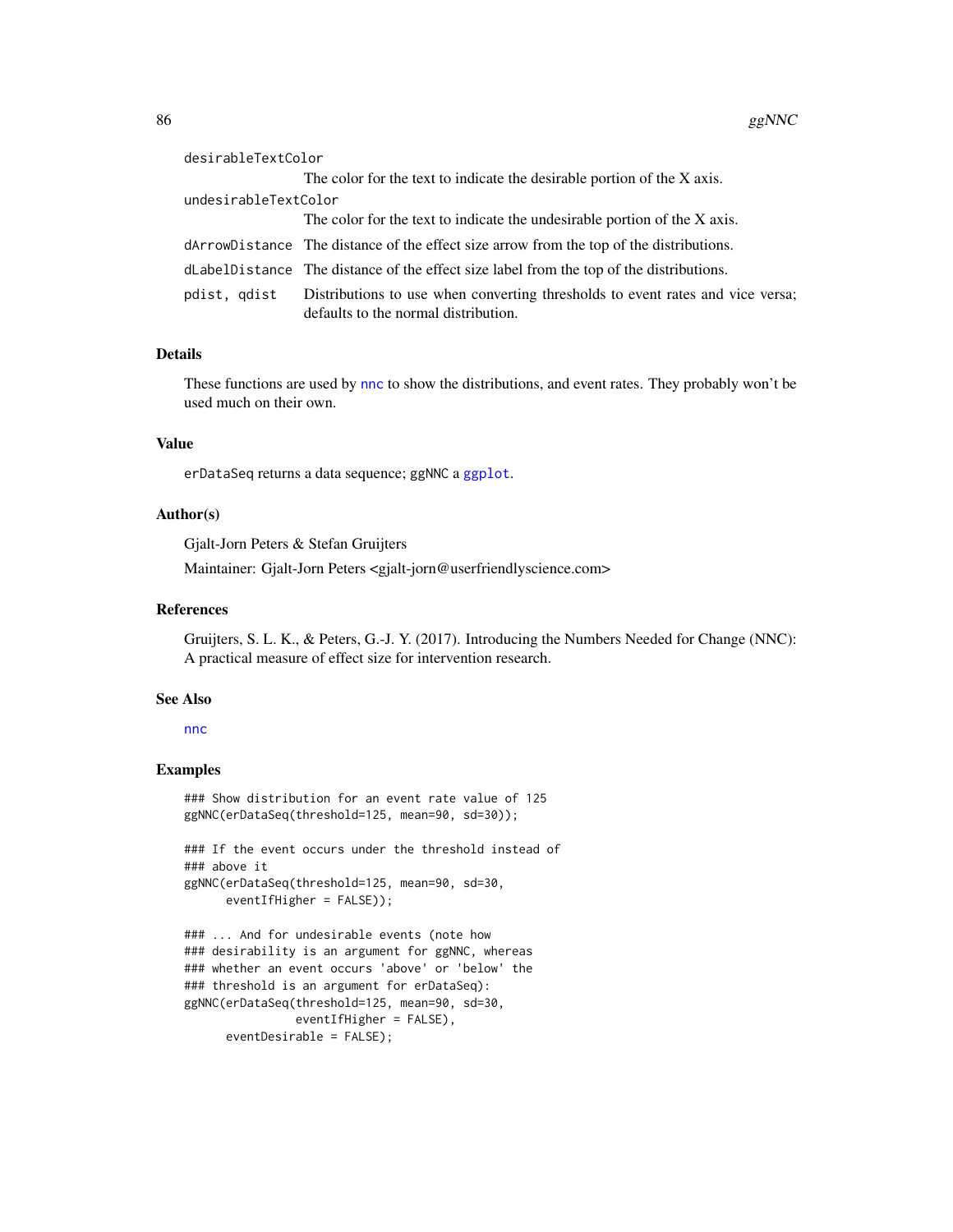`desirableTextColor`
: The color for the text to indicate the desirable portion of the X axis.

`undesirableTextColor`
: The color for the text to indicate the undesirable portion of the X axis.

`dArrowDistance`
: The distance of the effect size arrow from the top of the distributions.

`dLabelDistance`
: The distance of the effect size label from the top of the distributions.

`pdist, qdist`
: Distributions to use when converting thresholds to event rates and vice versa; defaults to the normal distribution.

## Details

These functions are used by `nnc` to show the distributions, and event rates. They probably won't be used much on their own.

## Value

`erDataSeq` returns a data sequence; `ggNNC` a `ggplot`.

## Author(s)

Gjalt-Jorn Peters & Stefan Gruijters

Maintainer: Gjalt-Jorn Peters <gjalt-jorn@userfriendlyscience.com>

## References

Gruijters, S. L. K., & Peters, G.-J. Y. (2017). Introducing the Numbers Needed for Change (NNC): A practical measure of effect size for intervention research.

## See Also

`nnc`

## Examples

```
### Show distribution for an event rate value of 125
ggNNC(erDataSeq(threshold=125, mean=90, sd=30));

### If the event occurs under the threshold instead of
### above it
ggNNC(erDataSeq(threshold=125, mean=90, sd=30,
      eventIfHigher = FALSE));

### ... And for undesirable events (note how
### desirability is an argument for ggNNC, whereas
### whether an event occurs 'above' or 'below' the
### threshold is an argument for erDataSeq):
ggNNC(erDataSeq(threshold=125, mean=90, sd=30,
                eventIfHigher = FALSE),
      eventDesirable = FALSE);
```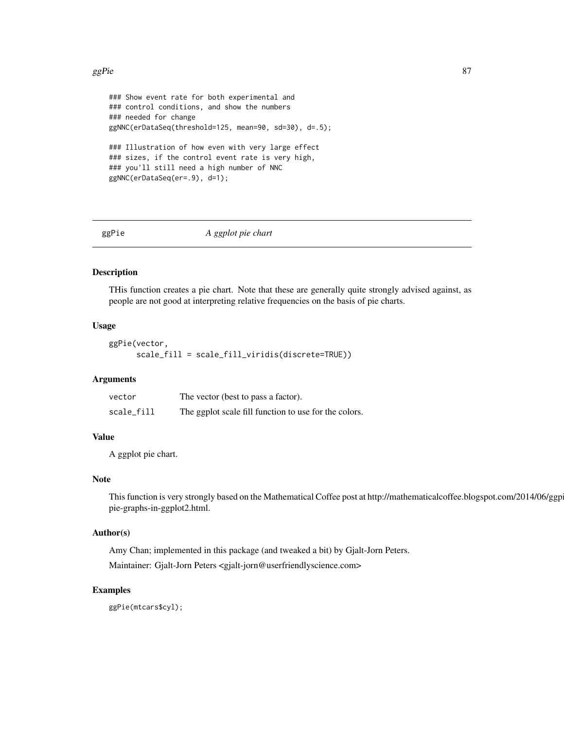```
### Show event rate for both experimental and
### control conditions, and show the numbers
### needed for change
ggNNC(erDataSeq(threshold=125, mean=90, sd=30), d=.5);

### Illustration of how even with very large effect
### sizes, if the control event rate is very high,
### you'll still need a high number of NNC
ggNNC(erDataSeq(er=.9), d=1);
```

---

## ggPie — *A ggplot pie chart*

---

### Description

THis function creates a pie chart. Note that these are generally quite strongly advised against, as people are not good at interpreting relative frequencies on the basis of pie charts.

### Usage

```
ggPie(vector,
      scale_fill = scale_fill_viridis(discrete=TRUE))
```

### Arguments

| | |
|---|---|
| `vector` | The vector (best to pass a factor). |
| `scale_fill` | The ggplot scale fill function to use for the colors. |

### Value

A ggplot pie chart.

### Note

This function is very strongly based on the Mathematical Coffee post at http://mathematicalcoffee.blogspot.com/2014/06/ggpie-pie-graphs-in-ggplot2.html.

### Author(s)

Amy Chan; implemented in this package (and tweaked a bit) by Gjalt-Jorn Peters.

Maintainer: Gjalt-Jorn Peters <gjalt-jorn@userfriendlyscience.com>

### Examples

```
ggPie(mtcars$cyl);
```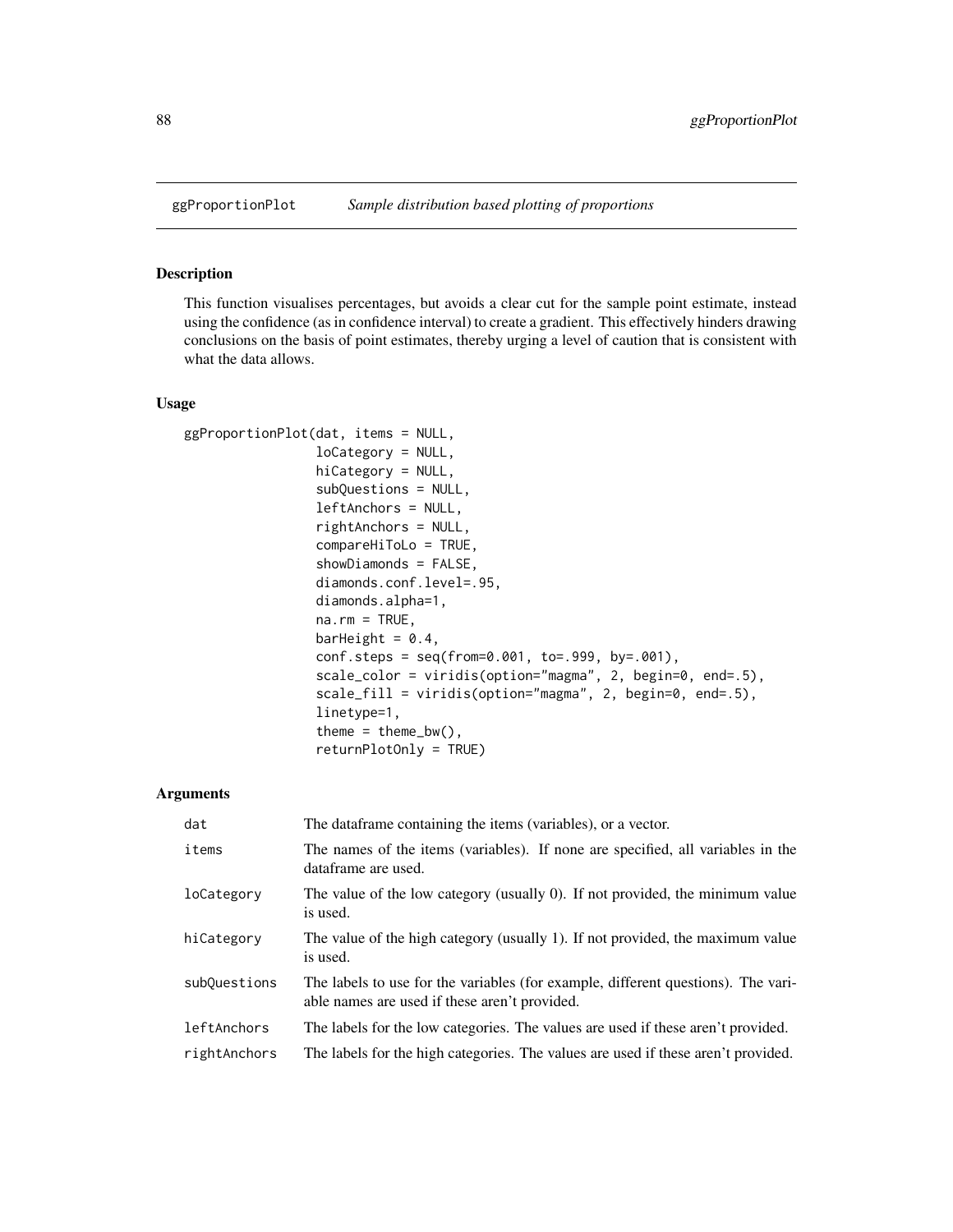ggProportionPlot *Sample distribution based plotting of proportions*

## Description

This function visualises percentages, but avoids a clear cut for the sample point estimate, instead using the confidence (as in confidence interval) to create a gradient. This effectively hinders drawing conclusions on the basis of point estimates, thereby urging a level of caution that is consistent with what the data allows.

## Usage

```
ggProportionPlot(dat, items = NULL,
                 loCategory = NULL,
                 hiCategory = NULL,
                 subQuestions = NULL,
                 leftAnchors = NULL,
                 rightAnchors = NULL,
                 compareHiToLo = TRUE,
                 showDiamonds = FALSE,
                 diamonds.conf.level=.95,
                 diamonds.alpha=1,
                 na.rm = TRUE,
                 barHeight = 0.4,
                 conf.steps = seq(from=0.001, to=.999, by=.001),
                 scale_color = viridis(option="magma", 2, begin=0, end=.5),
                 scale_fill = viridis(option="magma", 2, begin=0, end=.5),
                 linetype=1,
                 theme = theme_bw(),
                 returnPlotOnly = TRUE)
```

## Arguments

| | |
|---|---|
| dat | The dataframe containing the items (variables), or a vector. |
| items | The names of the items (variables). If none are specified, all variables in the dataframe are used. |
| loCategory | The value of the low category (usually 0). If not provided, the minimum value is used. |
| hiCategory | The value of the high category (usually 1). If not provided, the maximum value is used. |
| subQuestions | The labels to use for the variables (for example, different questions). The variable names are used if these aren't provided. |
| leftAnchors | The labels for the low categories. The values are used if these aren't provided. |
| rightAnchors | The labels for the high categories. The values are used if these aren't provided. |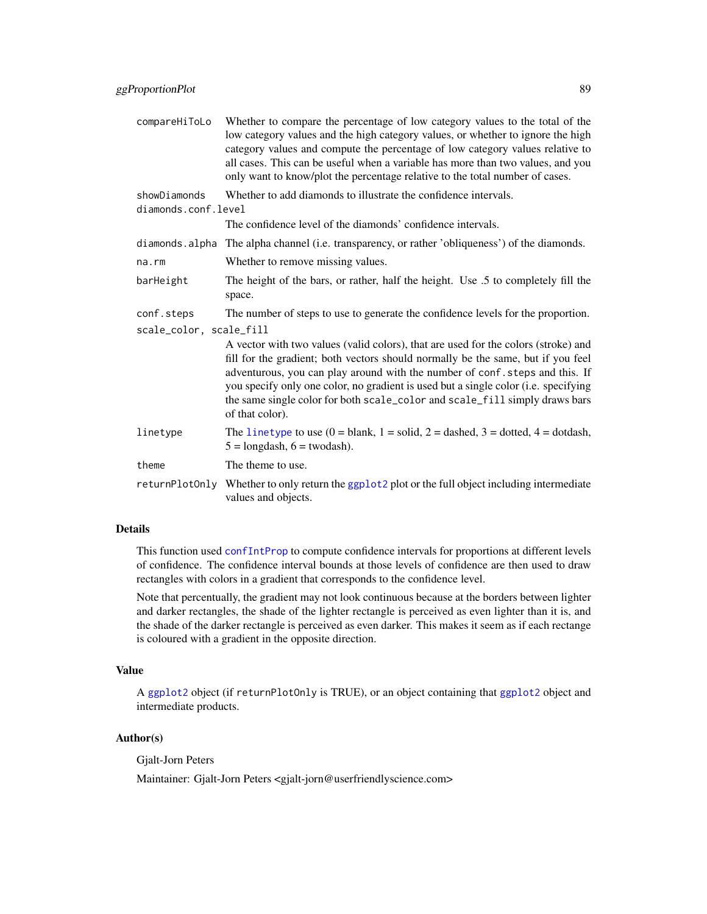| | |
|---|---|
| `compareHiToLo` | Whether to compare the percentage of low category values to the total of the low category values and the high category values, or whether to ignore the high category values and compute the percentage of low category values relative to all cases. This can be useful when a variable has more than two values, and you only want to know/plot the percentage relative to the total number of cases. |
| `showDiamonds` | Whether to add diamonds to illustrate the confidence intervals. |
| `diamonds.conf.level` | The confidence level of the diamonds' confidence intervals. |
| `diamonds.alpha` | The alpha channel (i.e. transparency, or rather 'obliqueness') of the diamonds. |
| `na.rm` | Whether to remove missing values. |
| `barHeight` | The height of the bars, or rather, half the height. Use .5 to completely fill the space. |
| `conf.steps` | The number of steps to use to generate the confidence levels for the proportion. |
| `scale_color, scale_fill` | A vector with two values (valid colors), that are used for the colors (stroke) and fill for the gradient; both vectors should normally be the same, but if you feel adventurous, you can play around with the number of `conf.steps` and this. If you specify only one color, no gradient is used but a single color (i.e. specifying the same single color for both `scale_color` and `scale_fill` simply draws bars of that color). |
| `linetype` | The linetype to use (0 = blank, 1 = solid, 2 = dashed, 3 = dotted, 4 = dotdash, 5 = longdash, 6 = twodash). |
| `theme` | The theme to use. |
| `returnPlotOnly` | Whether to only return the ggplot2 plot or the full object including intermediate values and objects. |

## Details

This function used confIntProp to compute confidence intervals for proportions at different levels of confidence. The confidence interval bounds at those levels of confidence are then used to draw rectangles with colors in a gradient that corresponds to the confidence level.

Note that percentually, the gradient may not look continuous because at the borders between lighter and darker rectangles, the shade of the lighter rectangle is perceived as even lighter than it is, and the shade of the darker rectangle is perceived as even darker. This makes it seem as if each rectange is coloured with a gradient in the opposite direction.

## Value

A ggplot2 object (if `returnPlotOnly` is TRUE), or an object containing that ggplot2 object and intermediate products.

## Author(s)

Gjalt-Jorn Peters

Maintainer: Gjalt-Jorn Peters <gjalt-jorn@userfriendlyscience.com>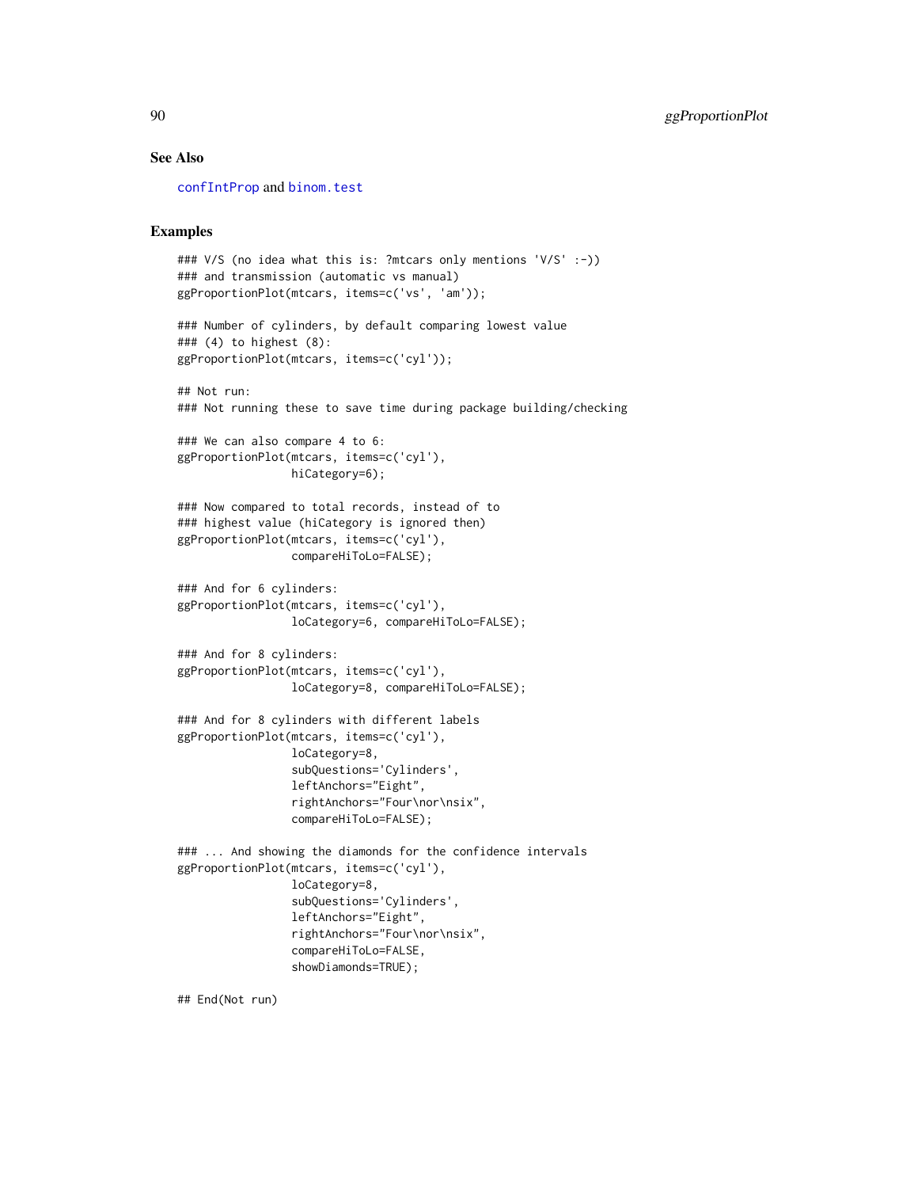## See Also

confIntProp and binom.test

## Examples

```
### V/S (no idea what this is: ?mtcars only mentions 'V/S' :-))
### and transmission (automatic vs manual)
ggProportionPlot(mtcars, items=c('vs', 'am'));

### Number of cylinders, by default comparing lowest value
### (4) to highest (8):
ggProportionPlot(mtcars, items=c('cyl'));

## Not run:
### Not running these to save time during package building/checking

### We can also compare 4 to 6:
ggProportionPlot(mtcars, items=c('cyl'),
                 hiCategory=6);

### Now compared to total records, instead of to
### highest value (hiCategory is ignored then)
ggProportionPlot(mtcars, items=c('cyl'),
                 compareHiToLo=FALSE);

### And for 6 cylinders:
ggProportionPlot(mtcars, items=c('cyl'),
                 loCategory=6, compareHiToLo=FALSE);

### And for 8 cylinders:
ggProportionPlot(mtcars, items=c('cyl'),
                 loCategory=8, compareHiToLo=FALSE);

### And for 8 cylinders with different labels
ggProportionPlot(mtcars, items=c('cyl'),
                 loCategory=8,
                 subQuestions='Cylinders',
                 leftAnchors="Eight",
                 rightAnchors="Four\nor\nsix",
                 compareHiToLo=FALSE);

### ... And showing the diamonds for the confidence intervals
ggProportionPlot(mtcars, items=c('cyl'),
                 loCategory=8,
                 subQuestions='Cylinders',
                 leftAnchors="Eight",
                 rightAnchors="Four\nor\nsix",
                 compareHiToLo=FALSE,
                 showDiamonds=TRUE);

## End(Not run)
```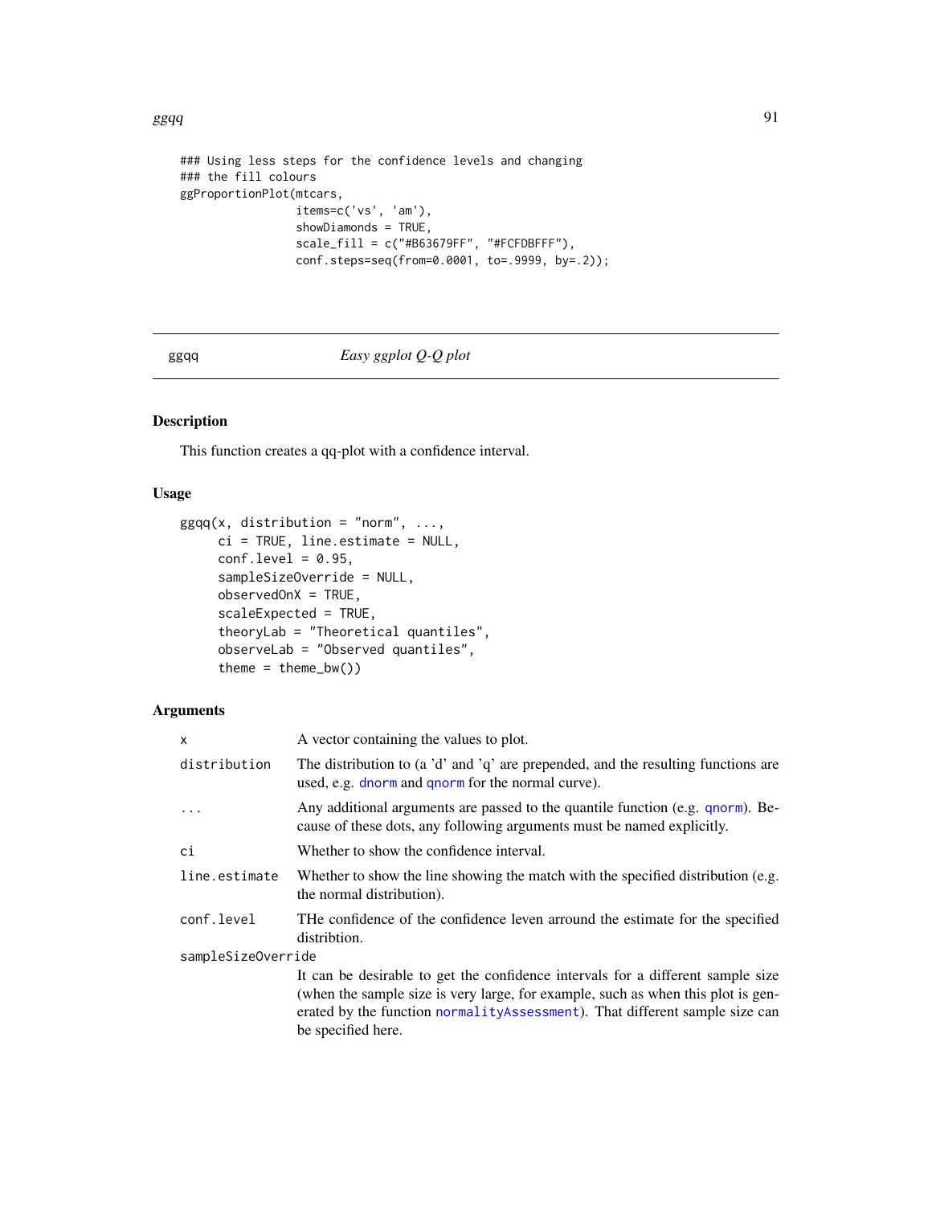```
### Using less steps for the confidence levels and changing
### the fill colours
ggProportionPlot(mtcars,
                 items=c('vs', 'am'),
                 showDiamonds = TRUE,
                 scale_fill = c("#B63679FF", "#FCFDBFFF"),
                 conf.steps=seq(from=0.0001, to=.9999, by=.2));
```

---

ggqq — *Easy ggplot Q-Q plot*

## Description

This function creates a qq-plot with a confidence interval.

## Usage

```
ggqq(x, distribution = "norm", ...,
     ci = TRUE, line.estimate = NULL,
     conf.level = 0.95,
     sampleSizeOverride = NULL,
     observedOnX = TRUE,
     scaleExpected = TRUE,
     theoryLab = "Theoretical quantiles",
     observeLab = "Observed quantiles",
     theme = theme_bw())
```

## Arguments

| | |
|---|---|
| `x` | A vector containing the values to plot. |
| `distribution` | The distribution to (a 'd' and 'q' are prepended, and the resulting functions are used, e.g. `dnorm` and `qnorm` for the normal curve). |
| `...` | Any additional arguments are passed to the quantile function (e.g. `qnorm`). Because of these dots, any following arguments must be named explicitly. |
| `ci` | Whether to show the confidence interval. |
| `line.estimate` | Whether to show the line showing the match with the specified distribution (e.g. the normal distribution). |
| `conf.level` | THe confidence of the confidence leven arround the estimate for the specified distribtion. |
| `sampleSizeOverride` | It can be desirable to get the confidence intervals for a different sample size (when the sample size is very large, for example, such as when this plot is generated by the function `normalityAssessment`). That different sample size can be specified here. |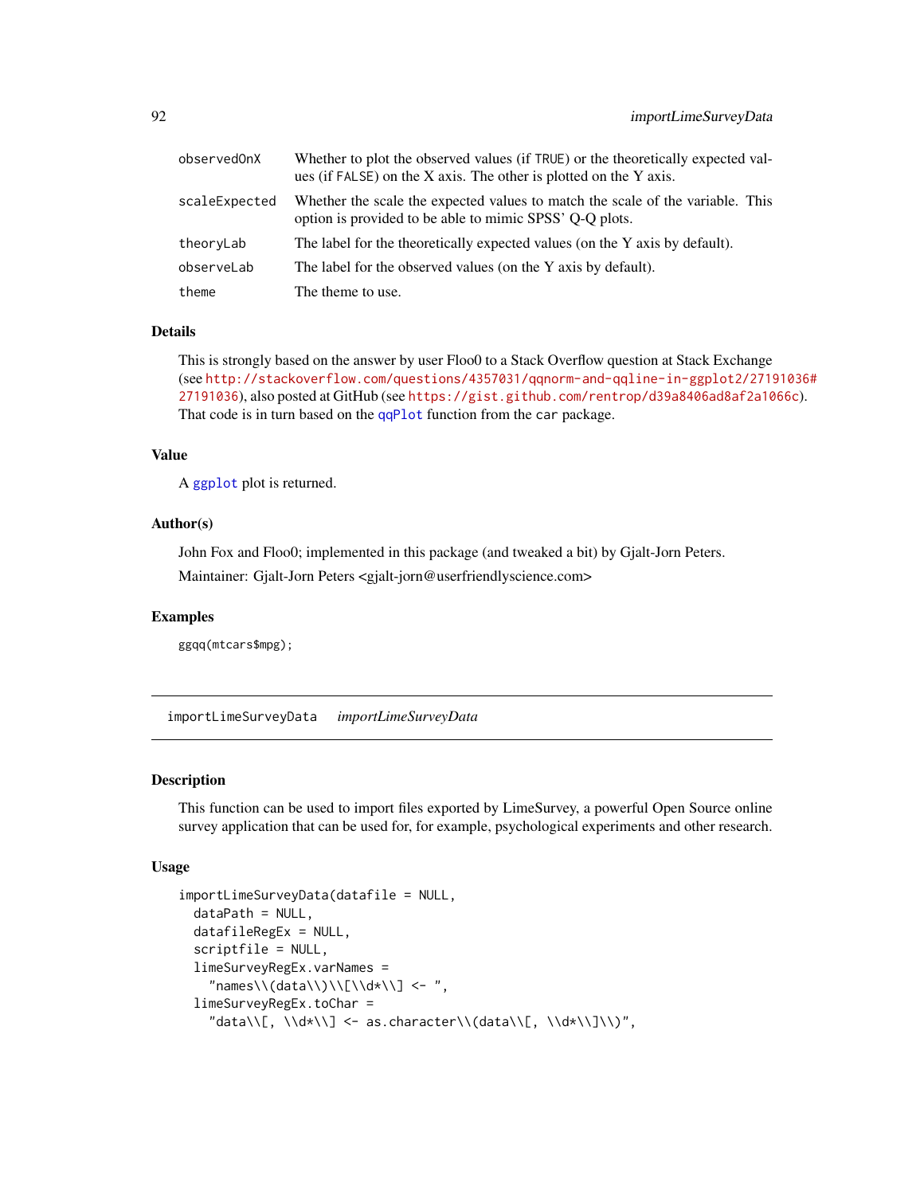| | |
|---|---|
| observedOnX | Whether to plot the observed values (if TRUE) or the theoretically expected values (if FALSE) on the X axis. The other is plotted on the Y axis. |
| scaleExpected | Whether the scale the expected values to match the scale of the variable. This option is provided to be able to mimic SPSS' Q-Q plots. |
| theoryLab | The label for the theoretically expected values (on the Y axis by default). |
| observeLab | The label for the observed values (on the Y axis by default). |
| theme | The theme to use. |

### Details

This is strongly based on the answer by user Floo0 to a Stack Overflow question at Stack Exchange (see http://stackoverflow.com/questions/4357031/qqnorm-and-qqline-in-ggplot2/27191036#27191036), also posted at GitHub (see https://gist.github.com/rentrop/d39a8406ad8af2a1066c). That code is in turn based on the qqPlot function from the car package.

### Value

A ggplot plot is returned.

### Author(s)

John Fox and Floo0; implemented in this package (and tweaked a bit) by Gjalt-Jorn Peters.

Maintainer: Gjalt-Jorn Peters <gjalt-jorn@userfriendlyscience.com>

### Examples

```
ggqq(mtcars$mpg);
```

---

## importLimeSurveyData *importLimeSurveyData*

### Description

This function can be used to import files exported by LimeSurvey, a powerful Open Source online survey application that can be used for, for example, psychological experiments and other research.

### Usage

```
importLimeSurveyData(datafile = NULL,
  dataPath = NULL,
  datafileRegEx = NULL,
  scriptfile = NULL,
  limeSurveyRegEx.varNames =
    "names\\(data\\)\\[\\d*\\] <- ",
  limeSurveyRegEx.toChar =
    "data\\[, \\d*\\] <- as.character\\(data\\[, \\d*\\]\\)",
```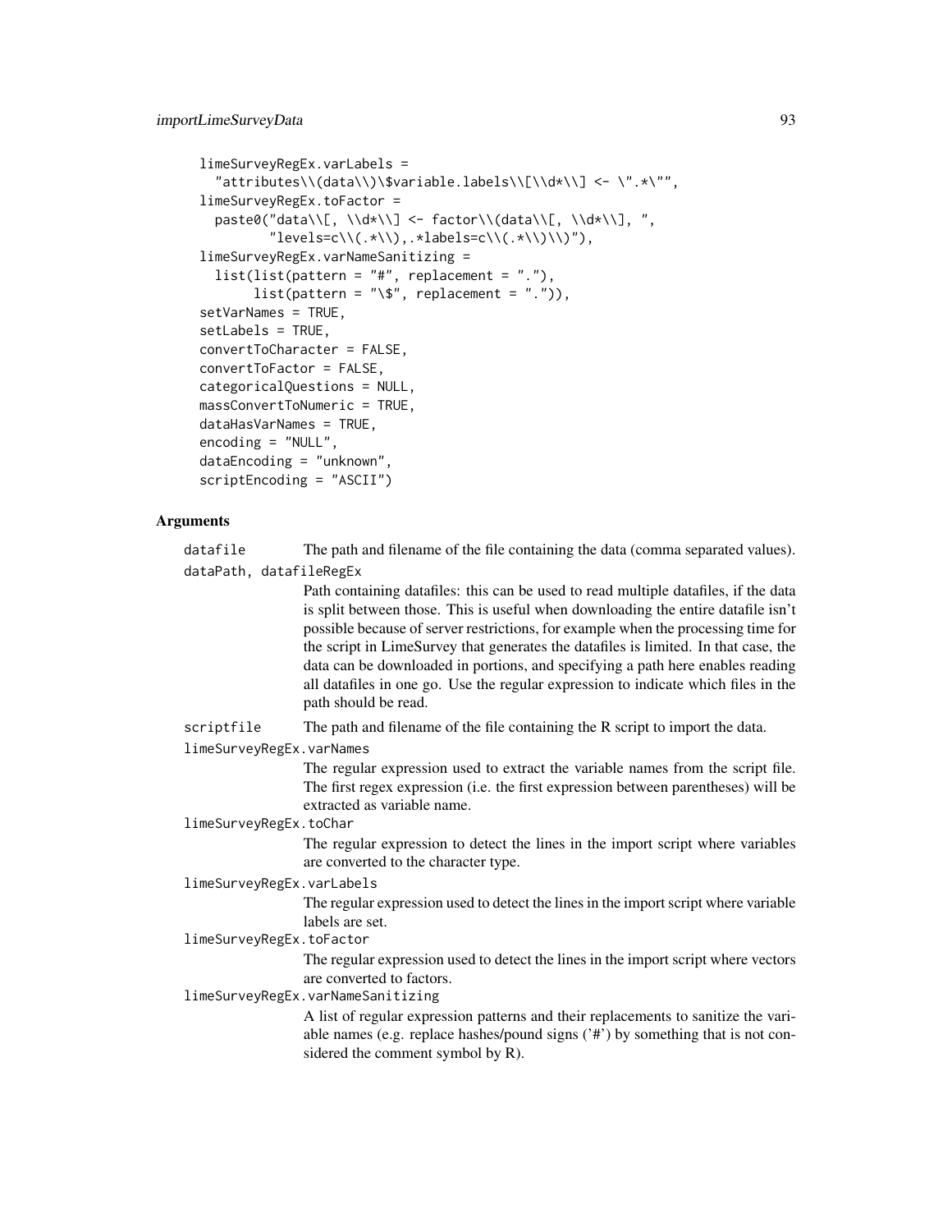```
  limeSurveyRegEx.varLabels =
    "attributes\\(data\\)\$variable.labels\\[\\d*\\] <- \".*\"",
  limeSurveyRegEx.toFactor =
    paste0("data\\[, \\d*\\] <- factor\\(data\\[, \\d*\\], ",
           "levels=c\\(.*\\),.*labels=c\\(.*\\)\\)"),
  limeSurveyRegEx.varNameSanitizing =
    list(list(pattern = "#", replacement = "."),
         list(pattern = "\$", replacement = ".")),
  setVarNames = TRUE,
  setLabels = TRUE,
  convertToCharacter = FALSE,
  convertToFactor = FALSE,
  categoricalQuestions = NULL,
  massConvertToNumeric = TRUE,
  dataHasVarNames = TRUE,
  encoding = "NULL",
  dataEncoding = "unknown",
  scriptEncoding = "ASCII")
```

## Arguments

`datafile` The path and filename of the file containing the data (comma separated values).

`dataPath, datafileRegEx`
Path containing datafiles: this can be used to read multiple datafiles, if the data is split between those. This is useful when downloading the entire datafile isn't possible because of server restrictions, for example when the processing time for the script in LimeSurvey that generates the datafiles is limited. In that case, the data can be downloaded in portions, and specifying a path here enables reading all datafiles in one go. Use the regular expression to indicate which files in the path should be read.

`scriptfile` The path and filename of the file containing the R script to import the data.

`limeSurveyRegEx.varNames`
The regular expression used to extract the variable names from the script file. The first regex expression (i.e. the first expression between parentheses) will be extracted as variable name.

`limeSurveyRegEx.toChar`
The regular expression to detect the lines in the import script where variables are converted to the character type.

`limeSurveyRegEx.varLabels`
The regular expression used to detect the lines in the import script where variable labels are set.

`limeSurveyRegEx.toFactor`
The regular expression used to detect the lines in the import script where vectors are converted to factors.

`limeSurveyRegEx.varNameSanitizing`
A list of regular expression patterns and their replacements to sanitize the variable names (e.g. replace hashes/pound signs ('#') by something that is not considered the comment symbol by R).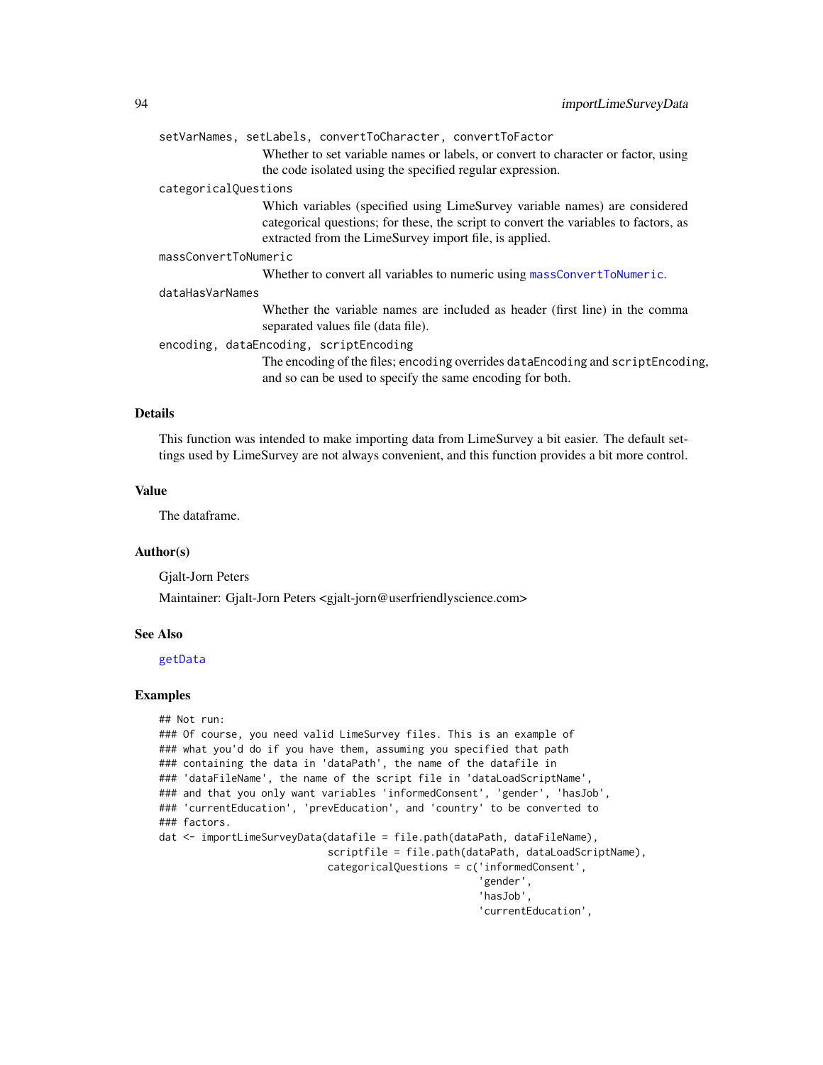`setVarNames, setLabels, convertToCharacter, convertToFactor`
: Whether to set variable names or labels, or convert to character or factor, using the code isolated using the specified regular expression.

`categoricalQuestions`
: Which variables (specified using LimeSurvey variable names) are considered categorical questions; for these, the script to convert the variables to factors, as extracted from the LimeSurvey import file, is applied.

`massConvertToNumeric`
: Whether to convert all variables to numeric using `massConvertToNumeric`.

`dataHasVarNames`
: Whether the variable names are included as header (first line) in the comma separated values file (data file).

`encoding, dataEncoding, scriptEncoding`
: The encoding of the files; `encoding` overrides `dataEncoding` and `scriptEncoding`, and so can be used to specify the same encoding for both.

## Details

This function was intended to make importing data from LimeSurvey a bit easier. The default settings used by LimeSurvey are not always convenient, and this function provides a bit more control.

## Value

The dataframe.

## Author(s)

Gjalt-Jorn Peters

Maintainer: Gjalt-Jorn Peters <gjalt-jorn@userfriendlyscience.com>

## See Also

`getData`

## Examples

```
## Not run:
### Of course, you need valid LimeSurvey files. This is an example of
### what you'd do if you have them, assuming you specified that path
### containing the data in 'dataPath', the name of the datafile in
### 'dataFileName', the name of the script file in 'dataLoadScriptName',
### and that you only want variables 'informedConsent', 'gender', 'hasJob',
### 'currentEducation', 'prevEducation', and 'country' to be converted to
### factors.
dat <- importLimeSurveyData(datafile = file.path(dataPath, dataFileName),
                            scriptfile = file.path(dataPath, dataLoadScriptName),
                            categoricalQuestions = c('informedConsent',
                                                     'gender',
                                                     'hasJob',
                                                     'currentEducation',
```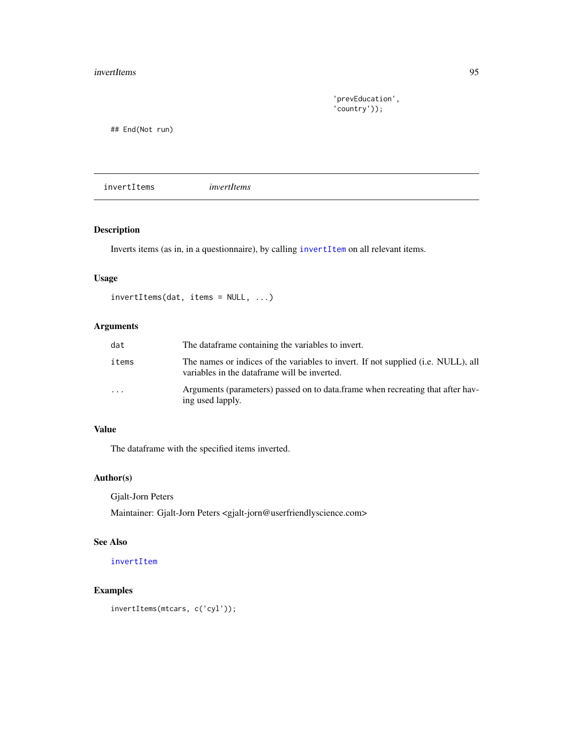```
                                                    'prevEducation',
                                                    'country'));

## End(Not run)
```

---

## invertItems *invertItems*

### Description

Inverts items (as in, in a questionnaire), by calling invertItem on all relevant items.

### Usage

```
invertItems(dat, items = NULL, ...)
```

### Arguments

| | |
|---|---|
| dat | The dataframe containing the variables to invert. |
| items | The names or indices of the variables to invert. If not supplied (i.e. NULL), all variables in the dataframe will be inverted. |
| ... | Arguments (parameters) passed on to data.frame when recreating that after having used lapply. |

### Value

The dataframe with the specified items inverted.

### Author(s)

Gjalt-Jorn Peters

Maintainer: Gjalt-Jorn Peters <gjalt-jorn@userfriendlyscience.com>

### See Also

invertItem

### Examples

```
invertItems(mtcars, c('cyl'));
```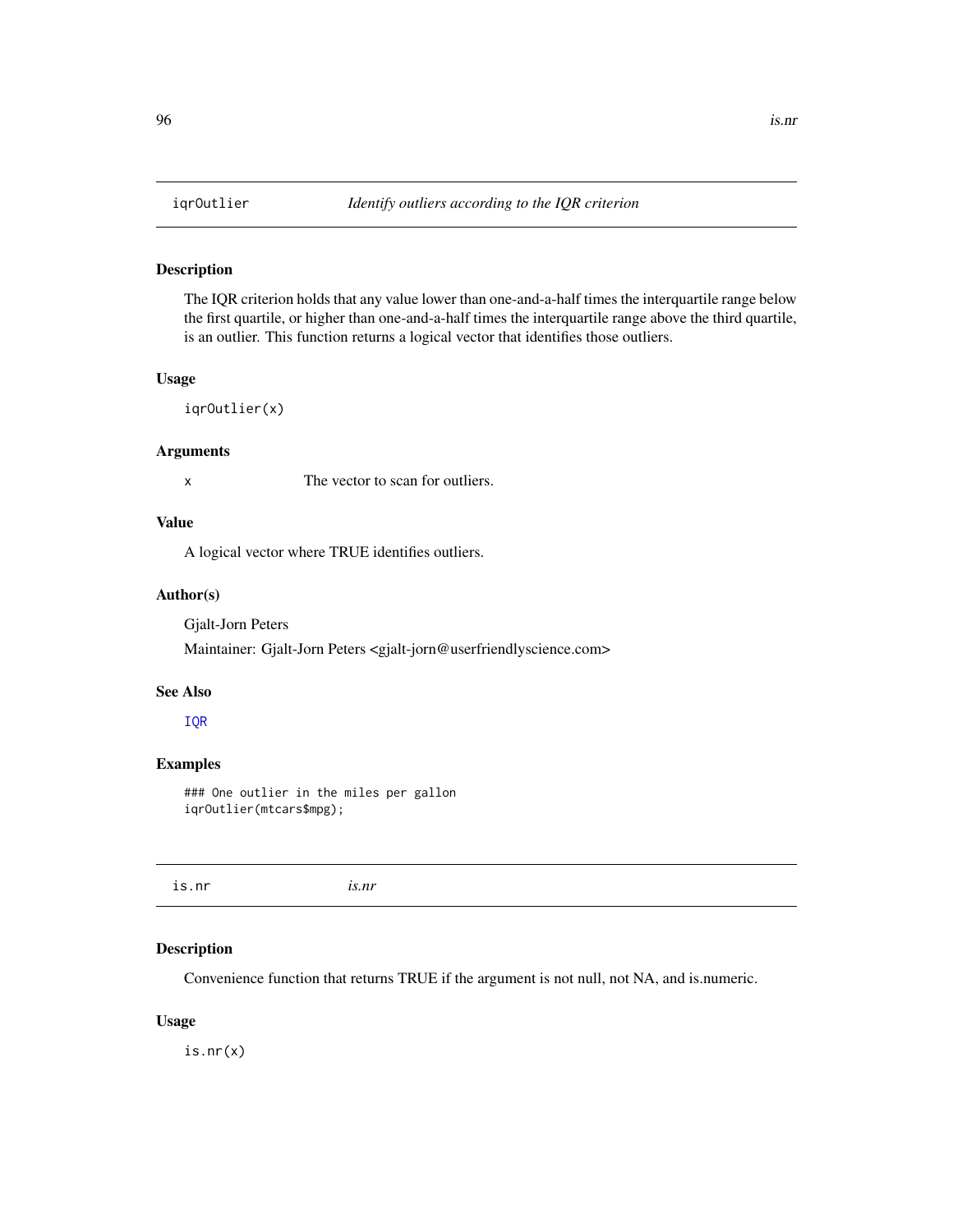## iqrOutlier — *Identify outliers according to the IQR criterion*

### Description

The IQR criterion holds that any value lower than one-and-a-half times the interquartile range below the first quartile, or higher than one-and-a-half times the interquartile range above the third quartile, is an outlier. This function returns a logical vector that identifies those outliers.

### Usage

```
iqrOutlier(x)
```

### Arguments

| | |
|---|---|
| x | The vector to scan for outliers. |

### Value

A logical vector where TRUE identifies outliers.

### Author(s)

Gjalt-Jorn Peters

Maintainer: Gjalt-Jorn Peters <gjalt-jorn@userfriendlyscience.com>

### See Also

IQR

### Examples

```
### One outlier in the miles per gallon
iqrOutlier(mtcars$mpg);
```

## is.nr — *is.nr*

### Description

Convenience function that returns TRUE if the argument is not null, not NA, and is.numeric.

### Usage

```
is.nr(x)
```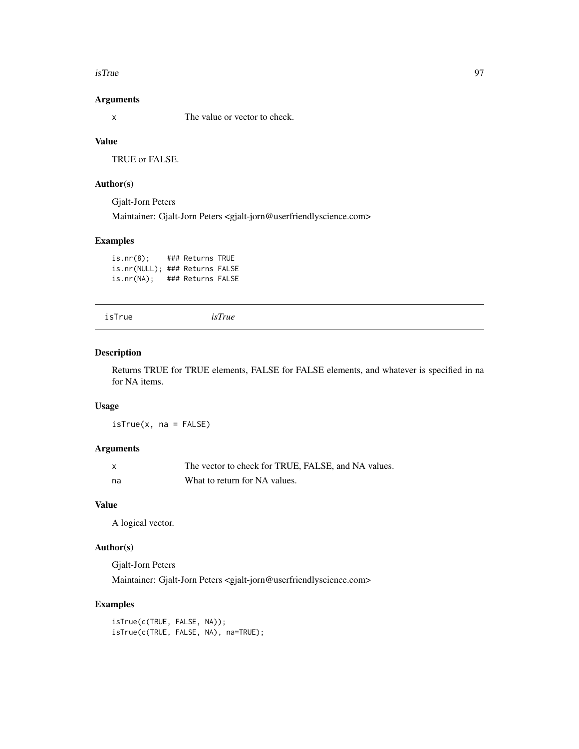## Arguments

| | |
|---|---|
| x | The value or vector to check. |

## Value

TRUE or FALSE.

## Author(s)

Gjalt-Jorn Peters

Maintainer: Gjalt-Jorn Peters <gjalt-jorn@userfriendlyscience.com>

## Examples

```
is.nr(8);    ### Returns TRUE
is.nr(NULL); ### Returns FALSE
is.nr(NA);   ### Returns FALSE
```

---

# isTrue *isTrue*

## Description

Returns TRUE for TRUE elements, FALSE for FALSE elements, and whatever is specified in na for NA items.

## Usage

```
isTrue(x, na = FALSE)
```

## Arguments

| | |
|---|---|
| x | The vector to check for TRUE, FALSE, and NA values. |
| na | What to return for NA values. |

## Value

A logical vector.

## Author(s)

Gjalt-Jorn Peters

Maintainer: Gjalt-Jorn Peters <gjalt-jorn@userfriendlyscience.com>

## Examples

```
isTrue(c(TRUE, FALSE, NA));
isTrue(c(TRUE, FALSE, NA), na=TRUE);
```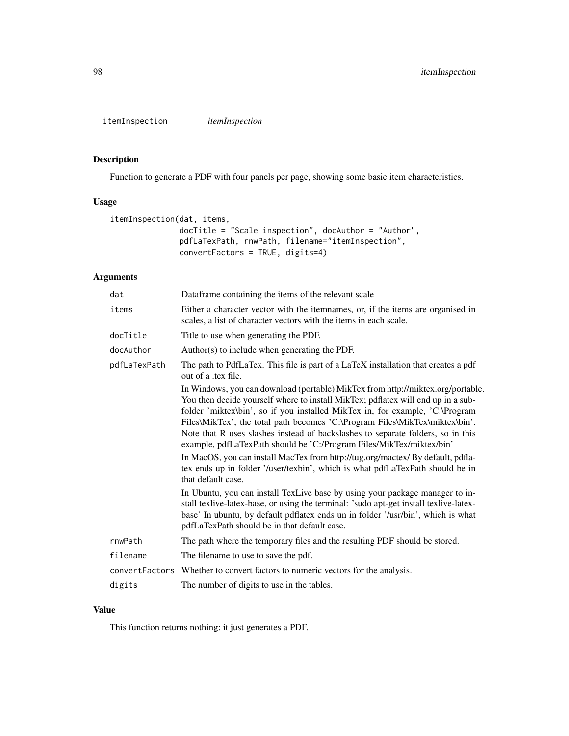itemInspection *itemInspection*

## Description

Function to generate a PDF with four panels per page, showing some basic item characteristics.

## Usage

```
itemInspection(dat, items,
               docTitle = "Scale inspection", docAuthor = "Author",
               pdfLaTexPath, rnwPath, filename="itemInspection",
               convertFactors = TRUE, digits=4)
```

## Arguments

| | |
|---|---|
| `dat` | Dataframe containing the items of the relevant scale |
| `items` | Either a character vector with the itemnames, or, if the items are organised in scales, a list of character vectors with the items in each scale. |
| `docTitle` | Title to use when generating the PDF. |
| `docAuthor` | Author(s) to include when generating the PDF. |
| `pdfLaTexPath` | The path to PdfLaTex. This file is part of a LaTeX installation that creates a pdf out of a .tex file.<br><br>In Windows, you can download (portable) MikTex from http://miktex.org/portable. You then decide yourself where to install MikTex; pdflatex will end up in a subfolder 'miktex\bin', so if you installed MikTex in, for example, 'C:\Program Files\MikTex', the total path becomes 'C:\Program Files\MikTex\miktex\bin'. Note that R uses slashes instead of backslashes to separate folders, so in this example, pdfLaTexPath should be 'C:/Program Files/MikTex/miktex/bin'<br><br>In MacOS, you can install MacTex from http://tug.org/mactex/ By default, pdflatex ends up in folder '/user/texbin', which is what pdfLaTexPath should be in that default case.<br><br>In Ubuntu, you can install TexLive base by using your package manager to install texlive-latex-base, or using the terminal: 'sudo apt-get install texlive-latex-base' In ubuntu, by default pdflatex ends un in folder '/usr/bin', which is what pdfLaTexPath should be in that default case. |
| `rnwPath` | The path where the temporary files and the resulting PDF should be stored. |
| `filename` | The filename to use to save the pdf. |
| `convertFactors` | Whether to convert factors to numeric vectors for the analysis. |
| `digits` | The number of digits to use in the tables. |

## Value

This function returns nothing; it just generates a PDF.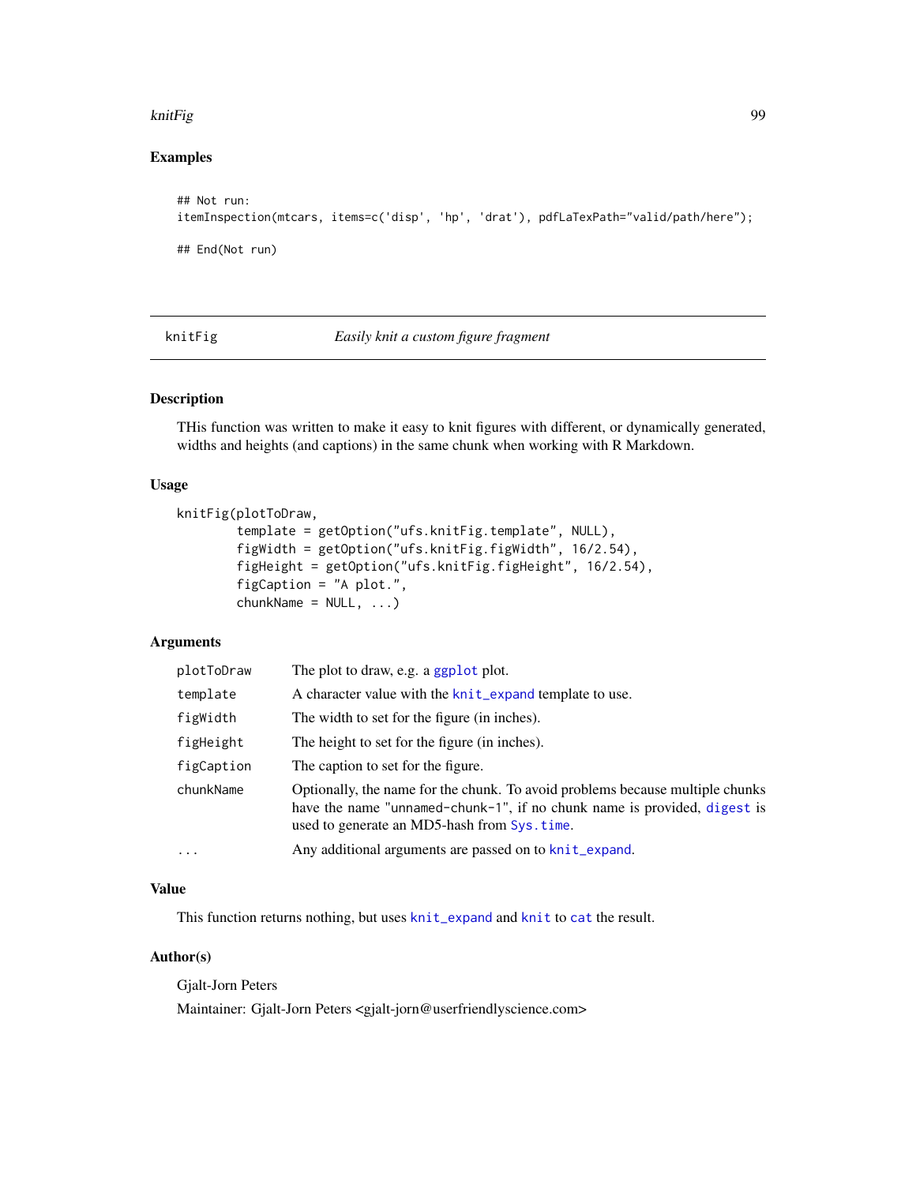## Examples

```
## Not run:
itemInspection(mtcars, items=c('disp', 'hp', 'drat'), pdfLaTexPath="valid/path/here");

## End(Not run)
```

---

# knitFig — *Easily knit a custom figure fragment*

---

## Description

THis function was written to make it easy to knit figures with different, or dynamically generated, widths and heights (and captions) in the same chunk when working with R Markdown.

## Usage

```
knitFig(plotToDraw,
        template = getOption("ufs.knitFig.template", NULL),
        figWidth = getOption("ufs.knitFig.figWidth", 16/2.54),
        figHeight = getOption("ufs.knitFig.figHeight", 16/2.54),
        figCaption = "A plot.",
        chunkName = NULL, ...)
```

## Arguments

| | |
|---|---|
| `plotToDraw` | The plot to draw, e.g. a `ggplot` plot. |
| `template` | A character value with the `knit_expand` template to use. |
| `figWidth` | The width to set for the figure (in inches). |
| `figHeight` | The height to set for the figure (in inches). |
| `figCaption` | The caption to set for the figure. |
| `chunkName` | Optionally, the name for the chunk. To avoid problems because multiple chunks have the name "unnamed-chunk-1", if no chunk name is provided, `digest` is used to generate an MD5-hash from `Sys.time`. |
| `...` | Any additional arguments are passed on to `knit_expand`. |

## Value

This function returns nothing, but uses `knit_expand` and `knit` to `cat` the result.

## Author(s)

Gjalt-Jorn Peters

Maintainer: Gjalt-Jorn Peters <gjalt-jorn@userfriendlyscience.com>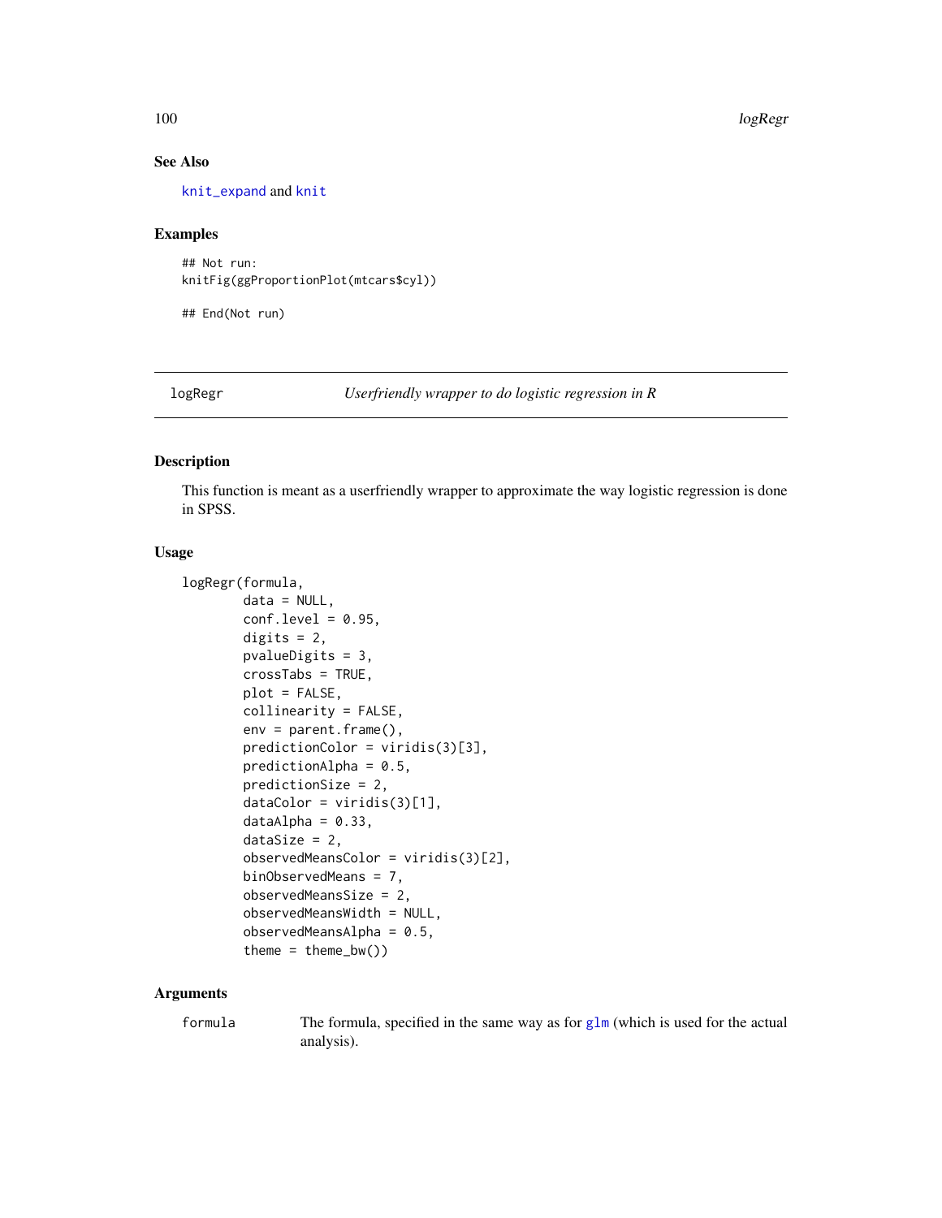### See Also

knit_expand and knit

### Examples

```
## Not run:
knitFig(ggProportionPlot(mtcars$cyl))

## End(Not run)
```

---

## logRegr — *Userfriendly wrapper to do logistic regression in R*

---

### Description

This function is meant as a userfriendly wrapper to approximate the way logistic regression is done in SPSS.

### Usage

```
logRegr(formula,
        data = NULL,
        conf.level = 0.95,
        digits = 2,
        pvalueDigits = 3,
        crossTabs = TRUE,
        plot = FALSE,
        collinearity = FALSE,
        env = parent.frame(),
        predictionColor = viridis(3)[3],
        predictionAlpha = 0.5,
        predictionSize = 2,
        dataColor = viridis(3)[1],
        dataAlpha = 0.33,
        dataSize = 2,
        observedMeansColor = viridis(3)[2],
        binObservedMeans = 7,
        observedMeansSize = 2,
        observedMeansWidth = NULL,
        observedMeansAlpha = 0.5,
        theme = theme_bw())
```

### Arguments

`formula` The formula, specified in the same way as for `glm` (which is used for the actual analysis).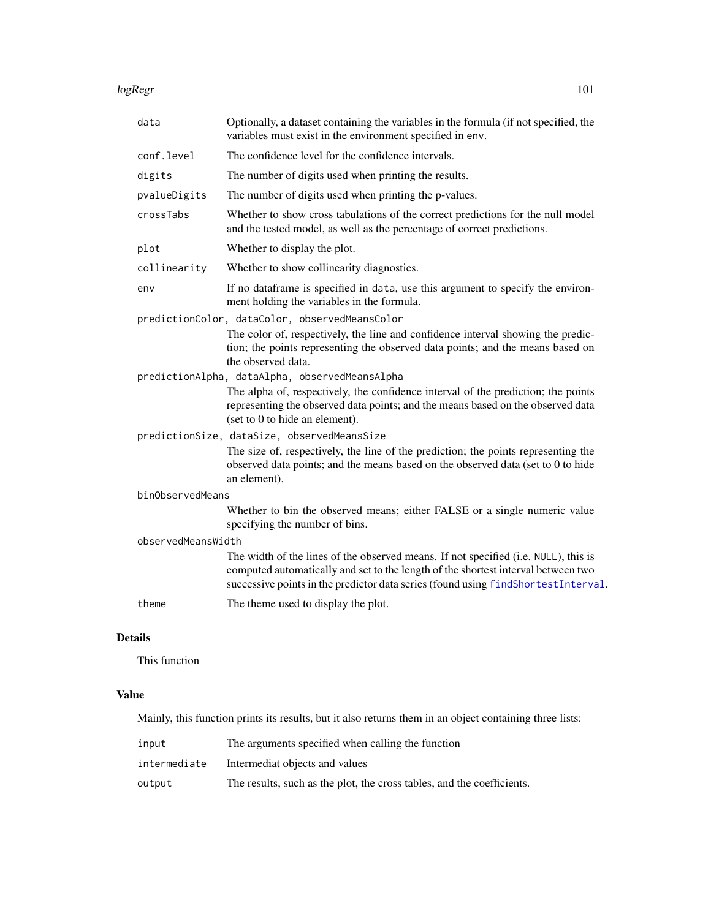| | |
|---|---|
| `data` | Optionally, a dataset containing the variables in the formula (if not specified, the variables must exist in the environment specified in `env`. |
| `conf.level` | The confidence level for the confidence intervals. |
| `digits` | The number of digits used when printing the results. |
| `pvalueDigits` | The number of digits used when printing the p-values. |
| `crossTabs` | Whether to show cross tabulations of the correct predictions for the null model and the tested model, as well as the percentage of correct predictions. |
| `plot` | Whether to display the plot. |
| `collinearity` | Whether to show collinearity diagnostics. |
| `env` | If no dataframe is specified in `data`, use this argument to specify the environment holding the variables in the formula. |
| `predictionColor, dataColor, observedMeansColor` | The color of, respectively, the line and confidence interval showing the prediction; the points representing the observed data points; and the means based on the observed data. |
| `predictionAlpha, dataAlpha, observedMeansAlpha` | The alpha of, respectively, the confidence interval of the prediction; the points representing the observed data points; and the means based on the observed data (set to 0 to hide an element). |
| `predictionSize, dataSize, observedMeansSize` | The size of, respectively, the line of the prediction; the points representing the observed data points; and the means based on the observed data (set to 0 to hide an element). |
| `binObservedMeans` | Whether to bin the observed means; either FALSE or a single numeric value specifying the number of bins. |
| `observedMeansWidth` | The width of the lines of the observed means. If not specified (i.e. `NULL`), this is computed automatically and set to the length of the shortest interval between two successive points in the predictor data series (found using `findShortestInterval`. |
| `theme` | The theme used to display the plot. |

## Details

This function

## Value

Mainly, this function prints its results, but it also returns them in an object containing three lists:

| | |
|---|---|
| `input` | The arguments specified when calling the function |
| `intermediate` | Intermediat objects and values |
| `output` | The results, such as the plot, the cross tables, and the coefficients. |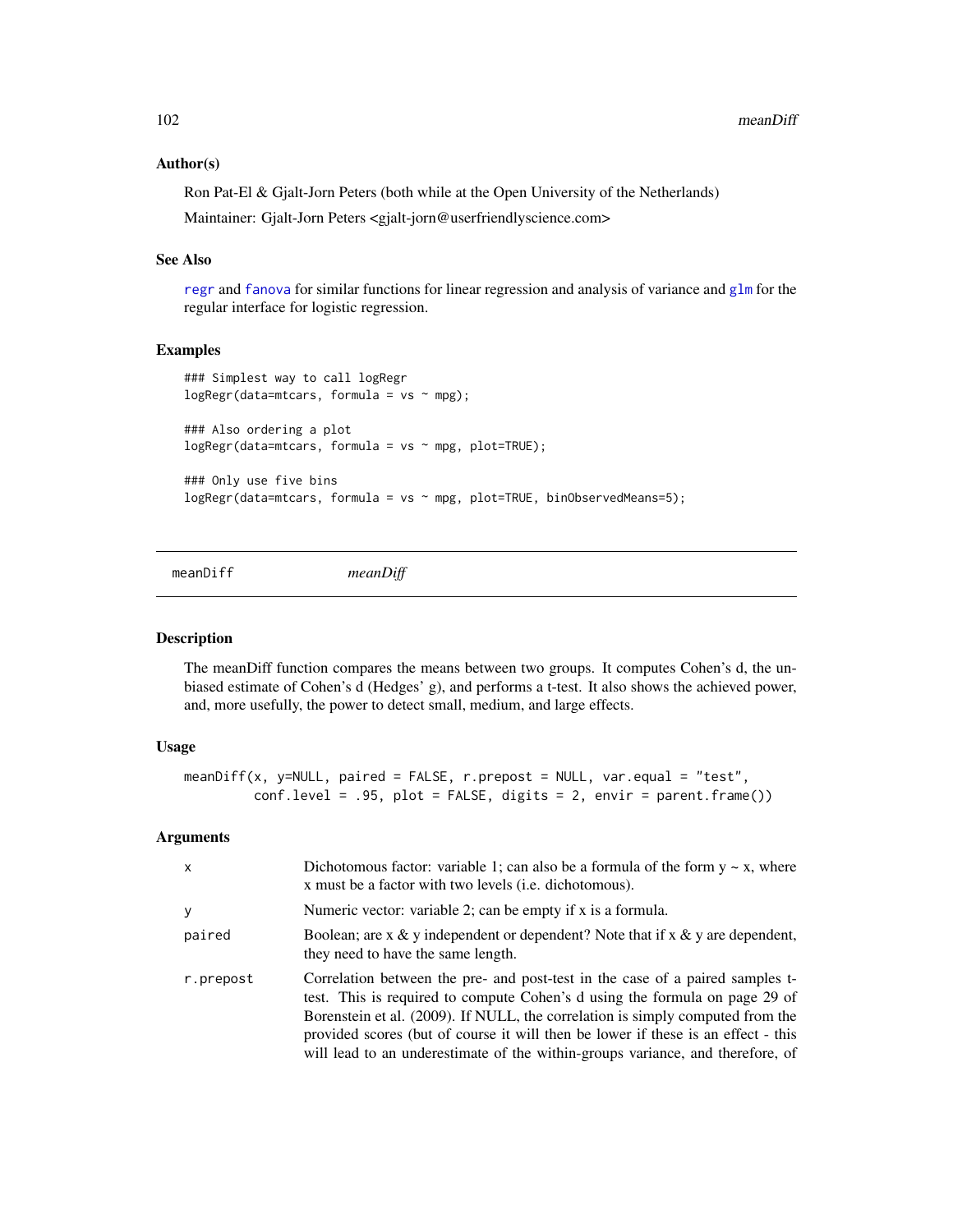### Author(s)

Ron Pat-El & Gjalt-Jorn Peters (both while at the Open University of the Netherlands)

Maintainer: Gjalt-Jorn Peters <gjalt-jorn@userfriendlyscience.com>

### See Also

regr and fanova for similar functions for linear regression and analysis of variance and glm for the regular interface for logistic regression.

### Examples

```
### Simplest way to call logRegr
logRegr(data=mtcars, formula = vs ~ mpg);

### Also ordering a plot
logRegr(data=mtcars, formula = vs ~ mpg, plot=TRUE);

### Only use five bins
logRegr(data=mtcars, formula = vs ~ mpg, plot=TRUE, binObservedMeans=5);
```

---

## meanDiff &nbsp;&nbsp;&nbsp;&nbsp; *meanDiff*

### Description

The meanDiff function compares the means between two groups. It computes Cohen's d, the unbiased estimate of Cohen's d (Hedges' g), and performs a t-test. It also shows the achieved power, and, more usefully, the power to detect small, medium, and large effects.

### Usage

```
meanDiff(x, y=NULL, paired = FALSE, r.prepost = NULL, var.equal = "test",
        conf.level = .95, plot = FALSE, digits = 2, envir = parent.frame())
```

### Arguments

| | |
|---|---|
| x | Dichotomous factor: variable 1; can also be a formula of the form y ~ x, where x must be a factor with two levels (i.e. dichotomous). |
| y | Numeric vector: variable 2; can be empty if x is a formula. |
| paired | Boolean; are x & y independent or dependent? Note that if x & y are dependent, they need to have the same length. |
| r.prepost | Correlation between the pre- and post-test in the case of a paired samples t-test. This is required to compute Cohen's d using the formula on page 29 of Borenstein et al. (2009). If NULL, the correlation is simply computed from the provided scores (but of course it will then be lower if these is an effect - this will lead to an underestimate of the within-groups variance, and therefore, of |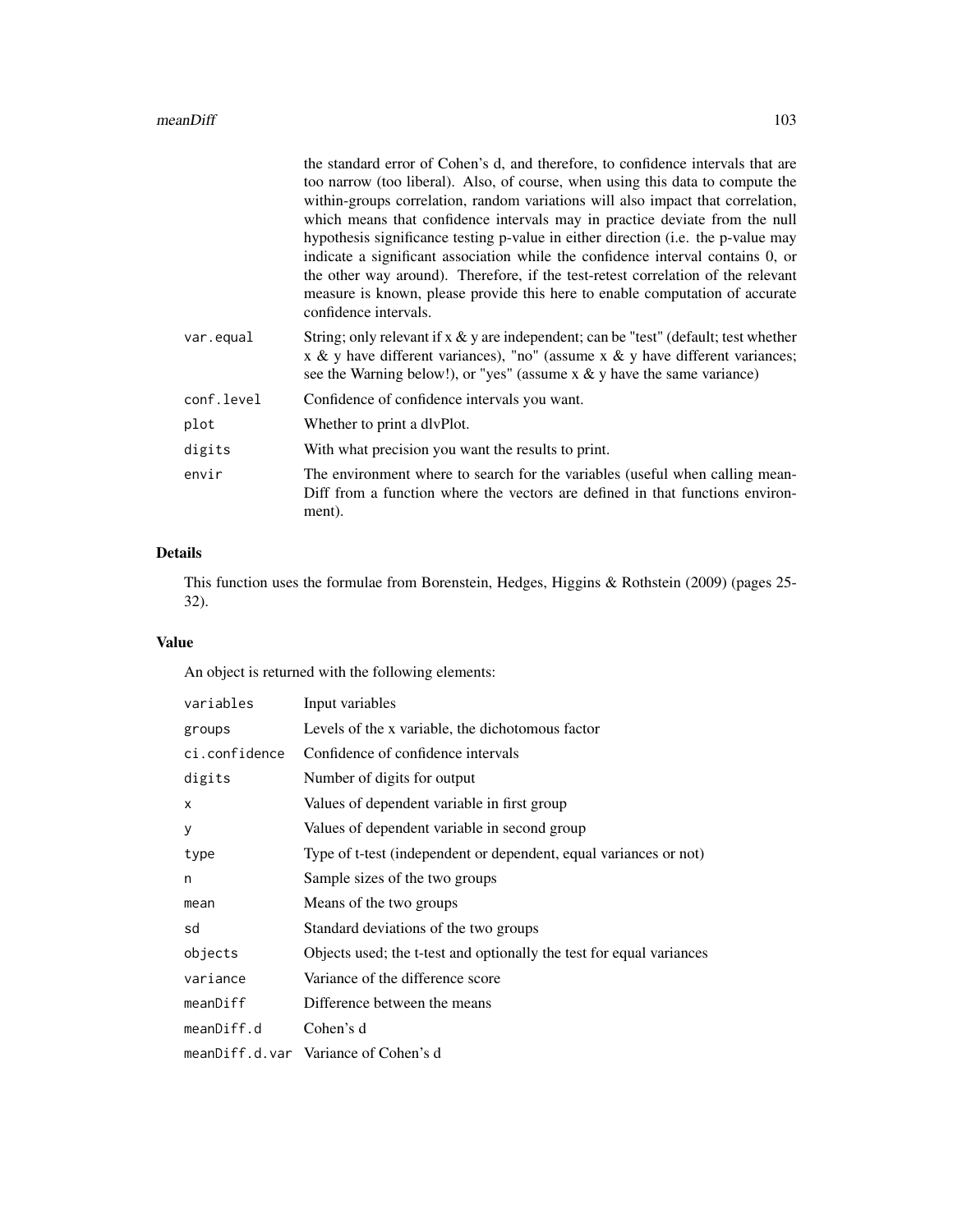| | |
|---|---|
| | the standard error of Cohen's d, and therefore, to confidence intervals that are too narrow (too liberal). Also, of course, when using this data to compute the within-groups correlation, random variations will also impact that correlation, which means that confidence intervals may in practice deviate from the null hypothesis significance testing p-value in either direction (i.e. the p-value may indicate a significant association while the confidence interval contains 0, or the other way around). Therefore, if the test-retest correlation of the relevant measure is known, please provide this here to enable computation of accurate confidence intervals. |
| `var.equal` | String; only relevant if x & y are independent; can be "test" (default; test whether x & y have different variances), "no" (assume x & y have different variances; see the Warning below!), or "yes" (assume x & y have the same variance) |
| `conf.level` | Confidence of confidence intervals you want. |
| `plot` | Whether to print a dlvPlot. |
| `digits` | With what precision you want the results to print. |
| `envir` | The environment where to search for the variables (useful when calling meanDiff from a function where the vectors are defined in that functions environment). |

## Details

This function uses the formulae from Borenstein, Hedges, Higgins & Rothstein (2009) (pages 25-32).

## Value

An object is returned with the following elements:

| | |
|---|---|
| `variables` | Input variables |
| `groups` | Levels of the x variable, the dichotomous factor |
| `ci.confidence` | Confidence of confidence intervals |
| `digits` | Number of digits for output |
| `x` | Values of dependent variable in first group |
| `y` | Values of dependent variable in second group |
| `type` | Type of t-test (independent or dependent, equal variances or not) |
| `n` | Sample sizes of the two groups |
| `mean` | Means of the two groups |
| `sd` | Standard deviations of the two groups |
| `objects` | Objects used; the t-test and optionally the test for equal variances |
| `variance` | Variance of the difference score |
| `meanDiff` | Difference between the means |
| `meanDiff.d` | Cohen's d |
| `meanDiff.d.var` | Variance of Cohen's d |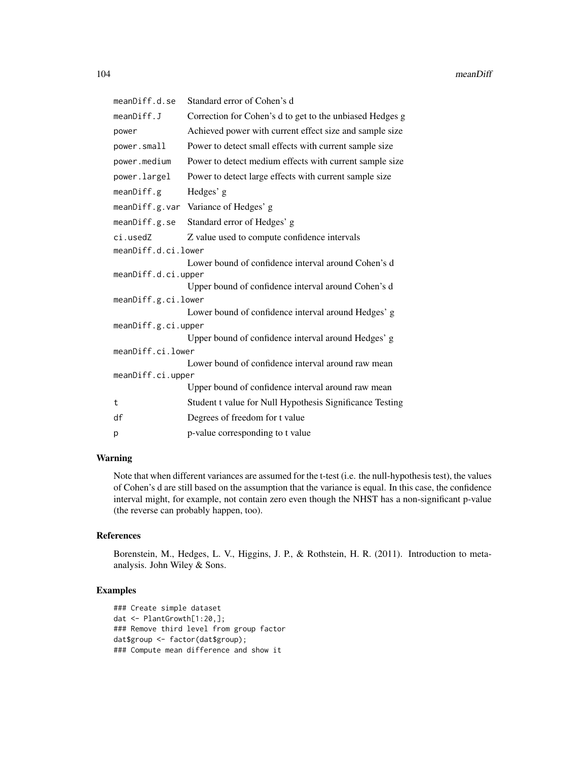| | |
|---|---|
| meanDiff.d.se | Standard error of Cohen's d |
| meanDiff.J | Correction for Cohen's d to get to the unbiased Hedges g |
| power | Achieved power with current effect size and sample size |
| power.small | Power to detect small effects with current sample size |
| power.medium | Power to detect medium effects with current sample size |
| power.largel | Power to detect large effects with current sample size |
| meanDiff.g | Hedges' g |
| meanDiff.g.var | Variance of Hedges' g |
| meanDiff.g.se | Standard error of Hedges' g |
| ci.usedZ | Z value used to compute confidence intervals |
| meanDiff.d.ci.lower | Lower bound of confidence interval around Cohen's d |
| meanDiff.d.ci.upper | Upper bound of confidence interval around Cohen's d |
| meanDiff.g.ci.lower | Lower bound of confidence interval around Hedges' g |
| meanDiff.g.ci.upper | Upper bound of confidence interval around Hedges' g |
| meanDiff.ci.lower | Lower bound of confidence interval around raw mean |
| meanDiff.ci.upper | Upper bound of confidence interval around raw mean |
| t | Student t value for Null Hypothesis Significance Testing |
| df | Degrees of freedom for t value |
| p | p-value corresponding to t value |

## Warning

Note that when different variances are assumed for the t-test (i.e. the null-hypothesis test), the values of Cohen's d are still based on the assumption that the variance is equal. In this case, the confidence interval might, for example, not contain zero even though the NHST has a non-significant p-value (the reverse can probably happen, too).

## References

Borenstein, M., Hedges, L. V., Higgins, J. P., & Rothstein, H. R. (2011). Introduction to meta-analysis. John Wiley & Sons.

## Examples

```
### Create simple dataset
dat <- PlantGrowth[1:20,];
### Remove third level from group factor
dat$group <- factor(dat$group);
### Compute mean difference and show it
```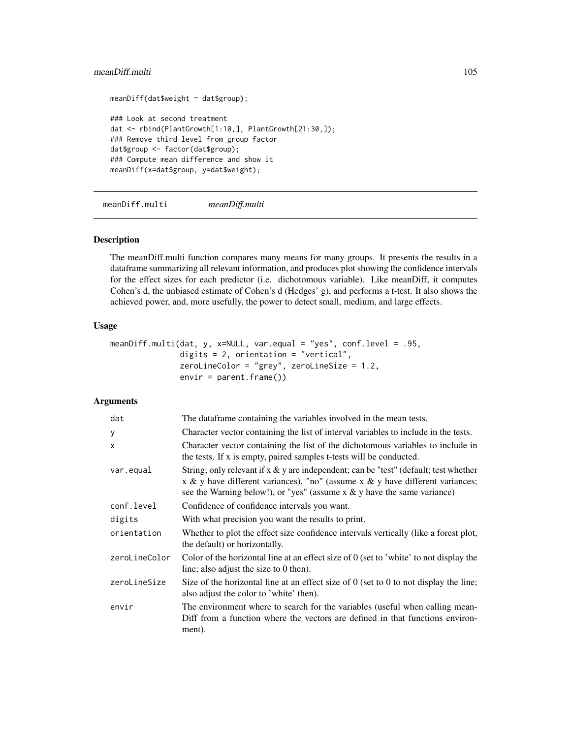```
meanDiff(dat$weight ~ dat$group);

### Look at second treatment
dat <- rbind(PlantGrowth[1:10,], PlantGrowth[21:30,]);
### Remove third level from group factor
dat$group <- factor(dat$group);
### Compute mean difference and show it
meanDiff(x=dat$group, y=dat$weight);
```

---

## meanDiff.multi *meanDiff.multi*

---

### Description

The meanDiff.multi function compares many means for many groups. It presents the results in a dataframe summarizing all relevant information, and produces plot showing the confidence intervals for the effect sizes for each predictor (i.e. dichotomous variable). Like meanDiff, it computes Cohen's d, the unbiased estimate of Cohen's d (Hedges' g), and performs a t-test. It also shows the achieved power, and, more usefully, the power to detect small, medium, and large effects.

### Usage

```
meanDiff.multi(dat, y, x=NULL, var.equal = "yes", conf.level = .95,
               digits = 2, orientation = "vertical",
               zeroLineColor = "grey", zeroLineSize = 1.2,
               envir = parent.frame())
```

### Arguments

| | |
|---|---|
| dat | The dataframe containing the variables involved in the mean tests. |
| y | Character vector containing the list of interval variables to include in the tests. |
| x | Character vector containing the list of the dichotomous variables to include in the tests. If x is empty, paired samples t-tests will be conducted. |
| var.equal | String; only relevant if x & y are independent; can be "test" (default; test whether x & y have different variances), "no" (assume x & y have different variances; see the Warning below!), or "yes" (assume x & y have the same variance) |
| conf.level | Confidence of confidence intervals you want. |
| digits | With what precision you want the results to print. |
| orientation | Whether to plot the effect size confidence intervals vertically (like a forest plot, the default) or horizontally. |
| zeroLineColor | Color of the horizontal line at an effect size of 0 (set to 'white' to not display the line; also adjust the size to 0 then). |
| zeroLineSize | Size of the horizontal line at an effect size of 0 (set to 0 to not display the line; also adjust the color to 'white' then). |
| envir | The environment where to search for the variables (useful when calling meanDiff from a function where the vectors are defined in that functions environment). |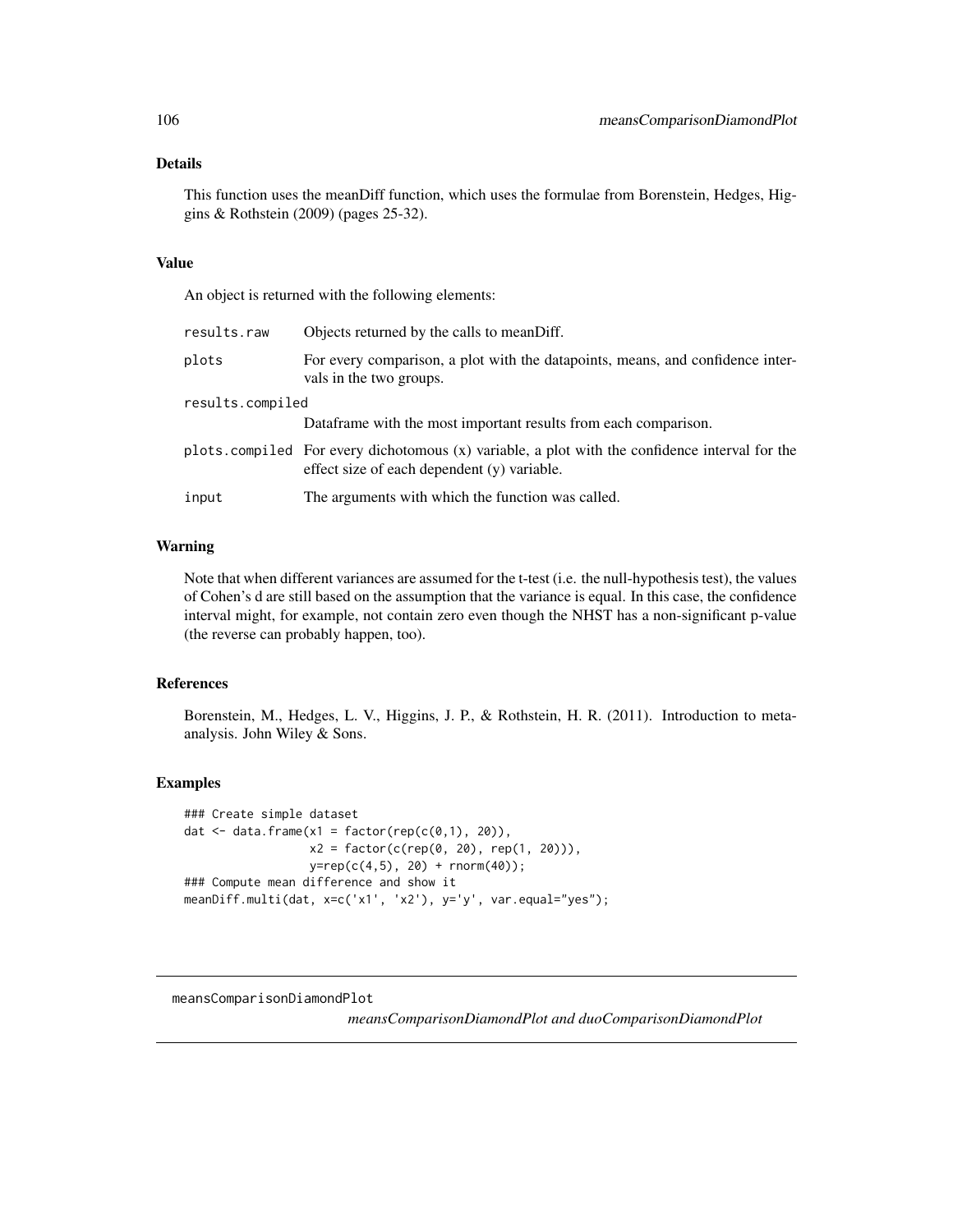### Details

This function uses the meanDiff function, which uses the formulae from Borenstein, Hedges, Higgins & Rothstein (2009) (pages 25-32).

### Value

An object is returned with the following elements:

| | |
|---|---|
| `results.raw` | Objects returned by the calls to meanDiff. |
| `plots` | For every comparison, a plot with the datapoints, means, and confidence intervals in the two groups. |
| `results.compiled` | Dataframe with the most important results from each comparison. |
| `plots.compiled` | For every dichotomous (x) variable, a plot with the confidence interval for the effect size of each dependent (y) variable. |
| `input` | The arguments with which the function was called. |

### Warning

Note that when different variances are assumed for the t-test (i.e. the null-hypothesis test), the values of Cohen's d are still based on the assumption that the variance is equal. In this case, the confidence interval might, for example, not contain zero even though the NHST has a non-significant p-value (the reverse can probably happen, too).

### References

Borenstein, M., Hedges, L. V., Higgins, J. P., & Rothstein, H. R. (2011). Introduction to meta-analysis. John Wiley & Sons.

### Examples

```
### Create simple dataset
dat <- data.frame(x1 = factor(rep(c(0,1), 20)),
                  x2 = factor(c(rep(0, 20), rep(1, 20))),
                  y=rep(c(4,5), 20) + rnorm(40));
### Compute mean difference and show it
meanDiff.multi(dat, x=c('x1', 'x2'), y='y', var.equal="yes");
```

---

`meansComparisonDiamondPlot`

*meansComparisonDiamondPlot and duoComparisonDiamondPlot*

---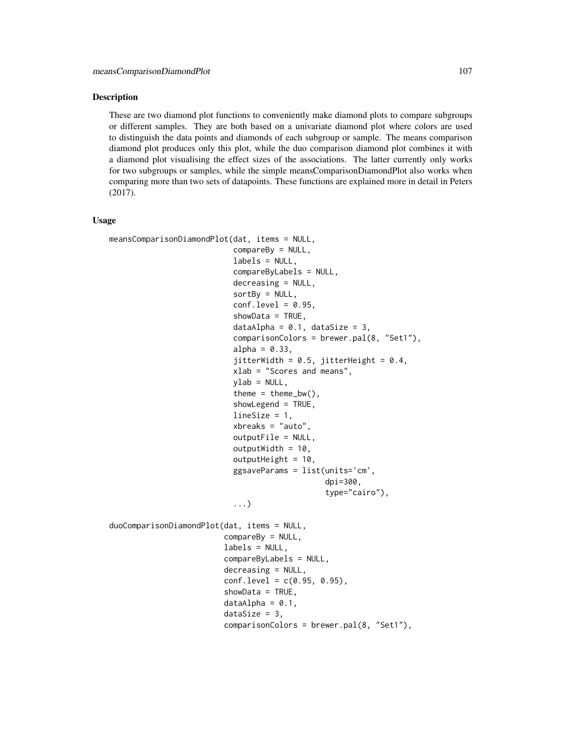## Description

These are two diamond plot functions to conveniently make diamond plots to compare subgroups or different samples. They are both based on a univariate diamond plot where colors are used to distinguish the data points and diamonds of each subgroup or sample. The means comparison diamond plot produces only this plot, while the duo comparison diamond plot combines it with a diamond plot visualising the effect sizes of the associations. The latter currently only works for two subgroups or samples, while the simple meansComparisonDiamondPlot also works when comparing more than two sets of datapoints. These functions are explained more in detail in Peters (2017).

## Usage

```
meansComparisonDiamondPlot(dat, items = NULL,
                           compareBy = NULL,
                           labels = NULL,
                           compareByLabels = NULL,
                           decreasing = NULL,
                           sortBy = NULL,
                           conf.level = 0.95,
                           showData = TRUE,
                           dataAlpha = 0.1, dataSize = 3,
                           comparisonColors = brewer.pal(8, "Set1"),
                           alpha = 0.33,
                           jitterWidth = 0.5, jitterHeight = 0.4,
                           xlab = "Scores and means",
                           ylab = NULL,
                           theme = theme_bw(),
                           showLegend = TRUE,
                           lineSize = 1,
                           xbreaks = "auto",
                           outputFile = NULL,
                           outputWidth = 10,
                           outputHeight = 10,
                           ggsaveParams = list(units='cm',
                                               dpi=300,
                                               type="cairo"),
                           ...)

duoComparisonDiamondPlot(dat, items = NULL,
                         compareBy = NULL,
                         labels = NULL,
                         compareByLabels = NULL,
                         decreasing = NULL,
                         conf.level = c(0.95, 0.95),
                         showData = TRUE,
                         dataAlpha = 0.1,
                         dataSize = 3,
                         comparisonColors = brewer.pal(8, "Set1"),
```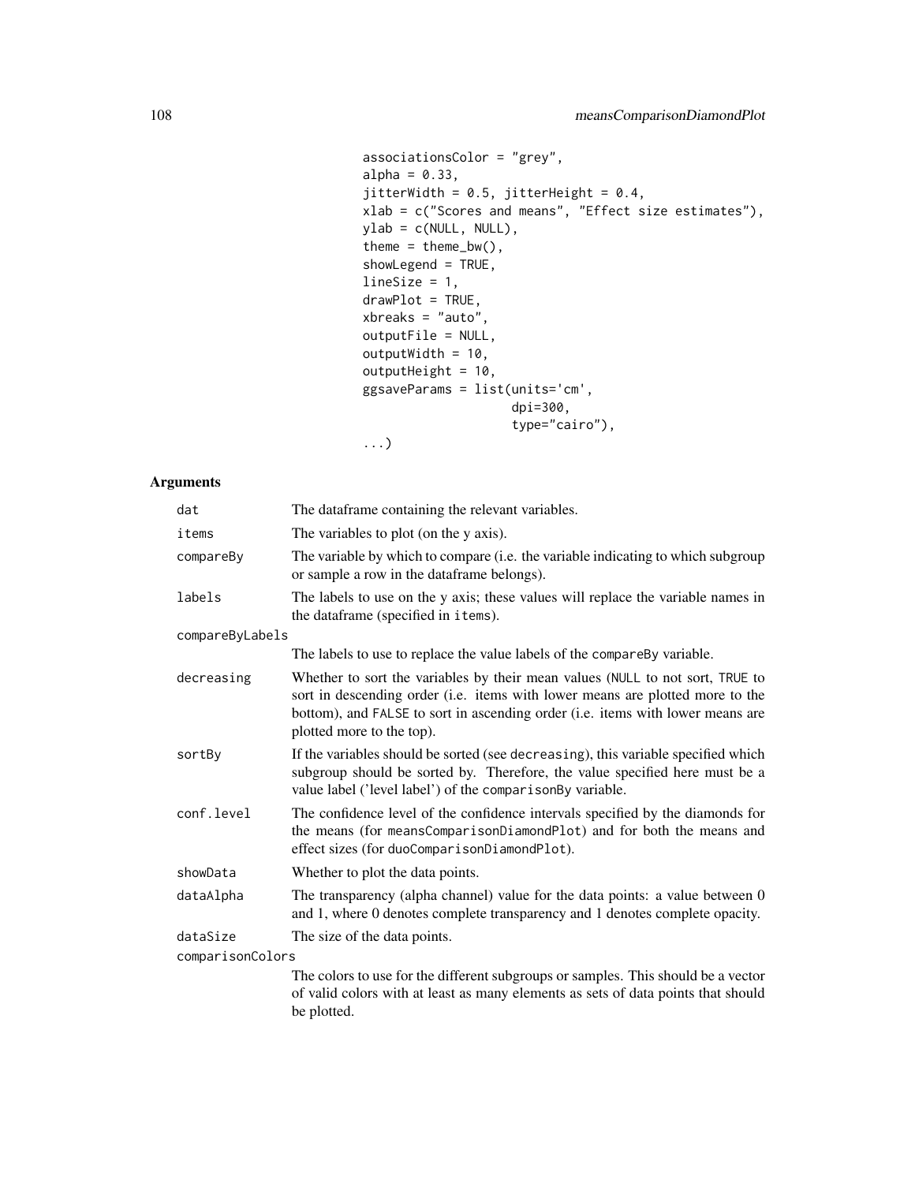```
                    associationsColor = "grey",
                    alpha = 0.33,
                    jitterWidth = 0.5, jitterHeight = 0.4,
                    xlab = c("Scores and means", "Effect size estimates"),
                    ylab = c(NULL, NULL),
                    theme = theme_bw(),
                    showLegend = TRUE,
                    lineSize = 1,
                    drawPlot = TRUE,
                    xbreaks = "auto",
                    outputFile = NULL,
                    outputWidth = 10,
                    outputHeight = 10,
                    ggsaveParams = list(units='cm',
                                        dpi=300,
                                        type="cairo"),
                    ...)
```

## Arguments

| | |
|---|---|
| `dat` | The dataframe containing the relevant variables. |
| `items` | The variables to plot (on the y axis). |
| `compareBy` | The variable by which to compare (i.e. the variable indicating to which subgroup or sample a row in the dataframe belongs). |
| `labels` | The labels to use on the y axis; these values will replace the variable names in the dataframe (specified in `items`). |
| `compareByLabels` | The labels to use to replace the value labels of the `compareBy` variable. |
| `decreasing` | Whether to sort the variables by their mean values (`NULL` to not sort, `TRUE` to sort in descending order (i.e. items with lower means are plotted more to the bottom), and `FALSE` to sort in ascending order (i.e. items with lower means are plotted more to the top). |
| `sortBy` | If the variables should be sorted (see `decreasing`), this variable specified which subgroup should be sorted by. Therefore, the value specified here must be a value label ('level label') of the `comparisonBy` variable. |
| `conf.level` | The confidence level of the confidence intervals specified by the diamonds for the means (for `meansComparisonDiamondPlot`) and for both the means and effect sizes (for `duoComparisonDiamondPlot`). |
| `showData` | Whether to plot the data points. |
| `dataAlpha` | The transparency (alpha channel) value for the data points: a value between 0 and 1, where 0 denotes complete transparency and 1 denotes complete opacity. |
| `dataSize` | The size of the data points. |
| `comparisonColors` | The colors to use for the different subgroups or samples. This should be a vector of valid colors with at least as many elements as sets of data points that should be plotted. |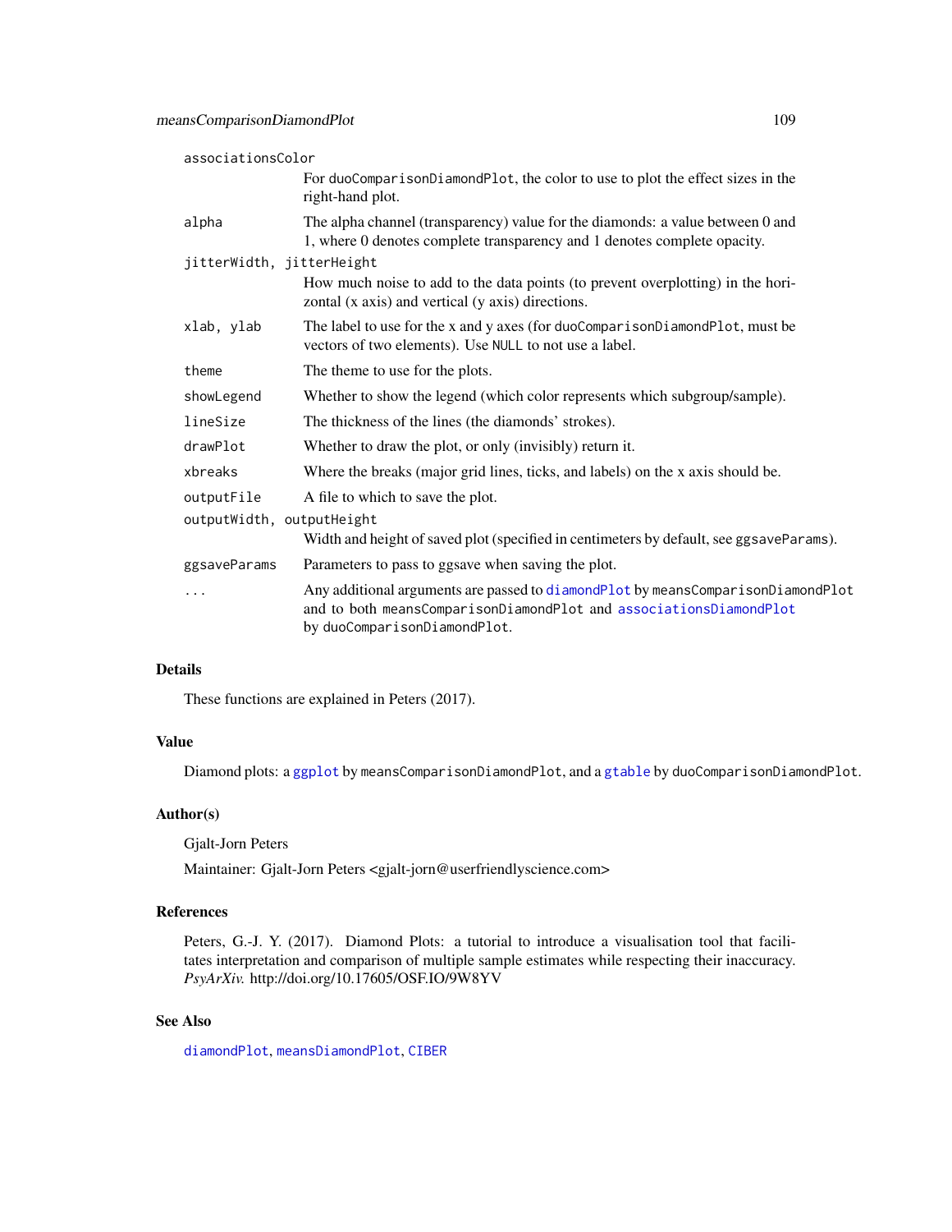`associationsColor`
: For `duoComparisonDiamondPlot`, the color to use to plot the effect sizes in the right-hand plot.

`alpha`
: The alpha channel (transparency) value for the diamonds: a value between 0 and 1, where 0 denotes complete transparency and 1 denotes complete opacity.

`jitterWidth, jitterHeight`
: How much noise to add to the data points (to prevent overplotting) in the horizontal (x axis) and vertical (y axis) directions.

`xlab, ylab`
: The label to use for the x and y axes (for `duoComparisonDiamondPlot`, must be vectors of two elements). Use `NULL` to not use a label.

`theme`
: The theme to use for the plots.

`showLegend`
: Whether to show the legend (which color represents which subgroup/sample).

`lineSize`
: The thickness of the lines (the diamonds' strokes).

`drawPlot`
: Whether to draw the plot, or only (invisibly) return it.

`xbreaks`
: Where the breaks (major grid lines, ticks, and labels) on the x axis should be.

`outputFile`
: A file to which to save the plot.

`outputWidth, outputHeight`
: Width and height of saved plot (specified in centimeters by default, see `ggsaveParams`).

`ggsaveParams`
: Parameters to pass to ggsave when saving the plot.

`...`
: Any additional arguments are passed to `diamondPlot` by `meansComparisonDiamondPlot` and to both `meansComparisonDiamondPlot` and `associationsDiamondPlot` by `duoComparisonDiamondPlot`.

## Details

These functions are explained in Peters (2017).

## Value

Diamond plots: a `ggplot` by `meansComparisonDiamondPlot`, and a `gtable` by `duoComparisonDiamondPlot`.

## Author(s)

Gjalt-Jorn Peters

Maintainer: Gjalt-Jorn Peters <gjalt-jorn@userfriendlyscience.com>

## References

Peters, G.-J. Y. (2017). Diamond Plots: a tutorial to introduce a visualisation tool that facilitates interpretation and comparison of multiple sample estimates while respecting their inaccuracy. *PsyArXiv.* http://doi.org/10.17605/OSF.IO/9W8YV

## See Also

`diamondPlot`, `meansDiamondPlot`, `CIBER`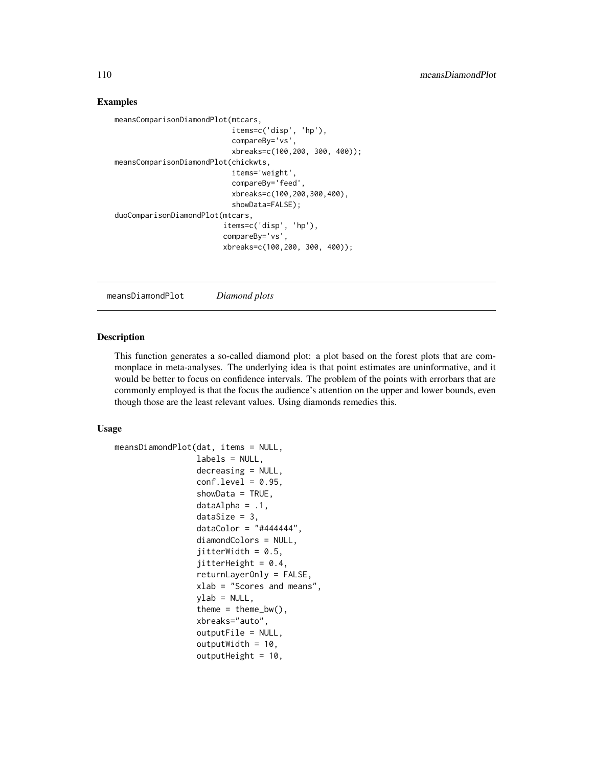## Examples

```
meansComparisonDiamondPlot(mtcars,
                           items=c('disp', 'hp'),
                           compareBy='vs',
                           xbreaks=c(100,200, 300, 400));
meansComparisonDiamondPlot(chickwts,
                           items='weight',
                           compareBy='feed',
                           xbreaks=c(100,200,300,400),
                           showData=FALSE);
duoComparisonDiamondPlot(mtcars,
                         items=c('disp', 'hp'),
                         compareBy='vs',
                         xbreaks=c(100,200, 300, 400));
```

---

meansDiamondPlot *Diamond plots*

---

## Description

This function generates a so-called diamond plot: a plot based on the forest plots that are commonplace in meta-analyses. The underlying idea is that point estimates are uninformative, and it would be better to focus on confidence intervals. The problem of the points with errorbars that are commonly employed is that the focus the audience's attention on the upper and lower bounds, even though those are the least relevant values. Using diamonds remedies this.

## Usage

```
meansDiamondPlot(dat, items = NULL,
                 labels = NULL,
                 decreasing = NULL,
                 conf.level = 0.95,
                 showData = TRUE,
                 dataAlpha = .1,
                 dataSize = 3,
                 dataColor = "#444444",
                 diamondColors = NULL,
                 jitterWidth = 0.5,
                 jitterHeight = 0.4,
                 returnLayerOnly = FALSE,
                 xlab = "Scores and means",
                 ylab = NULL,
                 theme = theme_bw(),
                 xbreaks="auto",
                 outputFile = NULL,
                 outputWidth = 10,
                 outputHeight = 10,
```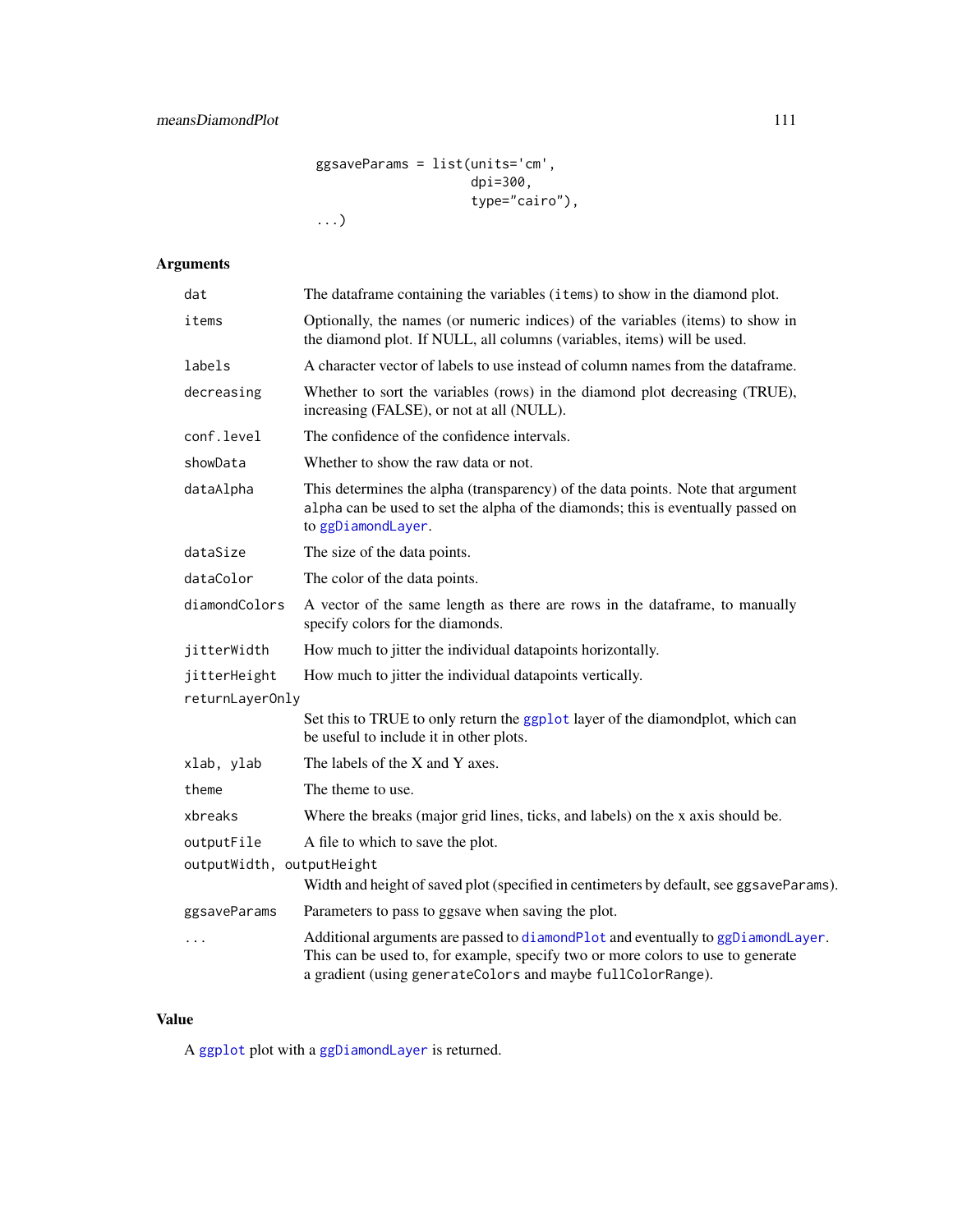```
                ggsaveParams = list(units='cm',
                                    dpi=300,
                                    type="cairo"),
                ...)
```

## Arguments

- **dat**: The dataframe containing the variables (items) to show in the diamond plot.
- **items**: Optionally, the names (or numeric indices) of the variables (items) to show in the diamond plot. If NULL, all columns (variables, items) will be used.
- **labels**: A character vector of labels to use instead of column names from the dataframe.
- **decreasing**: Whether to sort the variables (rows) in the diamond plot decreasing (TRUE), increasing (FALSE), or not at all (NULL).
- **conf.level**: The confidence of the confidence intervals.
- **showData**: Whether to show the raw data or not.
- **dataAlpha**: This determines the alpha (transparency) of the data points. Note that argument alpha can be used to set the alpha of the diamonds; this is eventually passed on to ggDiamondLayer.
- **dataSize**: The size of the data points.
- **dataColor**: The color of the data points.
- **diamondColors**: A vector of the same length as there are rows in the dataframe, to manually specify colors for the diamonds.
- **jitterWidth**: How much to jitter the individual datapoints horizontally.
- **jitterHeight**: How much to jitter the individual datapoints vertically.
- **returnLayerOnly**: Set this to TRUE to only return the ggplot layer of the diamondplot, which can be useful to include it in other plots.
- **xlab, ylab**: The labels of the X and Y axes.
- **theme**: The theme to use.
- **xbreaks**: Where the breaks (major grid lines, ticks, and labels) on the x axis should be.
- **outputFile**: A file to which to save the plot.
- **outputWidth, outputHeight**: Width and height of saved plot (specified in centimeters by default, see ggsaveParams).
- **ggsaveParams**: Parameters to pass to ggsave when saving the plot.
- **...**: Additional arguments are passed to diamondPlot and eventually to ggDiamondLayer. This can be used to, for example, specify two or more colors to use to generate a gradient (using generateColors and maybe fullColorRange).

## Value

A ggplot plot with a ggDiamondLayer is returned.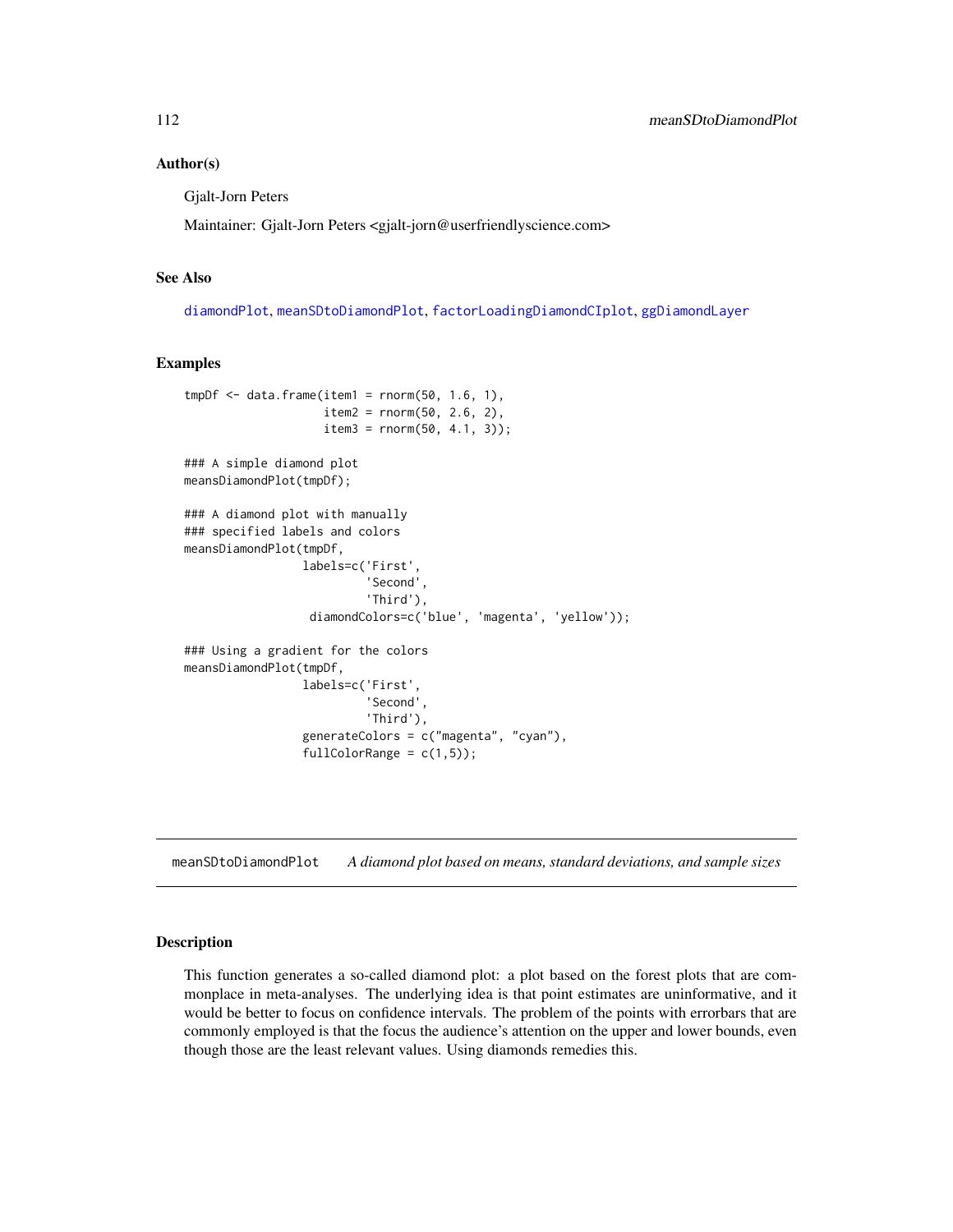### Author(s)

Gjalt-Jorn Peters

Maintainer: Gjalt-Jorn Peters <gjalt-jorn@userfriendlyscience.com>

### See Also

diamondPlot, meanSDtoDiamondPlot, factorLoadingDiamondCIplot, ggDiamondLayer

### Examples

```
tmpDf <- data.frame(item1 = rnorm(50, 1.6, 1),
                    item2 = rnorm(50, 2.6, 2),
                    item3 = rnorm(50, 4.1, 3));

### A simple diamond plot
meansDiamondPlot(tmpDf);

### A diamond plot with manually
### specified labels and colors
meansDiamondPlot(tmpDf,
                 labels=c('First',
                          'Second',
                          'Third'),
                  diamondColors=c('blue', 'magenta', 'yellow'));

### Using a gradient for the colors
meansDiamondPlot(tmpDf,
                 labels=c('First',
                          'Second',
                          'Third'),
                 generateColors = c("magenta", "cyan"),
                 fullColorRange = c(1,5));
```

---

## meanSDtoDiamondPlot *A diamond plot based on means, standard deviations, and sample sizes*

---

### Description

This function generates a so-called diamond plot: a plot based on the forest plots that are commonplace in meta-analyses. The underlying idea is that point estimates are uninformative, and it would be better to focus on confidence intervals. The problem of the points with errorbars that are commonly employed is that the focus the audience's attention on the upper and lower bounds, even though those are the least relevant values. Using diamonds remedies this.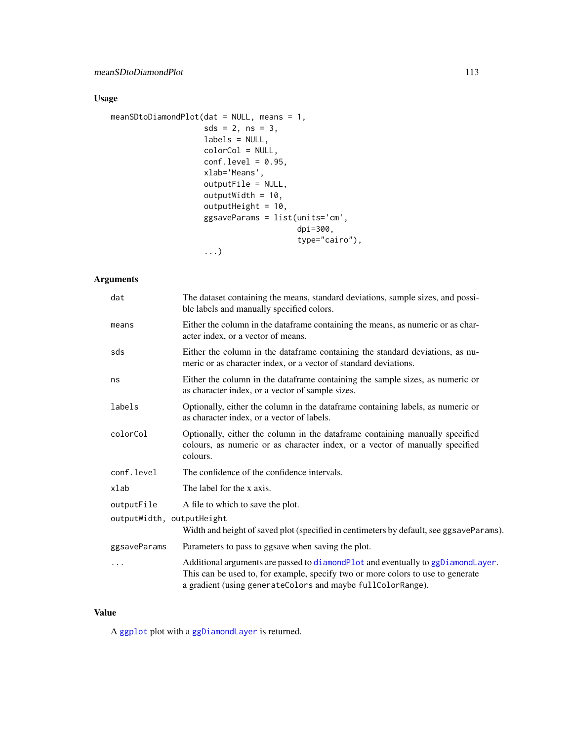## Usage

```
meanSDtoDiamondPlot(dat = NULL, means = 1,
                    sds = 2, ns = 3,
                    labels = NULL,
                    colorCol = NULL,
                    conf.level = 0.95,
                    xlab='Means',
                    outputFile = NULL,
                    outputWidth = 10,
                    outputHeight = 10,
                    ggsaveParams = list(units='cm',
                                        dpi=300,
                                        type="cairo"),
                    ...)
```

## Arguments

| | |
|---|---|
| `dat` | The dataset containing the means, standard deviations, sample sizes, and possible labels and manually specified colors. |
| `means` | Either the column in the dataframe containing the means, as numeric or as character index, or a vector of means. |
| `sds` | Either the column in the dataframe containing the standard deviations, as numeric or as character index, or a vector of standard deviations. |
| `ns` | Either the column in the dataframe containing the sample sizes, as numeric or as character index, or a vector of sample sizes. |
| `labels` | Optionally, either the column in the dataframe containing labels, as numeric or as character index, or a vector of labels. |
| `colorCol` | Optionally, either the column in the dataframe containing manually specified colours, as numeric or as character index, or a vector of manually specified colours. |
| `conf.level` | The confidence of the confidence intervals. |
| `xlab` | The label for the x axis. |
| `outputFile` | A file to which to save the plot. |
| `outputWidth, outputHeight` | Width and height of saved plot (specified in centimeters by default, see `ggsaveParams`). |
| `ggsaveParams` | Parameters to pass to ggsave when saving the plot. |
| `...` | Additional arguments are passed to `diamondPlot` and eventually to `ggDiamondLayer`. This can be used to, for example, specify two or more colors to use to generate a gradient (using `generateColors` and maybe `fullColorRange`). |

## Value

A `ggplot` plot with a `ggDiamondLayer` is returned.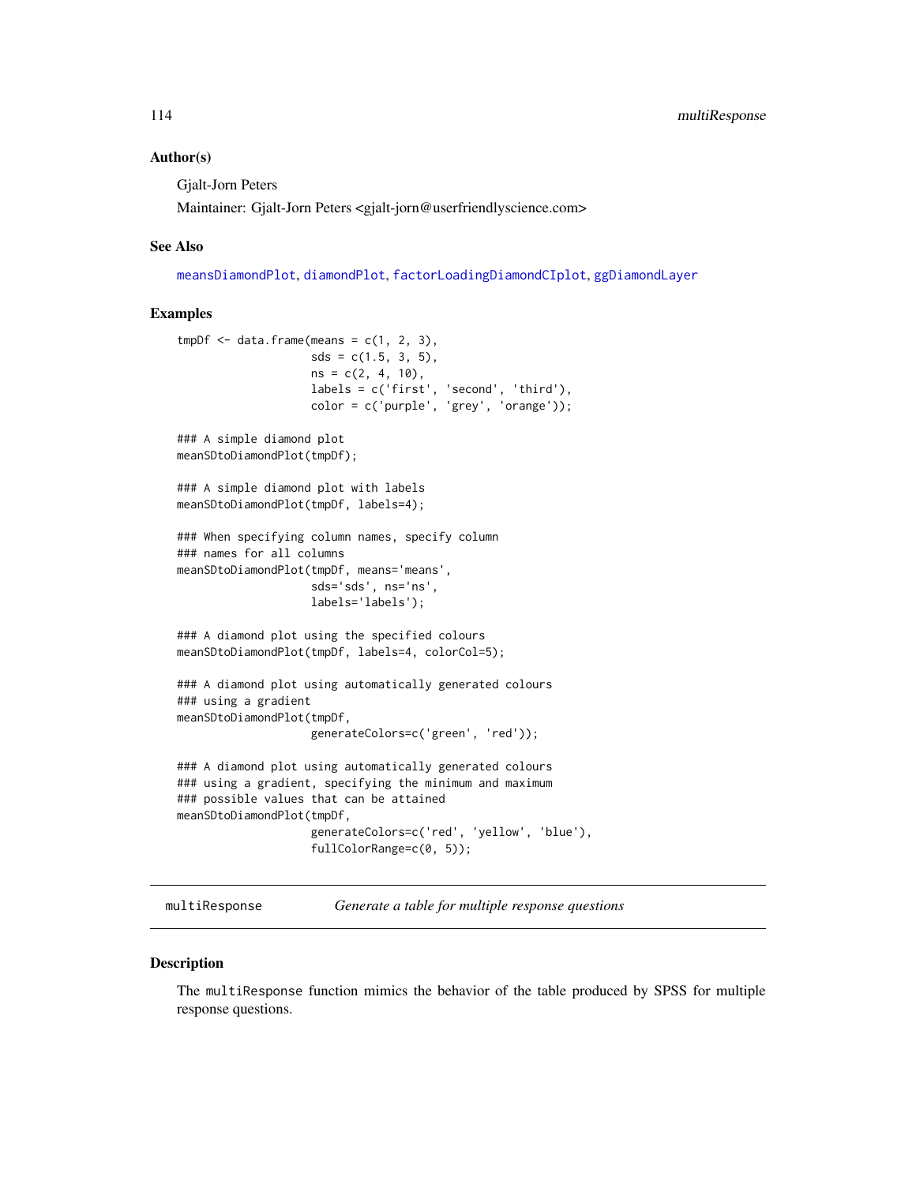### Author(s)

Gjalt-Jorn Peters

Maintainer: Gjalt-Jorn Peters <gjalt-jorn@userfriendlyscience.com>

### See Also

meansDiamondPlot, diamondPlot, factorLoadingDiamondCIplot, ggDiamondLayer

### Examples

```
tmpDf <- data.frame(means = c(1, 2, 3),
                    sds = c(1.5, 3, 5),
                    ns = c(2, 4, 10),
                    labels = c('first', 'second', 'third'),
                    color = c('purple', 'grey', 'orange'));

### A simple diamond plot
meanSDtoDiamondPlot(tmpDf);

### A simple diamond plot with labels
meanSDtoDiamondPlot(tmpDf, labels=4);

### When specifying column names, specify column
### names for all columns
meanSDtoDiamondPlot(tmpDf, means='means',
                    sds='sds', ns='ns',
                    labels='labels');

### A diamond plot using the specified colours
meanSDtoDiamondPlot(tmpDf, labels=4, colorCol=5);

### A diamond plot using automatically generated colours
### using a gradient
meanSDtoDiamondPlot(tmpDf,
                    generateColors=c('green', 'red'));

### A diamond plot using automatically generated colours
### using a gradient, specifying the minimum and maximum
### possible values that can be attained
meanSDtoDiamondPlot(tmpDf,
                    generateColors=c('red', 'yellow', 'blue'),
                    fullColorRange=c(0, 5));
```

---

## multiResponse — *Generate a table for multiple response questions*

---

### Description

The multiResponse function mimics the behavior of the table produced by SPSS for multiple response questions.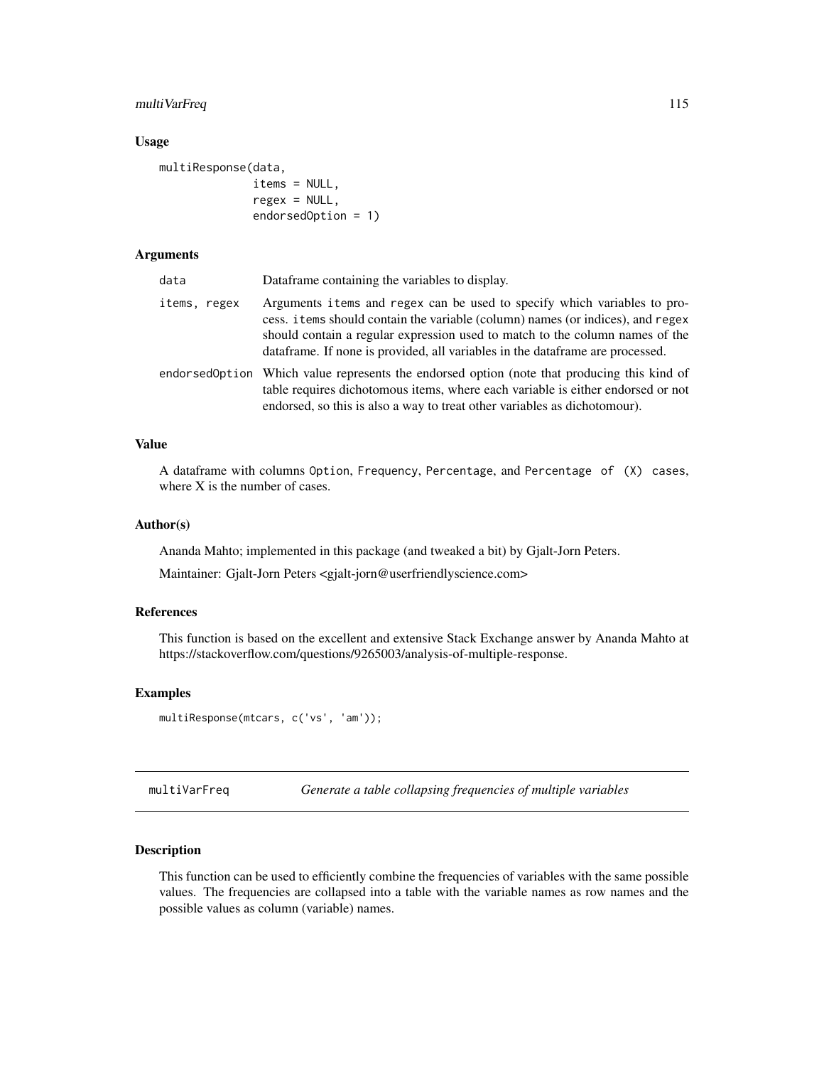### Usage

```
multiResponse(data,
              items = NULL,
              regex = NULL,
              endorsedOption = 1)
```

### Arguments

| | |
|---|---|
| data | Dataframe containing the variables to display. |
| items, regex | Arguments items and regex can be used to specify which variables to process. items should contain the variable (column) names (or indices), and regex should contain a regular expression used to match to the column names of the dataframe. If none is provided, all variables in the dataframe are processed. |
| endorsedOption | Which value represents the endorsed option (note that producing this kind of table requires dichotomous items, where each variable is either endorsed or not endorsed, so this is also a way to treat other variables as dichotomour). |

### Value

A dataframe with columns Option, Frequency, Percentage, and Percentage of (X) cases, where X is the number of cases.

### Author(s)

Ananda Mahto; implemented in this package (and tweaked a bit) by Gjalt-Jorn Peters.

Maintainer: Gjalt-Jorn Peters <gjalt-jorn@userfriendlyscience.com>

### References

This function is based on the excellent and extensive Stack Exchange answer by Ananda Mahto at https://stackoverflow.com/questions/9265003/analysis-of-multiple-response.

### Examples

```
multiResponse(mtcars, c('vs', 'am'));
```

---

## multiVarFreq *Generate a table collapsing frequencies of multiple variables*

---

### Description

This function can be used to efficiently combine the frequencies of variables with the same possible values. The frequencies are collapsed into a table with the variable names as row names and the possible values as column (variable) names.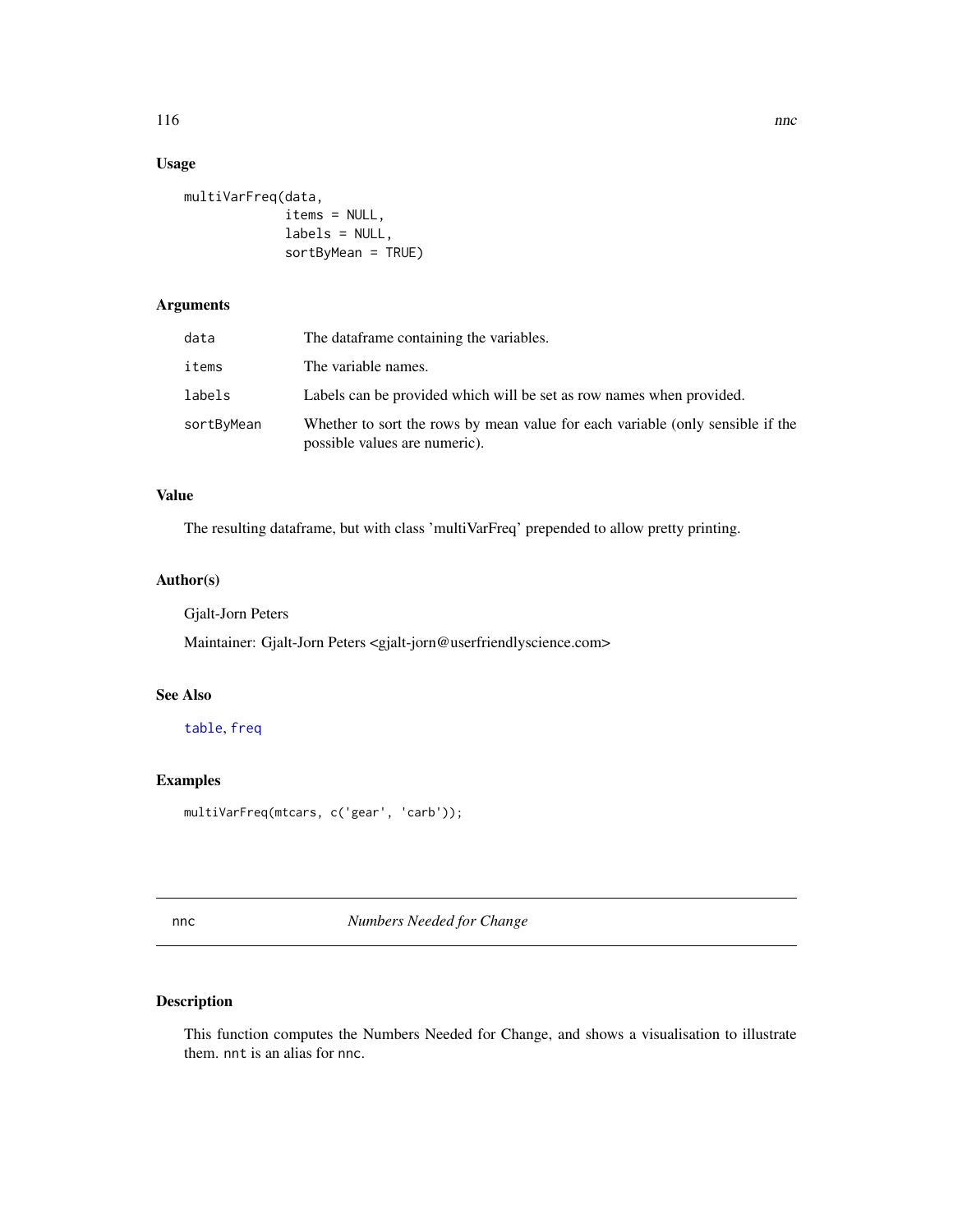## Usage

```
multiVarFreq(data,
             items = NULL,
             labels = NULL,
             sortByMean = TRUE)
```

## Arguments

| | |
|---|---|
| `data` | The dataframe containing the variables. |
| `items` | The variable names. |
| `labels` | Labels can be provided which will be set as row names when provided. |
| `sortByMean` | Whether to sort the rows by mean value for each variable (only sensible if the possible values are numeric). |

## Value

The resulting dataframe, but with class 'multiVarFreq' prepended to allow pretty printing.

## Author(s)

Gjalt-Jorn Peters

Maintainer: Gjalt-Jorn Peters <gjalt-jorn@userfriendlyscience.com>

## See Also

`table`, `freq`

## Examples

```
multiVarFreq(mtcars, c('gear', 'carb'));
```

---

# nnc *Numbers Needed for Change*

---

## Description

This function computes the Numbers Needed for Change, and shows a visualisation to illustrate them. `nnt` is an alias for `nnc`.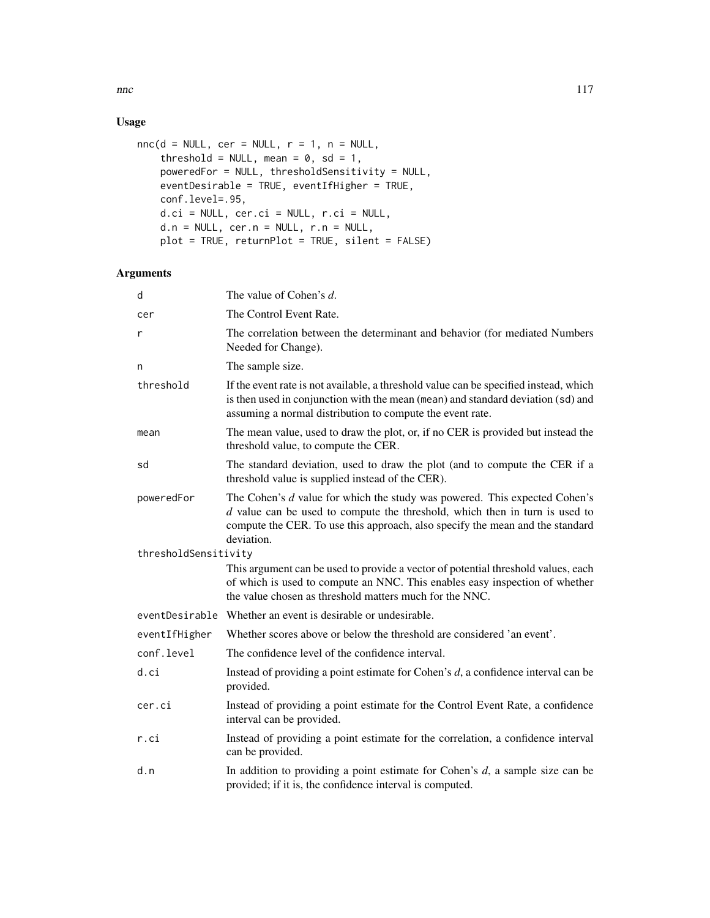## Usage

```
nnc(d = NULL, cer = NULL, r = 1, n = NULL,
    threshold = NULL, mean = 0, sd = 1,
    poweredFor = NULL, thresholdSensitivity = NULL,
    eventDesirable = TRUE, eventIfHigher = TRUE,
    conf.level=.95,
    d.ci = NULL, cer.ci = NULL, r.ci = NULL,
    d.n = NULL, cer.n = NULL, r.n = NULL,
    plot = TRUE, returnPlot = TRUE, silent = FALSE)
```

## Arguments

| Argument | Description |
|---|---|
| `d` | The value of Cohen's *d*. |
| `cer` | The Control Event Rate. |
| `r` | The correlation between the determinant and behavior (for mediated Numbers Needed for Change). |
| `n` | The sample size. |
| `threshold` | If the event rate is not available, a threshold value can be specified instead, which is then used in conjunction with the mean (`mean`) and standard deviation (`sd`) and assuming a normal distribution to compute the event rate. |
| `mean` | The mean value, used to draw the plot, or, if no CER is provided but instead the threshold value, to compute the CER. |
| `sd` | The standard deviation, used to draw the plot (and to compute the CER if a threshold value is supplied instead of the CER). |
| `poweredFor` | The Cohen's *d* value for which the study was powered. This expected Cohen's *d* value can be used to compute the threshold, which then in turn is used to compute the CER. To use this approach, also specify the mean and the standard deviation. |
| `thresholdSensitivity` | This argument can be used to provide a vector of potential threshold values, each of which is used to compute an NNC. This enables easy inspection of whether the value chosen as threshold matters much for the NNC. |
| `eventDesirable` | Whether an event is desirable or undesirable. |
| `eventIfHigher` | Whether scores above or below the threshold are considered 'an event'. |
| `conf.level` | The confidence level of the confidence interval. |
| `d.ci` | Instead of providing a point estimate for Cohen's *d*, a confidence interval can be provided. |
| `cer.ci` | Instead of providing a point estimate for the Control Event Rate, a confidence interval can be provided. |
| `r.ci` | Instead of providing a point estimate for the correlation, a confidence interval can be provided. |
| `d.n` | In addition to providing a point estimate for Cohen's *d*, a sample size can be provided; if it is, the confidence interval is computed. |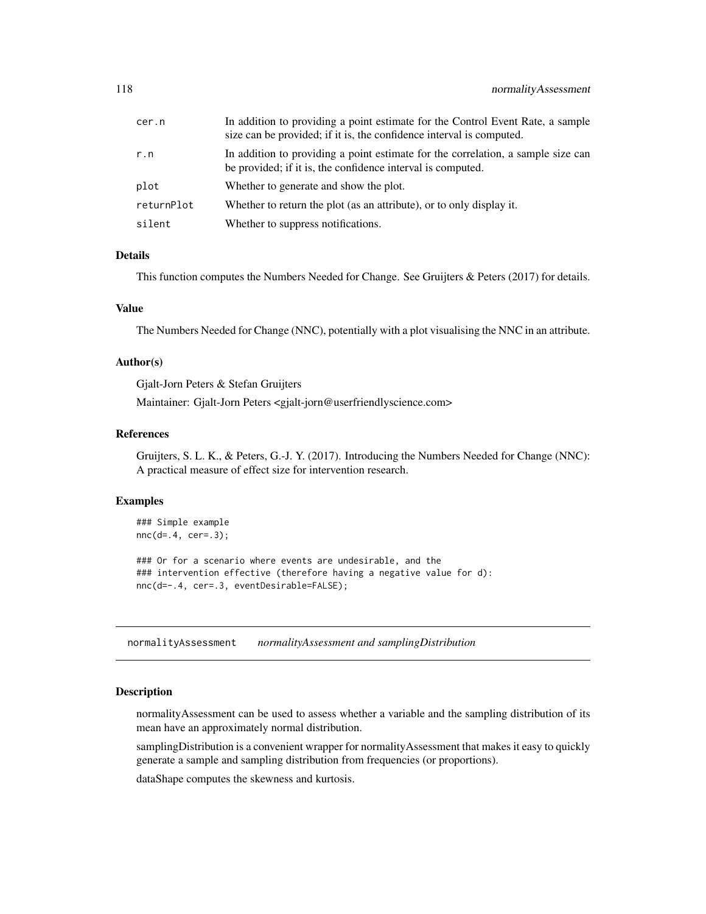| | |
|---|---|
| cer.n | In addition to providing a point estimate for the Control Event Rate, a sample size can be provided; if it is, the confidence interval is computed. |
| r.n | In addition to providing a point estimate for the correlation, a sample size can be provided; if it is, the confidence interval is computed. |
| plot | Whether to generate and show the plot. |
| returnPlot | Whether to return the plot (as an attribute), or to only display it. |
| silent | Whether to suppress notifications. |

### Details

This function computes the Numbers Needed for Change. See Gruijters & Peters (2017) for details.

### Value

The Numbers Needed for Change (NNC), potentially with a plot visualising the NNC in an attribute.

### Author(s)

Gjalt-Jorn Peters & Stefan Gruijters

Maintainer: Gjalt-Jorn Peters <gjalt-jorn@userfriendlyscience.com>

### References

Gruijters, S. L. K., & Peters, G.-J. Y. (2017). Introducing the Numbers Needed for Change (NNC): A practical measure of effect size for intervention research.

### Examples

```
### Simple example
nnc(d=.4, cer=.3);

### Or for a scenario where events are undesirable, and the
### intervention effective (therefore having a negative value for d):
nnc(d=-.4, cer=.3, eventDesirable=FALSE);
```

---

## normalityAssessment *normalityAssessment and samplingDistribution*

### Description

normalityAssessment can be used to assess whether a variable and the sampling distribution of its mean have an approximately normal distribution.

samplingDistribution is a convenient wrapper for normalityAssessment that makes it easy to quickly generate a sample and sampling distribution from frequencies (or proportions).

dataShape computes the skewness and kurtosis.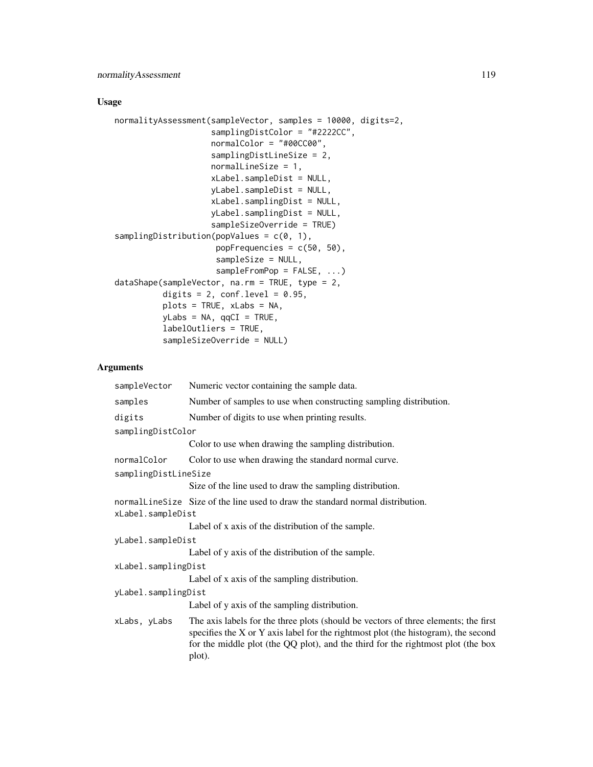## Usage

```
normalityAssessment(sampleVector, samples = 10000, digits=2,
                    samplingDistColor = "#2222CC",
                    normalColor = "#00CC00",
                    samplingDistLineSize = 2,
                    normalLineSize = 1,
                    xLabel.sampleDist = NULL,
                    yLabel.sampleDist = NULL,
                    xLabel.samplingDist = NULL,
                    yLabel.samplingDist = NULL,
                    sampleSizeOverride = TRUE)
samplingDistribution(popValues = c(0, 1),
                     popFrequencies = c(50, 50),
                     sampleSize = NULL,
                     sampleFromPop = FALSE, ...)
dataShape(sampleVector, na.rm = TRUE, type = 2,
          digits = 2, conf.level = 0.95,
          plots = TRUE, xLabs = NA,
          yLabs = NA, qqCI = TRUE,
          labelOutliers = TRUE,
          sampleSizeOverride = NULL)
```

## Arguments

`sampleVector` Numeric vector containing the sample data.

`samples` Number of samples to use when constructing sampling distribution.

`digits` Number of digits to use when printing results.

`samplingDistColor` Color to use when drawing the sampling distribution.

`normalColor` Color to use when drawing the standard normal curve.

`samplingDistLineSize` Size of the line used to draw the sampling distribution.

`normalLineSize` Size of the line used to draw the standard normal distribution.

`xLabel.sampleDist` Label of x axis of the distribution of the sample.

`yLabel.sampleDist` Label of y axis of the distribution of the sample.

`xLabel.samplingDist` Label of x axis of the sampling distribution.

`yLabel.samplingDist` Label of y axis of the sampling distribution.

`xLabs, yLabs` The axis labels for the three plots (should be vectors of three elements; the first specifies the X or Y axis label for the rightmost plot (the histogram), the second for the middle plot (the QQ plot), and the third for the rightmost plot (the box plot).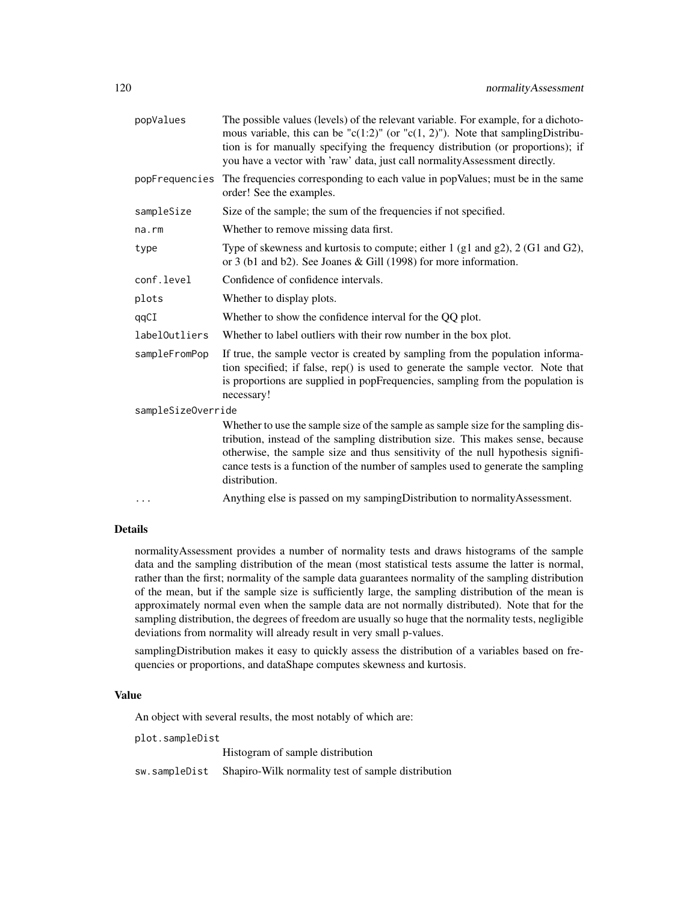| | |
|---|---|
| popValues | The possible values (levels) of the relevant variable. For example, for a dichotomous variable, this can be "c(1:2)" (or "c(1, 2)"). Note that samplingDistribution is for manually specifying the frequency distribution (or proportions); if you have a vector with 'raw' data, just call normalityAssessment directly. |
| popFrequencies | The frequencies corresponding to each value in popValues; must be in the same order! See the examples. |
| sampleSize | Size of the sample; the sum of the frequencies if not specified. |
| na.rm | Whether to remove missing data first. |
| type | Type of skewness and kurtosis to compute; either 1 (g1 and g2), 2 (G1 and G2), or 3 (b1 and b2). See Joanes & Gill (1998) for more information. |
| conf.level | Confidence of confidence intervals. |
| plots | Whether to display plots. |
| qqCI | Whether to show the confidence interval for the QQ plot. |
| labelOutliers | Whether to label outliers with their row number in the box plot. |
| sampleFromPop | If true, the sample vector is created by sampling from the population information specified; if false, rep() is used to generate the sample vector. Note that is proportions are supplied in popFrequencies, sampling from the population is necessary! |
| sampleSizeOverride | Whether to use the sample size of the sample as sample size for the sampling distribution, instead of the sampling distribution size. This makes sense, because otherwise, the sample size and thus sensitivity of the null hypothesis significance tests is a function of the number of samples used to generate the sampling distribution. |
| ... | Anything else is passed on my sampingDistribution to normalityAssessment. |

## Details

normalityAssessment provides a number of normality tests and draws histograms of the sample data and the sampling distribution of the mean (most statistical tests assume the latter is normal, rather than the first; normality of the sample data guarantees normality of the sampling distribution of the mean, but if the sample size is sufficiently large, the sampling distribution of the mean is approximately normal even when the sample data are not normally distributed). Note that for the sampling distribution, the degrees of freedom are usually so huge that the normality tests, negligible deviations from normality will already result in very small p-values.

samplingDistribution makes it easy to quickly assess the distribution of a variables based on frequencies or proportions, and dataShape computes skewness and kurtosis.

## Value

An object with several results, the most notably of which are:

| | |
|---|---|
| plot.sampleDist | Histogram of sample distribution |
| sw.sampleDist | Shapiro-Wilk normality test of sample distribution |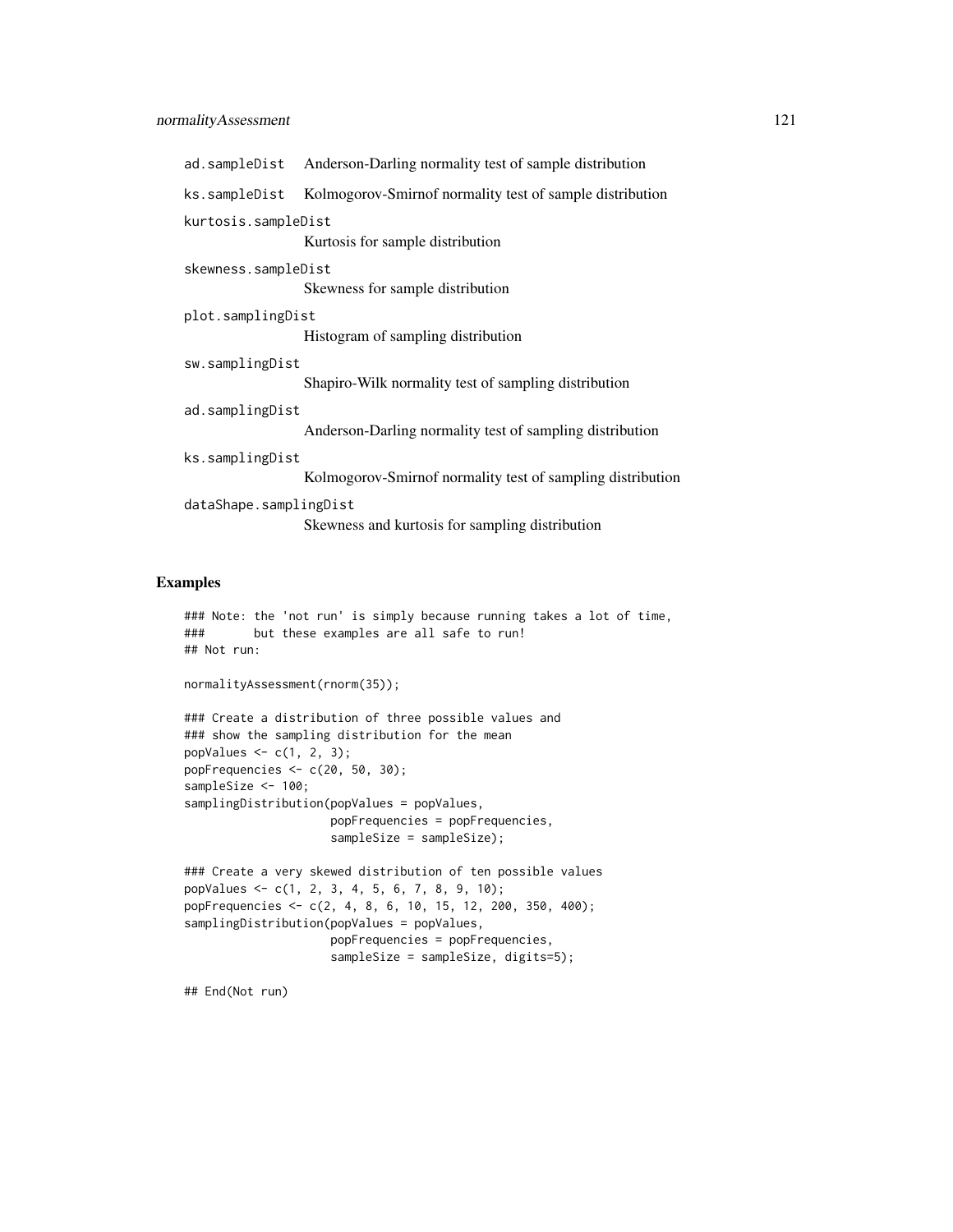ad.sampleDist Anderson-Darling normality test of sample distribution

ks.sampleDist Kolmogorov-Smirnof normality test of sample distribution

kurtosis.sampleDist
Kurtosis for sample distribution

skewness.sampleDist
Skewness for sample distribution

plot.samplingDist
Histogram of sampling distribution

sw.samplingDist
Shapiro-Wilk normality test of sampling distribution

ad.samplingDist
Anderson-Darling normality test of sampling distribution

ks.samplingDist
Kolmogorov-Smirnof normality test of sampling distribution

dataShape.samplingDist
Skewness and kurtosis for sampling distribution

## Examples

```
### Note: the 'not run' is simply because running takes a lot of time,
###       but these examples are all safe to run!
## Not run:

normalityAssessment(rnorm(35));

### Create a distribution of three possible values and
### show the sampling distribution for the mean
popValues <- c(1, 2, 3);
popFrequencies <- c(20, 50, 30);
sampleSize <- 100;
samplingDistribution(popValues = popValues,
                     popFrequencies = popFrequencies,
                     sampleSize = sampleSize);

### Create a very skewed distribution of ten possible values
popValues <- c(1, 2, 3, 4, 5, 6, 7, 8, 9, 10);
popFrequencies <- c(2, 4, 8, 6, 10, 15, 12, 200, 350, 400);
samplingDistribution(popValues = popValues,
                     popFrequencies = popFrequencies,
                     sampleSize = sampleSize, digits=5);

## End(Not run)
```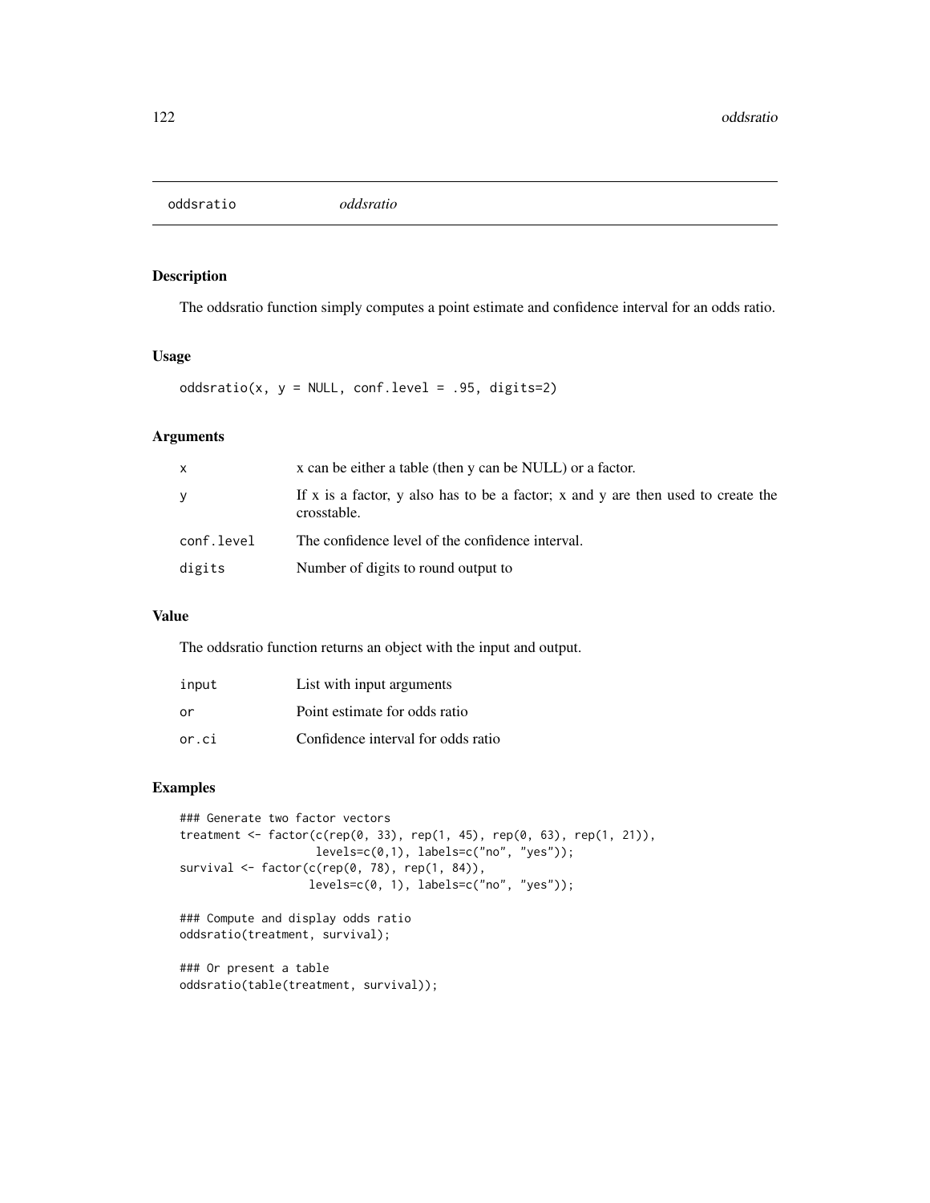# oddsratio *oddsratio*

## Description

The oddsratio function simply computes a point estimate and confidence interval for an odds ratio.

## Usage

```
oddsratio(x, y = NULL, conf.level = .95, digits=2)
```

## Arguments

| | |
|---|---|
| x | x can be either a table (then y can be NULL) or a factor. |
| y | If x is a factor, y also has to be a factor; x and y are then used to create the crosstable. |
| conf.level | The confidence level of the confidence interval. |
| digits | Number of digits to round output to |

## Value

The oddsratio function returns an object with the input and output.

| | |
|---|---|
| input | List with input arguments |
| or | Point estimate for odds ratio |
| or.ci | Confidence interval for odds ratio |

## Examples

```
### Generate two factor vectors
treatment <- factor(c(rep(0, 33), rep(1, 45), rep(0, 63), rep(1, 21)),
                    levels=c(0,1), labels=c("no", "yes"));
survival <- factor(c(rep(0, 78), rep(1, 84)),
                   levels=c(0, 1), labels=c("no", "yes"));

### Compute and display odds ratio
oddsratio(treatment, survival);

### Or present a table
oddsratio(table(treatment, survival));
```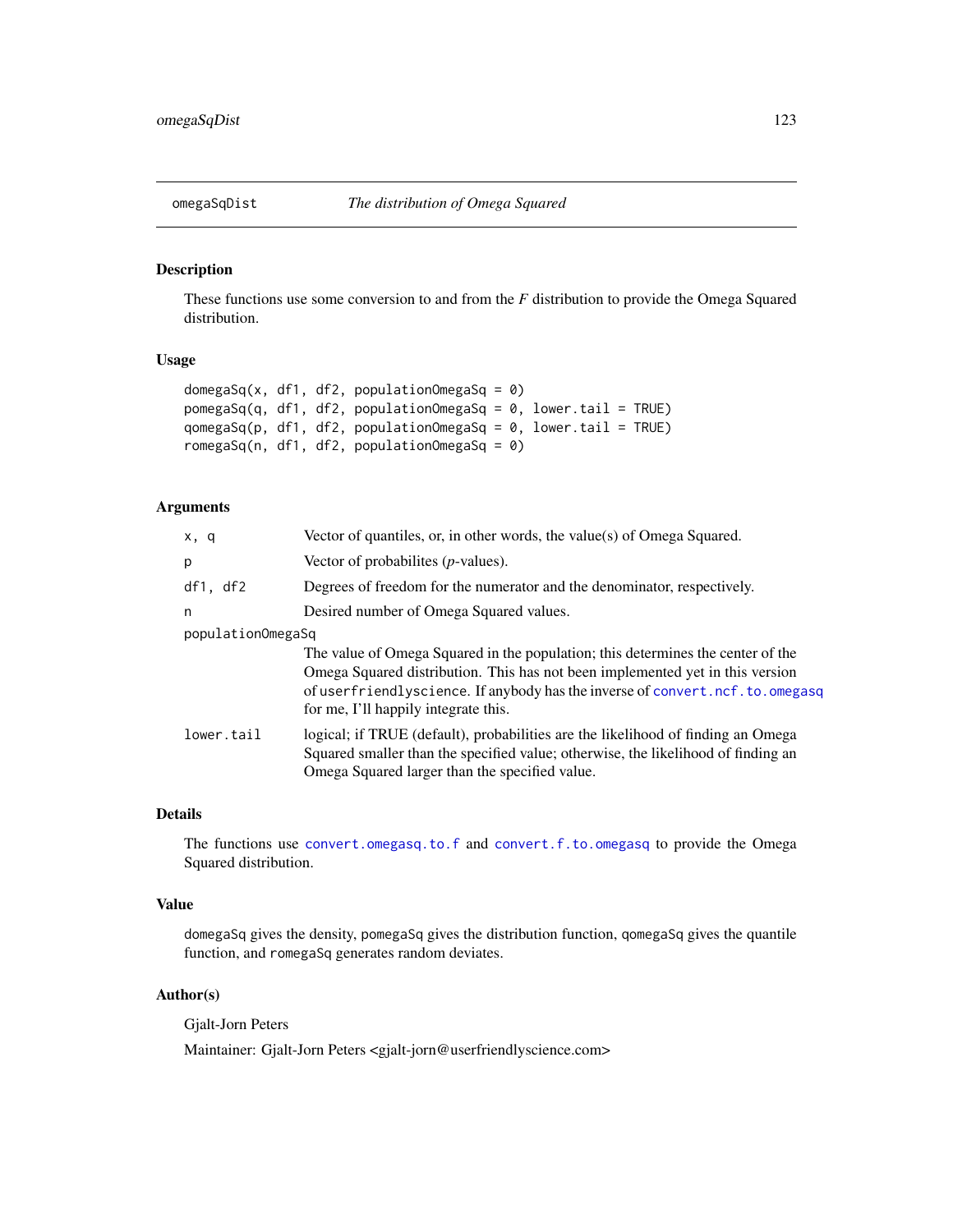omegaSqDist *The distribution of Omega Squared*

## Description

These functions use some conversion to and from the *F* distribution to provide the Omega Squared distribution.

## Usage

```
domegaSq(x, df1, df2, populationOmegaSq = 0)
pomegaSq(q, df1, df2, populationOmegaSq = 0, lower.tail = TRUE)
qomegaSq(p, df1, df2, populationOmegaSq = 0, lower.tail = TRUE)
romegaSq(n, df1, df2, populationOmegaSq = 0)
```

## Arguments

- `x, q` Vector of quantiles, or, in other words, the value(s) of Omega Squared.
- `p` Vector of probabilites (*p*-values).
- `df1, df2` Degrees of freedom for the numerator and the denominator, respectively.
- `n` Desired number of Omega Squared values.
- `populationOmegaSq` The value of Omega Squared in the population; this determines the center of the Omega Squared distribution. This has not been implemented yet in this version of `userfriendlyscience`. If anybody has the inverse of `convert.ncf.to.omegasq` for me, I'll happily integrate this.
- `lower.tail` logical; if TRUE (default), probabilities are the likelihood of finding an Omega Squared smaller than the specified value; otherwise, the likelihood of finding an Omega Squared larger than the specified value.

## Details

The functions use `convert.omegasq.to.f` and `convert.f.to.omegasq` to provide the Omega Squared distribution.

## Value

`domegaSq` gives the density, `pomegaSq` gives the distribution function, `qomegaSq` gives the quantile function, and `romegaSq` generates random deviates.

## Author(s)

Gjalt-Jorn Peters

Maintainer: Gjalt-Jorn Peters <gjalt-jorn@userfriendlyscience.com>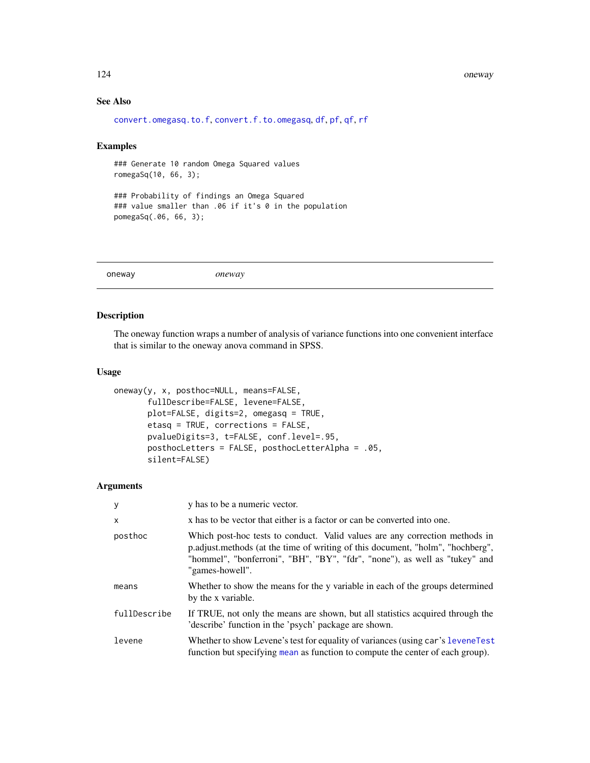### See Also

convert.omegasq.to.f, convert.f.to.omegasq, df, pf, qf, rf

### Examples

```
### Generate 10 random Omega Squared values
romegaSq(10, 66, 3);

### Probability of findings an Omega Squared
### value smaller than .06 if it's 0 in the population
pomegaSq(.06, 66, 3);
```

---

oneway &nbsp;&nbsp;&nbsp;&nbsp;&nbsp;&nbsp;&nbsp;&nbsp; *oneway*

---

### Description

The oneway function wraps a number of analysis of variance functions into one convenient interface that is similar to the oneway anova command in SPSS.

### Usage

```
oneway(y, x, posthoc=NULL, means=FALSE,
       fullDescribe=FALSE, levene=FALSE,
       plot=FALSE, digits=2, omegasq = TRUE,
       etasq = TRUE, corrections = FALSE,
       pvalueDigits=3, t=FALSE, conf.level=.95,
       posthocLetters = FALSE, posthocLetterAlpha = .05,
       silent=FALSE)
```

### Arguments

| | |
|---|---|
| y | y has to be a numeric vector. |
| x | x has to be vector that either is a factor or can be converted into one. |
| posthoc | Which post-hoc tests to conduct. Valid values are any correction methods in p.adjust.methods (at the time of writing of this document, "holm", "hochberg", "hommel", "bonferroni", "BH", "BY", "fdr", "none"), as well as "tukey" and "games-howell". |
| means | Whether to show the means for the y variable in each of the groups determined by the x variable. |
| fullDescribe | If TRUE, not only the means are shown, but all statistics acquired through the 'describe' function in the 'psych' package are shown. |
| levene | Whether to show Levene's test for equality of variances (using car's leveneTest function but specifying mean as function to compute the center of each group). |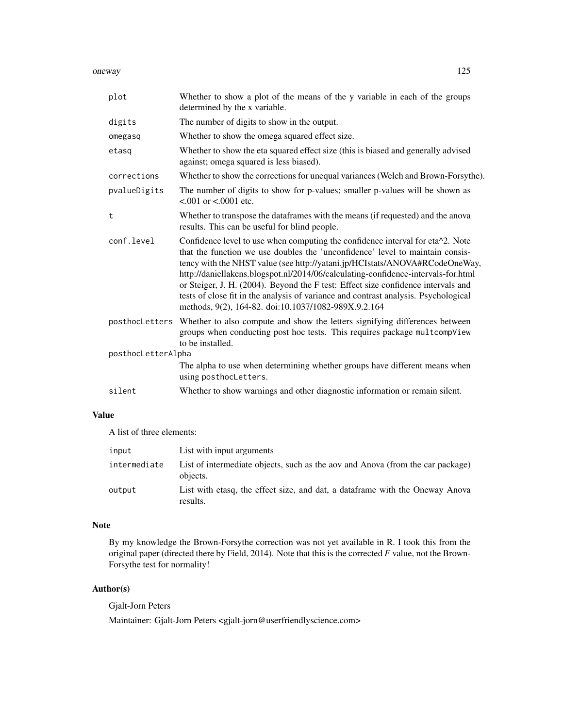| | |
|---|---|
| plot | Whether to show a plot of the means of the y variable in each of the groups determined by the x variable. |
| digits | The number of digits to show in the output. |
| omegasq | Whether to show the omega squared effect size. |
| etasq | Whether to show the eta squared effect size (this is biased and generally advised against; omega squared is less biased). |
| corrections | Whether to show the corrections for unequal variances (Welch and Brown-Forsythe). |
| pvalueDigits | The number of digits to show for p-values; smaller p-values will be shown as <.001 or <.0001 etc. |
| t | Whether to transpose the dataframes with the means (if requested) and the anova results. This can be useful for blind people. |
| conf.level | Confidence level to use when computing the confidence interval for eta^2. Note that the function we use doubles the 'unconfidence' level to maintain consistency with the NHST value (see http://yatani.jp/HCIstats/ANOVA#RCodeOneWay, http://daniellakens.blogspot.nl/2014/06/calculating-confidence-intervals-for.html or Steiger, J. H. (2004). Beyond the F test: Effect size confidence intervals and tests of close fit in the analysis of variance and contrast analysis. Psychological methods, 9(2), 164-82. doi:10.1037/1082-989X.9.2.164 |
| posthocLetters | Whether to also compute and show the letters signifying differences between groups when conducting post hoc tests. This requires package multcompView to be installed. |
| posthocLetterAlpha | The alpha to use when determining whether groups have different means when using posthocLetters. |
| silent | Whether to show warnings and other diagnostic information or remain silent. |

## Value

A list of three elements:

| | |
|---|---|
| input | List with input arguments |
| intermediate | List of intermediate objects, such as the aov and Anova (from the car package) objects. |
| output | List with etasq, the effect size, and dat, a dataframe with the Oneway Anova results. |

## Note

By my knowledge the Brown-Forsythe correction was not yet available in R. I took this from the original paper (directed there by Field, 2014). Note that this is the corrected *F* value, not the Brown-Forsythe test for normality!

## Author(s)

Gjalt-Jorn Peters

Maintainer: Gjalt-Jorn Peters <gjalt-jorn@userfriendlyscience.com>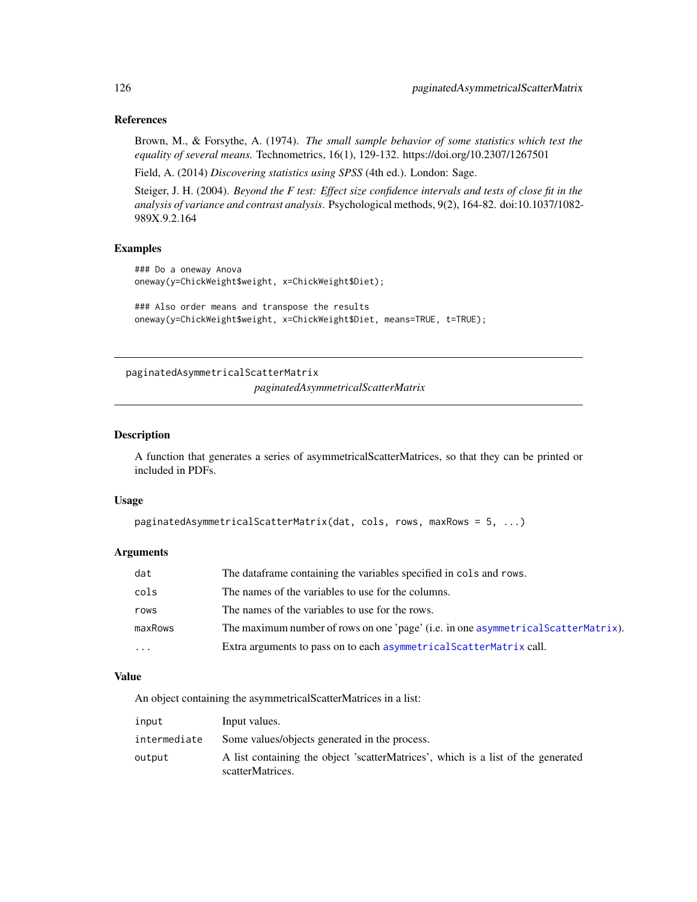### References

Brown, M., & Forsythe, A. (1974). *The small sample behavior of some statistics which test the equality of several means.* Technometrics, 16(1), 129-132. https://doi.org/10.2307/1267501

Field, A. (2014) *Discovering statistics using SPSS* (4th ed.). London: Sage.

Steiger, J. H. (2004). *Beyond the F test: Effect size confidence intervals and tests of close fit in the analysis of variance and contrast analysis*. Psychological methods, 9(2), 164-82. doi:10.1037/1082-989X.9.2.164

### Examples

```
### Do a oneway Anova
oneway(y=ChickWeight$weight, x=ChickWeight$Diet);

### Also order means and transpose the results
oneway(y=ChickWeight$weight, x=ChickWeight$Diet, means=TRUE, t=TRUE);
```

---

## paginatedAsymmetricalScatterMatrix

*paginatedAsymmetricalScatterMatrix*

---

### Description

A function that generates a series of asymmetricalScatterMatrices, so that they can be printed or included in PDFs.

### Usage

```
paginatedAsymmetricalScatterMatrix(dat, cols, rows, maxRows = 5, ...)
```

### Arguments

| | |
|---|---|
| `dat` | The dataframe containing the variables specified in `cols` and `rows`. |
| `cols` | The names of the variables to use for the columns. |
| `rows` | The names of the variables to use for the rows. |
| `maxRows` | The maximum number of rows on one 'page' (i.e. in one `asymmetricalScatterMatrix`). |
| `...` | Extra arguments to pass on to each `asymmetricalScatterMatrix` call. |

### Value

An object containing the asymmetricalScatterMatrices in a list:

| | |
|---|---|
| `input` | Input values. |
| `intermediate` | Some values/objects generated in the process. |
| `output` | A list containing the object 'scatterMatrices', which is a list of the generated scatterMatrices. |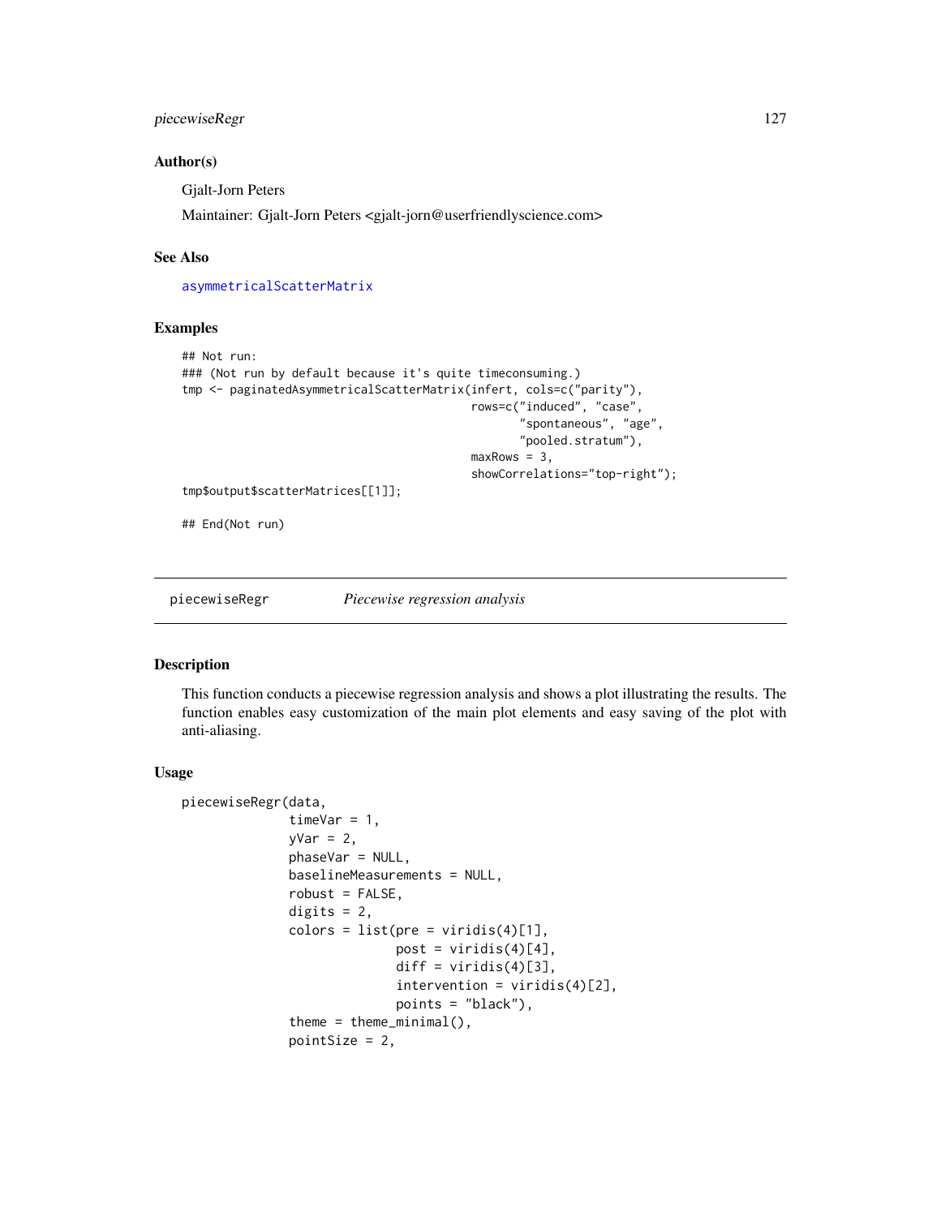### Author(s)

Gjalt-Jorn Peters

Maintainer: Gjalt-Jorn Peters <gjalt-jorn@userfriendlyscience.com>

### See Also

asymmetricalScatterMatrix

### Examples

```
## Not run:
### (Not run by default because it's quite timeconsuming.)
tmp <- paginatedAsymmetricalScatterMatrix(infert, cols=c("parity"),
                                          rows=c("induced", "case",
                                                 "spontaneous", "age",
                                                 "pooled.stratum"),
                                          maxRows = 3,
                                          showCorrelations="top-right");
tmp$output$scatterMatrices[[1]];

## End(Not run)
```

---

## piecewiseRegr *Piecewise regression analysis*

### Description

This function conducts a piecewise regression analysis and shows a plot illustrating the results. The function enables easy customization of the main plot elements and easy saving of the plot with anti-aliasing.

### Usage

```
piecewiseRegr(data,
              timeVar = 1,
              yVar = 2,
              phaseVar = NULL,
              baselineMeasurements = NULL,
              robust = FALSE,
              digits = 2,
              colors = list(pre = viridis(4)[1],
                            post = viridis(4)[4],
                            diff = viridis(4)[3],
                            intervention = viridis(4)[2],
                            points = "black"),
              theme = theme_minimal(),
              pointSize = 2,
```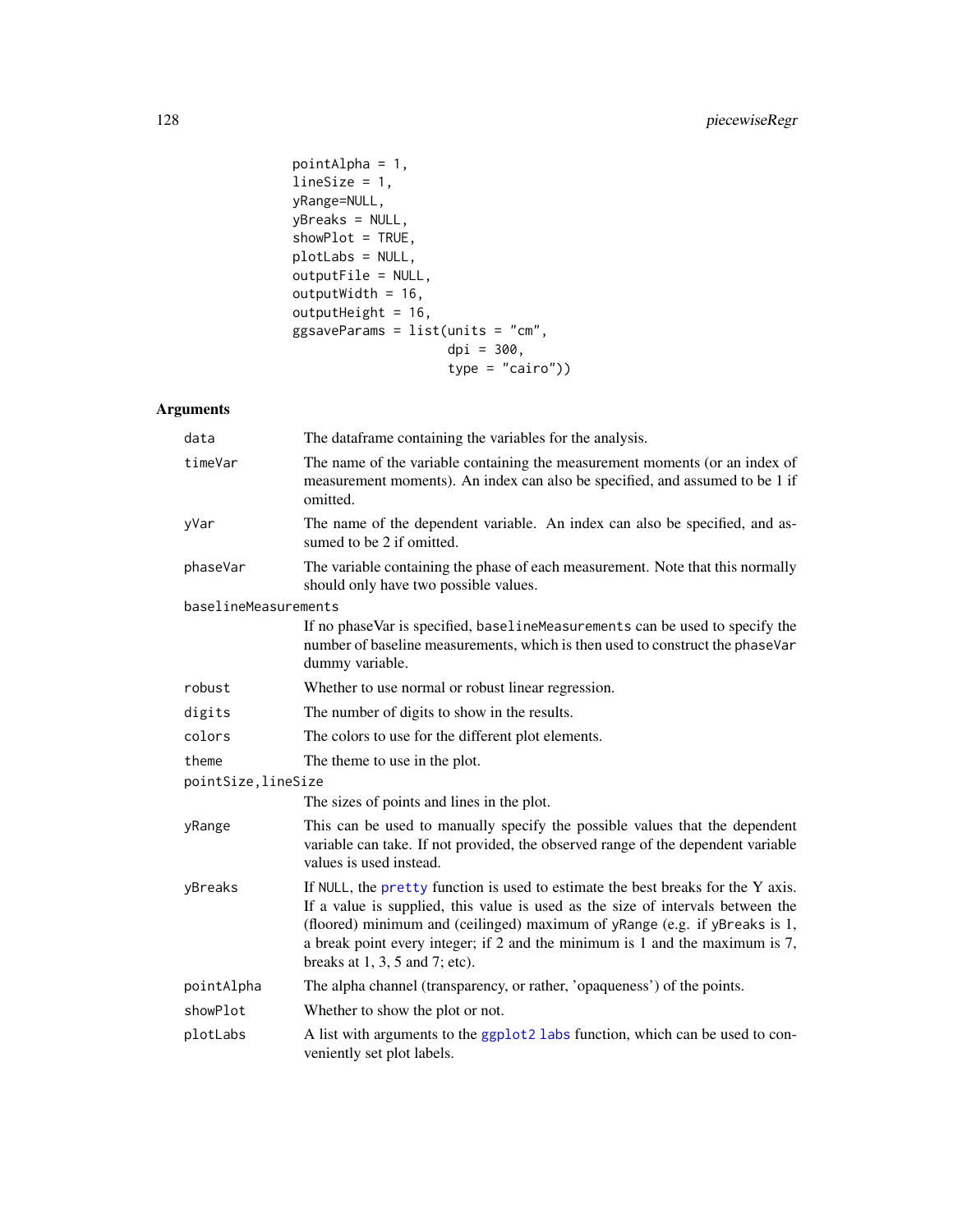```
            pointAlpha = 1,
            lineSize = 1,
            yRange=NULL,
            yBreaks = NULL,
            showPlot = TRUE,
            plotLabs = NULL,
            outputFile = NULL,
            outputWidth = 16,
            outputHeight = 16,
            ggsaveParams = list(units = "cm",
                                dpi = 300,
                                type = "cairo"))
```

## Arguments

| | |
|---|---|
| `data` | The dataframe containing the variables for the analysis. |
| `timeVar` | The name of the variable containing the measurement moments (or an index of measurement moments). An index can also be specified, and assumed to be 1 if omitted. |
| `yVar` | The name of the dependent variable. An index can also be specified, and assumed to be 2 if omitted. |
| `phaseVar` | The variable containing the phase of each measurement. Note that this normally should only have two possible values. |
| `baselineMeasurements` | If no phaseVar is specified, `baselineMeasurements` can be used to specify the number of baseline measurements, which is then used to construct the `phaseVar` dummy variable. |
| `robust` | Whether to use normal or robust linear regression. |
| `digits` | The number of digits to show in the results. |
| `colors` | The colors to use for the different plot elements. |
| `theme` | The theme to use in the plot. |
| `pointSize,lineSize` | The sizes of points and lines in the plot. |
| `yRange` | This can be used to manually specify the possible values that the dependent variable can take. If not provided, the observed range of the dependent variable values is used instead. |
| `yBreaks` | If `NULL`, the `pretty` function is used to estimate the best breaks for the Y axis. If a value is supplied, this value is used as the size of intervals between the (floored) minimum and (ceilinged) maximum of `yRange` (e.g. if `yBreaks` is 1, a break point every integer; if 2 and the minimum is 1 and the maximum is 7, breaks at 1, 3, 5 and 7; etc). |
| `pointAlpha` | The alpha channel (transparency, or rather, 'opaqueness') of the points. |
| `showPlot` | Whether to show the plot or not. |
| `plotLabs` | A list with arguments to the `ggplot2 labs` function, which can be used to conveniently set plot labels. |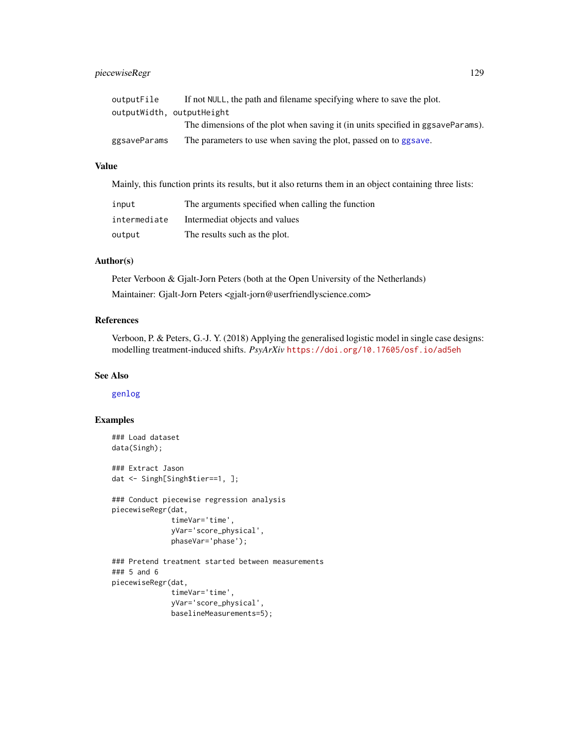| | |
|---|---|
| outputFile | If not NULL, the path and filename specifying where to save the plot. |
| outputWidth, outputHeight | The dimensions of the plot when saving it (in units specified in ggsaveParams). |
| ggsaveParams | The parameters to use when saving the plot, passed on to ggsave. |

## Value

Mainly, this function prints its results, but it also returns them in an object containing three lists:

| | |
|---|---|
| input | The arguments specified when calling the function |
| intermediate | Intermediat objects and values |
| output | The results such as the plot. |

## Author(s)

Peter Verboon & Gjalt-Jorn Peters (both at the Open University of the Netherlands)

Maintainer: Gjalt-Jorn Peters <gjalt-jorn@userfriendlyscience.com>

## References

Verboon, P. & Peters, G.-J. Y. (2018) Applying the generalised logistic model in single case designs: modelling treatment-induced shifts. *PsyArXiv* https://doi.org/10.17605/osf.io/ad5eh

## See Also

genlog

## Examples

```
### Load dataset
data(Singh);

### Extract Jason
dat <- Singh[Singh$tier==1, ];

### Conduct piecewise regression analysis
piecewiseRegr(dat,
              timeVar='time',
              yVar='score_physical',
              phaseVar='phase');

### Pretend treatment started between measurements
### 5 and 6
piecewiseRegr(dat,
              timeVar='time',
              yVar='score_physical',
              baselineMeasurements=5);
```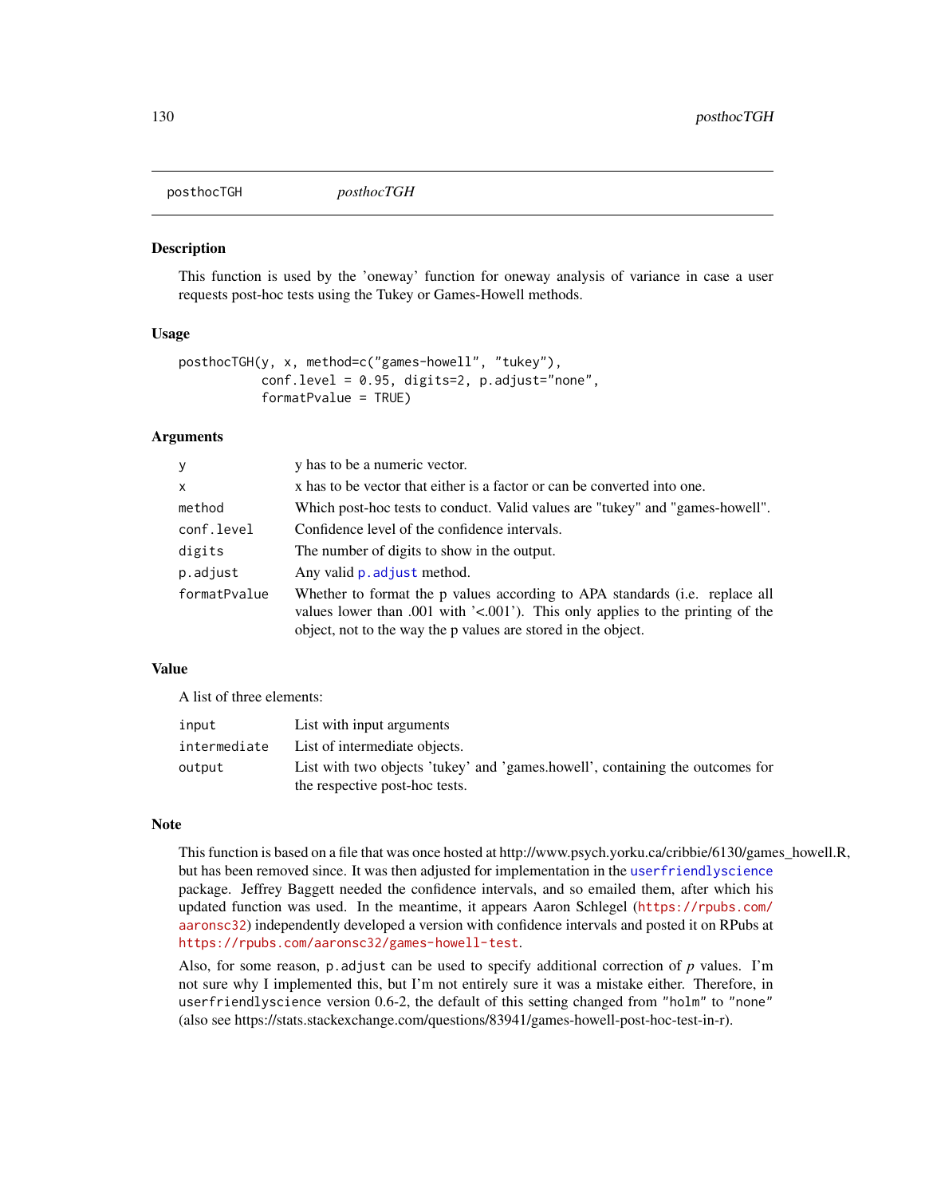## posthocTGH

*posthocTGH*

### Description

This function is used by the 'oneway' function for oneway analysis of variance in case a user requests post-hoc tests using the Tukey or Games-Howell methods.

### Usage

```
posthocTGH(y, x, method=c("games-howell", "tukey"),
           conf.level = 0.95, digits=2, p.adjust="none",
           formatPvalue = TRUE)
```

### Arguments

| | |
|---|---|
| `y` | y has to be a numeric vector. |
| `x` | x has to be vector that either is a factor or can be converted into one. |
| `method` | Which post-hoc tests to conduct. Valid values are "tukey" and "games-howell". |
| `conf.level` | Confidence level of the confidence intervals. |
| `digits` | The number of digits to show in the output. |
| `p.adjust` | Any valid `p.adjust` method. |
| `formatPvalue` | Whether to format the p values according to APA standards (i.e. replace all values lower than .001 with '<.001'). This only applies to the printing of the object, not to the way the p values are stored in the object. |

### Value

A list of three elements:

| | |
|---|---|
| `input` | List with input arguments |
| `intermediate` | List of intermediate objects. |
| `output` | List with two objects 'tukey' and 'games.howell', containing the outcomes for the respective post-hoc tests. |

### Note

This function is based on a file that was once hosted at http://www.psych.yorku.ca/cribbie/6130/games_howell.R, but has been removed since. It was then adjusted for implementation in the `userfriendlyscience` package. Jeffrey Baggett needed the confidence intervals, and so emailed them, after which his updated function was used. In the meantime, it appears Aaron Schlegel (`https://rpubs.com/aaronsc32`) independently developed a version with confidence intervals and posted it on RPubs at `https://rpubs.com/aaronsc32/games-howell-test`.

Also, for some reason, `p.adjust` can be used to specify additional correction of *p* values. I'm not sure why I implemented this, but I'm not entirely sure it was a mistake either. Therefore, in `userfriendlyscience` version 0.6-2, the default of this setting changed from `"holm"` to `"none"` (also see https://stats.stackexchange.com/questions/83941/games-howell-post-hoc-test-in-r).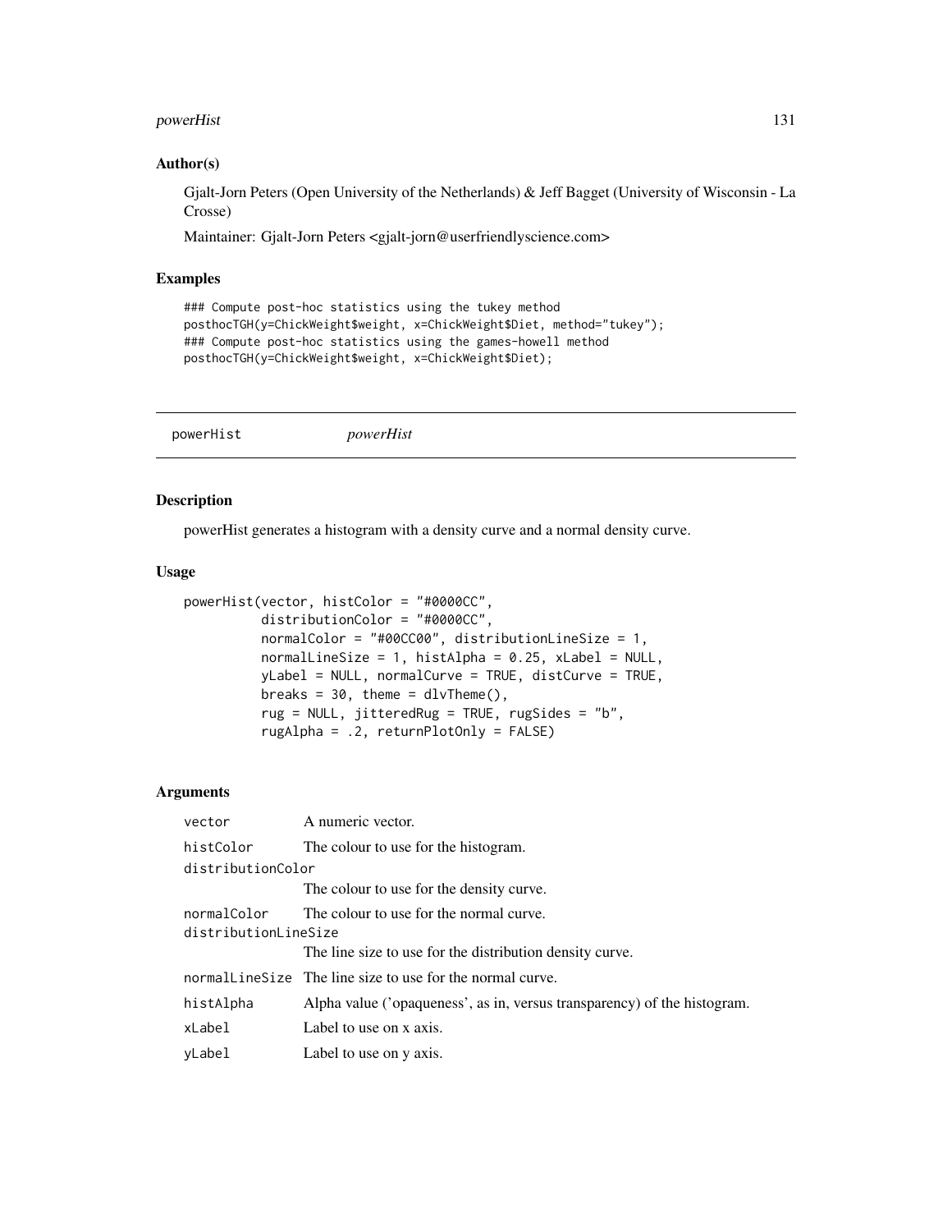## Author(s)

Gjalt-Jorn Peters (Open University of the Netherlands) & Jeff Bagget (University of Wisconsin - La Crosse)

Maintainer: Gjalt-Jorn Peters <gjalt-jorn@userfriendlyscience.com>

## Examples

```
### Compute post-hoc statistics using the tukey method
posthocTGH(y=ChickWeight$weight, x=ChickWeight$Diet, method="tukey");
### Compute post-hoc statistics using the games-howell method
posthocTGH(y=ChickWeight$weight, x=ChickWeight$Diet);
```

---

# powerHist *powerHist*

---

## Description

powerHist generates a histogram with a density curve and a normal density curve.

## Usage

```
powerHist(vector, histColor = "#0000CC",
          distributionColor = "#0000CC",
          normalColor = "#00CC00", distributionLineSize = 1,
          normalLineSize = 1, histAlpha = 0.25, xLabel = NULL,
          yLabel = NULL, normalCurve = TRUE, distCurve = TRUE,
          breaks = 30, theme = dlvTheme(),
          rug = NULL, jitteredRug = TRUE, rugSides = "b",
          rugAlpha = .2, returnPlotOnly = FALSE)
```

## Arguments

| | |
|---|---|
| `vector` | A numeric vector. |
| `histColor` | The colour to use for the histogram. |
| `distributionColor` | The colour to use for the density curve. |
| `normalColor` | The colour to use for the normal curve. |
| `distributionLineSize` | The line size to use for the distribution density curve. |
| `normalLineSize` | The line size to use for the normal curve. |
| `histAlpha` | Alpha value ('opaqueness', as in, versus transparency) of the histogram. |
| `xLabel` | Label to use on x axis. |
| `yLabel` | Label to use on y axis. |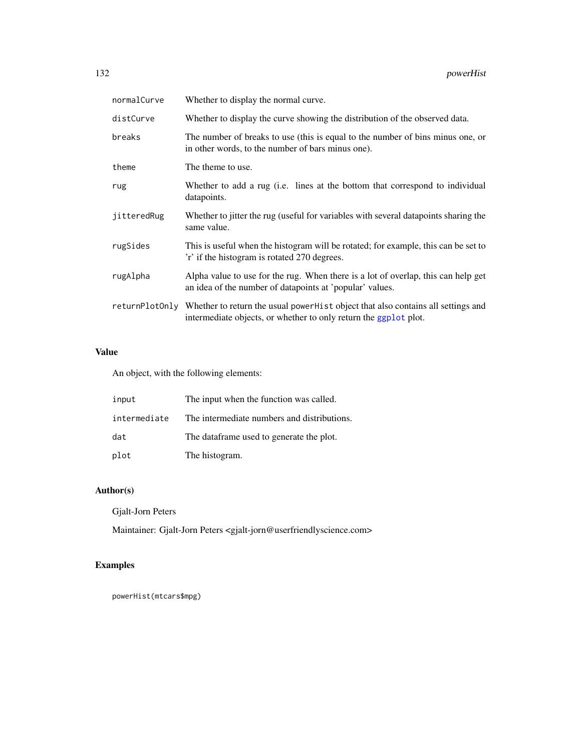| | |
|---|---|
| `normalCurve` | Whether to display the normal curve. |
| `distCurve` | Whether to display the curve showing the distribution of the observed data. |
| `breaks` | The number of breaks to use (this is equal to the number of bins minus one, or in other words, to the number of bars minus one). |
| `theme` | The theme to use. |
| `rug` | Whether to add a rug (i.e. lines at the bottom that correspond to individual datapoints. |
| `jitteredRug` | Whether to jitter the rug (useful for variables with several datapoints sharing the same value. |
| `rugSides` | This is useful when the histogram will be rotated; for example, this can be set to 'r' if the histogram is rotated 270 degrees. |
| `rugAlpha` | Alpha value to use for the rug. When there is a lot of overlap, this can help get an idea of the number of datapoints at 'popular' values. |
| `returnPlotOnly` | Whether to return the usual `powerHist` object that also contains all settings and intermediate objects, or whether to only return the `ggplot` plot. |

## Value

An object, with the following elements:

| | |
|---|---|
| `input` | The input when the function was called. |
| `intermediate` | The intermediate numbers and distributions. |
| `dat` | The dataframe used to generate the plot. |
| `plot` | The histogram. |

## Author(s)

Gjalt-Jorn Peters

Maintainer: Gjalt-Jorn Peters <gjalt-jorn@userfriendlyscience.com>

## Examples

```
powerHist(mtcars$mpg)
```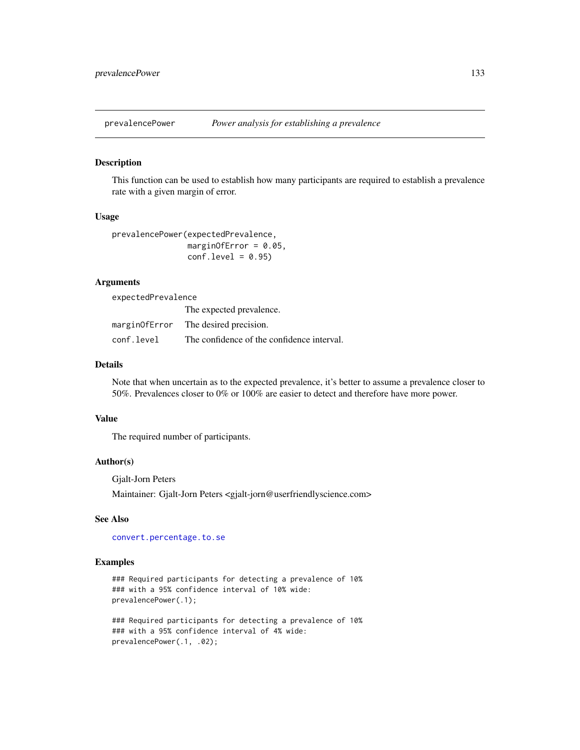## prevalencePower *Power analysis for establishing a prevalence*

### Description

This function can be used to establish how many participants are required to establish a prevalence rate with a given margin of error.

### Usage

```
prevalencePower(expectedPrevalence,
                marginOfError = 0.05,
                conf.level = 0.95)
```

### Arguments

| | |
|---|---|
| `expectedPrevalence` | The expected prevalence. |
| `marginOfError` | The desired precision. |
| `conf.level` | The confidence of the confidence interval. |

### Details

Note that when uncertain as to the expected prevalence, it's better to assume a prevalence closer to 50%. Prevalences closer to 0% or 100% are easier to detect and therefore have more power.

### Value

The required number of participants.

### Author(s)

Gjalt-Jorn Peters

Maintainer: Gjalt-Jorn Peters <gjalt-jorn@userfriendlyscience.com>

### See Also

`convert.percentage.to.se`

### Examples

```
### Required participants for detecting a prevalence of 10%
### with a 95% confidence interval of 10% wide:
prevalencePower(.1);

### Required participants for detecting a prevalence of 10%
### with a 95% confidence interval of 4% wide:
prevalencePower(.1, .02);
```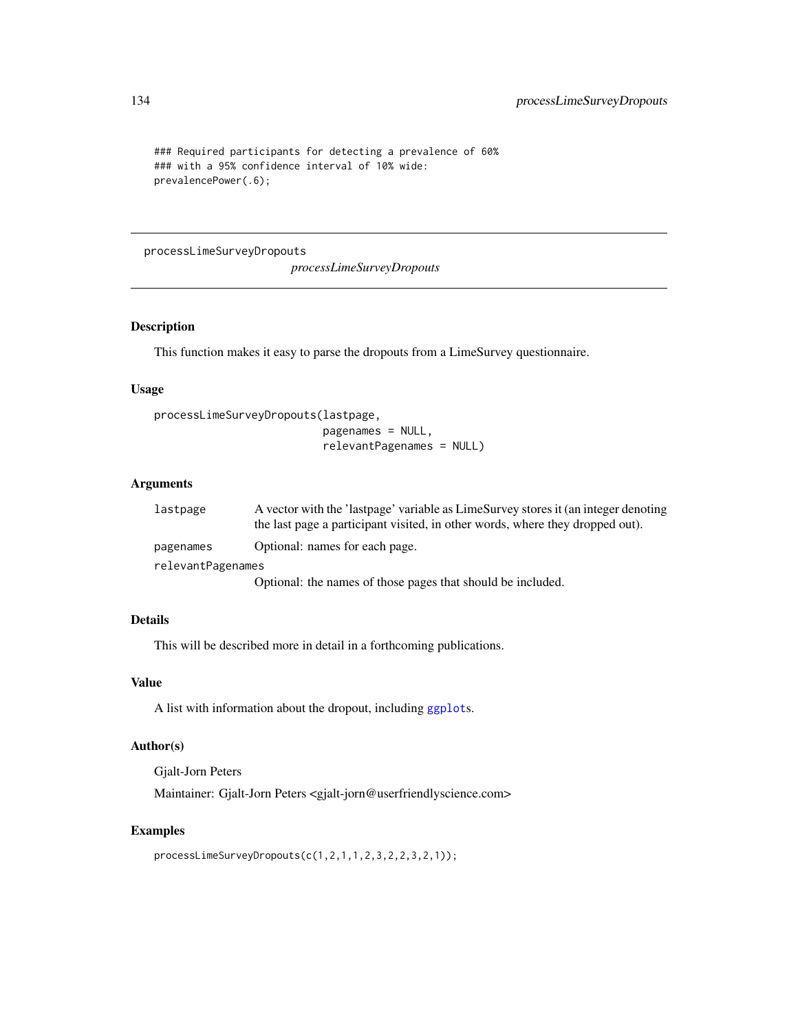```
### Required participants for detecting a prevalence of 60%
### with a 95% confidence interval of 10% wide:
prevalencePower(.6);
```

---

# processLimeSurveyDropouts

*processLimeSurveyDropouts*

## Description

This function makes it easy to parse the dropouts from a LimeSurvey questionnaire.

## Usage

```
processLimeSurveyDropouts(lastpage,
                          pagenames = NULL,
                          relevantPagenames = NULL)
```

## Arguments

| | |
|---|---|
| lastpage | A vector with the 'lastpage' variable as LimeSurvey stores it (an integer denoting the last page a participant visited, in other words, where they dropped out). |
| pagenames | Optional: names for each page. |
| relevantPagenames | Optional: the names of those pages that should be included. |

## Details

This will be described more in detail in a forthcoming publications.

## Value

A list with information about the dropout, including ggplots.

## Author(s)

Gjalt-Jorn Peters

Maintainer: Gjalt-Jorn Peters <gjalt-jorn@userfriendlyscience.com>

## Examples

```
processLimeSurveyDropouts(c(1,2,1,1,2,3,2,2,3,2,1));
```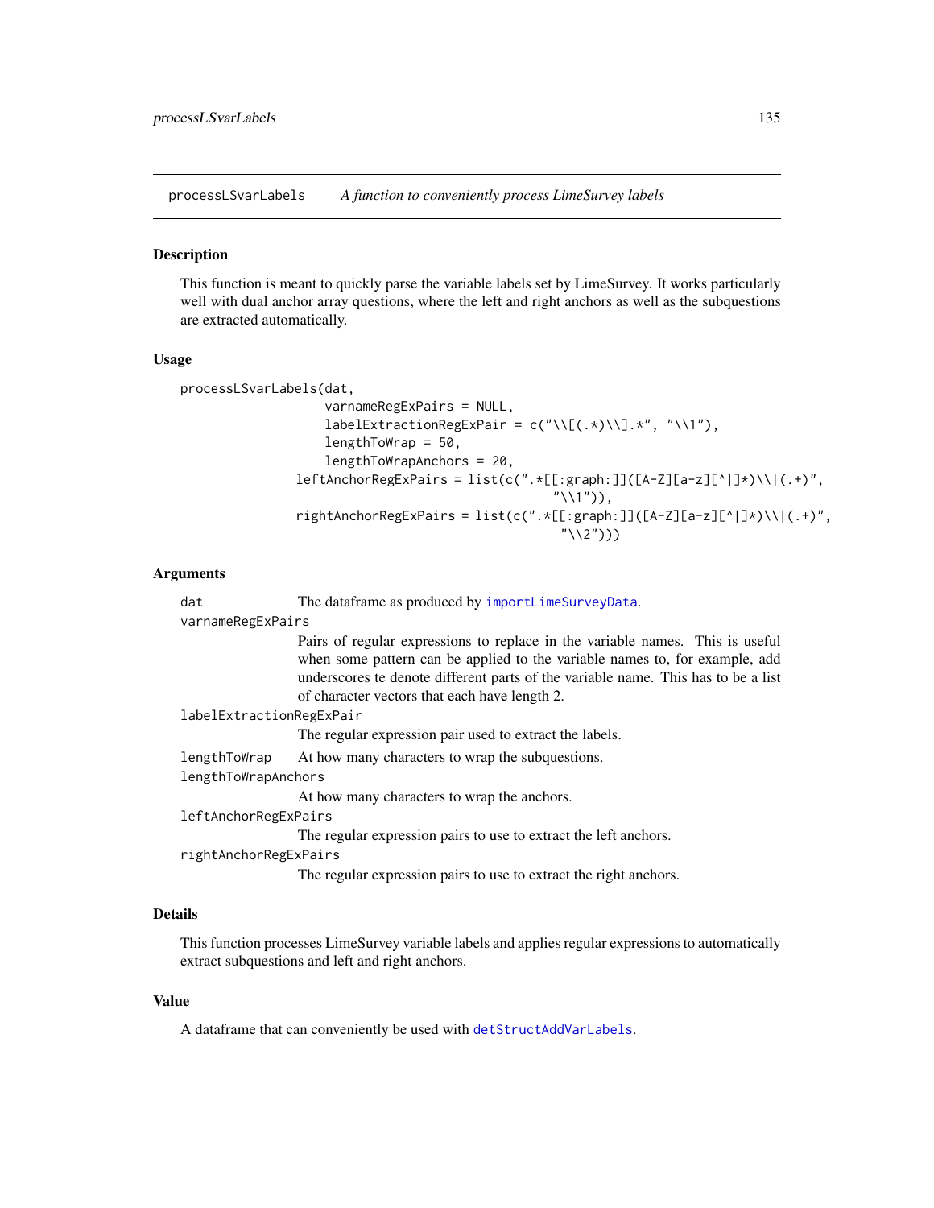processLSvarLabels *A function to conveniently process LimeSurvey labels*

## Description

This function is meant to quickly parse the variable labels set by LimeSurvey. It works particularly well with dual anchor array questions, where the left and right anchors as well as the subquestions are extracted automatically.

## Usage

```
processLSvarLabels(dat,
                   varnameRegExPairs = NULL,
                   labelExtractionRegExPair = c("\\[(.*)\\].*", "\\1"),
                   lengthToWrap = 50,
                   lengthToWrapAnchors = 20,
               leftAnchorRegExPairs = list(c(".*[[:graph:]]([A-Z][a-z][^|]*)\\|(.+)",
                                             "\\1")),
               rightAnchorRegExPairs = list(c(".*[[:graph:]]([A-Z][a-z][^|]*)\\|(.+)",
                                              "\\2")))
```

## Arguments

- `dat` — The dataframe as produced by `importLimeSurveyData`.
- `varnameRegExPairs` — Pairs of regular expressions to replace in the variable names. This is useful when some pattern can be applied to the variable names to, for example, add underscores te denote different parts of the variable name. This has to be a list of character vectors that each have length 2.
- `labelExtractionRegExPair` — The regular expression pair used to extract the labels.
- `lengthToWrap` — At how many characters to wrap the subquestions.
- `lengthToWrapAnchors` — At how many characters to wrap the anchors.
- `leftAnchorRegExPairs` — The regular expression pairs to use to extract the left anchors.
- `rightAnchorRegExPairs` — The regular expression pairs to use to extract the right anchors.

## Details

This function processes LimeSurvey variable labels and applies regular expressions to automatically extract subquestions and left and right anchors.

## Value

A dataframe that can conveniently be used with `detStructAddVarLabels`.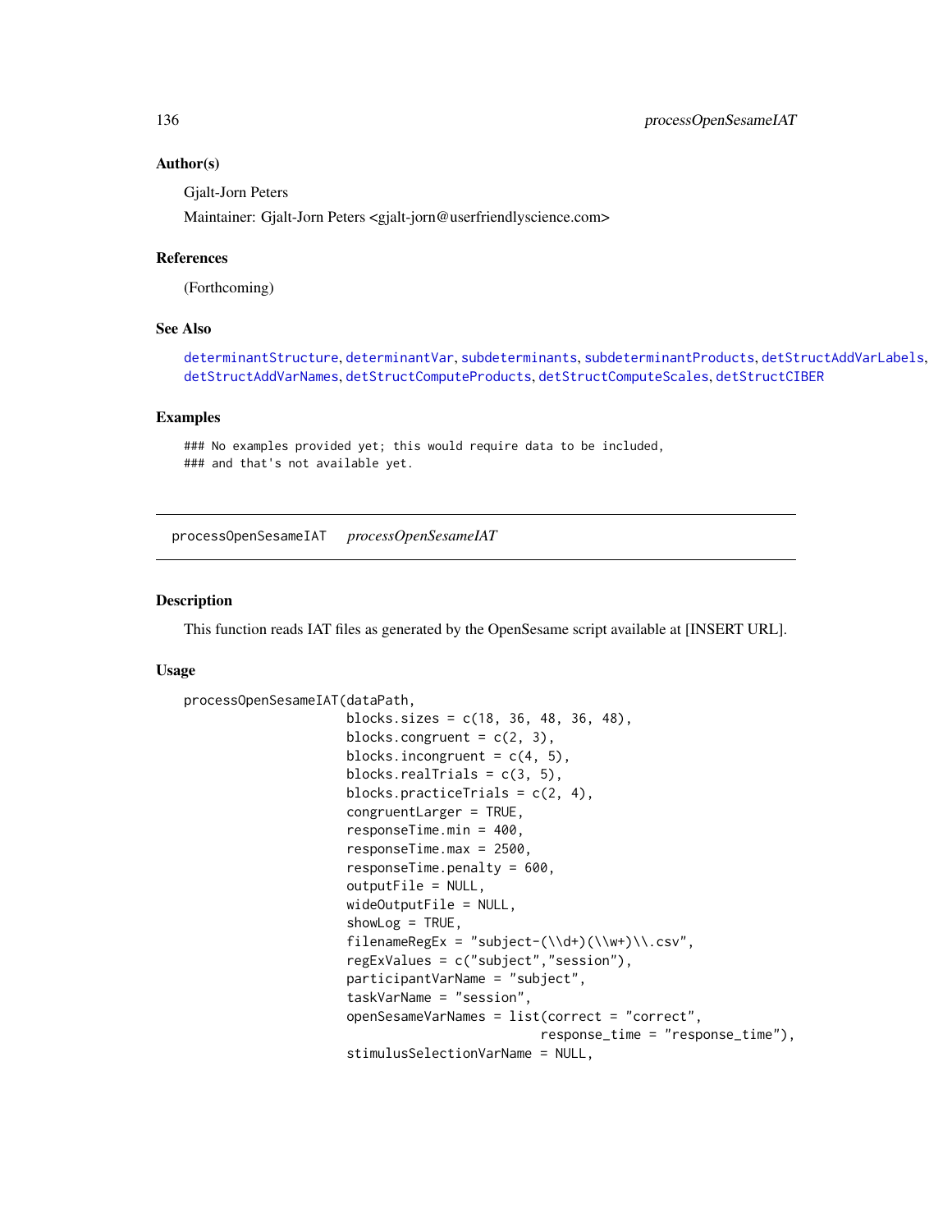### Author(s)

Gjalt-Jorn Peters

Maintainer: Gjalt-Jorn Peters <gjalt-jorn@userfriendlyscience.com>

### References

(Forthcoming)

### See Also

determinantStructure, determinantVar, subdeterminants, subdeterminantProducts, detStructAddVarLabels, detStructAddVarNames, detStructComputeProducts, detStructComputeScales, detStructCIBER

### Examples

```
### No examples provided yet; this would require data to be included,
### and that's not available yet.
```

---

## processOpenSesameIAT *processOpenSesameIAT*

### Description

This function reads IAT files as generated by the OpenSesame script available at [INSERT URL].

### Usage

```
processOpenSesameIAT(dataPath,
                     blocks.sizes = c(18, 36, 48, 36, 48),
                     blocks.congruent = c(2, 3),
                     blocks.incongruent = c(4, 5),
                     blocks.realTrials = c(3, 5),
                     blocks.practiceTrials = c(2, 4),
                     congruentLarger = TRUE,
                     responseTime.min = 400,
                     responseTime.max = 2500,
                     responseTime.penalty = 600,
                     outputFile = NULL,
                     wideOutputFile = NULL,
                     showLog = TRUE,
                     filenameRegEx = "subject-(\\d+)(\\w+)\\.csv",
                     regExValues = c("subject","session"),
                     participantVarName = "subject",
                     taskVarName = "session",
                     openSesameVarNames = list(correct = "correct",
                                               response_time = "response_time"),
                     stimulusSelectionVarName = NULL,
```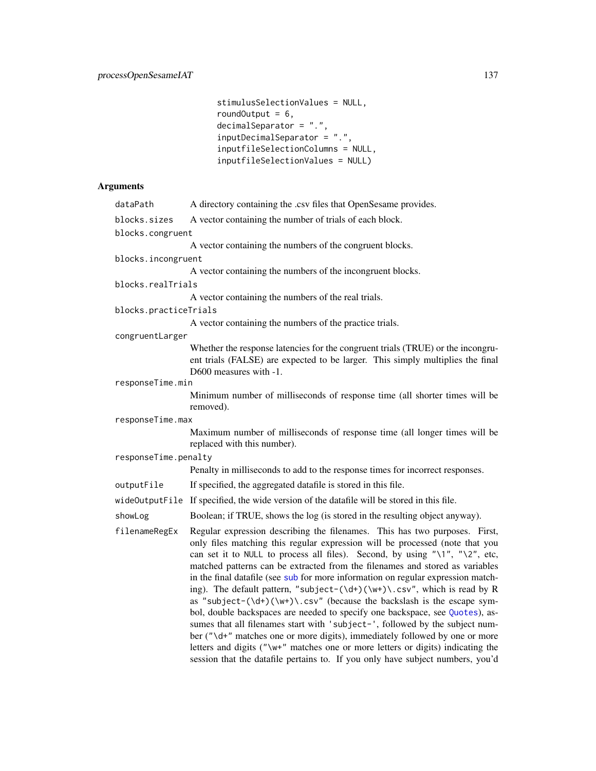```
stimulusSelectionValues = NULL,
roundOutput = 6,
decimalSeparator = ".",
inputDecimalSeparator = ".",
inputfileSelectionColumns = NULL,
inputfileSelectionValues = NULL)
```

## Arguments

`dataPath` A directory containing the .csv files that OpenSesame provides.

`blocks.sizes` A vector containing the number of trials of each block.

`blocks.congruent` A vector containing the numbers of the congruent blocks.

`blocks.incongruent` A vector containing the numbers of the incongruent blocks.

`blocks.realTrials` A vector containing the numbers of the real trials.

`blocks.practiceTrials` A vector containing the numbers of the practice trials.

`congruentLarger` Whether the response latencies for the congruent trials (TRUE) or the incongruent trials (FALSE) are expected to be larger. This simply multiplies the final D600 measures with -1.

`responseTime.min` Minimum number of milliseconds of response time (all shorter times will be removed).

`responseTime.max` Maximum number of milliseconds of response time (all longer times will be replaced with this number).

`responseTime.penalty` Penalty in milliseconds to add to the response times for incorrect responses.

`outputFile` If specified, the aggregated datafile is stored in this file.

`wideOutputFile` If specified, the wide version of the datafile will be stored in this file.

`showLog` Boolean; if TRUE, shows the log (is stored in the resulting object anyway).

`filenameRegEx` Regular expression describing the filenames. This has two purposes. First, only files matching this regular expression will be processed (note that you can set it to `NULL` to process all files). Second, by using `"\1"`, `"\2"`, etc, matched patterns can be extracted from the filenames and stored as variables in the final datafile (see `sub` for more information on regular expression matching). The default pattern, `"subject-(\d+)(\w+)\.csv"`, which is read by R as `"subject-(\d+)(\w+)\.csv"` (because the backslash is the escape symbol, double backspaces are needed to specify one backspace, see `Quotes`), assumes that all filenames start with `'subject-'`, followed by the subject number (`"\d+"` matches one or more digits), immediately followed by one or more letters and digits (`"\w+"` matches one or more letters or digits) indicating the session that the datafile pertains to. If you only have subject numbers, you'd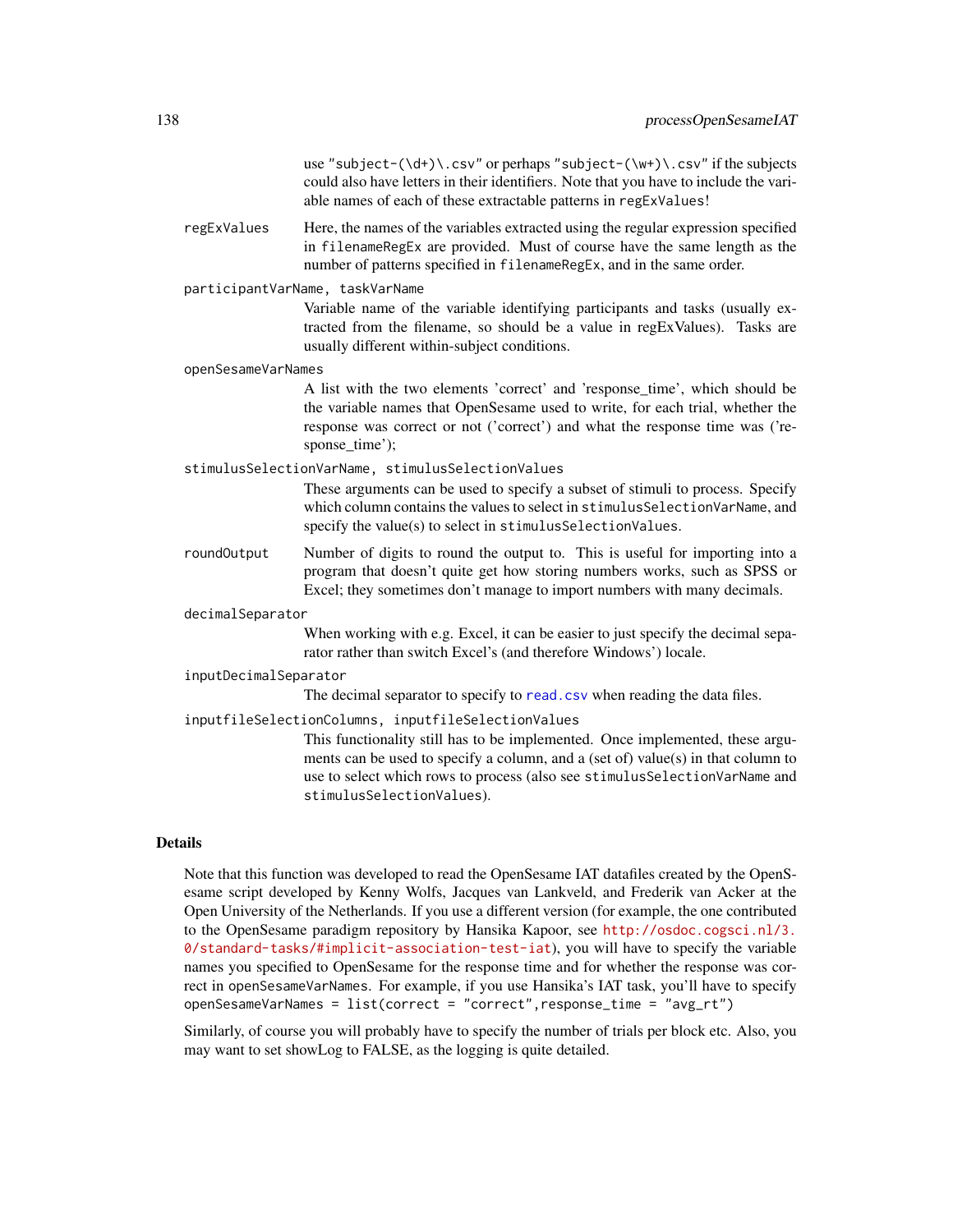use "subject-(\d+)\.csv" or perhaps "subject-(\w+)\.csv" if the subjects could also have letters in their identifiers. Note that you have to include the variable names of each of these extractable patterns in `regExValues`!

`regExValues`
: Here, the names of the variables extracted using the regular expression specified in `filenameRegEx` are provided. Must of course have the same length as the number of patterns specified in `filenameRegEx`, and in the same order.

`participantVarName, taskVarName`
: Variable name of the variable identifying participants and tasks (usually extracted from the filename, so should be a value in regExValues). Tasks are usually different within-subject conditions.

`openSesameVarNames`
: A list with the two elements 'correct' and 'response_time', which should be the variable names that OpenSesame used to write, for each trial, whether the response was correct or not ('correct') and what the response time was ('response_time');

`stimulusSelectionVarName, stimulusSelectionValues`
: These arguments can be used to specify a subset of stimuli to process. Specify which column contains the values to select in `stimulusSelectionVarName`, and specify the value(s) to select in `stimulusSelectionValues`.

`roundOutput`
: Number of digits to round the output to. This is useful for importing into a program that doesn't quite get how storing numbers works, such as SPSS or Excel; they sometimes don't manage to import numbers with many decimals.

`decimalSeparator`
: When working with e.g. Excel, it can be easier to just specify the decimal separator rather than switch Excel's (and therefore Windows') locale.

`inputDecimalSeparator`
: The decimal separator to specify to `read.csv` when reading the data files.

`inputfileSelectionColumns, inputfileSelectionValues`
: This functionality still has to be implemented. Once implemented, these arguments can be used to specify a column, and a (set of) value(s) in that column to use to select which rows to process (also see `stimulusSelectionVarName` and `stimulusSelectionValues`).

## Details

Note that this function was developed to read the OpenSesame IAT datafiles created by the OpenSesame script developed by Kenny Wolfs, Jacques van Lankveld, and Frederik van Acker at the Open University of the Netherlands. If you use a different version (for example, the one contributed to the OpenSesame paradigm repository by Hansika Kapoor, see http://osdoc.cogsci.nl/3.0/standard-tasks/#implicit-association-test-iat), you will have to specify the variable names you specified to OpenSesame for the response time and for whether the response was correct in `openSesameVarNames`. For example, if you use Hansika's IAT task, you'll have to specify `openSesameVarNames = list(correct = "correct",response_time = "avg_rt")`

Similarly, of course you will probably have to specify the number of trials per block etc. Also, you may want to set showLog to FALSE, as the logging is quite detailed.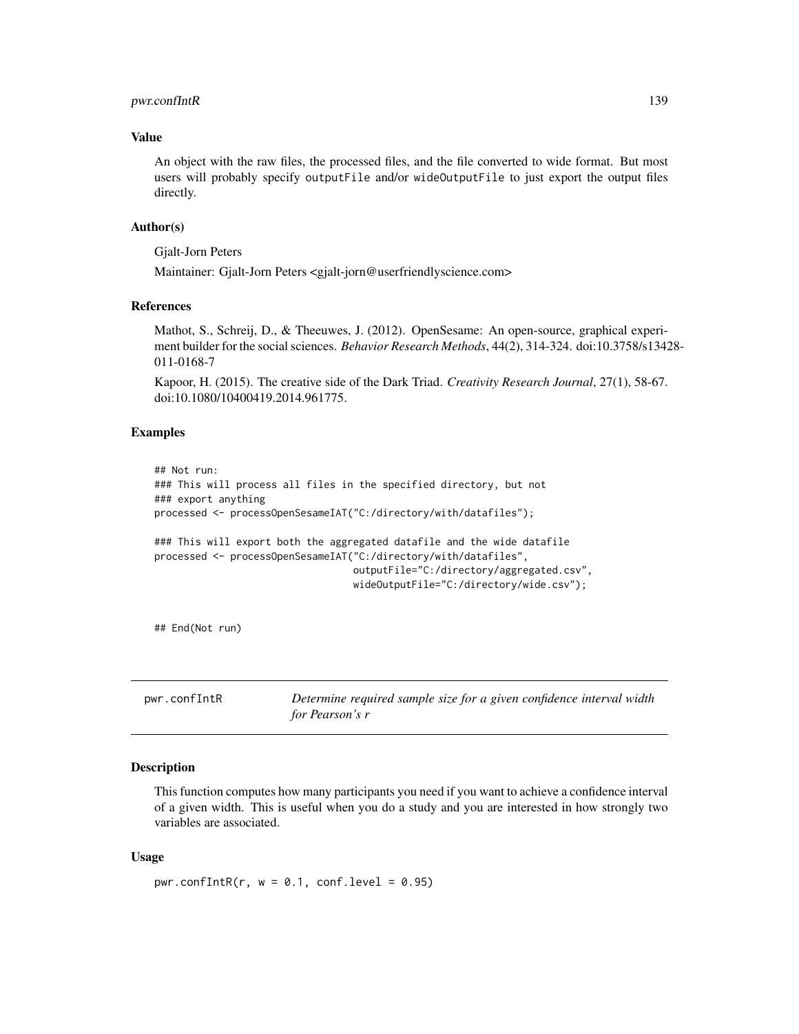### Value

An object with the raw files, the processed files, and the file converted to wide format. But most users will probably specify outputFile and/or wideOutputFile to just export the output files directly.

### Author(s)

Gjalt-Jorn Peters

Maintainer: Gjalt-Jorn Peters <gjalt-jorn@userfriendlyscience.com>

### References

Mathot, S., Schreij, D., & Theeuwes, J. (2012). OpenSesame: An open-source, graphical experiment builder for the social sciences. *Behavior Research Methods*, 44(2), 314-324. doi:10.3758/s13428-011-0168-7

Kapoor, H. (2015). The creative side of the Dark Triad. *Creativity Research Journal*, 27(1), 58-67. doi:10.1080/10400419.2014.961775.

### Examples

```
## Not run:
### This will process all files in the specified directory, but not
### export anything
processed <- processOpenSesameIAT("C:/directory/with/datafiles");

### This will export both the aggregated datafile and the wide datafile
processed <- processOpenSesameIAT("C:/directory/with/datafiles",
                                  outputFile="C:/directory/aggregated.csv",
                                  wideOutputFile="C:/directory/wide.csv");


## End(Not run)
```

---

## pwr.confIntR — *Determine required sample size for a given confidence interval width for Pearson's r*

---

### Description

This function computes how many participants you need if you want to achieve a confidence interval of a given width. This is useful when you do a study and you are interested in how strongly two variables are associated.

### Usage

```
pwr.confIntR(r, w = 0.1, conf.level = 0.95)
```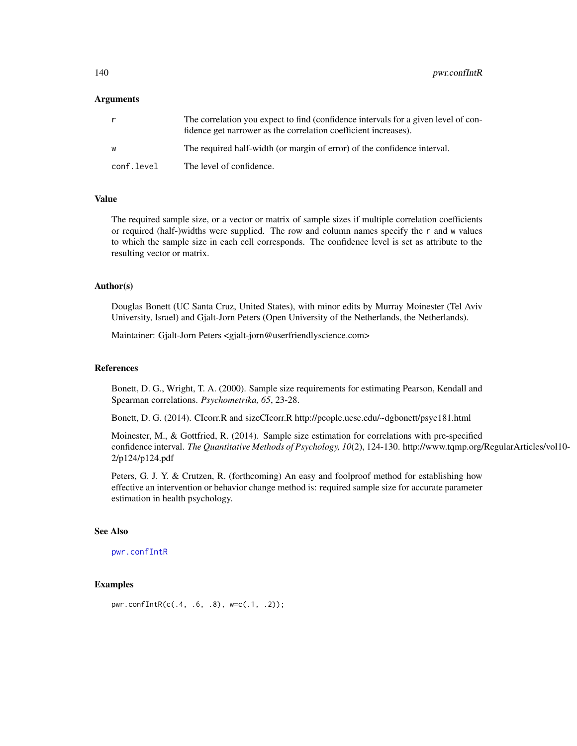### Arguments

| | |
|---|---|
| r | The correlation you expect to find (confidence intervals for a given level of confidence get narrower as the correlation coefficient increases). |
| w | The required half-width (or margin of error) of the confidence interval. |
| conf.level | The level of confidence. |

### Value

The required sample size, or a vector or matrix of sample sizes if multiple correlation coefficients or required (half-)widths were supplied. The row and column names specify the r and w values to which the sample size in each cell corresponds. The confidence level is set as attribute to the resulting vector or matrix.

### Author(s)

Douglas Bonett (UC Santa Cruz, United States), with minor edits by Murray Moinester (Tel Aviv University, Israel) and Gjalt-Jorn Peters (Open University of the Netherlands, the Netherlands).

Maintainer: Gjalt-Jorn Peters <gjalt-jorn@userfriendlyscience.com>

### References

Bonett, D. G., Wright, T. A. (2000). Sample size requirements for estimating Pearson, Kendall and Spearman correlations. *Psychometrika, 65*, 23-28.

Bonett, D. G. (2014). CIcorr.R and sizeCIcorr.R http://people.ucsc.edu/~dgbonett/psyc181.html

Moinester, M., & Gottfried, R. (2014). Sample size estimation for correlations with pre-specified confidence interval. *The Quantitative Methods of Psychology, 10*(2), 124-130. http://www.tqmp.org/RegularArticles/vol10-2/p124/p124.pdf

Peters, G. J. Y. & Crutzen, R. (forthcoming) An easy and foolproof method for establishing how effective an intervention or behavior change method is: required sample size for accurate parameter estimation in health psychology.

### See Also

pwr.confIntR

### Examples

```
pwr.confIntR(c(.4, .6, .8), w=c(.1, .2));
```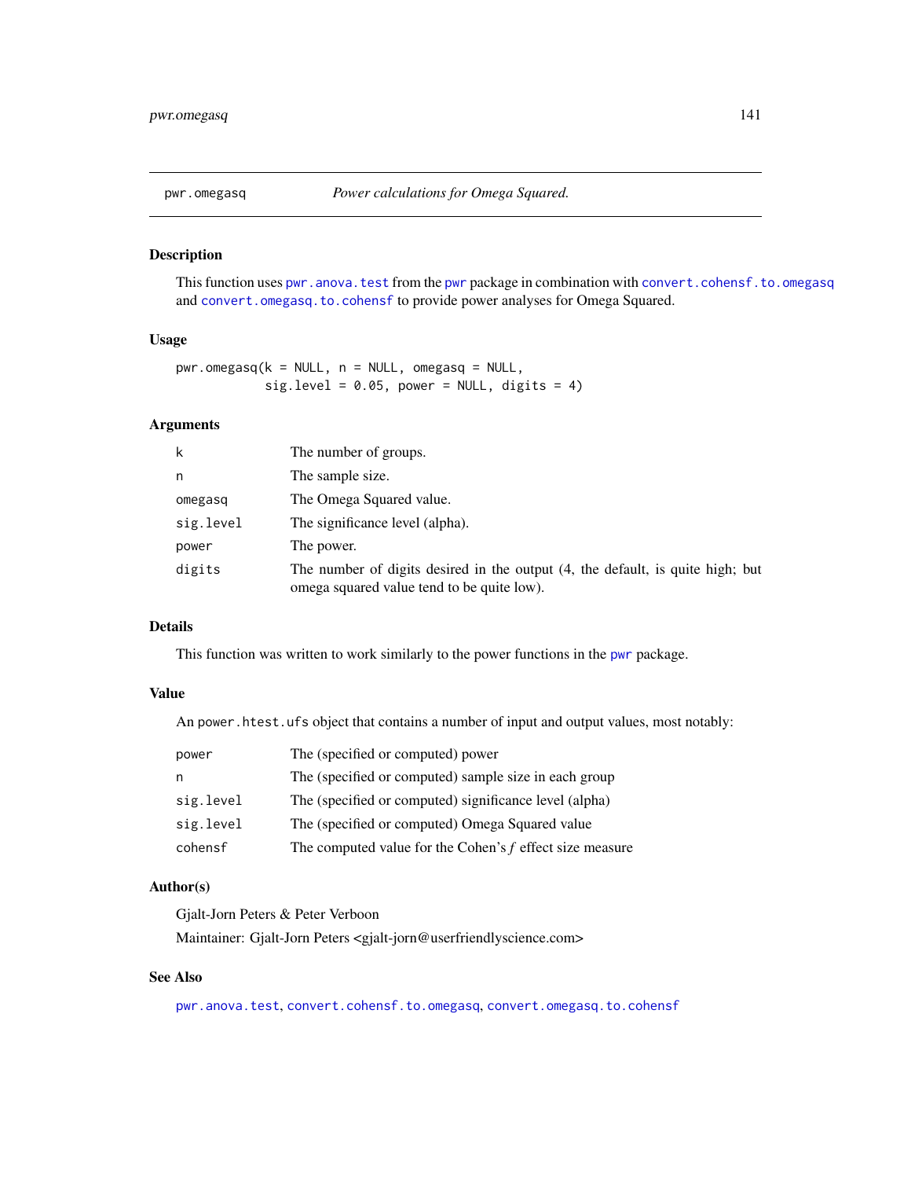pwr.omegasq *Power calculations for Omega Squared.*

## Description

This function uses `pwr.anova.test` from the `pwr` package in combination with `convert.cohensf.to.omegasq` and `convert.omegasq.to.cohensf` to provide power analyses for Omega Squared.

## Usage

```
pwr.omegasq(k = NULL, n = NULL, omegasq = NULL,
            sig.level = 0.05, power = NULL, digits = 4)
```

## Arguments

| | |
|---|---|
| `k` | The number of groups. |
| `n` | The sample size. |
| `omegasq` | The Omega Squared value. |
| `sig.level` | The significance level (alpha). |
| `power` | The power. |
| `digits` | The number of digits desired in the output (4, the default, is quite high; but omega squared value tend to be quite low). |

## Details

This function was written to work similarly to the power functions in the `pwr` package.

## Value

An `power.htest.ufs` object that contains a number of input and output values, most notably:

| | |
|---|---|
| `power` | The (specified or computed) power |
| `n` | The (specified or computed) sample size in each group |
| `sig.level` | The (specified or computed) significance level (alpha) |
| `sig.level` | The (specified or computed) Omega Squared value |
| `cohensf` | The computed value for the Cohen's *f* effect size measure |

## Author(s)

Gjalt-Jorn Peters & Peter Verboon

Maintainer: Gjalt-Jorn Peters <gjalt-jorn@userfriendlyscience.com>

## See Also

`pwr.anova.test`, `convert.cohensf.to.omegasq`, `convert.omegasq.to.cohensf`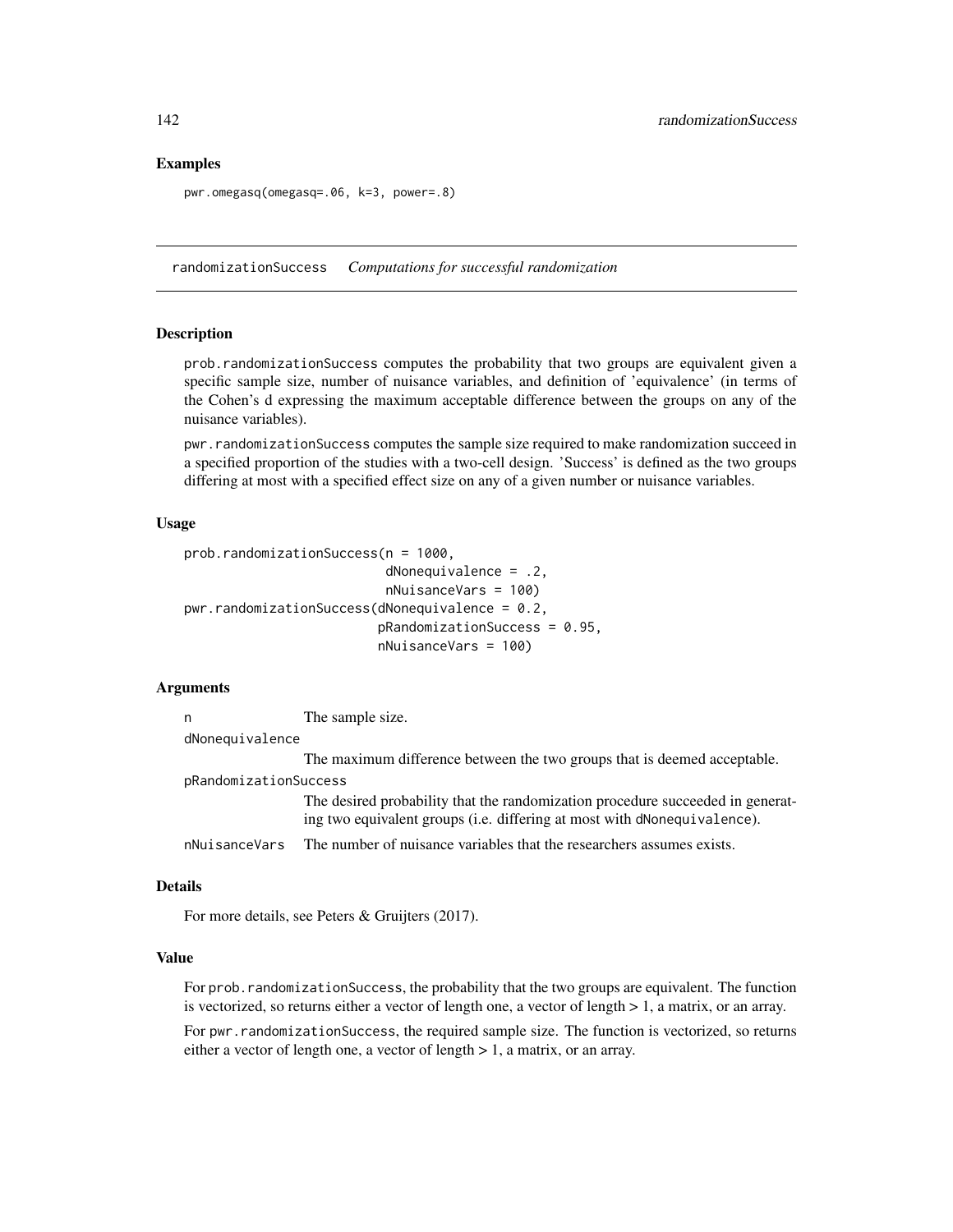### Examples

```
pwr.omegasq(omegasq=.06, k=3, power=.8)
```

---

## randomizationSuccess *Computations for successful randomization*

### Description

prob.randomizationSuccess computes the probability that two groups are equivalent given a specific sample size, number of nuisance variables, and definition of 'equivalence' (in terms of the Cohen's d expressing the maximum acceptable difference between the groups on any of the nuisance variables).

pwr.randomizationSuccess computes the sample size required to make randomization succeed in a specified proportion of the studies with a two-cell design. 'Success' is defined as the two groups differing at most with a specified effect size on any of a given number or nuisance variables.

### Usage

```
prob.randomizationSuccess(n = 1000,
                          dNonequivalence = .2,
                          nNuisanceVars = 100)
pwr.randomizationSuccess(dNonequivalence = 0.2,
                         pRandomizationSuccess = 0.95,
                         nNuisanceVars = 100)
```

### Arguments

| | |
|---|---|
| n | The sample size. |
| dNonequivalence | The maximum difference between the two groups that is deemed acceptable. |
| pRandomizationSuccess | The desired probability that the randomization procedure succeeded in generating two equivalent groups (i.e. differing at most with dNonequivalence). |
| nNuisanceVars | The number of nuisance variables that the researchers assumes exists. |

### Details

For more details, see Peters & Gruijters (2017).

### Value

For prob.randomizationSuccess, the probability that the two groups are equivalent. The function is vectorized, so returns either a vector of length one, a vector of length > 1, a matrix, or an array.

For pwr.randomizationSuccess, the required sample size. The function is vectorized, so returns either a vector of length one, a vector of length > 1, a matrix, or an array.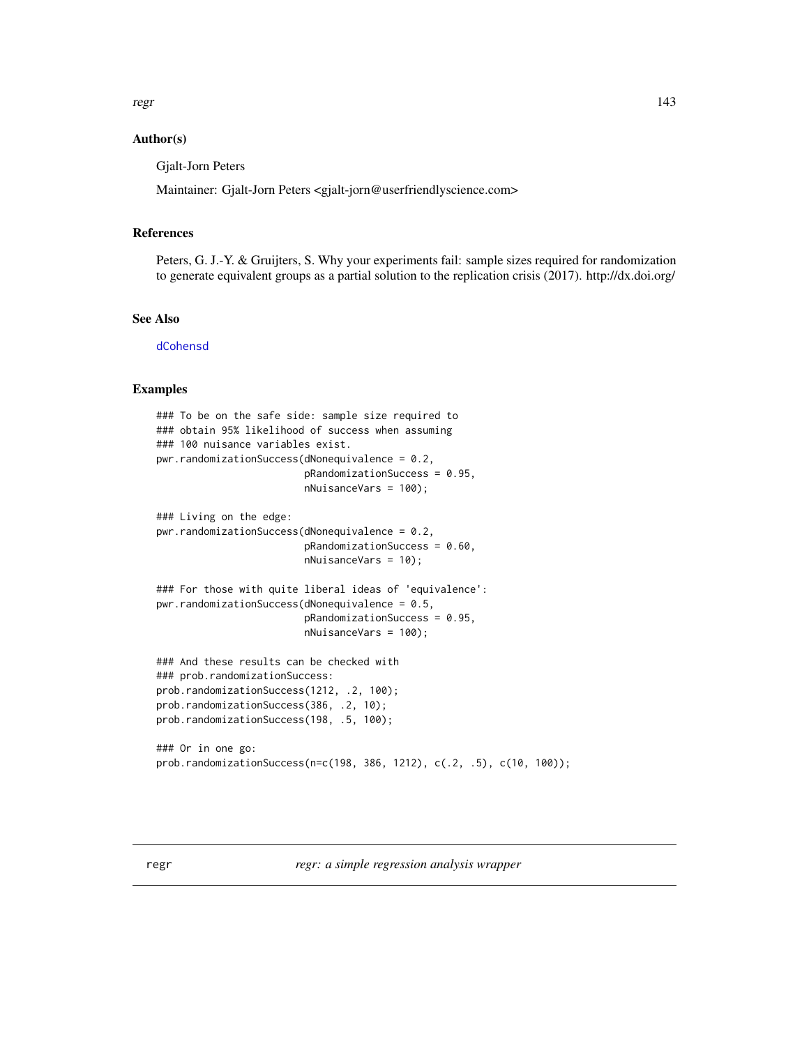## Author(s)

Gjalt-Jorn Peters

Maintainer: Gjalt-Jorn Peters <gjalt-jorn@userfriendlyscience.com>

## References

Peters, G. J.-Y. & Gruijters, S. Why your experiments fail: sample sizes required for randomization to generate equivalent groups as a partial solution to the replication crisis (2017). http://dx.doi.org/

## See Also

dCohensd

## Examples

```
### To be on the safe side: sample size required to
### obtain 95% likelihood of success when assuming
### 100 nuisance variables exist.
pwr.randomizationSuccess(dNonequivalence = 0.2,
                         pRandomizationSuccess = 0.95,
                         nNuisanceVars = 100);

### Living on the edge:
pwr.randomizationSuccess(dNonequivalence = 0.2,
                         pRandomizationSuccess = 0.60,
                         nNuisanceVars = 10);

### For those with quite liberal ideas of 'equivalence':
pwr.randomizationSuccess(dNonequivalence = 0.5,
                         pRandomizationSuccess = 0.95,
                         nNuisanceVars = 100);

### And these results can be checked with
### prob.randomizationSuccess:
prob.randomizationSuccess(1212, .2, 100);
prob.randomizationSuccess(386, .2, 10);
prob.randomizationSuccess(198, .5, 100);

### Or in one go:
prob.randomizationSuccess(n=c(198, 386, 1212), c(.2, .5), c(10, 100));
```

---

regr *regr: a simple regression analysis wrapper*

---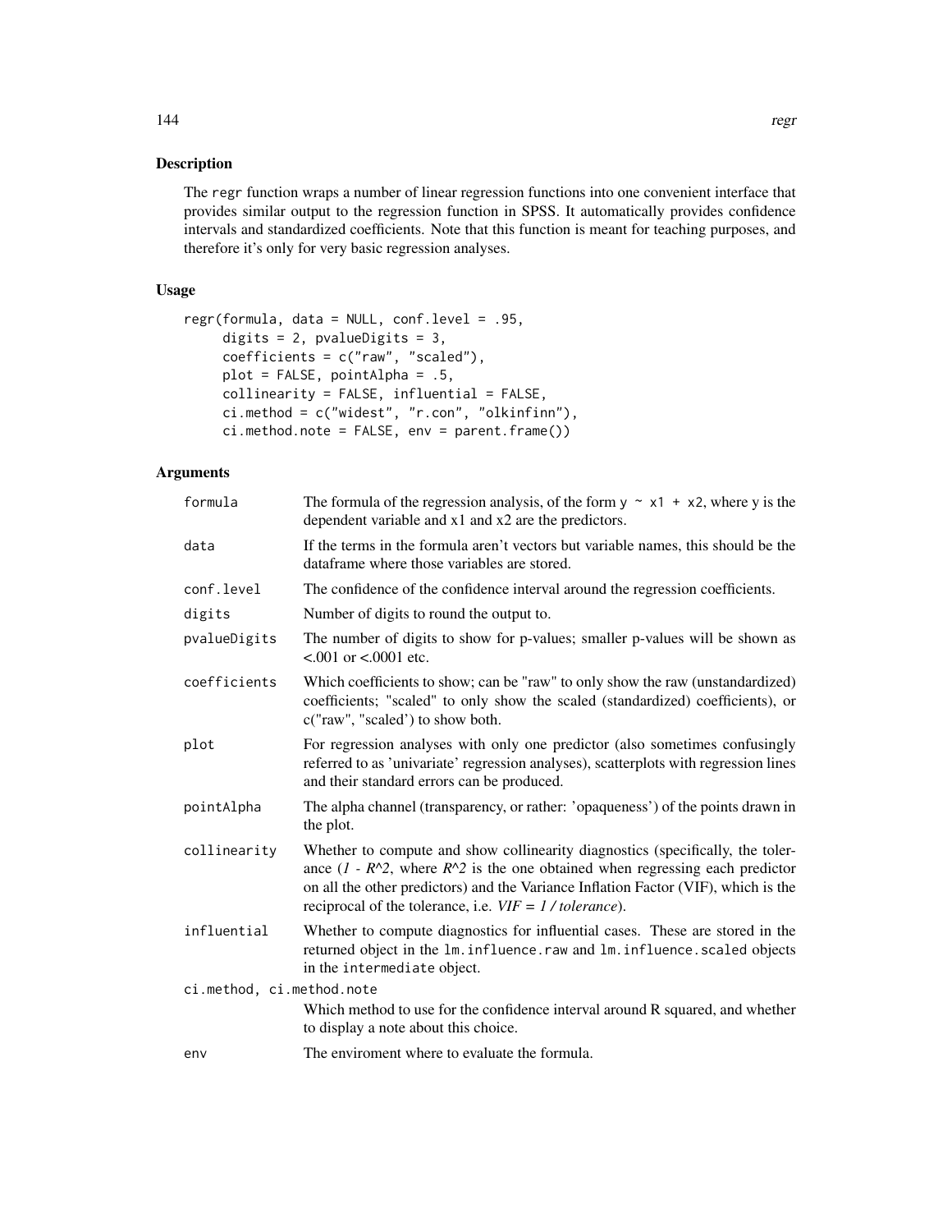## Description

The regr function wraps a number of linear regression functions into one convenient interface that provides similar output to the regression function in SPSS. It automatically provides confidence intervals and standardized coefficients. Note that this function is meant for teaching purposes, and therefore it's only for very basic regression analyses.

## Usage

```
regr(formula, data = NULL, conf.level = .95,
     digits = 2, pvalueDigits = 3,
     coefficients = c("raw", "scaled"),
     plot = FALSE, pointAlpha = .5,
     collinearity = FALSE, influential = FALSE,
     ci.method = c("widest", "r.con", "olkinfinn"),
     ci.method.note = FALSE, env = parent.frame())
```

## Arguments

| | |
|---|---|
| formula | The formula of the regression analysis, of the form y ~ x1 + x2, where y is the dependent variable and x1 and x2 are the predictors. |
| data | If the terms in the formula aren't vectors but variable names, this should be the dataframe where those variables are stored. |
| conf.level | The confidence of the confidence interval around the regression coefficients. |
| digits | Number of digits to round the output to. |
| pvalueDigits | The number of digits to show for p-values; smaller p-values will be shown as <.001 or <.0001 etc. |
| coefficients | Which coefficients to show; can be "raw" to only show the raw (unstandardized) coefficients; "scaled" to only show the scaled (standardized) coefficients), or c("raw", "scaled') to show both. |
| plot | For regression analyses with only one predictor (also sometimes confusingly referred to as 'univariate' regression analyses), scatterplots with regression lines and their standard errors can be produced. |
| pointAlpha | The alpha channel (transparency, or rather: 'opaqueness') of the points drawn in the plot. |
| collinearity | Whether to compute and show collinearity diagnostics (specifically, the tolerance (*1 - R^2*, where *R^2* is the one obtained when regressing each predictor on all the other predictors) and the Variance Inflation Factor (VIF), which is the reciprocal of the tolerance, i.e. *VIF = 1 / tolerance*). |
| influential | Whether to compute diagnostics for influential cases. These are stored in the returned object in the lm.influence.raw and lm.influence.scaled objects in the intermediate object. |
| ci.method, ci.method.note | Which method to use for the confidence interval around R squared, and whether to display a note about this choice. |
| env | The enviroment where to evaluate the formula. |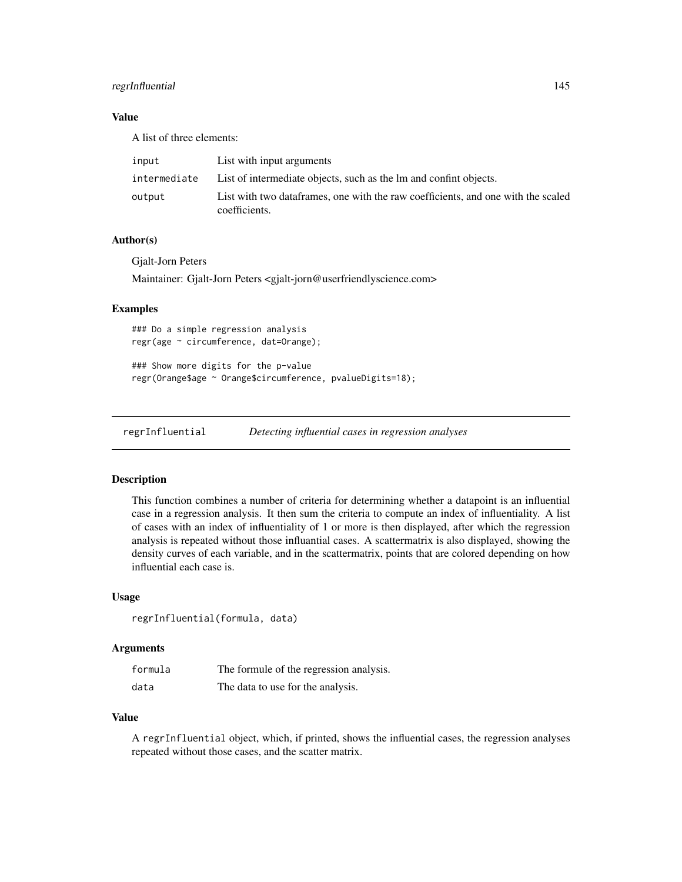## Value

A list of three elements:

| | |
|---|---|
| input | List with input arguments |
| intermediate | List of intermediate objects, such as the lm and confint objects. |
| output | List with two dataframes, one with the raw coefficients, and one with the scaled coefficients. |

## Author(s)

Gjalt-Jorn Peters

Maintainer: Gjalt-Jorn Peters <gjalt-jorn@userfriendlyscience.com>

## Examples

```
### Do a simple regression analysis
regr(age ~ circumference, dat=Orange);

### Show more digits for the p-value
regr(Orange$age ~ Orange$circumference, pvalueDigits=18);
```

---

# regrInfluential *Detecting influential cases in regression analyses*

---

## Description

This function combines a number of criteria for determining whether a datapoint is an influential case in a regression analysis. It then sum the criteria to compute an index of influentiality. A list of cases with an index of influentiality of 1 or more is then displayed, after which the regression analysis is repeated without those influantial cases. A scattermatrix is also displayed, showing the density curves of each variable, and in the scattermatrix, points that are colored depending on how influential each case is.

## Usage

```
regrInfluential(formula, data)
```

## Arguments

| | |
|---|---|
| formula | The formule of the regression analysis. |
| data | The data to use for the analysis. |

## Value

A regrInfluential object, which, if printed, shows the influential cases, the regression analyses repeated without those cases, and the scatter matrix.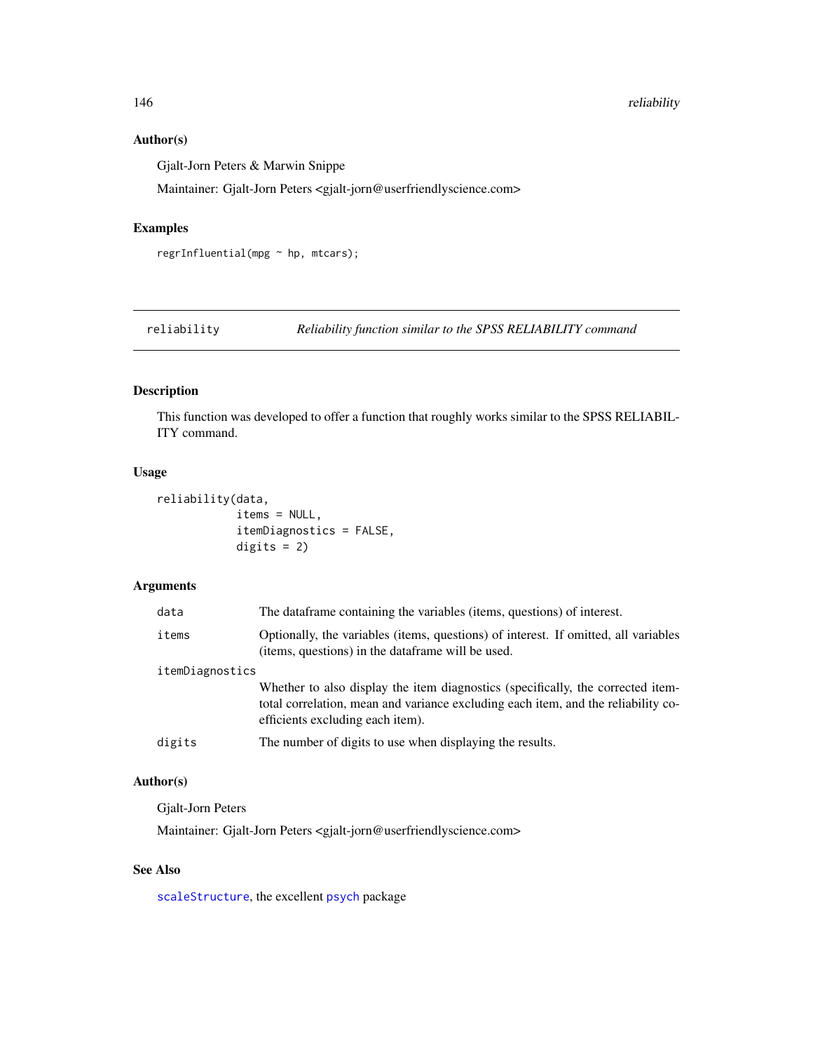## Author(s)

Gjalt-Jorn Peters & Marwin Snippe

Maintainer: Gjalt-Jorn Peters <gjalt-jorn@userfriendlyscience.com>

## Examples

```
regrInfluential(mpg ~ hp, mtcars);
```

---

# reliability — *Reliability function similar to the SPSS RELIABILITY command*

## Description

This function was developed to offer a function that roughly works similar to the SPSS RELIABILITY command.

## Usage

```
reliability(data,
            items = NULL,
            itemDiagnostics = FALSE,
            digits = 2)
```

## Arguments

| | |
|---|---|
| `data` | The dataframe containing the variables (items, questions) of interest. |
| `items` | Optionally, the variables (items, questions) of interest. If omitted, all variables (items, questions) in the dataframe will be used. |
| `itemDiagnostics` | Whether to also display the item diagnostics (specifically, the corrected item-total correlation, mean and variance excluding each item, and the reliability coefficients excluding each item). |
| `digits` | The number of digits to use when displaying the results. |

## Author(s)

Gjalt-Jorn Peters

Maintainer: Gjalt-Jorn Peters <gjalt-jorn@userfriendlyscience.com>

## See Also

`scaleStructure`, the excellent `psych` package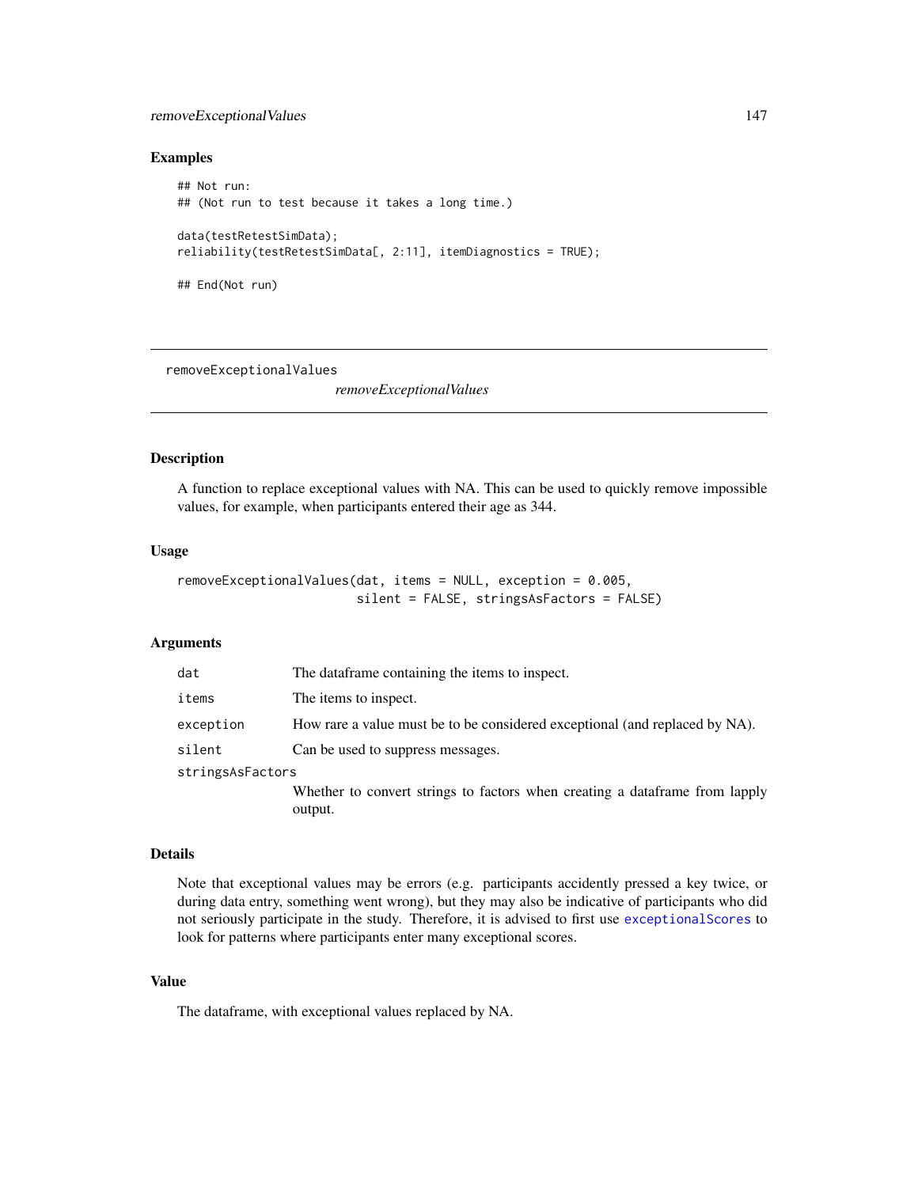## Examples

```
## Not run:
## (Not run to test because it takes a long time.)

data(testRetestSimData);
reliability(testRetestSimData[, 2:11], itemDiagnostics = TRUE);

## End(Not run)
```

---

removeExceptionalValues &emsp;&emsp; *removeExceptionalValues*

---

## Description

A function to replace exceptional values with NA. This can be used to quickly remove impossible values, for example, when participants entered their age as 344.

## Usage

```
removeExceptionalValues(dat, items = NULL, exception = 0.005,
                        silent = FALSE, stringsAsFactors = FALSE)
```

## Arguments

| | |
|---|---|
| `dat` | The dataframe containing the items to inspect. |
| `items` | The items to inspect. |
| `exception` | How rare a value must be to be considered exceptional (and replaced by NA). |
| `silent` | Can be used to suppress messages. |
| `stringsAsFactors` | Whether to convert strings to factors when creating a dataframe from lapply output. |

## Details

Note that exceptional values may be errors (e.g. participants accidently pressed a key twice, or during data entry, something went wrong), but they may also be indicative of participants who did not seriously participate in the study. Therefore, it is advised to first use `exceptionalScores` to look for patterns where participants enter many exceptional scores.

## Value

The dataframe, with exceptional values replaced by NA.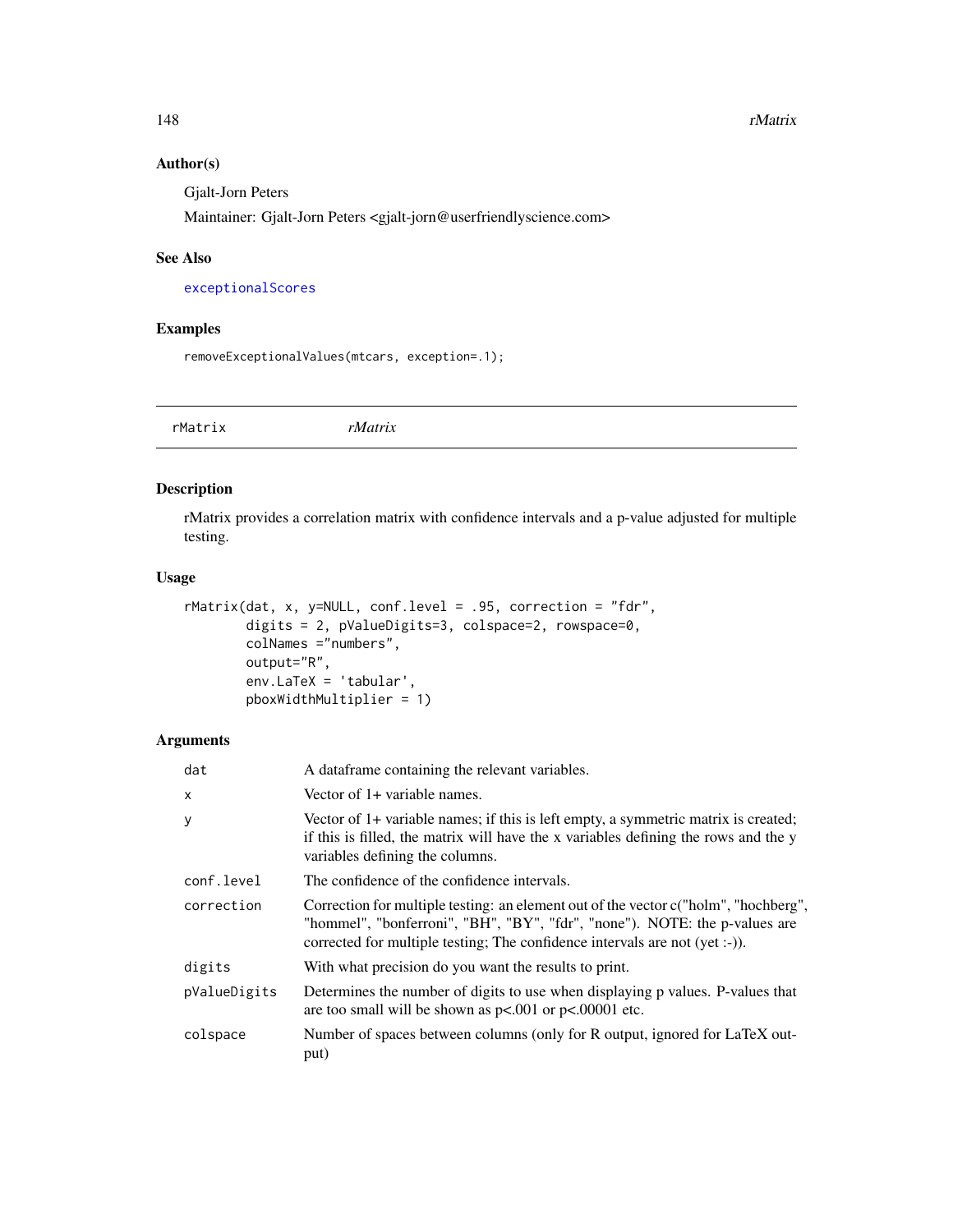### Author(s)

Gjalt-Jorn Peters

Maintainer: Gjalt-Jorn Peters <gjalt-jorn@userfriendlyscience.com>

### See Also

exceptionalScores

### Examples

```
removeExceptionalValues(mtcars, exception=.1);
```

---

## rMatrix &nbsp;&nbsp;&nbsp;&nbsp; *rMatrix*

---

### Description

rMatrix provides a correlation matrix with confidence intervals and a p-value adjusted for multiple testing.

### Usage

```
rMatrix(dat, x, y=NULL, conf.level = .95, correction = "fdr",
        digits = 2, pValueDigits=3, colspace=2, rowspace=0,
        colNames ="numbers",
        output="R",
        env.LaTeX = 'tabular',
        pboxWidthMultiplier = 1)
```

### Arguments

| | |
|---|---|
| dat | A dataframe containing the relevant variables. |
| x | Vector of 1+ variable names. |
| y | Vector of 1+ variable names; if this is left empty, a symmetric matrix is created; if this is filled, the matrix will have the x variables defining the rows and the y variables defining the columns. |
| conf.level | The confidence of the confidence intervals. |
| correction | Correction for multiple testing: an element out of the vector c("holm", "hochberg", "hommel", "bonferroni", "BH", "BY", "fdr", "none"). NOTE: the p-values are corrected for multiple testing; The confidence intervals are not (yet :-)). |
| digits | With what precision do you want the results to print. |
| pValueDigits | Determines the number of digits to use when displaying p values. P-values that are too small will be shown as p<.001 or p<.00001 etc. |
| colspace | Number of spaces between columns (only for R output, ignored for LaTeX output) |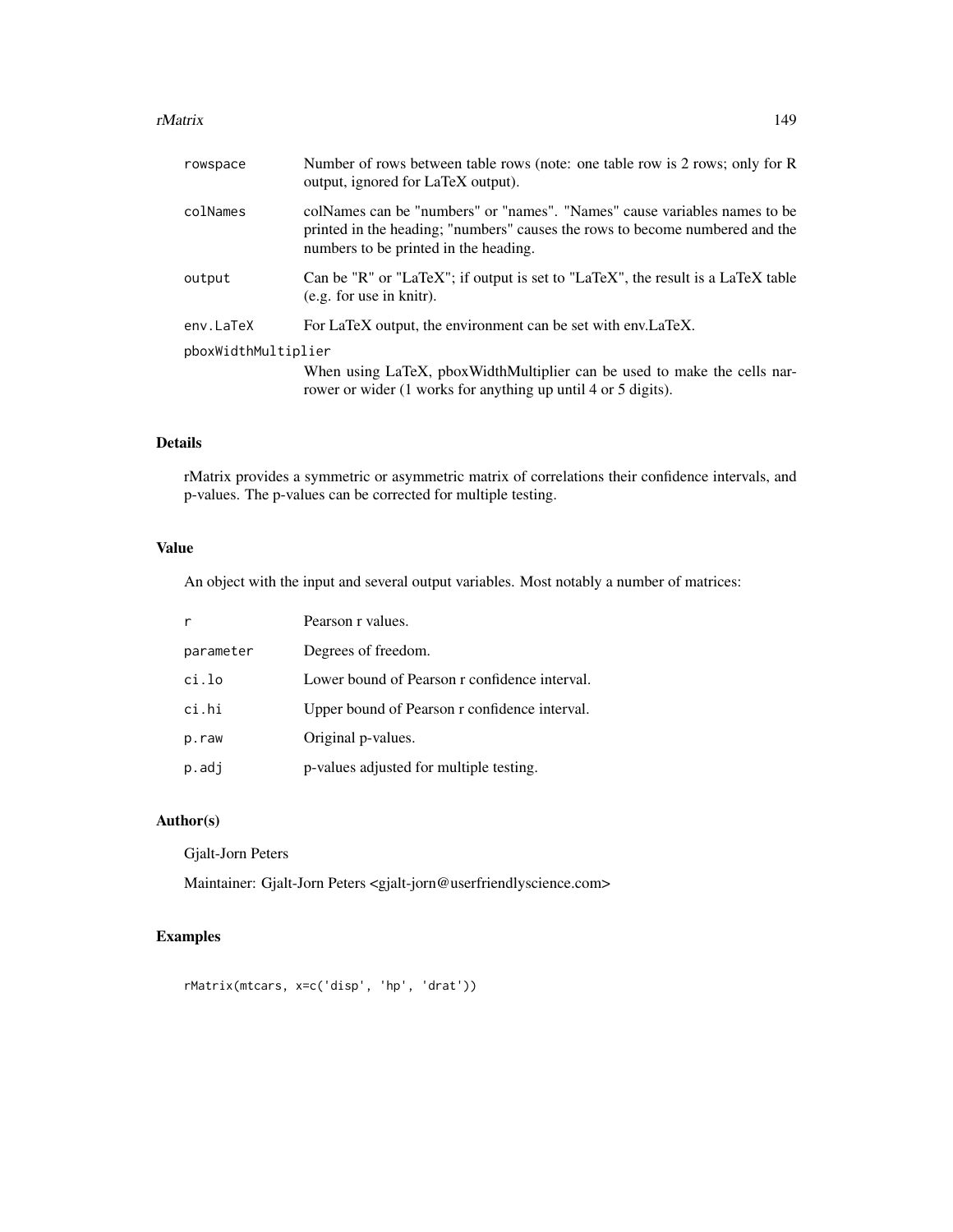| | |
|---|---|
| rowspace | Number of rows between table rows (note: one table row is 2 rows; only for R output, ignored for LaTeX output). |
| colNames | colNames can be "numbers" or "names". "Names" cause variables names to be printed in the heading; "numbers" causes the rows to become numbered and the numbers to be printed in the heading. |
| output | Can be "R" or "LaTeX"; if output is set to "LaTeX", the result is a LaTeX table (e.g. for use in knitr). |
| env.LaTeX | For LaTeX output, the environment can be set with env.LaTeX. |
| pboxWidthMultiplier | When using LaTeX, pboxWidthMultiplier can be used to make the cells narrower or wider (1 works for anything up until 4 or 5 digits). |

## Details

rMatrix provides a symmetric or asymmetric matrix of correlations their confidence intervals, and p-values. The p-values can be corrected for multiple testing.

## Value

An object with the input and several output variables. Most notably a number of matrices:

| | |
|---|---|
| r | Pearson r values. |
| parameter | Degrees of freedom. |
| ci.lo | Lower bound of Pearson r confidence interval. |
| ci.hi | Upper bound of Pearson r confidence interval. |
| p.raw | Original p-values. |
| p.adj | p-values adjusted for multiple testing. |

## Author(s)

Gjalt-Jorn Peters

Maintainer: Gjalt-Jorn Peters <gjalt-jorn@userfriendlyscience.com>

## Examples

```
rMatrix(mtcars, x=c('disp', 'hp', 'drat'))
```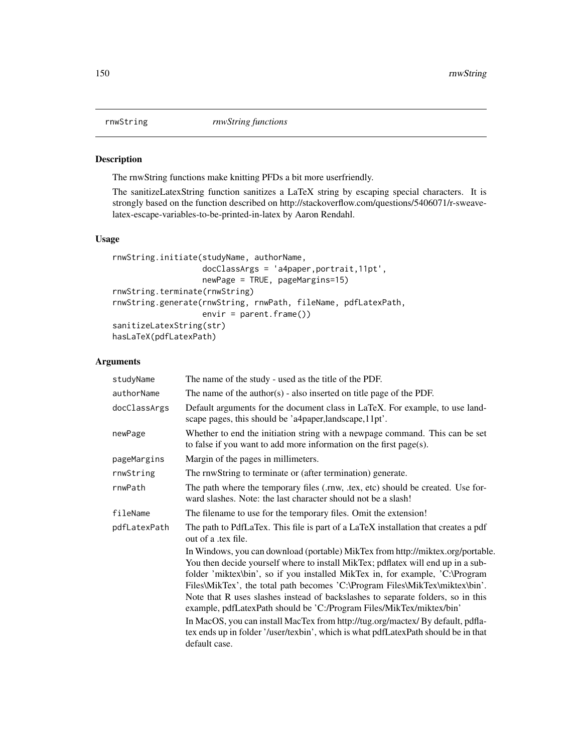# rnwString — *rnwString functions*

## Description

The rnwString functions make knitting PFDs a bit more userfriendly.

The sanitizeLatexString function sanitizes a LaTeX string by escaping special characters. It is strongly based on the function described on http://stackoverflow.com/questions/5406071/r-sweave-latex-escape-variables-to-be-printed-in-latex by Aaron Rendahl.

## Usage

```
rnwString.initiate(studyName, authorName,
                   docClassArgs = 'a4paper,portrait,11pt',
                   newPage = TRUE, pageMargins=15)
rnwString.terminate(rnwString)
rnwString.generate(rnwString, rnwPath, fileName, pdfLatexPath,
                   envir = parent.frame())
sanitizeLatexString(str)
hasLaTeX(pdfLatexPath)
```

## Arguments

| | |
|---|---|
| studyName | The name of the study - used as the title of the PDF. |
| authorName | The name of the author(s) - also inserted on title page of the PDF. |
| docClassArgs | Default arguments for the document class in LaTeX. For example, to use landscape pages, this should be 'a4paper,landscape,11pt'. |
| newPage | Whether to end the initiation string with a newpage command. This can be set to false if you want to add more information on the first page(s). |
| pageMargins | Margin of the pages in millimeters. |
| rnwString | The rnwString to terminate or (after termination) generate. |
| rnwPath | The path where the temporary files (.rnw, .tex, etc) should be created. Use forward slashes. Note: the last character should not be a slash! |
| fileName | The filename to use for the temporary files. Omit the extension! |
| pdfLatexPath | The path to PdfLaTex. This file is part of a LaTeX installation that creates a pdf out of a .tex file.<br><br>In Windows, you can download (portable) MikTex from http://miktex.org/portable. You then decide yourself where to install MikTex; pdflatex will end up in a subfolder 'miktex\bin', so if you installed MikTex in, for example, 'C:\Program Files\MikTex', the total path becomes 'C:\Program Files\MikTex\miktex\bin'. Note that R uses slashes instead of backslashes to separate folders, so in this example, pdfLatexPath should be 'C:/Program Files/MikTex/miktex/bin'<br><br>In MacOS, you can install MacTex from http://tug.org/mactex/ By default, pdflatex ends up in folder '/user/texbin', which is what pdfLatexPath should be in that default case. |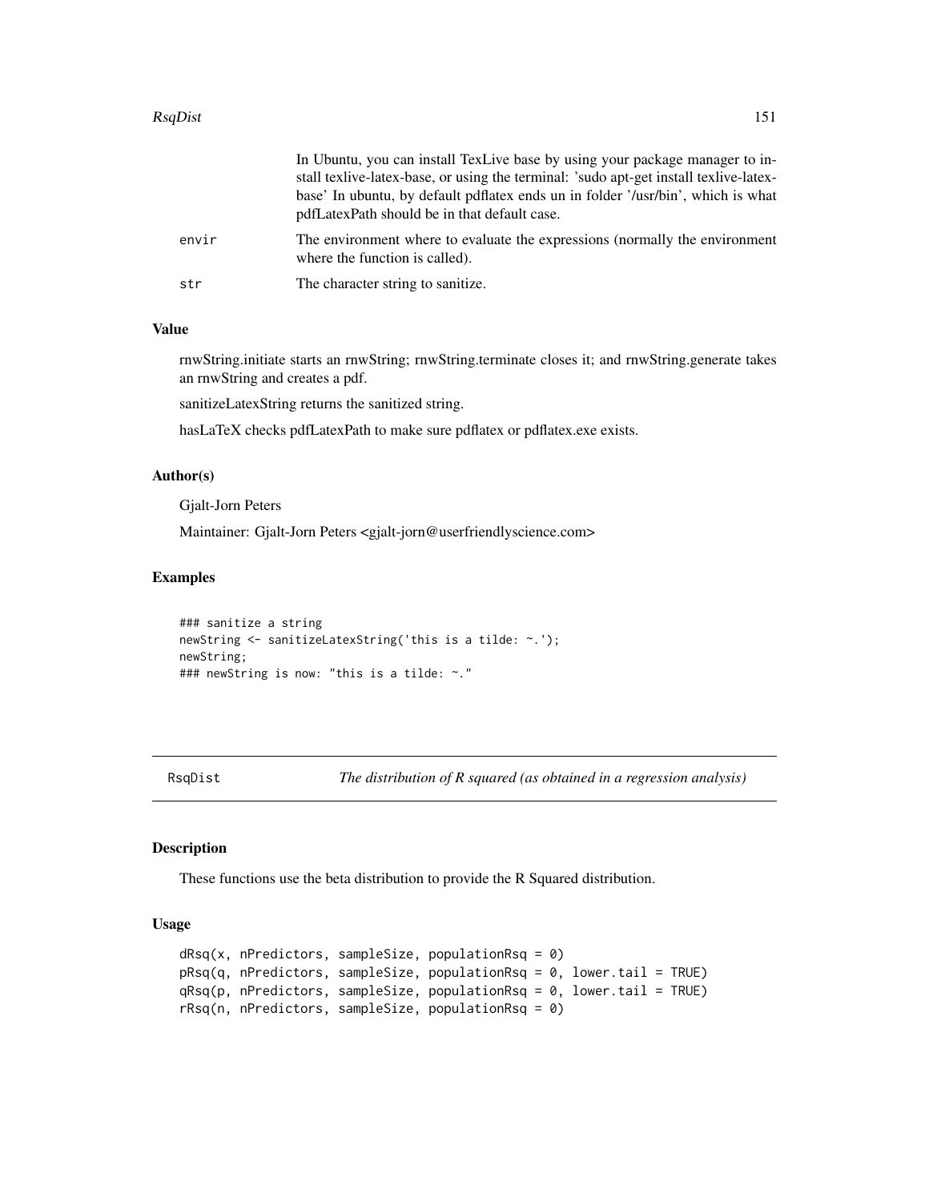In Ubuntu, you can install TexLive base by using your package manager to install texlive-latex-base, or using the terminal: 'sudo apt-get install texlive-latex-base' In ubuntu, by default pdflatex ends un in folder '/usr/bin', which is what pdfLatexPath should be in that default case.

envir
: The environment where to evaluate the expressions (normally the environment where the function is called).

str
: The character string to sanitize.

### Value

rnwString.initiate starts an rnwString; rnwString.terminate closes it; and rnwString.generate takes an rnwString and creates a pdf.

sanitizeLatexString returns the sanitized string.

hasLaTeX checks pdfLatexPath to make sure pdflatex or pdflatex.exe exists.

### Author(s)

Gjalt-Jorn Peters

Maintainer: Gjalt-Jorn Peters <gjalt-jorn@userfriendlyscience.com>

### Examples

```
### sanitize a string
newString <- sanitizeLatexString('this is a tilde: ~.');
newString;
### newString is now: "this is a tilde: ~."
```

---

## RsqDist — *The distribution of R squared (as obtained in a regression analysis)*

### Description

These functions use the beta distribution to provide the R Squared distribution.

### Usage

```
dRsq(x, nPredictors, sampleSize, populationRsq = 0)
pRsq(q, nPredictors, sampleSize, populationRsq = 0, lower.tail = TRUE)
qRsq(p, nPredictors, sampleSize, populationRsq = 0, lower.tail = TRUE)
rRsq(n, nPredictors, sampleSize, populationRsq = 0)
```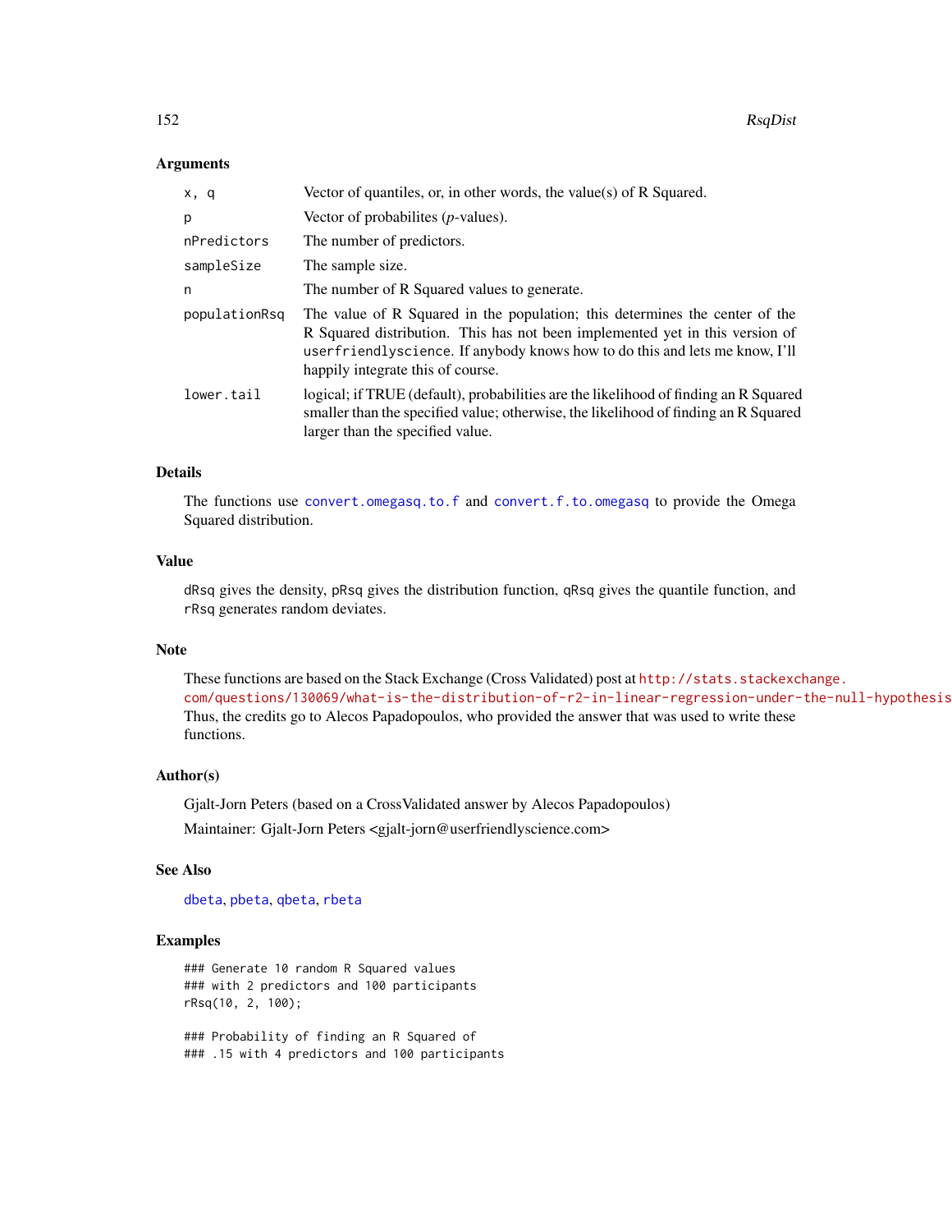### Arguments

| | |
|---|---|
| `x, q` | Vector of quantiles, or, in other words, the value(s) of R Squared. |
| `p` | Vector of probabilites (*p*-values). |
| `nPredictors` | The number of predictors. |
| `sampleSize` | The sample size. |
| `n` | The number of R Squared values to generate. |
| `populationRsq` | The value of R Squared in the population; this determines the center of the R Squared distribution. This has not been implemented yet in this version of `userfriendlyscience`. If anybody knows how to do this and lets me know, I'll happily integrate this of course. |
| `lower.tail` | logical; if TRUE (default), probabilities are the likelihood of finding an R Squared smaller than the specified value; otherwise, the likelihood of finding an R Squared larger than the specified value. |

### Details

The functions use `convert.omegasq.to.f` and `convert.f.to.omegasq` to provide the Omega Squared distribution.

### Value

`dRsq` gives the density, `pRsq` gives the distribution function, `qRsq` gives the quantile function, and `rRsq` generates random deviates.

### Note

These functions are based on the Stack Exchange (Cross Validated) post at http://stats.stackexchange.com/questions/130069/what-is-the-distribution-of-r2-in-linear-regression-under-the-null-hypothesis. Thus, the credits go to Alecos Papadopoulos, who provided the answer that was used to write these functions.

### Author(s)

Gjalt-Jorn Peters (based on a CrossValidated answer by Alecos Papadopoulos)

Maintainer: Gjalt-Jorn Peters <gjalt-jorn@userfriendlyscience.com>

### See Also

`dbeta`, `pbeta`, `qbeta`, `rbeta`

### Examples

```
### Generate 10 random R Squared values
### with 2 predictors and 100 participants
rRsq(10, 2, 100);

### Probability of finding an R Squared of
### .15 with 4 predictors and 100 participants
```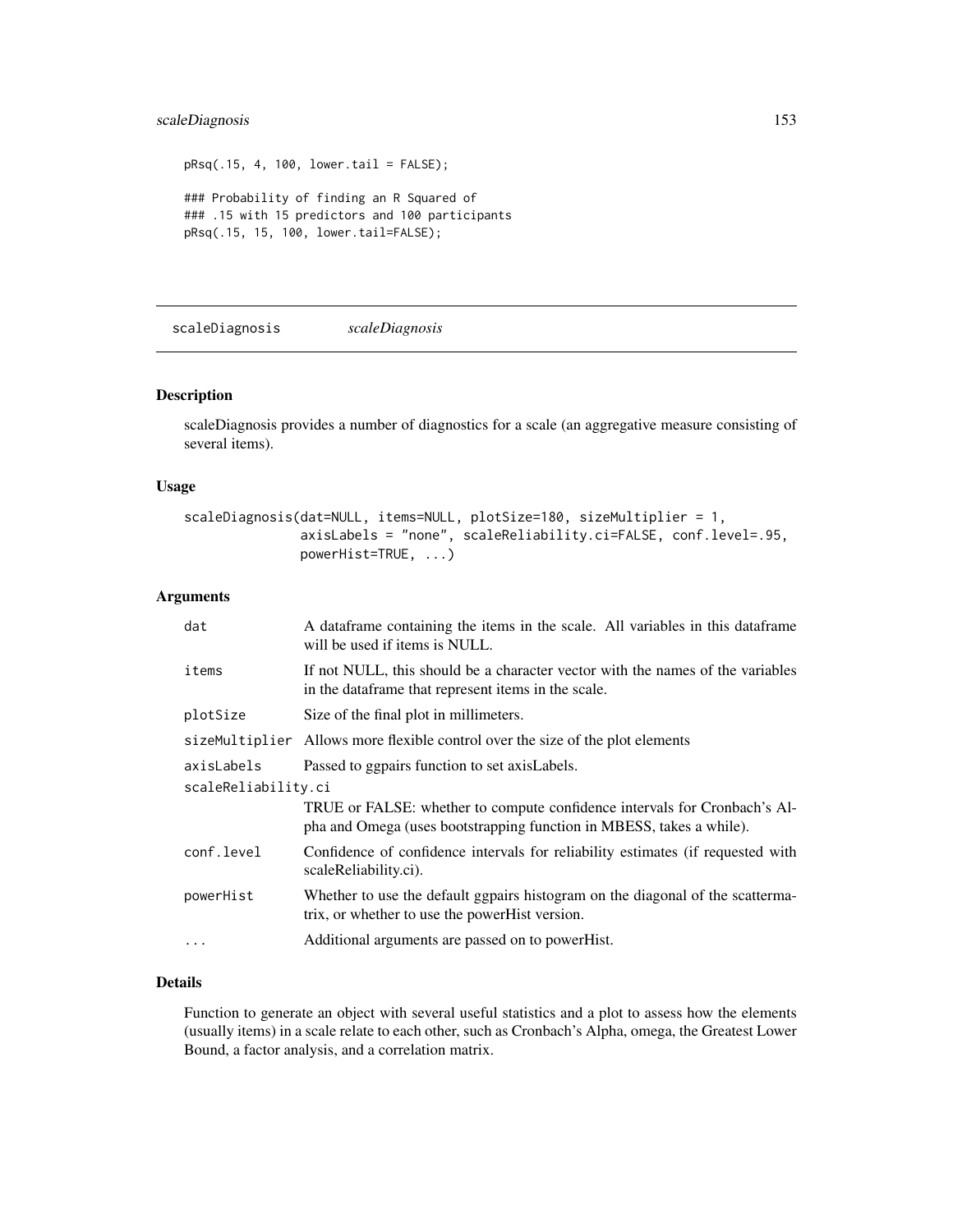```
pRsq(.15, 4, 100, lower.tail = FALSE);

### Probability of finding an R Squared of
### .15 with 15 predictors and 100 participants
pRsq(.15, 15, 100, lower.tail=FALSE);
```

---

## scaleDiagnosis *scaleDiagnosis*

---

### Description

scaleDiagnosis provides a number of diagnostics for a scale (an aggregative measure consisting of several items).

### Usage

```
scaleDiagnosis(dat=NULL, items=NULL, plotSize=180, sizeMultiplier = 1,
               axisLabels = "none", scaleReliability.ci=FALSE, conf.level=.95,
               powerHist=TRUE, ...)
```

### Arguments

| | |
|---|---|
| `dat` | A dataframe containing the items in the scale. All variables in this dataframe will be used if items is NULL. |
| `items` | If not NULL, this should be a character vector with the names of the variables in the dataframe that represent items in the scale. |
| `plotSize` | Size of the final plot in millimeters. |
| `sizeMultiplier` | Allows more flexible control over the size of the plot elements |
| `axisLabels` | Passed to ggpairs function to set axisLabels. |
| `scaleReliability.ci` | TRUE or FALSE: whether to compute confidence intervals for Cronbach's Alpha and Omega (uses bootstrapping function in MBESS, takes a while). |
| `conf.level` | Confidence of confidence intervals for reliability estimates (if requested with scaleReliability.ci). |
| `powerHist` | Whether to use the default ggpairs histogram on the diagonal of the scattermatrix, or whether to use the powerHist version. |
| `...` | Additional arguments are passed on to powerHist. |

### Details

Function to generate an object with several useful statistics and a plot to assess how the elements (usually items) in a scale relate to each other, such as Cronbach's Alpha, omega, the Greatest Lower Bound, a factor analysis, and a correlation matrix.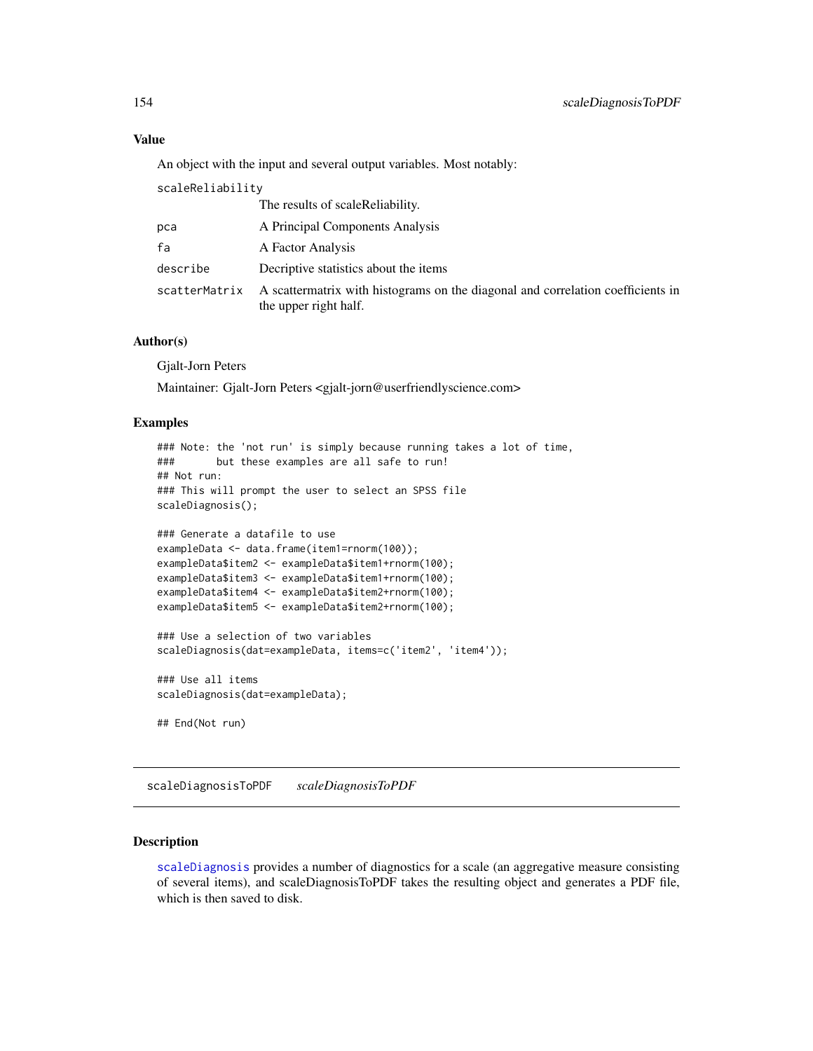### Value

An object with the input and several output variables. Most notably:

| | |
|---|---|
| `scaleReliability` | The results of scaleReliability. |
| `pca` | A Principal Components Analysis |
| `fa` | A Factor Analysis |
| `describe` | Decriptive statistics about the items |
| `scatterMatrix` | A scattermatrix with histograms on the diagonal and correlation coefficients in the upper right half. |

### Author(s)

Gjalt-Jorn Peters

Maintainer: Gjalt-Jorn Peters <gjalt-jorn@userfriendlyscience.com>

### Examples

```
### Note: the 'not run' is simply because running takes a lot of time,
###       but these examples are all safe to run!
## Not run:
### This will prompt the user to select an SPSS file
scaleDiagnosis();

### Generate a datafile to use
exampleData <- data.frame(item1=rnorm(100));
exampleData$item2 <- exampleData$item1+rnorm(100);
exampleData$item3 <- exampleData$item1+rnorm(100);
exampleData$item4 <- exampleData$item2+rnorm(100);
exampleData$item5 <- exampleData$item2+rnorm(100);

### Use a selection of two variables
scaleDiagnosis(dat=exampleData, items=c('item2', 'item4'));

### Use all items
scaleDiagnosis(dat=exampleData);

## End(Not run)
```

---

## scaleDiagnosisToPDF *scaleDiagnosisToPDF*

### Description

scaleDiagnosis provides a number of diagnostics for a scale (an aggregative measure consisting of several items), and scaleDiagnosisToPDF takes the resulting object and generates a PDF file, which is then saved to disk.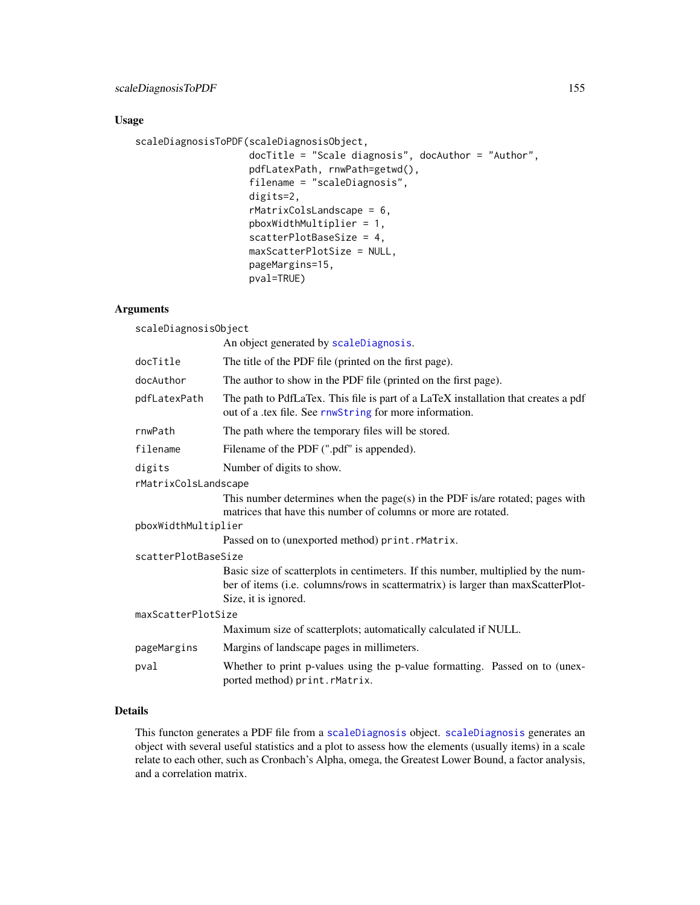## Usage

```
scaleDiagnosisToPDF(scaleDiagnosisObject,
                    docTitle = "Scale diagnosis", docAuthor = "Author",
                    pdfLatexPath, rnwPath=getwd(),
                    filename = "scaleDiagnosis",
                    digits=2,
                    rMatrixColsLandscape = 6,
                    pboxWidthMultiplier = 1,
                    scatterPlotBaseSize = 4,
                    maxScatterPlotSize = NULL,
                    pageMargins=15,
                    pval=TRUE)
```

## Arguments

`scaleDiagnosisObject`
An object generated by `scaleDiagnosis`.

`docTitle`
The title of the PDF file (printed on the first page).

`docAuthor`
The author to show in the PDF file (printed on the first page).

`pdfLatexPath`
The path to PdfLaTex. This file is part of a LaTeX installation that creates a pdf out of a .tex file. See `rnwString` for more information.

`rnwPath`
The path where the temporary files will be stored.

`filename`
Filename of the PDF (".pdf" is appended).

`digits`
Number of digits to show.

`rMatrixColsLandscape`
This number determines when the page(s) in the PDF is/are rotated; pages with matrices that have this number of columns or more are rotated.

`pboxWidthMultiplier`
Passed on to (unexported method) `print.rMatrix`.

`scatterPlotBaseSize`
Basic size of scatterplots in centimeters. If this number, multiplied by the number of items (i.e. columns/rows in scattermatrix) is larger than maxScatterPlotSize, it is ignored.

`maxScatterPlotSize`
Maximum size of scatterplots; automatically calculated if NULL.

`pageMargins`
Margins of landscape pages in millimeters.

`pval`
Whether to print p-values using the p-value formatting. Passed on to (unexported method) `print.rMatrix`.

## Details

This functon generates a PDF file from a `scaleDiagnosis` object. `scaleDiagnosis` generates an object with several useful statistics and a plot to assess how the elements (usually items) in a scale relate to each other, such as Cronbach's Alpha, omega, the Greatest Lower Bound, a factor analysis, and a correlation matrix.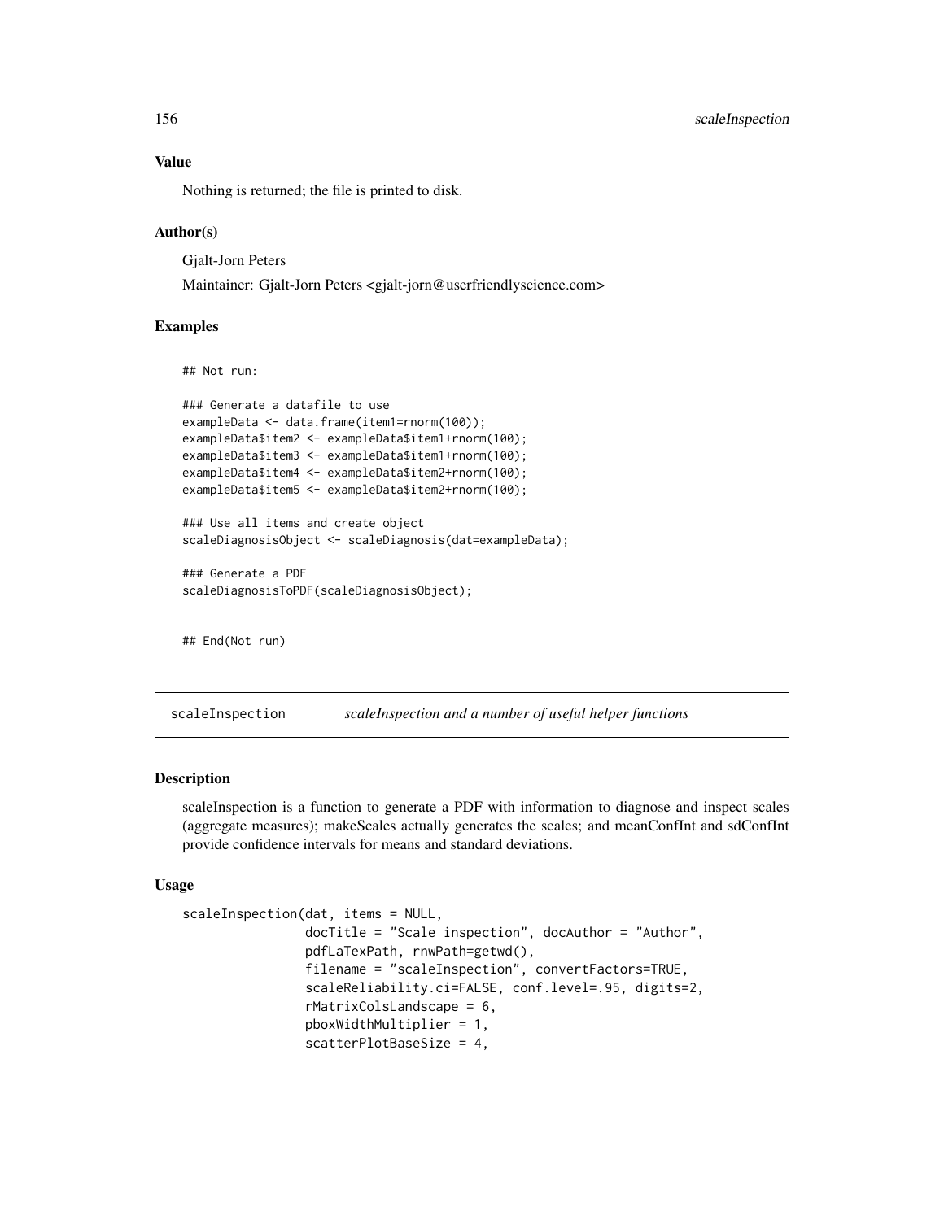### Value

Nothing is returned; the file is printed to disk.

### Author(s)

Gjalt-Jorn Peters

Maintainer: Gjalt-Jorn Peters <gjalt-jorn@userfriendlyscience.com>

### Examples

```
## Not run:

### Generate a datafile to use
exampleData <- data.frame(item1=rnorm(100));
exampleData$item2 <- exampleData$item1+rnorm(100);
exampleData$item3 <- exampleData$item1+rnorm(100);
exampleData$item4 <- exampleData$item2+rnorm(100);
exampleData$item5 <- exampleData$item2+rnorm(100);

### Use all items and create object
scaleDiagnosisObject <- scaleDiagnosis(dat=exampleData);

### Generate a PDF
scaleDiagnosisToPDF(scaleDiagnosisObject);


## End(Not run)
```

---

## scaleInspection — *scaleInspection and a number of useful helper functions*

---

### Description

scaleInspection is a function to generate a PDF with information to diagnose and inspect scales (aggregate measures); makeScales actually generates the scales; and meanConfInt and sdConfInt provide confidence intervals for means and standard deviations.

### Usage

```
scaleInspection(dat, items = NULL,
                docTitle = "Scale inspection", docAuthor = "Author",
                pdfLaTexPath, rnwPath=getwd(),
                filename = "scaleInspection", convertFactors=TRUE,
                scaleReliability.ci=FALSE, conf.level=.95, digits=2,
                rMatrixColsLandscape = 6,
                pboxWidthMultiplier = 1,
                scatterPlotBaseSize = 4,
```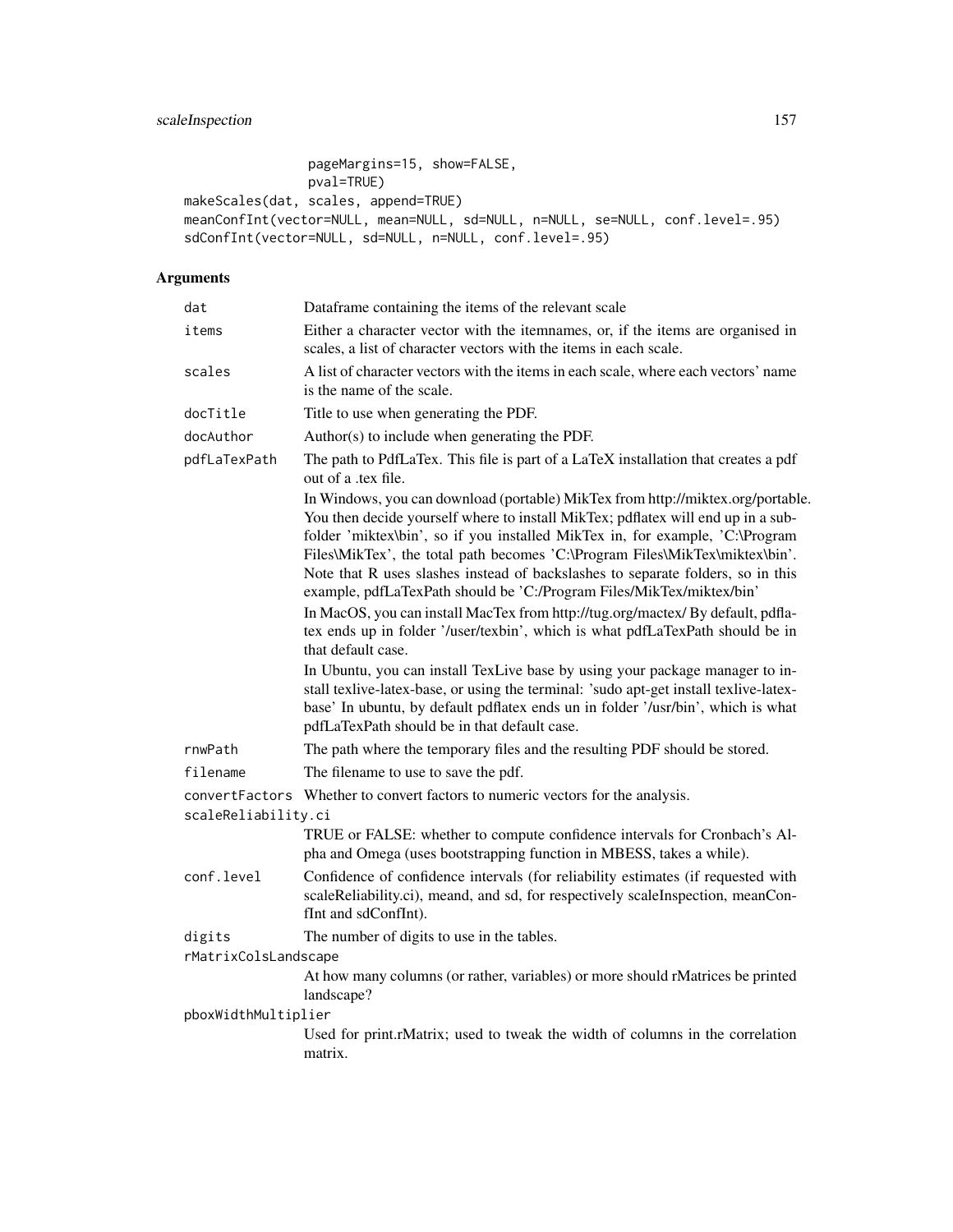```
                pageMargins=15, show=FALSE,
                pval=TRUE)
makeScales(dat, scales, append=TRUE)
meanConfInt(vector=NULL, mean=NULL, sd=NULL, n=NULL, se=NULL, conf.level=.95)
sdConfInt(vector=NULL, sd=NULL, n=NULL, conf.level=.95)
```

## Arguments

`dat` Dataframe containing the items of the relevant scale

`items` Either a character vector with the itemnames, or, if the items are organised in scales, a list of character vectors with the items in each scale.

`scales` A list of character vectors with the items in each scale, where each vectors' name is the name of the scale.

`docTitle` Title to use when generating the PDF.

`docAuthor` Author(s) to include when generating the PDF.

`pdfLaTexPath` The path to PdfLaTex. This file is part of a LaTeX installation that creates a pdf out of a .tex file.

In Windows, you can download (portable) MikTex from http://miktex.org/portable. You then decide yourself where to install MikTex; pdflatex will end up in a subfolder 'miktex\bin', so if you installed MikTex in, for example, 'C:\Program Files\MikTex', the total path becomes 'C:\Program Files\MikTex\miktex\bin'. Note that R uses slashes instead of backslashes to separate folders, so in this example, pdfLaTexPath should be 'C:/Program Files/MikTex/miktex/bin'

In MacOS, you can install MacTex from http://tug.org/mactex/ By default, pdflatex ends up in folder '/user/texbin', which is what pdfLaTexPath should be in that default case.

In Ubuntu, you can install TexLive base by using your package manager to install texlive-latex-base, or using the terminal: 'sudo apt-get install texlive-latex-base' In ubuntu, by default pdflatex ends un in folder '/usr/bin', which is what pdfLaTexPath should be in that default case.

`rnwPath` The path where the temporary files and the resulting PDF should be stored.

`filename` The filename to use to save the pdf.

`convertFactors` Whether to convert factors to numeric vectors for the analysis.

`scaleReliability.ci`
TRUE or FALSE: whether to compute confidence intervals for Cronbach's Alpha and Omega (uses bootstrapping function in MBESS, takes a while).

`conf.level` Confidence of confidence intervals (for reliability estimates (if requested with scaleReliability.ci), meand, and sd, for respectively scaleInspection, meanConfInt and sdConfInt).

`digits` The number of digits to use in the tables.

`rMatrixColsLandscape`
At how many columns (or rather, variables) or more should rMatrices be printed landscape?

`pboxWidthMultiplier`
Used for print.rMatrix; used to tweak the width of columns in the correlation matrix.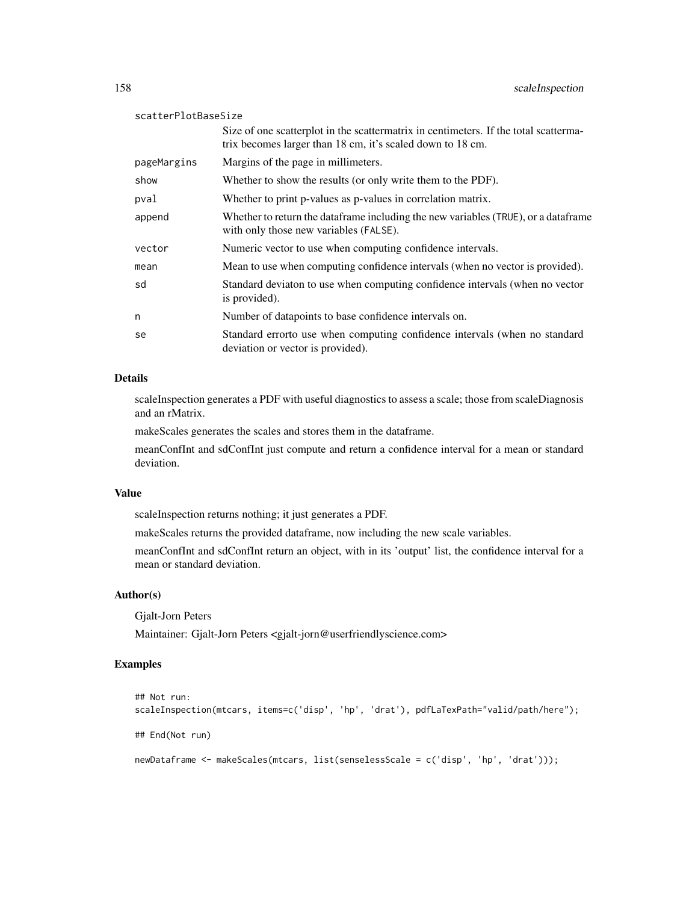scatterPlotBaseSize
: Size of one scatterplot in the scattermatrix in centimeters. If the total scattermatrix becomes larger than 18 cm, it's scaled down to 18 cm.

pageMargins
: Margins of the page in millimeters.

show
: Whether to show the results (or only write them to the PDF).

pval
: Whether to print p-values as p-values in correlation matrix.

append
: Whether to return the dataframe including the new variables (TRUE), or a dataframe with only those new variables (FALSE).

vector
: Numeric vector to use when computing confidence intervals.

mean
: Mean to use when computing confidence intervals (when no vector is provided).

sd
: Standard deviaton to use when computing confidence intervals (when no vector is provided).

n
: Number of datapoints to base confidence intervals on.

se
: Standard errorto use when computing confidence intervals (when no standard deviation or vector is provided).

### Details

scaleInspection generates a PDF with useful diagnostics to assess a scale; those from scaleDiagnosis and an rMatrix.

makeScales generates the scales and stores them in the dataframe.

meanConfInt and sdConfInt just compute and return a confidence interval for a mean or standard deviation.

### Value

scaleInspection returns nothing; it just generates a PDF.

makeScales returns the provided dataframe, now including the new scale variables.

meanConfInt and sdConfInt return an object, with in its 'output' list, the confidence interval for a mean or standard deviation.

### Author(s)

Gjalt-Jorn Peters

Maintainer: Gjalt-Jorn Peters <gjalt-jorn@userfriendlyscience.com>

### Examples

```
## Not run:
scaleInspection(mtcars, items=c('disp', 'hp', 'drat'), pdfLaTexPath="valid/path/here");

## End(Not run)

newDataframe <- makeScales(mtcars, list(senselessScale = c('disp', 'hp', 'drat')));
```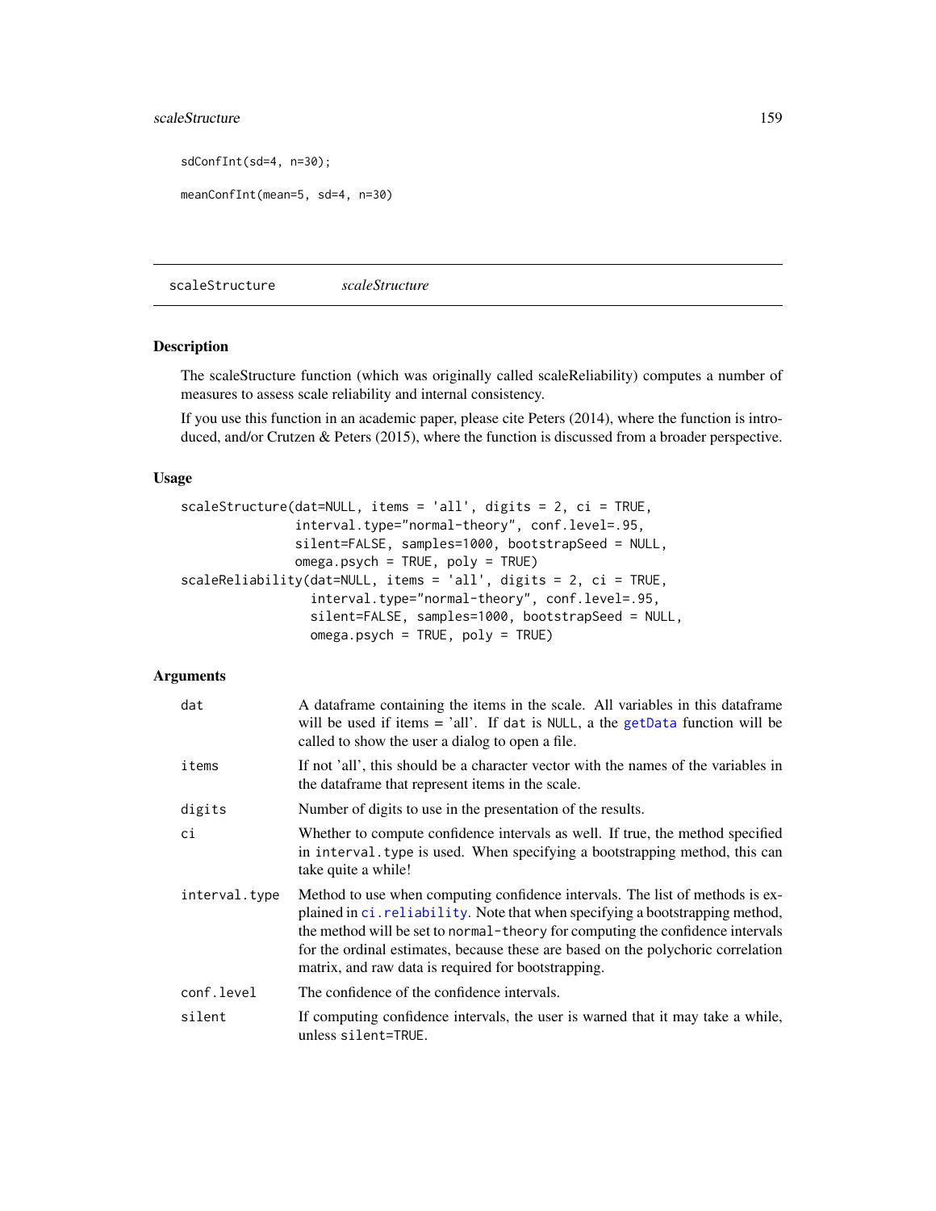```
sdConfInt(sd=4, n=30);

meanConfInt(mean=5, sd=4, n=30)
```

---

## scaleStructure *scaleStructure*

### Description

The scaleStructure function (which was originally called scaleReliability) computes a number of measures to assess scale reliability and internal consistency.

If you use this function in an academic paper, please cite Peters (2014), where the function is introduced, and/or Crutzen & Peters (2015), where the function is discussed from a broader perspective.

### Usage

```
scaleStructure(dat=NULL, items = 'all', digits = 2, ci = TRUE,
               interval.type="normal-theory", conf.level=.95,
               silent=FALSE, samples=1000, bootstrapSeed = NULL,
               omega.psych = TRUE, poly = TRUE)
scaleReliability(dat=NULL, items = 'all', digits = 2, ci = TRUE,
                 interval.type="normal-theory", conf.level=.95,
                 silent=FALSE, samples=1000, bootstrapSeed = NULL,
                 omega.psych = TRUE, poly = TRUE)
```

### Arguments

| | |
|---|---|
| `dat` | A dataframe containing the items in the scale. All variables in this dataframe will be used if items = 'all'. If `dat` is `NULL`, a the `getData` function will be called to show the user a dialog to open a file. |
| `items` | If not 'all', this should be a character vector with the names of the variables in the dataframe that represent items in the scale. |
| `digits` | Number of digits to use in the presentation of the results. |
| `ci` | Whether to compute confidence intervals as well. If true, the method specified in `interval.type` is used. When specifying a bootstrapping method, this can take quite a while! |
| `interval.type` | Method to use when computing confidence intervals. The list of methods is explained in `ci.reliability`. Note that when specifying a bootstrapping method, the method will be set to `normal-theory` for computing the confidence intervals for the ordinal estimates, because these are based on the polychoric correlation matrix, and raw data is required for bootstrapping. |
| `conf.level` | The confidence of the confidence intervals. |
| `silent` | If computing confidence intervals, the user is warned that it may take a while, unless `silent=TRUE`. |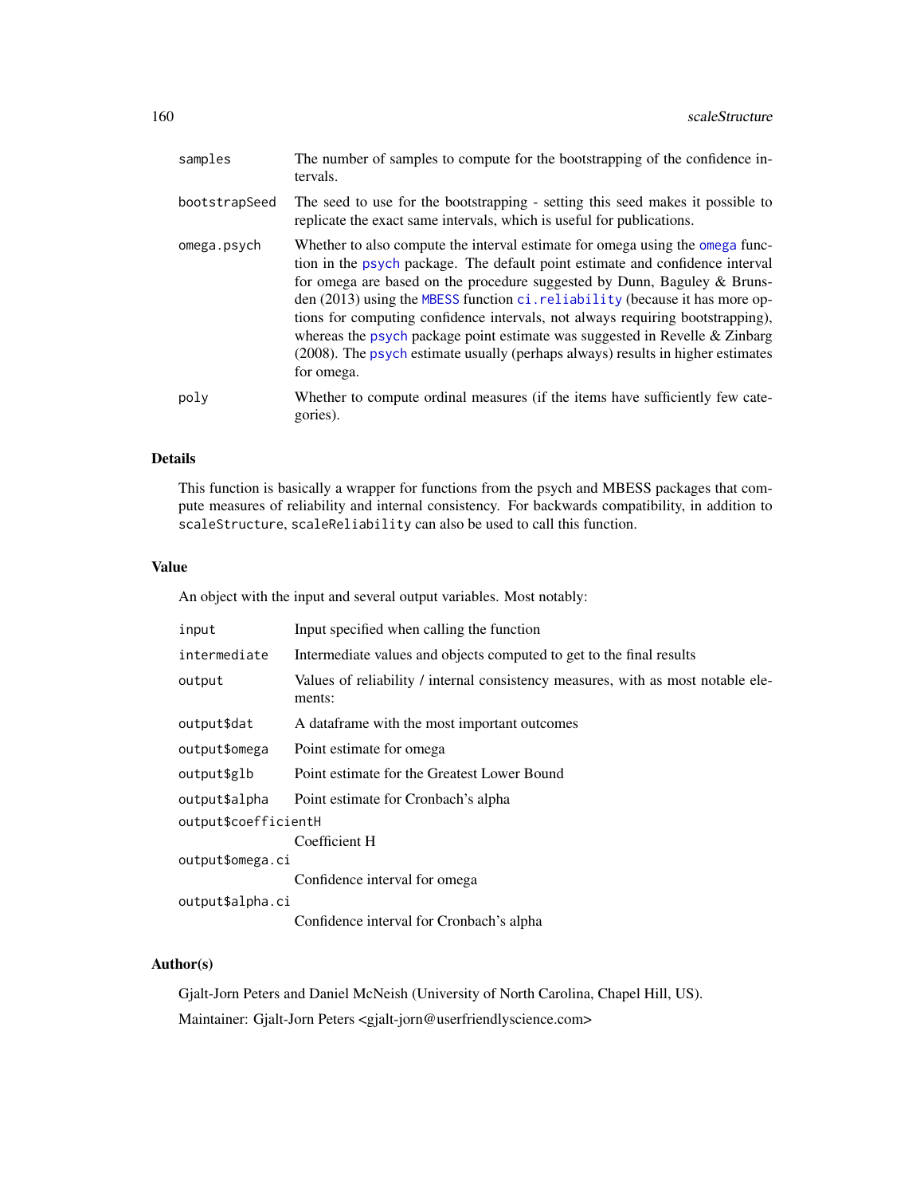| | |
|---|---|
| `samples` | The number of samples to compute for the bootstrapping of the confidence intervals. |
| `bootstrapSeed` | The seed to use for the bootstrapping - setting this seed makes it possible to replicate the exact same intervals, which is useful for publications. |
| `omega.psych` | Whether to also compute the interval estimate for omega using the `omega` function in the `psych` package. The default point estimate and confidence interval for omega are based on the procedure suggested by Dunn, Baguley & Brunsden (2013) using the `MBESS` function `ci.reliability` (because it has more options for computing confidence intervals, not always requiring bootstrapping), whereas the `psych` package point estimate was suggested in Revelle & Zinbarg (2008). The `psych` estimate usually (perhaps always) results in higher estimates for omega. |
| `poly` | Whether to compute ordinal measures (if the items have sufficiently few categories). |

## Details

This function is basically a wrapper for functions from the psych and MBESS packages that compute measures of reliability and internal consistency. For backwards compatibility, in addition to `scaleStructure`, `scaleReliability` can also be used to call this function.

## Value

An object with the input and several output variables. Most notably:

| | |
|---|---|
| `input` | Input specified when calling the function |
| `intermediate` | Intermediate values and objects computed to get to the final results |
| `output` | Values of reliability / internal consistency measures, with as most notable elements: |
| `output$dat` | A dataframe with the most important outcomes |
| `output$omega` | Point estimate for omega |
| `output$glb` | Point estimate for the Greatest Lower Bound |
| `output$alpha` | Point estimate for Cronbach's alpha |
| `output$coefficientH` | Coefficient H |
| `output$omega.ci` | Confidence interval for omega |
| `output$alpha.ci` | Confidence interval for Cronbach's alpha |

## Author(s)

Gjalt-Jorn Peters and Daniel McNeish (University of North Carolina, Chapel Hill, US).

Maintainer: Gjalt-Jorn Peters <gjalt-jorn@userfriendlyscience.com>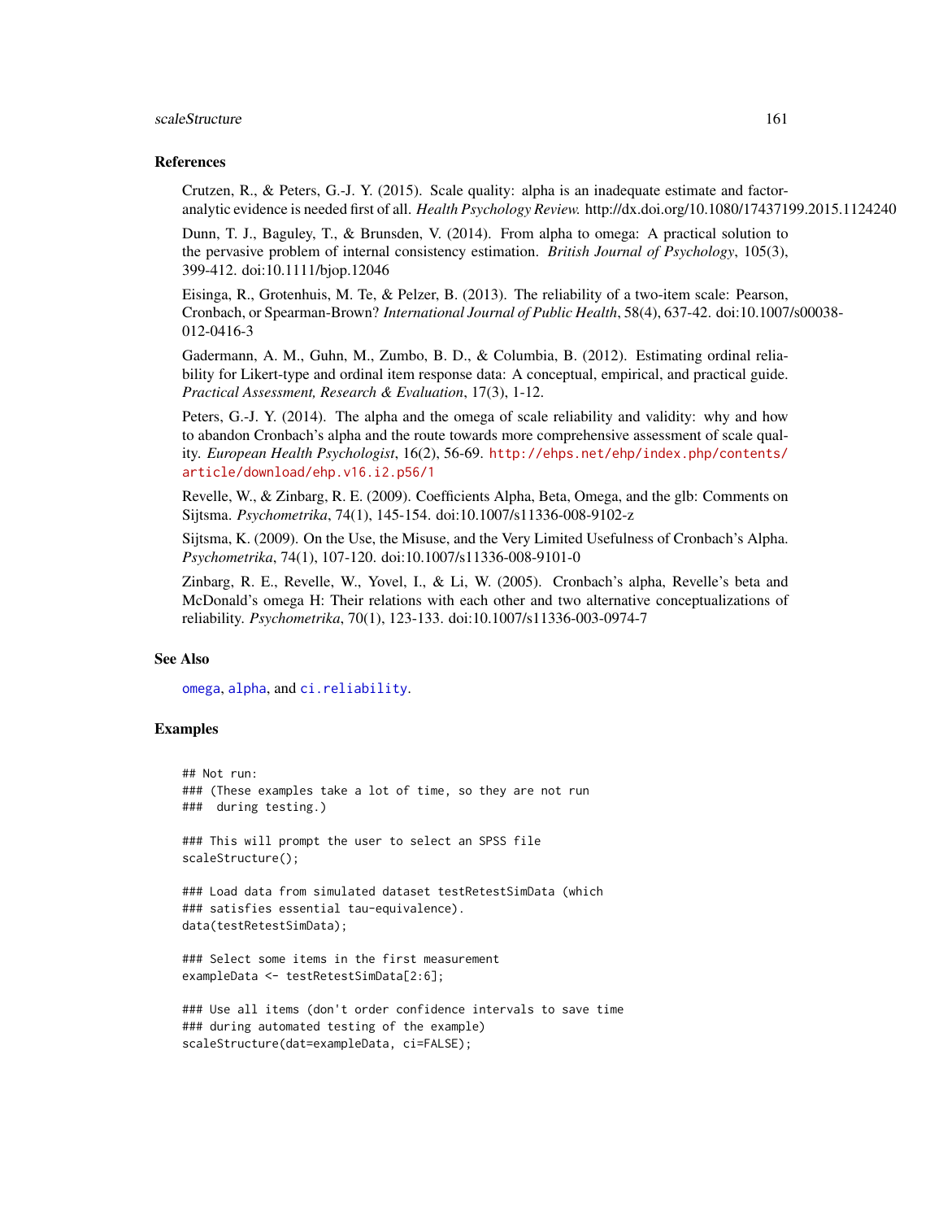## References

Crutzen, R., & Peters, G.-J. Y. (2015). Scale quality: alpha is an inadequate estimate and factor-analytic evidence is needed first of all. *Health Psychology Review.* http://dx.doi.org/10.1080/17437199.2015.1124240

Dunn, T. J., Baguley, T., & Brunsden, V. (2014). From alpha to omega: A practical solution to the pervasive problem of internal consistency estimation. *British Journal of Psychology*, 105(3), 399-412. doi:10.1111/bjop.12046

Eisinga, R., Grotenhuis, M. Te, & Pelzer, B. (2013). The reliability of a two-item scale: Pearson, Cronbach, or Spearman-Brown? *International Journal of Public Health*, 58(4), 637-42. doi:10.1007/s00038-012-0416-3

Gadermann, A. M., Guhn, M., Zumbo, B. D., & Columbia, B. (2012). Estimating ordinal reliability for Likert-type and ordinal item response data: A conceptual, empirical, and practical guide. *Practical Assessment, Research & Evaluation*, 17(3), 1-12.

Peters, G.-J. Y. (2014). The alpha and the omega of scale reliability and validity: why and how to abandon Cronbach's alpha and the route towards more comprehensive assessment of scale quality. *European Health Psychologist*, 16(2), 56-69. http://ehps.net/ehp/index.php/contents/article/download/ehp.v16.i2.p56/1

Revelle, W., & Zinbarg, R. E. (2009). Coefficients Alpha, Beta, Omega, and the glb: Comments on Sijtsma. *Psychometrika*, 74(1), 145-154. doi:10.1007/s11336-008-9102-z

Sijtsma, K. (2009). On the Use, the Misuse, and the Very Limited Usefulness of Cronbach's Alpha. *Psychometrika*, 74(1), 107-120. doi:10.1007/s11336-008-9101-0

Zinbarg, R. E., Revelle, W., Yovel, I., & Li, W. (2005). Cronbach's alpha, Revelle's beta and McDonald's omega H: Their relations with each other and two alternative conceptualizations of reliability. *Psychometrika*, 70(1), 123-133. doi:10.1007/s11336-003-0974-7

## See Also

omega, alpha, and ci.reliability.

## Examples

```
## Not run:
### (These examples take a lot of time, so they are not run
###  during testing.)

### This will prompt the user to select an SPSS file
scaleStructure();

### Load data from simulated dataset testRetestSimData (which
### satisfies essential tau-equivalence).
data(testRetestSimData);

### Select some items in the first measurement
exampleData <- testRetestSimData[2:6];

### Use all items (don't order confidence intervals to save time
### during automated testing of the example)
scaleStructure(dat=exampleData, ci=FALSE);
```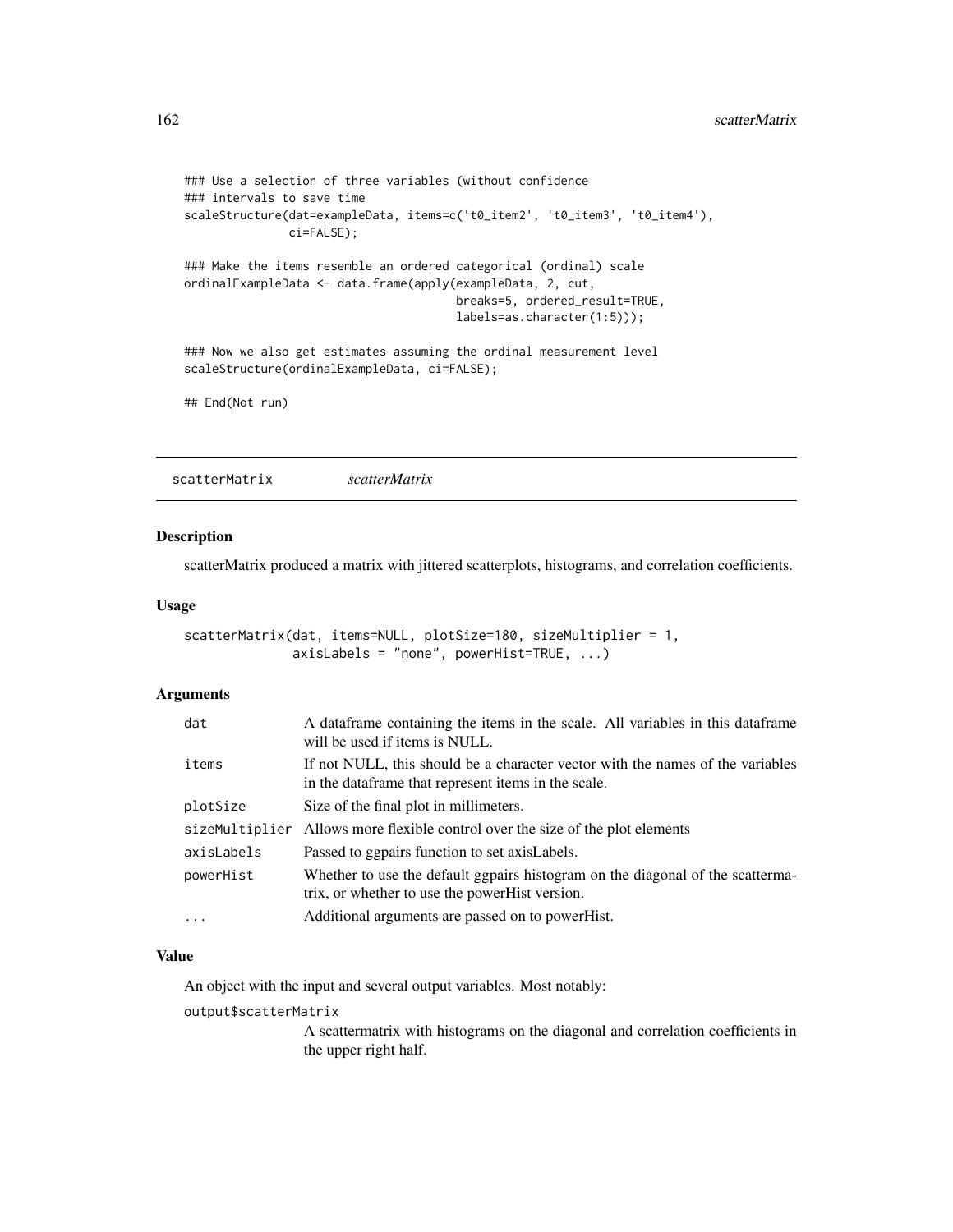```
### Use a selection of three variables (without confidence
### intervals to save time
scaleStructure(dat=exampleData, items=c('t0_item2', 't0_item3', 't0_item4'),
               ci=FALSE);

### Make the items resemble an ordered categorical (ordinal) scale
ordinalExampleData <- data.frame(apply(exampleData, 2, cut,
                                       breaks=5, ordered_result=TRUE,
                                       labels=as.character(1:5)));

### Now we also get estimates assuming the ordinal measurement level
scaleStructure(ordinalExampleData, ci=FALSE);

## End(Not run)
```

## scatterMatrix *scatterMatrix*

### Description

scatterMatrix produced a matrix with jittered scatterplots, histograms, and correlation coefficients.

### Usage

```
scatterMatrix(dat, items=NULL, plotSize=180, sizeMultiplier = 1,
              axisLabels = "none", powerHist=TRUE, ...)
```

### Arguments

| | |
|---|---|
| `dat` | A dataframe containing the items in the scale. All variables in this dataframe will be used if items is NULL. |
| `items` | If not NULL, this should be a character vector with the names of the variables in the dataframe that represent items in the scale. |
| `plotSize` | Size of the final plot in millimeters. |
| `sizeMultiplier` | Allows more flexible control over the size of the plot elements |
| `axisLabels` | Passed to ggpairs function to set axisLabels. |
| `powerHist` | Whether to use the default ggpairs histogram on the diagonal of the scattermatrix, or whether to use the powerHist version. |
| `...` | Additional arguments are passed on to powerHist. |

### Value

An object with the input and several output variables. Most notably:

`output$scatterMatrix`
: A scattermatrix with histograms on the diagonal and correlation coefficients in the upper right half.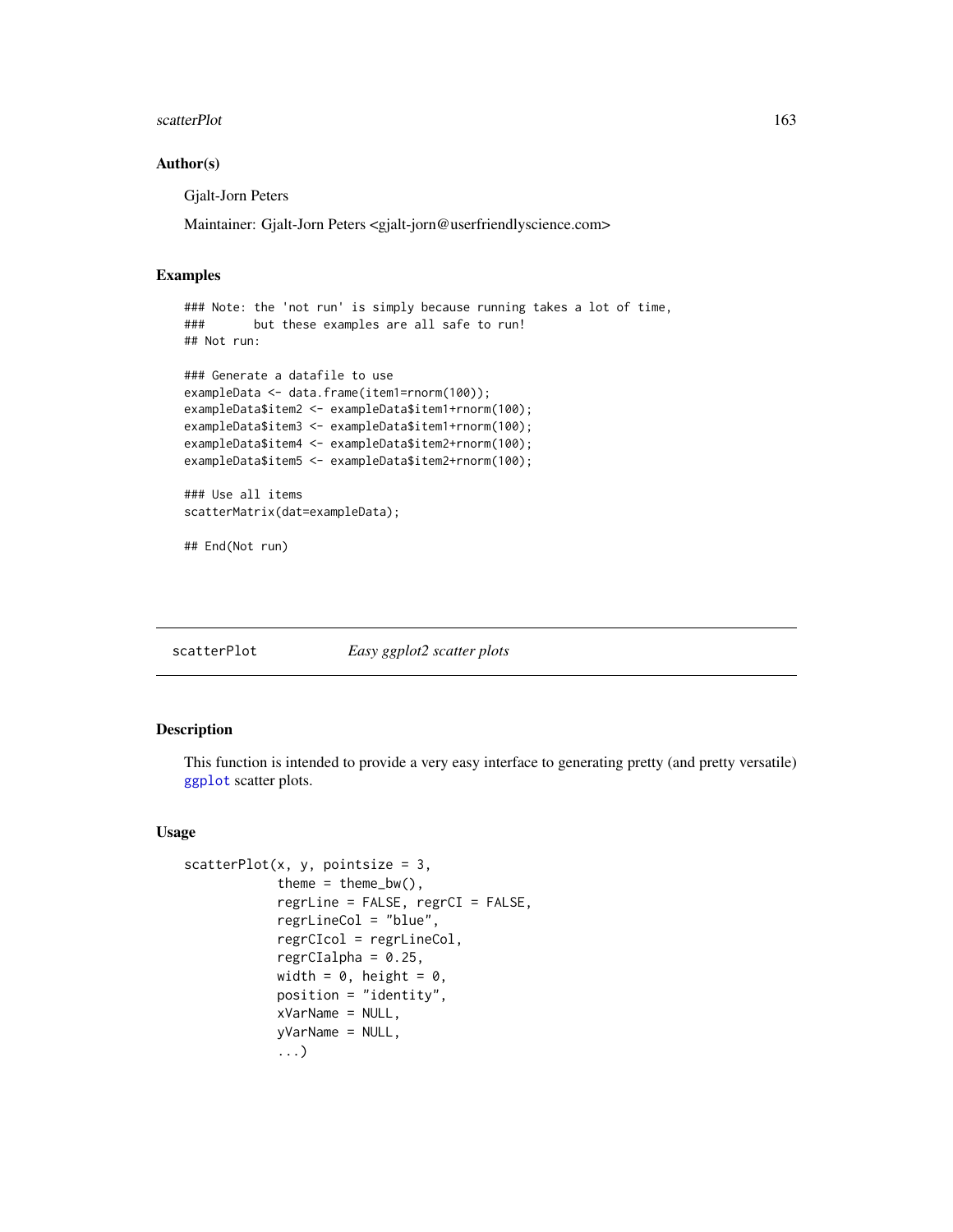### Author(s)

Gjalt-Jorn Peters

Maintainer: Gjalt-Jorn Peters <gjalt-jorn@userfriendlyscience.com>

### Examples

```
### Note: the 'not run' is simply because running takes a lot of time,
###       but these examples are all safe to run!
## Not run:

### Generate a datafile to use
exampleData <- data.frame(item1=rnorm(100));
exampleData$item2 <- exampleData$item1+rnorm(100);
exampleData$item3 <- exampleData$item1+rnorm(100);
exampleData$item4 <- exampleData$item2+rnorm(100);
exampleData$item5 <- exampleData$item2+rnorm(100);

### Use all items
scatterMatrix(dat=exampleData);

## End(Not run)
```

---

## scatterPlot    *Easy ggplot2 scatter plots*

---

### Description

This function is intended to provide a very easy interface to generating pretty (and pretty versatile) ggplot scatter plots.

### Usage

```
scatterPlot(x, y, pointsize = 3,
            theme = theme_bw(),
            regrLine = FALSE, regrCI = FALSE,
            regrLineCol = "blue",
            regrCIcol = regrLineCol,
            regrCIalpha = 0.25,
            width = 0, height = 0,
            position = "identity",
            xVarName = NULL,
            yVarName = NULL,
            ...)
```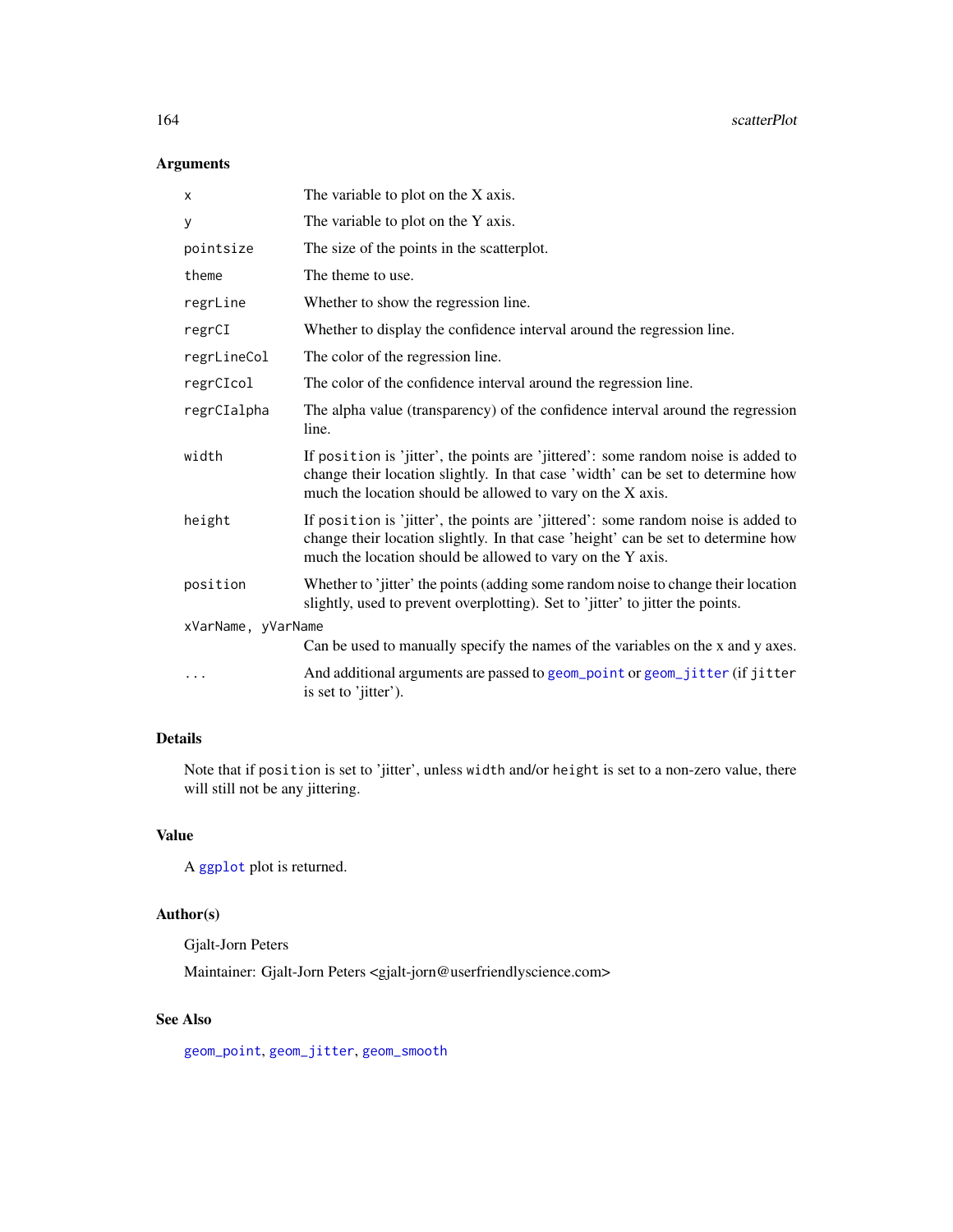## Arguments

| | |
|---|---|
| `x` | The variable to plot on the X axis. |
| `y` | The variable to plot on the Y axis. |
| `pointsize` | The size of the points in the scatterplot. |
| `theme` | The theme to use. |
| `regrLine` | Whether to show the regression line. |
| `regrCI` | Whether to display the confidence interval around the regression line. |
| `regrLineCol` | The color of the regression line. |
| `regrCIcol` | The color of the confidence interval around the regression line. |
| `regrCIalpha` | The alpha value (transparency) of the confidence interval around the regression line. |
| `width` | If `position` is 'jitter', the points are 'jittered': some random noise is added to change their location slightly. In that case 'width' can be set to determine how much the location should be allowed to vary on the X axis. |
| `height` | If `position` is 'jitter', the points are 'jittered': some random noise is added to change their location slightly. In that case 'height' can be set to determine how much the location should be allowed to vary on the Y axis. |
| `position` | Whether to 'jitter' the points (adding some random noise to change their location slightly, used to prevent overplotting). Set to 'jitter' to jitter the points. |
| `xVarName, yVarName` | Can be used to manually specify the names of the variables on the x and y axes. |
| `...` | And additional arguments are passed to `geom_point` or `geom_jitter` (if `jitter` is set to 'jitter'). |

## Details

Note that if `position` is set to 'jitter', unless `width` and/or `height` is set to a non-zero value, there will still not be any jittering.

## Value

A `ggplot` plot is returned.

## Author(s)

Gjalt-Jorn Peters

Maintainer: Gjalt-Jorn Peters <gjalt-jorn@userfriendlyscience.com>

## See Also

`geom_point`, `geom_jitter`, `geom_smooth`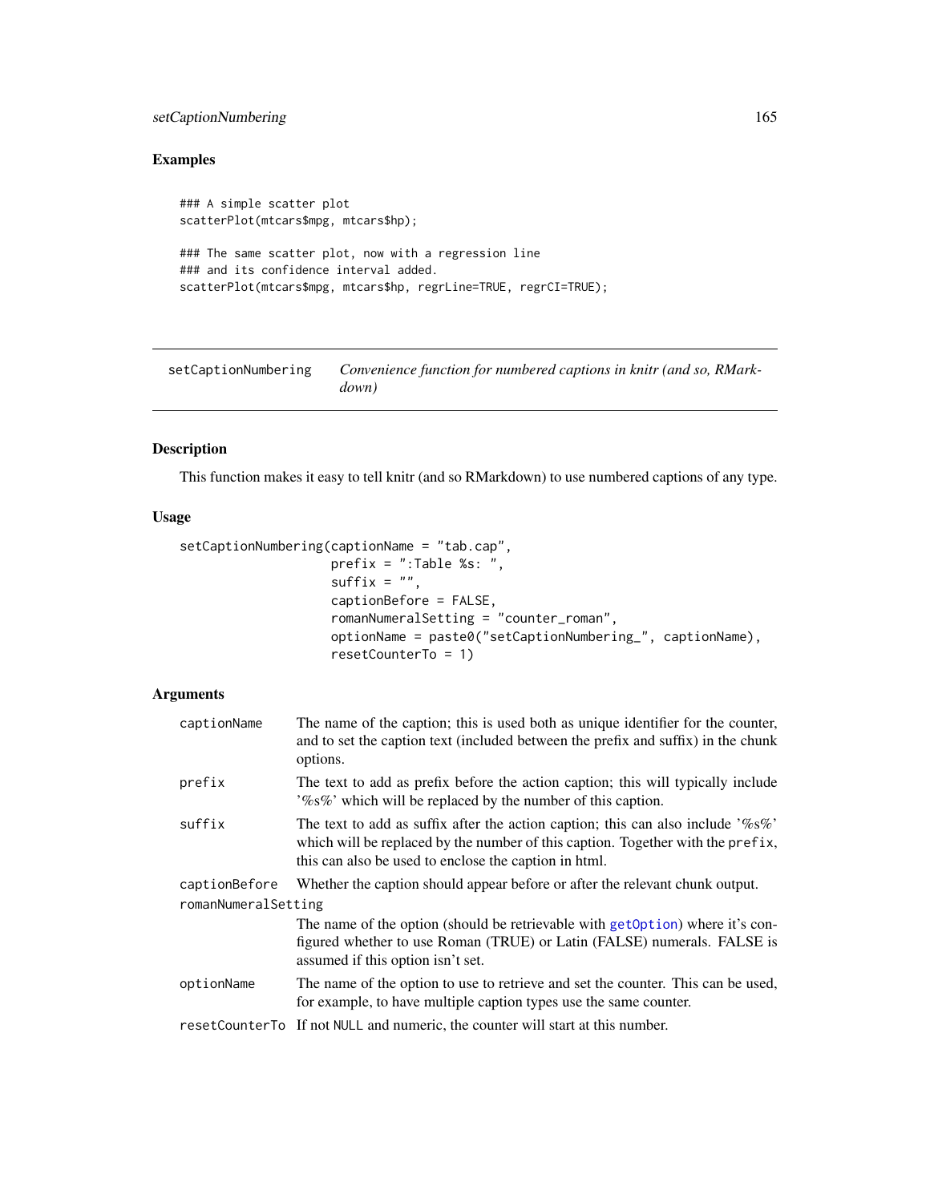## Examples

```
### A simple scatter plot
scatterPlot(mtcars$mpg, mtcars$hp);

### The same scatter plot, now with a regression line
### and its confidence interval added.
scatterPlot(mtcars$mpg, mtcars$hp, regrLine=TRUE, regrCI=TRUE);
```

---

# setCaptionNumbering    *Convenience function for numbered captions in knitr (and so, RMarkdown)*

---

## Description

This function makes it easy to tell knitr (and so RMarkdown) to use numbered captions of any type.

## Usage

```
setCaptionNumbering(captionName = "tab.cap",
                    prefix = ":Table %s: ",
                    suffix = "",
                    captionBefore = FALSE,
                    romanNumeralSetting = "counter_roman",
                    optionName = paste0("setCaptionNumbering_", captionName),
                    resetCounterTo = 1)
```

## Arguments

`captionName` The name of the caption; this is used both as unique identifier for the counter, and to set the caption text (included between the prefix and suffix) in the chunk options.

`prefix` The text to add as prefix before the action caption; this will typically include '%s%' which will be replaced by the number of this caption.

`suffix` The text to add as suffix after the action caption; this can also include '%s%' which will be replaced by the number of this caption. Together with the `prefix`, this can also be used to enclose the caption in html.

`captionBefore` Whether the caption should appear before or after the relevant chunk output.

`romanNumeralSetting`
The name of the option (should be retrievable with `getOption`) where it's configured whether to use Roman (TRUE) or Latin (FALSE) numerals. FALSE is assumed if this option isn't set.

`optionName` The name of the option to use to retrieve and set the counter. This can be used, for example, to have multiple caption types use the same counter.

`resetCounterTo` If not `NULL` and numeric, the counter will start at this number.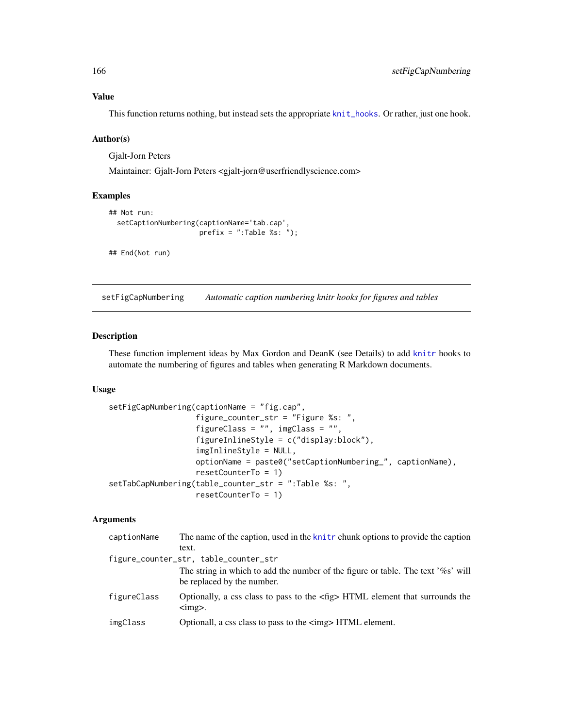### Value

This function returns nothing, but instead sets the appropriate knit_hooks. Or rather, just one hook.

### Author(s)

Gjalt-Jorn Peters

Maintainer: Gjalt-Jorn Peters <gjalt-jorn@userfriendlyscience.com>

### Examples

```
## Not run:
  setCaptionNumbering(captionName='tab.cap',
                      prefix = ":Table %s: ");

## End(Not run)
```

---

## setFigCapNumbering *Automatic caption numbering knitr hooks for figures and tables*

---

### Description

These function implement ideas by Max Gordon and DeanK (see Details) to add knitr hooks to automate the numbering of figures and tables when generating R Markdown documents.

### Usage

```
setFigCapNumbering(captionName = "fig.cap",
                   figure_counter_str = "Figure %s: ",
                   figureClass = "", imgClass = "",
                   figureInlineStyle = c("display:block"),
                   imgInlineStyle = NULL,
                   optionName = paste0("setCaptionNumbering_", captionName),
                   resetCounterTo = 1)
setTabCapNumbering(table_counter_str = ":Table %s: ",
                   resetCounterTo = 1)
```

### Arguments

| | |
|---|---|
| captionName | The name of the caption, used in the knitr chunk options to provide the caption text. |
| figure_counter_str, table_counter_str | The string in which to add the number of the figure or table. The text '%s' will be replaced by the number. |
| figureClass | Optionally, a css class to pass to the <fig> HTML element that surrounds the <img>. |
| imgClass | Optionall, a css class to pass to the <img> HTML element. |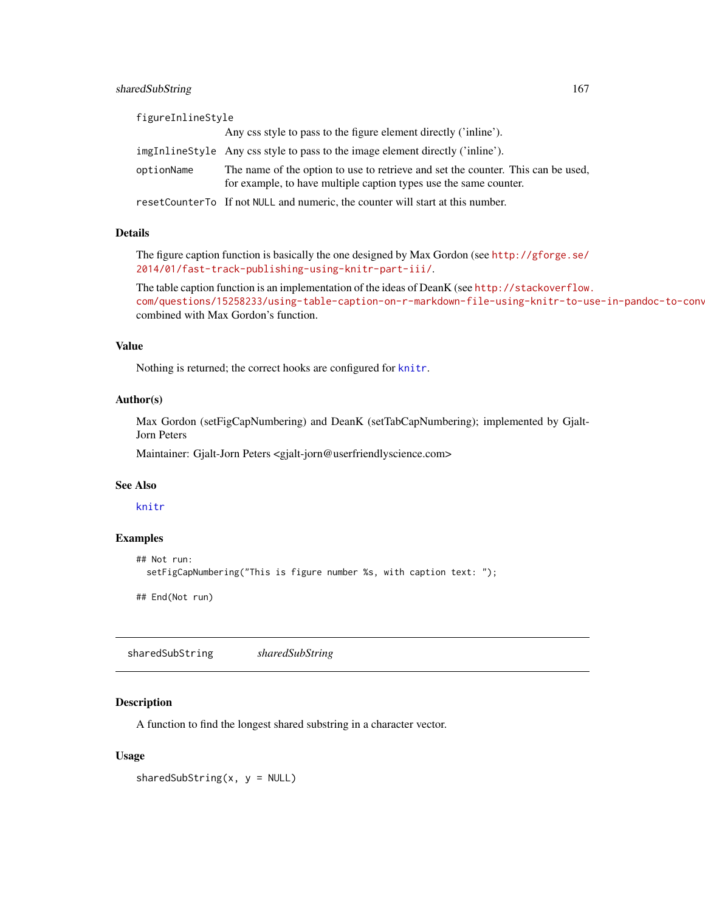figureInlineStyle
: Any css style to pass to the figure element directly ('inline').

imgInlineStyle
: Any css style to pass to the image element directly ('inline').

optionName
: The name of the option to use to retrieve and set the counter. This can be used, for example, to have multiple caption types use the same counter.

resetCounterTo
: If not NULL and numeric, the counter will start at this number.

### Details

The figure caption function is basically the one designed by Max Gordon (see http://gforge.se/2014/01/fast-track-publishing-using-knitr-part-iii/.

The table caption function is an implementation of the ideas of DeanK (see http://stackoverflow.com/questions/15258233/using-table-caption-on-r-markdown-file-using-knitr-to-use-in-pandoc-to-conv combined with Max Gordon's function.

### Value

Nothing is returned; the correct hooks are configured for knitr.

### Author(s)

Max Gordon (setFigCapNumbering) and DeanK (setTabCapNumbering); implemented by Gjalt-Jorn Peters

Maintainer: Gjalt-Jorn Peters <gjalt-jorn@userfriendlyscience.com>

### See Also

knitr

### Examples

```
## Not run:
  setFigCapNumbering("This is figure number %s, with caption text: ");

## End(Not run)
```

---

## sharedSubString *sharedSubString*

### Description

A function to find the longest shared substring in a character vector.

### Usage

```
sharedSubString(x, y = NULL)
```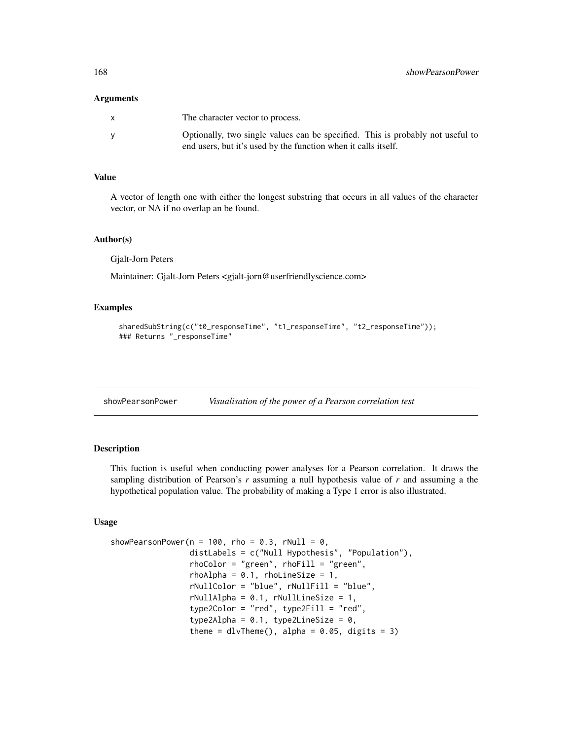### Arguments

| | |
|---|---|
| x | The character vector to process. |
| y | Optionally, two single values can be specified. This is probably not useful to end users, but it's used by the function when it calls itself. |

### Value

A vector of length one with either the longest substring that occurs in all values of the character vector, or NA if no overlap an be found.

### Author(s)

Gjalt-Jorn Peters

Maintainer: Gjalt-Jorn Peters <gjalt-jorn@userfriendlyscience.com>

### Examples

```
sharedSubString(c("t0_responseTime", "t1_responseTime", "t2_responseTime"));
### Returns "_responseTime"
```

---

## showPearsonPower — *Visualisation of the power of a Pearson correlation test*

---

### Description

This fuction is useful when conducting power analyses for a Pearson correlation. It draws the sampling distribution of Pearson's $r$ assuming a null hypothesis value of $r$ and assuming a the hypothetical population value. The probability of making a Type 1 error is also illustrated.

### Usage

```
showPearsonPower(n = 100, rho = 0.3, rNull = 0,
                 distLabels = c("Null Hypothesis", "Population"),
                 rhoColor = "green", rhoFill = "green",
                 rhoAlpha = 0.1, rhoLineSize = 1,
                 rNullColor = "blue", rNullFill = "blue",
                 rNullAlpha = 0.1, rNullLineSize = 1,
                 type2Color = "red", type2Fill = "red",
                 type2Alpha = 0.1, type2LineSize = 0,
                 theme = dlvTheme(), alpha = 0.05, digits = 3)
```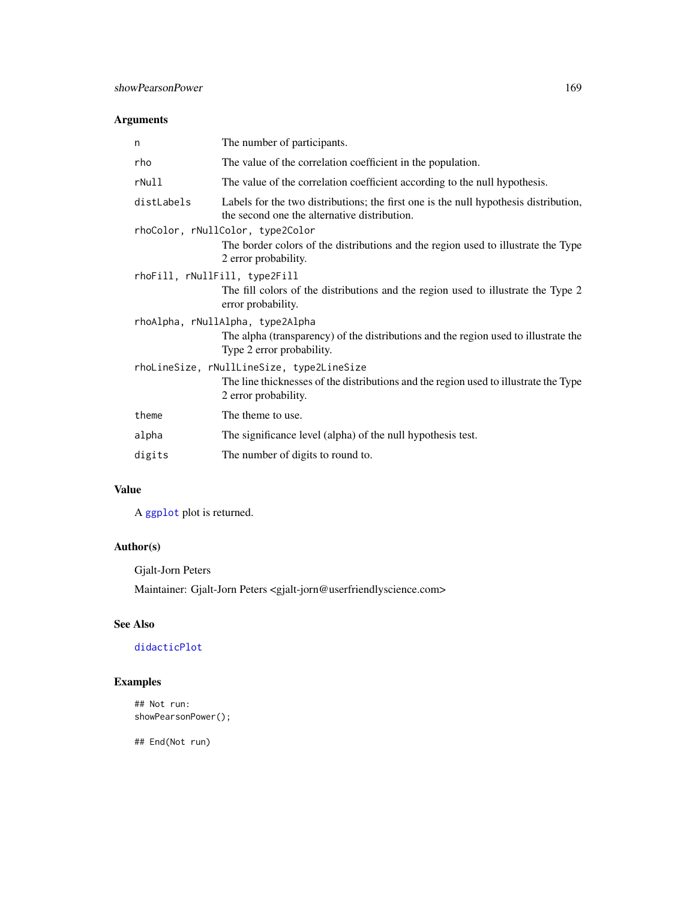## Arguments

| | |
|---|---|
| `n` | The number of participants. |
| `rho` | The value of the correlation coefficient in the population. |
| `rNull` | The value of the correlation coefficient according to the null hypothesis. |
| `distLabels` | Labels for the two distributions; the first one is the null hypothesis distribution, the second one the alternative distribution. |
| `rhoColor, rNullColor, type2Color` | The border colors of the distributions and the region used to illustrate the Type 2 error probability. |
| `rhoFill, rNullFill, type2Fill` | The fill colors of the distributions and the region used to illustrate the Type 2 error probability. |
| `rhoAlpha, rNullAlpha, type2Alpha` | The alpha (transparency) of the distributions and the region used to illustrate the Type 2 error probability. |
| `rhoLineSize, rNullLineSize, type2LineSize` | The line thicknesses of the distributions and the region used to illustrate the Type 2 error probability. |
| `theme` | The theme to use. |
| `alpha` | The significance level (alpha) of the null hypothesis test. |
| `digits` | The number of digits to round to. |

## Value

A `ggplot` plot is returned.

## Author(s)

Gjalt-Jorn Peters

Maintainer: Gjalt-Jorn Peters <gjalt-jorn@userfriendlyscience.com>

## See Also

`didacticPlot`

## Examples

```
## Not run:
showPearsonPower();

## End(Not run)
```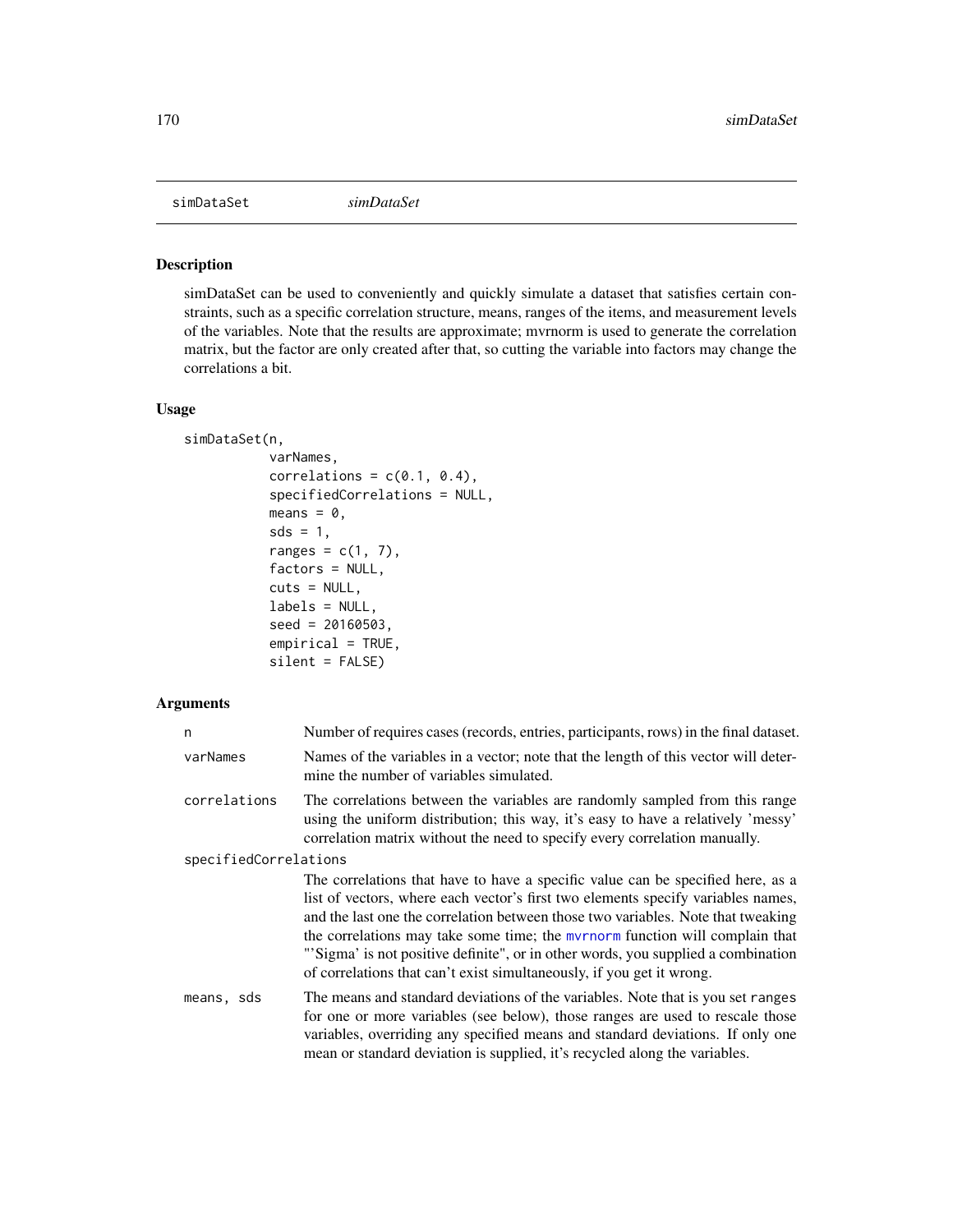## simDataSet *simDataSet*

### Description

simDataSet can be used to conveniently and quickly simulate a dataset that satisfies certain constraints, such as a specific correlation structure, means, ranges of the items, and measurement levels of the variables. Note that the results are approximate; mvrnorm is used to generate the correlation matrix, but the factor are only created after that, so cutting the variable into factors may change the correlations a bit.

### Usage

```
simDataSet(n,
           varNames,
           correlations = c(0.1, 0.4),
           specifiedCorrelations = NULL,
           means = 0,
           sds = 1,
           ranges = c(1, 7),
           factors = NULL,
           cuts = NULL,
           labels = NULL,
           seed = 20160503,
           empirical = TRUE,
           silent = FALSE)
```

### Arguments

`n` Number of requires cases (records, entries, participants, rows) in the final dataset.

`varNames` Names of the variables in a vector; note that the length of this vector will determine the number of variables simulated.

`correlations` The correlations between the variables are randomly sampled from this range using the uniform distribution; this way, it's easy to have a relatively 'messy' correlation matrix without the need to specify every correlation manually.

`specifiedCorrelations`
The correlations that have to have a specific value can be specified here, as a list of vectors, where each vector's first two elements specify variables names, and the last one the correlation between those two variables. Note that tweaking the correlations may take some time; the `mvrnorm` function will complain that "'Sigma' is not positive definite", or in other words, you supplied a combination of correlations that can't exist simultaneously, if you get it wrong.

`means, sds` The means and standard deviations of the variables. Note that is you set `ranges` for one or more variables (see below), those ranges are used to rescale those variables, overriding any specified means and standard deviations. If only one mean or standard deviation is supplied, it's recycled along the variables.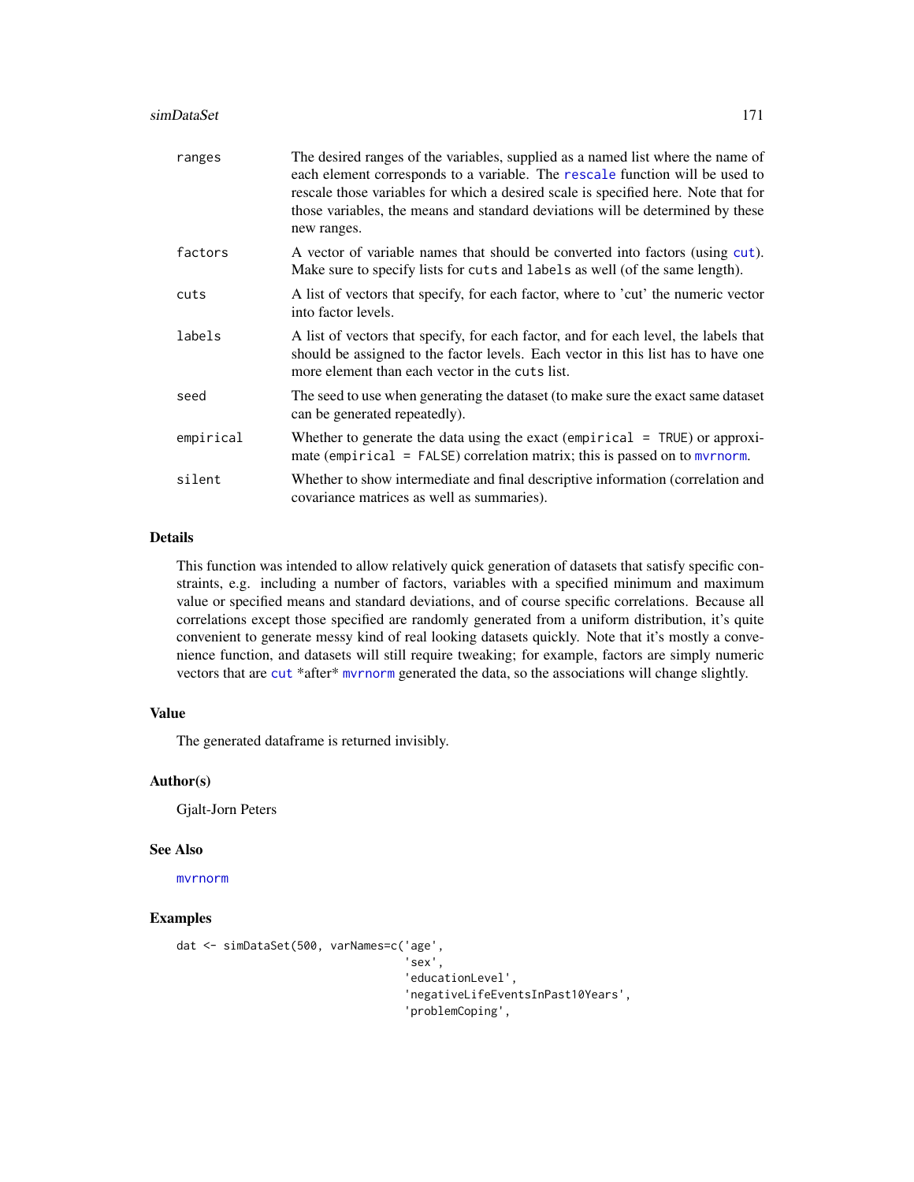| | |
|---|---|
| `ranges` | The desired ranges of the variables, supplied as a named list where the name of each element corresponds to a variable. The `rescale` function will be used to rescale those variables for which a desired scale is specified here. Note that for those variables, the means and standard deviations will be determined by these new ranges. |
| `factors` | A vector of variable names that should be converted into factors (using `cut`). Make sure to specify lists for `cuts` and `labels` as well (of the same length). |
| `cuts` | A list of vectors that specify, for each factor, where to 'cut' the numeric vector into factor levels. |
| `labels` | A list of vectors that specify, for each factor, and for each level, the labels that should be assigned to the factor levels. Each vector in this list has to have one more element than each vector in the `cuts` list. |
| `seed` | The seed to use when generating the dataset (to make sure the exact same dataset can be generated repeatedly). |
| `empirical` | Whether to generate the data using the exact (`empirical = TRUE`) or approximate (`empirical = FALSE`) correlation matrix; this is passed on to `mvrnorm`. |
| `silent` | Whether to show intermediate and final descriptive information (correlation and covariance matrices as well as summaries). |

## Details

This function was intended to allow relatively quick generation of datasets that satisfy specific constraints, e.g. including a number of factors, variables with a specified minimum and maximum value or specified means and standard deviations, and of course specific correlations. Because all correlations except those specified are randomly generated from a uniform distribution, it's quite convenient to generate messy kind of real looking datasets quickly. Note that it's mostly a convenience function, and datasets will still require tweaking; for example, factors are simply numeric vectors that are `cut` *after* `mvrnorm` generated the data, so the associations will change slightly.

## Value

The generated dataframe is returned invisibly.

## Author(s)

Gjalt-Jorn Peters

## See Also

`mvrnorm`

## Examples

```
dat <- simDataSet(500, varNames=c('age',
                                  'sex',
                                  'educationLevel',
                                  'negativeLifeEventsInPast10Years',
                                  'problemCoping',
```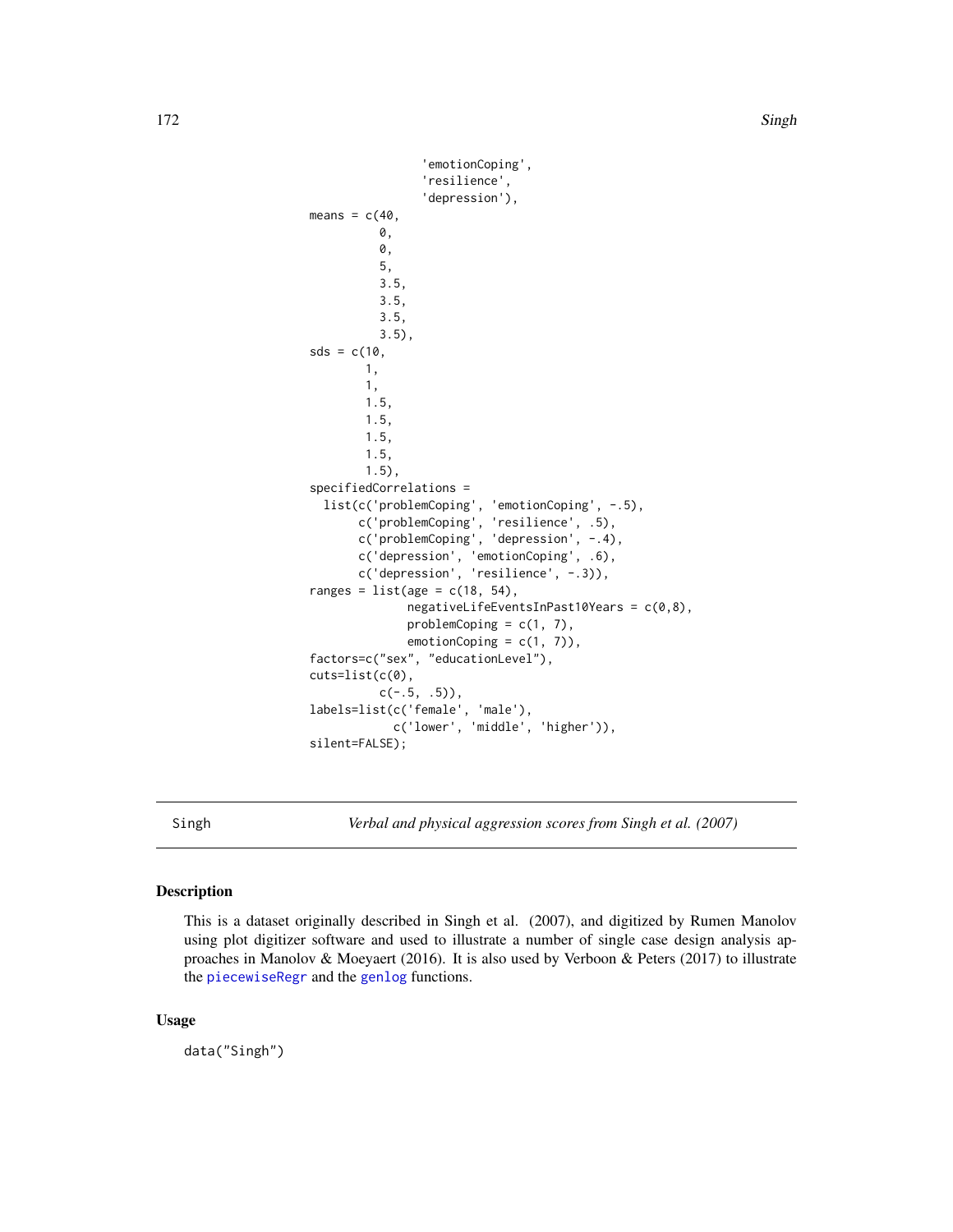```
                   'emotionCoping',
                   'resilience',
                   'depression'),
means = c(40,
          0,
          0,
          5,
          3.5,
          3.5,
          3.5,
          3.5),
sds = c(10,
        1,
        1,
        1.5,
        1.5,
        1.5,
        1.5,
        1.5),
specifiedCorrelations =
  list(c('problemCoping', 'emotionCoping', -.5),
       c('problemCoping', 'resilience', .5),
       c('problemCoping', 'depression', -.4),
       c('depression', 'emotionCoping', .6),
       c('depression', 'resilience', -.3)),
ranges = list(age = c(18, 54),
              negativeLifeEventsInPast10Years = c(0,8),
              problemCoping = c(1, 7),
              emotionCoping = c(1, 7)),
factors=c("sex", "educationLevel"),
cuts=list(c(0),
          c(-.5, .5)),
labels=list(c('female', 'male'),
            c('lower', 'middle', 'higher')),
silent=FALSE);
```

---

Singh — *Verbal and physical aggression scores from Singh et al. (2007)*

---

## Description

This is a dataset originally described in Singh et al. (2007), and digitized by Rumen Manolov using plot digitizer software and used to illustrate a number of single case design analysis approaches in Manolov & Moeyaert (2016). It is also used by Verboon & Peters (2017) to illustrate the piecewiseRegr and the genlog functions.

## Usage

```
data("Singh")
```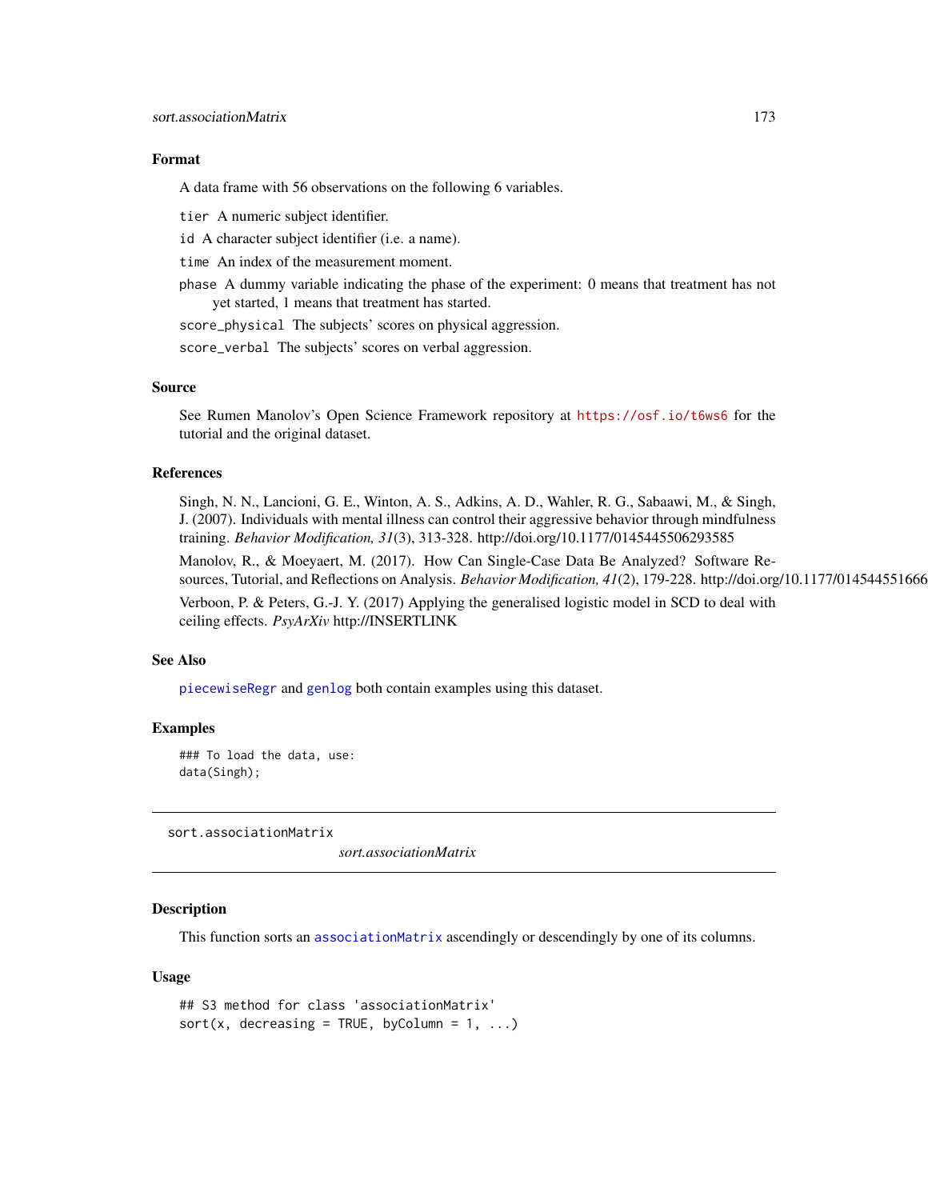## Format

A data frame with 56 observations on the following 6 variables.

`tier` A numeric subject identifier.

`id` A character subject identifier (i.e. a name).

`time` An index of the measurement moment.

`phase` A dummy variable indicating the phase of the experiment: 0 means that treatment has not yet started, 1 means that treatment has started.

`score_physical` The subjects' scores on physical aggression.

`score_verbal` The subjects' scores on verbal aggression.

## Source

See Rumen Manolov's Open Science Framework repository at https://osf.io/t6ws6 for the tutorial and the original dataset.

## References

Singh, N. N., Lancioni, G. E., Winton, A. S., Adkins, A. D., Wahler, R. G., Sabaawi, M., & Singh, J. (2007). Individuals with mental illness can control their aggressive behavior through mindfulness training. *Behavior Modification, 31*(3), 313-328. http://doi.org/10.1177/0145445506293585

Manolov, R., & Moeyaert, M. (2017). How Can Single-Case Data Be Analyzed? Software Resources, Tutorial, and Reflections on Analysis. *Behavior Modification, 41*(2), 179-228. http://doi.org/10.1177/014544551666

Verboon, P. & Peters, G.-J. Y. (2017) Applying the generalised logistic model in SCD to deal with ceiling effects. *PsyArXiv* http://INSERTLINK

## See Also

`piecewiseRegr` and `genlog` both contain examples using this dataset.

## Examples

```
### To load the data, use:
data(Singh);
```

---

# sort.associationMatrix

*sort.associationMatrix*

## Description

This function sorts an `associationMatrix` ascendingly or descendingly by one of its columns.

## Usage

```
## S3 method for class 'associationMatrix'
sort(x, decreasing = TRUE, byColumn = 1, ...)
```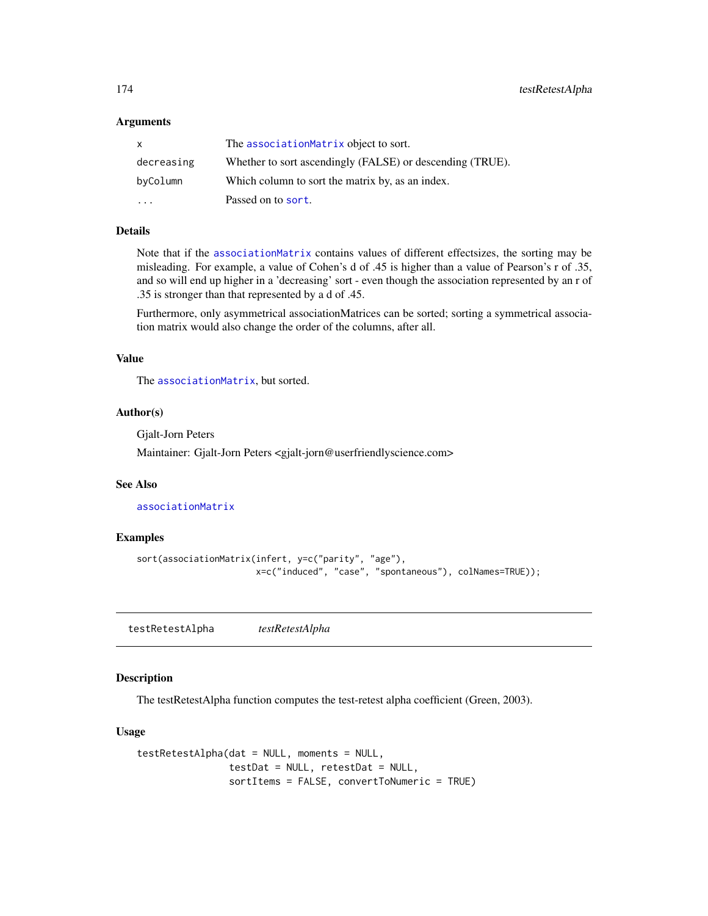### Arguments

| | |
|---|---|
| `x` | The `associationMatrix` object to sort. |
| `decreasing` | Whether to sort ascendingly (FALSE) or descending (TRUE). |
| `byColumn` | Which column to sort the matrix by, as an index. |
| `...` | Passed on to `sort`. |

### Details

Note that if the `associationMatrix` contains values of different effectsizes, the sorting may be misleading. For example, a value of Cohen's d of .45 is higher than a value of Pearson's r of .35, and so will end up higher in a 'decreasing' sort - even though the association represented by an r of .35 is stronger than that represented by a d of .45.

Furthermore, only asymmetrical associationMatrices can be sorted; sorting a symmetrical association matrix would also change the order of the columns, after all.

### Value

The `associationMatrix`, but sorted.

### Author(s)

Gjalt-Jorn Peters

Maintainer: Gjalt-Jorn Peters <gjalt-jorn@userfriendlyscience.com>

### See Also

`associationMatrix`

### Examples

```
sort(associationMatrix(infert, y=c("parity", "age"),
                       x=c("induced", "case", "spontaneous"), colNames=TRUE));
```

---

## testRetestAlpha *testRetestAlpha*

### Description

The testRetestAlpha function computes the test-retest alpha coefficient (Green, 2003).

### Usage

```
testRetestAlpha(dat = NULL, moments = NULL,
                testDat = NULL, retestDat = NULL,
                sortItems = FALSE, convertToNumeric = TRUE)
```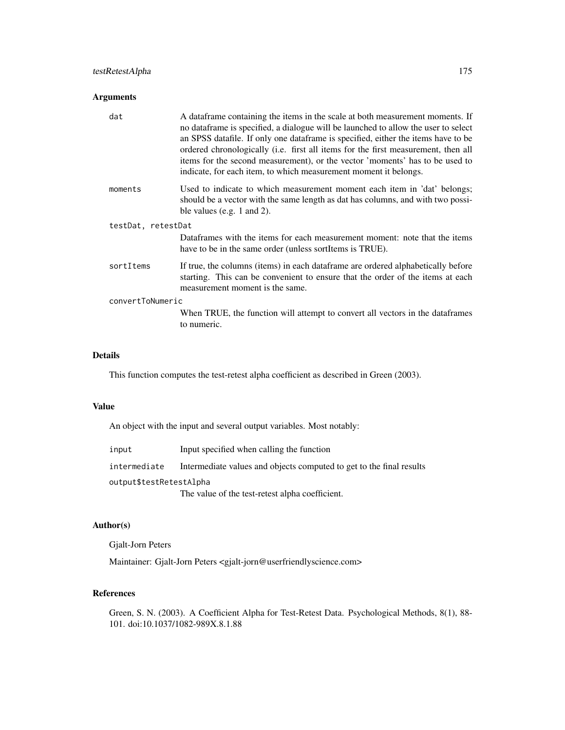## Arguments

- `dat` — A dataframe containing the items in the scale at both measurement moments. If no dataframe is specified, a dialogue will be launched to allow the user to select an SPSS datafile. If only one dataframe is specified, either the items have to be ordered chronologically (i.e. first all items for the first measurement, then all items for the second measurement), or the vector 'moments' has to be used to indicate, for each item, to which measurement moment it belongs.
- `moments` — Used to indicate to which measurement moment each item in 'dat' belongs; should be a vector with the same length as dat has columns, and with two possible values (e.g. 1 and 2).
- `testDat, retestDat` — Dataframes with the items for each measurement moment: note that the items have to be in the same order (unless sortItems is TRUE).
- `sortItems` — If true, the columns (items) in each dataframe are ordered alphabetically before starting. This can be convenient to ensure that the order of the items at each measurement moment is the same.
- `convertToNumeric` — When TRUE, the function will attempt to convert all vectors in the dataframes to numeric.

## Details

This function computes the test-retest alpha coefficient as described in Green (2003).

## Value

An object with the input and several output variables. Most notably:

- `input` — Input specified when calling the function
- `intermediate` — Intermediate values and objects computed to get to the final results
- `output$testRetestAlpha` — The value of the test-retest alpha coefficient.

## Author(s)

Gjalt-Jorn Peters

Maintainer: Gjalt-Jorn Peters <gjalt-jorn@userfriendlyscience.com>

## References

Green, S. N. (2003). A Coefficient Alpha for Test-Retest Data. Psychological Methods, 8(1), 88-101. doi:10.1037/1082-989X.8.1.88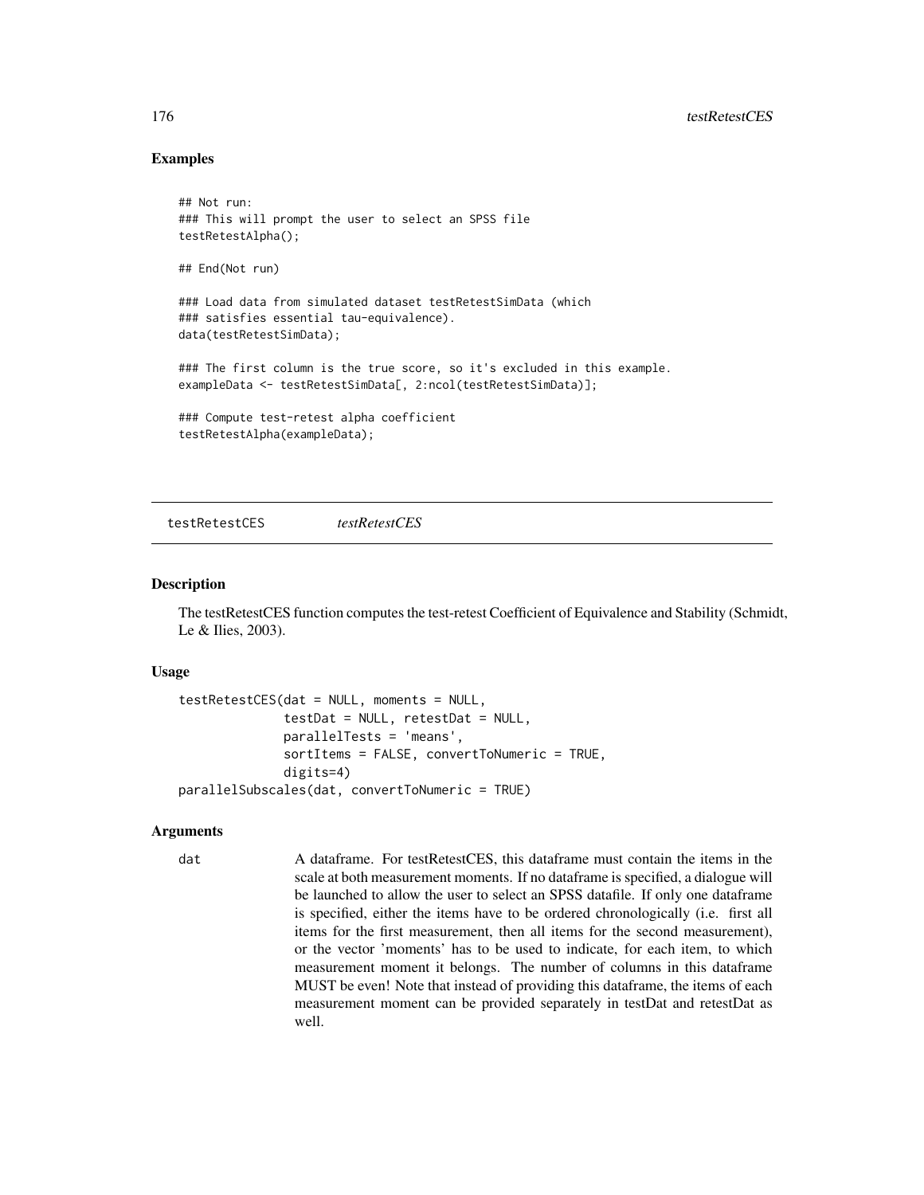## Examples

```
## Not run:
### This will prompt the user to select an SPSS file
testRetestAlpha();

## End(Not run)

### Load data from simulated dataset testRetestSimData (which
### satisfies essential tau-equivalence).
data(testRetestSimData);

### The first column is the true score, so it's excluded in this example.
exampleData <- testRetestSimData[, 2:ncol(testRetestSimData)];

### Compute test-retest alpha coefficient
testRetestAlpha(exampleData);
```

---

testRetestCES *testRetestCES*

---

## Description

The testRetestCES function computes the test-retest Coefficient of Equivalence and Stability (Schmidt, Le & Ilies, 2003).

## Usage

```
testRetestCES(dat = NULL, moments = NULL,
              testDat = NULL, retestDat = NULL,
              parallelTests = 'means',
              sortItems = FALSE, convertToNumeric = TRUE,
              digits=4)
parallelSubscales(dat, convertToNumeric = TRUE)
```

## Arguments

`dat` A dataframe. For testRetestCES, this dataframe must contain the items in the scale at both measurement moments. If no dataframe is specified, a dialogue will be launched to allow the user to select an SPSS datafile. If only one dataframe is specified, either the items have to be ordered chronologically (i.e. first all items for the first measurement, then all items for the second measurement), or the vector 'moments' has to be used to indicate, for each item, to which measurement moment it belongs. The number of columns in this dataframe MUST be even! Note that instead of providing this dataframe, the items of each measurement moment can be provided separately in testDat and retestDat as well.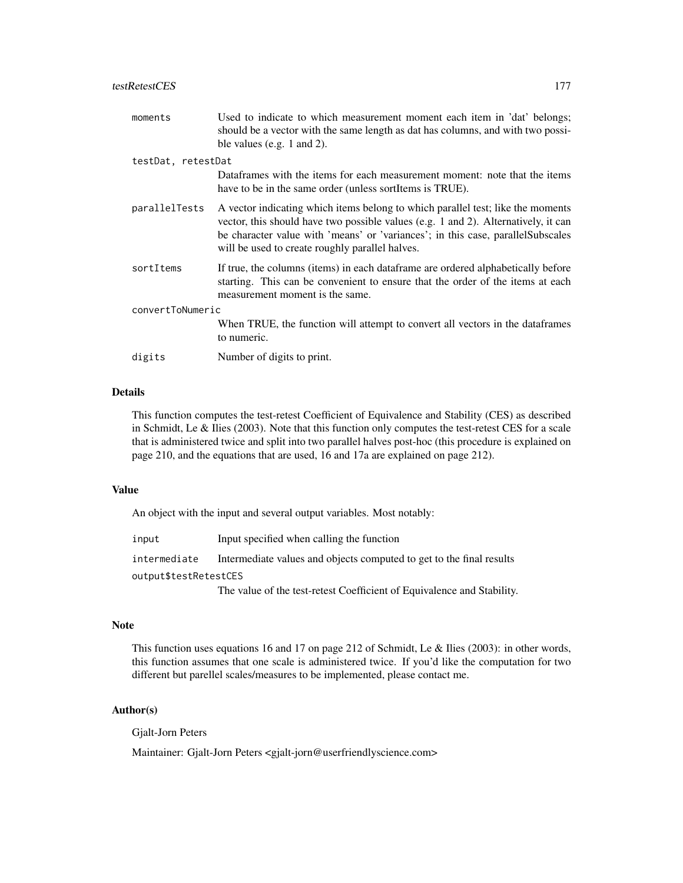| | |
|---|---|
| `moments` | Used to indicate to which measurement moment each item in 'dat' belongs; should be a vector with the same length as dat has columns, and with two possible values (e.g. 1 and 2). |
| `testDat, retestDat` | Dataframes with the items for each measurement moment: note that the items have to be in the same order (unless sortItems is TRUE). |
| `parallelTests` | A vector indicating which items belong to which parallel test; like the moments vector, this should have two possible values (e.g. 1 and 2). Alternatively, it can be character value with 'means' or 'variances'; in this case, parallelSubscales will be used to create roughly parallel halves. |
| `sortItems` | If true, the columns (items) in each dataframe are ordered alphabetically before starting. This can be convenient to ensure that the order of the items at each measurement moment is the same. |
| `convertToNumeric` | When TRUE, the function will attempt to convert all vectors in the dataframes to numeric. |
| `digits` | Number of digits to print. |

## Details

This function computes the test-retest Coefficient of Equivalence and Stability (CES) as described in Schmidt, Le & Ilies (2003). Note that this function only computes the test-retest CES for a scale that is administered twice and split into two parallel halves post-hoc (this procedure is explained on page 210, and the equations that are used, 16 and 17a are explained on page 212).

## Value

An object with the input and several output variables. Most notably:

| | |
|---|---|
| `input` | Input specified when calling the function |
| `intermediate` | Intermediate values and objects computed to get to the final results |
| `output$testRetestCES` | The value of the test-retest Coefficient of Equivalence and Stability. |

## Note

This function uses equations 16 and 17 on page 212 of Schmidt, Le & Ilies (2003): in other words, this function assumes that one scale is administered twice. If you'd like the computation for two different but parellel scales/measures to be implemented, please contact me.

## Author(s)

Gjalt-Jorn Peters

Maintainer: Gjalt-Jorn Peters <gjalt-jorn@userfriendlyscience.com>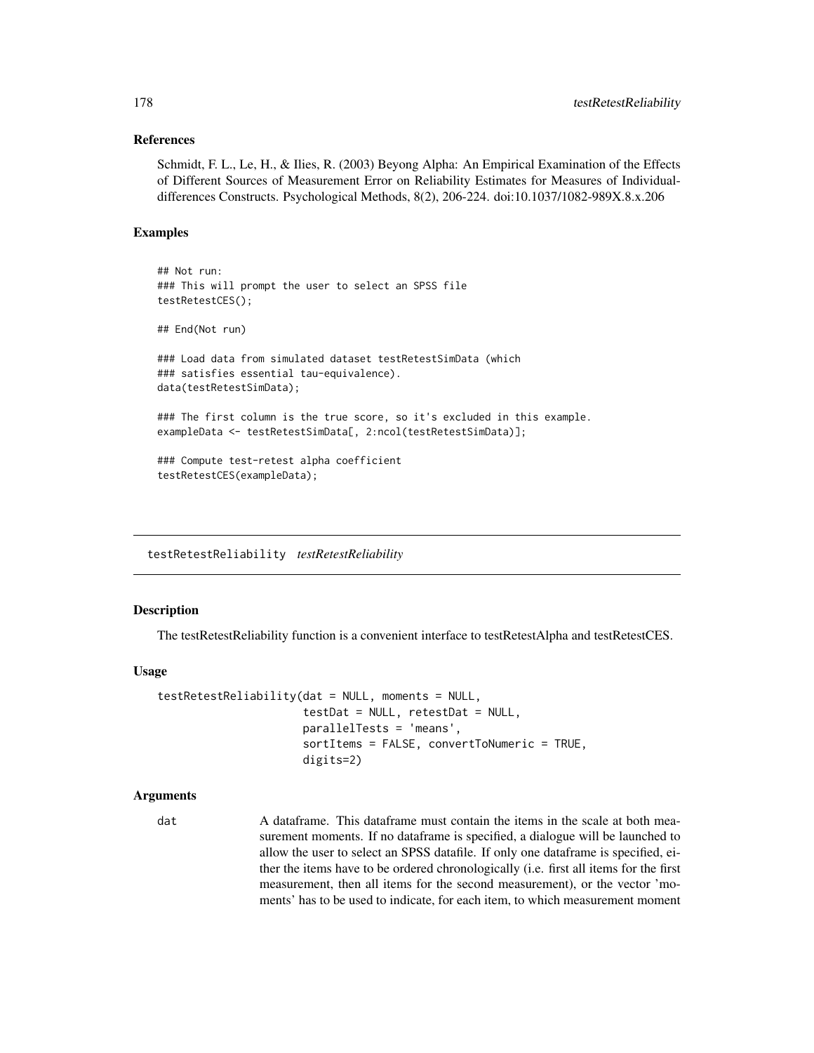### References

Schmidt, F. L., Le, H., & Ilies, R. (2003) Beyong Alpha: An Empirical Examination of the Effects of Different Sources of Measurement Error on Reliability Estimates for Measures of Individual-differences Constructs. Psychological Methods, 8(2), 206-224. doi:10.1037/1082-989X.8.x.206

### Examples

```
## Not run:
### This will prompt the user to select an SPSS file
testRetestCES();

## End(Not run)

### Load data from simulated dataset testRetestSimData (which
### satisfies essential tau-equivalence).
data(testRetestSimData);

### The first column is the true score, so it's excluded in this example.
exampleData <- testRetestSimData[, 2:ncol(testRetestSimData)];

### Compute test-retest alpha coefficient
testRetestCES(exampleData);
```

---

## testRetestReliability *testRetestReliability*

---

### Description

The testRetestReliability function is a convenient interface to testRetestAlpha and testRetestCES.

### Usage

```
testRetestReliability(dat = NULL, moments = NULL,
                      testDat = NULL, retestDat = NULL,
                      parallelTests = 'means',
                      sortItems = FALSE, convertToNumeric = TRUE,
                      digits=2)
```

### Arguments

`dat` A dataframe. This dataframe must contain the items in the scale at both measurement moments. If no dataframe is specified, a dialogue will be launched to allow the user to select an SPSS datafile. If only one dataframe is specified, either the items have to be ordered chronologically (i.e. first all items for the first measurement, then all items for the second measurement), or the vector 'moments' has to be used to indicate, for each item, to which measurement moment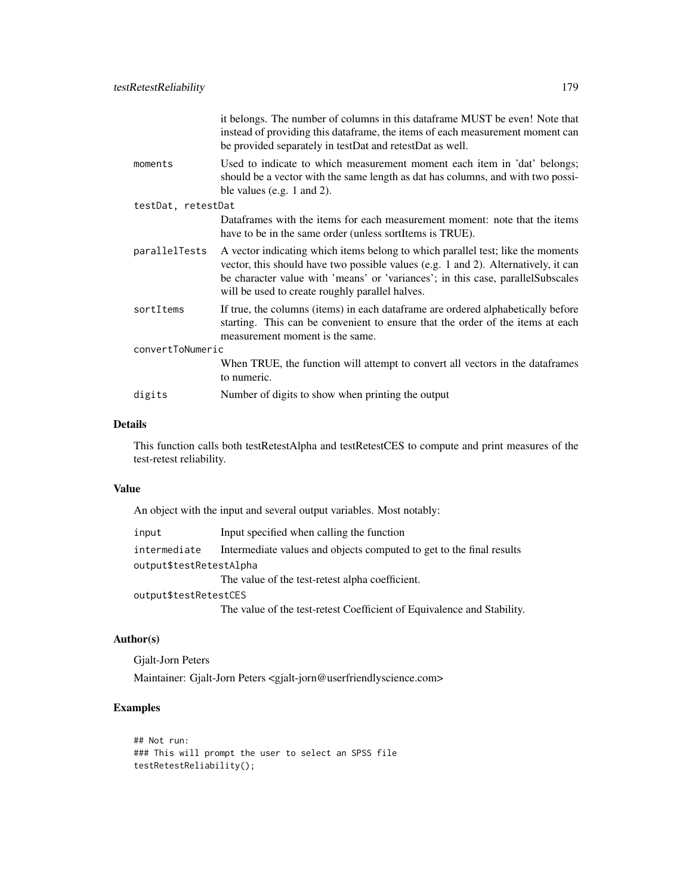it belongs. The number of columns in this dataframe MUST be even! Note that instead of providing this dataframe, the items of each measurement moment can be provided separately in testDat and retestDat as well.

`moments`
: Used to indicate to which measurement moment each item in 'dat' belongs; should be a vector with the same length as dat has columns, and with two possible values (e.g. 1 and 2).

`testDat, retestDat`
: Dataframes with the items for each measurement moment: note that the items have to be in the same order (unless sortItems is TRUE).

`parallelTests`
: A vector indicating which items belong to which parallel test; like the moments vector, this should have two possible values (e.g. 1 and 2). Alternatively, it can be character value with 'means' or 'variances'; in this case, parallelSubscales will be used to create roughly parallel halves.

`sortItems`
: If true, the columns (items) in each dataframe are ordered alphabetically before starting. This can be convenient to ensure that the order of the items at each measurement moment is the same.

`convertToNumeric`
: When TRUE, the function will attempt to convert all vectors in the dataframes to numeric.

`digits`
: Number of digits to show when printing the output

## Details

This function calls both testRetestAlpha and testRetestCES to compute and print measures of the test-retest reliability.

## Value

An object with the input and several output variables. Most notably:

`input`
: Input specified when calling the function

`intermediate`
: Intermediate values and objects computed to get to the final results

`output$testRetestAlpha`
: The value of the test-retest alpha coefficient.

`output$testRetestCES`
: The value of the test-retest Coefficient of Equivalence and Stability.

## Author(s)

Gjalt-Jorn Peters

Maintainer: Gjalt-Jorn Peters <gjalt-jorn@userfriendlyscience.com>

## Examples

```
## Not run:
### This will prompt the user to select an SPSS file
testRetestReliability();
```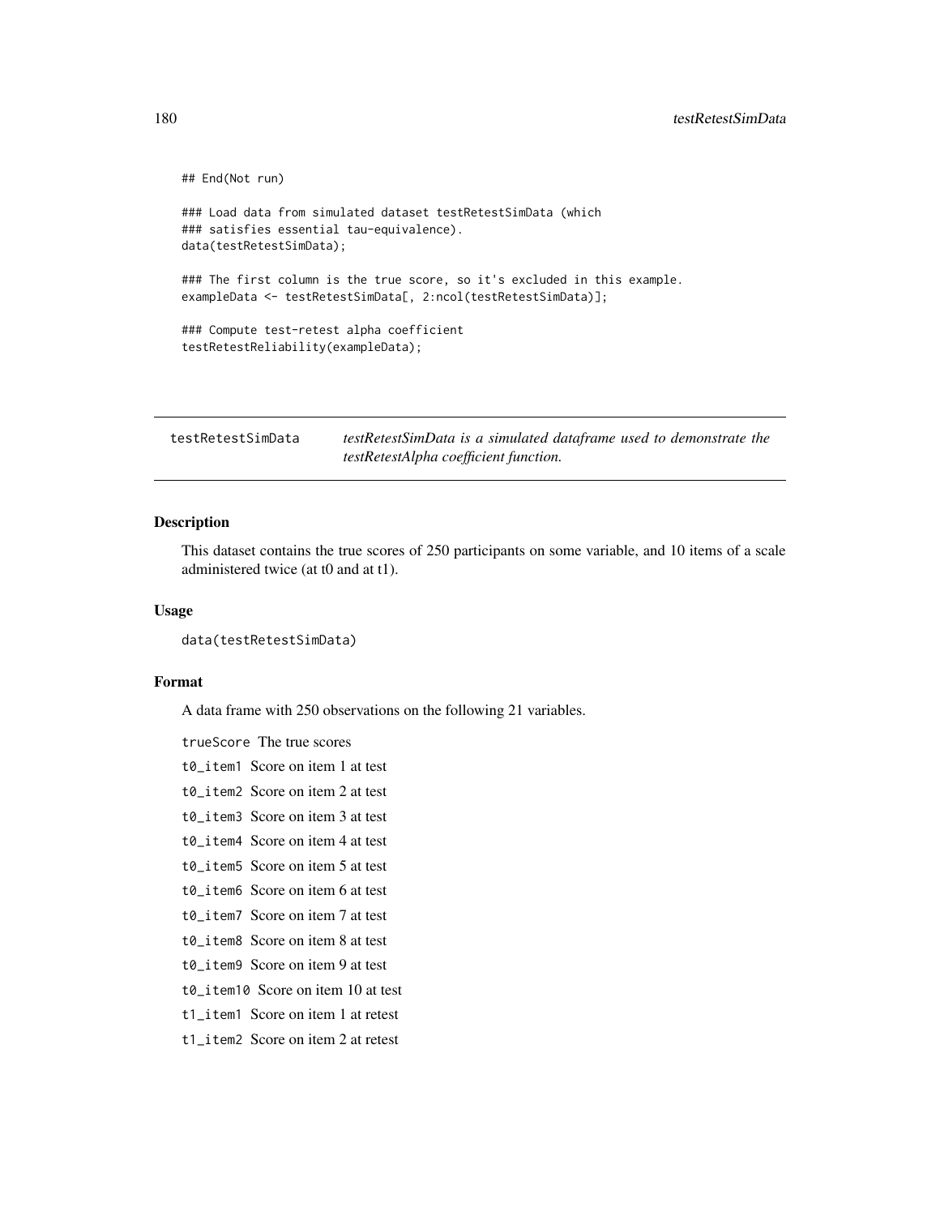```
## End(Not run)

### Load data from simulated dataset testRetestSimData (which
### satisfies essential tau-equivalence).
data(testRetestSimData);

### The first column is the true score, so it's excluded in this example.
exampleData <- testRetestSimData[, 2:ncol(testRetestSimData)];

### Compute test-retest alpha coefficient
testRetestReliability(exampleData);
```

---

## testRetestSimData

*testRetestSimData is a simulated dataframe used to demonstrate the testRetestAlpha coefficient function.*

---

### Description

This dataset contains the true scores of 250 participants on some variable, and 10 items of a scale administered twice (at t0 and at t1).

### Usage

```
data(testRetestSimData)
```

### Format

A data frame with 250 observations on the following 21 variables.

`trueScore` The true scores

`t0_item1` Score on item 1 at test

`t0_item2` Score on item 2 at test

`t0_item3` Score on item 3 at test

`t0_item4` Score on item 4 at test

`t0_item5` Score on item 5 at test

`t0_item6` Score on item 6 at test

`t0_item7` Score on item 7 at test

`t0_item8` Score on item 8 at test

`t0_item9` Score on item 9 at test

`t0_item10` Score on item 10 at test

`t1_item1` Score on item 1 at retest

`t1_item2` Score on item 2 at retest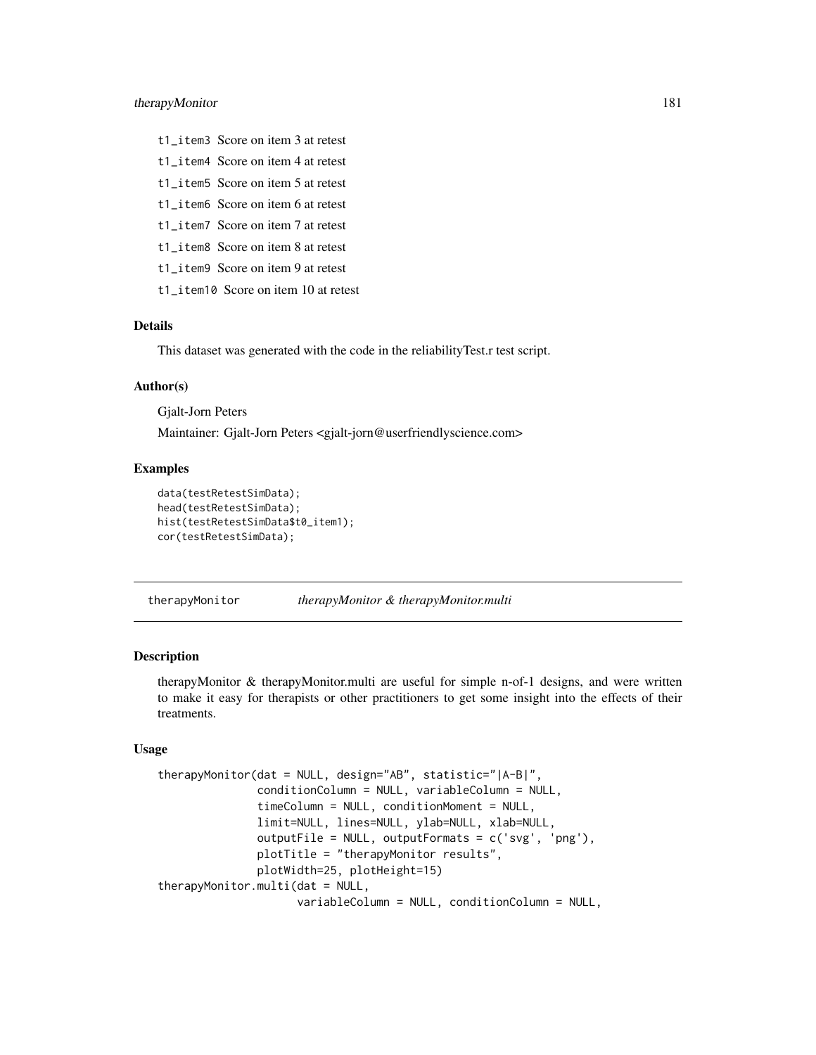t1_item3 Score on item 3 at retest

t1_item4 Score on item 4 at retest

t1_item5 Score on item 5 at retest

t1_item6 Score on item 6 at retest

t1_item7 Score on item 7 at retest

t1_item8 Score on item 8 at retest

t1_item9 Score on item 9 at retest

t1_item10 Score on item 10 at retest

### Details

This dataset was generated with the code in the reliabilityTest.r test script.

### Author(s)

Gjalt-Jorn Peters

Maintainer: Gjalt-Jorn Peters <gjalt-jorn@userfriendlyscience.com>

### Examples

```
data(testRetestSimData);
head(testRetestSimData);
hist(testRetestSimData$t0_item1);
cor(testRetestSimData);
```

---

## therapyMonitor *therapyMonitor & therapyMonitor.multi*

---

### Description

therapyMonitor & therapyMonitor.multi are useful for simple n-of-1 designs, and were written to make it easy for therapists or other practitioners to get some insight into the effects of their treatments.

### Usage

```
therapyMonitor(dat = NULL, design="AB", statistic="|A-B|",
               conditionColumn = NULL, variableColumn = NULL,
               timeColumn = NULL, conditionMoment = NULL,
               limit=NULL, lines=NULL, ylab=NULL, xlab=NULL,
               outputFile = NULL, outputFormats = c('svg', 'png'),
               plotTitle = "therapyMonitor results",
               plotWidth=25, plotHeight=15)
therapyMonitor.multi(dat = NULL,
                     variableColumn = NULL, conditionColumn = NULL,
```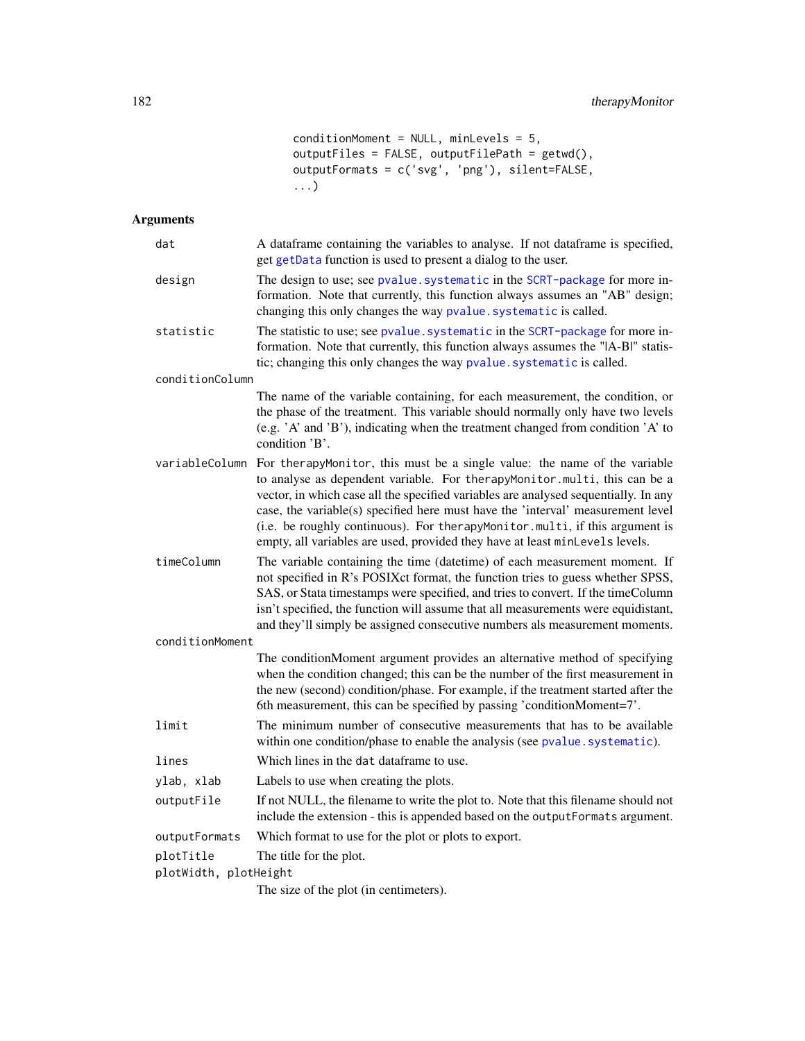```
conditionMoment = NULL, minLevels = 5,
outputFiles = FALSE, outputFilePath = getwd(),
outputFormats = c('svg', 'png'), silent=FALSE,
...)
```

## Arguments

**dat**
A dataframe containing the variables to analyse. If not dataframe is specified, get `getData` function is used to present a dialog to the user.

**design**
The design to use; see `pvalue.systematic` in the `SCRT-package` for more information. Note that currently, this function always assumes an "AB" design; changing this only changes the way `pvalue.systematic` is called.

**statistic**
The statistic to use; see `pvalue.systematic` in the `SCRT-package` for more information. Note that currently, this function always assumes the "|A-B|" statistic; changing this only changes the way `pvalue.systematic` is called.

**conditionColumn**
The name of the variable containing, for each measurement, the condition, or the phase of the treatment. This variable should normally only have two levels (e.g. 'A' and 'B'), indicating when the treatment changed from condition 'A' to condition 'B'.

**variableColumn**
For `therapyMonitor`, this must be a single value: the name of the variable to analyse as dependent variable. For `therapyMonitor.multi`, this can be a vector, in which case all the specified variables are analysed sequentially. In any case, the variable(s) specified here must have the 'interval' measurement level (i.e. be roughly continuous). For `therapyMonitor.multi`, if this argument is empty, all variables are used, provided they have at least `minLevels` levels.

**timeColumn**
The variable containing the time (datetime) of each measurement moment. If not specified in R's POSIXct format, the function tries to guess whether SPSS, SAS, or Stata timestamps were specified, and tries to convert. If the timeColumn isn't specified, the function will assume that all measurements were equidistant, and they'll simply be assigned consecutive numbers als measurement moments.

**conditionMoment**
The conditionMoment argument provides an alternative method of specifying when the condition changed; this can be the number of the first measurement in the new (second) condition/phase. For example, if the treatment started after the 6th measurement, this can be specified by passing 'conditionMoment=7'.

**limit**
The minimum number of consecutive measurements that has to be available within one condition/phase to enable the analysis (see `pvalue.systematic`).

**lines**
Which lines in the `dat` dataframe to use.

**ylab, xlab**
Labels to use when creating the plots.

**outputFile**
If not NULL, the filename to write the plot to. Note that this filename should not include the extension - this is appended based on the `outputFormats` argument.

**outputFormats**
Which format to use for the plot or plots to export.

**plotTitle**
The title for the plot.

**plotWidth, plotHeight**
The size of the plot (in centimeters).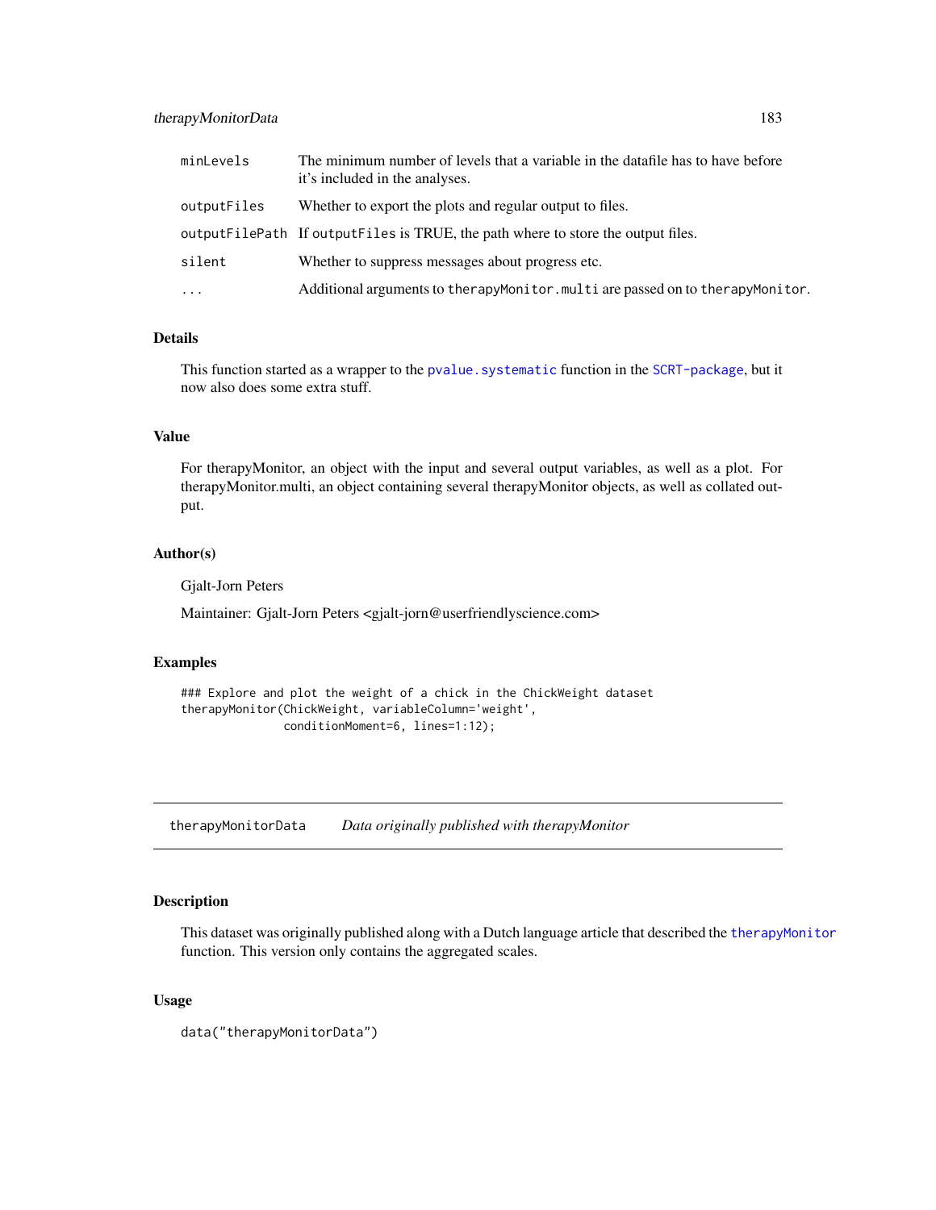| | |
|---|---|
| `minLevels` | The minimum number of levels that a variable in the datafile has to have before it's included in the analyses. |
| `outputFiles` | Whether to export the plots and regular output to files. |
| `outputFilePath` | If `outputFiles` is TRUE, the path where to store the output files. |
| `silent` | Whether to suppress messages about progress etc. |
| `...` | Additional arguments to `therapyMonitor.multi` are passed on to `therapyMonitor`. |

## Details

This function started as a wrapper to the `pvalue.systematic` function in the `SCRT-package`, but it now also does some extra stuff.

## Value

For therapyMonitor, an object with the input and several output variables, as well as a plot. For therapyMonitor.multi, an object containing several therapyMonitor objects, as well as collated output.

## Author(s)

Gjalt-Jorn Peters

Maintainer: Gjalt-Jorn Peters <gjalt-jorn@userfriendlyscience.com>

## Examples

```
### Explore and plot the weight of a chick in the ChickWeight dataset
therapyMonitor(ChickWeight, variableColumn='weight',
               conditionMoment=6, lines=1:12);
```

---

# `therapyMonitorData` *Data originally published with therapyMonitor*

## Description

This dataset was originally published along with a Dutch language article that described the `therapyMonitor` function. This version only contains the aggregated scales.

## Usage

```
data("therapyMonitorData")
```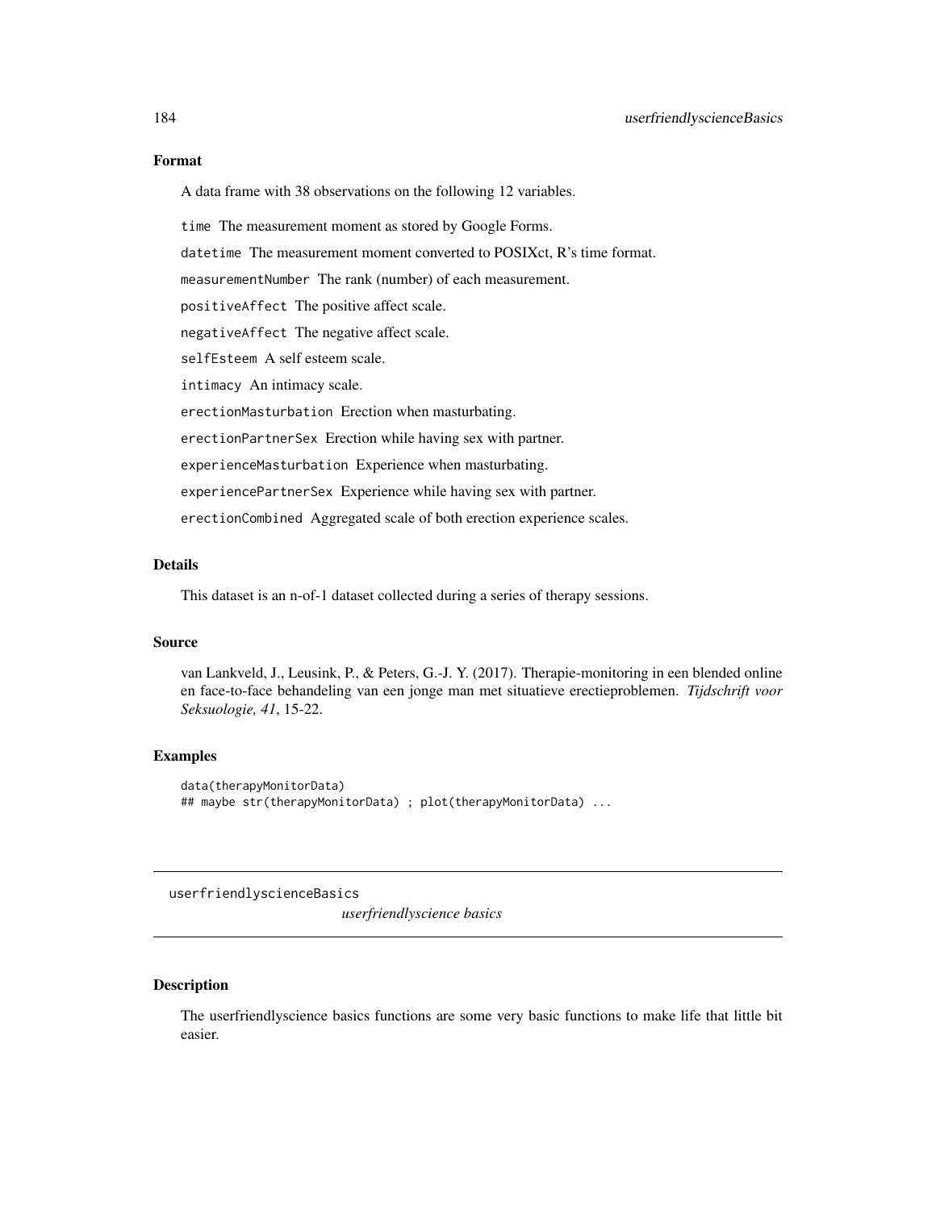## Format

A data frame with 38 observations on the following 12 variables.

`time` The measurement moment as stored by Google Forms.

`datetime` The measurement moment converted to POSIXct, R's time format.

`measurementNumber` The rank (number) of each measurement.

`positiveAffect` The positive affect scale.

`negativeAffect` The negative affect scale.

`selfEsteem` A self esteem scale.

`intimacy` An intimacy scale.

`erectionMasturbation` Erection when masturbating.

`erectionPartnerSex` Erection while having sex with partner.

`experienceMasturbation` Experience when masturbating.

`experiencePartnerSex` Experience while having sex with partner.

`erectionCombined` Aggregated scale of both erection experience scales.

## Details

This dataset is an n-of-1 dataset collected during a series of therapy sessions.

## Source

van Lankveld, J., Leusink, P., & Peters, G.-J. Y. (2017). Therapie-monitoring in een blended online en face-to-face behandeling van een jonge man met situatieve erectieproblemen. *Tijdschrift voor Seksuologie, 41*, 15-22.

## Examples

```
data(therapyMonitorData)
## maybe str(therapyMonitorData) ; plot(therapyMonitorData) ...
```

---

# userfriendlyscienceBasics    *userfriendlyscience basics*

## Description

The userfriendlyscience basics functions are some very basic functions to make life that little bit easier.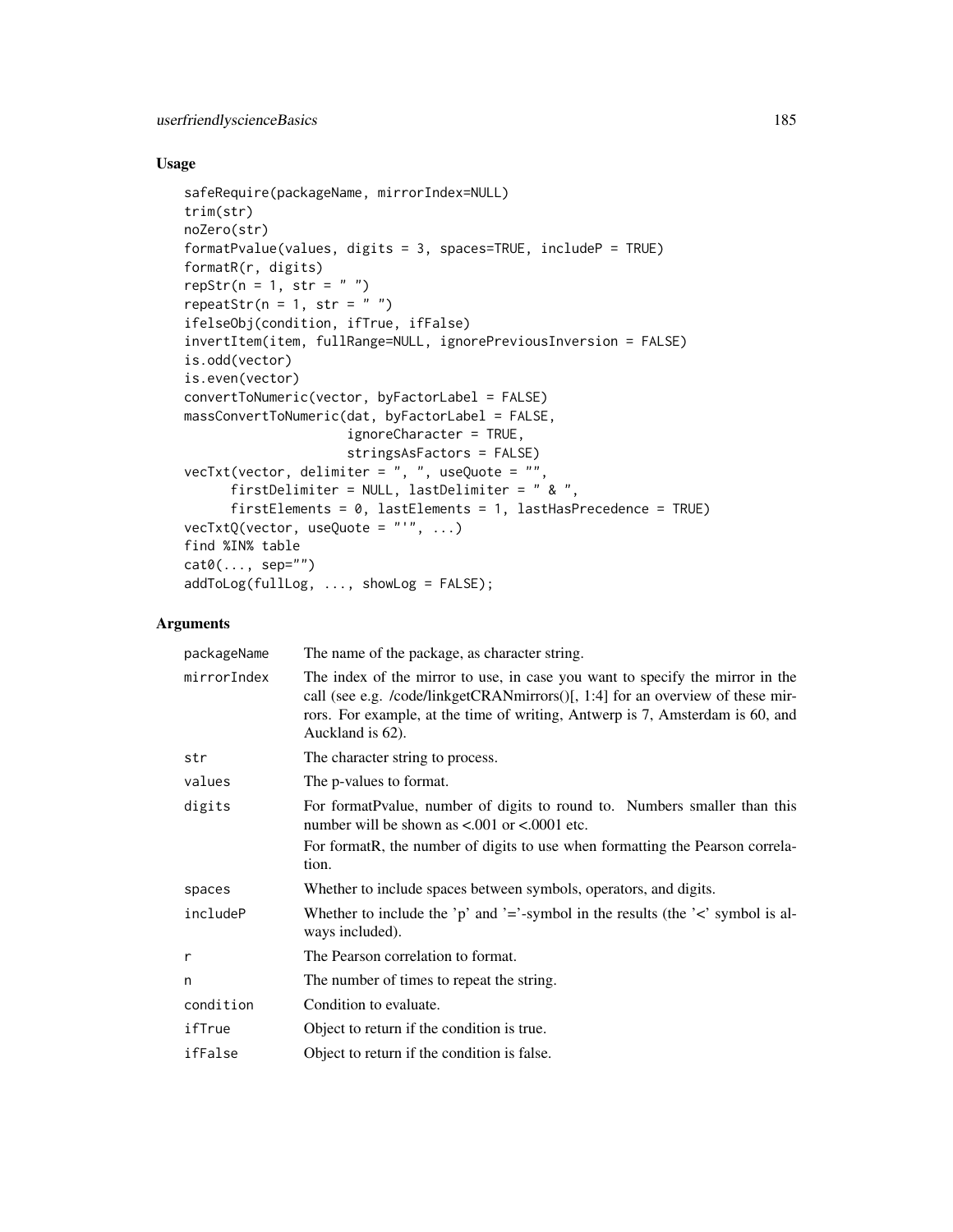## Usage

```
safeRequire(packageName, mirrorIndex=NULL)
trim(str)
noZero(str)
formatPvalue(values, digits = 3, spaces=TRUE, includeP = TRUE)
formatR(r, digits)
repStr(n = 1, str = " ")
repeatStr(n = 1, str = " ")
ifelseObj(condition, ifTrue, ifFalse)
invertItem(item, fullRange=NULL, ignorePreviousInversion = FALSE)
is.odd(vector)
is.even(vector)
convertToNumeric(vector, byFactorLabel = FALSE)
massConvertToNumeric(dat, byFactorLabel = FALSE,
                     ignoreCharacter = TRUE,
                     stringsAsFactors = FALSE)
vecTxt(vector, delimiter = ", ", useQuote = "",
      firstDelimiter = NULL, lastDelimiter = " & ",
      firstElements = 0, lastElements = 1, lastHasPrecedence = TRUE)
vecTxtQ(vector, useQuote = "'", ...)
find %IN% table
cat0(..., sep="")
addToLog(fullLog, ..., showLog = FALSE);
```

## Arguments

| | |
|---|---|
| packageName | The name of the package, as character string. |
| mirrorIndex | The index of the mirror to use, in case you want to specify the mirror in the call (see e.g. /code/linkgetCRANmirrors()[, 1:4] for an overview of these mirrors. For example, at the time of writing, Antwerp is 7, Amsterdam is 60, and Auckland is 62). |
| str | The character string to process. |
| values | The p-values to format. |
| digits | For formatPvalue, number of digits to round to. Numbers smaller than this number will be shown as <.001 or <.0001 etc.<br>For formatR, the number of digits to use when formatting the Pearson correlation. |
| spaces | Whether to include spaces between symbols, operators, and digits. |
| includeP | Whether to include the 'p' and '='-symbol in the results (the '<' symbol is always included). |
| r | The Pearson correlation to format. |
| n | The number of times to repeat the string. |
| condition | Condition to evaluate. |
| ifTrue | Object to return if the condition is true. |
| ifFalse | Object to return if the condition is false. |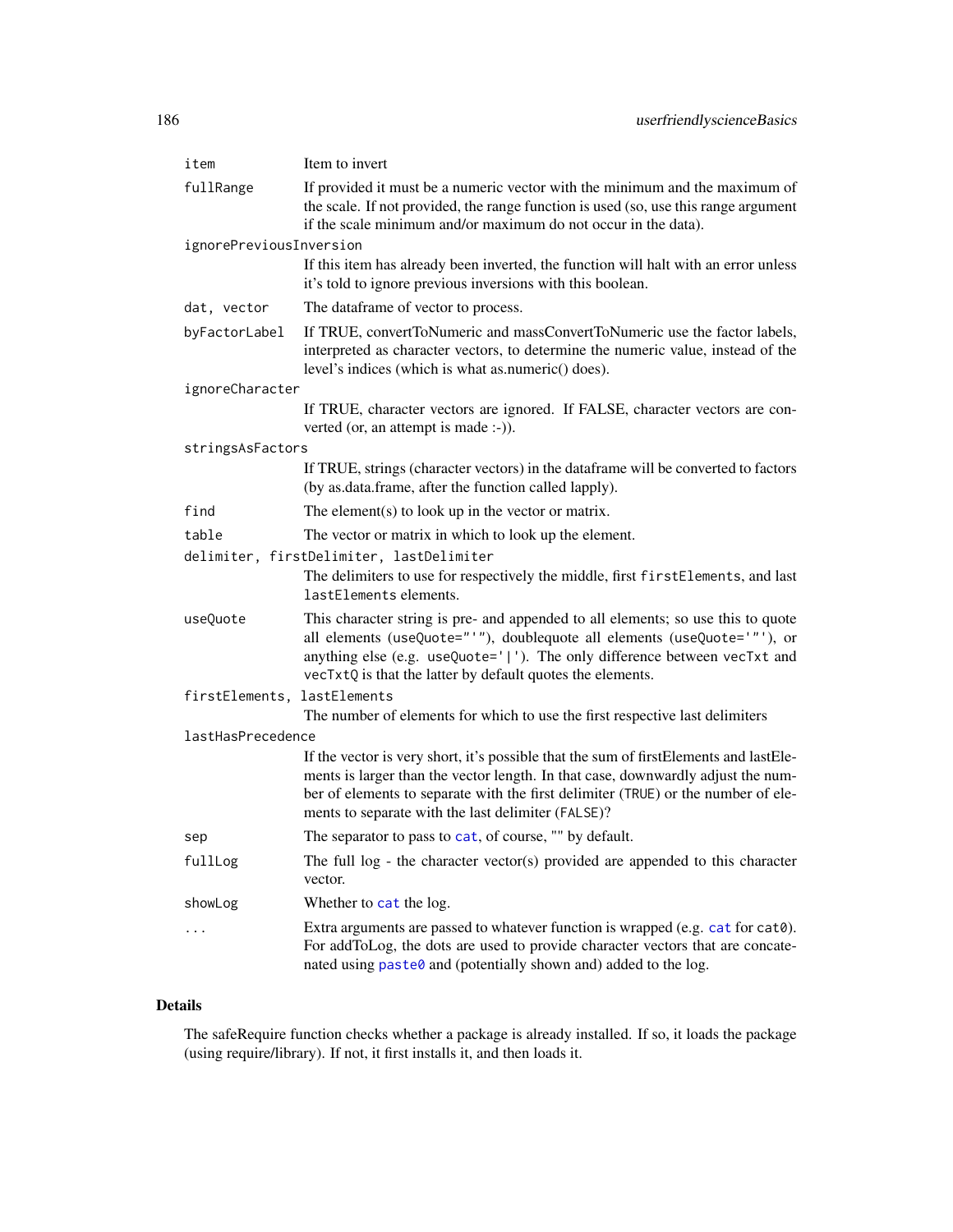| | |
|---|---|
| `item` | Item to invert |
| `fullRange` | If provided it must be a numeric vector with the minimum and the maximum of the scale. If not provided, the range function is used (so, use this range argument if the scale minimum and/or maximum do not occur in the data). |
| `ignorePreviousInversion` | If this item has already been inverted, the function will halt with an error unless it's told to ignore previous inversions with this boolean. |
| `dat, vector` | The dataframe of vector to process. |
| `byFactorLabel` | If TRUE, convertToNumeric and massConvertToNumeric use the factor labels, interpreted as character vectors, to determine the numeric value, instead of the level's indices (which is what as.numeric() does). |
| `ignoreCharacter` | If TRUE, character vectors are ignored. If FALSE, character vectors are converted (or, an attempt is made :-)). |
| `stringsAsFactors` | If TRUE, strings (character vectors) in the dataframe will be converted to factors (by as.data.frame, after the function called lapply). |
| `find` | The element(s) to look up in the vector or matrix. |
| `table` | The vector or matrix in which to look up the element. |
| `delimiter, firstDelimiter, lastDelimiter` | The delimiters to use for respectively the middle, first `firstElements`, and last `lastElements` elements. |
| `useQuote` | This character string is pre- and appended to all elements; so use this to quote all elements (`useQuote="'"`), doublequote all elements (`useQuote='"'`), or anything else (e.g. `useQuote='|'`). The only difference between `vecTxt` and `vecTxtQ` is that the latter by default quotes the elements. |
| `firstElements, lastElements` | The number of elements for which to use the first respective last delimiters |
| `lastHasPrecedence` | If the vector is very short, it's possible that the sum of firstElements and lastElements is larger than the vector length. In that case, downwardly adjust the number of elements to separate with the first delimiter (`TRUE`) or the number of elements to separate with the last delimiter (`FALSE`)? |
| `sep` | The separator to pass to `cat`, of course, "" by default. |
| `fullLog` | The full log - the character vector(s) provided are appended to this character vector. |
| `showLog` | Whether to `cat` the log. |
| `...` | Extra arguments are passed to whatever function is wrapped (e.g. `cat` for `cat0`). For addToLog, the dots are used to provide character vectors that are concatenated using `paste0` and (potentially shown and) added to the log. |

## Details

The safeRequire function checks whether a package is already installed. If so, it loads the package (using require/library). If not, it first installs it, and then loads it.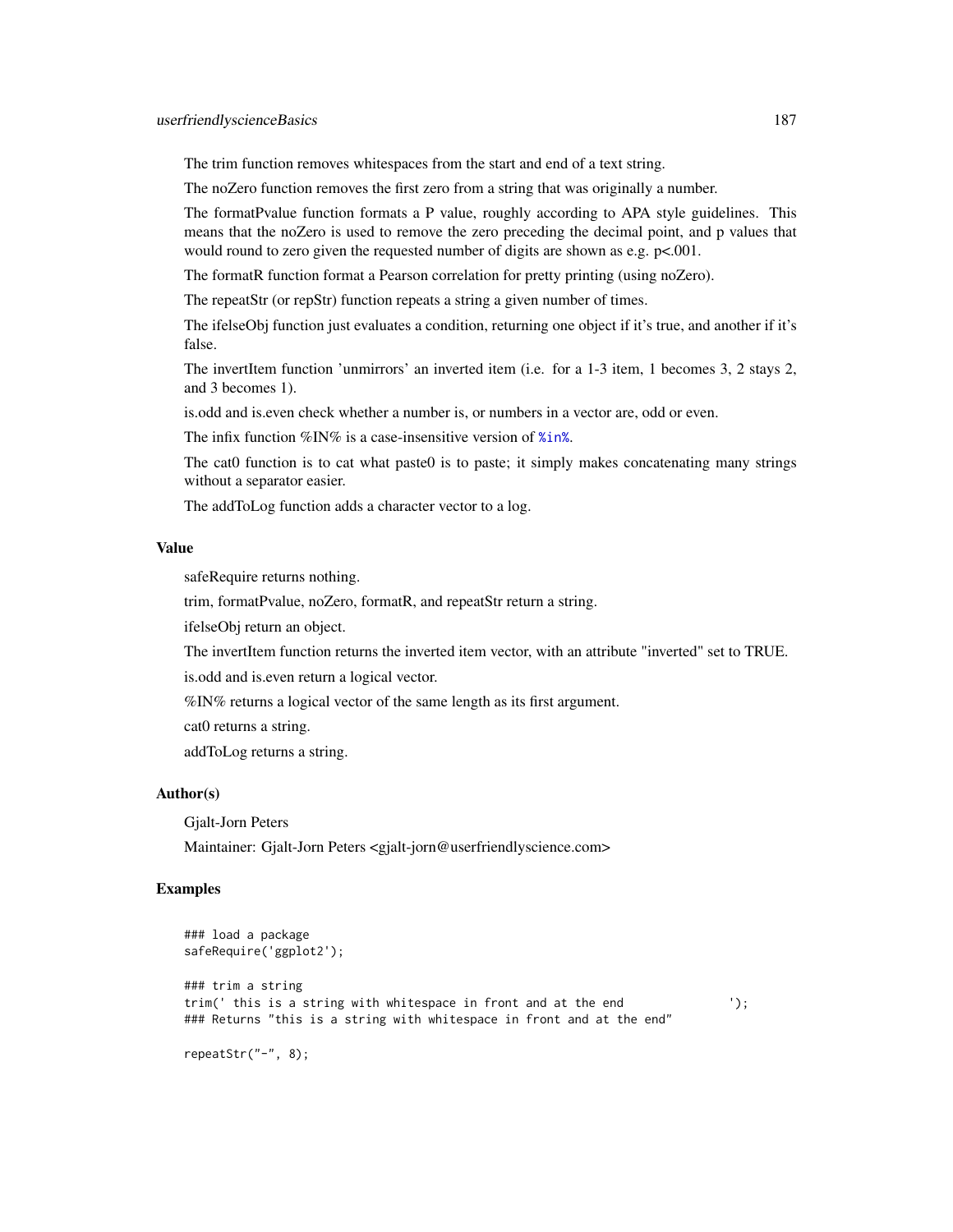The trim function removes whitespaces from the start and end of a text string.

The noZero function removes the first zero from a string that was originally a number.

The formatPvalue function formats a P value, roughly according to APA style guidelines. This means that the noZero is used to remove the zero preceding the decimal point, and p values that would round to zero given the requested number of digits are shown as e.g. p<.001.

The formatR function format a Pearson correlation for pretty printing (using noZero).

The repeatStr (or repStr) function repeats a string a given number of times.

The ifelseObj function just evaluates a condition, returning one object if it's true, and another if it's false.

The invertItem function 'unmirrors' an inverted item (i.e. for a 1-3 item, 1 becomes 3, 2 stays 2, and 3 becomes 1).

is.odd and is.even check whether a number is, or numbers in a vector are, odd or even.

The infix function %IN% is a case-insensitive version of `%in%`.

The cat0 function is to cat what paste0 is to paste; it simply makes concatenating many strings without a separator easier.

The addToLog function adds a character vector to a log.

## Value

safeRequire returns nothing.

trim, formatPvalue, noZero, formatR, and repeatStr return a string.

ifelseObj return an object.

The invertItem function returns the inverted item vector, with an attribute "inverted" set to TRUE.

is.odd and is.even return a logical vector.

%IN% returns a logical vector of the same length as its first argument.

cat0 returns a string.

addToLog returns a string.

## Author(s)

Gjalt-Jorn Peters

Maintainer: Gjalt-Jorn Peters <gjalt-jorn@userfriendlyscience.com>

## Examples

```
### load a package
safeRequire('ggplot2');

### trim a string
trim(' this is a string with whitespace in front and at the end               ');
### Returns "this is a string with whitespace in front and at the end"

repeatStr("-", 8);
```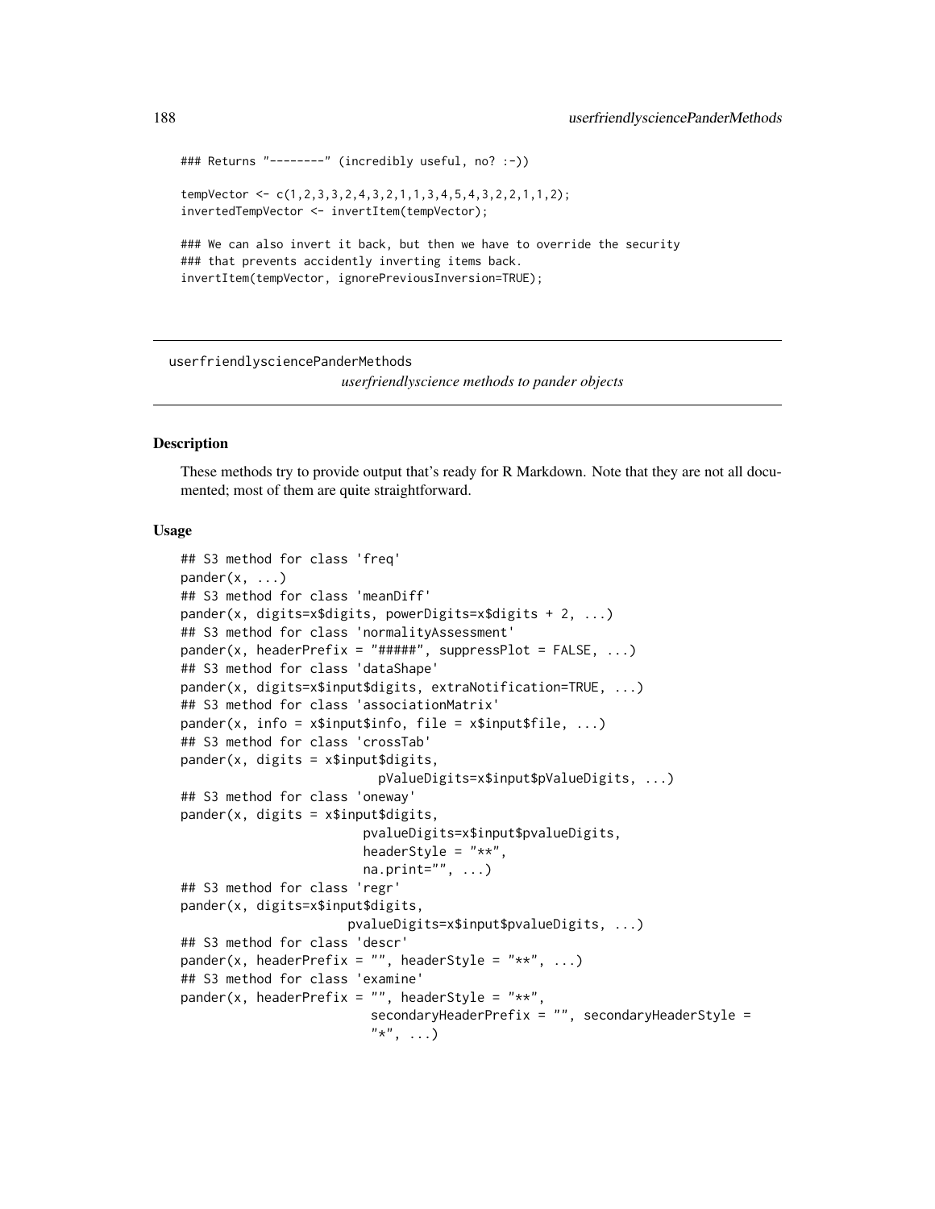```
### Returns "--------" (incredibly useful, no? :-))

tempVector <- c(1,2,3,3,2,4,3,2,1,1,3,4,5,4,3,2,2,1,1,2);
invertedTempVector <- invertItem(tempVector);

### We can also invert it back, but then we have to override the security
### that prevents accidently inverting items back.
invertItem(tempVector, ignorePreviousInversion=TRUE);
```

---

## userfriendlysciencePanderMethods

*userfriendlyscience methods to pander objects*

---

### Description

These methods try to provide output that's ready for R Markdown. Note that they are not all documented; most of them are quite straightforward.

### Usage

```
## S3 method for class 'freq'
pander(x, ...)
## S3 method for class 'meanDiff'
pander(x, digits=x$digits, powerDigits=x$digits + 2, ...)
## S3 method for class 'normalityAssessment'
pander(x, headerPrefix = "#####", suppressPlot = FALSE, ...)
## S3 method for class 'dataShape'
pander(x, digits=x$input$digits, extraNotification=TRUE, ...)
## S3 method for class 'associationMatrix'
pander(x, info = x$input$info, file = x$input$file, ...)
## S3 method for class 'crossTab'
pander(x, digits = x$input$digits,
                        pValueDigits=x$input$pValueDigits, ...)
## S3 method for class 'oneway'
pander(x, digits = x$input$digits,
                         pvalueDigits=x$input$pvalueDigits,
                         headerStyle = "**",
                         na.print="", ...)
## S3 method for class 'regr'
pander(x, digits=x$input$digits,
                      pvalueDigits=x$input$pvalueDigits, ...)
## S3 method for class 'descr'
pander(x, headerPrefix = "", headerStyle = "**", ...)
## S3 method for class 'examine'
pander(x, headerPrefix = "", headerStyle = "**",
                          secondaryHeaderPrefix = "", secondaryHeaderStyle =
                          "*", ...)
```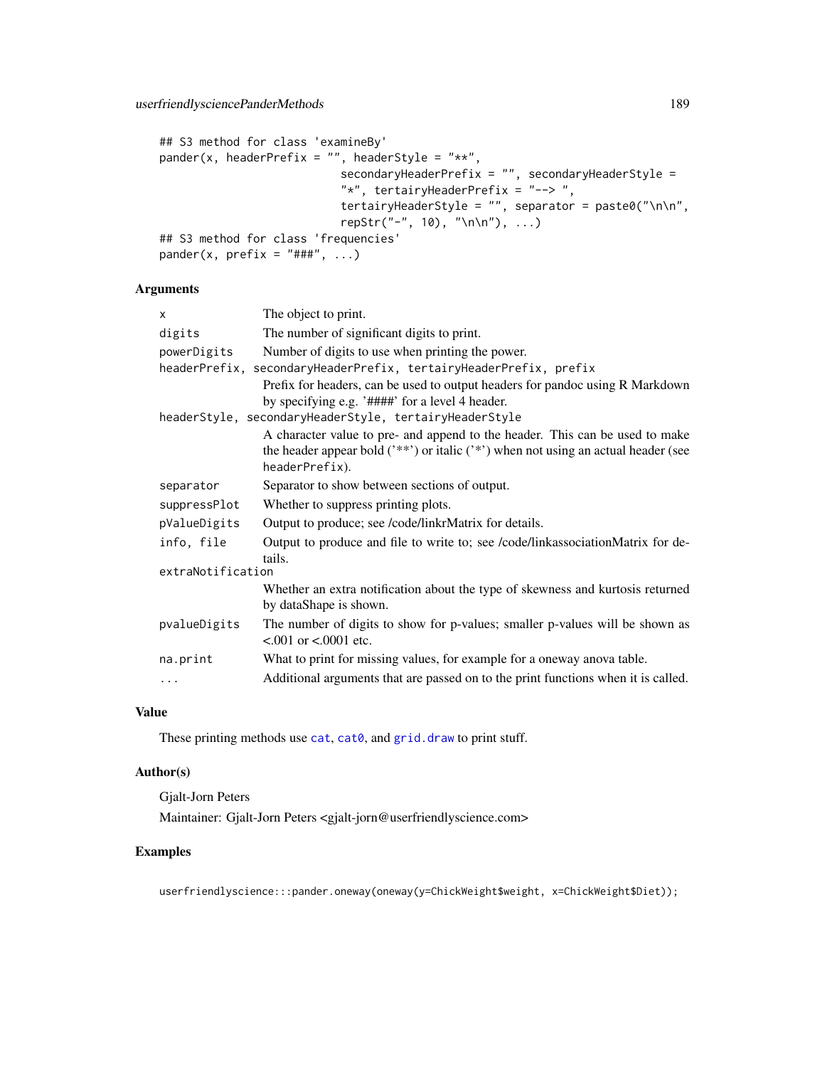```
## S3 method for class 'examineBy'
pander(x, headerPrefix = "", headerStyle = "**",
                          secondaryHeaderPrefix = "", secondaryHeaderStyle =
                          "*", tertairyHeaderPrefix = "--> ",
                          tertairyHeaderStyle = "", separator = paste0("\n\n",
                          repStr("-", 10), "\n\n"), ...)
## S3 method for class 'frequencies'
pander(x, prefix = "###", ...)
```

## Arguments

`x` The object to print.

`digits` The number of significant digits to print.

`powerDigits` Number of digits to use when printing the power.

`headerPrefix, secondaryHeaderPrefix, tertairyHeaderPrefix, prefix`
: Prefix for headers, can be used to output headers for pandoc using R Markdown by specifying e.g. '####' for a level 4 header.

`headerStyle, secondaryHeaderStyle, tertairyHeaderStyle`
: A character value to pre- and append to the header. This can be used to make the header appear bold ('**') or italic ('*') when not using an actual header (see `headerPrefix`).

`separator` Separator to show between sections of output.

`suppressPlot` Whether to suppress printing plots.

`pValueDigits` Output to produce; see /code/linkrMatrix for details.

`info, file` Output to produce and file to write to; see /code/linkassociationMatrix for details.

`extraNotification`
: Whether an extra notification about the type of skewness and kurtosis returned by dataShape is shown.

`pvalueDigits` The number of digits to show for p-values; smaller p-values will be shown as <.001 or <.0001 etc.

`na.print` What to print for missing values, for example for a oneway anova table.

`...` Additional arguments that are passed on to the print functions when it is called.

## Value

These printing methods use `cat`, `cat0`, and `grid.draw` to print stuff.

## Author(s)

Gjalt-Jorn Peters

Maintainer: Gjalt-Jorn Peters <gjalt-jorn@userfriendlyscience.com>

## Examples

```
userfriendlyscience:::pander.oneway(oneway(y=ChickWeight$weight, x=ChickWeight$Diet));
```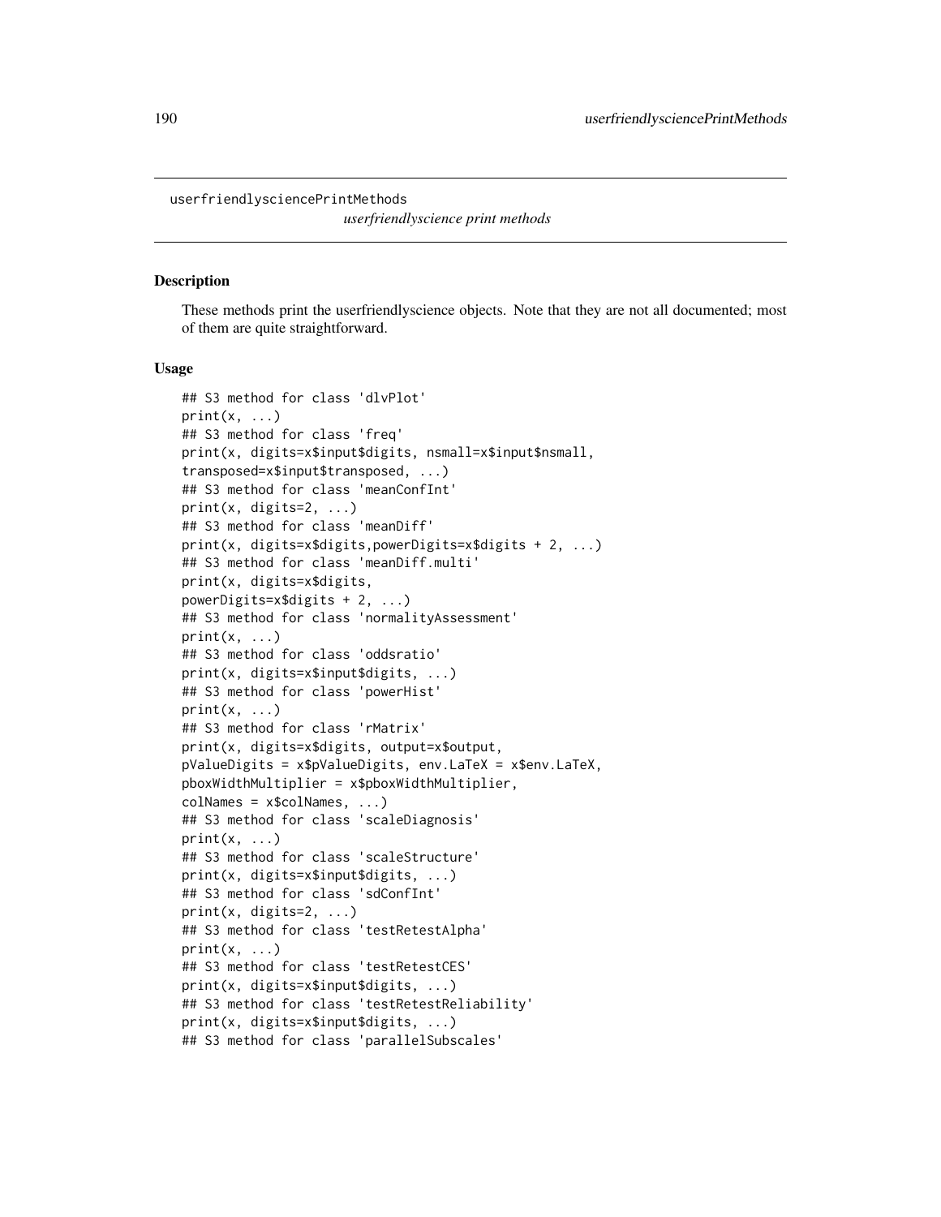userfriendlysciencePrintMethods

*userfriendlyscience print methods*

## Description

These methods print the userfriendlyscience objects. Note that they are not all documented; most of them are quite straightforward.

## Usage

```
## S3 method for class 'dlvPlot'
print(x, ...)
## S3 method for class 'freq'
print(x, digits=x$input$digits, nsmall=x$input$nsmall,
transposed=x$input$transposed, ...)
## S3 method for class 'meanConfInt'
print(x, digits=2, ...)
## S3 method for class 'meanDiff'
print(x, digits=x$digits,powerDigits=x$digits + 2, ...)
## S3 method for class 'meanDiff.multi'
print(x, digits=x$digits,
powerDigits=x$digits + 2, ...)
## S3 method for class 'normalityAssessment'
print(x, ...)
## S3 method for class 'oddsratio'
print(x, digits=x$input$digits, ...)
## S3 method for class 'powerHist'
print(x, ...)
## S3 method for class 'rMatrix'
print(x, digits=x$digits, output=x$output,
pValueDigits = x$pValueDigits, env.LaTeX = x$env.LaTeX,
pboxWidthMultiplier = x$pboxWidthMultiplier,
colNames = x$colNames, ...)
## S3 method for class 'scaleDiagnosis'
print(x, ...)
## S3 method for class 'scaleStructure'
print(x, digits=x$input$digits, ...)
## S3 method for class 'sdConfInt'
print(x, digits=2, ...)
## S3 method for class 'testRetestAlpha'
print(x, ...)
## S3 method for class 'testRetestCES'
print(x, digits=x$input$digits, ...)
## S3 method for class 'testRetestReliability'
print(x, digits=x$input$digits, ...)
## S3 method for class 'parallelSubscales'
```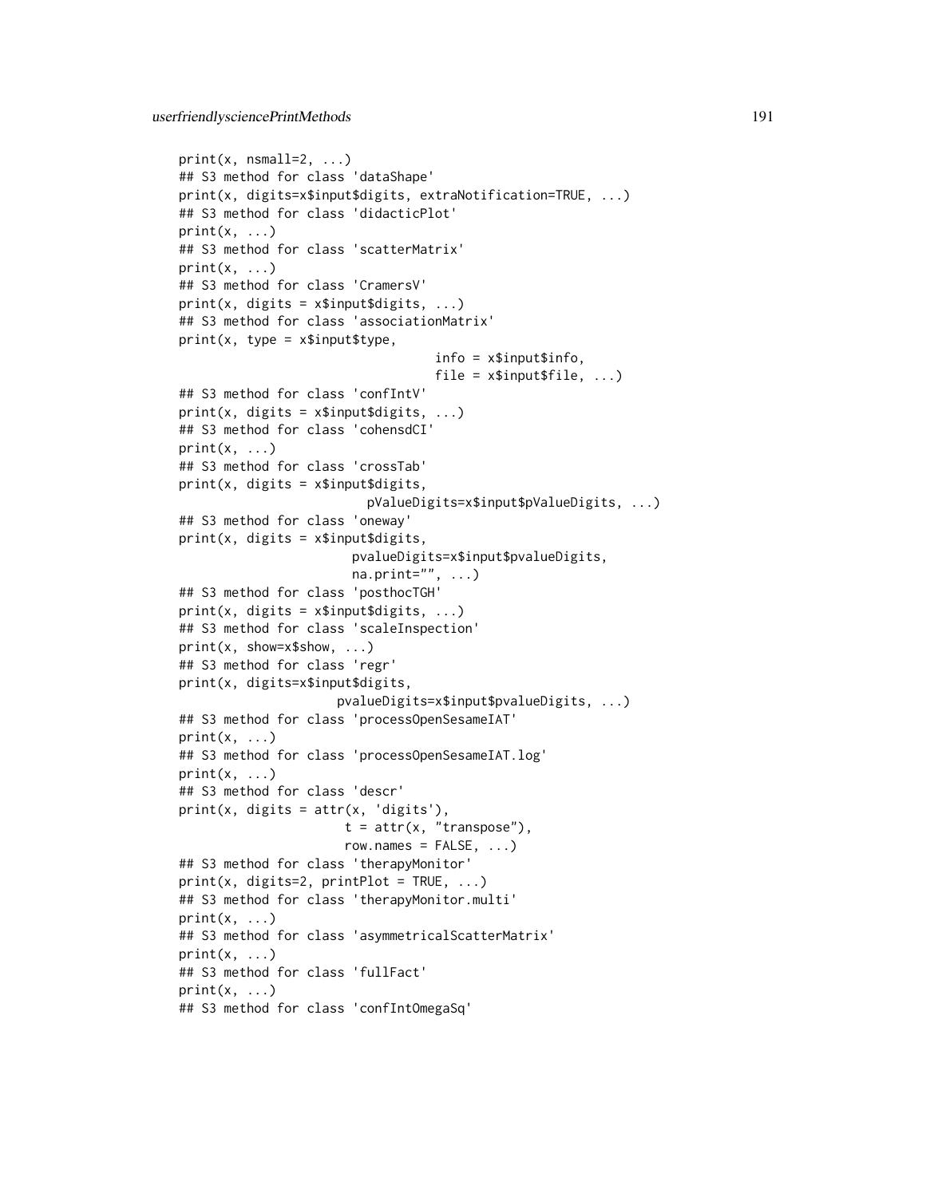```
print(x, nsmall=2, ...)
## S3 method for class 'dataShape'
print(x, digits=x$input$digits, extraNotification=TRUE, ...)
## S3 method for class 'didacticPlot'
print(x, ...)
## S3 method for class 'scatterMatrix'
print(x, ...)
## S3 method for class 'CramersV'
print(x, digits = x$input$digits, ...)
## S3 method for class 'associationMatrix'
print(x, type = x$input$type,
                                  info = x$input$info,
                                  file = x$input$file, ...)
## S3 method for class 'confIntV'
print(x, digits = x$input$digits, ...)
## S3 method for class 'cohensdCI'
print(x, ...)
## S3 method for class 'crossTab'
print(x, digits = x$input$digits,
                       pValueDigits=x$input$pValueDigits, ...)
## S3 method for class 'oneway'
print(x, digits = x$input$digits,
                      pvalueDigits=x$input$pvalueDigits,
                      na.print="", ...)
## S3 method for class 'posthocTGH'
print(x, digits = x$input$digits, ...)
## S3 method for class 'scaleInspection'
print(x, show=x$show, ...)
## S3 method for class 'regr'
print(x, digits=x$input$digits,
                    pvalueDigits=x$input$pvalueDigits, ...)
## S3 method for class 'processOpenSesameIAT'
print(x, ...)
## S3 method for class 'processOpenSesameIAT.log'
print(x, ...)
## S3 method for class 'descr'
print(x, digits = attr(x, 'digits'),
                     t = attr(x, "transpose"),
                     row.names = FALSE, ...)
## S3 method for class 'therapyMonitor'
print(x, digits=2, printPlot = TRUE, ...)
## S3 method for class 'therapyMonitor.multi'
print(x, ...)
## S3 method for class 'asymmetricalScatterMatrix'
print(x, ...)
## S3 method for class 'fullFact'
print(x, ...)
## S3 method for class 'confIntOmegaSq'
```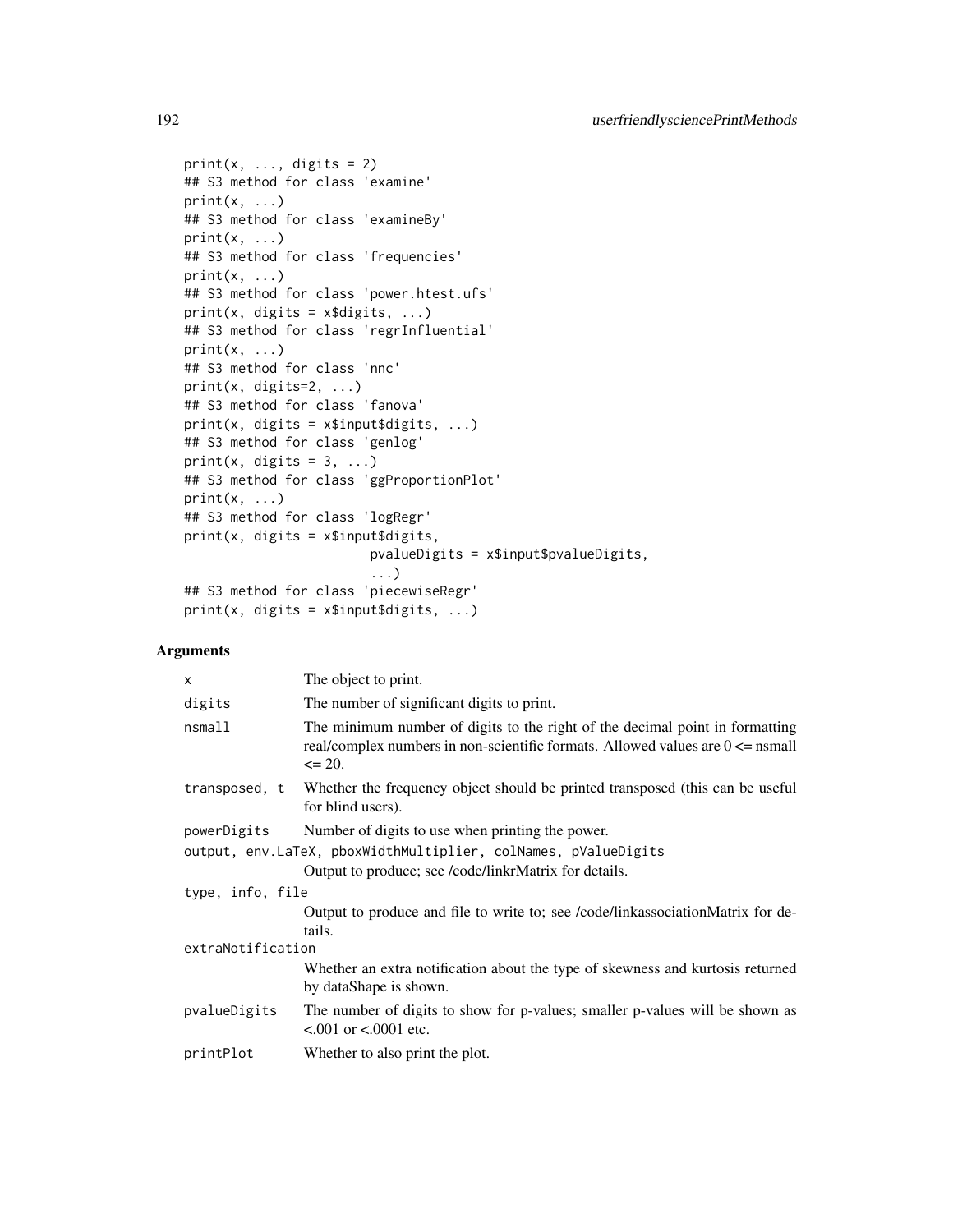```
print(x, ..., digits = 2)
## S3 method for class 'examine'
print(x, ...)
## S3 method for class 'examineBy'
print(x, ...)
## S3 method for class 'frequencies'
print(x, ...)
## S3 method for class 'power.htest.ufs'
print(x, digits = x$digits, ...)
## S3 method for class 'regrInfluential'
print(x, ...)
## S3 method for class 'nnc'
print(x, digits=2, ...)
## S3 method for class 'fanova'
print(x, digits = x$input$digits, ...)
## S3 method for class 'genlog'
print(x, digits = 3, ...)
## S3 method for class 'ggProportionPlot'
print(x, ...)
## S3 method for class 'logRegr'
print(x, digits = x$input$digits,
                         pvalueDigits = x$input$pvalueDigits,
                         ...)
## S3 method for class 'piecewiseRegr'
print(x, digits = x$input$digits, ...)
```

## Arguments

| | |
|---|---|
| `x` | The object to print. |
| `digits` | The number of significant digits to print. |
| `nsmall` | The minimum number of digits to the right of the decimal point in formatting real/complex numbers in non-scientific formats. Allowed values are 0 <= nsmall <= 20. |
| `transposed, t` | Whether the frequency object should be printed transposed (this can be useful for blind users). |
| `powerDigits` | Number of digits to use when printing the power. |
| `output, env.LaTeX, pboxWidthMultiplier, colNames, pValueDigits` | Output to produce; see /code/linkrMatrix for details. |
| `type, info, file` | Output to produce and file to write to; see /code/linkassociationMatrix for details. |
| `extraNotification` | Whether an extra notification about the type of skewness and kurtosis returned by dataShape is shown. |
| `pvalueDigits` | The number of digits to show for p-values; smaller p-values will be shown as <.001 or <.0001 etc. |
| `printPlot` | Whether to also print the plot. |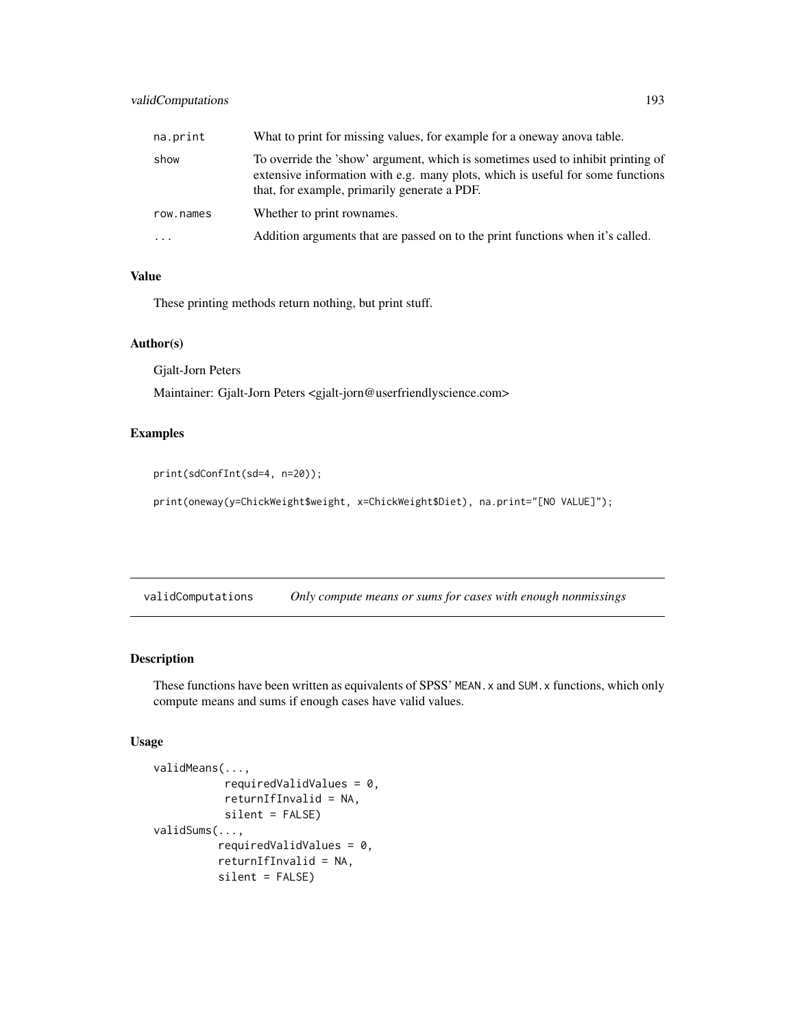| | |
|---|---|
| `na.print` | What to print for missing values, for example for a oneway anova table. |
| `show` | To override the 'show' argument, which is sometimes used to inhibit printing of extensive information with e.g. many plots, which is useful for some functions that, for example, primarily generate a PDF. |
| `row.names` | Whether to print rownames. |
| `...` | Addition arguments that are passed on to the print functions when it's called. |

### Value

These printing methods return nothing, but print stuff.

### Author(s)

Gjalt-Jorn Peters

Maintainer: Gjalt-Jorn Peters <gjalt-jorn@userfriendlyscience.com>

### Examples

```
print(sdConfInt(sd=4, n=20));

print(oneway(y=ChickWeight$weight, x=ChickWeight$Diet), na.print="[NO VALUE]");
```

---

## validComputations    *Only compute means or sums for cases with enough nonmissings*

### Description

These functions have been written as equivalents of SPSS' `MEAN.x` and `SUM.x` functions, which only compute means and sums if enough cases have valid values.

### Usage

```
validMeans(...,
           requiredValidValues = 0,
           returnIfInvalid = NA,
           silent = FALSE)
validSums(...,
          requiredValidValues = 0,
          returnIfInvalid = NA,
          silent = FALSE)
```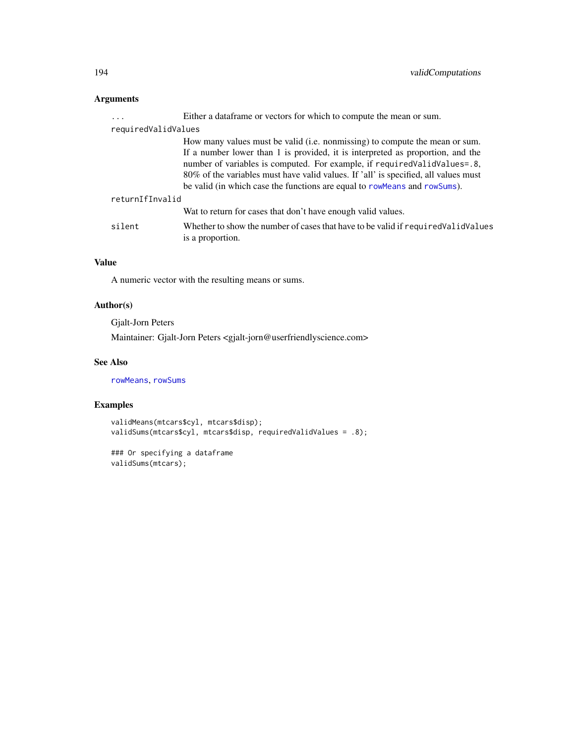## Arguments

`...`
: Either a dataframe or vectors for which to compute the mean or sum.

`requiredValidValues`
: How many values must be valid (i.e. nonmissing) to compute the mean or sum. If a number lower than 1 is provided, it is interpreted as proportion, and the number of variables is computed. For example, if `requiredValidValues=.8`, 80% of the variables must have valid values. If 'all' is specified, all values must be valid (in which case the functions are equal to `rowMeans` and `rowSums`).

`returnIfInvalid`
: Wat to return for cases that don't have enough valid values.

`silent`
: Whether to show the number of cases that have to be valid if `requiredValidValues` is a proportion.

## Value

A numeric vector with the resulting means or sums.

## Author(s)

Gjalt-Jorn Peters

Maintainer: Gjalt-Jorn Peters <gjalt-jorn@userfriendlyscience.com>

## See Also

`rowMeans`, `rowSums`

## Examples

```
validMeans(mtcars$cyl, mtcars$disp);
validSums(mtcars$cyl, mtcars$disp, requiredValidValues = .8);

### Or specifying a dataframe
validSums(mtcars);
```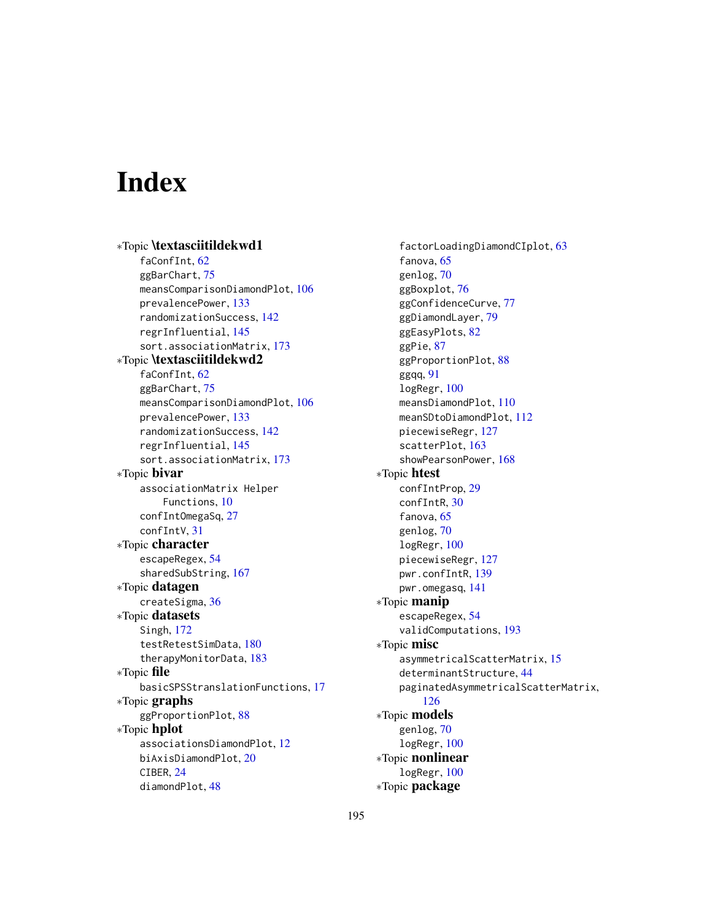# Index

∗Topic **\textasciitildekwd1**
- faConfInt, 62
- ggBarChart, 75
- meansComparisonDiamondPlot, 106
- prevalencePower, 133
- randomizationSuccess, 142
- regrInfluential, 145
- sort.associationMatrix, 173

∗Topic **\textasciitildekwd2**
- faConfInt, 62
- ggBarChart, 75
- meansComparisonDiamondPlot, 106
- prevalencePower, 133
- randomizationSuccess, 142
- regrInfluential, 145
- sort.associationMatrix, 173

∗Topic **bivar**
- associationMatrix Helper Functions, 10
- confIntOmegaSq, 27
- confIntV, 31

∗Topic **character**
- escapeRegex, 54
- sharedSubString, 167

∗Topic **datagen**
- createSigma, 36

∗Topic **datasets**
- Singh, 172
- testRetestSimData, 180
- therapyMonitorData, 183

∗Topic **file**
- basicSPSStranslationFunctions, 17

∗Topic **graphs**
- ggProportionPlot, 88

∗Topic **hplot**
- associationsDiamondPlot, 12
- biAxisDiamondPlot, 20
- CIBER, 24
- diamondPlot, 48
- factorLoadingDiamondCIplot, 63
- fanova, 65
- genlog, 70
- ggBoxplot, 76
- ggConfidenceCurve, 77
- ggDiamondLayer, 79
- ggEasyPlots, 82
- ggPie, 87
- ggProportionPlot, 88
- ggqq, 91
- logRegr, 100
- meansDiamondPlot, 110
- meanSDtoDiamondPlot, 112
- piecewiseRegr, 127
- scatterPlot, 163
- showPearsonPower, 168

∗Topic **htest**
- confIntProp, 29
- confIntR, 30
- fanova, 65
- genlog, 70
- logRegr, 100
- piecewiseRegr, 127
- pwr.confIntR, 139
- pwr.omegasq, 141

∗Topic **manip**
- escapeRegex, 54
- validComputations, 193

∗Topic **misc**
- asymmetricalScatterMatrix, 15
- determinantStructure, 44
- paginatedAsymmetricalScatterMatrix, 126

∗Topic **models**
- genlog, 70
- logRegr, 100

∗Topic **nonlinear**
- logRegr, 100

∗Topic **package**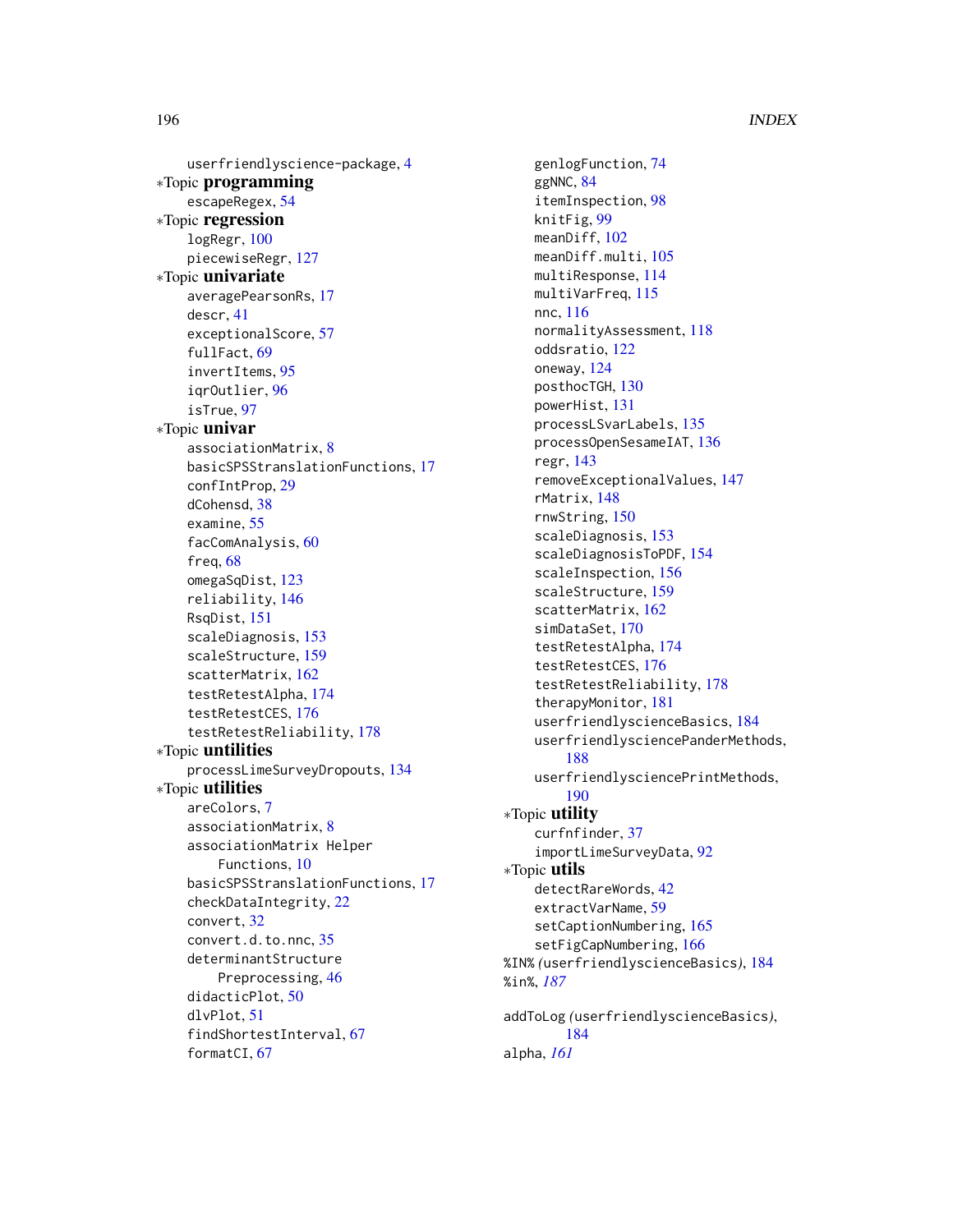userfriendlyscience-package, 4

∗Topic **programming**

escapeRegex, 54

∗Topic **regression**

logRegr, 100
piecewiseRegr, 127

∗Topic **univariate**

averagePearsonRs, 17
descr, 41
exceptionalScore, 57
fullFact, 69
invertItems, 95
iqrOutlier, 96
isTrue, 97

∗Topic **univar**

associationMatrix, 8
basicSPSStranslationFunctions, 17
confIntProp, 29
dCohensd, 38
examine, 55
facComAnalysis, 60
freq, 68
omegaSqDist, 123
reliability, 146
RsqDist, 151
scaleDiagnosis, 153
scaleStructure, 159
scatterMatrix, 162
testRetestAlpha, 174
testRetestCES, 176
testRetestReliability, 178

∗Topic **untilities**

processLimeSurveyDropouts, 134

∗Topic **utilities**

areColors, 7
associationMatrix, 8
associationMatrix Helper Functions, 10
basicSPSStranslationFunctions, 17
checkDataIntegrity, 22
convert, 32
convert.d.to.nnc, 35
determinantStructure Preprocessing, 46
didacticPlot, 50
dlvPlot, 51
findShortestInterval, 67
formatCI, 67
genlogFunction, 74
ggNNC, 84
itemInspection, 98
knitFig, 99
meanDiff, 102
meanDiff.multi, 105
multiResponse, 114
multiVarFreq, 115
nnc, 116
normalityAssessment, 118
oddsratio, 122
oneway, 124
posthocTGH, 130
powerHist, 131
processLSvarLabels, 135
processOpenSesameIAT, 136
regr, 143
removeExceptionalValues, 147
rMatrix, 148
rnwString, 150
scaleDiagnosis, 153
scaleDiagnosisToPDF, 154
scaleInspection, 156
scaleStructure, 159
scatterMatrix, 162
simDataSet, 170
testRetestAlpha, 174
testRetestCES, 176
testRetestReliability, 178
therapyMonitor, 181
userfriendlyscienceBasics, 184
userfriendlysciencePanderMethods, 188
userfriendlysciencePrintMethods, 190

∗Topic **utility**

curfnfinder, 37
importLimeSurveyData, 92

∗Topic **utils**

detectRareWords, 42
extractVarName, 59
setCaptionNumbering, 165
setFigCapNumbering, 166

%IN% *(*userfriendlyscienceBasics*)*, 184
%in%, *187*

addToLog *(*userfriendlyscienceBasics*)*, 184
alpha, *161*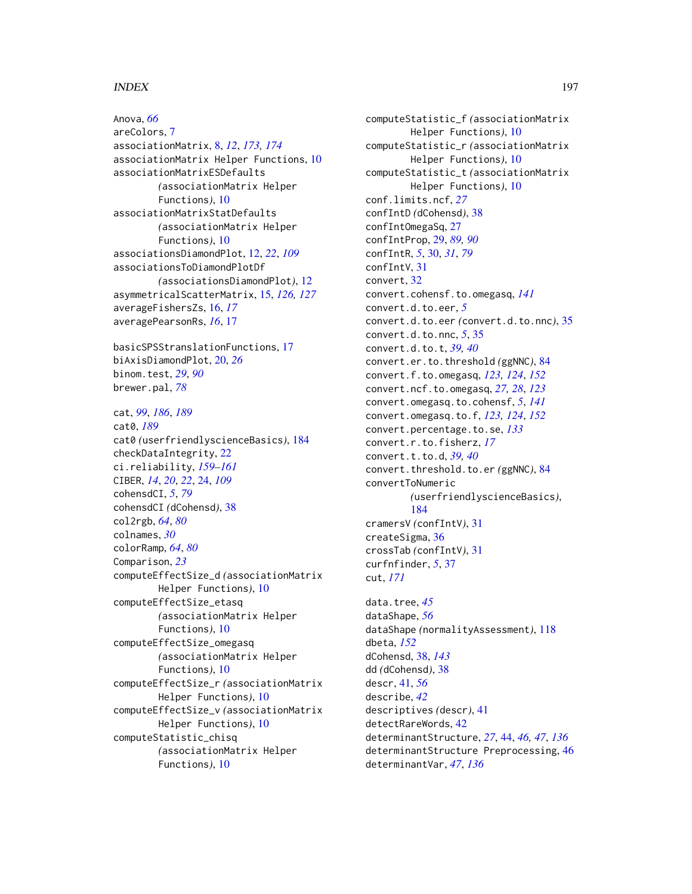Anova, *66*
areColors, 7
associationMatrix, 8, *12*, *173, 174*
associationMatrix Helper Functions, 10
associationMatrixESDefaults
    *(*associationMatrix Helper
    Functions*)*, 10
associationMatrixStatDefaults
    *(*associationMatrix Helper
    Functions*)*, 10
associationsDiamondPlot, 12, *22*, *109*
associationsToDiamondPlotDf
    *(*associationsDiamondPlot*)*, 12
asymmetricalScatterMatrix, 15, *126, 127*
averageFishersZs, 16, *17*
averagePearsonRs, *16*, 17

basicSPSStranslationFunctions, 17
biAxisDiamondPlot, 20, *26*
binom.test, *29*, *90*
brewer.pal, *78*

cat, *99*, *186*, *189*
cat0, *189*
cat0 *(*userfriendlyscienceBasics*)*, 184
checkDataIntegrity, 22
ci.reliability, *159–161*
CIBER, *14*, *20*, *22*, 24, *109*
cohensdCI, *5*, *79*
cohensdCI *(*dCohensd*)*, 38
col2rgb, *64*, *80*
colnames, *30*
colorRamp, *64*, *80*
Comparison, *23*
computeEffectSize_d *(*associationMatrix
    Helper Functions*)*, 10
computeEffectSize_etasq
    *(*associationMatrix Helper
    Functions*)*, 10
computeEffectSize_omegasq
    *(*associationMatrix Helper
    Functions*)*, 10
computeEffectSize_r *(*associationMatrix
    Helper Functions*)*, 10
computeEffectSize_v *(*associationMatrix
    Helper Functions*)*, 10
computeStatistic_chisq
    *(*associationMatrix Helper
    Functions*)*, 10
computeStatistic_f *(*associationMatrix
    Helper Functions*)*, 10
computeStatistic_r *(*associationMatrix
    Helper Functions*)*, 10
computeStatistic_t *(*associationMatrix
    Helper Functions*)*, 10
conf.limits.ncf, *27*
confIntD *(*dCohensd*)*, 38
confIntOmegaSq, 27
confIntProp, 29, *89, 90*
confIntR, *5*, 30, *31*, *79*
confIntV, 31
convert, 32
convert.cohensf.to.omegasq, *141*
convert.d.to.eer, *5*
convert.d.to.eer *(*convert.d.to.nnc*)*, 35
convert.d.to.nnc, *5*, 35
convert.d.to.t, *39, 40*
convert.er.to.threshold *(*ggNNC*)*, 84
convert.f.to.omegasq, *123, 124*, *152*
convert.ncf.to.omegasq, *27, 28*, *123*
convert.omegasq.to.cohensf, *5*, *141*
convert.omegasq.to.f, *123, 124*, *152*
convert.percentage.to.se, *133*
convert.r.to.fisherz, *17*
convert.t.to.d, *39, 40*
convert.threshold.to.er *(*ggNNC*)*, 84
convertToNumeric
    *(*userfriendlyscienceBasics*)*,
    184
cramersV *(*confIntV*)*, 31
createSigma, 36
crossTab *(*confIntV*)*, 31
curfnfinder, *5*, 37
cut, *171*

data.tree, *45*
dataShape, *56*
dataShape *(*normalityAssessment*)*, 118
dbeta, *152*
dCohensd, 38, *143*
dd *(*dCohensd*)*, 38
descr, 41, *56*
describe, *42*
descriptives *(*descr*)*, 41
detectRareWords, 42
determinantStructure, *27*, 44, *46, 47*, *136*
determinantStructure Preprocessing, 46
determinantVar, *47*, *136*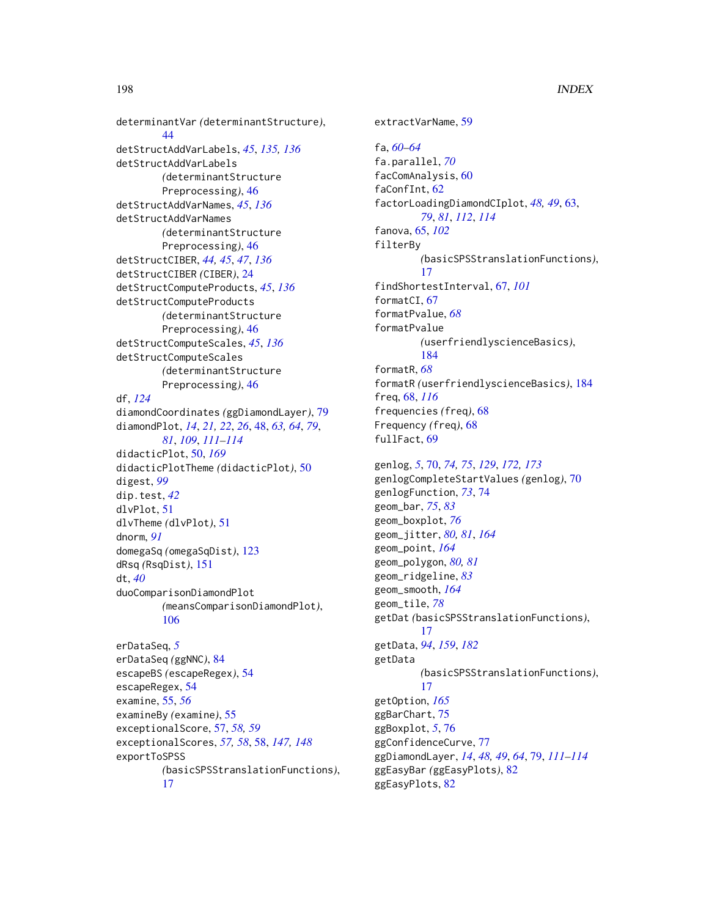determinantVar *(*determinantStructure*)*, 44
detStructAddVarLabels, *45*, *135, 136*
detStructAddVarLabels *(*determinantStructure Preprocessing*)*, 46
detStructAddVarNames, *45*, *136*
detStructAddVarNames *(*determinantStructure Preprocessing*)*, 46
detStructCIBER, *44, 45*, *47*, *136*
detStructCIBER *(*CIBER*)*, 24
detStructComputeProducts, *45*, *136*
detStructComputeProducts *(*determinantStructure Preprocessing*)*, 46
detStructComputeScales, *45*, *136*
detStructComputeScales *(*determinantStructure Preprocessing*)*, 46
df, *124*
diamondCoordinates *(*ggDiamondLayer*)*, 79
diamondPlot, *14*, *21, 22*, *26*, 48, *63, 64*, *79*, *81*, *109*, *111–114*
didacticPlot, 50, *169*
didacticPlotTheme *(*didacticPlot*)*, 50
digest, *99*
dip.test, *42*
dlvPlot, 51
dlvTheme *(*dlvPlot*)*, 51
dnorm, *91*
domegaSq *(*omegaSqDist*)*, 123
dRsq *(*RsqDist*)*, 151
dt, *40*
duoComparisonDiamondPlot *(*meansComparisonDiamondPlot*)*, 106

erDataSeq, *5*
erDataSeq *(*ggNNC*)*, 84
escapeBS *(*escapeRegex*)*, 54
escapeRegex, 54
examine, 55, *56*
examineBy *(*examine*)*, 55
exceptionalScore, 57, *58, 59*
exceptionalScores, *57, 58*, 58, *147, 148*
exportToSPSS *(*basicSPSStranslationFunctions*)*, 17
extractVarName, 59

fa, *60–64*
fa.parallel, *70*
facComAnalysis, 60
faConfInt, 62
factorLoadingDiamondCIplot, *48, 49*, 63, *79*, *81*, *112*, *114*
fanova, 65, *102*
filterBy *(*basicSPSStranslationFunctions*)*, 17
findShortestInterval, 67, *101*
formatCI, 67
formatPvalue, *68*
formatPvalue *(*userfriendlyscienceBasics*)*, 184
formatR, *68*
formatR *(*userfriendlyscienceBasics*)*, 184
freq, 68, *116*
frequencies *(*freq*)*, 68
Frequency *(*freq*)*, 68
fullFact, 69

genlog, *5*, 70, *74, 75*, *129*, *172, 173*
genlogCompleteStartValues *(*genlog*)*, 70
genlogFunction, *73*, 74
geom_bar, *75*, *83*
geom_boxplot, *76*
geom_jitter, *80, 81*, *164*
geom_point, *164*
geom_polygon, *80, 81*
geom_ridgeline, *83*
geom_smooth, *164*
geom_tile, *78*
getDat *(*basicSPSStranslationFunctions*)*, 17
getData, *94*, *159*, *182*
getData *(*basicSPSStranslationFunctions*)*, 17
getOption, *165*
ggBarChart, 75
ggBoxplot, *5*, 76
ggConfidenceCurve, 77
ggDiamondLayer, *14*, *48, 49*, *64*, 79, *111–114*
ggEasyBar *(*ggEasyPlots*)*, 82
ggEasyPlots, 82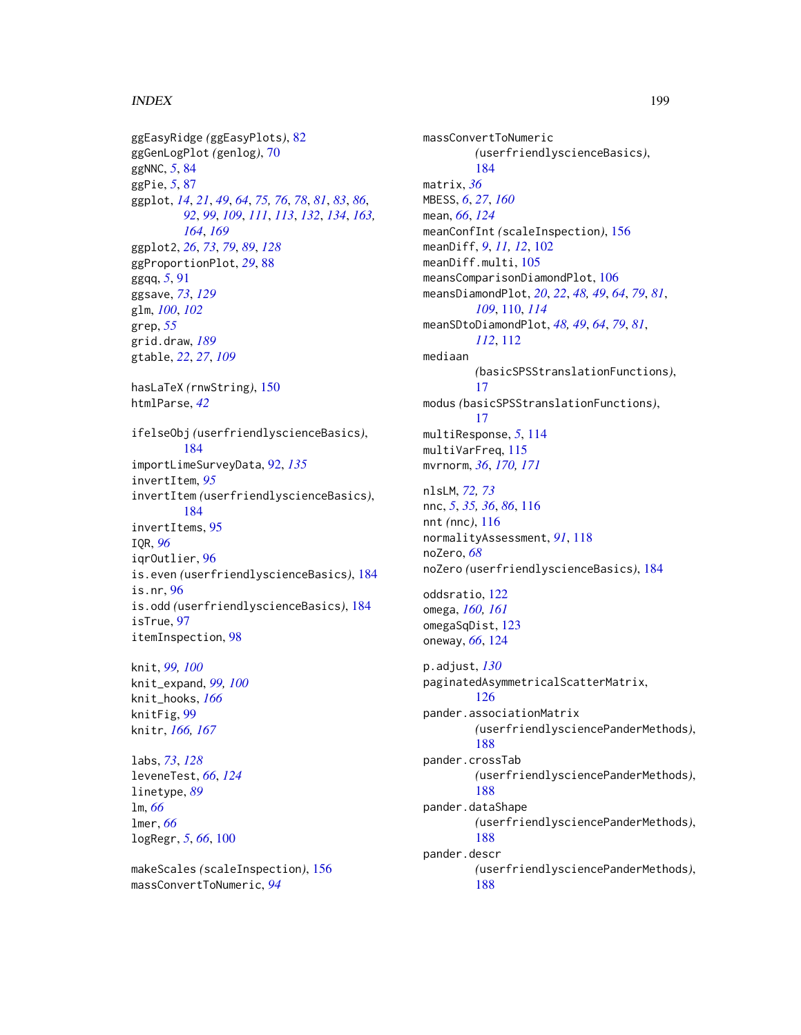ggEasyRidge *(ggEasyPlots)*, 82
ggGenLogPlot *(genlog)*, 70
ggNNC, *5*, 84
ggPie, *5*, 87
ggplot, *14*, *21*, *49*, *64*, *75, 76*, *78*, *81*, *83*, *86*, *92*, *99*, *109*, *111*, *113*, *132*, *134*, *163, 164*, *169*
ggplot2, *26*, *73*, *79*, *89*, *128*
ggProportionPlot, *29*, 88
ggqq, *5*, 91
ggsave, *73*, *129*
glm, *100*, *102*
grep, *55*
grid.draw, *189*
gtable, *22*, *27*, *109*

hasLaTeX *(rnwString)*, 150
htmlParse, *42*

ifelseObj *(userfriendlyscienceBasics)*, 184
importLimeSurveyData, 92, *135*
invertItem, *95*
invertItem *(userfriendlyscienceBasics)*, 184
invertItems, 95
IQR, *96*
iqrOutlier, 96
is.even *(userfriendlyscienceBasics)*, 184
is.nr, 96
is.odd *(userfriendlyscienceBasics)*, 184
isTrue, 97
itemInspection, 98

knit, *99, 100*
knit_expand, *99, 100*
knit_hooks, *166*
knitFig, 99
knitr, *166, 167*

labs, *73*, *128*
leveneTest, *66*, *124*
linetype, *89*
lm, *66*
lmer, *66*
logRegr, *5*, *66*, 100

makeScales *(scaleInspection)*, 156
massConvertToNumeric, *94*
massConvertToNumeric *(userfriendlyscienceBasics)*, 184
matrix, *36*
MBESS, *6*, *27*, *160*
mean, *66*, *124*
meanConfInt *(scaleInspection)*, 156
meanDiff, *9*, *11, 12*, 102
meanDiff.multi, 105
meansComparisonDiamondPlot, 106
meansDiamondPlot, *20*, *22*, *48, 49*, *64*, *79*, *81*, *109*, 110, *114*
meanSDtoDiamondPlot, *48, 49*, *64*, *79*, *81*, *112*, 112
mediaan *(basicSPSStranslationFunctions)*, 17
modus *(basicSPSStranslationFunctions)*, 17
multiResponse, *5*, 114
multiVarFreq, 115
mvrnorm, *36*, *170, 171*

nlsLM, *72, 73*
nnc, *5*, *35, 36*, *86*, 116
nnt *(nnc)*, 116
normalityAssessment, *91*, 118
noZero, *68*
noZero *(userfriendlyscienceBasics)*, 184

oddsratio, 122
omega, *160, 161*
omegaSqDist, 123
oneway, *66*, 124

p.adjust, *130*
paginatedAsymmetricalScatterMatrix, 126
pander.associationMatrix *(userfriendlysciencePanderMethods)*, 188
pander.crossTab *(userfriendlysciencePanderMethods)*, 188
pander.dataShape *(userfriendlysciencePanderMethods)*, 188
pander.descr *(userfriendlysciencePanderMethods)*, 188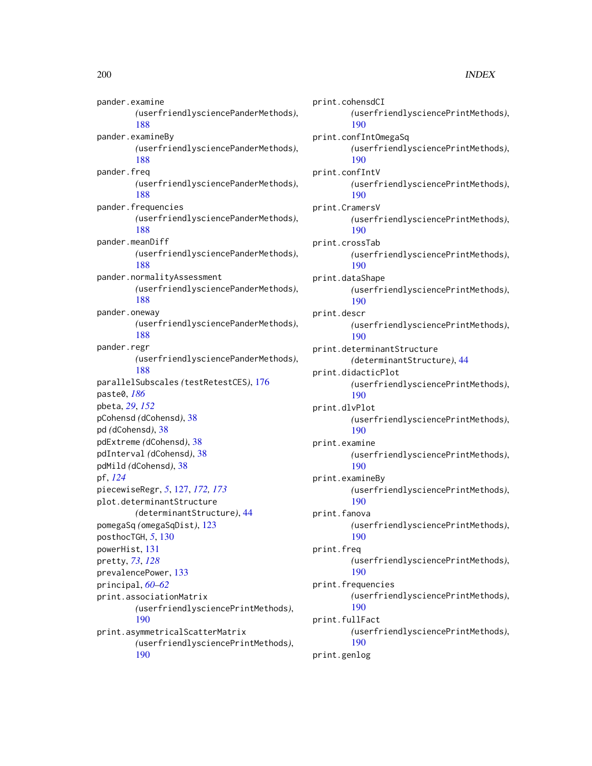pander.examine (userfriendlysciencePanderMethods), 188
pander.examineBy (userfriendlysciencePanderMethods), 188
pander.freq (userfriendlysciencePanderMethods), 188
pander.frequencies (userfriendlysciencePanderMethods), 188
pander.meanDiff (userfriendlysciencePanderMethods), 188
pander.normalityAssessment (userfriendlysciencePanderMethods), 188
pander.oneway (userfriendlysciencePanderMethods), 188
pander.regr (userfriendlysciencePanderMethods), 188
parallelSubscales (testRetestCES), 176
paste0, *186*
pbeta, *29*, *152*
pCohensd (dCohensd), 38
pd (dCohensd), 38
pdExtreme (dCohensd), 38
pdInterval (dCohensd), 38
pdMild (dCohensd), 38
pf, *124*
piecewiseRegr, *5*, 127, *172, 173*
plot.determinantStructure (determinantStructure), 44
pomegaSq (omegaSqDist), 123
posthocTGH, *5*, 130
powerHist, 131
pretty, *73*, *128*
prevalencePower, 133
principal, *60–62*
print.associationMatrix (userfriendlysciencePrintMethods), 190
print.asymmetricalScatterMatrix (userfriendlysciencePrintMethods), 190
print.cohensdCI (userfriendlysciencePrintMethods), 190
print.confIntOmegaSq (userfriendlysciencePrintMethods), 190
print.confIntV (userfriendlysciencePrintMethods), 190
print.CramersV (userfriendlysciencePrintMethods), 190
print.crossTab (userfriendlysciencePrintMethods), 190
print.dataShape (userfriendlysciencePrintMethods), 190
print.descr (userfriendlysciencePrintMethods), 190
print.determinantStructure (determinantStructure), 44
print.didacticPlot (userfriendlysciencePrintMethods), 190
print.dlvPlot (userfriendlysciencePrintMethods), 190
print.examine (userfriendlysciencePrintMethods), 190
print.examineBy (userfriendlysciencePrintMethods), 190
print.fanova (userfriendlysciencePrintMethods), 190
print.freq (userfriendlysciencePrintMethods), 190
print.frequencies (userfriendlysciencePrintMethods), 190
print.fullFact (userfriendlysciencePrintMethods), 190
print.genlog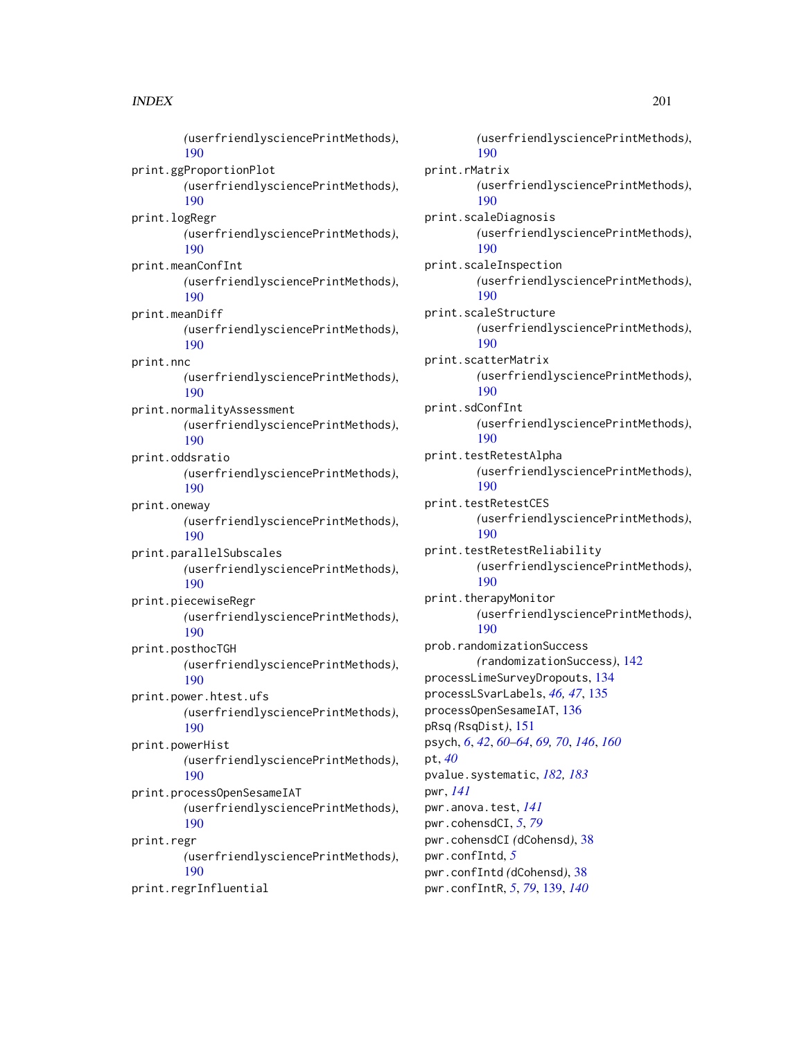(userfriendlysciencePrintMethods), 190
print.ggProportionPlot (userfriendlysciencePrintMethods), 190
print.logRegr (userfriendlysciencePrintMethods), 190
print.meanConfInt (userfriendlysciencePrintMethods), 190
print.meanDiff (userfriendlysciencePrintMethods), 190
print.nnc (userfriendlysciencePrintMethods), 190
print.normalityAssessment (userfriendlysciencePrintMethods), 190
print.oddsratio (userfriendlysciencePrintMethods), 190
print.oneway (userfriendlysciencePrintMethods), 190
print.parallelSubscales (userfriendlysciencePrintMethods), 190
print.piecewiseRegr (userfriendlysciencePrintMethods), 190
print.posthocTGH (userfriendlysciencePrintMethods), 190
print.power.htest.ufs (userfriendlysciencePrintMethods), 190
print.powerHist (userfriendlysciencePrintMethods), 190
print.processOpenSesameIAT (userfriendlysciencePrintMethods), 190
print.regr (userfriendlysciencePrintMethods), 190
print.regrInfluential (userfriendlysciencePrintMethods), 190
print.rMatrix (userfriendlysciencePrintMethods), 190
print.scaleDiagnosis (userfriendlysciencePrintMethods), 190
print.scaleInspection (userfriendlysciencePrintMethods), 190
print.scaleStructure (userfriendlysciencePrintMethods), 190
print.scatterMatrix (userfriendlysciencePrintMethods), 190
print.sdConfInt (userfriendlysciencePrintMethods), 190
print.testRetestAlpha (userfriendlysciencePrintMethods), 190
print.testRetestCES (userfriendlysciencePrintMethods), 190
print.testRetestReliability (userfriendlysciencePrintMethods), 190
print.therapyMonitor (userfriendlysciencePrintMethods), 190
prob.randomizationSuccess (randomizationSuccess), 142
processLimeSurveyDropouts, 134
processLSvarLabels, *46, 47*, 135
processOpenSesameIAT, 136
pRsq (RsqDist), 151
psych, *6*, *42*, *60–64*, *69, 70*, *146*, *160*
pt, *40*
pvalue.systematic, *182, 183*
pwr, *141*
pwr.anova.test, *141*
pwr.cohensdCI, *5*, *79*
pwr.cohensdCI (dCohensd), 38
pwr.confIntd, *5*
pwr.confIntd (dCohensd), 38
pwr.confIntR, *5*, *79*, 139, *140*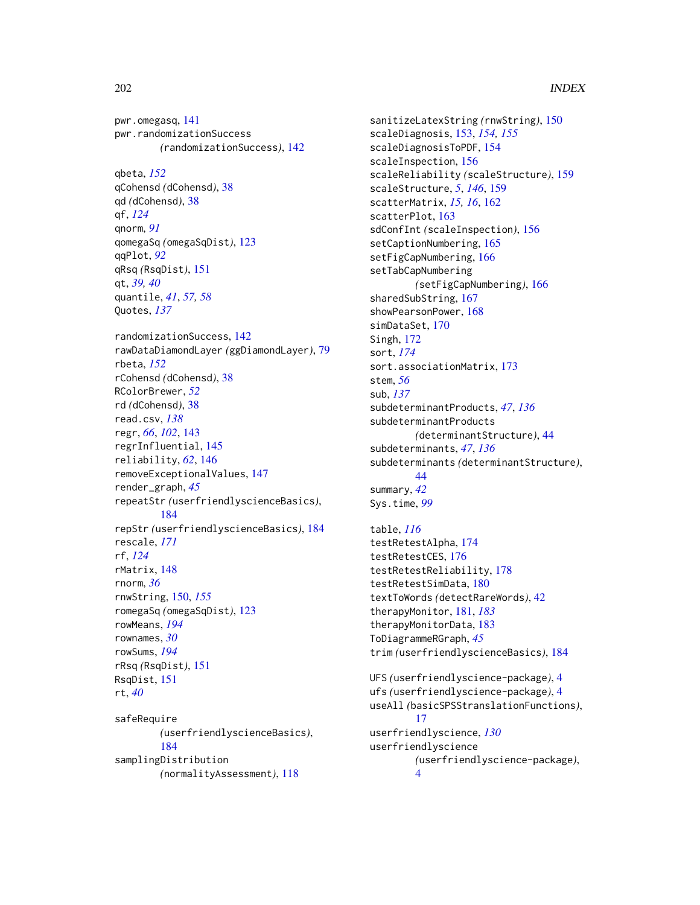pwr.omegasq, 141
pwr.randomizationSuccess
*(randomizationSuccess)*, 142

qbeta, *152*
qCohensd *(dCohensd)*, 38
qd *(dCohensd)*, 38
qf, *124*
qnorm, *91*
qomegaSq *(omegaSqDist)*, 123
qqPlot, *92*
qRsq *(RsqDist)*, 151
qt, *39, 40*
quantile, *41*, *57, 58*
Quotes, *137*

randomizationSuccess, 142
rawDataDiamondLayer *(ggDiamondLayer)*, 79
rbeta, *152*
rCohensd *(dCohensd)*, 38
RColorBrewer, *52*
rd *(dCohensd)*, 38
read.csv, *138*
regr, *66*, *102*, 143
regrInfluential, 145
reliability, *62*, 146
removeExceptionalValues, 147
render_graph, *45*
repeatStr *(userfriendlyscienceBasics)*, 184
repStr *(userfriendlyscienceBasics)*, 184
rescale, *171*
rf, *124*
rMatrix, 148
rnorm, *36*
rnwString, 150, *155*
romegaSq *(omegaSqDist)*, 123
rowMeans, *194*
rownames, *30*
rowSums, *194*
rRsq *(RsqDist)*, 151
RsqDist, 151
rt, *40*

safeRequire
*(userfriendlyscienceBasics)*, 184
samplingDistribution
*(normalityAssessment)*, 118
sanitizeLatexString *(rnwString)*, 150
scaleDiagnosis, 153, *154, 155*
scaleDiagnosisToPDF, 154
scaleInspection, 156
scaleReliability *(scaleStructure)*, 159
scaleStructure, *5*, *146*, 159
scatterMatrix, *15, 16*, 162
scatterPlot, 163
sdConfInt *(scaleInspection)*, 156
setCaptionNumbering, 165
setFigCapNumbering, 166
setTabCapNumbering
*(setFigCapNumbering)*, 166
sharedSubString, 167
showPearsonPower, 168
simDataSet, 170
Singh, 172
sort, *174*
sort.associationMatrix, 173
stem, *56*
sub, *137*
subdeterminantProducts, *47*, *136*
subdeterminantProducts
*(determinantStructure)*, 44
subdeterminants, *47*, *136*
subdeterminants *(determinantStructure)*, 44
summary, *42*
Sys.time, *99*

table, *116*
testRetestAlpha, 174
testRetestCES, 176
testRetestReliability, 178
testRetestSimData, 180
textToWords *(detectRareWords)*, 42
therapyMonitor, 181, *183*
therapyMonitorData, 183
ToDiagrammeRGraph, *45*
trim *(userfriendlyscienceBasics)*, 184

UFS *(userfriendlyscience-package)*, 4
ufs *(userfriendlyscience-package)*, 4
useAll *(basicSPSStranslationFunctions)*, 17
userfriendlyscience, *130*
userfriendlyscience
*(userfriendlyscience-package)*, 4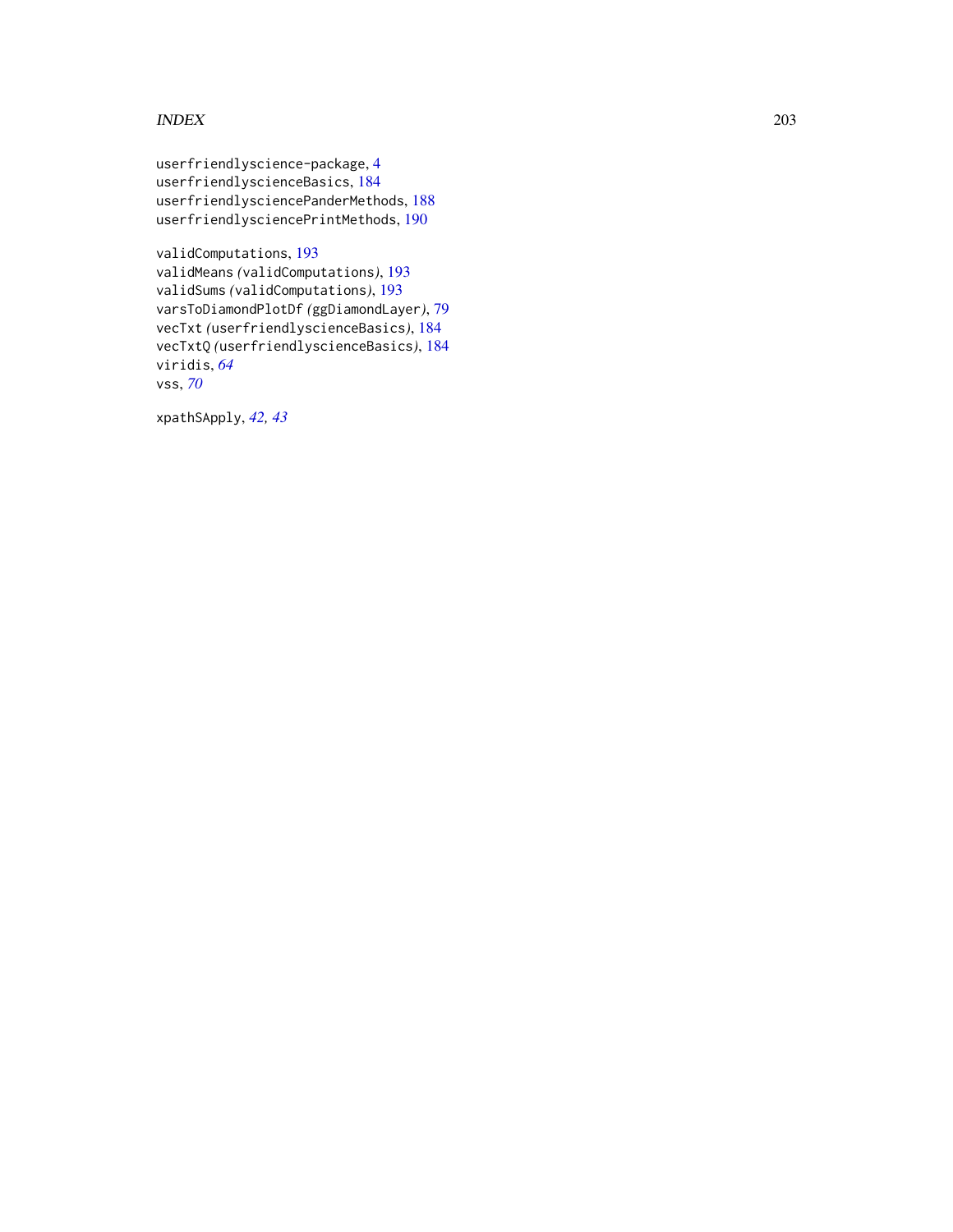userfriendlyscience-package, 4
userfriendlyscienceBasics, 184
userfriendlysciencePanderMethods, 188
userfriendlysciencePrintMethods, 190

validComputations, 193
validMeans *(*validComputations*)*, 193
validSums *(*validComputations*)*, 193
varsToDiamondPlotDf *(*ggDiamondLayer*)*, 79
vecTxt *(*userfriendlyscienceBasics*)*, 184
vecTxtQ *(*userfriendlyscienceBasics*)*, 184
viridis, *64*
vss, *70*

xpathSApply, *42, 43*